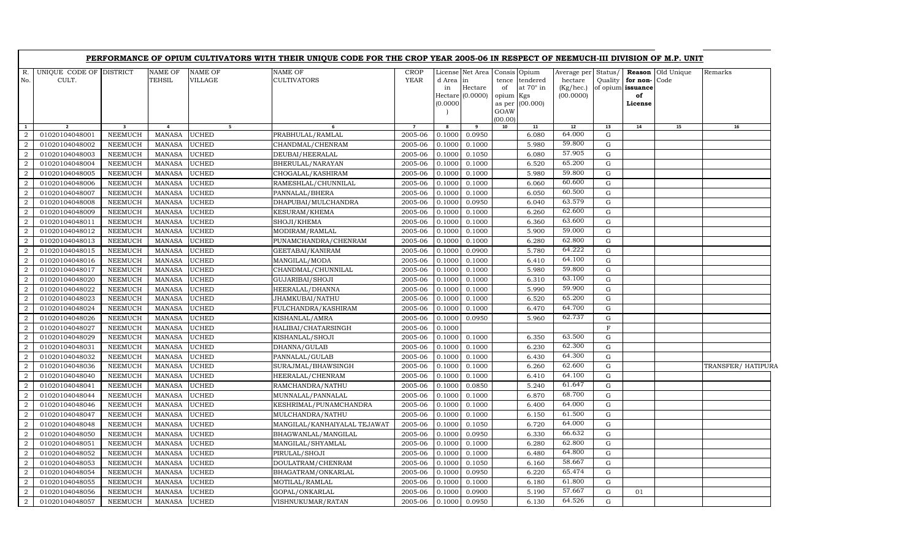## PERFORMANCE OF OPIUM CULTIVATORS WITH THEIR UNIQUE CODE FOR THE CROP YEAR 2005-06 IN RESPECT OF NEEMUCH-III DIVISION OF M.P. UNIT

| R. No. | UNIQUE CODE OF CULT. | DISTRICT | NAME OF TEHSIL | NAME OF VILLAGE | NAME OF CULTIVATORS | CROP YEAR | License d Area in Hectare (0.0000) | Net Area in Hectare (0.0000) | Consis tence of opium as per GOAW (00.00) | Opium tendered at 70° in Kgs (00.000) | Average per hectare (Kg/hec.) (00.0000) | Status/ Quality of opium | Reason for non-issuance of License | Old Unique Code | Remarks |
|---|---|---|---|---|---|---|---|---|---|---|---|---|---|---|---|
| 1 | 2 | 3 | 4 | 5 | 6 | 7 | 8 | 9 | 10 | 11 | 12 | 13 | 14 | 15 | 16 |
| 2 | 01020104048001 | NEEMUCH | MANASA | UCHED | PRABHULAL/RAMLAL | 2005-06 | 0.1000 | 0.0950 | | 6.080 | 64.000 | G | | | |
| 2 | 01020104048002 | NEEMUCH | MANASA | UCHED | CHANDMAL/CHENRAM | 2005-06 | 0.1000 | 0.1000 | | 5.980 | 59.800 | G | | | |
| 2 | 01020104048003 | NEEMUCH | MANASA | UCHED | DEUBAI/HEERALAL | 2005-06 | 0.1000 | 0.1050 | | 6.080 | 57.905 | G | | | |
| 2 | 01020104048004 | NEEMUCH | MANASA | UCHED | BHERULAL/NARAYAN | 2005-06 | 0.1000 | 0.1000 | | 6.520 | 65.200 | G | | | |
| 2 | 01020104048005 | NEEMUCH | MANASA | UCHED | CHOGALAL/KASHIRAM | 2005-06 | 0.1000 | 0.1000 | | 5.980 | 59.800 | G | | | |
| 2 | 01020104048006 | NEEMUCH | MANASA | UCHED | RAMESHLAL/CHUNNILAL | 2005-06 | 0.1000 | 0.1000 | | 6.060 | 60.600 | G | | | |
| 2 | 01020104048007 | NEEMUCH | MANASA | UCHED | PANNALAL/BHERA | 2005-06 | 0.1000 | 0.1000 | | 6.050 | 60.500 | G | | | |
| 2 | 01020104048008 | NEEMUCH | MANASA | UCHED | DHAPUBAI/MULCHANDRA | 2005-06 | 0.1000 | 0.0950 | | 6.040 | 63.579 | G | | | |
| 2 | 01020104048009 | NEEMUCH | MANASA | UCHED | KESURAM/KHEMA | 2005-06 | 0.1000 | 0.1000 | | 6.260 | 62.600 | G | | | |
| 2 | 01020104048011 | NEEMUCH | MANASA | UCHED | SHOJI/KHEMA | 2005-06 | 0.1000 | 0.1000 | | 6.360 | 63.600 | G | | | |
| 2 | 01020104048012 | NEEMUCH | MANASA | UCHED | MODIRAM/RAMLAL | 2005-06 | 0.1000 | 0.1000 | | 5.900 | 59.000 | G | | | |
| 2 | 01020104048013 | NEEMUCH | MANASA | UCHED | PUNAMCHANDRA/CHENRAM | 2005-06 | 0.1000 | 0.1000 | | 6.280 | 62.800 | G | | | |
| 2 | 01020104048015 | NEEMUCH | MANASA | UCHED | GEETABAI/KANIRAM | 2005-06 | 0.1000 | 0.0900 | | 5.780 | 64.222 | G | | | |
| 2 | 01020104048016 | NEEMUCH | MANASA | UCHED | MANGILAL/MODA | 2005-06 | 0.1000 | 0.1000 | | 6.410 | 64.100 | G | | | |
| 2 | 01020104048017 | NEEMUCH | MANASA | UCHED | CHANDMAL/CHUNNILAL | 2005-06 | 0.1000 | 0.1000 | | 5.980 | 59.800 | G | | | |
| 2 | 01020104048020 | NEEMUCH | MANASA | UCHED | GUJARIBAI/SHOJI | 2005-06 | 0.1000 | 0.1000 | | 6.310 | 63.100 | G | | | |
| 2 | 01020104048022 | NEEMUCH | MANASA | UCHED | HEERALAL/DHANNA | 2005-06 | 0.1000 | 0.1000 | | 5.990 | 59.900 | G | | | |
| 2 | 01020104048023 | NEEMUCH | MANASA | UCHED | JHAMKUBAI/NATHU | 2005-06 | 0.1000 | 0.1000 | | 6.520 | 65.200 | G | | | |
| 2 | 01020104048024 | NEEMUCH | MANASA | UCHED | FULCHANDRA/KASHIRAM | 2005-06 | 0.1000 | 0.1000 | | 6.470 | 64.700 | G | | | |
| 2 | 01020104048026 | NEEMUCH | MANASA | UCHED | KISHANLAL/AMRA | 2005-06 | 0.1000 | 0.0950 | | 5.960 | 62.737 | G | | | |
| 2 | 01020104048027 | NEEMUCH | MANASA | UCHED | HALIBAI/CHATARSINGH | 2005-06 | 0.1000 | | | | | F | | | |
| 2 | 01020104048029 | NEEMUCH | MANASA | UCHED | KISHANLAL/SHOJI | 2005-06 | 0.1000 | 0.1000 | | 6.350 | 63.500 | G | | | |
| 2 | 01020104048031 | NEEMUCH | MANASA | UCHED | DHANNA/GULAB | 2005-06 | 0.1000 | 0.1000 | | 6.230 | 62.300 | G | | | |
| 2 | 01020104048032 | NEEMUCH | MANASA | UCHED | PANNALAL/GULAB | 2005-06 | 0.1000 | 0.1000 | | 6.430 | 64.300 | G | | | |
| 2 | 01020104048036 | NEEMUCH | MANASA | UCHED | SURAJMAL/BHAWSINGH | 2005-06 | 0.1000 | 0.1000 | | 6.260 | 62.600 | G | | | TRANSFER/ HATIPURA |
| 2 | 01020104048040 | NEEMUCH | MANASA | UCHED | HEERALAL/CHENRAM | 2005-06 | 0.1000 | 0.1000 | | 6.410 | 64.100 | G | | | |
| 2 | 01020104048041 | NEEMUCH | MANASA | UCHED | RAMCHANDRA/NATHU | 2005-06 | 0.1000 | 0.0850 | | 5.240 | 61.647 | G | | | |
| 2 | 01020104048044 | NEEMUCH | MANASA | UCHED | MUNNALAL/PANNALAL | 2005-06 | 0.1000 | 0.1000 | | 6.870 | 68.700 | G | | | |
| 2 | 01020104048046 | NEEMUCH | MANASA | UCHED | KESHRIMAL/PUNAMCHANDRA | 2005-06 | 0.1000 | 0.1000 | | 6.400 | 64.000 | G | | | |
| 2 | 01020104048047 | NEEMUCH | MANASA | UCHED | MULCHANDRA/NATHU | 2005-06 | 0.1000 | 0.1000 | | 6.150 | 61.500 | G | | | |
| 2 | 01020104048048 | NEEMUCH | MANASA | UCHED | MANGILAL/KANHAIYALAL TEJAWAT | 2005-06 | 0.1000 | 0.1050 | | 6.720 | 64.000 | G | | | |
| 2 | 01020104048050 | NEEMUCH | MANASA | UCHED | BHAGWANLAL/MANGILAL | 2005-06 | 0.1000 | 0.0950 | | 6.330 | 66.632 | G | | | |
| 2 | 01020104048051 | NEEMUCH | MANASA | UCHED | MANGILAL/SHYAMLAL | 2005-06 | 0.1000 | 0.1000 | | 6.280 | 62.800 | G | | | |
| 2 | 01020104048052 | NEEMUCH | MANASA | UCHED | PIRULAL/SHOJI | 2005-06 | 0.1000 | 0.1000 | | 6.480 | 64.800 | G | | | |
| 2 | 01020104048053 | NEEMUCH | MANASA | UCHED | DOULATRAM/CHENRAM | 2005-06 | 0.1000 | 0.1050 | | 6.160 | 58.667 | G | | | |
| 2 | 01020104048054 | NEEMUCH | MANASA | UCHED | BHAGATRAM/ONKARLAL | 2005-06 | 0.1000 | 0.0950 | | 6.220 | 65.474 | G | | | |
| 2 | 01020104048055 | NEEMUCH | MANASA | UCHED | MOTILAL/RAMLAL | 2005-06 | 0.1000 | 0.1000 | | 6.180 | 61.800 | G | | | |
| 2 | 01020104048056 | NEEMUCH | MANASA | UCHED | GOPAL/ONKARLAL | 2005-06 | 0.1000 | 0.0900 | | 5.190 | 57.667 | G | 01 | | |
| 2 | 01020104048057 | NEEMUCH | MANASA | UCHED | VISHNUKUMAR/RATAN | 2005-06 | 0.1000 | 0.0950 | | 6.130 | 64.526 | G | | | |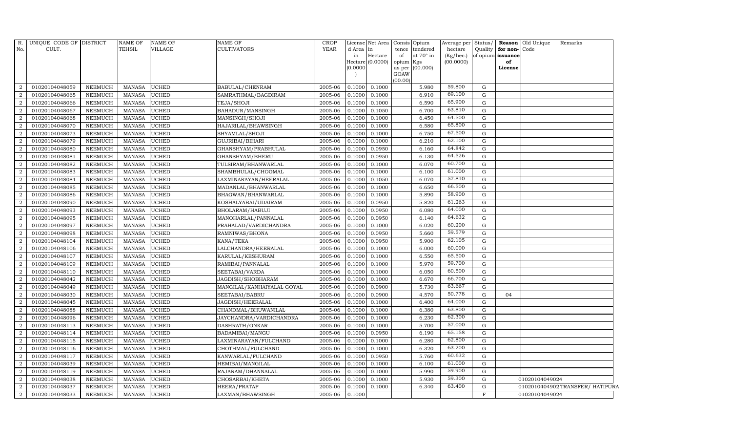| R. No. | UNIQUE CODE OF CULT. | DISTRICT | NAME OF TEHSIL | NAME OF VILLAGE | NAME OF CULTIVATORS | CROP YEAR | License d Area in Hectare (0.0000) | Net Area in Hectare (0.0000) | Consis tence of opium as per GOAW (00.00) | Opium tendered at 70° in Kgs (00.000) | Average per hectare (Kg/hec.) (00.0000) | Status/ Quality of opium | Reason for non-issuance of License | Old Unique Code | Remarks |
|---|---|---|---|---|---|---|---|---|---|---|---|---|---|---|---|
| 2 | 01020104048059 | NEEMUCH | MANASA | UCHED | BABULAL/CHENRAM | 2005-06 | 0.1000 | 0.1000 | | 5.980 | 59.800 | G | | | |
| 2 | 01020104048065 | NEEMUCH | MANASA | UCHED | SAMRATHMAL/BAGDIRAM | 2005-06 | 0.1000 | 0.1000 | | 6.910 | 69.100 | G | | | |
| 2 | 01020104048066 | NEEMUCH | MANASA | UCHED | TEJA/SHOJI | 2005-06 | 0.1000 | 0.1000 | | 6.590 | 65.900 | G | | | |
| 2 | 01020104048067 | NEEMUCH | MANASA | UCHED | BAHADUR/MANSINGH | 2005-06 | 0.1000 | 0.1050 | | 6.700 | 63.810 | G | | | |
| 2 | 01020104048068 | NEEMUCH | MANASA | UCHED | MANSINGH/SHOJI | 2005-06 | 0.1000 | 0.1000 | | 6.450 | 64.500 | G | | | |
| 2 | 01020104048070 | NEEMUCH | MANASA | UCHED | HAJARILAL/BHAWSINGH | 2005-06 | 0.1000 | 0.1000 | | 6.580 | 65.800 | G | | | |
| 2 | 01020104048073 | NEEMUCH | MANASA | UCHED | SHYAMLAL/SHOJI | 2005-06 | 0.1000 | 0.1000 | | 6.750 | 67.500 | G | | | |
| 2 | 01020104048079 | NEEMUCH | MANASA | UCHED | GUJRIBAI/BIHARI | 2005-06 | 0.1000 | 0.1000 | | 6.210 | 62.100 | G | | | |
| 2 | 01020104048080 | NEEMUCH | MANASA | UCHED | GHANSHYAM/PRABHULAL | 2005-06 | 0.1000 | 0.0950 | | 6.160 | 64.842 | G | | | |
| 2 | 01020104048081 | NEEMUCH | MANASA | UCHED | GHANSHYAM/BHERU | 2005-06 | 0.1000 | 0.0950 | | 6.130 | 64.526 | G | | | |
| 2 | 01020104048082 | NEEMUCH | MANASA | UCHED | TULSIRAM/BHANWARLAL | 2005-06 | 0.1000 | 0.1000 | | 6.070 | 60.700 | G | | | |
| 2 | 01020104048083 | NEEMUCH | MANASA | UCHED | SHAMBHULAL/CHOGMAL | 2005-06 | 0.1000 | 0.1000 | | 6.100 | 61.000 | G | | | |
| 2 | 01020104048084 | NEEMUCH | MANASA | UCHED | LAXMINARAYAN/HEERALAL | 2005-06 | 0.1000 | 0.1050 | | 6.070 | 57.810 | G | | | |
| 2 | 01020104048085 | NEEMUCH | MANASA | UCHED | MADANLAL/BHANWARLAL | 2005-06 | 0.1000 | 0.1000 | | 6.650 | 66.500 | G | | | |
| 2 | 01020104048086 | NEEMUCH | MANASA | UCHED | BHAGWAN/BHANWARLAL | 2005-06 | 0.1000 | 0.1000 | | 5.890 | 58.900 | G | | | |
| 2 | 01020104048090 | NEEMUCH | MANASA | UCHED | KOSHALYABAI/UDAIRAM | 2005-06 | 0.1000 | 0.0950 | | 5.820 | 61.263 | G | | | |
| 2 | 01020104048093 | NEEMUCH | MANASA | UCHED | BHOLARAM/HABUJI | 2005-06 | 0.1000 | 0.0950 | | 6.080 | 64.000 | G | | | |
| 2 | 01020104048095 | NEEMUCH | MANASA | UCHED | MANOHARLAL/PANNALAL | 2005-06 | 0.1000 | 0.0950 | | 6.140 | 64.632 | G | | | |
| 2 | 01020104048097 | NEEMUCH | MANASA | UCHED | PRAHALAD/VARDICHANDRA | 2005-06 | 0.1000 | 0.1000 | | 6.020 | 60.200 | G | | | |
| 2 | 01020104048098 | NEEMUCH | MANASA | UCHED | RAMNIWAS/BHONA | 2005-06 | 0.1000 | 0.0950 | | 5.660 | 59.579 | G | | | |
| 2 | 01020104048104 | NEEMUCH | MANASA | UCHED | KANA/TEKA | 2005-06 | 0.1000 | 0.0950 | | 5.900 | 62.105 | G | | | |
| 2 | 01020104048106 | NEEMUCH | MANASA | UCHED | LALCHANDRA/HEERALAL | 2005-06 | 0.1000 | 0.1000 | | 6.000 | 60.000 | G | | | |
| 2 | 01020104048107 | NEEMUCH | MANASA | UCHED | KARULAL/KESHURAM | 2005-06 | 0.1000 | 0.1000 | | 6.550 | 65.500 | G | | | |
| 2 | 01020104048109 | NEEMUCH | MANASA | UCHED | RAMIBAI/PANNALAL | 2005-06 | 0.1000 | 0.1000 | | 5.970 | 59.700 | G | | | |
| 2 | 01020104048110 | NEEMUCH | MANASA | UCHED | SEETABAI/VARDA | 2005-06 | 0.1000 | 0.1000 | | 6.050 | 60.500 | G | | | |
| 2 | 01020104048042 | NEEMUCH | MANASA | UCHED | JAGDISH/SHOBHARAM | 2005-06 | 0.1000 | 0.1000 | | 6.670 | 66.700 | G | | | |
| 2 | 01020104048049 | NEEMUCH | MANASA | UCHED | MANGILAL/KANHAIYALAL GOYAL | 2005-06 | 0.1000 | 0.0900 | | 5.730 | 63.667 | G | | | |
| 2 | 01020104048030 | NEEMUCH | MANASA | UCHED | SEETABAI/BABRU | 2005-06 | 0.1000 | 0.0900 | | 4.570 | 50.778 | G | 04 | | |
| 2 | 01020104048045 | NEEMUCH | MANASA | UCHED | JAGDISH/HEERALAL | 2005-06 | 0.1000 | 0.1000 | | 6.400 | 64.000 | G | | | |
| 2 | 01020104048088 | NEEMUCH | MANASA | UCHED | CHANDMAL/BHUWANILAL | 2005-06 | 0.1000 | 0.1000 | | 6.380 | 63.800 | G | | | |
| 2 | 01020104048096 | NEEMUCH | MANASA | UCHED | JAYCHANDRA/VARDICHANDRA | 2005-06 | 0.1000 | 0.1000 | | 6.230 | 62.300 | G | | | |
| 2 | 01020104048113 | NEEMUCH | MANASA | UCHED | DASHRATH/ONKAR | 2005-06 | 0.1000 | 0.1000 | | 5.700 | 57.000 | G | | | |
| 2 | 01020104048114 | NEEMUCH | MANASA | UCHED | BADAMIBAI/MANGU | 2005-06 | 0.1000 | 0.0950 | | 6.190 | 65.158 | G | | | |
| 2 | 01020104048115 | NEEMUCH | MANASA | UCHED | LAXMINARAYAN/FULCHAND | 2005-06 | 0.1000 | 0.1000 | | 6.280 | 62.800 | G | | | |
| 2 | 01020104048116 | NEEMUCH | MANASA | UCHED | CHOTHMAL/FULCHAND | 2005-06 | 0.1000 | 0.1000 | | 6.320 | 63.200 | G | | | |
| 2 | 01020104048117 | NEEMUCH | MANASA | UCHED | KANWARLAL/FULCHAND | 2005-06 | 0.1000 | 0.0950 | | 5.760 | 60.632 | G | | | |
| 2 | 01020104048039 | NEEMUCH | MANASA | UCHED | HEMIBAI/MANGILAL | 2005-06 | 0.1000 | 0.1000 | | 6.100 | 61.000 | G | | | |
| 2 | 01020104048119 | NEEMUCH | MANASA | UCHED | RAJARAM/DHANNALAL | 2005-06 | 0.1000 | 0.1000 | | 5.990 | 59.900 | G | | | |
| 2 | 01020104048038 | NEEMUCH | MANASA | UCHED | CHOSARBAI/KHETA | 2005-06 | 0.1000 | 0.1000 | | 5.930 | 59.300 | G | | 01020104049024 | |
| 2 | 01020104048037 | NEEMUCH | MANASA | UCHED | HEERA/PRATAP | 2005-06 | 0.1000 | 0.1000 | | 6.340 | 63.400 | G | | 01020104049024 | TRANSFER/ HATIPURA |
| 2 | 01020104048033 | NEEMUCH | MANASA | UCHED | LAXMAN/BHAWSINGH | 2005-06 | 0.1000 | | | | | F | | 01020104049024 | |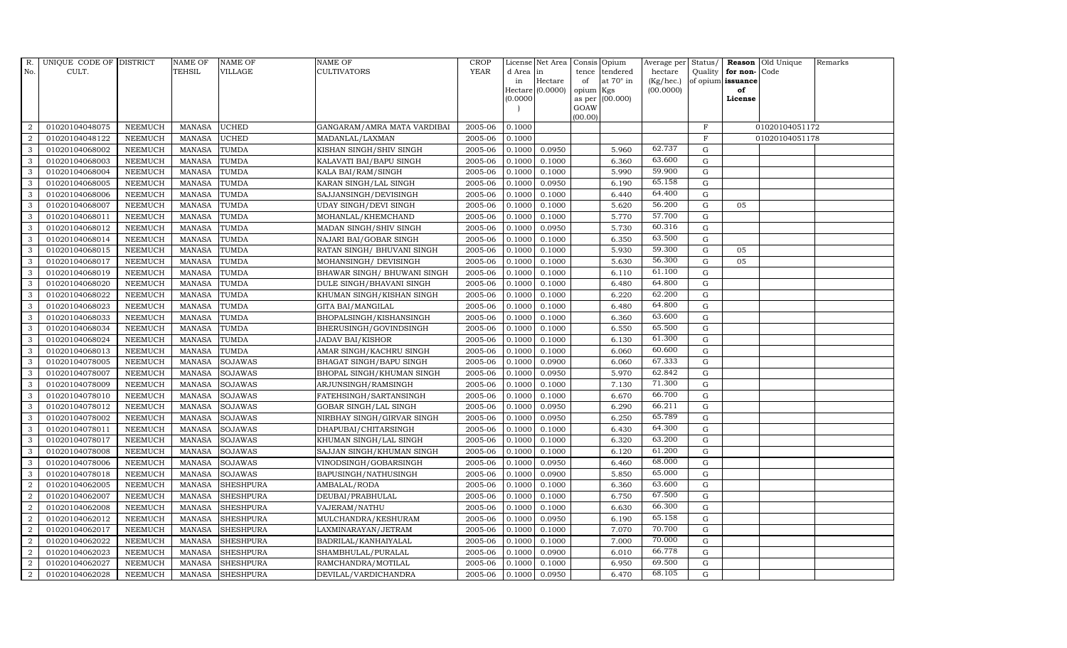| R. No. | UNIQUE CODE OF CULT. | DISTRICT | NAME OF TEHSIL | NAME OF VILLAGE | NAME OF CULTIVATORS | CROP YEAR | License d Area in Hectare (0.0000) | Net Area in Hectare (0.0000) | Consis tence of opium as per GOAW (00.00) | Opium tendered at 70° in Kgs (00.000) | Average per hectare (Kg/hec.) (00.0000) | Status/ Quality of opium | Reason for non-issuance of License | Old Unique Code | Remarks |
|---|---|---|---|---|---|---|---|---|---|---|---|---|---|---|---|
| 2 | 01020104048075 | NEEMUCH | MANASA | UCHED | GANGARAM/AMRA MATA VARDIBAI | 2005-06 | 0.1000 | | | | | F | | 01020104051172 | |
| 2 | 01020104048122 | NEEMUCH | MANASA | UCHED | MADANLAL/LAXMAN | 2005-06 | 0.1000 | | | | | F | | 01020104051178 | |
| 3 | 01020104068002 | NEEMUCH | MANASA | TUMDA | KISHAN SINGH/SHIV SINGH | 2005-06 | 0.1000 | 0.0950 | | 5.960 | 62.737 | G | | | |
| 3 | 01020104068003 | NEEMUCH | MANASA | TUMDA | KALAVATI BAI/BAPU SINGH | 2005-06 | 0.1000 | 0.1000 | | 6.360 | 63.600 | G | | | |
| 3 | 01020104068004 | NEEMUCH | MANASA | TUMDA | KALA BAI/RAM/SINGH | 2005-06 | 0.1000 | 0.1000 | | 5.990 | 59.900 | G | | | |
| 3 | 01020104068005 | NEEMUCH | MANASA | TUMDA | KARAN SINGH/LAL SINGH | 2005-06 | 0.1000 | 0.0950 | | 6.190 | 65.158 | G | | | |
| 3 | 01020104068006 | NEEMUCH | MANASA | TUMDA | SAJJANSINGH/DEVISINGH | 2005-06 | 0.1000 | 0.1000 | | 6.440 | 64.400 | G | | | |
| 3 | 01020104068007 | NEEMUCH | MANASA | TUMDA | UDAY SINGH/DEVI SINGH | 2005-06 | 0.1000 | 0.1000 | | 5.620 | 56.200 | G | 05 | | |
| 3 | 01020104068011 | NEEMUCH | MANASA | TUMDA | MOHANLAL/KHEMCHAND | 2005-06 | 0.1000 | 0.1000 | | 5.770 | 57.700 | G | | | |
| 3 | 01020104068012 | NEEMUCH | MANASA | TUMDA | MADAN SINGH/SHIV SINGH | 2005-06 | 0.1000 | 0.0950 | | 5.730 | 60.316 | G | | | |
| 3 | 01020104068014 | NEEMUCH | MANASA | TUMDA | NAJARI BAI/GOBAR SINGH | 2005-06 | 0.1000 | 0.1000 | | 6.350 | 63.500 | G | | | |
| 3 | 01020104068015 | NEEMUCH | MANASA | TUMDA | RATAN SINGH/ BHUVANI SINGH | 2005-06 | 0.1000 | 0.1000 | | 5.930 | 59.300 | G | 05 | | |
| 3 | 01020104068017 | NEEMUCH | MANASA | TUMDA | MOHANSINGH/ DEVISINGH | 2005-06 | 0.1000 | 0.1000 | | 5.630 | 56.300 | G | 05 | | |
| 3 | 01020104068019 | NEEMUCH | MANASA | TUMDA | BHAWAR SINGH/ BHUWANI SINGH | 2005-06 | 0.1000 | 0.1000 | | 6.110 | 61.100 | G | | | |
| 3 | 01020104068020 | NEEMUCH | MANASA | TUMDA | DULE SINGH/BHAVANI SINGH | 2005-06 | 0.1000 | 0.1000 | | 6.480 | 64.800 | G | | | |
| 3 | 01020104068022 | NEEMUCH | MANASA | TUMDA | KHUMAN SINGH/KISHAN SINGH | 2005-06 | 0.1000 | 0.1000 | | 6.220 | 62.200 | G | | | |
| 3 | 01020104068023 | NEEMUCH | MANASA | TUMDA | GITA BAI/MANGILAL | 2005-06 | 0.1000 | 0.1000 | | 6.480 | 64.800 | G | | | |
| 3 | 01020104068033 | NEEMUCH | MANASA | TUMDA | BHOPALSINGH/KISHANSINGH | 2005-06 | 0.1000 | 0.1000 | | 6.360 | 63.600 | G | | | |
| 3 | 01020104068034 | NEEMUCH | MANASA | TUMDA | BHERUSINGH/GOVINDSINGH | 2005-06 | 0.1000 | 0.1000 | | 6.550 | 65.500 | G | | | |
| 3 | 01020104068024 | NEEMUCH | MANASA | TUMDA | JADAV BAI/KISHOR | 2005-06 | 0.1000 | 0.1000 | | 6.130 | 61.300 | G | | | |
| 3 | 01020104068013 | NEEMUCH | MANASA | TUMDA | AMAR SINGH/KACHRU SINGH | 2005-06 | 0.1000 | 0.1000 | | 6.060 | 60.600 | G | | | |
| 3 | 01020104078005 | NEEMUCH | MANASA | SOJAWAS | BHAGAT SINGH/BAPU SINGH | 2005-06 | 0.1000 | 0.0900 | | 6.060 | 67.333 | G | | | |
| 3 | 01020104078007 | NEEMUCH | MANASA | SOJAWAS | BHOPAL SINGH/KHUMAN SINGH | 2005-06 | 0.1000 | 0.0950 | | 5.970 | 62.842 | G | | | |
| 3 | 01020104078009 | NEEMUCH | MANASA | SOJAWAS | ARJUNSINGH/RAMSINGH | 2005-06 | 0.1000 | 0.1000 | | 7.130 | 71.300 | G | | | |
| 3 | 01020104078010 | NEEMUCH | MANASA | SOJAWAS | FATEHSINGH/SARTANSINGH | 2005-06 | 0.1000 | 0.1000 | | 6.670 | 66.700 | G | | | |
| 3 | 01020104078012 | NEEMUCH | MANASA | SOJAWAS | GOBAR SINGH/LAL SINGH | 2005-06 | 0.1000 | 0.0950 | | 6.290 | 66.211 | G | | | |
| 3 | 01020104078002 | NEEMUCH | MANASA | SOJAWAS | NIRBHAY SINGH/GIRVAR SINGH | 2005-06 | 0.1000 | 0.0950 | | 6.250 | 65.789 | G | | | |
| 3 | 01020104078011 | NEEMUCH | MANASA | SOJAWAS | DHAPUBAI/CHITARSINGH | 2005-06 | 0.1000 | 0.1000 | | 6.430 | 64.300 | G | | | |
| 3 | 01020104078017 | NEEMUCH | MANASA | SOJAWAS | KHUMAN SINGH/LAL SINGH | 2005-06 | 0.1000 | 0.1000 | | 6.320 | 63.200 | G | | | |
| 3 | 01020104078008 | NEEMUCH | MANASA | SOJAWAS | SAJJAN SINGH/KHUMAN SINGH | 2005-06 | 0.1000 | 0.1000 | | 6.120 | 61.200 | G | | | |
| 3 | 01020104078006 | NEEMUCH | MANASA | SOJAWAS | VINODSINGH/GOBARSINGH | 2005-06 | 0.1000 | 0.0950 | | 6.460 | 68.000 | G | | | |
| 3 | 01020104078018 | NEEMUCH | MANASA | SOJAWAS | BAPUSINGH/NATHUSINGH | 2005-06 | 0.1000 | 0.0900 | | 5.850 | 65.000 | G | | | |
| 2 | 01020104062005 | NEEMUCH | MANASA | SHESHPURA | AMBALAL/RODA | 2005-06 | 0.1000 | 0.1000 | | 6.360 | 63.600 | G | | | |
| 2 | 01020104062007 | NEEMUCH | MANASA | SHESHPURA | DEUBAI/PRABHULAL | 2005-06 | 0.1000 | 0.1000 | | 6.750 | 67.500 | G | | | |
| 2 | 01020104062008 | NEEMUCH | MANASA | SHESHPURA | VAJERAM/NATHU | 2005-06 | 0.1000 | 0.1000 | | 6.630 | 66.300 | G | | | |
| 2 | 01020104062012 | NEEMUCH | MANASA | SHESHPURA | MULCHANDRA/KESHURAM | 2005-06 | 0.1000 | 0.0950 | | 6.190 | 65.158 | G | | | |
| 2 | 01020104062017 | NEEMUCH | MANASA | SHESHPURA | LAXMINARAYAN/JETRAM | 2005-06 | 0.1000 | 0.1000 | | 7.070 | 70.700 | G | | | |
| 2 | 01020104062022 | NEEMUCH | MANASA | SHESHPURA | BADRILAL/KANHAIYALAL | 2005-06 | 0.1000 | 0.1000 | | 7.000 | 70.000 | G | | | |
| 2 | 01020104062023 | NEEMUCH | MANASA | SHESHPURA | SHAMBHULAL/PURALAL | 2005-06 | 0.1000 | 0.0900 | | 6.010 | 66.778 | G | | | |
| 2 | 01020104062027 | NEEMUCH | MANASA | SHESHPURA | RAMCHANDRA/MOTILAL | 2005-06 | 0.1000 | 0.1000 | | 6.950 | 69.500 | G | | | |
| 2 | 01020104062028 | NEEMUCH | MANASA | SHESHPURA | DEVILAL/VARDICHANDRA | 2005-06 | 0.1000 | 0.0950 | | 6.470 | 68.105 | G | | | |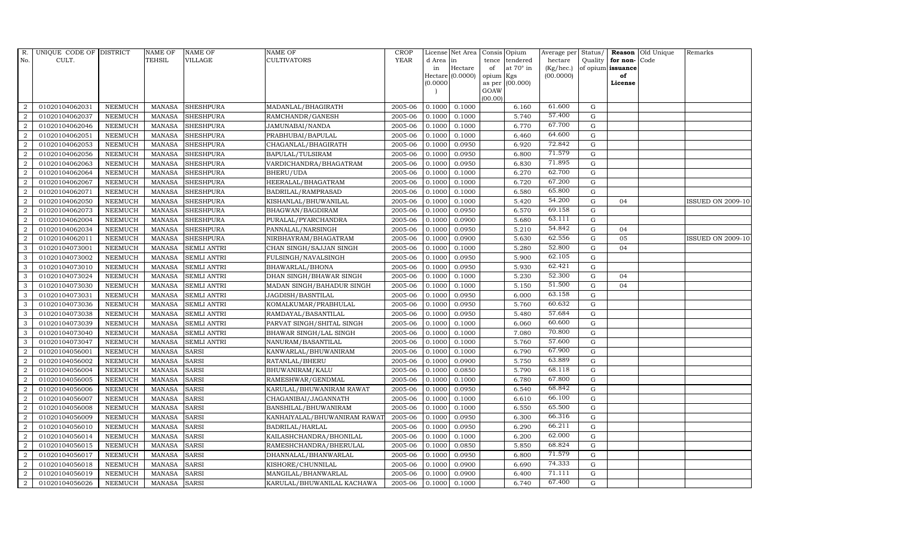| R. No. | UNIQUE CODE OF CULT. | DISTRICT | NAME OF TEHSIL | NAME OF VILLAGE | NAME OF CULTIVATORS | CROP YEAR | License d Area in Hectare (0.0000) | Net Area in Hectare (0.0000) | Consis tence of opium as per GOAW (00.00) | Opium tendered at 70° in Kgs (00.000) | Average per hectare (Kg/hec.) (00.0000) | Status/ Quality of opium | Reason for non-issuance of License | Old Unique Code | Remarks |
|---|---|---|---|---|---|---|---|---|---|---|---|---|---|---|---|
| 2 | 01020104062031 | NEEMUCH | MANASA | SHESHPURA | MADANLAL/BHAGIRATH | 2005-06 | 0.1000 | 0.1000 | | 6.160 | 61.600 | G | | | |
| 2 | 01020104062037 | NEEMUCH | MANASA | SHESHPURA | RAMCHANDR/GANESH | 2005-06 | 0.1000 | 0.1000 | | 5.740 | 57.400 | G | | | |
| 2 | 01020104062046 | NEEMUCH | MANASA | SHESHPURA | JAMUNABAI/NANDA | 2005-06 | 0.1000 | 0.1000 | | 6.770 | 67.700 | G | | | |
| 2 | 01020104062051 | NEEMUCH | MANASA | SHESHPURA | PRABHUBAI/BAPULAL | 2005-06 | 0.1000 | 0.1000 | | 6.460 | 64.600 | G | | | |
| 2 | 01020104062053 | NEEMUCH | MANASA | SHESHPURA | CHAGANLAL/BHAGIRATH | 2005-06 | 0.1000 | 0.0950 | | 6.920 | 72.842 | G | | | |
| 2 | 01020104062056 | NEEMUCH | MANASA | SHESHPURA | BAPULAL/TULSIRAM | 2005-06 | 0.1000 | 0.0950 | | 6.800 | 71.579 | G | | | |
| 2 | 01020104062063 | NEEMUCH | MANASA | SHESHPURA | VARDICHANDRA/BHAGATRAM | 2005-06 | 0.1000 | 0.0950 | | 6.830 | 71.895 | G | | | |
| 2 | 01020104062064 | NEEMUCH | MANASA | SHESHPURA | BHERU/UDA | 2005-06 | 0.1000 | 0.1000 | | 6.270 | 62.700 | G | | | |
| 2 | 01020104062067 | NEEMUCH | MANASA | SHESHPURA | HEERALAL/BHAGATRAM | 2005-06 | 0.1000 | 0.1000 | | 6.720 | 67.200 | G | | | |
| 2 | 01020104062071 | NEEMUCH | MANASA | SHESHPURA | BADRILAL/RAMPRASAD | 2005-06 | 0.1000 | 0.1000 | | 6.580 | 65.800 | G | | | |
| 2 | 01020104062050 | NEEMUCH | MANASA | SHESHPURA | KISHANLAL/BHUWANILAL | 2005-06 | 0.1000 | 0.1000 | | 5.420 | 54.200 | G | 04 | | ISSUED ON 2009-10 |
| 2 | 01020104062073 | NEEMUCH | MANASA | SHESHPURA | BHAGWAN/BAGDIRAM | 2005-06 | 0.1000 | 0.0950 | | 6.570 | 69.158 | G | | | |
| 2 | 01020104062004 | NEEMUCH | MANASA | SHESHPURA | PURALAL/PYARCHANDRA | 2005-06 | 0.1000 | 0.0900 | | 5.680 | 63.111 | G | | | |
| 2 | 01020104062034 | NEEMUCH | MANASA | SHESHPURA | PANNALAL/NARSINGH | 2005-06 | 0.1000 | 0.0950 | | 5.210 | 54.842 | G | 04 | | |
| 2 | 01020104062011 | NEEMUCH | MANASA | SHESHPURA | NIRBHAYRAM/BHAGATRAM | 2005-06 | 0.1000 | 0.0900 | | 5.630 | 62.556 | G | 05 | | ISSUED ON 2009-10 |
| 3 | 01020104073001 | NEEMUCH | MANASA | SEMLI ANTRI | CHAN SINGH/SAJJAN SINGH | 2005-06 | 0.1000 | 0.1000 | | 5.280 | 52.800 | G | 04 | | |
| 3 | 01020104073002 | NEEMUCH | MANASA | SEMLI ANTRI | FULSINGH/NAVALSINGH | 2005-06 | 0.1000 | 0.0950 | | 5.900 | 62.105 | G | | | |
| 3 | 01020104073010 | NEEMUCH | MANASA | SEMLI ANTRI | BHAWARLAL/BHONA | 2005-06 | 0.1000 | 0.0950 | | 5.930 | 62.421 | G | | | |
| 3 | 01020104073024 | NEEMUCH | MANASA | SEMLI ANTRI | DHAN SINGH/BHAWAR SINGH | 2005-06 | 0.1000 | 0.1000 | | 5.230 | 52.300 | G | 04 | | |
| 3 | 01020104073030 | NEEMUCH | MANASA | SEMLI ANTRI | MADAN SINGH/BAHADUR SINGH | 2005-06 | 0.1000 | 0.1000 | | 5.150 | 51.500 | G | 04 | | |
| 3 | 01020104073031 | NEEMUCH | MANASA | SEMLI ANTRI | JAGDISH/BASNTILAL | 2005-06 | 0.1000 | 0.0950 | | 6.000 | 63.158 | G | | | |
| 3 | 01020104073036 | NEEMUCH | MANASA | SEMLI ANTRI | KOMALKUMAR/PRABHULAL | 2005-06 | 0.1000 | 0.0950 | | 5.760 | 60.632 | G | | | |
| 3 | 01020104073038 | NEEMUCH | MANASA | SEMLI ANTRI | RAMDAYAL/BASANTILAL | 2005-06 | 0.1000 | 0.0950 | | 5.480 | 57.684 | G | | | |
| 3 | 01020104073039 | NEEMUCH | MANASA | SEMLI ANTRI | PARVAT SINGH/SHITAL SINGH | 2005-06 | 0.1000 | 0.1000 | | 6.060 | 60.600 | G | | | |
| 3 | 01020104073040 | NEEMUCH | MANASA | SEMLI ANTRI | BHAWAR SINGH/LAL SINGH | 2005-06 | 0.1000 | 0.1000 | | 7.080 | 70.800 | G | | | |
| 3 | 01020104073047 | NEEMUCH | MANASA | SEMLI ANTRI | NANURAM/BASANTILAL | 2005-06 | 0.1000 | 0.1000 | | 5.760 | 57.600 | G | | | |
| 2 | 01020104056001 | NEEMUCH | MANASA | SARSI | KANWARLAL/BHUWANIRAM | 2005-06 | 0.1000 | 0.1000 | | 6.790 | 67.900 | G | | | |
| 2 | 01020104056002 | NEEMUCH | MANASA | SARSI | RATANLAL/BHERU | 2005-06 | 0.1000 | 0.0900 | | 5.750 | 63.889 | G | | | |
| 2 | 01020104056004 | NEEMUCH | MANASA | SARSI | BHUWANIRAM/KALU | 2005-06 | 0.1000 | 0.0850 | | 5.790 | 68.118 | G | | | |
| 2 | 01020104056005 | NEEMUCH | MANASA | SARSI | RAMESHWAR/GENDMAL | 2005-06 | 0.1000 | 0.1000 | | 6.780 | 67.800 | G | | | |
| 2 | 01020104056006 | NEEMUCH | MANASA | SARSI | KARULAL/BHUWANIRAM RAWAT | 2005-06 | 0.1000 | 0.0950 | | 6.540 | 68.842 | G | | | |
| 2 | 01020104056007 | NEEMUCH | MANASA | SARSI | CHAGANIBAI/JAGANNATH | 2005-06 | 0.1000 | 0.1000 | | 6.610 | 66.100 | G | | | |
| 2 | 01020104056008 | NEEMUCH | MANASA | SARSI | BANSHILAL/BHUWANIRAM | 2005-06 | 0.1000 | 0.1000 | | 6.550 | 65.500 | G | | | |
| 2 | 01020104056009 | NEEMUCH | MANASA | SARSI | KANHAIYALAL/BHUWANIRAM RAWAT | 2005-06 | 0.1000 | 0.0950 | | 6.300 | 66.316 | G | | | |
| 2 | 01020104056010 | NEEMUCH | MANASA | SARSI | BADRILAL/HARLAL | 2005-06 | 0.1000 | 0.0950 | | 6.290 | 66.211 | G | | | |
| 2 | 01020104056014 | NEEMUCH | MANASA | SARSI | KAILASHCHANDRA/BHONILAL | 2005-06 | 0.1000 | 0.1000 | | 6.200 | 62.000 | G | | | |
| 2 | 01020104056015 | NEEMUCH | MANASA | SARSI | RAMESHCHANDRA/BHERULAL | 2005-06 | 0.1000 | 0.0850 | | 5.850 | 68.824 | G | | | |
| 2 | 01020104056017 | NEEMUCH | MANASA | SARSI | DHANNALAL/BHANWARLAL | 2005-06 | 0.1000 | 0.0950 | | 6.800 | 71.579 | G | | | |
| 2 | 01020104056018 | NEEMUCH | MANASA | SARSI | KISHORE/CHUNNILAL | 2005-06 | 0.1000 | 0.0900 | | 6.690 | 74.333 | G | | | |
| 2 | 01020104056019 | NEEMUCH | MANASA | SARSI | MANGILAL/BHANWARLAL | 2005-06 | 0.1000 | 0.0900 | | 6.400 | 71.111 | G | | | |
| 2 | 01020104056026 | NEEMUCH | MANASA | SARSI | KARULAL/BHUWANILAL KACHAWA | 2005-06 | 0.1000 | 0.1000 | | 6.740 | 67.400 | G | | | |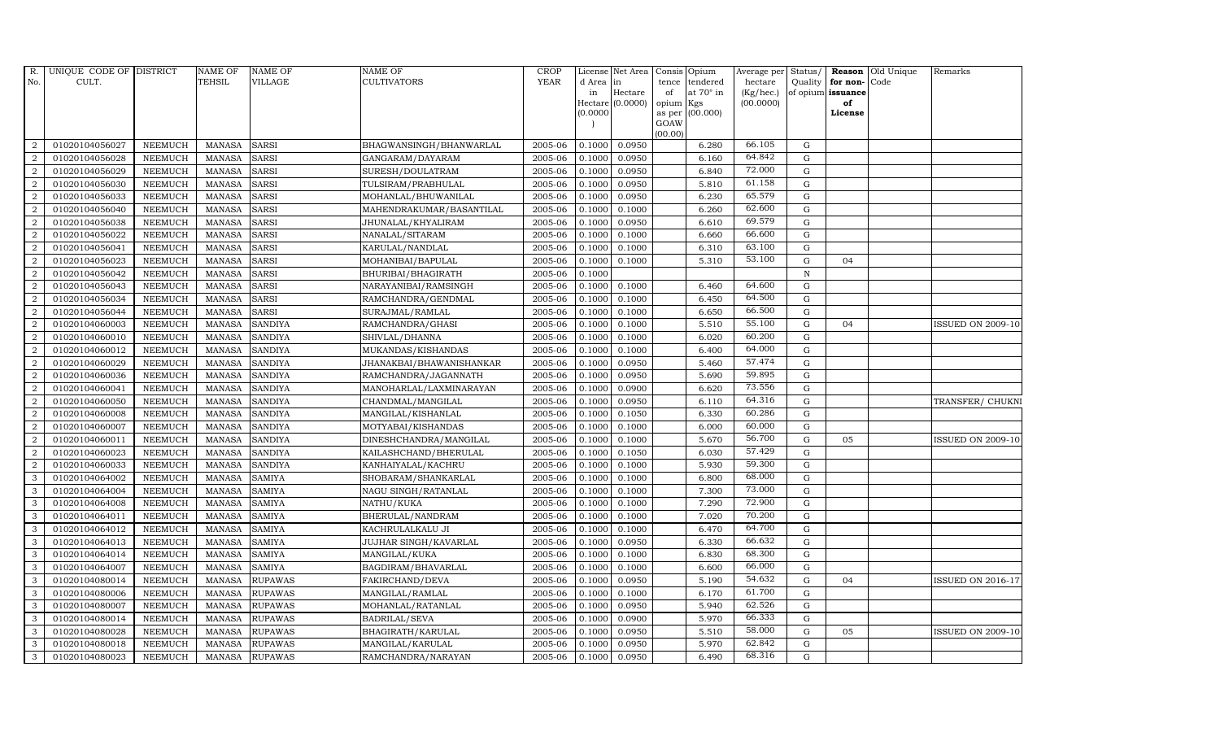| R. No. | UNIQUE CODE OF CULT. | DISTRICT | NAME OF TEHSIL | NAME OF VILLAGE | NAME OF CULTIVATORS | CROP YEAR | License d Area in Hectare (0.0000) | Net Area in Hectare (0.0000) | Consis tence of opium as per GOAW (00.00) | Opium tendered at 70° in Kgs (00.000) | Average per hectare (Kg/hec.) (00.0000) | Status/ Quality of opium | Reason for non-issuance of License | Old Unique Code | Remarks |
|---|---|---|---|---|---|---|---|---|---|---|---|---|---|---|---|
| 2 | 01020104056027 | NEEMUCH | MANASA | SARSI | BHAGWANSINGH/BHANWARLAL | 2005-06 | 0.1000 | 0.0950 | | 6.280 | 66.105 | G | | | |
| 2 | 01020104056028 | NEEMUCH | MANASA | SARSI | GANGARAM/DAYARAM | 2005-06 | 0.1000 | 0.0950 | | 6.160 | 64.842 | G | | | |
| 2 | 01020104056029 | NEEMUCH | MANASA | SARSI | SURESH/DOULATRAM | 2005-06 | 0.1000 | 0.0950 | | 6.840 | 72.000 | G | | | |
| 2 | 01020104056030 | NEEMUCH | MANASA | SARSI | TULSIRAM/PRABHULAL | 2005-06 | 0.1000 | 0.0950 | | 5.810 | 61.158 | G | | | |
| 2 | 01020104056033 | NEEMUCH | MANASA | SARSI | MOHANLAL/BHUWANILAL | 2005-06 | 0.1000 | 0.0950 | | 6.230 | 65.579 | G | | | |
| 2 | 01020104056040 | NEEMUCH | MANASA | SARSI | MAHENDRAKUMAR/BASANTILAL | 2005-06 | 0.1000 | 0.1000 | | 6.260 | 62.600 | G | | | |
| 2 | 01020104056038 | NEEMUCH | MANASA | SARSI | JHUNALAL/KHYALIRAM | 2005-06 | 0.1000 | 0.0950 | | 6.610 | 69.579 | G | | | |
| 2 | 01020104056022 | NEEMUCH | MANASA | SARSI | NANALAL/SITARAM | 2005-06 | 0.1000 | 0.1000 | | 6.660 | 66.600 | G | | | |
| 2 | 01020104056041 | NEEMUCH | MANASA | SARSI | KARULAL/NANDLAL | 2005-06 | 0.1000 | 0.1000 | | 6.310 | 63.100 | G | | | |
| 2 | 01020104056023 | NEEMUCH | MANASA | SARSI | MOHANIBAI/BAPULAL | 2005-06 | 0.1000 | 0.1000 | | 5.310 | 53.100 | G | 04 | | |
| 2 | 01020104056042 | NEEMUCH | MANASA | SARSI | BHURIBAI/BHAGIRATH | 2005-06 | 0.1000 | | | | | N | | | |
| 2 | 01020104056043 | NEEMUCH | MANASA | SARSI | NARAYANIBAI/RAMSINGH | 2005-06 | 0.1000 | 0.1000 | | 6.460 | 64.600 | G | | | |
| 2 | 01020104056034 | NEEMUCH | MANASA | SARSI | RAMCHANDRA/GENDMAL | 2005-06 | 0.1000 | 0.1000 | | 6.450 | 64.500 | G | | | |
| 2 | 01020104056044 | NEEMUCH | MANASA | SARSI | SURAJMAL/RAMLAL | 2005-06 | 0.1000 | 0.1000 | | 6.650 | 66.500 | G | | | |
| 2 | 01020104060003 | NEEMUCH | MANASA | SANDIYA | RAMCHANDRA/GHASI | 2005-06 | 0.1000 | 0.1000 | | 5.510 | 55.100 | G | 04 | | ISSUED ON 2009-10 |
| 2 | 01020104060010 | NEEMUCH | MANASA | SANDIYA | SHIVLAL/DHANNA | 2005-06 | 0.1000 | 0.1000 | | 6.020 | 60.200 | G | | | |
| 2 | 01020104060012 | NEEMUCH | MANASA | SANDIYA | MUKANDAS/KISHANDAS | 2005-06 | 0.1000 | 0.1000 | | 6.400 | 64.000 | G | | | |
| 2 | 01020104060029 | NEEMUCH | MANASA | SANDIYA | JHANAKBAI/BHAWANISHANKAR | 2005-06 | 0.1000 | 0.0950 | | 5.460 | 57.474 | G | | | |
| 2 | 01020104060036 | NEEMUCH | MANASA | SANDIYA | RAMCHANDRA/JAGANNATH | 2005-06 | 0.1000 | 0.0950 | | 5.690 | 59.895 | G | | | |
| 2 | 01020104060041 | NEEMUCH | MANASA | SANDIYA | MANOHARLAL/LAXMINARAYAN | 2005-06 | 0.1000 | 0.0900 | | 6.620 | 73.556 | G | | | |
| 2 | 01020104060050 | NEEMUCH | MANASA | SANDIYA | CHANDMAL/MANGILAL | 2005-06 | 0.1000 | 0.0950 | | 6.110 | 64.316 | G | | | TRANSFER/ CHUKNI |
| 2 | 01020104060008 | NEEMUCH | MANASA | SANDIYA | MANGILAL/KISHANLAL | 2005-06 | 0.1000 | 0.1050 | | 6.330 | 60.286 | G | | | |
| 2 | 01020104060007 | NEEMUCH | MANASA | SANDIYA | MOTYABAI/KISHANDAS | 2005-06 | 0.1000 | 0.1000 | | 6.000 | 60.000 | G | | | |
| 2 | 01020104060011 | NEEMUCH | MANASA | SANDIYA | DINESHCHANDRA/MANGILAL | 2005-06 | 0.1000 | 0.1000 | | 5.670 | 56.700 | G | 05 | | ISSUED ON 2009-10 |
| 2 | 01020104060023 | NEEMUCH | MANASA | SANDIYA | KAILASHCHAND/BHERULAL | 2005-06 | 0.1000 | 0.1050 | | 6.030 | 57.429 | G | | | |
| 2 | 01020104060033 | NEEMUCH | MANASA | SANDIYA | KANHAIYALAL/KACHRU | 2005-06 | 0.1000 | 0.1000 | | 5.930 | 59.300 | G | | | |
| 3 | 01020104064002 | NEEMUCH | MANASA | SAMIYA | SHOBARAM/SHANKARLAL | 2005-06 | 0.1000 | 0.1000 | | 6.800 | 68.000 | G | | | |
| 3 | 01020104064004 | NEEMUCH | MANASA | SAMIYA | NAGU SINGH/RATANLAL | 2005-06 | 0.1000 | 0.1000 | | 7.300 | 73.000 | G | | | |
| 3 | 01020104064008 | NEEMUCH | MANASA | SAMIYA | NATHU/KUKA | 2005-06 | 0.1000 | 0.1000 | | 7.290 | 72.900 | G | | | |
| 3 | 01020104064011 | NEEMUCH | MANASA | SAMIYA | BHERULAL/NANDRAM | 2005-06 | 0.1000 | 0.1000 | | 7.020 | 70.200 | G | | | |
| 3 | 01020104064012 | NEEMUCH | MANASA | SAMIYA | KACHRULALKALU JI | 2005-06 | 0.1000 | 0.1000 | | 6.470 | 64.700 | G | | | |
| 3 | 01020104064013 | NEEMUCH | MANASA | SAMIYA | JUJHAR SINGH/KAVARLAL | 2005-06 | 0.1000 | 0.0950 | | 6.330 | 66.632 | G | | | |
| 3 | 01020104064014 | NEEMUCH | MANASA | SAMIYA | MANGILAL/KUKA | 2005-06 | 0.1000 | 0.1000 | | 6.830 | 68.300 | G | | | |
| 3 | 01020104064007 | NEEMUCH | MANASA | SAMIYA | BAGDIRAM/BHAVARLAL | 2005-06 | 0.1000 | 0.1000 | | 6.600 | 66.000 | G | | | |
| 3 | 01020104080014 | NEEMUCH | MANASA | RUPAWAS | FAKIRCHAND/DEVA | 2005-06 | 0.1000 | 0.0950 | | 5.190 | 54.632 | G | 04 | | ISSUED ON 2016-17 |
| 3 | 01020104080006 | NEEMUCH | MANASA | RUPAWAS | MANGILAL/RAMLAL | 2005-06 | 0.1000 | 0.1000 | | 6.170 | 61.700 | G | | | |
| 3 | 01020104080007 | NEEMUCH | MANASA | RUPAWAS | MOHANLAL/RATANLAL | 2005-06 | 0.1000 | 0.0950 | | 5.940 | 62.526 | G | | | |
| 3 | 01020104080014 | NEEMUCH | MANASA | RUPAWAS | BADRILAL/SEVA | 2005-06 | 0.1000 | 0.0900 | | 5.970 | 66.333 | G | | | |
| 3 | 01020104080028 | NEEMUCH | MANASA | RUPAWAS | BHAGIRATH/KARULAL | 2005-06 | 0.1000 | 0.0950 | | 5.510 | 58.000 | G | 05 | | ISSUED ON 2009-10 |
| 3 | 01020104080018 | NEEMUCH | MANASA | RUPAWAS | MANGILAL/KARULAL | 2005-06 | 0.1000 | 0.0950 | | 5.970 | 62.842 | G | | | |
| 3 | 01020104080023 | NEEMUCH | MANASA | RUPAWAS | RAMCHANDRA/NARAYAN | 2005-06 | 0.1000 | 0.0950 | | 6.490 | 68.316 | G | | | |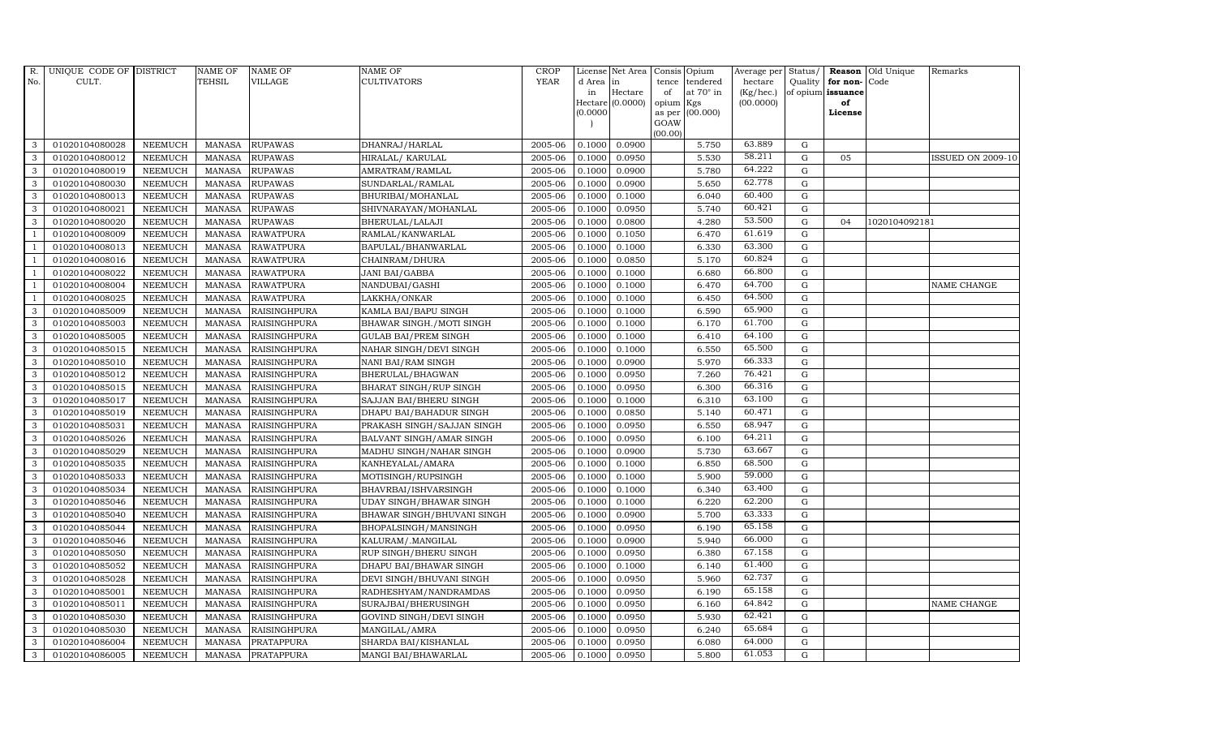| R. No. | UNIQUE CODE OF CULT. | DISTRICT | NAME OF TEHSIL | NAME OF VILLAGE | NAME OF CULTIVATORS | CROP YEAR | License d Area in Hectare (0.0000) | Net Area in Hectare (0.0000) | Consis tence of opium as per GOAW (00.00) | Opium tendered at 70° in Kgs (00.000) | Average per hectare (Kg/hec.) (00.0000) | Status/ Quality of opium | Reason for non-issuance of License | Old Unique Code | Remarks |
|---|---|---|---|---|---|---|---|---|---|---|---|---|---|---|---|
| 3 | 01020104080028 | NEEMUCH | MANASA | RUPAWAS | DHANRAJ/HARLAL | 2005-06 | 0.1000 | 0.0900 | | 5.750 | 63.889 | G | | | |
| 3 | 01020104080012 | NEEMUCH | MANASA | RUPAWAS | HIRALAL/ KARULAL | 2005-06 | 0.1000 | 0.0950 | | 5.530 | 58.211 | G | 05 | | ISSUED ON 2009-10 |
| 3 | 01020104080019 | NEEMUCH | MANASA | RUPAWAS | AMRATRAM/RAMLAL | 2005-06 | 0.1000 | 0.0900 | | 5.780 | 64.222 | G | | | |
| 3 | 01020104080030 | NEEMUCH | MANASA | RUPAWAS | SUNDARLAL/RAMLAL | 2005-06 | 0.1000 | 0.0900 | | 5.650 | 62.778 | G | | | |
| 3 | 01020104080013 | NEEMUCH | MANASA | RUPAWAS | BHURIBAI/MOHANLAL | 2005-06 | 0.1000 | 0.1000 | | 6.040 | 60.400 | G | | | |
| 3 | 01020104080021 | NEEMUCH | MANASA | RUPAWAS | SHIVNARAYAN/MOHANLAL | 2005-06 | 0.1000 | 0.0950 | | 5.740 | 60.421 | G | | | |
| 3 | 01020104080020 | NEEMUCH | MANASA | RUPAWAS | BHERULAL/LALAJI | 2005-06 | 0.1000 | 0.0800 | | 4.280 | 53.500 | G | 04 | 1020104092181 | |
| 1 | 01020104008009 | NEEMUCH | MANASA | RAWATPURA | RAMLAL/KANWARLAL | 2005-06 | 0.1000 | 0.1050 | | 6.470 | 61.619 | G | | | |
| 1 | 01020104008013 | NEEMUCH | MANASA | RAWATPURA | BAPULAL/BHANWARLAL | 2005-06 | 0.1000 | 0.1000 | | 6.330 | 63.300 | G | | | |
| 1 | 01020104008016 | NEEMUCH | MANASA | RAWATPURA | CHAINRAM/DHURA | 2005-06 | 0.1000 | 0.0850 | | 5.170 | 60.824 | G | | | |
| 1 | 01020104008022 | NEEMUCH | MANASA | RAWATPURA | JANI BAI/GABBA | 2005-06 | 0.1000 | 0.1000 | | 6.680 | 66.800 | G | | | |
| 1 | 01020104008004 | NEEMUCH | MANASA | RAWATPURA | NANDUBAI/GASHI | 2005-06 | 0.1000 | 0.1000 | | 6.470 | 64.700 | G | | | NAME CHANGE |
| 1 | 01020104008025 | NEEMUCH | MANASA | RAWATPURA | LAKKHA/ONKAR | 2005-06 | 0.1000 | 0.1000 | | 6.450 | 64.500 | G | | | |
| 3 | 01020104085009 | NEEMUCH | MANASA | RAISINGHPURA | KAMLA BAI/BAPU SINGH | 2005-06 | 0.1000 | 0.1000 | | 6.590 | 65.900 | G | | | |
| 3 | 01020104085003 | NEEMUCH | MANASA | RAISINGHPURA | BHAWAR SINGH./MOTI SINGH | 2005-06 | 0.1000 | 0.1000 | | 6.170 | 61.700 | G | | | |
| 3 | 01020104085005 | NEEMUCH | MANASA | RAISINGHPURA | GULAB BAI/PREM SINGH | 2005-06 | 0.1000 | 0.1000 | | 6.410 | 64.100 | G | | | |
| 3 | 01020104085015 | NEEMUCH | MANASA | RAISINGHPURA | NAHAR SINGH/DEVI SINGH | 2005-06 | 0.1000 | 0.1000 | | 6.550 | 65.500 | G | | | |
| 3 | 01020104085010 | NEEMUCH | MANASA | RAISINGHPURA | NANI BAI/RAM SINGH | 2005-06 | 0.1000 | 0.0900 | | 5.970 | 66.333 | G | | | |
| 3 | 01020104085012 | NEEMUCH | MANASA | RAISINGHPURA | BHERULAL/BHAGWAN | 2005-06 | 0.1000 | 0.0950 | | 7.260 | 76.421 | G | | | |
| 3 | 01020104085015 | NEEMUCH | MANASA | RAISINGHPURA | BHARAT SINGH/RUP SINGH | 2005-06 | 0.1000 | 0.0950 | | 6.300 | 66.316 | G | | | |
| 3 | 01020104085017 | NEEMUCH | MANASA | RAISINGHPURA | SAJJAN BAI/BHERU SINGH | 2005-06 | 0.1000 | 0.1000 | | 6.310 | 63.100 | G | | | |
| 3 | 01020104085019 | NEEMUCH | MANASA | RAISINGHPURA | DHAPU BAI/BAHADUR SINGH | 2005-06 | 0.1000 | 0.0850 | | 5.140 | 60.471 | G | | | |
| 3 | 01020104085031 | NEEMUCH | MANASA | RAISINGHPURA | PRAKASH SINGH/SAJJAN SINGH | 2005-06 | 0.1000 | 0.0950 | | 6.550 | 68.947 | G | | | |
| 3 | 01020104085026 | NEEMUCH | MANASA | RAISINGHPURA | BALVANT SINGH/AMAR SINGH | 2005-06 | 0.1000 | 0.0950 | | 6.100 | 64.211 | G | | | |
| 3 | 01020104085029 | NEEMUCH | MANASA | RAISINGHPURA | MADHU SINGH/NAHAR SINGH | 2005-06 | 0.1000 | 0.0900 | | 5.730 | 63.667 | G | | | |
| 3 | 01020104085035 | NEEMUCH | MANASA | RAISINGHPURA | KANHEYALAL/AMARA | 2005-06 | 0.1000 | 0.1000 | | 6.850 | 68.500 | G | | | |
| 3 | 01020104085033 | NEEMUCH | MANASA | RAISINGHPURA | MOTISINGH/RUPSINGH | 2005-06 | 0.1000 | 0.1000 | | 5.900 | 59.000 | G | | | |
| 3 | 01020104085034 | NEEMUCH | MANASA | RAISINGHPURA | BHAVRBAI/ISHVARSINGH | 2005-06 | 0.1000 | 0.1000 | | 6.340 | 63.400 | G | | | |
| 3 | 01020104085046 | NEEMUCH | MANASA | RAISINGHPURA | UDAY SINGH/BHAWAR SINGH | 2005-06 | 0.1000 | 0.1000 | | 6.220 | 62.200 | G | | | |
| 3 | 01020104085040 | NEEMUCH | MANASA | RAISINGHPURA | BHAWAR SINGH/BHUVANI SINGH | 2005-06 | 0.1000 | 0.0900 | | 5.700 | 63.333 | G | | | |
| 3 | 01020104085044 | NEEMUCH | MANASA | RAISINGHPURA | BHOPALSINGH/MANSINGH | 2005-06 | 0.1000 | 0.0950 | | 6.190 | 65.158 | G | | | |
| 3 | 01020104085046 | NEEMUCH | MANASA | RAISINGHPURA | KALURAM/.MANGILAL | 2005-06 | 0.1000 | 0.0900 | | 5.940 | 66.000 | G | | | |
| 3 | 01020104085050 | NEEMUCH | MANASA | RAISINGHPURA | RUP SINGH/BHERU SINGH | 2005-06 | 0.1000 | 0.0950 | | 6.380 | 67.158 | G | | | |
| 3 | 01020104085052 | NEEMUCH | MANASA | RAISINGHPURA | DHAPU BAI/BHAWAR SINGH | 2005-06 | 0.1000 | 0.1000 | | 6.140 | 61.400 | G | | | |
| 3 | 01020104085028 | NEEMUCH | MANASA | RAISINGHPURA | DEVI SINGH/BHUVANI SINGH | 2005-06 | 0.1000 | 0.0950 | | 5.960 | 62.737 | G | | | |
| 3 | 01020104085001 | NEEMUCH | MANASA | RAISINGHPURA | RADHESHYAM/NANDRAMDAS | 2005-06 | 0.1000 | 0.0950 | | 6.190 | 65.158 | G | | | |
| 3 | 01020104085011 | NEEMUCH | MANASA | RAISINGHPURA | SURAJBAI/BHERUSINGH | 2005-06 | 0.1000 | 0.0950 | | 6.160 | 64.842 | G | | | NAME CHANGE |
| 3 | 01020104085030 | NEEMUCH | MANASA | RAISINGHPURA | GOVIND SINGH/DEVI SINGH | 2005-06 | 0.1000 | 0.0950 | | 5.930 | 62.421 | G | | | |
| 3 | 01020104085030 | NEEMUCH | MANASA | RAISINGHPURA | MANGILAL/AMRA | 2005-06 | 0.1000 | 0.0950 | | 6.240 | 65.684 | G | | | |
| 3 | 01020104086004 | NEEMUCH | MANASA | PRATAPPURA | SHARDA BAI/KISHANLAL | 2005-06 | 0.1000 | 0.0950 | | 6.080 | 64.000 | G | | | |
| 3 | 01020104086005 | NEEMUCH | MANASA | PRATAPPURA | MANGI BAI/BHAWARLAL | 2005-06 | 0.1000 | 0.0950 | | 5.800 | 61.053 | G | | | |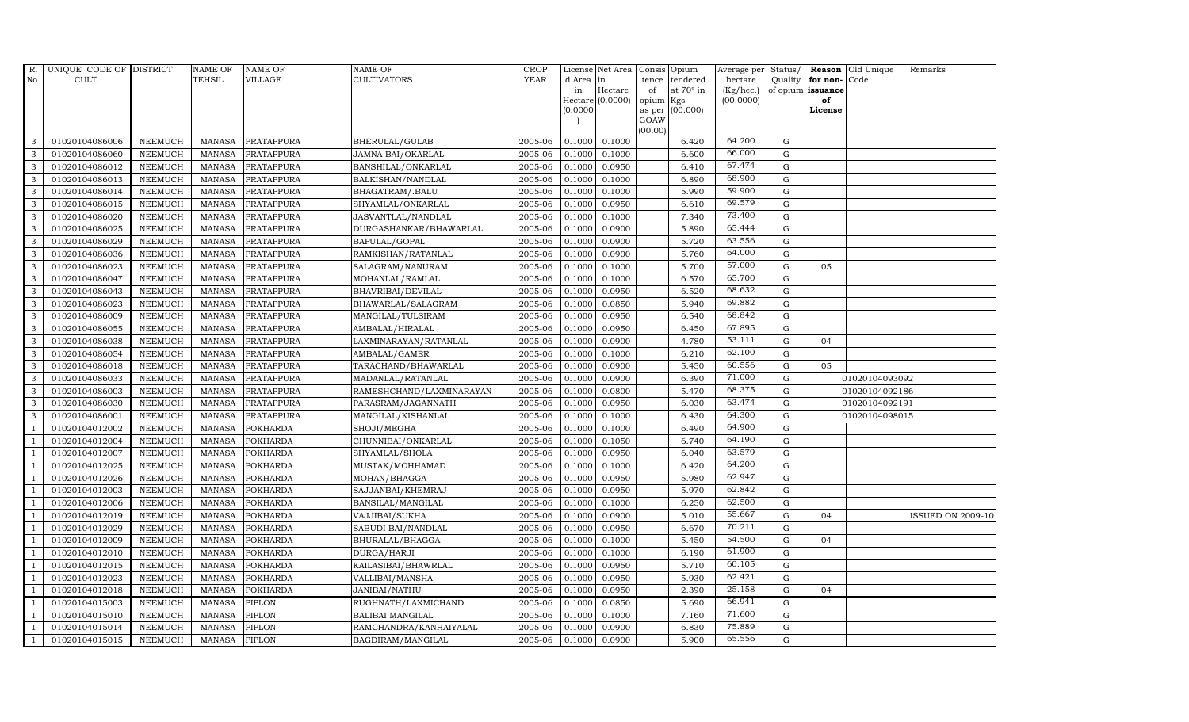| R. No. | UNIQUE CODE OF CULT. | DISTRICT | NAME OF TEHSIL | NAME OF VILLAGE | NAME OF CULTIVATORS | CROP YEAR | License d Area in Hectare (0.0000) | Net Area in Hectare (0.0000) | Consis tence of opium as per GOAW (00.00) | Opium tendered at 70° in Kgs (00.000) | Average per hectare (Kg/hec.) (00.0000) | Status/ Quality of opium | Reason for non- issuance of License | Old Unique Code | Remarks |
|---|---|---|---|---|---|---|---|---|---|---|---|---|---|---|---|
| 3 | 01020104086006 | NEEMUCH | MANASA | PRATAPPURA | BHERULAL/GULAB | 2005-06 | 0.1000 | 0.1000 | | 6.420 | 64.200 | G | | | |
| 3 | 01020104086060 | NEEMUCH | MANASA | PRATAPPURA | JAMNA BAI/OKARLAL | 2005-06 | 0.1000 | 0.1000 | | 6.600 | 66.000 | G | | | |
| 3 | 01020104086012 | NEEMUCH | MANASA | PRATAPPURA | BANSHILAL/ONKARLAL | 2005-06 | 0.1000 | 0.0950 | | 6.410 | 67.474 | G | | | |
| 3 | 01020104086013 | NEEMUCH | MANASA | PRATAPPURA | BALKISHAN/NANDLAL | 2005-06 | 0.1000 | 0.1000 | | 6.890 | 68.900 | G | | | |
| 3 | 01020104086014 | NEEMUCH | MANASA | PRATAPPURA | BHAGATRAM/.BALU | 2005-06 | 0.1000 | 0.1000 | | 5.990 | 59.900 | G | | | |
| 3 | 01020104086015 | NEEMUCH | MANASA | PRATAPPURA | SHYAMLAL/ONKARLAL | 2005-06 | 0.1000 | 0.0950 | | 6.610 | 69.579 | G | | | |
| 3 | 01020104086020 | NEEMUCH | MANASA | PRATAPPURA | JASVANTLAL/NANDLAL | 2005-06 | 0.1000 | 0.1000 | | 7.340 | 73.400 | G | | | |
| 3 | 01020104086025 | NEEMUCH | MANASA | PRATAPPURA | DURGASHANKAR/BHAWARLAL | 2005-06 | 0.1000 | 0.0900 | | 5.890 | 65.444 | G | | | |
| 3 | 01020104086029 | NEEMUCH | MANASA | PRATAPPURA | BAPULAL/GOPAL | 2005-06 | 0.1000 | 0.0900 | | 5.720 | 63.556 | G | | | |
| 3 | 01020104086036 | NEEMUCH | MANASA | PRATAPPURA | RAMKISHAN/RATANLAL | 2005-06 | 0.1000 | 0.0900 | | 5.760 | 64.000 | G | | | |
| 3 | 01020104086023 | NEEMUCH | MANASA | PRATAPPURA | SALAGRAM/NANURAM | 2005-06 | 0.1000 | 0.1000 | | 5.700 | 57.000 | G | 05 | | |
| 3 | 01020104086047 | NEEMUCH | MANASA | PRATAPPURA | MOHANLAL/RAMLAL | 2005-06 | 0.1000 | 0.1000 | | 6.570 | 65.700 | G | | | |
| 3 | 01020104086043 | NEEMUCH | MANASA | PRATAPPURA | BHAVRIBAI/DEVILAL | 2005-06 | 0.1000 | 0.0950 | | 6.520 | 68.632 | G | | | |
| 3 | 01020104086023 | NEEMUCH | MANASA | PRATAPPURA | BHAWARLAL/SALAGRAM | 2005-06 | 0.1000 | 0.0850 | | 5.940 | 69.882 | G | | | |
| 3 | 01020104086009 | NEEMUCH | MANASA | PRATAPPURA | MANGILAL/TULSIRAM | 2005-06 | 0.1000 | 0.0950 | | 6.540 | 68.842 | G | | | |
| 3 | 01020104086055 | NEEMUCH | MANASA | PRATAPPURA | AMBALAL/HIRALAL | 2005-06 | 0.1000 | 0.0950 | | 6.450 | 67.895 | G | | | |
| 3 | 01020104086038 | NEEMUCH | MANASA | PRATAPPURA | LAXMINARAYAN/RATANLAL | 2005-06 | 0.1000 | 0.0900 | | 4.780 | 53.111 | G | 04 | | |
| 3 | 01020104086054 | NEEMUCH | MANASA | PRATAPPURA | AMBALAL/GAMER | 2005-06 | 0.1000 | 0.1000 | | 6.210 | 62.100 | G | | | |
| 3 | 01020104086018 | NEEMUCH | MANASA | PRATAPPURA | TARACHAND/BHAWARLAL | 2005-06 | 0.1000 | 0.0900 | | 5.450 | 60.556 | G | 05 | | |
| 3 | 01020104086033 | NEEMUCH | MANASA | PRATAPPURA | MADANLAL/RATANLAL | 2005-06 | 0.1000 | 0.0900 | | 6.390 | 71.000 | G | | 01020104093092 | |
| 3 | 01020104086003 | NEEMUCH | MANASA | PRATAPPURA | RAMESHCHAND/LAXMINARAYAN | 2005-06 | 0.1000 | 0.0800 | | 5.470 | 68.375 | G | | 01020104092186 | |
| 3 | 01020104086030 | NEEMUCH | MANASA | PRATAPPURA | PARASRAM/JAGANNATH | 2005-06 | 0.1000 | 0.0950 | | 6.030 | 63.474 | G | | 01020104092191 | |
| 3 | 01020104086001 | NEEMUCH | MANASA | PRATAPPURA | MANGILAL/KISHANLAL | 2005-06 | 0.1000 | 0.1000 | | 6.430 | 64.300 | G | | 01020104098015 | |
| 1 | 01020104012002 | NEEMUCH | MANASA | POKHARDA | SHOJI/MEGHA | 2005-06 | 0.1000 | 0.1000 | | 6.490 | 64.900 | G | | | |
| 1 | 01020104012004 | NEEMUCH | MANASA | POKHARDA | CHUNNIBAI/ONKARLAL | 2005-06 | 0.1000 | 0.1050 | | 6.740 | 64.190 | G | | | |
| 1 | 01020104012007 | NEEMUCH | MANASA | POKHARDA | SHYAMLAL/SHOLA | 2005-06 | 0.1000 | 0.0950 | | 6.040 | 63.579 | G | | | |
| 1 | 01020104012025 | NEEMUCH | MANASA | POKHARDA | MUSTAK/MOHHAMAD | 2005-06 | 0.1000 | 0.1000 | | 6.420 | 64.200 | G | | | |
| 1 | 01020104012026 | NEEMUCH | MANASA | POKHARDA | MOHAN/BHAGGA | 2005-06 | 0.1000 | 0.0950 | | 5.980 | 62.947 | G | | | |
| 1 | 01020104012003 | NEEMUCH | MANASA | POKHARDA | SAJJANBAI/KHEMRAJ | 2005-06 | 0.1000 | 0.0950 | | 5.970 | 62.842 | G | | | |
| 1 | 01020104012006 | NEEMUCH | MANASA | POKHARDA | BANSILAL/MANGILAL | 2005-06 | 0.1000 | 0.1000 | | 6.250 | 62.500 | G | | | |
| 1 | 01020104012019 | NEEMUCH | MANASA | POKHARDA | VAJJIBAI/SUKHA | 2005-06 | 0.1000 | 0.0900 | | 5.010 | 55.667 | G | 04 | | ISSUED ON 2009-10 |
| 1 | 01020104012029 | NEEMUCH | MANASA | POKHARDA | SABUDI BAI/NANDLAL | 2005-06 | 0.1000 | 0.0950 | | 6.670 | 70.211 | G | | | |
| 1 | 01020104012009 | NEEMUCH | MANASA | POKHARDA | BHURALAL/BHAGGA | 2005-06 | 0.1000 | 0.1000 | | 5.450 | 54.500 | G | 04 | | |
| 1 | 01020104012010 | NEEMUCH | MANASA | POKHARDA | DURGA/HARJI | 2005-06 | 0.1000 | 0.1000 | | 6.190 | 61.900 | G | | | |
| 1 | 01020104012015 | NEEMUCH | MANASA | POKHARDA | KAILASIBAI/BHAWRLAL | 2005-06 | 0.1000 | 0.0950 | | 5.710 | 60.105 | G | | | |
| 1 | 01020104012023 | NEEMUCH | MANASA | POKHARDA | VALLIBAI/MANSHA | 2005-06 | 0.1000 | 0.0950 | | 5.930 | 62.421 | G | | | |
| 1 | 01020104012018 | NEEMUCH | MANASA | POKHARDA | JANIBAI/NATHU | 2005-06 | 0.1000 | 0.0950 | | 2.390 | 25.158 | G | 04 | | |
| 1 | 01020104015003 | NEEMUCH | MANASA | PIPLON | RUGHNATH/LAXMICHAND | 2005-06 | 0.1000 | 0.0850 | | 5.690 | 66.941 | G | | | |
| 1 | 01020104015010 | NEEMUCH | MANASA | PIPLON | BALIBAI MANGILAL | 2005-06 | 0.1000 | 0.1000 | | 7.160 | 71.600 | G | | | |
| 1 | 01020104015014 | NEEMUCH | MANASA | PIPLON | RAMCHANDRA/KANHAIYALAL | 2005-06 | 0.1000 | 0.0900 | | 6.830 | 75.889 | G | | | |
| 1 | 01020104015015 | NEEMUCH | MANASA | PIPLON | BAGDIRAM/MANGILAL | 2005-06 | 0.1000 | 0.0900 | | 5.900 | 65.556 | G | | | |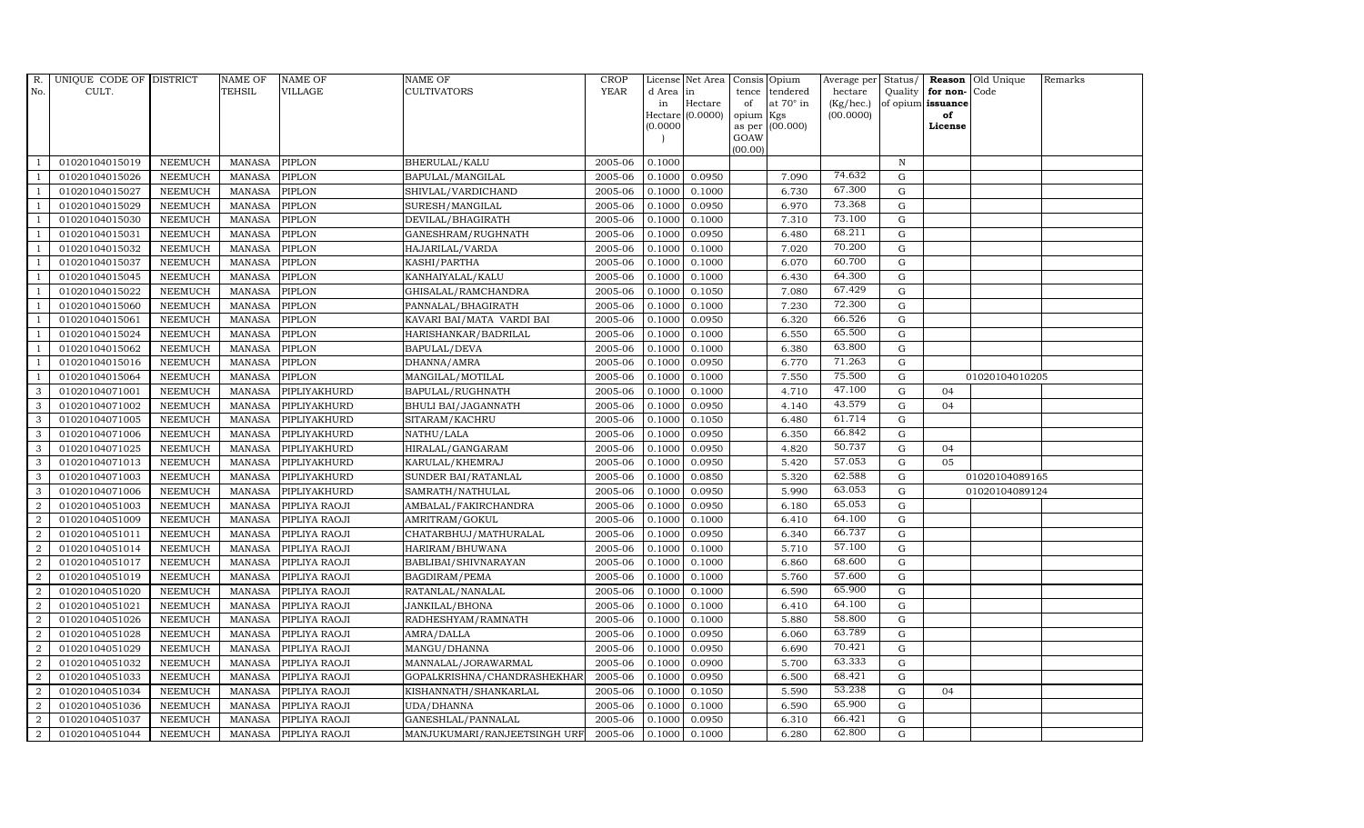| R. No. | UNIQUE CODE OF CULT. | DISTRICT | NAME OF TEHSIL | NAME OF VILLAGE | NAME OF CULTIVATORS | CROP YEAR | License d Area in Hectare (0.0000) | Net Area in Hectare (0.0000) | Consis tence of opium as per GOAW (00.00) | Opium tendered at 70° in Kgs (00.000) | Average per hectare (Kg/hec.) (00.0000) | Status/ Quality of opium | Reason for non-issuance of License | Old Unique Code | Remarks |
|---|---|---|---|---|---|---|---|---|---|---|---|---|---|---|---|
| 1 | 01020104015019 | NEEMUCH | MANASA | PIPLON | BHERULAL/KALU | 2005-06 | 0.1000 | | | | | N | | | |
| 1 | 01020104015026 | NEEMUCH | MANASA | PIPLON | BAPULAL/MANGILAL | 2005-06 | 0.1000 | 0.0950 | | 7.090 | 74.632 | G | | | |
| 1 | 01020104015027 | NEEMUCH | MANASA | PIPLON | SHIVLAL/VARDICHAND | 2005-06 | 0.1000 | 0.1000 | | 6.730 | 67.300 | G | | | |
| 1 | 01020104015029 | NEEMUCH | MANASA | PIPLON | SURESH/MANGILAL | 2005-06 | 0.1000 | 0.0950 | | 6.970 | 73.368 | G | | | |
| 1 | 01020104015030 | NEEMUCH | MANASA | PIPLON | DEVILAL/BHAGIRATH | 2005-06 | 0.1000 | 0.1000 | | 7.310 | 73.100 | G | | | |
| 1 | 01020104015031 | NEEMUCH | MANASA | PIPLON | GANESHRAM/RUGHNATH | 2005-06 | 0.1000 | 0.0950 | | 6.480 | 68.211 | G | | | |
| 1 | 01020104015032 | NEEMUCH | MANASA | PIPLON | HAJARILAL/VARDA | 2005-06 | 0.1000 | 0.1000 | | 7.020 | 70.200 | G | | | |
| 1 | 01020104015037 | NEEMUCH | MANASA | PIPLON | KASHI/PARTHA | 2005-06 | 0.1000 | 0.1000 | | 6.070 | 60.700 | G | | | |
| 1 | 01020104015045 | NEEMUCH | MANASA | PIPLON | KANHAIYALAL/KALU | 2005-06 | 0.1000 | 0.1000 | | 6.430 | 64.300 | G | | | |
| 1 | 01020104015022 | NEEMUCH | MANASA | PIPLON | GHISALAL/RAMCHANDRA | 2005-06 | 0.1000 | 0.1050 | | 7.080 | 67.429 | G | | | |
| 1 | 01020104015060 | NEEMUCH | MANASA | PIPLON | PANNALAL/BHAGIRATH | 2005-06 | 0.1000 | 0.1000 | | 7.230 | 72.300 | G | | | |
| 1 | 01020104015061 | NEEMUCH | MANASA | PIPLON | KAVARI BAI/MATA VARDI BAI | 2005-06 | 0.1000 | 0.0950 | | 6.320 | 66.526 | G | | | |
| 1 | 01020104015024 | NEEMUCH | MANASA | PIPLON | HARISHANKAR/BADRILAL | 2005-06 | 0.1000 | 0.1000 | | 6.550 | 65.500 | G | | | |
| 1 | 01020104015062 | NEEMUCH | MANASA | PIPLON | BAPULAL/DEVA | 2005-06 | 0.1000 | 0.1000 | | 6.380 | 63.800 | G | | | |
| 1 | 01020104015016 | NEEMUCH | MANASA | PIPLON | DHANNA/AMRA | 2005-06 | 0.1000 | 0.0950 | | 6.770 | 71.263 | G | | | |
| 1 | 01020104015064 | NEEMUCH | MANASA | PIPLON | MANGILAL/MOTILAL | 2005-06 | 0.1000 | 0.1000 | | 7.550 | 75.500 | G | | 01020104010205 | |
| 3 | 01020104071001 | NEEMUCH | MANASA | PIPLIYAKHURD | BAPULAL/RUGHNATH | 2005-06 | 0.1000 | 0.1000 | | 4.710 | 47.100 | G | 04 | | |
| 3 | 01020104071002 | NEEMUCH | MANASA | PIPLIYAKHURD | BHULI BAI/JAGANNATH | 2005-06 | 0.1000 | 0.0950 | | 4.140 | 43.579 | G | 04 | | |
| 3 | 01020104071005 | NEEMUCH | MANASA | PIPLIYAKHURD | SITARAM/KACHRU | 2005-06 | 0.1000 | 0.1050 | | 6.480 | 61.714 | G | | | |
| 3 | 01020104071006 | NEEMUCH | MANASA | PIPLIYAKHURD | NATHU/LALA | 2005-06 | 0.1000 | 0.0950 | | 6.350 | 66.842 | G | | | |
| 3 | 01020104071025 | NEEMUCH | MANASA | PIPLIYAKHURD | HIRALAL/GANGARAM | 2005-06 | 0.1000 | 0.0950 | | 4.820 | 50.737 | G | 04 | | |
| 3 | 01020104071013 | NEEMUCH | MANASA | PIPLIYAKHURD | KARULAL/KHEMRAJ | 2005-06 | 0.1000 | 0.0950 | | 5.420 | 57.053 | G | 05 | | |
| 3 | 01020104071003 | NEEMUCH | MANASA | PIPLIYAKHURD | SUNDER BAI/RATANLAL | 2005-06 | 0.1000 | 0.0850 | | 5.320 | 62.588 | G | | 01020104089165 | |
| 3 | 01020104071006 | NEEMUCH | MANASA | PIPLIYAKHURD | SAMRATH/NATHULAL | 2005-06 | 0.1000 | 0.0950 | | 5.990 | 63.053 | G | | 01020104089124 | |
| 2 | 01020104051003 | NEEMUCH | MANASA | PIPLIYA RAOJI | AMBALAL/FAKIRCHANDRA | 2005-06 | 0.1000 | 0.0950 | | 6.180 | 65.053 | G | | | |
| 2 | 01020104051009 | NEEMUCH | MANASA | PIPLIYA RAOJI | AMRITRAM/GOKUL | 2005-06 | 0.1000 | 0.1000 | | 6.410 | 64.100 | G | | | |
| 2 | 01020104051011 | NEEMUCH | MANASA | PIPLIYA RAOJI | CHATARBHUJ/MATHURALAL | 2005-06 | 0.1000 | 0.0950 | | 6.340 | 66.737 | G | | | |
| 2 | 01020104051014 | NEEMUCH | MANASA | PIPLIYA RAOJI | HARIRAM/BHUWANA | 2005-06 | 0.1000 | 0.1000 | | 5.710 | 57.100 | G | | | |
| 2 | 01020104051017 | NEEMUCH | MANASA | PIPLIYA RAOJI | BABLIBAI/SHIVNARAYAN | 2005-06 | 0.1000 | 0.1000 | | 6.860 | 68.600 | G | | | |
| 2 | 01020104051019 | NEEMUCH | MANASA | PIPLIYA RAOJI | BAGDIRAM/PEMA | 2005-06 | 0.1000 | 0.1000 | | 5.760 | 57.600 | G | | | |
| 2 | 01020104051020 | NEEMUCH | MANASA | PIPLIYA RAOJI | RATANLAL/NANALAL | 2005-06 | 0.1000 | 0.1000 | | 6.590 | 65.900 | G | | | |
| 2 | 01020104051021 | NEEMUCH | MANASA | PIPLIYA RAOJI | JANKILAL/BHONA | 2005-06 | 0.1000 | 0.1000 | | 6.410 | 64.100 | G | | | |
| 2 | 01020104051026 | NEEMUCH | MANASA | PIPLIYA RAOJI | RADHESHYAM/RAMNATH | 2005-06 | 0.1000 | 0.1000 | | 5.880 | 58.800 | G | | | |
| 2 | 01020104051028 | NEEMUCH | MANASA | PIPLIYA RAOJI | AMRA/DALLA | 2005-06 | 0.1000 | 0.0950 | | 6.060 | 63.789 | G | | | |
| 2 | 01020104051029 | NEEMUCH | MANASA | PIPLIYA RAOJI | MANGU/DHANNA | 2005-06 | 0.1000 | 0.0950 | | 6.690 | 70.421 | G | | | |
| 2 | 01020104051032 | NEEMUCH | MANASA | PIPLIYA RAOJI | MANNALAL/JORAWARMAL | 2005-06 | 0.1000 | 0.0900 | | 5.700 | 63.333 | G | | | |
| 2 | 01020104051033 | NEEMUCH | MANASA | PIPLIYA RAOJI | GOPALKRISHNA/CHANDRASHEKHAR | 2005-06 | 0.1000 | 0.0950 | | 6.500 | 68.421 | G | | | |
| 2 | 01020104051034 | NEEMUCH | MANASA | PIPLIYA RAOJI | KISHANNATH/SHANKARLAL | 2005-06 | 0.1000 | 0.1050 | | 5.590 | 53.238 | G | 04 | | |
| 2 | 01020104051036 | NEEMUCH | MANASA | PIPLIYA RAOJI | UDA/DHANNA | 2005-06 | 0.1000 | 0.1000 | | 6.590 | 65.900 | G | | | |
| 2 | 01020104051037 | NEEMUCH | MANASA | PIPLIYA RAOJI | GANESHLAL/PANNALAL | 2005-06 | 0.1000 | 0.0950 | | 6.310 | 66.421 | G | | | |
| 2 | 01020104051044 | NEEMUCH | MANASA | PIPLIYA RAOJI | MANJUKUMARI/RANJEETSINGH URF | 2005-06 | 0.1000 | 0.1000 | | 6.280 | 62.800 | G | | | |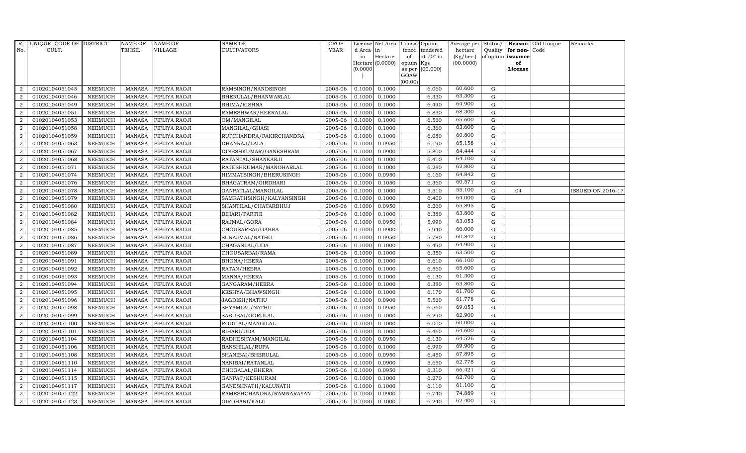| R. No. | UNIQUE CODE OF CULT. | DISTRICT | NAME OF TEHSIL | NAME OF VILLAGE | NAME OF CULTIVATORS | CROP YEAR | License d Area in Hectare (0.0000) | Net Area in Hectare (0.0000) | Consis tence of opium as per GOAW (00.00) | Opium tendered at 70° in Kgs (00.000) | Average per hectare (Kg/hec.) (00.0000) | Status/ Quality of opium | Reason for non- issuance of License | Old Unique Code | Remarks |
|---|---|---|---|---|---|---|---|---|---|---|---|---|---|---|---|
| 2 | 01020104051045 | NEEMUCH | MANASA | PIPLIYA RAOJI | RAMSINGH/NANDSINGH | 2005-06 | 0.1000 | 0.1000 | | 6.060 | 60.600 | G | | | |
| 2 | 01020104051046 | NEEMUCH | MANASA | PIPLIYA RAOJI | BHERULAL/BHANWARLAL | 2005-06 | 0.1000 | 0.1000 | | 6.330 | 63.300 | G | | | |
| 2 | 01020104051049 | NEEMUCH | MANASA | PIPLIYA RAOJI | BHIMA/KISHNA | 2005-06 | 0.1000 | 0.1000 | | 6.490 | 64.900 | G | | | |
| 2 | 01020104051051 | NEEMUCH | MANASA | PIPLIYA RAOJI | RAMESHWAR/HEERALAL | 2005-06 | 0.1000 | 0.1000 | | 6.830 | 68.300 | G | | | |
| 2 | 01020104051053 | NEEMUCH | MANASA | PIPLIYA RAOJI | OM/MANGILAL | 2005-06 | 0.1000 | 0.1000 | | 6.560 | 65.600 | G | | | |
| 2 | 01020104051058 | NEEMUCH | MANASA | PIPLIYA RAOJI | MANGILAL/GHASI | 2005-06 | 0.1000 | 0.1000 | | 6.360 | 63.600 | G | | | |
| 2 | 01020104051059 | NEEMUCH | MANASA | PIPLIYA RAOJI | RUPCHANDRA/FAKIRCHANDRA | 2005-06 | 0.1000 | 0.1000 | | 6.080 | 60.800 | G | | | |
| 2 | 01020104051063 | NEEMUCH | MANASA | PIPLIYA RAOJI | DHANRAJ/LALA | 2005-06 | 0.1000 | 0.0950 | | 6.190 | 65.158 | G | | | |
| 2 | 01020104051067 | NEEMUCH | MANASA | PIPLIYA RAOJI | DINESHKUMAR/GANESHRAM | 2005-06 | 0.1000 | 0.0900 | | 5.800 | 64.444 | G | | | |
| 2 | 01020104051068 | NEEMUCH | MANASA | PIPLIYA RAOJI | RATANLAL/SHANKARJI | 2005-06 | 0.1000 | 0.1000 | | 6.410 | 64.100 | G | | | |
| 2 | 01020104051071 | NEEMUCH | MANASA | PIPLIYA RAOJI | RAJESHKUMAR/MANOHARLAL | 2005-06 | 0.1000 | 0.1000 | | 6.280 | 62.800 | G | | | |
| 2 | 01020104051074 | NEEMUCH | MANASA | PIPLIYA RAOJI | HIMMATSINGH/BHERUSINGH | 2005-06 | 0.1000 | 0.0950 | | 6.160 | 64.842 | G | | | |
| 2 | 01020104051076 | NEEMUCH | MANASA | PIPLIYA RAOJI | BHAGATRAM/GIRDHARI | 2005-06 | 0.1000 | 0.1050 | | 6.360 | 60.571 | G | | | |
| 2 | 01020104051078 | NEEMUCH | MANASA | PIPLIYA RAOJI | GANPATLAL/MANGILAL | 2005-06 | 0.1000 | 0.1000 | | 5.510 | 55.100 | G | 04 | | ISSUED ON 2016-17 |
| 2 | 01020104051079 | NEEMUCH | MANASA | PIPLIYA RAOJI | SAMRATHSINGH/KALYANSINGH | 2005-06 | 0.1000 | 0.1000 | | 6.400 | 64.000 | G | | | |
| 2 | 01020104051080 | NEEMUCH | MANASA | PIPLIYA RAOJI | SHANTILAL/CHATARBHUJ | 2005-06 | 0.1000 | 0.0950 | | 6.260 | 65.895 | G | | | |
| 2 | 01020104051082 | NEEMUCH | MANASA | PIPLIYA RAOJI | BIHARI/PARTHI | 2005-06 | 0.1000 | 0.1000 | | 6.380 | 63.800 | G | | | |
| 2 | 01020104051084 | NEEMUCH | MANASA | PIPLIYA RAOJI | RAJMAL/GORA | 2005-06 | 0.1000 | 0.0950 | | 5.990 | 63.053 | G | | | |
| 2 | 01020104051085 | NEEMUCH | MANASA | PIPLIYA RAOJI | CHOUSARBAI/GABBA | 2005-06 | 0.1000 | 0.0900 | | 5.940 | 66.000 | G | | | |
| 2 | 01020104051086 | NEEMUCH | MANASA | PIPLIYA RAOJI | SURAJMAL/NATHU | 2005-06 | 0.1000 | 0.0950 | | 5.780 | 60.842 | G | | | |
| 2 | 01020104051087 | NEEMUCH | MANASA | PIPLIYA RAOJI | CHAGANLAL/UDA | 2005-06 | 0.1000 | 0.1000 | | 6.490 | 64.900 | G | | | |
| 2 | 01020104051089 | NEEMUCH | MANASA | PIPLIYA RAOJI | CHOUSARBAI/RAMA | 2005-06 | 0.1000 | 0.1000 | | 6.350 | 63.500 | G | | | |
| 2 | 01020104051091 | NEEMUCH | MANASA | PIPLIYA RAOJI | BHONA/HEERA | 2005-06 | 0.1000 | 0.1000 | | 6.610 | 66.100 | G | | | |
| 2 | 01020104051092 | NEEMUCH | MANASA | PIPLIYA RAOJI | RATAN/HEERA | 2005-06 | 0.1000 | 0.1000 | | 6.560 | 65.600 | G | | | |
| 2 | 01020104051093 | NEEMUCH | MANASA | PIPLIYA RAOJI | MANNA/HEERA | 2005-06 | 0.1000 | 0.1000 | | 6.130 | 61.300 | G | | | |
| 2 | 01020104051094 | NEEMUCH | MANASA | PIPLIYA RAOJI | GANGARAM/HEERA | 2005-06 | 0.1000 | 0.1000 | | 6.380 | 63.800 | G | | | |
| 2 | 01020104051095 | NEEMUCH | MANASA | PIPLIYA RAOJI | KESHYA/BHAWSINGH | 2005-06 | 0.1000 | 0.1000 | | 6.170 | 61.700 | G | | | |
| 2 | 01020104051096 | NEEMUCH | MANASA | PIPLIYA RAOJI | JAGDISH/NATHU | 2005-06 | 0.1000 | 0.0900 | | 5.560 | 61.778 | G | | | |
| 2 | 01020104051098 | NEEMUCH | MANASA | PIPLIYA RAOJI | SHYAMLAL/NATHU | 2005-06 | 0.1000 | 0.0950 | | 6.560 | 69.053 | G | | | |
| 2 | 01020104051099 | NEEMUCH | MANASA | PIPLIYA RAOJI | SABUBAI/GORULAL | 2005-06 | 0.1000 | 0.1000 | | 6.290 | 62.900 | G | | | |
| 2 | 01020104051100 | NEEMUCH | MANASA | PIPLIYA RAOJI | RODILAL/MANGILAL | 2005-06 | 0.1000 | 0.1000 | | 6.000 | 60.000 | G | | | |
| 2 | 01020104051101 | NEEMUCH | MANASA | PIPLIYA RAOJI | BIHARI/UDA | 2005-06 | 0.1000 | 0.1000 | | 6.460 | 64.600 | G | | | |
| 2 | 01020104051104 | NEEMUCH | MANASA | PIPLIYA RAOJI | RADHESHYAM/MANGILAL | 2005-06 | 0.1000 | 0.0950 | | 6.130 | 64.526 | G | | | |
| 2 | 01020104051106 | NEEMUCH | MANASA | PIPLIYA RAOJI | BANSHILAL/RUPA | 2005-06 | 0.1000 | 0.1000 | | 6.990 | 69.900 | G | | | |
| 2 | 01020104051108 | NEEMUCH | MANASA | PIPLIYA RAOJI | SHANIBAI/BHERULAL | 2005-06 | 0.1000 | 0.0950 | | 6.450 | 67.895 | G | | | |
| 2 | 01020104051110 | NEEMUCH | MANASA | PIPLIYA RAOJI | NANIBAI/RATANLAL | 2005-06 | 0.1000 | 0.0900 | | 5.650 | 62.778 | G | | | |
| 2 | 01020104051114 | NEEMUCH | MANASA | PIPLIYA RAOJI | CHOGALAL/BHERA | 2005-06 | 0.1000 | 0.0950 | | 6.310 | 66.421 | G | | | |
| 2 | 01020104051115 | NEEMUCH | MANASA | PIPLIYA RAOJI | GANPAT/KESHURAM | 2005-06 | 0.1000 | 0.1000 | | 6.270 | 62.700 | G | | | |
| 2 | 01020104051117 | NEEMUCH | MANASA | PIPLIYA RAOJI | GANESHNATH/KALUNATH | 2005-06 | 0.1000 | 0.1000 | | 6.110 | 61.100 | G | | | |
| 2 | 01020104051122 | NEEMUCH | MANASA | PIPLIYA RAOJI | RAMESHCHANDRA/RAMNARAYAN | 2005-06 | 0.1000 | 0.0900 | | 6.740 | 74.889 | G | | | |
| 2 | 01020104051123 | NEEMUCH | MANASA | PIPLIYA RAOJI | GIRDHARI/KALU | 2005-06 | 0.1000 | 0.1000 | | 6.240 | 62.400 | G | | | |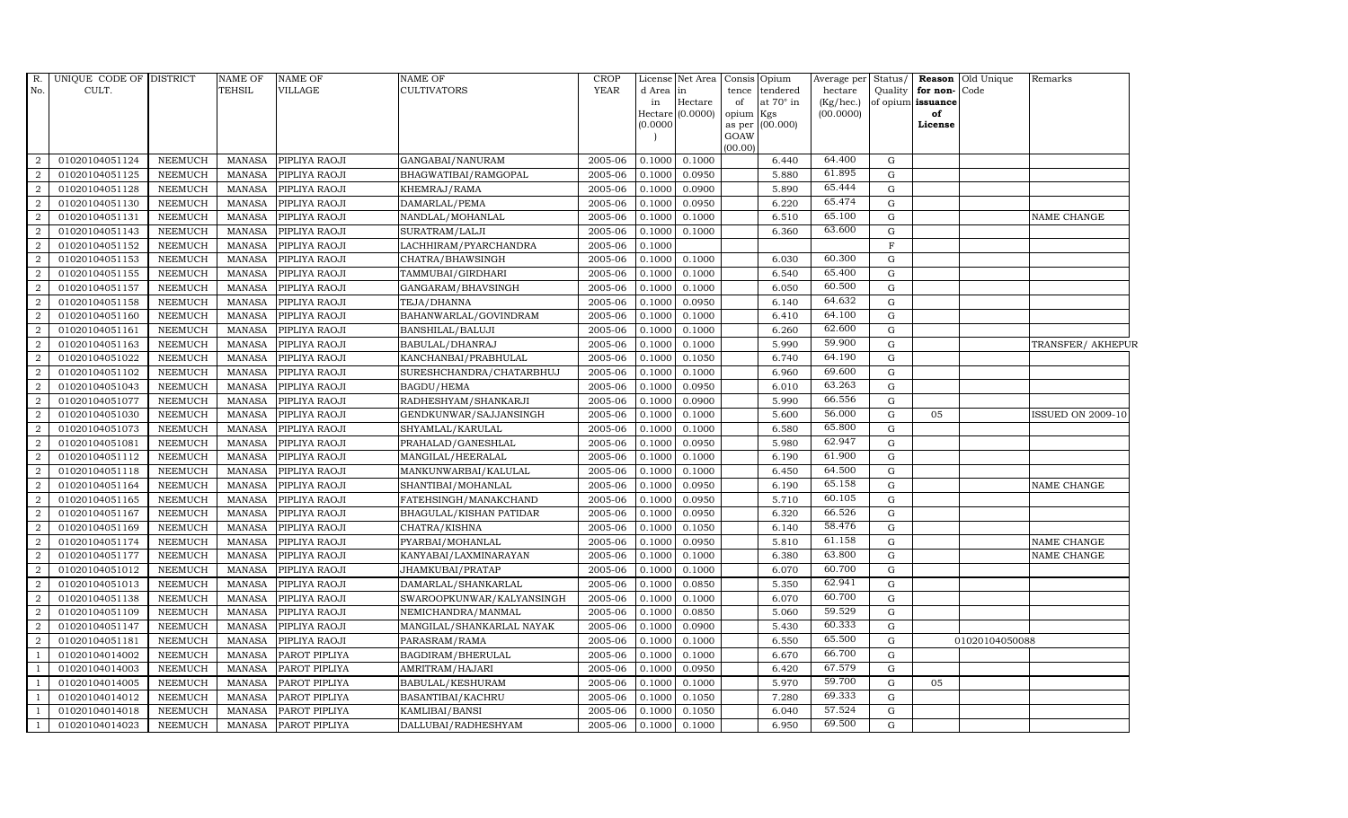| R. No. | UNIQUE CODE OF CULT. | DISTRICT | NAME OF TEHSIL | NAME OF VILLAGE | NAME OF CULTIVATORS | CROP YEAR | License d Area in Hectare (0.0000) | Net Area in Hectare (0.0000) | Consis tence of opium as per GOAW (00.00) | Opium tendered at 70° in Kgs (00.000) | Average per hectare (Kg/hec.) (00.0000) | Status/ Quality of opium | Reason for non-issuance of License | Old Unique Code | Remarks |
|---|---|---|---|---|---|---|---|---|---|---|---|---|---|---|---|
| 2 | 01020104051124 | NEEMUCH | MANASA | PIPLIYA RAOJI | GANGABAI/NANURAM | 2005-06 | 0.1000 | 0.1000 | | 6.440 | 64.400 | G | | | |
| 2 | 01020104051125 | NEEMUCH | MANASA | PIPLIYA RAOJI | BHAGWATIBAI/RAMGOPAL | 2005-06 | 0.1000 | 0.0950 | | 5.880 | 61.895 | G | | | |
| 2 | 01020104051128 | NEEMUCH | MANASA | PIPLIYA RAOJI | KHEMRAJ/RAMA | 2005-06 | 0.1000 | 0.0900 | | 5.890 | 65.444 | G | | | |
| 2 | 01020104051130 | NEEMUCH | MANASA | PIPLIYA RAOJI | DAMARLAL/PEMA | 2005-06 | 0.1000 | 0.0950 | | 6.220 | 65.474 | G | | | |
| 2 | 01020104051131 | NEEMUCH | MANASA | PIPLIYA RAOJI | NANDLAL/MOHANLAL | 2005-06 | 0.1000 | 0.1000 | | 6.510 | 65.100 | G | | | NAME CHANGE |
| 2 | 01020104051143 | NEEMUCH | MANASA | PIPLIYA RAOJI | SURATRAM/LALJI | 2005-06 | 0.1000 | 0.1000 | | 6.360 | 63.600 | G | | | |
| 2 | 01020104051152 | NEEMUCH | MANASA | PIPLIYA RAOJI | LACHHIRAM/PYARCHANDRA | 2005-06 | 0.1000 | | | | | F | | | |
| 2 | 01020104051153 | NEEMUCH | MANASA | PIPLIYA RAOJI | CHATRA/BHAWSINGH | 2005-06 | 0.1000 | 0.1000 | | 6.030 | 60.300 | G | | | |
| 2 | 01020104051155 | NEEMUCH | MANASA | PIPLIYA RAOJI | TAMMUBAI/GIRDHARI | 2005-06 | 0.1000 | 0.1000 | | 6.540 | 65.400 | G | | | |
| 2 | 01020104051157 | NEEMUCH | MANASA | PIPLIYA RAOJI | GANGARAM/BHAVSINGH | 2005-06 | 0.1000 | 0.1000 | | 6.050 | 60.500 | G | | | |
| 2 | 01020104051158 | NEEMUCH | MANASA | PIPLIYA RAOJI | TEJA/DHANNA | 2005-06 | 0.1000 | 0.0950 | | 6.140 | 64.632 | G | | | |
| 2 | 01020104051160 | NEEMUCH | MANASA | PIPLIYA RAOJI | BAHANWARLAL/GOVINDRAM | 2005-06 | 0.1000 | 0.1000 | | 6.410 | 64.100 | G | | | |
| 2 | 01020104051161 | NEEMUCH | MANASA | PIPLIYA RAOJI | BANSHILAL/BALUJI | 2005-06 | 0.1000 | 0.1000 | | 6.260 | 62.600 | G | | | |
| 2 | 01020104051163 | NEEMUCH | MANASA | PIPLIYA RAOJI | BABULAL/DHANRAJ | 2005-06 | 0.1000 | 0.1000 | | 5.990 | 59.900 | G | | | TRANSFER/ AKHEPUR |
| 2 | 01020104051022 | NEEMUCH | MANASA | PIPLIYA RAOJI | KANCHANBAI/PRABHULAL | 2005-06 | 0.1000 | 0.1050 | | 6.740 | 64.190 | G | | | |
| 2 | 01020104051102 | NEEMUCH | MANASA | PIPLIYA RAOJI | SURESHCHANDRA/CHATARBHUJ | 2005-06 | 0.1000 | 0.1000 | | 6.960 | 69.600 | G | | | |
| 2 | 01020104051043 | NEEMUCH | MANASA | PIPLIYA RAOJI | BAGDU/HEMA | 2005-06 | 0.1000 | 0.0950 | | 6.010 | 63.263 | G | | | |
| 2 | 01020104051077 | NEEMUCH | MANASA | PIPLIYA RAOJI | RADHESHYAM/SHANKARJI | 2005-06 | 0.1000 | 0.0900 | | 5.990 | 66.556 | G | | | |
| 2 | 01020104051030 | NEEMUCH | MANASA | PIPLIYA RAOJI | GENDKUNWAR/SAJJANSINGH | 2005-06 | 0.1000 | 0.1000 | | 5.600 | 56.000 | G | 05 | | ISSUED ON 2009-10 |
| 2 | 01020104051073 | NEEMUCH | MANASA | PIPLIYA RAOJI | SHYAMLAL/KARULAL | 2005-06 | 0.1000 | 0.1000 | | 6.580 | 65.800 | G | | | |
| 2 | 01020104051081 | NEEMUCH | MANASA | PIPLIYA RAOJI | PRAHALAD/GANESHLAL | 2005-06 | 0.1000 | 0.0950 | | 5.980 | 62.947 | G | | | |
| 2 | 01020104051112 | NEEMUCH | MANASA | PIPLIYA RAOJI | MANGILAL/HEERALAL | 2005-06 | 0.1000 | 0.1000 | | 6.190 | 61.900 | G | | | |
| 2 | 01020104051118 | NEEMUCH | MANASA | PIPLIYA RAOJI | MANKUNWARBAI/KALULAL | 2005-06 | 0.1000 | 0.1000 | | 6.450 | 64.500 | G | | | |
| 2 | 01020104051164 | NEEMUCH | MANASA | PIPLIYA RAOJI | SHANTIBAI/MOHANLAL | 2005-06 | 0.1000 | 0.0950 | | 6.190 | 65.158 | G | | | NAME CHANGE |
| 2 | 01020104051165 | NEEMUCH | MANASA | PIPLIYA RAOJI | FATEHSINGH/MANAKCHAND | 2005-06 | 0.1000 | 0.0950 | | 5.710 | 60.105 | G | | | |
| 2 | 01020104051167 | NEEMUCH | MANASA | PIPLIYA RAOJI | BHAGULAL/KISHAN PATIDAR | 2005-06 | 0.1000 | 0.0950 | | 6.320 | 66.526 | G | | | |
| 2 | 01020104051169 | NEEMUCH | MANASA | PIPLIYA RAOJI | CHATRA/KISHNA | 2005-06 | 0.1000 | 0.1050 | | 6.140 | 58.476 | G | | | |
| 2 | 01020104051174 | NEEMUCH | MANASA | PIPLIYA RAOJI | PYARBAI/MOHANLAL | 2005-06 | 0.1000 | 0.0950 | | 5.810 | 61.158 | G | | | NAME CHANGE |
| 2 | 01020104051177 | NEEMUCH | MANASA | PIPLIYA RAOJI | KANYABAI/LAXMINARAYAN | 2005-06 | 0.1000 | 0.1000 | | 6.380 | 63.800 | G | | | NAME CHANGE |
| 2 | 01020104051012 | NEEMUCH | MANASA | PIPLIYA RAOJI | JHAMKUBAI/PRATAP | 2005-06 | 0.1000 | 0.1000 | | 6.070 | 60.700 | G | | | |
| 2 | 01020104051013 | NEEMUCH | MANASA | PIPLIYA RAOJI | DAMARLAL/SHANKARLAL | 2005-06 | 0.1000 | 0.0850 | | 5.350 | 62.941 | G | | | |
| 2 | 01020104051138 | NEEMUCH | MANASA | PIPLIYA RAOJI | SWAROOPKUNWAR/KALYANSINGH | 2005-06 | 0.1000 | 0.1000 | | 6.070 | 60.700 | G | | | |
| 2 | 01020104051109 | NEEMUCH | MANASA | PIPLIYA RAOJI | NEMICHANDRA/MANMAL | 2005-06 | 0.1000 | 0.0850 | | 5.060 | 59.529 | G | | | |
| 2 | 01020104051147 | NEEMUCH | MANASA | PIPLIYA RAOJI | MANGILAL/SHANKARLAL NAYAK | 2005-06 | 0.1000 | 0.0900 | | 5.430 | 60.333 | G | | | |
| 2 | 01020104051181 | NEEMUCH | MANASA | PIPLIYA RAOJI | PARASRAM/RAMA | 2005-06 | 0.1000 | 0.1000 | | 6.550 | 65.500 | G | | 01020104050088 | |
| 1 | 01020104014002 | NEEMUCH | MANASA | PAROT PIPLIYA | BAGDIRAM/BHERULAL | 2005-06 | 0.1000 | 0.1000 | | 6.670 | 66.700 | G | | | |
| 1 | 01020104014003 | NEEMUCH | MANASA | PAROT PIPLIYA | AMRITRAM/HAJARI | 2005-06 | 0.1000 | 0.0950 | | 6.420 | 67.579 | G | | | |
| 1 | 01020104014005 | NEEMUCH | MANASA | PAROT PIPLIYA | BABULAL/KESHURAM | 2005-06 | 0.1000 | 0.1000 | | 5.970 | 59.700 | G | 05 | | |
| 1 | 01020104014012 | NEEMUCH | MANASA | PAROT PIPLIYA | BASANTIBAI/KACHRU | 2005-06 | 0.1000 | 0.1050 | | 7.280 | 69.333 | G | | | |
| 1 | 01020104014018 | NEEMUCH | MANASA | PAROT PIPLIYA | KAMLIBAI/BANSI | 2005-06 | 0.1000 | 0.1050 | | 6.040 | 57.524 | G | | | |
| 1 | 01020104014023 | NEEMUCH | MANASA | PAROT PIPLIYA | DALLUBAI/RADHESHYAM | 2005-06 | 0.1000 | 0.1000 | | 6.950 | 69.500 | G | | | |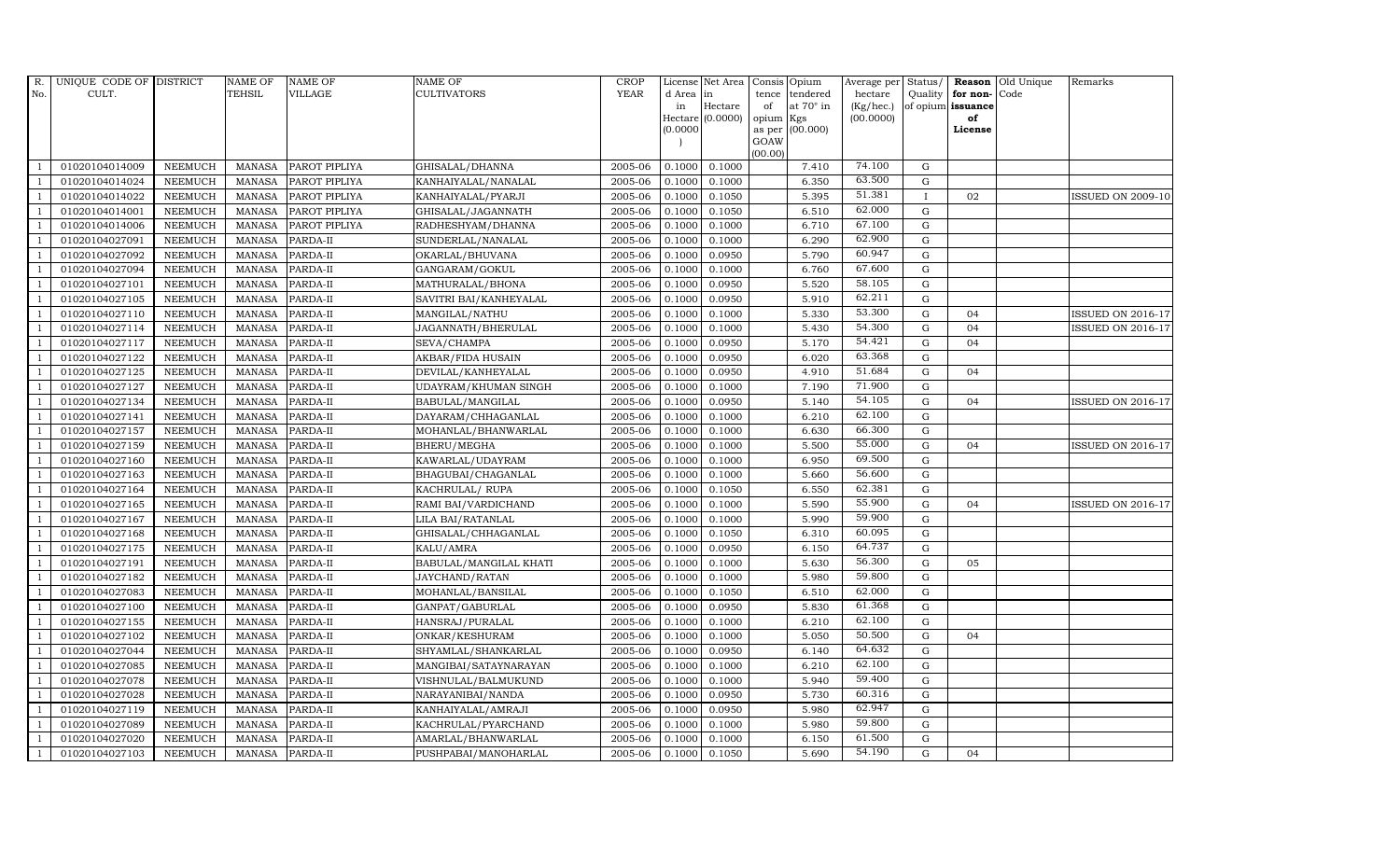| R. No. | UNIQUE CODE OF CULT. | DISTRICT | NAME OF TEHSIL | NAME OF VILLAGE | NAME OF CULTIVATORS | CROP YEAR | License d Area in Hectare (0.0000) | Net Area in Hectare (0.0000) | Consis tence of opium as per GOAW (00.00) | Opium tendered at 70° in Kgs (00.000) | Average per hectare (Kg/hec.) (00.0000) | Status/ Quality of opium | Reason for non-issuance of License | Old Unique Code | Remarks |
|---|---|---|---|---|---|---|---|---|---|---|---|---|---|---|---|
| 1 | 01020104014009 | NEEMUCH | MANASA | PAROT PIPLIYA | GHISALAL/DHANNA | 2005-06 | 0.1000 | 0.1000 | | 7.410 | 74.100 | G | | | |
| 1 | 01020104014024 | NEEMUCH | MANASA | PAROT PIPLIYA | KANHAIYALAL/NANALAL | 2005-06 | 0.1000 | 0.1000 | | 6.350 | 63.500 | G | | | |
| 1 | 01020104014022 | NEEMUCH | MANASA | PAROT PIPLIYA | KANHAIYALAL/PYARJI | 2005-06 | 0.1000 | 0.1050 | | 5.395 | 51.381 | I | 02 | | ISSUED ON 2009-10 |
| 1 | 01020104014001 | NEEMUCH | MANASA | PAROT PIPLIYA | GHISALAL/JAGANNATH | 2005-06 | 0.1000 | 0.1050 | | 6.510 | 62.000 | G | | | |
| 1 | 01020104014006 | NEEMUCH | MANASA | PAROT PIPLIYA | RADHESHYAM/DHANNA | 2005-06 | 0.1000 | 0.1000 | | 6.710 | 67.100 | G | | | |
| 1 | 01020104027091 | NEEMUCH | MANASA | PARDA-II | SUNDERLAL/NANALAL | 2005-06 | 0.1000 | 0.1000 | | 6.290 | 62.900 | G | | | |
| 1 | 01020104027092 | NEEMUCH | MANASA | PARDA-II | OKARLAL/BHUVANA | 2005-06 | 0.1000 | 0.0950 | | 5.790 | 60.947 | G | | | |
| 1 | 01020104027094 | NEEMUCH | MANASA | PARDA-II | GANGARAM/GOKUL | 2005-06 | 0.1000 | 0.1000 | | 6.760 | 67.600 | G | | | |
| 1 | 01020104027101 | NEEMUCH | MANASA | PARDA-II | MATHURALAL/BHONA | 2005-06 | 0.1000 | 0.0950 | | 5.520 | 58.105 | G | | | |
| 1 | 01020104027105 | NEEMUCH | MANASA | PARDA-II | SAVITRI BAI/KANHEYALAL | 2005-06 | 0.1000 | 0.0950 | | 5.910 | 62.211 | G | | | |
| 1 | 01020104027110 | NEEMUCH | MANASA | PARDA-II | MANGILAL/NATHU | 2005-06 | 0.1000 | 0.1000 | | 5.330 | 53.300 | G | 04 | | ISSUED ON 2016-17 |
| 1 | 01020104027114 | NEEMUCH | MANASA | PARDA-II | JAGANNATH/BHERULAL | 2005-06 | 0.1000 | 0.1000 | | 5.430 | 54.300 | G | 04 | | ISSUED ON 2016-17 |
| 1 | 01020104027117 | NEEMUCH | MANASA | PARDA-II | SEVA/CHAMPA | 2005-06 | 0.1000 | 0.0950 | | 5.170 | 54.421 | G | 04 | | |
| 1 | 01020104027122 | NEEMUCH | MANASA | PARDA-II | AKBAR/FIDA HUSAIN | 2005-06 | 0.1000 | 0.0950 | | 6.020 | 63.368 | G | | | |
| 1 | 01020104027125 | NEEMUCH | MANASA | PARDA-II | DEVILAL/KANHEYALAL | 2005-06 | 0.1000 | 0.0950 | | 4.910 | 51.684 | G | 04 | | |
| 1 | 01020104027127 | NEEMUCH | MANASA | PARDA-II | UDAYRAM/KHUMAN SINGH | 2005-06 | 0.1000 | 0.1000 | | 7.190 | 71.900 | G | | | |
| 1 | 01020104027134 | NEEMUCH | MANASA | PARDA-II | BABULAL/MANGILAL | 2005-06 | 0.1000 | 0.0950 | | 5.140 | 54.105 | G | 04 | | ISSUED ON 2016-17 |
| 1 | 01020104027141 | NEEMUCH | MANASA | PARDA-II | DAYARAM/CHHAGANLAL | 2005-06 | 0.1000 | 0.1000 | | 6.210 | 62.100 | G | | | |
| 1 | 01020104027157 | NEEMUCH | MANASA | PARDA-II | MOHANLAL/BHANWARLAL | 2005-06 | 0.1000 | 0.1000 | | 6.630 | 66.300 | G | | | |
| 1 | 01020104027159 | NEEMUCH | MANASA | PARDA-II | BHERU/MEGHA | 2005-06 | 0.1000 | 0.1000 | | 5.500 | 55.000 | G | 04 | | ISSUED ON 2016-17 |
| 1 | 01020104027160 | NEEMUCH | MANASA | PARDA-II | KAWARLAL/UDAYRAM | 2005-06 | 0.1000 | 0.1000 | | 6.950 | 69.500 | G | | | |
| 1 | 01020104027163 | NEEMUCH | MANASA | PARDA-II | BHAGUBAI/CHAGANLAL | 2005-06 | 0.1000 | 0.1000 | | 5.660 | 56.600 | G | | | |
| 1 | 01020104027164 | NEEMUCH | MANASA | PARDA-II | KACHRULAL/ RUPA | 2005-06 | 0.1000 | 0.1050 | | 6.550 | 62.381 | G | | | |
| 1 | 01020104027165 | NEEMUCH | MANASA | PARDA-II | RAMI BAI/VARDICHAND | 2005-06 | 0.1000 | 0.1000 | | 5.590 | 55.900 | G | 04 | | ISSUED ON 2016-17 |
| 1 | 01020104027167 | NEEMUCH | MANASA | PARDA-II | LILA BAI/RATANLAL | 2005-06 | 0.1000 | 0.1000 | | 5.990 | 59.900 | G | | | |
| 1 | 01020104027168 | NEEMUCH | MANASA | PARDA-II | GHISALAL/CHHAGANLAL | 2005-06 | 0.1000 | 0.1050 | | 6.310 | 60.095 | G | | | |
| 1 | 01020104027175 | NEEMUCH | MANASA | PARDA-II | KALU/AMRA | 2005-06 | 0.1000 | 0.0950 | | 6.150 | 64.737 | G | | | |
| 1 | 01020104027191 | NEEMUCH | MANASA | PARDA-II | BABULAL/MANGILAL KHATI | 2005-06 | 0.1000 | 0.1000 | | 5.630 | 56.300 | G | 05 | | |
| 1 | 01020104027182 | NEEMUCH | MANASA | PARDA-II | JAYCHAND/RATAN | 2005-06 | 0.1000 | 0.1000 | | 5.980 | 59.800 | G | | | |
| 1 | 01020104027083 | NEEMUCH | MANASA | PARDA-II | MOHANLAL/BANSILAL | 2005-06 | 0.1000 | 0.1050 | | 6.510 | 62.000 | G | | | |
| 1 | 01020104027100 | NEEMUCH | MANASA | PARDA-II | GANPAT/GABURLAL | 2005-06 | 0.1000 | 0.0950 | | 5.830 | 61.368 | G | | | |
| 1 | 01020104027155 | NEEMUCH | MANASA | PARDA-II | HANSRAJ/PURALAL | 2005-06 | 0.1000 | 0.1000 | | 6.210 | 62.100 | G | | | |
| 1 | 01020104027102 | NEEMUCH | MANASA | PARDA-II | ONKAR/KESHURAM | 2005-06 | 0.1000 | 0.1000 | | 5.050 | 50.500 | G | 04 | | |
| 1 | 01020104027044 | NEEMUCH | MANASA | PARDA-II | SHYAMLAL/SHANKARLAL | 2005-06 | 0.1000 | 0.0950 | | 6.140 | 64.632 | G | | | |
| 1 | 01020104027085 | NEEMUCH | MANASA | PARDA-II | MANGIBAI/SATAYNARAYAN | 2005-06 | 0.1000 | 0.1000 | | 6.210 | 62.100 | G | | | |
| 1 | 01020104027078 | NEEMUCH | MANASA | PARDA-II | VISHNULAL/BALMUKUND | 2005-06 | 0.1000 | 0.1000 | | 5.940 | 59.400 | G | | | |
| 1 | 01020104027028 | NEEMUCH | MANASA | PARDA-II | NARAYANIBAI/NANDA | 2005-06 | 0.1000 | 0.0950 | | 5.730 | 60.316 | G | | | |
| 1 | 01020104027119 | NEEMUCH | MANASA | PARDA-II | KANHAIYALAL/AMRAJI | 2005-06 | 0.1000 | 0.0950 | | 5.980 | 62.947 | G | | | |
| 1 | 01020104027089 | NEEMUCH | MANASA | PARDA-II | KACHRULAL/PYARCHAND | 2005-06 | 0.1000 | 0.1000 | | 5.980 | 59.800 | G | | | |
| 1 | 01020104027020 | NEEMUCH | MANASA | PARDA-II | AMARLAL/BHANWARLAL | 2005-06 | 0.1000 | 0.1000 | | 6.150 | 61.500 | G | | | |
| 1 | 01020104027103 | NEEMUCH | MANASA | PARDA-II | PUSHPABAI/MANOHARLAL | 2005-06 | 0.1000 | 0.1050 | | 5.690 | 54.190 | G | 04 | | |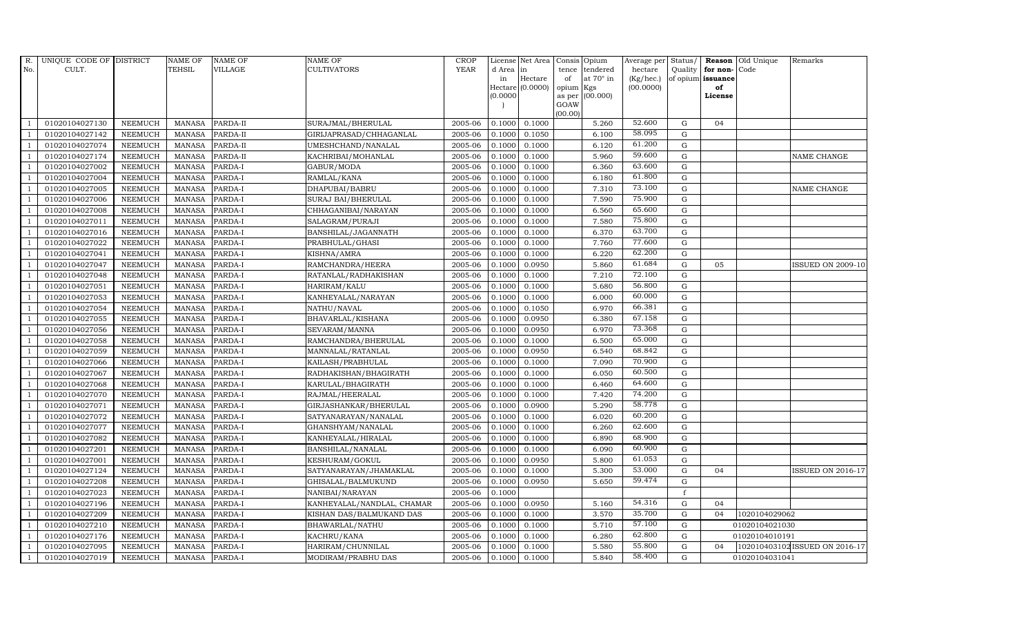| R. No. | UNIQUE CODE OF CULT. | DISTRICT | NAME OF TEHSIL | NAME OF VILLAGE | NAME OF CULTIVATORS | CROP YEAR | License d Area in Hectare (0.0000) | Net Area in Hectare (0.0000) | Consis tence of opium as per GOAW (00.00) | Opium tendered at 70° in Kgs (00.000) | Average per hectare (Kg/hec.) (00.0000) | Status/ Quality of opium | Reason for non-issuance of License | Old Unique Code | Remarks |
|---|---|---|---|---|---|---|---|---|---|---|---|---|---|---|---|
| 1 | 01020104027130 | NEEMUCH | MANASA | PARDA-II | SURAJMAL/BHERULAL | 2005-06 | 0.1000 | 0.1000 | | 5.260 | 52.600 | G | 04 | | |
| 1 | 01020104027142 | NEEMUCH | MANASA | PARDA-II | GIRIJAPRASAD/CHHAGANLAL | 2005-06 | 0.1000 | 0.1050 | | 6.100 | 58.095 | G | | | |
| 1 | 01020104027074 | NEEMUCH | MANASA | PARDA-II | UMESHCHAND/NANALAL | 2005-06 | 0.1000 | 0.1000 | | 6.120 | 61.200 | G | | | |
| 1 | 01020104027174 | NEEMUCH | MANASA | PARDA-II | KACHRIBAI/MOHANLAL | 2005-06 | 0.1000 | 0.1000 | | 5.960 | 59.600 | G | | | NAME CHANGE |
| 1 | 01020104027002 | NEEMUCH | MANASA | PARDA-I | GABUR/MODA | 2005-06 | 0.1000 | 0.1000 | | 6.360 | 63.600 | G | | | |
| 1 | 01020104027004 | NEEMUCH | MANASA | PARDA-I | RAMLAL/KANA | 2005-06 | 0.1000 | 0.1000 | | 6.180 | 61.800 | G | | | |
| 1 | 01020104027005 | NEEMUCH | MANASA | PARDA-I | DHAPUBAI/BABRU | 2005-06 | 0.1000 | 0.1000 | | 7.310 | 73.100 | G | | | NAME CHANGE |
| 1 | 01020104027006 | NEEMUCH | MANASA | PARDA-I | SURAJ BAI/BHERULAL | 2005-06 | 0.1000 | 0.1000 | | 7.590 | 75.900 | G | | | |
| 1 | 01020104027008 | NEEMUCH | MANASA | PARDA-I | CHHAGANIBAI/NARAYAN | 2005-06 | 0.1000 | 0.1000 | | 6.560 | 65.600 | G | | | |
| 1 | 01020104027011 | NEEMUCH | MANASA | PARDA-I | SALAGRAM/PURAJI | 2005-06 | 0.1000 | 0.1000 | | 7.580 | 75.800 | G | | | |
| 1 | 01020104027016 | NEEMUCH | MANASA | PARDA-I | BANSHILAL/JAGANNATH | 2005-06 | 0.1000 | 0.1000 | | 6.370 | 63.700 | G | | | |
| 1 | 01020104027022 | NEEMUCH | MANASA | PARDA-I | PRABHULAL/GHASI | 2005-06 | 0.1000 | 0.1000 | | 7.760 | 77.600 | G | | | |
| 1 | 01020104027041 | NEEMUCH | MANASA | PARDA-I | KISHNA/AMRA | 2005-06 | 0.1000 | 0.1000 | | 6.220 | 62.200 | G | | | |
| 1 | 01020104027047 | NEEMUCH | MANASA | PARDA-I | RAMCHANDRA/HEERA | 2005-06 | 0.1000 | 0.0950 | | 5.860 | 61.684 | G | 05 | | ISSUED ON 2009-10 |
| 1 | 01020104027048 | NEEMUCH | MANASA | PARDA-I | RATANLAL/RADHAKISHAN | 2005-06 | 0.1000 | 0.1000 | | 7.210 | 72.100 | G | | | |
| 1 | 01020104027051 | NEEMUCH | MANASA | PARDA-I | HARIRAM/KALU | 2005-06 | 0.1000 | 0.1000 | | 5.680 | 56.800 | G | | | |
| 1 | 01020104027053 | NEEMUCH | MANASA | PARDA-I | KANHEYALAL/NARAYAN | 2005-06 | 0.1000 | 0.1000 | | 6.000 | 60.000 | G | | | |
| 1 | 01020104027054 | NEEMUCH | MANASA | PARDA-I | NATHU/NAVAL | 2005-06 | 0.1000 | 0.1050 | | 6.970 | 66.381 | G | | | |
| 1 | 01020104027055 | NEEMUCH | MANASA | PARDA-I | BHAVARLAL/KISHANA | 2005-06 | 0.1000 | 0.0950 | | 6.380 | 67.158 | G | | | |
| 1 | 01020104027056 | NEEMUCH | MANASA | PARDA-I | SEVARAM/MANNA | 2005-06 | 0.1000 | 0.0950 | | 6.970 | 73.368 | G | | | |
| 1 | 01020104027058 | NEEMUCH | MANASA | PARDA-I | RAMCHANDRA/BHERULAL | 2005-06 | 0.1000 | 0.1000 | | 6.500 | 65.000 | G | | | |
| 1 | 01020104027059 | NEEMUCH | MANASA | PARDA-I | MANNALAL/RATANLAL | 2005-06 | 0.1000 | 0.0950 | | 6.540 | 68.842 | G | | | |
| 1 | 01020104027066 | NEEMUCH | MANASA | PARDA-I | KAILASH/PRABHULAL | 2005-06 | 0.1000 | 0.1000 | | 7.090 | 70.900 | G | | | |
| 1 | 01020104027067 | NEEMUCH | MANASA | PARDA-I | RADHAKISHAN/BHAGIRATH | 2005-06 | 0.1000 | 0.1000 | | 6.050 | 60.500 | G | | | |
| 1 | 01020104027068 | NEEMUCH | MANASA | PARDA-I | KARULAL/BHAGIRATH | 2005-06 | 0.1000 | 0.1000 | | 6.460 | 64.600 | G | | | |
| 1 | 01020104027070 | NEEMUCH | MANASA | PARDA-I | RAJMAL/HEERALAL | 2005-06 | 0.1000 | 0.1000 | | 7.420 | 74.200 | G | | | |
| 1 | 01020104027071 | NEEMUCH | MANASA | PARDA-I | GIRJASHANKAR/BHERULAL | 2005-06 | 0.1000 | 0.0900 | | 5.290 | 58.778 | G | | | |
| 1 | 01020104027072 | NEEMUCH | MANASA | PARDA-I | SATYANARAYAN/NANALAL | 2005-06 | 0.1000 | 0.1000 | | 6.020 | 60.200 | G | | | |
| 1 | 01020104027077 | NEEMUCH | MANASA | PARDA-I | GHANSHYAM/NANALAL | 2005-06 | 0.1000 | 0.1000 | | 6.260 | 62.600 | G | | | |
| 1 | 01020104027082 | NEEMUCH | MANASA | PARDA-I | KANHEYALAL/HIRALAL | 2005-06 | 0.1000 | 0.1000 | | 6.890 | 68.900 | G | | | |
| 1 | 01020104027201 | NEEMUCH | MANASA | PARDA-I | BANSHILAL/NANALAL | 2005-06 | 0.1000 | 0.1000 | | 6.090 | 60.900 | G | | | |
| 1 | 01020104027001 | NEEMUCH | MANASA | PARDA-I | KESHURAM/GOKUL | 2005-06 | 0.1000 | 0.0950 | | 5.800 | 61.053 | G | | | |
| 1 | 01020104027124 | NEEMUCH | MANASA | PARDA-I | SATYANARAYAN/JHAMAKLAL | 2005-06 | 0.1000 | 0.1000 | | 5.300 | 53.000 | G | 04 | | ISSUED ON 2016-17 |
| 1 | 01020104027208 | NEEMUCH | MANASA | PARDA-I | GHISALAL/BALMUKUND | 2005-06 | 0.1000 | 0.0950 | | 5.650 | 59.474 | G | | | |
| 1 | 01020104027023 | NEEMUCH | MANASA | PARDA-I | NANIBAI/NARAYAN | 2005-06 | 0.1000 | | | | | f | | | |
| 1 | 01020104027196 | NEEMUCH | MANASA | PARDA-I | KANHEYALAL/NANDLAL, CHAMAR | 2005-06 | 0.1000 | 0.0950 | | 5.160 | 54.316 | G | 04 | | |
| 1 | 01020104027209 | NEEMUCH | MANASA | PARDA-I | KISHAN DAS/BALMUKAND DAS | 2005-06 | 0.1000 | 0.1000 | | 3.570 | 35.700 | G | 04 | 1020104029062 | |
| 1 | 01020104027210 | NEEMUCH | MANASA | PARDA-I | BHAWARLAL/NATHU | 2005-06 | 0.1000 | 0.1000 | | 5.710 | 57.100 | G | | 01020104021030 | |
| 1 | 01020104027176 | NEEMUCH | MANASA | PARDA-I | KACHRU/KANA | 2005-06 | 0.1000 | 0.1000 | | 6.280 | 62.800 | G | | 01020104010191 | |
| 1 | 01020104027095 | NEEMUCH | MANASA | PARDA-I | HARIRAM/CHUNNILAL | 2005-06 | 0.1000 | 0.1000 | | 5.580 | 55.800 | G | 04 | 1020104031020 | ISSUED ON 2016-17 |
| 1 | 01020104027019 | NEEMUCH | MANASA | PARDA-I | MODIRAM/PRABHU DAS | 2005-06 | 0.1000 | 0.1000 | | 5.840 | 58.400 | G | | 01020104031041 | |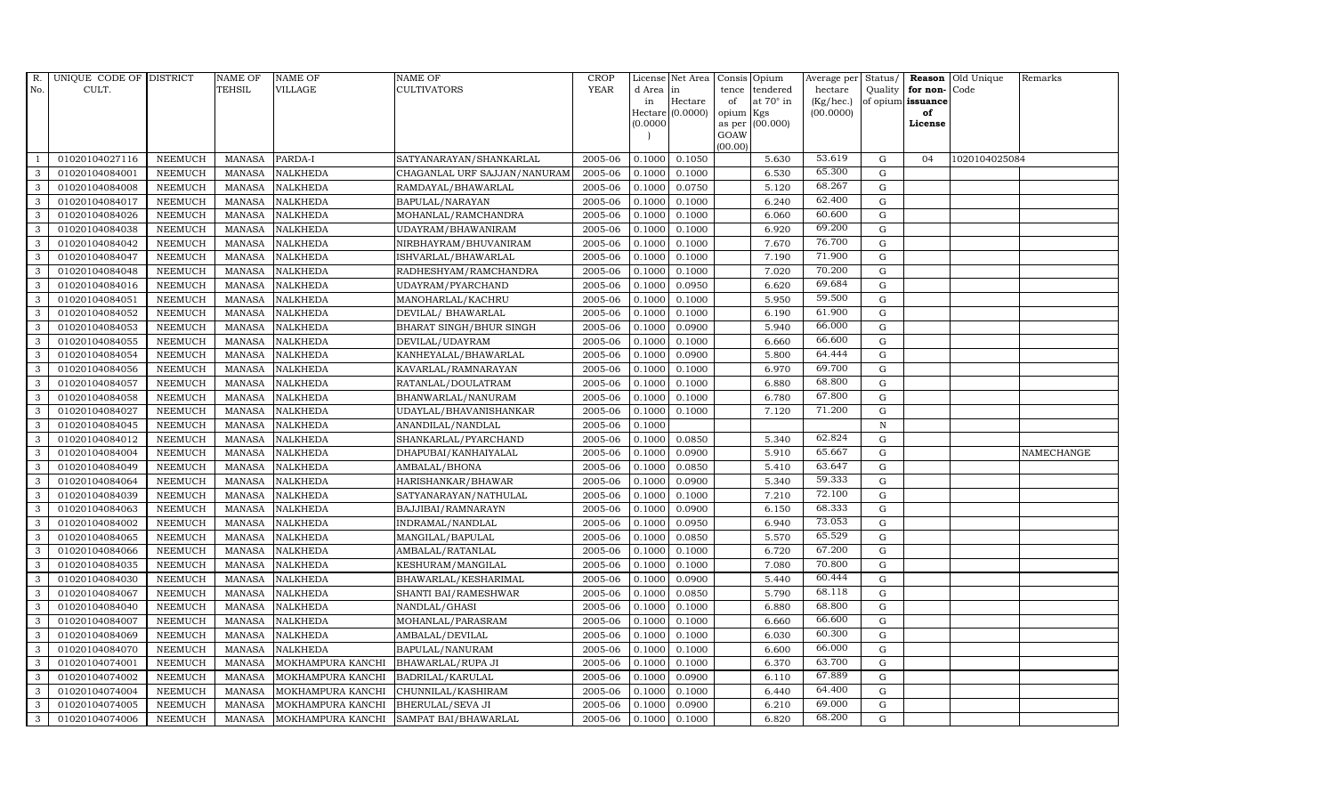| R. No. | UNIQUE CODE OF CULT. | DISTRICT | NAME OF TEHSIL | NAME OF VILLAGE | NAME OF CULTIVATORS | CROP YEAR | License d Area in Hectare (0.0000) | Net Area in Hectare (0.0000) | Consis tence of opium as per GOAW (00.00) | Opium tendered at 70° in Kgs (00.000) | Average per hectare (Kg/hec.) (00.0000) | Status/ Quality of opium | Reason for non-issuance of License | Old Unique Code | Remarks |
|---|---|---|---|---|---|---|---|---|---|---|---|---|---|---|---|
| 1 | 01020104027116 | NEEMUCH | MANASA | PARDA-I | SATYANARAYAN/SHANKARLAL | 2005-06 | 0.1000 | 0.1050 | | 5.630 | 53.619 | G | 04 | 1020104025084 | |
| 3 | 01020104084001 | NEEMUCH | MANASA | NALKHEDA | CHAGANLAL URF SAJJAN/NANURAM | 2005-06 | 0.1000 | 0.1000 | | 6.530 | 65.300 | G | | | |
| 3 | 01020104084008 | NEEMUCH | MANASA | NALKHEDA | RAMDAYAL/BHAWARLAL | 2005-06 | 0.1000 | 0.0750 | | 5.120 | 68.267 | G | | | |
| 3 | 01020104084017 | NEEMUCH | MANASA | NALKHEDA | BAPULAL/NARAYAN | 2005-06 | 0.1000 | 0.1000 | | 6.240 | 62.400 | G | | | |
| 3 | 01020104084026 | NEEMUCH | MANASA | NALKHEDA | MOHANLAL/RAMCHANDRA | 2005-06 | 0.1000 | 0.1000 | | 6.060 | 60.600 | G | | | |
| 3 | 01020104084038 | NEEMUCH | MANASA | NALKHEDA | UDAYRAM/BHAWANIRAM | 2005-06 | 0.1000 | 0.1000 | | 6.920 | 69.200 | G | | | |
| 3 | 01020104084042 | NEEMUCH | MANASA | NALKHEDA | NIRBHAYRAM/BHUVANIRAM | 2005-06 | 0.1000 | 0.1000 | | 7.670 | 76.700 | G | | | |
| 3 | 01020104084047 | NEEMUCH | MANASA | NALKHEDA | ISHVARLAL/BHAWARLAL | 2005-06 | 0.1000 | 0.1000 | | 7.190 | 71.900 | G | | | |
| 3 | 01020104084048 | NEEMUCH | MANASA | NALKHEDA | RADHESHYAM/RAMCHANDRA | 2005-06 | 0.1000 | 0.1000 | | 7.020 | 70.200 | G | | | |
| 3 | 01020104084016 | NEEMUCH | MANASA | NALKHEDA | UDAYRAM/PYARCHAND | 2005-06 | 0.1000 | 0.0950 | | 6.620 | 69.684 | G | | | |
| 3 | 01020104084051 | NEEMUCH | MANASA | NALKHEDA | MANOHARLAL/KACHRU | 2005-06 | 0.1000 | 0.1000 | | 5.950 | 59.500 | G | | | |
| 3 | 01020104084052 | NEEMUCH | MANASA | NALKHEDA | DEVILAL/ BHAWARLAL | 2005-06 | 0.1000 | 0.1000 | | 6.190 | 61.900 | G | | | |
| 3 | 01020104084053 | NEEMUCH | MANASA | NALKHEDA | BHARAT SINGH/BHUR SINGH | 2005-06 | 0.1000 | 0.0900 | | 5.940 | 66.000 | G | | | |
| 3 | 01020104084055 | NEEMUCH | MANASA | NALKHEDA | DEVILAL/UDAYRAM | 2005-06 | 0.1000 | 0.1000 | | 6.660 | 66.600 | G | | | |
| 3 | 01020104084054 | NEEMUCH | MANASA | NALKHEDA | KANHEYALAL/BHAWARLAL | 2005-06 | 0.1000 | 0.0900 | | 5.800 | 64.444 | G | | | |
| 3 | 01020104084056 | NEEMUCH | MANASA | NALKHEDA | KAVARLAL/RAMNARAYAN | 2005-06 | 0.1000 | 0.1000 | | 6.970 | 69.700 | G | | | |
| 3 | 01020104084057 | NEEMUCH | MANASA | NALKHEDA | RATANLAL/DOULATRAM | 2005-06 | 0.1000 | 0.1000 | | 6.880 | 68.800 | G | | | |
| 3 | 01020104084058 | NEEMUCH | MANASA | NALKHEDA | BHANWARLAL/NANURAM | 2005-06 | 0.1000 | 0.1000 | | 6.780 | 67.800 | G | | | |
| 3 | 01020104084027 | NEEMUCH | MANASA | NALKHEDA | UDAYLAL/BHAVANISHANKAR | 2005-06 | 0.1000 | 0.1000 | | 7.120 | 71.200 | G | | | |
| 3 | 01020104084045 | NEEMUCH | MANASA | NALKHEDA | ANANDILAL/NANDLAL | 2005-06 | 0.1000 | | | | | N | | | |
| 3 | 01020104084012 | NEEMUCH | MANASA | NALKHEDA | SHANKARLAL/PYARCHAND | 2005-06 | 0.1000 | 0.0850 | | 5.340 | 62.824 | G | | | |
| 3 | 01020104084004 | NEEMUCH | MANASA | NALKHEDA | DHAPUBAI/KANHAIYALAL | 2005-06 | 0.1000 | 0.0900 | | 5.910 | 65.667 | G | | | NAMECHANGE |
| 3 | 01020104084049 | NEEMUCH | MANASA | NALKHEDA | AMBALAL/BHONA | 2005-06 | 0.1000 | 0.0850 | | 5.410 | 63.647 | G | | | |
| 3 | 01020104084064 | NEEMUCH | MANASA | NALKHEDA | HARISHANKAR/BHAWAR | 2005-06 | 0.1000 | 0.0900 | | 5.340 | 59.333 | G | | | |
| 3 | 01020104084039 | NEEMUCH | MANASA | NALKHEDA | SATYANARAYAN/NATHULAL | 2005-06 | 0.1000 | 0.1000 | | 7.210 | 72.100 | G | | | |
| 3 | 01020104084063 | NEEMUCH | MANASA | NALKHEDA | BAJJIBAI/RAMNARAYN | 2005-06 | 0.1000 | 0.0900 | | 6.150 | 68.333 | G | | | |
| 3 | 01020104084002 | NEEMUCH | MANASA | NALKHEDA | INDRAMAL/NANDLAL | 2005-06 | 0.1000 | 0.0950 | | 6.940 | 73.053 | G | | | |
| 3 | 01020104084065 | NEEMUCH | MANASA | NALKHEDA | MANGILAL/BAPULAL | 2005-06 | 0.1000 | 0.0850 | | 5.570 | 65.529 | G | | | |
| 3 | 01020104084066 | NEEMUCH | MANASA | NALKHEDA | AMBALAL/RATANLAL | 2005-06 | 0.1000 | 0.1000 | | 6.720 | 67.200 | G | | | |
| 3 | 01020104084035 | NEEMUCH | MANASA | NALKHEDA | KESHURAM/MANGILAL | 2005-06 | 0.1000 | 0.1000 | | 7.080 | 70.800 | G | | | |
| 3 | 01020104084030 | NEEMUCH | MANASA | NALKHEDA | BHAWARLAL/KESHARIMAL | 2005-06 | 0.1000 | 0.0900 | | 5.440 | 60.444 | G | | | |
| 3 | 01020104084067 | NEEMUCH | MANASA | NALKHEDA | SHANTI BAI/RAMESHWAR | 2005-06 | 0.1000 | 0.0850 | | 5.790 | 68.118 | G | | | |
| 3 | 01020104084040 | NEEMUCH | MANASA | NALKHEDA | NANDLAL/GHASI | 2005-06 | 0.1000 | 0.1000 | | 6.880 | 68.800 | G | | | |
| 3 | 01020104084007 | NEEMUCH | MANASA | NALKHEDA | MOHANLAL/PARASRAM | 2005-06 | 0.1000 | 0.1000 | | 6.660 | 66.600 | G | | | |
| 3 | 01020104084069 | NEEMUCH | MANASA | NALKHEDA | AMBALAL/DEVILAL | 2005-06 | 0.1000 | 0.1000 | | 6.030 | 60.300 | G | | | |
| 3 | 01020104084070 | NEEMUCH | MANASA | NALKHEDA | BAPULAL/NANURAM | 2005-06 | 0.1000 | 0.1000 | | 6.600 | 66.000 | G | | | |
| 3 | 01020104074001 | NEEMUCH | MANASA | MOKHAMPURA KANCHI | BHAWARLAL/RUPA JI | 2005-06 | 0.1000 | 0.1000 | | 6.370 | 63.700 | G | | | |
| 3 | 01020104074002 | NEEMUCH | MANASA | MOKHAMPURA KANCHI | BADRILAL/KARULAL | 2005-06 | 0.1000 | 0.0900 | | 6.110 | 67.889 | G | | | |
| 3 | 01020104074004 | NEEMUCH | MANASA | MOKHAMPURA KANCHI | CHUNNILAL/KASHIRAM | 2005-06 | 0.1000 | 0.1000 | | 6.440 | 64.400 | G | | | |
| 3 | 01020104074005 | NEEMUCH | MANASA | MOKHAMPURA KANCHI | BHERULAL/SEVA JI | 2005-06 | 0.1000 | 0.0900 | | 6.210 | 69.000 | G | | | |
| 3 | 01020104074006 | NEEMUCH | MANASA | MOKHAMPURA KANCHI | SAMPAT BAI/BHAWARLAL | 2005-06 | 0.1000 | 0.1000 | | 6.820 | 68.200 | G | | | |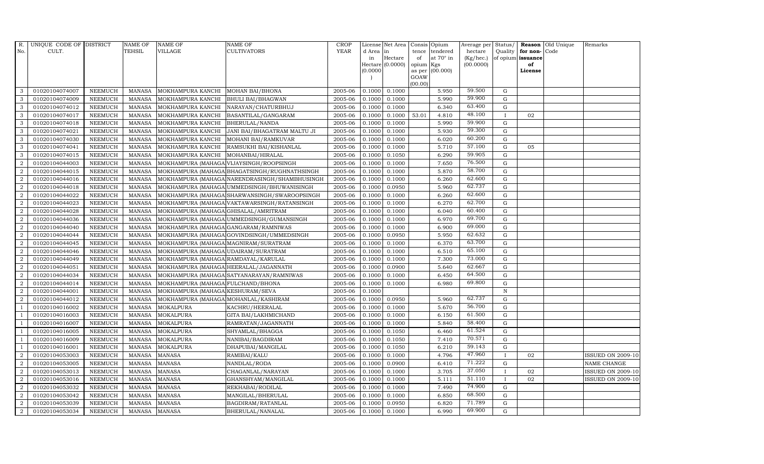| R. No. | UNIQUE CODE OF CULT. | DISTRICT | NAME OF TEHSIL | NAME OF VILLAGE | NAME OF CULTIVATORS | CROP YEAR | License d Area in Hectare (0.0000) | Net Area in Hectare (0.0000) | Consis tence of opium as per GOAW (00.00) | Opium tendered at 70° in Kgs (00.000) | Average per hectare (Kg/hec.) (00.0000) | Status/ Quality of opium | Reason for non- issuance of License | Old Unique Code | Remarks |
|---|---|---|---|---|---|---|---|---|---|---|---|---|---|---|---|
| 3 | 01020104074007 | NEEMUCH | MANASA | MOKHAMPURA KANCHI | MOHAN BAI/BHONA | 2005-06 | 0.1000 | 0.1000 | | 5.950 | 59.500 | G | | | |
| 3 | 01020104074009 | NEEMUCH | MANASA | MOKHAMPURA KANCHI | BHULI BAI/BHAGWAN | 2005-06 | 0.1000 | 0.1000 | | 5.990 | 59.900 | G | | | |
| 3 | 01020104074012 | NEEMUCH | MANASA | MOKHAMPURA KANCHI | NARAYAN/CHATURBHUJ | 2005-06 | 0.1000 | 0.1000 | | 6.340 | 63.400 | G | | | |
| 3 | 01020104074017 | NEEMUCH | MANASA | MOKHAMPURA KANCHI | BASANTILAL/GANGARAM | 2005-06 | 0.1000 | 0.1000 | 53.01 | 4.810 | 48.100 | I | 02 | | |
| 3 | 01020104074018 | NEEMUCH | MANASA | MOKHAMPURA KANCHI | BHERULAL/NANDA | 2005-06 | 0.1000 | 0.1000 | | 5.990 | 59.900 | G | | | |
| 3 | 01020104074021 | NEEMUCH | MANASA | MOKHAMPURA KANCHI | JANI BAI/BHAGATRAM MALTU JI | 2005-06 | 0.1000 | 0.1000 | | 5.930 | 59.300 | G | | | |
| 3 | 01020104074030 | NEEMUCH | MANASA | MOKHAMPURA KANCHI | MOHANI BAI/RAMKUVAR | 2005-06 | 0.1000 | 0.1000 | | 6.020 | 60.200 | G | | | |
| 3 | 01020104074041 | NEEMUCH | MANASA | MOKHAMPURA KANCHI | RAMSUKHI BAI/KISHANLAL | 2005-06 | 0.1000 | 0.1000 | | 5.710 | 57.100 | G | 05 | | |
| 3 | 01020104074015 | NEEMUCH | MANASA | MOKHAMPURA KANCHI | MOHANBAI/HIRALAL | 2005-06 | 0.1000 | 0.1050 | | 6.290 | 59.905 | G | | | |
| 2 | 01020104044003 | NEEMUCH | MANASA | MOKHAMPURA (MAHAGA | VIJAYSINGH/ROOPSINGH | 2005-06 | 0.1000 | 0.1000 | | 7.650 | 76.500 | G | | | |
| 2 | 01020104044015 | NEEMUCH | MANASA | MOKHAMPURA (MAHAGA | BHAGATSINGH/RUGHNATHSINGH | 2005-06 | 0.1000 | 0.1000 | | 5.870 | 58.700 | G | | | |
| 2 | 01020104044016 | NEEMUCH | MANASA | MOKHAMPURA (MAHAGA | NARENDRASINGH/SHAMBHUSINGH | 2005-06 | 0.1000 | 0.1000 | | 6.260 | 62.600 | G | | | |
| 2 | 01020104044018 | NEEMUCH | MANASA | MOKHAMPURA (MAHAGA | UMMEDSINGH/BHUWANISINGH | 2005-06 | 0.1000 | 0.0950 | | 5.960 | 62.737 | G | | | |
| 2 | 01020104044022 | NEEMUCH | MANASA | MOKHAMPURA (MAHAGA | SHARWANSINGH/SWAROOPSINGH | 2005-06 | 0.1000 | 0.1000 | | 6.260 | 62.600 | G | | | |
| 2 | 01020104044023 | NEEMUCH | MANASA | MOKHAMPURA (MAHAGA | VAKTAWARSINGH/RATANSINGH | 2005-06 | 0.1000 | 0.1000 | | 6.270 | 62.700 | G | | | |
| 2 | 01020104044028 | NEEMUCH | MANASA | MOKHAMPURA (MAHAGA | GHISALAL/AMRITRAM | 2005-06 | 0.1000 | 0.1000 | | 6.040 | 60.400 | G | | | |
| 2 | 01020104044036 | NEEMUCH | MANASA | MOKHAMPURA (MAHAGA | UMMEDSINGH/GUMANSINGH | 2005-06 | 0.1000 | 0.1000 | | 6.970 | 69.700 | G | | | |
| 2 | 01020104044040 | NEEMUCH | MANASA | MOKHAMPURA (MAHAGA | GANGARAM/RAMNIWAS | 2005-06 | 0.1000 | 0.1000 | | 6.900 | 69.000 | G | | | |
| 2 | 01020104044044 | NEEMUCH | MANASA | MOKHAMPURA (MAHAGA | GOVINDSINGH/UMMEDSINGH | 2005-06 | 0.1000 | 0.0950 | | 5.950 | 62.632 | G | | | |
| 2 | 01020104044045 | NEEMUCH | MANASA | MOKHAMPURA (MAHAGA | MAGNIRAM/SURATRAM | 2005-06 | 0.1000 | 0.1000 | | 6.370 | 63.700 | G | | | |
| 2 | 01020104044046 | NEEMUCH | MANASA | MOKHAMPURA (MAHAGA | UDAIRAM/SURATRAM | 2005-06 | 0.1000 | 0.1000 | | 6.510 | 65.100 | G | | | |
| 2 | 01020104044049 | NEEMUCH | MANASA | MOKHAMPURA (MAHAGA | RAMDAYAL/KARULAL | 2005-06 | 0.1000 | 0.1000 | | 7.300 | 73.000 | G | | | |
| 2 | 01020104044051 | NEEMUCH | MANASA | MOKHAMPURA (MAHAGA | HEERALAL/JAGANNATH | 2005-06 | 0.1000 | 0.0900 | | 5.640 | 62.667 | G | | | |
| 2 | 01020104044034 | NEEMUCH | MANASA | MOKHAMPURA (MAHAGA | SATYANARAYAN/RAMNIWAS | 2005-06 | 0.1000 | 0.1000 | | 6.450 | 64.500 | G | | | |
| 2 | 01020104044014 | NEEMUCH | MANASA | MOKHAMPURA (MAHAGA | FULCHAND/BHONA | 2005-06 | 0.1000 | 0.1000 | | 6.980 | 69.800 | G | | | |
| 2 | 01020104044001 | NEEMUCH | MANASA | MOKHAMPURA (MAHAGA | KESHURAM/SEVA | 2005-06 | 0.1000 | | | | | N | | | |
| 2 | 01020104044012 | NEEMUCH | MANASA | MOKHAMPURA (MAHAGA | MOHANLAL/KASHIRAM | 2005-06 | 0.1000 | 0.0950 | | 5.960 | 62.737 | G | | | |
| 1 | 01020104016002 | NEEMUCH | MANASA | MOKALPURA | KACHRU/HEERALAL | 2005-06 | 0.1000 | 0.1000 | | 5.670 | 56.700 | G | | | |
| 1 | 01020104016003 | NEEMUCH | MANASA | MOKALPURA | GITA BAI/LAKHMICHAND | 2005-06 | 0.1000 | 0.1000 | | 6.150 | 61.500 | G | | | |
| 1 | 01020104016007 | NEEMUCH | MANASA | MOKALPURA | RAMRATAN/JAGANNATH | 2005-06 | 0.1000 | 0.1000 | | 5.840 | 58.400 | G | | | |
| 1 | 01020104016005 | NEEMUCH | MANASA | MOKALPURA | SHYAMLAL/BHAGGA | 2005-06 | 0.1000 | 0.1050 | | 6.460 | 61.524 | G | | | |
| 1 | 01020104016009 | NEEMUCH | MANASA | MOKALPURA | NANIBAI/BAGDIRAM | 2005-06 | 0.1000 | 0.1050 | | 7.410 | 70.571 | G | | | |
| 1 | 01020104016001 | NEEMUCH | MANASA | MOKALPURA | DHAPUBAI/MANGILAL | 2005-06 | 0.1000 | 0.1050 | | 6.210 | 59.143 | G | | | |
| 2 | 01020104053003 | NEEMUCH | MANASA | MANASA | RAMIBAI/KALU | 2005-06 | 0.1000 | 0.1000 | | 4.796 | 47.960 | I | 02 | | ISSUED ON 2009-10 |
| 2 | 01020104053005 | NEEMUCH | MANASA | MANASA | NANDLAL/RODA | 2005-06 | 0.1000 | 0.0900 | | 6.410 | 71.222 | G | | | NAME CHANGE |
| 2 | 01020104053013 | NEEMUCH | MANASA | MANASA | CHAGANLAL/NARAYAN | 2005-06 | 0.1000 | 0.1000 | | 3.705 | 37.050 | I | 02 | | ISSUED ON 2009-10 |
| 2 | 01020104053016 | NEEMUCH | MANASA | MANASA | GHANSHYAM/MANGILAL | 2005-06 | 0.1000 | 0.1000 | | 5.111 | 51.110 | I | 02 | | ISSUED ON 2009-10 |
| 2 | 01020104053032 | NEEMUCH | MANASA | MANASA | REKHABAI/RODILAL | 2005-06 | 0.1000 | 0.1000 | | 7.490 | 74.900 | G | | | |
| 2 | 01020104053042 | NEEMUCH | MANASA | MANASA | MANGILAL/BHERULAL | 2005-06 | 0.1000 | 0.1000 | | 6.850 | 68.500 | G | | | |
| 2 | 01020104053039 | NEEMUCH | MANASA | MANASA | BAGDIRAM/RATANLAL | 2005-06 | 0.1000 | 0.0950 | | 6.820 | 71.789 | G | | | |
| 2 | 01020104053034 | NEEMUCH | MANASA | MANASA | BHERULAL/NANALAL | 2005-06 | 0.1000 | 0.1000 | | 6.990 | 69.900 | G | | | |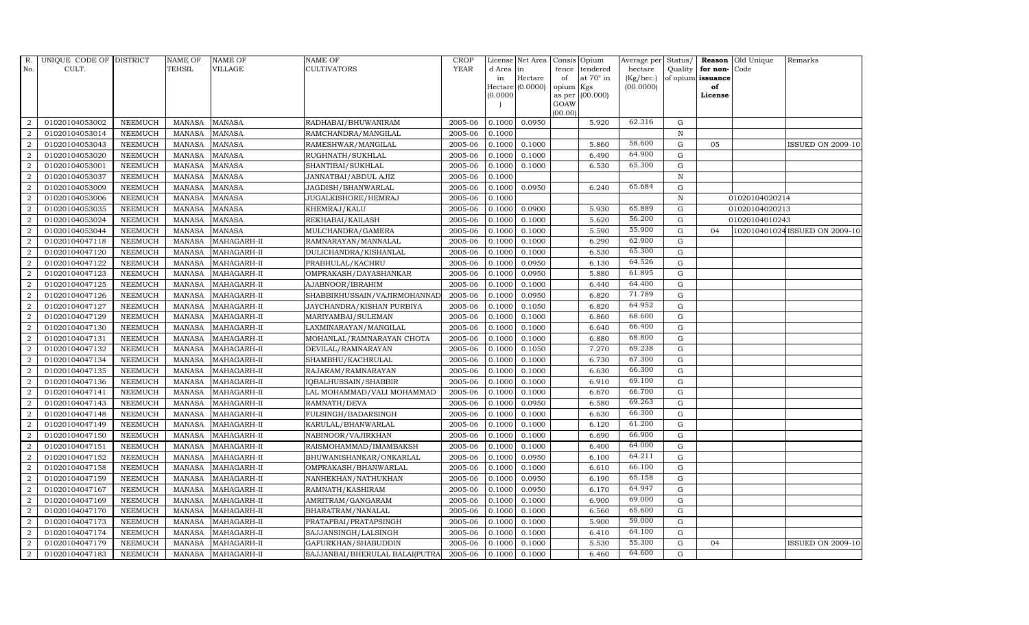| R. No. | UNIQUE CODE OF CULT. | DISTRICT | NAME OF TEHSIL | NAME OF VILLAGE | NAME OF CULTIVATORS | CROP YEAR | License d Area in Hectare (0.0000) | Net Area in Hectare (0.0000) | Consis tence of opium as per GOAW (00.00) | Opium tendered at 70° in Kgs (00.000) | Average per hectare (Kg/hec.) (00.0000) | Status/ Quality of opium | Reason for non-issuance of License | Old Unique Code | Remarks |
|---|---|---|---|---|---|---|---|---|---|---|---|---|---|---|---|
| 2 | 01020104053002 | NEEMUCH | MANASA | MANASA | RADHABAI/BHUWANIRAM | 2005-06 | 0.1000 | 0.0950 | | 5.920 | 62.316 | G | | | |
| 2 | 01020104053014 | NEEMUCH | MANASA | MANASA | RAMCHANDRA/MANGILAL | 2005-06 | 0.1000 | | | | | N | | | |
| 2 | 01020104053043 | NEEMUCH | MANASA | MANASA | RAMESHWAR/MANGILAL | 2005-06 | 0.1000 | 0.1000 | | 5.860 | 58.600 | G | 05 | | ISSUED ON 2009-10 |
| 2 | 01020104053020 | NEEMUCH | MANASA | MANASA | RUGHNATH/SUKHLAL | 2005-06 | 0.1000 | 0.1000 | | 6.490 | 64.900 | G | | | |
| 2 | 01020104053001 | NEEMUCH | MANASA | MANASA | SHANTIBAI/SUKHLAL | 2005-06 | 0.1000 | 0.1000 | | 6.530 | 65.300 | G | | | |
| 2 | 01020104053037 | NEEMUCH | MANASA | MANASA | JANNATBAI/ABDUL AJIZ | 2005-06 | 0.1000 | | | | | N | | | |
| 2 | 01020104053009 | NEEMUCH | MANASA | MANASA | JAGDISH/BHANWARLAL | 2005-06 | 0.1000 | 0.0950 | | 6.240 | 65.684 | G | | | |
| 2 | 01020104053006 | NEEMUCH | MANASA | MANASA | JUGALKISHORE/HEMRAJ | 2005-06 | 0.1000 | | | | | N | | 01020104020214 | |
| 2 | 01020104053035 | NEEMUCH | MANASA | MANASA | KHEMRAJ/KALU | 2005-06 | 0.1000 | 0.0900 | | 5.930 | 65.889 | G | | 01020104020213 | |
| 2 | 01020104053024 | NEEMUCH | MANASA | MANASA | REKHABAI/KAILASH | 2005-06 | 0.1000 | 0.1000 | | 5.620 | 56.200 | G | | 01020104010243 | |
| 2 | 01020104053044 | NEEMUCH | MANASA | MANASA | MULCHANDRA/GAMERA | 2005-06 | 0.1000 | 0.1000 | | 5.590 | 55.900 | G | 04 | 1020104010247 | ISSUED ON 2009-10 |
| 2 | 01020104047118 | NEEMUCH | MANASA | MAHAGARH-II | RAMNARAYAN/MANNALAL | 2005-06 | 0.1000 | 0.1000 | | 6.290 | 62.900 | G | | | |
| 2 | 01020104047120 | NEEMUCH | MANASA | MAHAGARH-II | DULICHANDRA/KISHANLAL | 2005-06 | 0.1000 | 0.1000 | | 6.530 | 65.300 | G | | | |
| 2 | 01020104047122 | NEEMUCH | MANASA | MAHAGARH-II | PRABHULAL/KACHRU | 2005-06 | 0.1000 | 0.0950 | | 6.130 | 64.526 | G | | | |
| 2 | 01020104047123 | NEEMUCH | MANASA | MAHAGARH-II | OMPRAKASH/DAYASHANKAR | 2005-06 | 0.1000 | 0.0950 | | 5.880 | 61.895 | G | | | |
| 2 | 01020104047125 | NEEMUCH | MANASA | MAHAGARH-II | AJABNOOR/IBRAHIM | 2005-06 | 0.1000 | 0.1000 | | 6.440 | 64.400 | G | | | |
| 2 | 01020104047126 | NEEMUCH | MANASA | MAHAGARH-II | SHABBIRHUSSAIN/VAJIRMOHANNAD | 2005-06 | 0.1000 | 0.0950 | | 6.820 | 71.789 | G | | | |
| 2 | 01020104047127 | NEEMUCH | MANASA | MAHAGARH-II | JAYCHANDRA/KISHAN PURBIYA | 2005-06 | 0.1000 | 0.1050 | | 6.820 | 64.952 | G | | | |
| 2 | 01020104047129 | NEEMUCH | MANASA | MAHAGARH-II | MARIYAMBAI/SULEMAN | 2005-06 | 0.1000 | 0.1000 | | 6.860 | 68.600 | G | | | |
| 2 | 01020104047130 | NEEMUCH | MANASA | MAHAGARH-II | LAXMINARAYAN/MANGILAL | 2005-06 | 0.1000 | 0.1000 | | 6.640 | 66.400 | G | | | |
| 2 | 01020104047131 | NEEMUCH | MANASA | MAHAGARH-II | MOHANLAL/RAMNARAYAN CHOTA | 2005-06 | 0.1000 | 0.1000 | | 6.880 | 68.800 | G | | | |
| 2 | 01020104047132 | NEEMUCH | MANASA | MAHAGARH-II | DEVILAL/RAMNARAYAN | 2005-06 | 0.1000 | 0.1050 | | 7.270 | 69.238 | G | | | |
| 2 | 01020104047134 | NEEMUCH | MANASA | MAHAGARH-II | SHAMBHU/KACHRULAL | 2005-06 | 0.1000 | 0.1000 | | 6.730 | 67.300 | G | | | |
| 2 | 01020104047135 | NEEMUCH | MANASA | MAHAGARH-II | RAJARAM/RAMNARAYAN | 2005-06 | 0.1000 | 0.1000 | | 6.630 | 66.300 | G | | | |
| 2 | 01020104047136 | NEEMUCH | MANASA | MAHAGARH-II | IQBALHUSSAIN/SHABBIR | 2005-06 | 0.1000 | 0.1000 | | 6.910 | 69.100 | G | | | |
| 2 | 01020104047141 | NEEMUCH | MANASA | MAHAGARH-II | LAL MOHAMMAD/VALI MOHAMMAD | 2005-06 | 0.1000 | 0.1000 | | 6.670 | 66.700 | G | | | |
| 2 | 01020104047143 | NEEMUCH | MANASA | MAHAGARH-II | RAMNATH/DEVA | 2005-06 | 0.1000 | 0.0950 | | 6.580 | 69.263 | G | | | |
| 2 | 01020104047148 | NEEMUCH | MANASA | MAHAGARH-II | FULSINGH/BADARSINGH | 2005-06 | 0.1000 | 0.1000 | | 6.630 | 66.300 | G | | | |
| 2 | 01020104047149 | NEEMUCH | MANASA | MAHAGARH-II | KARULAL/BHANWARLAL | 2005-06 | 0.1000 | 0.1000 | | 6.120 | 61.200 | G | | | |
| 2 | 01020104047150 | NEEMUCH | MANASA | MAHAGARH-II | NABINOOR/VAJIRKHAN | 2005-06 | 0.1000 | 0.1000 | | 6.690 | 66.900 | G | | | |
| 2 | 01020104047151 | NEEMUCH | MANASA | MAHAGARH-II | RAISMOHAMMAD/IMAMBAKSH | 2005-06 | 0.1000 | 0.1000 | | 6.400 | 64.000 | G | | | |
| 2 | 01020104047152 | NEEMUCH | MANASA | MAHAGARH-II | BHUWANISHANKAR/ONKARLAL | 2005-06 | 0.1000 | 0.0950 | | 6.100 | 64.211 | G | | | |
| 2 | 01020104047158 | NEEMUCH | MANASA | MAHAGARH-II | OMPRAKASH/BHANWARLAL | 2005-06 | 0.1000 | 0.1000 | | 6.610 | 66.100 | G | | | |
| 2 | 01020104047159 | NEEMUCH | MANASA | MAHAGARH-II | NANHEKHAN/NATHUKHAN | 2005-06 | 0.1000 | 0.0950 | | 6.190 | 65.158 | G | | | |
| 2 | 01020104047167 | NEEMUCH | MANASA | MAHAGARH-II | RAMNATH/KASHIRAM | 2005-06 | 0.1000 | 0.0950 | | 6.170 | 64.947 | G | | | |
| 2 | 01020104047169 | NEEMUCH | MANASA | MAHAGARH-II | AMRITRAM/GANGARAM | 2005-06 | 0.1000 | 0.1000 | | 6.900 | 69.000 | G | | | |
| 2 | 01020104047170 | NEEMUCH | MANASA | MAHAGARH-II | BHARATRAM/NANALAL | 2005-06 | 0.1000 | 0.1000 | | 6.560 | 65.600 | G | | | |
| 2 | 01020104047173 | NEEMUCH | MANASA | MAHAGARH-II | PRATAPBAI/PRATAPSINGH | 2005-06 | 0.1000 | 0.1000 | | 5.900 | 59.000 | G | | | |
| 2 | 01020104047174 | NEEMUCH | MANASA | MAHAGARH-II | SAJJANSINGH/LALSINGH | 2005-06 | 0.1000 | 0.1000 | | 6.410 | 64.100 | G | | | |
| 2 | 01020104047179 | NEEMUCH | MANASA | MAHAGARH-II | GAFURKHAN/SHABUDDIN | 2005-06 | 0.1000 | 0.1000 | | 5.530 | 55.300 | G | 04 | | ISSUED ON 2009-10 |
| 2 | 01020104047183 | NEEMUCH | MANASA | MAHAGARH-II | SAJJANBAI/BHERULAL BALAI(PUTRA | 2005-06 | 0.1000 | 0.1000 | | 6.460 | 64.600 | G | | | |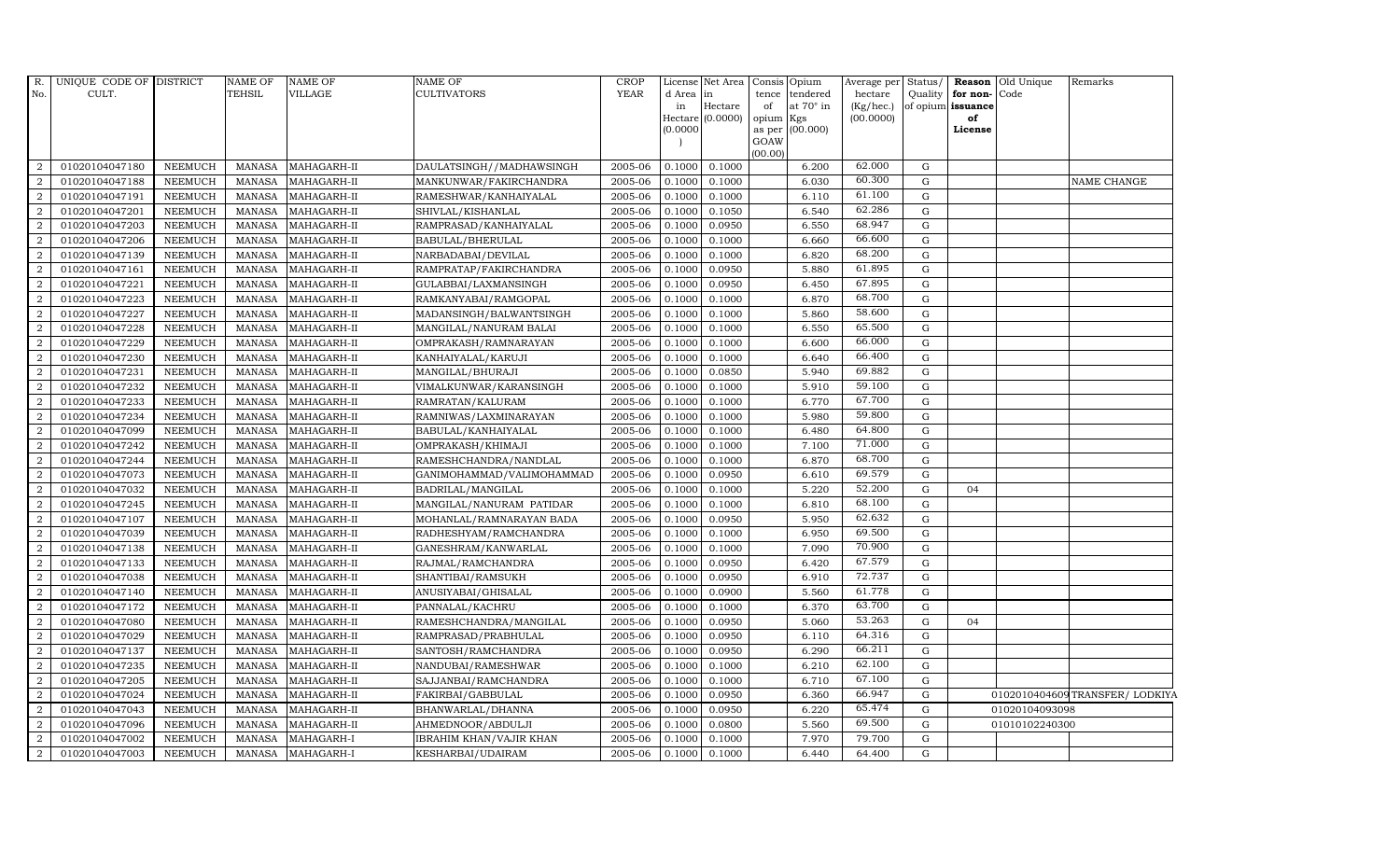| R. No. | UNIQUE CODE OF CULT. | DISTRICT | NAME OF TEHSIL | NAME OF VILLAGE | NAME OF CULTIVATORS | CROP YEAR | License d Area in Hectare (0.0000) | Net Area in Hectare (0.0000) | Consis tence of opium as per GOAW (00.00) | Opium tendered at 70° in Kgs (00.000) | Average per hectare (Kg/hec.) (00.0000) | Status/ Quality of opium | Reason for non- issuance of License | Old Unique Code | Remarks |
|---|---|---|---|---|---|---|---|---|---|---|---|---|---|---|---|
| 2 | 01020104047180 | NEEMUCH | MANASA | MAHAGARH-II | DAULATSINGH//MADHAWSINGH | 2005-06 | 0.1000 | 0.1000 | | 6.200 | 62.000 | G | | | |
| 2 | 01020104047188 | NEEMUCH | MANASA | MAHAGARH-II | MANKUNWAR/FAKIRCHANDRA | 2005-06 | 0.1000 | 0.1000 | | 6.030 | 60.300 | G | | | NAME CHANGE |
| 2 | 01020104047191 | NEEMUCH | MANASA | MAHAGARH-II | RAMESHWAR/KANHAIYALAL | 2005-06 | 0.1000 | 0.1000 | | 6.110 | 61.100 | G | | | |
| 2 | 01020104047201 | NEEMUCH | MANASA | MAHAGARH-II | SHIVLAL/KISHANLAL | 2005-06 | 0.1000 | 0.1050 | | 6.540 | 62.286 | G | | | |
| 2 | 01020104047203 | NEEMUCH | MANASA | MAHAGARH-II | RAMPRASAD/KANHAIYALAL | 2005-06 | 0.1000 | 0.0950 | | 6.550 | 68.947 | G | | | |
| 2 | 01020104047206 | NEEMUCH | MANASA | MAHAGARH-II | BABULAL/BHERULAL | 2005-06 | 0.1000 | 0.1000 | | 6.660 | 66.600 | G | | | |
| 2 | 01020104047139 | NEEMUCH | MANASA | MAHAGARH-II | NARBADABAI/DEVILAL | 2005-06 | 0.1000 | 0.1000 | | 6.820 | 68.200 | G | | | |
| 2 | 01020104047161 | NEEMUCH | MANASA | MAHAGARH-II | RAMPRATAP/FAKIRCHANDRA | 2005-06 | 0.1000 | 0.0950 | | 5.880 | 61.895 | G | | | |
| 2 | 01020104047221 | NEEMUCH | MANASA | MAHAGARH-II | GULABBAI/LAXMANSINGH | 2005-06 | 0.1000 | 0.0950 | | 6.450 | 67.895 | G | | | |
| 2 | 01020104047223 | NEEMUCH | MANASA | MAHAGARH-II | RAMKANYABAI/RAMGOPAL | 2005-06 | 0.1000 | 0.1000 | | 6.870 | 68.700 | G | | | |
| 2 | 01020104047227 | NEEMUCH | MANASA | MAHAGARH-II | MADANSINGH/BALWANTSINGH | 2005-06 | 0.1000 | 0.1000 | | 5.860 | 58.600 | G | | | |
| 2 | 01020104047228 | NEEMUCH | MANASA | MAHAGARH-II | MANGILAL/NANURAM BALAI | 2005-06 | 0.1000 | 0.1000 | | 6.550 | 65.500 | G | | | |
| 2 | 01020104047229 | NEEMUCH | MANASA | MAHAGARH-II | OMPRAKASH/RAMNARAYAN | 2005-06 | 0.1000 | 0.1000 | | 6.600 | 66.000 | G | | | |
| 2 | 01020104047230 | NEEMUCH | MANASA | MAHAGARH-II | KANHAIYALAL/KARUJI | 2005-06 | 0.1000 | 0.1000 | | 6.640 | 66.400 | G | | | |
| 2 | 01020104047231 | NEEMUCH | MANASA | MAHAGARH-II | MANGILAL/BHURAJI | 2005-06 | 0.1000 | 0.0850 | | 5.940 | 69.882 | G | | | |
| 2 | 01020104047232 | NEEMUCH | MANASA | MAHAGARH-II | VIMALKUNWAR/KARANSINGH | 2005-06 | 0.1000 | 0.1000 | | 5.910 | 59.100 | G | | | |
| 2 | 01020104047233 | NEEMUCH | MANASA | MAHAGARH-II | RAMRATAN/KALURAM | 2005-06 | 0.1000 | 0.1000 | | 6.770 | 67.700 | G | | | |
| 2 | 01020104047234 | NEEMUCH | MANASA | MAHAGARH-II | RAMNIWAS/LAXMINARAYAN | 2005-06 | 0.1000 | 0.1000 | | 5.980 | 59.800 | G | | | |
| 2 | 01020104047099 | NEEMUCH | MANASA | MAHAGARH-II | BABULAL/KANHAIYALAL | 2005-06 | 0.1000 | 0.1000 | | 6.480 | 64.800 | G | | | |
| 2 | 01020104047242 | NEEMUCH | MANASA | MAHAGARH-II | OMPRAKASH/KHIMAJI | 2005-06 | 0.1000 | 0.1000 | | 7.100 | 71.000 | G | | | |
| 2 | 01020104047244 | NEEMUCH | MANASA | MAHAGARH-II | RAMESHCHANDRA/NANDLAL | 2005-06 | 0.1000 | 0.1000 | | 6.870 | 68.700 | G | | | |
| 2 | 01020104047073 | NEEMUCH | MANASA | MAHAGARH-II | GANIMOHAMMAD/VALIMOHAMMAD | 2005-06 | 0.1000 | 0.0950 | | 6.610 | 69.579 | G | | | |
| 2 | 01020104047032 | NEEMUCH | MANASA | MAHAGARH-II | BADRILAL/MANGILAL | 2005-06 | 0.1000 | 0.1000 | | 5.220 | 52.200 | G | 04 | | |
| 2 | 01020104047245 | NEEMUCH | MANASA | MAHAGARH-II | MANGILAL/NANURAM PATIDAR | 2005-06 | 0.1000 | 0.1000 | | 6.810 | 68.100 | G | | | |
| 2 | 01020104047107 | NEEMUCH | MANASA | MAHAGARH-II | MOHANLAL/RAMNARAYAN BADA | 2005-06 | 0.1000 | 0.0950 | | 5.950 | 62.632 | G | | | |
| 2 | 01020104047039 | NEEMUCH | MANASA | MAHAGARH-II | RADHESHYAM/RAMCHANDRA | 2005-06 | 0.1000 | 0.1000 | | 6.950 | 69.500 | G | | | |
| 2 | 01020104047138 | NEEMUCH | MANASA | MAHAGARH-II | GANESHRAM/KANWARLAL | 2005-06 | 0.1000 | 0.1000 | | 7.090 | 70.900 | G | | | |
| 2 | 01020104047133 | NEEMUCH | MANASA | MAHAGARH-II | RAJMAL/RAMCHANDRA | 2005-06 | 0.1000 | 0.0950 | | 6.420 | 67.579 | G | | | |
| 2 | 01020104047038 | NEEMUCH | MANASA | MAHAGARH-II | SHANTIBAI/RAMSUKH | 2005-06 | 0.1000 | 0.0950 | | 6.910 | 72.737 | G | | | |
| 2 | 01020104047140 | NEEMUCH | MANASA | MAHAGARH-II | ANUSIYABAI/GHISALAL | 2005-06 | 0.1000 | 0.0900 | | 5.560 | 61.778 | G | | | |
| 2 | 01020104047172 | NEEMUCH | MANASA | MAHAGARH-II | PANNALAL/KACHRU | 2005-06 | 0.1000 | 0.1000 | | 6.370 | 63.700 | G | | | |
| 2 | 01020104047080 | NEEMUCH | MANASA | MAHAGARH-II | RAMESHCHANDRA/MANGILAL | 2005-06 | 0.1000 | 0.0950 | | 5.060 | 53.263 | G | 04 | | |
| 2 | 01020104047029 | NEEMUCH | MANASA | MAHAGARH-II | RAMPRASAD/PRABHULAL | 2005-06 | 0.1000 | 0.0950 | | 6.110 | 64.316 | G | | | |
| 2 | 01020104047137 | NEEMUCH | MANASA | MAHAGARH-II | SANTOSH/RAMCHANDRA | 2005-06 | 0.1000 | 0.0950 | | 6.290 | 66.211 | G | | | |
| 2 | 01020104047235 | NEEMUCH | MANASA | MAHAGARH-II | NANDUBAI/RAMESHWAR | 2005-06 | 0.1000 | 0.1000 | | 6.210 | 62.100 | G | | | |
| 2 | 01020104047205 | NEEMUCH | MANASA | MAHAGARH-II | SAJJANBAI/RAMCHANDRA | 2005-06 | 0.1000 | 0.1000 | | 6.710 | 67.100 | G | | | |
| 2 | 01020104047024 | NEEMUCH | MANASA | MAHAGARH-II | FAKIRBAI/GABBULAL | 2005-06 | 0.1000 | 0.0950 | | 6.360 | 66.947 | G | | 01020104046609 | TRANSFER/ LODKIYA |
| 2 | 01020104047043 | NEEMUCH | MANASA | MAHAGARH-II | BHANWARLAL/DHANNA | 2005-06 | 0.1000 | 0.0950 | | 6.220 | 65.474 | G | | 01020104093098 | |
| 2 | 01020104047096 | NEEMUCH | MANASA | MAHAGARH-II | AHMEDNOOR/ABDULJI | 2005-06 | 0.1000 | 0.0800 | | 5.560 | 69.500 | G | | 01010102240300 | |
| 2 | 01020104047002 | NEEMUCH | MANASA | MAHAGARH-I | IBRAHIM KHAN/VAJIR KHAN | 2005-06 | 0.1000 | 0.1000 | | 7.970 | 79.700 | G | | | |
| 2 | 01020104047003 | NEEMUCH | MANASA | MAHAGARH-I | KESHARBAI/UDAIRAM | 2005-06 | 0.1000 | 0.1000 | | 6.440 | 64.400 | G | | | |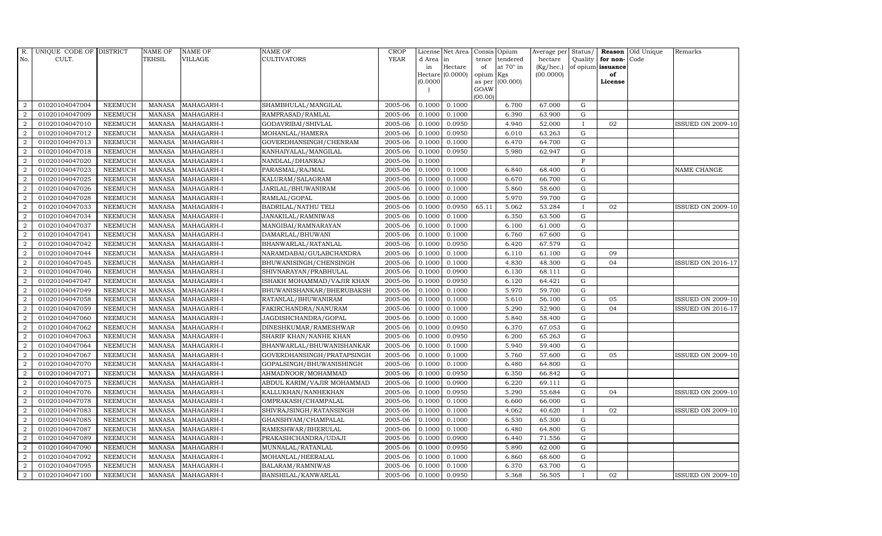| R. No. | UNIQUE CODE OF CULT. | DISTRICT | NAME OF TEHSIL | NAME OF VILLAGE | NAME OF CULTIVATORS | CROP YEAR | License d Area in Hectare (0.0000) | Net Area in Hectare (0.0000) | Consis tence of opium as per GOAW (00.00) | Opium tendered at 70° in Kgs (00.000) | Average per hectare (Kg/hec.) (00.0000) | Status/ Quality of opium | Reason for non-issuance of License | Old Unique Code | Remarks |
|---|---|---|---|---|---|---|---|---|---|---|---|---|---|---|---|
| 2 | 01020104047004 | NEEMUCH | MANASA | MAHAGARH-I | SHAMBHULAL/MANGILAL | 2005-06 | 0.1000 | 0.1000 | | 6.700 | 67.000 | G | | | |
| 2 | 01020104047009 | NEEMUCH | MANASA | MAHAGARH-I | RAMPRASAD/RAMLAL | 2005-06 | 0.1000 | 0.1000 | | 6.390 | 63.900 | G | | | |
| 2 | 01020104047010 | NEEMUCH | MANASA | MAHAGARH-I | GODAVRIBAI/SHIVLAL | 2005-06 | 0.1000 | 0.0950 | | 4.940 | 52.000 | I | 02 | | ISSUED ON 2009-10 |
| 2 | 01020104047012 | NEEMUCH | MANASA | MAHAGARH-I | MOHANLAL/HAMERA | 2005-06 | 0.1000 | 0.0950 | | 6.010 | 63.263 | G | | | |
| 2 | 01020104047013 | NEEMUCH | MANASA | MAHAGARH-I | GOVERDHANSINGH/CHENRAM | 2005-06 | 0.1000 | 0.1000 | | 6.470 | 64.700 | G | | | |
| 2 | 01020104047018 | NEEMUCH | MANASA | MAHAGARH-I | KANHAIYALAL/MANGILAL | 2005-06 | 0.1000 | 0.0950 | | 5.980 | 62.947 | G | | | |
| 2 | 01020104047020 | NEEMUCH | MANASA | MAHAGARH-I | NANDLAL/DHANRAJ | 2005-06 | 0.1000 | | | | | F | | | |
| 2 | 01020104047023 | NEEMUCH | MANASA | MAHAGARH-I | PARASMAL/RAJMAL | 2005-06 | 0.1000 | 0.1000 | | 6.840 | 68.400 | G | | | NAME CHANGE |
| 2 | 01020104047025 | NEEMUCH | MANASA | MAHAGARH-I | KALURAM/SALAGRAM | 2005-06 | 0.1000 | 0.1000 | | 6.670 | 66.700 | G | | | |
| 2 | 01020104047026 | NEEMUCH | MANASA | MAHAGARH-I | JARILAL/BHUWANIRAM | 2005-06 | 0.1000 | 0.1000 | | 5.860 | 58.600 | G | | | |
| 2 | 01020104047028 | NEEMUCH | MANASA | MAHAGARH-I | RAMLAL/GOPAL | 2005-06 | 0.1000 | 0.1000 | | 5.970 | 59.700 | G | | | |
| 2 | 01020104047033 | NEEMUCH | MANASA | MAHAGARH-I | BADRILAL/NATHU TELI | 2005-06 | 0.1000 | 0.0950 | 65.11 | 5.062 | 53.284 | I | 02 | | ISSUED ON 2009-10 |
| 2 | 01020104047034 | NEEMUCH | MANASA | MAHAGARH-I | JANAKILAL/RAMNIWAS | 2005-06 | 0.1000 | 0.1000 | | 6.350 | 63.500 | G | | | |
| 2 | 01020104047037 | NEEMUCH | MANASA | MAHAGARH-I | MANGIBAI/RAMNARAYAN | 2005-06 | 0.1000 | 0.1000 | | 6.100 | 61.000 | G | | | |
| 2 | 01020104047041 | NEEMUCH | MANASA | MAHAGARH-I | DAMARLAL/BHUWANI | 2005-06 | 0.1000 | 0.1000 | | 6.760 | 67.600 | G | | | |
| 2 | 01020104047042 | NEEMUCH | MANASA | MAHAGARH-I | BHANWARLAL/RATANLAL | 2005-06 | 0.1000 | 0.0950 | | 6.420 | 67.579 | G | | | |
| 2 | 01020104047044 | NEEMUCH | MANASA | MAHAGARH-I | NARAMDABAI/GULABCHANDRA | 2005-06 | 0.1000 | 0.1000 | | 6.110 | 61.100 | G | 09 | | |
| 2 | 01020104047045 | NEEMUCH | MANASA | MAHAGARH-I | BHUWANISINGH/CHENSINGH | 2005-06 | 0.1000 | 0.1000 | | 4.830 | 48.300 | G | 04 | | ISSUED ON 2016-17 |
| 2 | 01020104047046 | NEEMUCH | MANASA | MAHAGARH-I | SHIVNARAYAN/PRABHULAL | 2005-06 | 0.1000 | 0.0900 | | 6.130 | 68.111 | G | | | |
| 2 | 01020104047047 | NEEMUCH | MANASA | MAHAGARH-I | ISHAKH MOHAMMAD/VAJIR KHAN | 2005-06 | 0.1000 | 0.0950 | | 6.120 | 64.421 | G | | | |
| 2 | 01020104047049 | NEEMUCH | MANASA | MAHAGARH-I | BHUWANISHANKAR/BHERUBAKSH | 2005-06 | 0.1000 | 0.1000 | | 5.970 | 59.700 | G | | | |
| 2 | 01020104047058 | NEEMUCH | MANASA | MAHAGARH-I | RATANLAL/BHUWANIRAM | 2005-06 | 0.1000 | 0.1000 | | 5.610 | 56.100 | G | 05 | | ISSUED ON 2009-10 |
| 2 | 01020104047059 | NEEMUCH | MANASA | MAHAGARH-I | FAKIRCHANDRA/NANURAM | 2005-06 | 0.1000 | 0.1000 | | 5.290 | 52.900 | G | 04 | | ISSUED ON 2016-17 |
| 2 | 01020104047060 | NEEMUCH | MANASA | MAHAGARH-I | JAGDISHCHANDRA/GOPAL | 2005-06 | 0.1000 | 0.1000 | | 5.840 | 58.400 | G | | | |
| 2 | 01020104047062 | NEEMUCH | MANASA | MAHAGARH-I | DINESHKUMAR/RAMESHWAR | 2005-06 | 0.1000 | 0.0950 | | 6.370 | 67.053 | G | | | |
| 2 | 01020104047063 | NEEMUCH | MANASA | MAHAGARH-I | SHARIF KHAN/NANHE KHAN | 2005-06 | 0.1000 | 0.0950 | | 6.200 | 65.263 | G | | | |
| 2 | 01020104047064 | NEEMUCH | MANASA | MAHAGARH-I | BHANWARLAL/BHUWANISHANKAR | 2005-06 | 0.1000 | 0.1000 | | 5.940 | 59.400 | G | | | |
| 2 | 01020104047067 | NEEMUCH | MANASA | MAHAGARH-I | GOVERDHANSINGH/PRATAPSINGH | 2005-06 | 0.1000 | 0.1000 | | 5.760 | 57.600 | G | 05 | | ISSUED ON 2009-10 |
| 2 | 01020104047070 | NEEMUCH | MANASA | MAHAGARH-I | GOPALSINGH/BHUWANISHINGH | 2005-06 | 0.1000 | 0.1000 | | 6.480 | 64.800 | G | | | |
| 2 | 01020104047071 | NEEMUCH | MANASA | MAHAGARH-I | AHMADNOOR/MOHAMMAD | 2005-06 | 0.1000 | 0.0950 | | 6.350 | 66.842 | G | | | |
| 2 | 01020104047075 | NEEMUCH | MANASA | MAHAGARH-I | ABDUL KARIM/VAJIR MOHAMMAD | 2005-06 | 0.1000 | 0.0900 | | 6.220 | 69.111 | G | | | |
| 2 | 01020104047076 | NEEMUCH | MANASA | MAHAGARH-I | KALLUKHAN/NANHEKHAN | 2005-06 | 0.1000 | 0.0950 | | 5.290 | 55.684 | G | 04 | | ISSUED ON 2009-10 |
| 2 | 01020104047078 | NEEMUCH | MANASA | MAHAGARH-I | OMPRAKASH/CHAMPALAL | 2005-06 | 0.1000 | 0.1000 | | 6.600 | 66.000 | G | | | |
| 2 | 01020104047083 | NEEMUCH | MANASA | MAHAGARH-I | SHIVRAJSINGH/RATANSINGH | 2005-06 | 0.1000 | 0.1000 | | 4.062 | 40.620 | I | 02 | | ISSUED ON 2009-10 |
| 2 | 01020104047085 | NEEMUCH | MANASA | MAHAGARH-I | GHANSHYAM/CHAMPALAL | 2005-06 | 0.1000 | 0.1000 | | 6.530 | 65.300 | G | | | |
| 2 | 01020104047087 | NEEMUCH | MANASA | MAHAGARH-I | RAMESHWAR/BHERULAL | 2005-06 | 0.1000 | 0.1000 | | 6.480 | 64.800 | G | | | |
| 2 | 01020104047089 | NEEMUCH | MANASA | MAHAGARH-I | PRAKASHCHANDRA/UDAJI | 2005-06 | 0.1000 | 0.0900 | | 6.440 | 71.556 | G | | | |
| 2 | 01020104047090 | NEEMUCH | MANASA | MAHAGARH-I | MUNNALAL/RATANLAL | 2005-06 | 0.1000 | 0.0950 | | 5.890 | 62.000 | G | | | |
| 2 | 01020104047092 | NEEMUCH | MANASA | MAHAGARH-I | MOHANLAL/HEERALAL | 2005-06 | 0.1000 | 0.1000 | | 6.860 | 68.600 | G | | | |
| 2 | 01020104047095 | NEEMUCH | MANASA | MAHAGARH-I | BALARAM/RAMNIWAS | 2005-06 | 0.1000 | 0.1000 | | 6.370 | 63.700 | G | | | |
| 2 | 01020104047100 | NEEMUCH | MANASA | MAHAGARH-I | BANSHILAL/KANWARLAL | 2005-06 | 0.1000 | 0.0950 | | 5.368 | 56.505 | I | 02 | | ISSUED ON 2009-10 |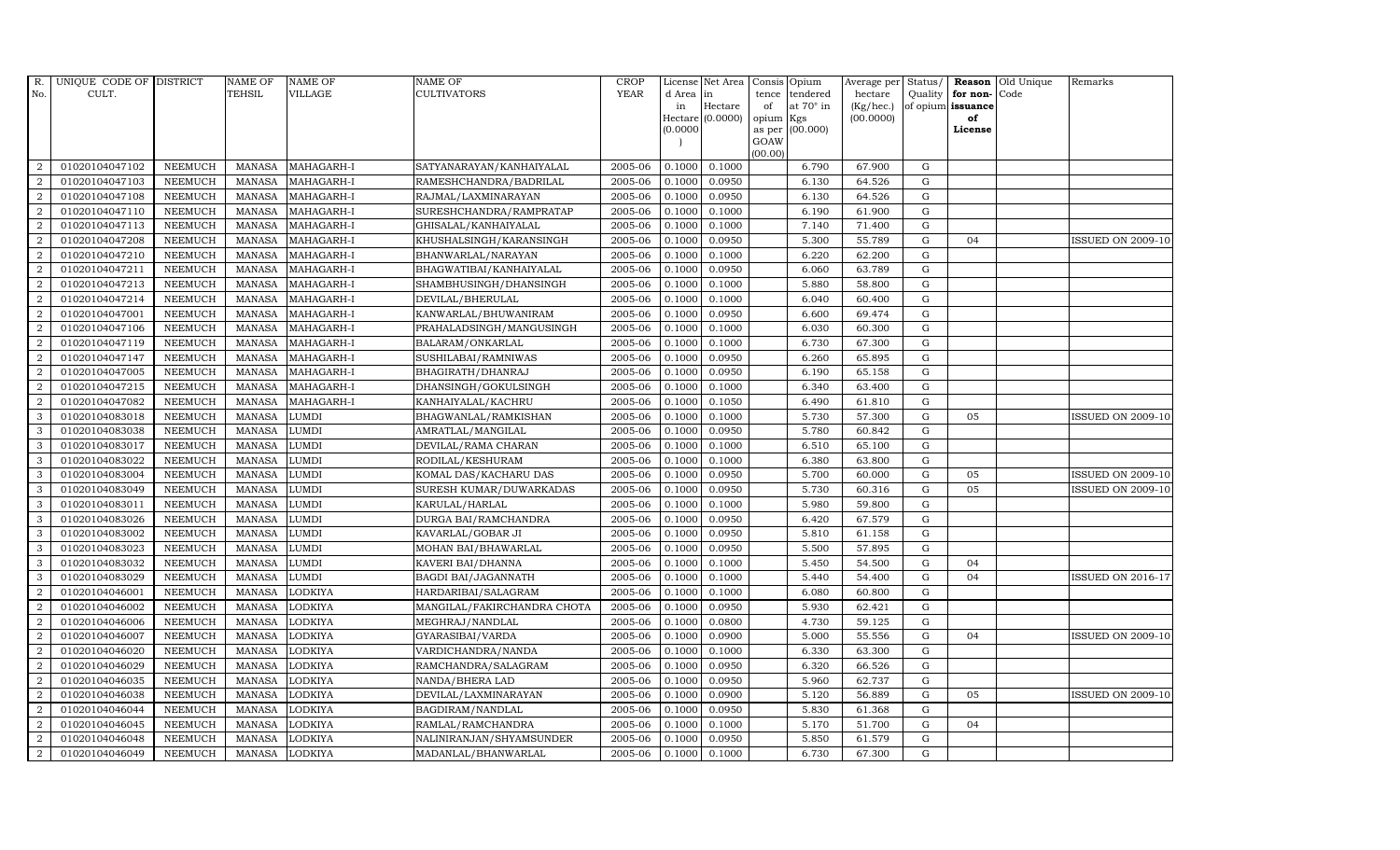| R. No. | UNIQUE CODE OF CULT. | DISTRICT | NAME OF TEHSIL | NAME OF VILLAGE | NAME OF CULTIVATORS | CROP YEAR | License d Area in Hectare (0.0000) | Net Area in Hectare (0.0000) | Consis tence of opium as per GOAW (00.00) | Opium tendered at 70° in Kgs (00.000) | Average per hectare (Kg/hec.) (00.0000) | Status/ Quality of opium | Reason for non-issuance of License | Old Unique Code | Remarks |
|---|---|---|---|---|---|---|---|---|---|---|---|---|---|---|---|
| 2 | 01020104047102 | NEEMUCH | MANASA | MAHAGARH-I | SATYANARAYAN/KANHAIYALAL | 2005-06 | 0.1000 | 0.1000 | | 6.790 | 67.900 | G | | | |
| 2 | 01020104047103 | NEEMUCH | MANASA | MAHAGARH-I | RAMESHCHANDRA/BADRILAL | 2005-06 | 0.1000 | 0.0950 | | 6.130 | 64.526 | G | | | |
| 2 | 01020104047108 | NEEMUCH | MANASA | MAHAGARH-I | RAJMAL/LAXMINARAYAN | 2005-06 | 0.1000 | 0.0950 | | 6.130 | 64.526 | G | | | |
| 2 | 01020104047110 | NEEMUCH | MANASA | MAHAGARH-I | SURESHCHANDRA/RAMPRATAP | 2005-06 | 0.1000 | 0.1000 | | 6.190 | 61.900 | G | | | |
| 2 | 01020104047113 | NEEMUCH | MANASA | MAHAGARH-I | GHISALAL/KANHAIYALAL | 2005-06 | 0.1000 | 0.1000 | | 7.140 | 71.400 | G | | | |
| 2 | 01020104047208 | NEEMUCH | MANASA | MAHAGARH-I | KHUSHALSINGH/KARANSINGH | 2005-06 | 0.1000 | 0.0950 | | 5.300 | 55.789 | G | 04 | | ISSUED ON 2009-10 |
| 2 | 01020104047210 | NEEMUCH | MANASA | MAHAGARH-I | BHANWARLAL/NARAYAN | 2005-06 | 0.1000 | 0.1000 | | 6.220 | 62.200 | G | | | |
| 2 | 01020104047211 | NEEMUCH | MANASA | MAHAGARH-I | BHAGWATIBAI/KANHAIYALAL | 2005-06 | 0.1000 | 0.0950 | | 6.060 | 63.789 | G | | | |
| 2 | 01020104047213 | NEEMUCH | MANASA | MAHAGARH-I | SHAMBHUSINGH/DHANSINGH | 2005-06 | 0.1000 | 0.1000 | | 5.880 | 58.800 | G | | | |
| 2 | 01020104047214 | NEEMUCH | MANASA | MAHAGARH-I | DEVILAL/BHERULAL | 2005-06 | 0.1000 | 0.1000 | | 6.040 | 60.400 | G | | | |
| 2 | 01020104047001 | NEEMUCH | MANASA | MAHAGARH-I | KANWARLAL/BHUWANIRAM | 2005-06 | 0.1000 | 0.0950 | | 6.600 | 69.474 | G | | | |
| 2 | 01020104047106 | NEEMUCH | MANASA | MAHAGARH-I | PRAHALADSINGH/MANGUSINGH | 2005-06 | 0.1000 | 0.1000 | | 6.030 | 60.300 | G | | | |
| 2 | 01020104047119 | NEEMUCH | MANASA | MAHAGARH-I | BALARAM/ONKARLAL | 2005-06 | 0.1000 | 0.1000 | | 6.730 | 67.300 | G | | | |
| 2 | 01020104047147 | NEEMUCH | MANASA | MAHAGARH-I | SUSHILABAI/RAMNIWAS | 2005-06 | 0.1000 | 0.0950 | | 6.260 | 65.895 | G | | | |
| 2 | 01020104047005 | NEEMUCH | MANASA | MAHAGARH-I | BHAGIRATH/DHANRAJ | 2005-06 | 0.1000 | 0.0950 | | 6.190 | 65.158 | G | | | |
| 2 | 01020104047215 | NEEMUCH | MANASA | MAHAGARH-I | DHANSINGH/GOKULSINGH | 2005-06 | 0.1000 | 0.1000 | | 6.340 | 63.400 | G | | | |
| 2 | 01020104047082 | NEEMUCH | MANASA | MAHAGARH-I | KANHAIYALAL/KACHRU | 2005-06 | 0.1000 | 0.1050 | | 6.490 | 61.810 | G | | | |
| 3 | 01020104083018 | NEEMUCH | MANASA | LUMDI | BHAGWANLAL/RAMKISHAN | 2005-06 | 0.1000 | 0.1000 | | 5.730 | 57.300 | G | 05 | | ISSUED ON 2009-10 |
| 3 | 01020104083038 | NEEMUCH | MANASA | LUMDI | AMRATLAL/MANGILAL | 2005-06 | 0.1000 | 0.0950 | | 5.780 | 60.842 | G | | | |
| 3 | 01020104083017 | NEEMUCH | MANASA | LUMDI | DEVILAL/RAMA CHARAN | 2005-06 | 0.1000 | 0.1000 | | 6.510 | 65.100 | G | | | |
| 3 | 01020104083022 | NEEMUCH | MANASA | LUMDI | RODILAL/KESHURAM | 2005-06 | 0.1000 | 0.1000 | | 6.380 | 63.800 | G | | | |
| 3 | 01020104083004 | NEEMUCH | MANASA | LUMDI | KOMAL DAS/KACHARU DAS | 2005-06 | 0.1000 | 0.0950 | | 5.700 | 60.000 | G | 05 | | ISSUED ON 2009-10 |
| 3 | 01020104083049 | NEEMUCH | MANASA | LUMDI | SURESH KUMAR/DUWARKADAS | 2005-06 | 0.1000 | 0.0950 | | 5.730 | 60.316 | G | 05 | | ISSUED ON 2009-10 |
| 3 | 01020104083011 | NEEMUCH | MANASA | LUMDI | KARULAL/HARLAL | 2005-06 | 0.1000 | 0.1000 | | 5.980 | 59.800 | G | | | |
| 3 | 01020104083026 | NEEMUCH | MANASA | LUMDI | DURGA BAI/RAMCHANDRA | 2005-06 | 0.1000 | 0.0950 | | 6.420 | 67.579 | G | | | |
| 3 | 01020104083002 | NEEMUCH | MANASA | LUMDI | KAVARLAL/GOBAR JI | 2005-06 | 0.1000 | 0.0950 | | 5.810 | 61.158 | G | | | |
| 3 | 01020104083023 | NEEMUCH | MANASA | LUMDI | MOHAN BAI/BHAWARLAL | 2005-06 | 0.1000 | 0.0950 | | 5.500 | 57.895 | G | | | |
| 3 | 01020104083032 | NEEMUCH | MANASA | LUMDI | KAVERI BAI/DHANNA | 2005-06 | 0.1000 | 0.1000 | | 5.450 | 54.500 | G | 04 | | |
| 3 | 01020104083029 | NEEMUCH | MANASA | LUMDI | BAGDI BAI/JAGANNATH | 2005-06 | 0.1000 | 0.1000 | | 5.440 | 54.400 | G | 04 | | ISSUED ON 2016-17 |
| 2 | 01020104046001 | NEEMUCH | MANASA | LODKIYA | HARDARIBAI/SALAGRAM | 2005-06 | 0.1000 | 0.1000 | | 6.080 | 60.800 | G | | | |
| 2 | 01020104046002 | NEEMUCH | MANASA | LODKIYA | MANGILAL/FAKIRCHANDRA CHOTA | 2005-06 | 0.1000 | 0.0950 | | 5.930 | 62.421 | G | | | |
| 2 | 01020104046006 | NEEMUCH | MANASA | LODKIYA | MEGHRAJ/NANDLAL | 2005-06 | 0.1000 | 0.0800 | | 4.730 | 59.125 | G | | | |
| 2 | 01020104046007 | NEEMUCH | MANASA | LODKIYA | GYARASIBAI/VARDA | 2005-06 | 0.1000 | 0.0900 | | 5.000 | 55.556 | G | 04 | | ISSUED ON 2009-10 |
| 2 | 01020104046020 | NEEMUCH | MANASA | LODKIYA | VARDICHANDRA/NANDA | 2005-06 | 0.1000 | 0.1000 | | 6.330 | 63.300 | G | | | |
| 2 | 01020104046029 | NEEMUCH | MANASA | LODKIYA | RAMCHANDRA/SALAGRAM | 2005-06 | 0.1000 | 0.0950 | | 6.320 | 66.526 | G | | | |
| 2 | 01020104046035 | NEEMUCH | MANASA | LODKIYA | NANDA/BHERA LAD | 2005-06 | 0.1000 | 0.0950 | | 5.960 | 62.737 | G | | | |
| 2 | 01020104046038 | NEEMUCH | MANASA | LODKIYA | DEVILAL/LAXMINARAYAN | 2005-06 | 0.1000 | 0.0900 | | 5.120 | 56.889 | G | 05 | | ISSUED ON 2009-10 |
| 2 | 01020104046044 | NEEMUCH | MANASA | LODKIYA | BAGDIRAM/NANDLAL | 2005-06 | 0.1000 | 0.0950 | | 5.830 | 61.368 | G | | | |
| 2 | 01020104046045 | NEEMUCH | MANASA | LODKIYA | RAMLAL/RAMCHANDRA | 2005-06 | 0.1000 | 0.1000 | | 5.170 | 51.700 | G | 04 | | |
| 2 | 01020104046048 | NEEMUCH | MANASA | LODKIYA | NALINIRANJAN/SHYAMSUNDER | 2005-06 | 0.1000 | 0.0950 | | 5.850 | 61.579 | G | | | |
| 2 | 01020104046049 | NEEMUCH | MANASA | LODKIYA | MADANLAL/BHANWARLAL | 2005-06 | 0.1000 | 0.1000 | | 6.730 | 67.300 | G | | | |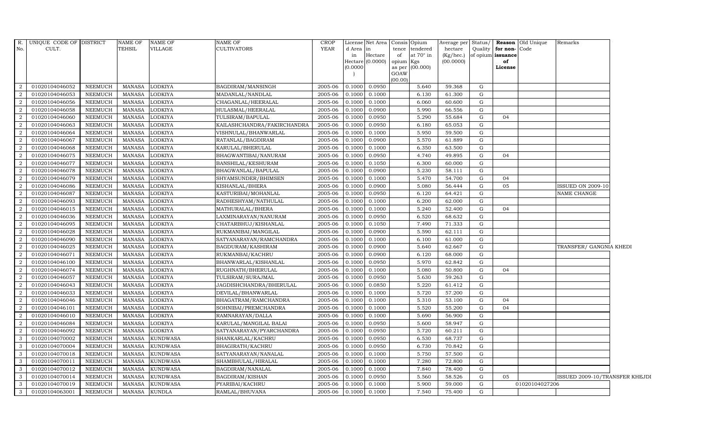| R. No. | UNIQUE CODE OF CULT. | DISTRICT | NAME OF TEHSIL | NAME OF VILLAGE | NAME OF CULTIVATORS | CROP YEAR | License d Area in Hectare (0.0000) | Net Area in Hectare (0.0000) | Consis tence of opium as per GOAW (00.00) | Opium tendered at 70° in Kgs (00.000) | Average per hectare (Kg/hec.) (00.0000) | Status/ Quality of opium | Reason for non-issuance of License | Old Unique Code | Remarks |
|---|---|---|---|---|---|---|---|---|---|---|---|---|---|---|---|
| 2 | 01020104046052 | NEEMUCH | MANASA | LODKIYA | BAGDIRAM/MANSINGH | 2005-06 | 0.1000 | 0.0950 | | 5.640 | 59.368 | G | | | |
| 2 | 01020104046053 | NEEMUCH | MANASA | LODKIYA | MADANLAL/NANDLAL | 2005-06 | 0.1000 | 0.1000 | | 6.130 | 61.300 | G | | | |
| 2 | 01020104046056 | NEEMUCH | MANASA | LODKIYA | CHAGANLAL/HEERALAL | 2005-06 | 0.1000 | 0.1000 | | 6.060 | 60.600 | G | | | |
| 2 | 01020104046058 | NEEMUCH | MANASA | LODKIYA | HULASMAL/HEERALAL | 2005-06 | 0.1000 | 0.0900 | | 5.990 | 66.556 | G | | | |
| 2 | 01020104046060 | NEEMUCH | MANASA | LODKIYA | TULSIRAM/BAPULAL | 2005-06 | 0.1000 | 0.0950 | | 5.290 | 55.684 | G | 04 | | |
| 2 | 01020104046063 | NEEMUCH | MANASA | LODKIYA | KAILASHCHANDRA/FAKIRCHANDRA | 2005-06 | 0.1000 | 0.0950 | | 6.180 | 65.053 | G | | | |
| 2 | 01020104046064 | NEEMUCH | MANASA | LODKIYA | VISHNULAL/BHANWARLAL | 2005-06 | 0.1000 | 0.1000 | | 5.950 | 59.500 | G | | | |
| 2 | 01020104046067 | NEEMUCH | MANASA | LODKIYA | RATANLAL/BAGDIRAM | 2005-06 | 0.1000 | 0.0900 | | 5.570 | 61.889 | G | | | |
| 2 | 01020104046068 | NEEMUCH | MANASA | LODKIYA | KARULAL/BHERULAL | 2005-06 | 0.1000 | 0.1000 | | 6.350 | 63.500 | G | | | |
| 2 | 01020104046075 | NEEMUCH | MANASA | LODKIYA | BHAGWANTIBAI/NANURAM | 2005-06 | 0.1000 | 0.0950 | | 4.740 | 49.895 | G | 04 | | |
| 2 | 01020104046077 | NEEMUCH | MANASA | LODKIYA | BANSHILAL/KESHURAM | 2005-06 | 0.1000 | 0.1050 | | 6.300 | 60.000 | G | | | |
| 2 | 01020104046078 | NEEMUCH | MANASA | LODKIYA | BHAGWANLAL/BAPULAL | 2005-06 | 0.1000 | 0.0900 | | 5.230 | 58.111 | G | | | |
| 2 | 01020104046079 | NEEMUCH | MANASA | LODKIYA | SHYAMSUNDER/BHIMSEN | 2005-06 | 0.1000 | 0.1000 | | 5.470 | 54.700 | G | 04 | | |
| 2 | 01020104046086 | NEEMUCH | MANASA | LODKIYA | KISHANLAL/BHERA | 2005-06 | 0.1000 | 0.0900 | | 5.080 | 56.444 | G | 05 | | ISSUED ON 2009-10 |
| 2 | 01020104046087 | NEEMUCH | MANASA | LODKIYA | KASTURIBAI/MOHANLAL | 2005-06 | 0.1000 | 0.0950 | | 6.120 | 64.421 | G | | | NAME CHANGE |
| 2 | 01020104046093 | NEEMUCH | MANASA | LODKIYA | RADHESHYAM/NATHULAL | 2005-06 | 0.1000 | 0.1000 | | 6.200 | 62.000 | G | | | |
| 2 | 01020104046015 | NEEMUCH | MANASA | LODKIYA | MATHURALAL/BHERA | 2005-06 | 0.1000 | 0.1000 | | 5.240 | 52.400 | G | 04 | | |
| 2 | 01020104046036 | NEEMUCH | MANASA | LODKIYA | LAXMINARAYAN/NANURAM | 2005-06 | 0.1000 | 0.0950 | | 6.520 | 68.632 | G | | | |
| 2 | 01020104046095 | NEEMUCH | MANASA | LODKIYA | CHATARBHUJ/KISHANLAL | 2005-06 | 0.1000 | 0.1050 | | 7.490 | 71.333 | G | | | |
| 2 | 01020104046028 | NEEMUCH | MANASA | LODKIYA | RUKMANIBAI/MANGILAL | 2005-06 | 0.1000 | 0.0900 | | 5.590 | 62.111 | G | | | |
| 2 | 01020104046090 | NEEMUCH | MANASA | LODKIYA | SATYANARAYAN/RAMCHANDRA | 2005-06 | 0.1000 | 0.1000 | | 6.100 | 61.000 | G | | | |
| 2 | 01020104046025 | NEEMUCH | MANASA | LODKIYA | BAGDURAM/KASHIRAM | 2005-06 | 0.1000 | 0.0900 | | 5.640 | 62.667 | G | | | TRANSFER/ GANGNIA KHEDI |
| 2 | 01020104046071 | NEEMUCH | MANASA | LODKIYA | RUKMANBAI/KACHRU | 2005-06 | 0.1000 | 0.0900 | | 6.120 | 68.000 | G | | | |
| 2 | 01020104046100 | NEEMUCH | MANASA | LODKIYA | BHANWARLAL/KISHANLAL | 2005-06 | 0.1000 | 0.0950 | | 5.970 | 62.842 | G | | | |
| 2 | 01020104046074 | NEEMUCH | MANASA | LODKIYA | RUGHNATH/BHERULAL | 2005-06 | 0.1000 | 0.1000 | | 5.080 | 50.800 | G | 04 | | |
| 2 | 01020104046057 | NEEMUCH | MANASA | LODKIYA | TULSIRAM/SURAJMAL | 2005-06 | 0.1000 | 0.0950 | | 5.630 | 59.263 | G | | | |
| 2 | 01020104046043 | NEEMUCH | MANASA | LODKIYA | JAGDISHCHANDRA/BHERULAL | 2005-06 | 0.1000 | 0.0850 | | 5.220 | 61.412 | G | | | |
| 2 | 01020104046033 | NEEMUCH | MANASA | LODKIYA | DEVILAL/BHANWARLAL | 2005-06 | 0.1000 | 0.1000 | | 5.720 | 57.200 | G | | | |
| 2 | 01020104046046 | NEEMUCH | MANASA | LODKIYA | BHAGATRAM/RAMCHANDRA | 2005-06 | 0.1000 | 0.1000 | | 5.310 | 53.100 | G | 04 | | |
| 2 | 01020104046101 | NEEMUCH | MANASA | LODKIYA | SOHNIBAI/PREMCHANDRA | 2005-06 | 0.1000 | 0.1000 | | 5.520 | 55.200 | G | 04 | | |
| 2 | 01020104046010 | NEEMUCH | MANASA | LODKIYA | RAMNARAYAN/DALLA | 2005-06 | 0.1000 | 0.1000 | | 5.690 | 56.900 | G | | | |
| 2 | 01020104046084 | NEEMUCH | MANASA | LODKIYA | KARULAL/MANGILAL BALAI | 2005-06 | 0.1000 | 0.0950 | | 5.600 | 58.947 | G | | | |
| 2 | 01020104046092 | NEEMUCH | MANASA | LODKIYA | SATYANARAYAN/PYARCHANDRA | 2005-06 | 0.1000 | 0.0950 | | 5.720 | 60.211 | G | | | |
| 3 | 01020104070002 | NEEMUCH | MANASA | KUNDWASA | SHANKARLAL/KACHRU | 2005-06 | 0.1000 | 0.0950 | | 6.530 | 68.737 | G | | | |
| 3 | 01020104070004 | NEEMUCH | MANASA | KUNDWASA | BHAGIRATH/KACHRU | 2005-06 | 0.1000 | 0.0950 | | 6.730 | 70.842 | G | | | |
| 3 | 01020104070018 | NEEMUCH | MANASA | KUNDWASA | SATYANARAYAN/NANALAL | 2005-06 | 0.1000 | 0.1000 | | 5.750 | 57.500 | G | | | |
| 3 | 01020104070011 | NEEMUCH | MANASA | KUNDWASA | SHAMBHULAL/HIRALAL | 2005-06 | 0.1000 | 0.1000 | | 7.280 | 72.800 | G | | | |
| 3 | 01020104070012 | NEEMUCH | MANASA | KUNDWASA | BAGDIRAM/NANALAL | 2005-06 | 0.1000 | 0.1000 | | 7.840 | 78.400 | G | | | |
| 3 | 01020104070014 | NEEMUCH | MANASA | KUNDWASA | BAGDIRAM/KISHAN | 2005-06 | 0.1000 | 0.0950 | | 5.560 | 58.526 | G | 05 | | ISSUED 2009-10/TRANSFER KHEJDI |
| 3 | 01020104070019 | NEEMUCH | MANASA | KUNDWASA | PYARIBAI/KACHRU | 2005-06 | 0.1000 | 0.1000 | | 5.900 | 59.000 | G | | 01020104027206 | |
| 3 | 01020104063001 | NEEMUCH | MANASA | KUNDLA | RAMLAL/BHUVANA | 2005-06 | 0.1000 | 0.1000 | | 7.540 | 75.400 | G | | | |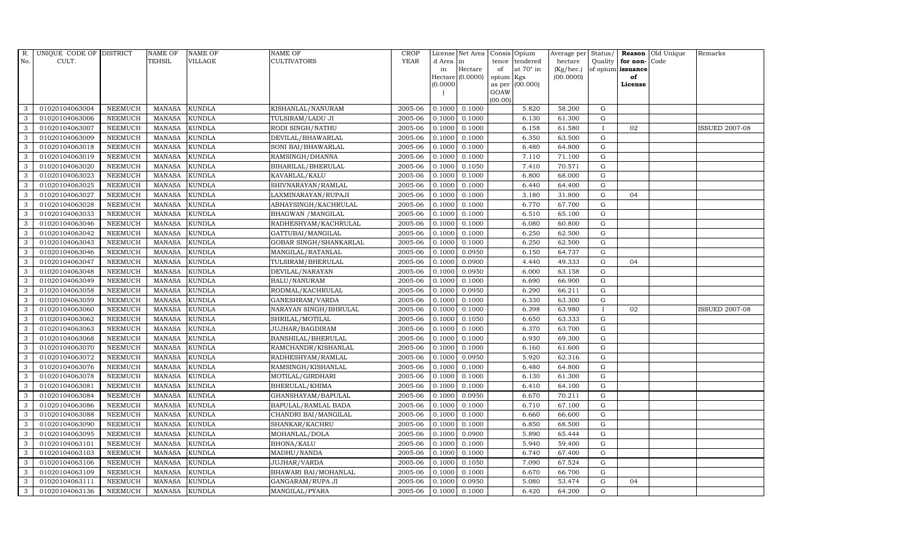| R. No. | UNIQUE CODE OF CULT. | DISTRICT | NAME OF TEHSIL | NAME OF VILLAGE | NAME OF CULTIVATORS | CROP YEAR | License d Area in Hectare (0.0000) | Net Area in Hectare (0.0000) | Consis tence of opium as per GOAW (00.00) | Opium tendered at 70° in Kgs (00.000) | Average per hectare (Kg/hec.) (00.0000) | Status/ Quality of opium | Reason for non-issuance of License | Old Unique Code | Remarks |
|---|---|---|---|---|---|---|---|---|---|---|---|---|---|---|---|
| 3 | 01020104063004 | NEEMUCH | MANASA | KUNDLA | KISHANLAL/NANURAM | 2005-06 | 0.1000 | 0.1000 | | 5.820 | 58.200 | G | | | |
| 3 | 01020104063006 | NEEMUCH | MANASA | KUNDLA | TULSIRAM/LADU JI | 2005-06 | 0.1000 | 0.1000 | | 6.130 | 61.300 | G | | | |
| 3 | 01020104063007 | NEEMUCH | MANASA | KUNDLA | RODI SINGH/NATHU | 2005-06 | 0.1000 | 0.1000 | | 6.158 | 61.580 | I | 02 | | ISSUED 2007-08 |
| 3 | 01020104063009 | NEEMUCH | MANASA | KUNDLA | DEVILAL/BHAWARLAL | 2005-06 | 0.1000 | 0.1000 | | 6.350 | 63.500 | G | | | |
| 3 | 01020104063018 | NEEMUCH | MANASA | KUNDLA | SONI BAI/BHAWARLAL | 2005-06 | 0.1000 | 0.1000 | | 6.480 | 64.800 | G | | | |
| 3 | 01020104063019 | NEEMUCH | MANASA | KUNDLA | RAMSINGH/DHANNA | 2005-06 | 0.1000 | 0.1000 | | 7.110 | 71.100 | G | | | |
| 3 | 01020104063020 | NEEMUCH | MANASA | KUNDLA | BIHARILAL/BHERULAL | 2005-06 | 0.1000 | 0.1050 | | 7.410 | 70.571 | G | | | |
| 3 | 01020104063023 | NEEMUCH | MANASA | KUNDLA | KAVARLAL/KALU | 2005-06 | 0.1000 | 0.1000 | | 6.800 | 68.000 | G | | | |
| 3 | 01020104063025 | NEEMUCH | MANASA | KUNDLA | SHIVNARAYAN/RAMLAL | 2005-06 | 0.1000 | 0.1000 | | 6.440 | 64.400 | G | | | |
| 3 | 01020104063027 | NEEMUCH | MANASA | KUNDLA | LAXMINARAYAN/RUPAJI | 2005-06 | 0.1000 | 0.1000 | | 3.180 | 31.800 | G | 04 | | |
| 3 | 01020104063028 | NEEMUCH | MANASA | KUNDLA | ABHAYSINGH/KACHRULAL | 2005-06 | 0.1000 | 0.1000 | | 6.770 | 67.700 | G | | | |
| 3 | 01020104063033 | NEEMUCH | MANASA | KUNDLA | BHAGWAN /MANGILAL | 2005-06 | 0.1000 | 0.1000 | | 6.510 | 65.100 | G | | | |
| 3 | 01020104063046 | NEEMUCH | MANASA | KUNDLA | RADHESHYAM/KACHRULAL | 2005-06 | 0.1000 | 0.1000 | | 6.080 | 60.800 | G | | | |
| 3 | 01020104063042 | NEEMUCH | MANASA | KUNDLA | GATTUBAI/MANGILAL | 2005-06 | 0.1000 | 0.1000 | | 6.250 | 62.500 | G | | | |
| 3 | 01020104063043 | NEEMUCH | MANASA | KUNDLA | GOBAR SINGH/SHANKARLAL | 2005-06 | 0.1000 | 0.1000 | | 6.250 | 62.500 | G | | | |
| 3 | 01020104063046 | NEEMUCH | MANASA | KUNDLA | MANGILAL/RATANLAL | 2005-06 | 0.1000 | 0.0950 | | 6.150 | 64.737 | G | | | |
| 3 | 01020104063047 | NEEMUCH | MANASA | KUNDLA | TULSIRAM/BHERULAL | 2005-06 | 0.1000 | 0.0900 | | 4.440 | 49.333 | G | 04 | | |
| 3 | 01020104063048 | NEEMUCH | MANASA | KUNDLA | DEVILAL/NARAYAN | 2005-06 | 0.1000 | 0.0950 | | 6.000 | 63.158 | G | | | |
| 3 | 01020104063049 | NEEMUCH | MANASA | KUNDLA | BALU/NANURAM | 2005-06 | 0.1000 | 0.1000 | | 6.690 | 66.900 | G | | | |
| 3 | 01020104063058 | NEEMUCH | MANASA | KUNDLA | RODMAL/KACHRULAL | 2005-06 | 0.1000 | 0.0950 | | 6.290 | 66.211 | G | | | |
| 3 | 01020104063059 | NEEMUCH | MANASA | KUNDLA | GANESHRAM/VARDA | 2005-06 | 0.1000 | 0.1000 | | 6.330 | 63.300 | G | | | |
| 3 | 01020104063060 | NEEMUCH | MANASA | KUNDLA | NARAYAN SINGH/BHRULAL | 2005-06 | 0.1000 | 0.1000 | | 6.398 | 63.980 | I | 02 | | ISSUED 2007-08 |
| 3 | 01020104063062 | NEEMUCH | MANASA | KUNDLA | SHRILAL/MOTILAL | 2005-06 | 0.1000 | 0.1050 | | 6.650 | 63.333 | G | | | |
| 3 | 01020104063063 | NEEMUCH | MANASA | KUNDLA | JUJHAR/BAGDIRAM | 2005-06 | 0.1000 | 0.1000 | | 6.370 | 63.700 | G | | | |
| 3 | 01020104063068 | NEEMUCH | MANASA | KUNDLA | BANSHILAL/BHERULAL | 2005-06 | 0.1000 | 0.1000 | | 6.930 | 69.300 | G | | | |
| 3 | 01020104063070 | NEEMUCH | MANASA | KUNDLA | RAMCHANDR/KISHANLAL | 2005-06 | 0.1000 | 0.1000 | | 6.160 | 61.600 | G | | | |
| 3 | 01020104063072 | NEEMUCH | MANASA | KUNDLA | RADHESHYAM/RAMLAL | 2005-06 | 0.1000 | 0.0950 | | 5.920 | 62.316 | G | | | |
| 3 | 01020104063076 | NEEMUCH | MANASA | KUNDLA | RAMSINGH/KISHANLAL | 2005-06 | 0.1000 | 0.1000 | | 6.480 | 64.800 | G | | | |
| 3 | 01020104063078 | NEEMUCH | MANASA | KUNDLA | MOTILAL/GIRDHARI | 2005-06 | 0.1000 | 0.1000 | | 6.130 | 61.300 | G | | | |
| 3 | 01020104063081 | NEEMUCH | MANASA | KUNDLA | BHERULAL/KHIMA | 2005-06 | 0.1000 | 0.1000 | | 6.410 | 64.100 | G | | | |
| 3 | 01020104063084 | NEEMUCH | MANASA | KUNDLA | GHANSHAYAM/BAPULAL | 2005-06 | 0.1000 | 0.0950 | | 6.670 | 70.211 | G | | | |
| 3 | 01020104063086 | NEEMUCH | MANASA | KUNDLA | BAPULAL/RAMLAL BADA | 2005-06 | 0.1000 | 0.1000 | | 6.710 | 67.100 | G | | | |
| 3 | 01020104063088 | NEEMUCH | MANASA | KUNDLA | CHANDRI BAI/MANGILAL | 2005-06 | 0.1000 | 0.1000 | | 6.660 | 66.600 | G | | | |
| 3 | 01020104063090 | NEEMUCH | MANASA | KUNDLA | SHANKAR/KACHRU | 2005-06 | 0.1000 | 0.1000 | | 6.850 | 68.500 | G | | | |
| 3 | 01020104063095 | NEEMUCH | MANASA | KUNDLA | MOHANLAL/DOLA | 2005-06 | 0.1000 | 0.0900 | | 5.890 | 65.444 | G | | | |
| 3 | 01020104063101 | NEEMUCH | MANASA | KUNDLA | BHONA/KALU | 2005-06 | 0.1000 | 0.1000 | | 5.940 | 59.400 | G | | | |
| 3 | 01020104063103 | NEEMUCH | MANASA | KUNDLA | MADHU/NANDA | 2005-06 | 0.1000 | 0.1000 | | 6.740 | 67.400 | G | | | |
| 3 | 01020104063106 | NEEMUCH | MANASA | KUNDLA | JUJHAR/VARDA | 2005-06 | 0.1000 | 0.1050 | | 7.090 | 67.524 | G | | | |
| 3 | 01020104063109 | NEEMUCH | MANASA | KUNDLA | BHAWARI BAI/MOHANLAL | 2005-06 | 0.1000 | 0.1000 | | 6.670 | 66.700 | G | | | |
| 3 | 01020104063111 | NEEMUCH | MANASA | KUNDLA | GANGARAM/RUPA JI | 2005-06 | 0.1000 | 0.0950 | | 5.080 | 53.474 | G | 04 | | |
| 3 | 01020104063136 | NEEMUCH | MANASA | KUNDLA | MANGILAL/PYARA | 2005-06 | 0.1000 | 0.1000 | | 6.420 | 64.200 | G | | | |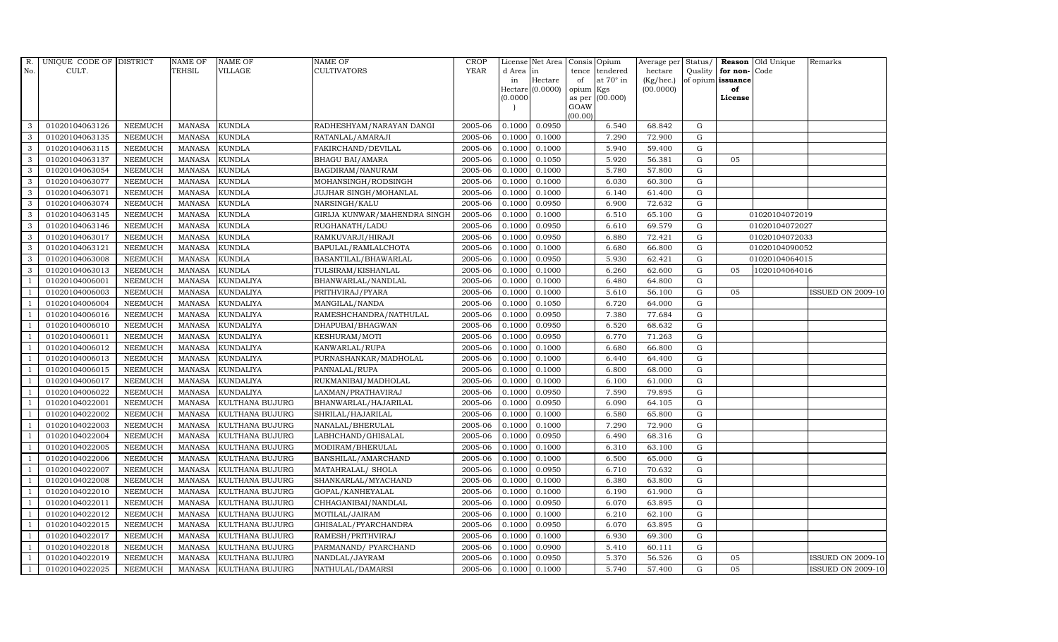| R. No. | UNIQUE CODE OF CULT. | DISTRICT | NAME OF TEHSIL | NAME OF VILLAGE | NAME OF CULTIVATORS | CROP YEAR | License d Area in Hectare (0.0000) | Net Area in Hectare (0.0000) | Consis tence of opium as per GOAW (00.00) | Opium tendered at 70° in Kgs (00.000) | Average per hectare (Kg/hec.) (00.0000) | Status/ Quality of opium | Reason for non-issuance of License | Old Unique Code | Remarks |
|---|---|---|---|---|---|---|---|---|---|---|---|---|---|---|---|
| 3 | 01020104063126 | NEEMUCH | MANASA | KUNDLA | RADHESHYAM/NARAYAN DANGI | 2005-06 | 0.1000 | 0.0950 | | 6.540 | 68.842 | G | | | |
| 3 | 01020104063135 | NEEMUCH | MANASA | KUNDLA | RATANLAL/AMARAJI | 2005-06 | 0.1000 | 0.1000 | | 7.290 | 72.900 | G | | | |
| 3 | 01020104063115 | NEEMUCH | MANASA | KUNDLA | FAKIRCHAND/DEVILAL | 2005-06 | 0.1000 | 0.1000 | | 5.940 | 59.400 | G | | | |
| 3 | 01020104063137 | NEEMUCH | MANASA | KUNDLA | BHAGU BAI/AMARA | 2005-06 | 0.1000 | 0.1050 | | 5.920 | 56.381 | G | 05 | | |
| 3 | 01020104063054 | NEEMUCH | MANASA | KUNDLA | BAGDIRAM/NANURAM | 2005-06 | 0.1000 | 0.1000 | | 5.780 | 57.800 | G | | | |
| 3 | 01020104063077 | NEEMUCH | MANASA | KUNDLA | MOHANSINGH/RODSINGH | 2005-06 | 0.1000 | 0.1000 | | 6.030 | 60.300 | G | | | |
| 3 | 01020104063071 | NEEMUCH | MANASA | KUNDLA | JUJHAR SINGH/MOHANLAL | 2005-06 | 0.1000 | 0.1000 | | 6.140 | 61.400 | G | | | |
| 3 | 01020104063074 | NEEMUCH | MANASA | KUNDLA | NARSINGH/KALU | 2005-06 | 0.1000 | 0.0950 | | 6.900 | 72.632 | G | | | |
| 3 | 01020104063145 | NEEMUCH | MANASA | KUNDLA | GIRIJA KUNWAR/MAHENDRA SINGH | 2005-06 | 0.1000 | 0.1000 | | 6.510 | 65.100 | G | | 01020104072019 | |
| 3 | 01020104063146 | NEEMUCH | MANASA | KUNDLA | RUGHANATH/LADU | 2005-06 | 0.1000 | 0.0950 | | 6.610 | 69.579 | G | | 01020104072027 | |
| 3 | 01020104063017 | NEEMUCH | MANASA | KUNDLA | RAMKUVARJI/HIRAJI | 2005-06 | 0.1000 | 0.0950 | | 6.880 | 72.421 | G | | 01020104072033 | |
| 3 | 01020104063121 | NEEMUCH | MANASA | KUNDLA | BAPULAL/RAMLALCHOTA | 2005-06 | 0.1000 | 0.1000 | | 6.680 | 66.800 | G | | 01020104090052 | |
| 3 | 01020104063008 | NEEMUCH | MANASA | KUNDLA | BASANTILAL/BHAWARLAL | 2005-06 | 0.1000 | 0.0950 | | 5.930 | 62.421 | G | | 01020104064015 | |
| 3 | 01020104063013 | NEEMUCH | MANASA | KUNDLA | TULSIRAM/KISHANLAL | 2005-06 | 0.1000 | 0.1000 | | 6.260 | 62.600 | G | 05 | 1020104064016 | |
| 1 | 01020104006001 | NEEMUCH | MANASA | KUNDALIYA | BHANWARLAL/NANDLAL | 2005-06 | 0.1000 | 0.1000 | | 6.480 | 64.800 | G | | | |
| 1 | 01020104006003 | NEEMUCH | MANASA | KUNDALIYA | PRITHVIRAJ/PYARA | 2005-06 | 0.1000 | 0.1000 | | 5.610 | 56.100 | G | 05 | | ISSUED ON 2009-10 |
| 1 | 01020104006004 | NEEMUCH | MANASA | KUNDALIYA | MANGILAL/NANDA | 2005-06 | 0.1000 | 0.1050 | | 6.720 | 64.000 | G | | | |
| 1 | 01020104006016 | NEEMUCH | MANASA | KUNDALIYA | RAMESHCHANDRA/NATHULAL | 2005-06 | 0.1000 | 0.0950 | | 7.380 | 77.684 | G | | | |
| 1 | 01020104006010 | NEEMUCH | MANASA | KUNDALIYA | DHAPUBAI/BHAGWAN | 2005-06 | 0.1000 | 0.0950 | | 6.520 | 68.632 | G | | | |
| 1 | 01020104006011 | NEEMUCH | MANASA | KUNDALIYA | KESHURAM/MOTI | 2005-06 | 0.1000 | 0.0950 | | 6.770 | 71.263 | G | | | |
| 1 | 01020104006012 | NEEMUCH | MANASA | KUNDALIYA | KANWARLAL/RUPA | 2005-06 | 0.1000 | 0.1000 | | 6.680 | 66.800 | G | | | |
| 1 | 01020104006013 | NEEMUCH | MANASA | KUNDALIYA | PURNASHANKAR/MADHOLAL | 2005-06 | 0.1000 | 0.1000 | | 6.440 | 64.400 | G | | | |
| 1 | 01020104006015 | NEEMUCH | MANASA | KUNDALIYA | PANNALAL/RUPA | 2005-06 | 0.1000 | 0.1000 | | 6.800 | 68.000 | G | | | |
| 1 | 01020104006017 | NEEMUCH | MANASA | KUNDALIYA | RUKMANIBAI/MADHOLAL | 2005-06 | 0.1000 | 0.1000 | | 6.100 | 61.000 | G | | | |
| 1 | 01020104006022 | NEEMUCH | MANASA | KUNDALIYA | LAXMAN/PRATHAVIRAJ | 2005-06 | 0.1000 | 0.0950 | | 7.590 | 79.895 | G | | | |
| 1 | 01020104022001 | NEEMUCH | MANASA | KULTHANA BUJURG | BHANWARLAL/HAJARILAL | 2005-06 | 0.1000 | 0.0950 | | 6.090 | 64.105 | G | | | |
| 1 | 01020104022002 | NEEMUCH | MANASA | KULTHANA BUJURG | SHRILAL/HAJARILAL | 2005-06 | 0.1000 | 0.1000 | | 6.580 | 65.800 | G | | | |
| 1 | 01020104022003 | NEEMUCH | MANASA | KULTHANA BUJURG | NANALAL/BHERULAL | 2005-06 | 0.1000 | 0.1000 | | 7.290 | 72.900 | G | | | |
| 1 | 01020104022004 | NEEMUCH | MANASA | KULTHANA BUJURG | LABHCHAND/GHISALAL | 2005-06 | 0.1000 | 0.0950 | | 6.490 | 68.316 | G | | | |
| 1 | 01020104022005 | NEEMUCH | MANASA | KULTHANA BUJURG | MODIRAM/BHERULAL | 2005-06 | 0.1000 | 0.1000 | | 6.310 | 63.100 | G | | | |
| 1 | 01020104022006 | NEEMUCH | MANASA | KULTHANA BUJURG | BANSHILAL/AMARCHAND | 2005-06 | 0.1000 | 0.1000 | | 6.500 | 65.000 | G | | | |
| 1 | 01020104022007 | NEEMUCH | MANASA | KULTHANA BUJURG | MATAHRALAL/ SHOLA | 2005-06 | 0.1000 | 0.0950 | | 6.710 | 70.632 | G | | | |
| 1 | 01020104022008 | NEEMUCH | MANASA | KULTHANA BUJURG | SHANKARLAL/MYACHAND | 2005-06 | 0.1000 | 0.1000 | | 6.380 | 63.800 | G | | | |
| 1 | 01020104022010 | NEEMUCH | MANASA | KULTHANA BUJURG | GOPAL/KANHEYALAL | 2005-06 | 0.1000 | 0.1000 | | 6.190 | 61.900 | G | | | |
| 1 | 01020104022011 | NEEMUCH | MANASA | KULTHANA BUJURG | CHHAGANIBAI/NANDLAL | 2005-06 | 0.1000 | 0.0950 | | 6.070 | 63.895 | G | | | |
| 1 | 01020104022012 | NEEMUCH | MANASA | KULTHANA BUJURG | MOTILAL/JAIRAM | 2005-06 | 0.1000 | 0.1000 | | 6.210 | 62.100 | G | | | |
| 1 | 01020104022015 | NEEMUCH | MANASA | KULTHANA BUJURG | GHISALAL/PYARCHANDRA | 2005-06 | 0.1000 | 0.0950 | | 6.070 | 63.895 | G | | | |
| 1 | 01020104022017 | NEEMUCH | MANASA | KULTHANA BUJURG | RAMESH/PRITHVIRAJ | 2005-06 | 0.1000 | 0.1000 | | 6.930 | 69.300 | G | | | |
| 1 | 01020104022018 | NEEMUCH | MANASA | KULTHANA BUJURG | PARMANAND/ PYARCHAND | 2005-06 | 0.1000 | 0.0900 | | 5.410 | 60.111 | G | | | |
| 1 | 01020104022019 | NEEMUCH | MANASA | KULTHANA BUJURG | NANDLAL/JAYRAM | 2005-06 | 0.1000 | 0.0950 | | 5.370 | 56.526 | G | 05 | | ISSUED ON 2009-10 |
| 1 | 01020104022025 | NEEMUCH | MANASA | KULTHANA BUJURG | NATHULAL/DAMARSI | 2005-06 | 0.1000 | 0.1000 | | 5.740 | 57.400 | G | 05 | | ISSUED ON 2009-10 |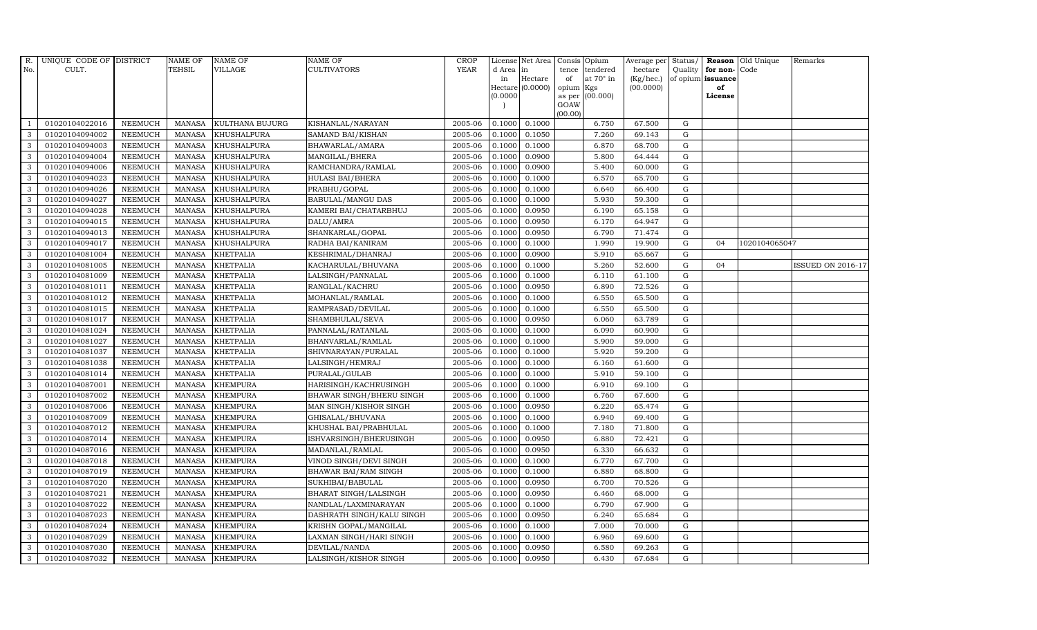| R. No. | UNIQUE CODE OF CULT. | DISTRICT | NAME OF TEHSIL | NAME OF VILLAGE | NAME OF CULTIVATORS | CROP YEAR | License d Area in Hectare (0.0000) | Net Area in Hectare (0.0000) | Consis tence of opium as per GOAW (00.00) | Opium tendered at 70° in Kgs (00.000) | Average per hectare (Kg/hec.) (00.0000) | Status/ Quality of opium | Reason for non-issuance of License | Old Unique Code | Remarks |
|---|---|---|---|---|---|---|---|---|---|---|---|---|---|---|---|
| 1 | 01020104022016 | NEEMUCH | MANASA | KULTHANA BUJURG | KISHANLAL/NARAYAN | 2005-06 | 0.1000 | 0.1000 | | 6.750 | 67.500 | G | | | |
| 3 | 01020104094002 | NEEMUCH | MANASA | KHUSHALPURA | SAMAND BAI/KISHAN | 2005-06 | 0.1000 | 0.1050 | | 7.260 | 69.143 | G | | | |
| 3 | 01020104094003 | NEEMUCH | MANASA | KHUSHALPURA | BHAWARLAL/AMARA | 2005-06 | 0.1000 | 0.1000 | | 6.870 | 68.700 | G | | | |
| 3 | 01020104094004 | NEEMUCH | MANASA | KHUSHALPURA | MANGILAL/BHERA | 2005-06 | 0.1000 | 0.0900 | | 5.800 | 64.444 | G | | | |
| 3 | 01020104094006 | NEEMUCH | MANASA | KHUSHALPURA | RAMCHANDRA/RAMLAL | 2005-06 | 0.1000 | 0.0900 | | 5.400 | 60.000 | G | | | |
| 3 | 01020104094023 | NEEMUCH | MANASA | KHUSHALPURA | HULASI BAI/BHERA | 2005-06 | 0.1000 | 0.1000 | | 6.570 | 65.700 | G | | | |
| 3 | 01020104094026 | NEEMUCH | MANASA | KHUSHALPURA | PRABHU/GOPAL | 2005-06 | 0.1000 | 0.1000 | | 6.640 | 66.400 | G | | | |
| 3 | 01020104094027 | NEEMUCH | MANASA | KHUSHALPURA | BABULAL/MANGU DAS | 2005-06 | 0.1000 | 0.1000 | | 5.930 | 59.300 | G | | | |
| 3 | 01020104094028 | NEEMUCH | MANASA | KHUSHALPURA | KAMERI BAI/CHATARBHUJ | 2005-06 | 0.1000 | 0.0950 | | 6.190 | 65.158 | G | | | |
| 3 | 01020104094015 | NEEMUCH | MANASA | KHUSHALPURA | DALU/AMRA | 2005-06 | 0.1000 | 0.0950 | | 6.170 | 64.947 | G | | | |
| 3 | 01020104094013 | NEEMUCH | MANASA | KHUSHALPURA | SHANKARLAL/GOPAL | 2005-06 | 0.1000 | 0.0950 | | 6.790 | 71.474 | G | | | |
| 3 | 01020104094017 | NEEMUCH | MANASA | KHUSHALPURA | RADHA BAI/KANIRAM | 2005-06 | 0.1000 | 0.1000 | | 1.990 | 19.900 | G | 04 | 1020104065047 | |
| 3 | 01020104081004 | NEEMUCH | MANASA | KHETPALIA | KESHRIMAL/DHANRAJ | 2005-06 | 0.1000 | 0.0900 | | 5.910 | 65.667 | G | | | |
| 3 | 01020104081005 | NEEMUCH | MANASA | KHETPALIA | KACHARULAL/BHUVANA | 2005-06 | 0.1000 | 0.1000 | | 5.260 | 52.600 | G | 04 | | ISSUED ON 2016-17 |
| 3 | 01020104081009 | NEEMUCH | MANASA | KHETPALIA | LALSINGH/PANNALAL | 2005-06 | 0.1000 | 0.1000 | | 6.110 | 61.100 | G | | | |
| 3 | 01020104081011 | NEEMUCH | MANASA | KHETPALIA | RANGLAL/KACHRU | 2005-06 | 0.1000 | 0.0950 | | 6.890 | 72.526 | G | | | |
| 3 | 01020104081012 | NEEMUCH | MANASA | KHETPALIA | MOHANLAL/RAMLAL | 2005-06 | 0.1000 | 0.1000 | | 6.550 | 65.500 | G | | | |
| 3 | 01020104081015 | NEEMUCH | MANASA | KHETPALIA | RAMPRASAD/DEVILAL | 2005-06 | 0.1000 | 0.1000 | | 6.550 | 65.500 | G | | | |
| 3 | 01020104081017 | NEEMUCH | MANASA | KHETPALIA | SHAMBHULAL/SEVA | 2005-06 | 0.1000 | 0.0950 | | 6.060 | 63.789 | G | | | |
| 3 | 01020104081024 | NEEMUCH | MANASA | KHETPALIA | PANNALAL/RATANLAL | 2005-06 | 0.1000 | 0.1000 | | 6.090 | 60.900 | G | | | |
| 3 | 01020104081027 | NEEMUCH | MANASA | KHETPALIA | BHANVARLAL/RAMLAL | 2005-06 | 0.1000 | 0.1000 | | 5.900 | 59.000 | G | | | |
| 3 | 01020104081037 | NEEMUCH | MANASA | KHETPALIA | SHIVNARAYAN/PURALAL | 2005-06 | 0.1000 | 0.1000 | | 5.920 | 59.200 | G | | | |
| 3 | 01020104081038 | NEEMUCH | MANASA | KHETPALIA | LALSINGH/HEMRAJ | 2005-06 | 0.1000 | 0.1000 | | 6.160 | 61.600 | G | | | |
| 3 | 01020104081014 | NEEMUCH | MANASA | KHETPALIA | PURALAL/GULAB | 2005-06 | 0.1000 | 0.1000 | | 5.910 | 59.100 | G | | | |
| 3 | 01020104087001 | NEEMUCH | MANASA | KHEMPURA | HARISINGH/KACHRUSINGH | 2005-06 | 0.1000 | 0.1000 | | 6.910 | 69.100 | G | | | |
| 3 | 01020104087002 | NEEMUCH | MANASA | KHEMPURA | BHAWAR SINGH/BHERU SINGH | 2005-06 | 0.1000 | 0.1000 | | 6.760 | 67.600 | G | | | |
| 3 | 01020104087006 | NEEMUCH | MANASA | KHEMPURA | MAN SINGH/KISHOR SINGH | 2005-06 | 0.1000 | 0.0950 | | 6.220 | 65.474 | G | | | |
| 3 | 01020104087009 | NEEMUCH | MANASA | KHEMPURA | GHISALAL/BHUVANA | 2005-06 | 0.1000 | 0.1000 | | 6.940 | 69.400 | G | | | |
| 3 | 01020104087012 | NEEMUCH | MANASA | KHEMPURA | KHUSHAL BAI/PRABHULAL | 2005-06 | 0.1000 | 0.1000 | | 7.180 | 71.800 | G | | | |
| 3 | 01020104087014 | NEEMUCH | MANASA | KHEMPURA | ISHVARSINGH/BHERUSINGH | 2005-06 | 0.1000 | 0.0950 | | 6.880 | 72.421 | G | | | |
| 3 | 01020104087016 | NEEMUCH | MANASA | KHEMPURA | MADANLAL/RAMLAL | 2005-06 | 0.1000 | 0.0950 | | 6.330 | 66.632 | G | | | |
| 3 | 01020104087018 | NEEMUCH | MANASA | KHEMPURA | VINOD SINGH/DEVI SINGH | 2005-06 | 0.1000 | 0.1000 | | 6.770 | 67.700 | G | | | |
| 3 | 01020104087019 | NEEMUCH | MANASA | KHEMPURA | BHAWAR BAI/RAM SINGH | 2005-06 | 0.1000 | 0.1000 | | 6.880 | 68.800 | G | | | |
| 3 | 01020104087020 | NEEMUCH | MANASA | KHEMPURA | SUKHIBAI/BABULAL | 2005-06 | 0.1000 | 0.0950 | | 6.700 | 70.526 | G | | | |
| 3 | 01020104087021 | NEEMUCH | MANASA | KHEMPURA | BHARAT SINGH/LALSINGH | 2005-06 | 0.1000 | 0.0950 | | 6.460 | 68.000 | G | | | |
| 3 | 01020104087022 | NEEMUCH | MANASA | KHEMPURA | NANDLAL/LAXMINARAYAN | 2005-06 | 0.1000 | 0.1000 | | 6.790 | 67.900 | G | | | |
| 3 | 01020104087023 | NEEMUCH | MANASA | KHEMPURA | DASHRATH SINGH/KALU SINGH | 2005-06 | 0.1000 | 0.0950 | | 6.240 | 65.684 | G | | | |
| 3 | 01020104087024 | NEEMUCH | MANASA | KHEMPURA | KRISHN GOPAL/MANGILAL | 2005-06 | 0.1000 | 0.1000 | | 7.000 | 70.000 | G | | | |
| 3 | 01020104087029 | NEEMUCH | MANASA | KHEMPURA | LAXMAN SINGH/HARI SINGH | 2005-06 | 0.1000 | 0.1000 | | 6.960 | 69.600 | G | | | |
| 3 | 01020104087030 | NEEMUCH | MANASA | KHEMPURA | DEVILAL/NANDA | 2005-06 | 0.1000 | 0.0950 | | 6.580 | 69.263 | G | | | |
| 3 | 01020104087032 | NEEMUCH | MANASA | KHEMPURA | LALSINGH/KISHOR SINGH | 2005-06 | 0.1000 | 0.0950 | | 6.430 | 67.684 | G | | | |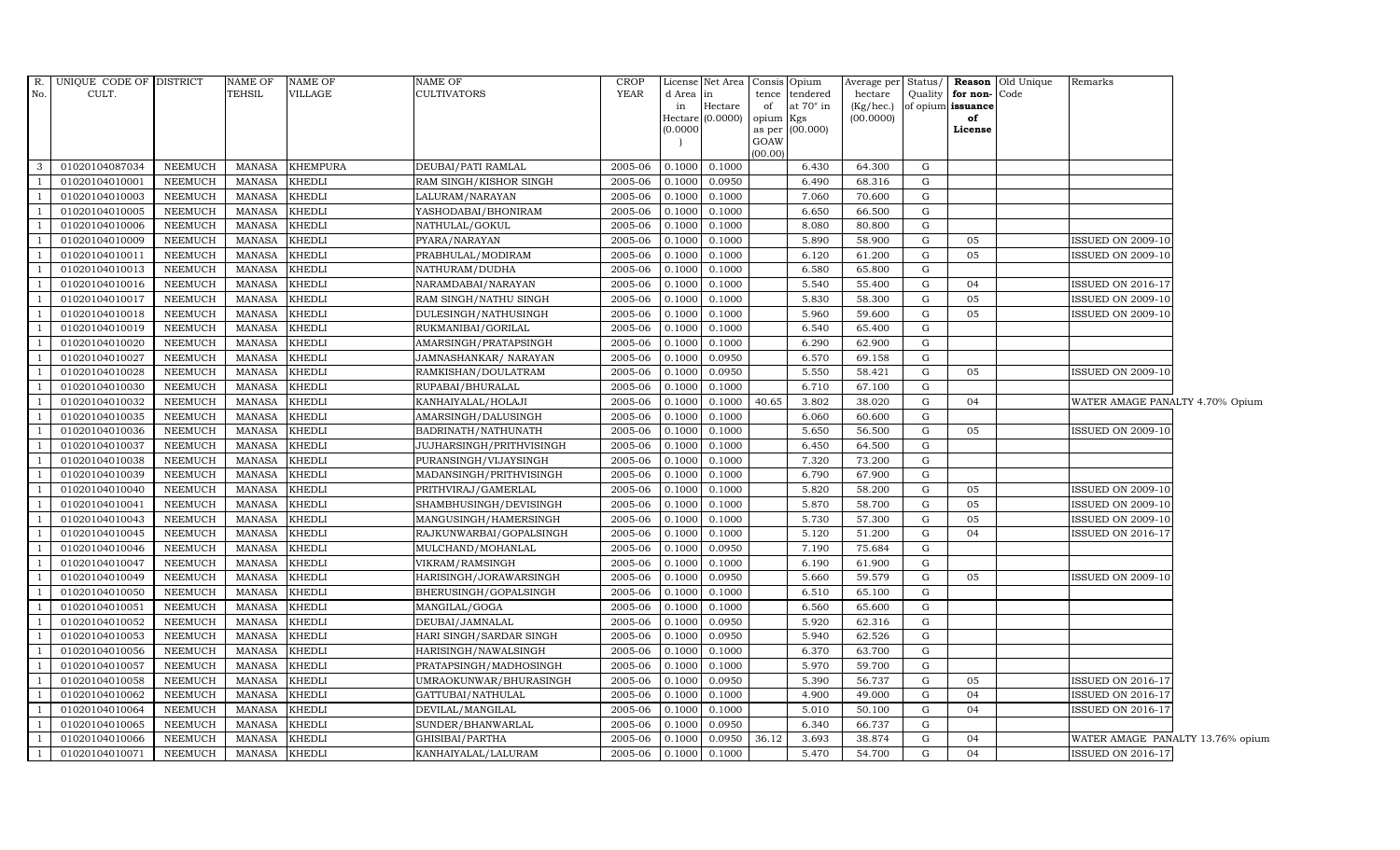| R. No. | UNIQUE CODE OF CULT. | DISTRICT | NAME OF TEHSIL | NAME OF VILLAGE | NAME OF CULTIVATORS | CROP YEAR | License d Area in Hectare (0.0000) | Net Area in Hectare (0.0000) | Consis tence of opium as per GOAW (00.00) | Opium tendered at 70° in Kgs (00.000) | Average per hectare (Kg/hec.) (00.0000) | Status/ Quality of opium | Reason for non-issuance of License | Old Unique Code | Remarks |
|---|---|---|---|---|---|---|---|---|---|---|---|---|---|---|---|
| 3 | 01020104087034 | NEEMUCH | MANASA | KHEMPURA | DEUBAI/PATI RAMLAL | 2005-06 | 0.1000 | 0.1000 | | 6.430 | 64.300 | G | | | |
| 1 | 01020104010001 | NEEMUCH | MANASA | KHEDLI | RAM SINGH/KISHOR SINGH | 2005-06 | 0.1000 | 0.0950 | | 6.490 | 68.316 | G | | | |
| 1 | 01020104010003 | NEEMUCH | MANASA | KHEDLI | LALURAM/NARAYAN | 2005-06 | 0.1000 | 0.1000 | | 7.060 | 70.600 | G | | | |
| 1 | 01020104010005 | NEEMUCH | MANASA | KHEDLI | YASHODABAI/BHONIRAM | 2005-06 | 0.1000 | 0.1000 | | 6.650 | 66.500 | G | | | |
| 1 | 01020104010006 | NEEMUCH | MANASA | KHEDLI | NATHULAL/GOKUL | 2005-06 | 0.1000 | 0.1000 | | 8.080 | 80.800 | G | | | |
| 1 | 01020104010009 | NEEMUCH | MANASA | KHEDLI | PYARA/NARAYAN | 2005-06 | 0.1000 | 0.1000 | | 5.890 | 58.900 | G | 05 | | ISSUED ON 2009-10 |
| 1 | 01020104010011 | NEEMUCH | MANASA | KHEDLI | PRABHULAL/MODIRAM | 2005-06 | 0.1000 | 0.1000 | | 6.120 | 61.200 | G | 05 | | ISSUED ON 2009-10 |
| 1 | 01020104010013 | NEEMUCH | MANASA | KHEDLI | NATHURAM/DUDHA | 2005-06 | 0.1000 | 0.1000 | | 6.580 | 65.800 | G | | | |
| 1 | 01020104010016 | NEEMUCH | MANASA | KHEDLI | NARAMDABAI/NARAYAN | 2005-06 | 0.1000 | 0.1000 | | 5.540 | 55.400 | G | 04 | | ISSUED ON 2016-17 |
| 1 | 01020104010017 | NEEMUCH | MANASA | KHEDLI | RAM SINGH/NATHU SINGH | 2005-06 | 0.1000 | 0.1000 | | 5.830 | 58.300 | G | 05 | | ISSUED ON 2009-10 |
| 1 | 01020104010018 | NEEMUCH | MANASA | KHEDLI | DULESINGH/NATHUSINGH | 2005-06 | 0.1000 | 0.1000 | | 5.960 | 59.600 | G | 05 | | ISSUED ON 2009-10 |
| 1 | 01020104010019 | NEEMUCH | MANASA | KHEDLI | RUKMANIBAI/GORILAL | 2005-06 | 0.1000 | 0.1000 | | 6.540 | 65.400 | G | | | |
| 1 | 01020104010020 | NEEMUCH | MANASA | KHEDLI | AMARSINGH/PRATAPSINGH | 2005-06 | 0.1000 | 0.1000 | | 6.290 | 62.900 | G | | | |
| 1 | 01020104010027 | NEEMUCH | MANASA | KHEDLI | JAMNASHANKAR/ NARAYAN | 2005-06 | 0.1000 | 0.0950 | | 6.570 | 69.158 | G | | | |
| 1 | 01020104010028 | NEEMUCH | MANASA | KHEDLI | RAMKISHAN/DOULATRAM | 2005-06 | 0.1000 | 0.0950 | | 5.550 | 58.421 | G | 05 | | ISSUED ON 2009-10 |
| 1 | 01020104010030 | NEEMUCH | MANASA | KHEDLI | RUPABAI/BHURALAL | 2005-06 | 0.1000 | 0.1000 | | 6.710 | 67.100 | G | | | |
| 1 | 01020104010032 | NEEMUCH | MANASA | KHEDLI | KANHAIYALAL/HOLAJI | 2005-06 | 0.1000 | 0.1000 | 40.65 | 3.802 | 38.020 | G | 04 | | WATER AMAGE PANALTY 4.70% Opium |
| 1 | 01020104010035 | NEEMUCH | MANASA | KHEDLI | AMARSINGH/DALUSINGH | 2005-06 | 0.1000 | 0.1000 | | 6.060 | 60.600 | G | | | |
| 1 | 01020104010036 | NEEMUCH | MANASA | KHEDLI | BADRINATH/NATHUNATH | 2005-06 | 0.1000 | 0.1000 | | 5.650 | 56.500 | G | 05 | | ISSUED ON 2009-10 |
| 1 | 01020104010037 | NEEMUCH | MANASA | KHEDLI | JUJHARSINGH/PRITHVISINGH | 2005-06 | 0.1000 | 0.1000 | | 6.450 | 64.500 | G | | | |
| 1 | 01020104010038 | NEEMUCH | MANASA | KHEDLI | PURANSINGH/VIJAYSINGH | 2005-06 | 0.1000 | 0.1000 | | 7.320 | 73.200 | G | | | |
| 1 | 01020104010039 | NEEMUCH | MANASA | KHEDLI | MADANSINGH/PRITHVISINGH | 2005-06 | 0.1000 | 0.1000 | | 6.790 | 67.900 | G | | | |
| 1 | 01020104010040 | NEEMUCH | MANASA | KHEDLI | PRITHVIRAJ/GAMERLAL | 2005-06 | 0.1000 | 0.1000 | | 5.820 | 58.200 | G | 05 | | ISSUED ON 2009-10 |
| 1 | 01020104010041 | NEEMUCH | MANASA | KHEDLI | SHAMBHUSINGH/DEVISINGH | 2005-06 | 0.1000 | 0.1000 | | 5.870 | 58.700 | G | 05 | | ISSUED ON 2009-10 |
| 1 | 01020104010043 | NEEMUCH | MANASA | KHEDLI | MANGUSINGH/HAMERSINGH | 2005-06 | 0.1000 | 0.1000 | | 5.730 | 57.300 | G | 05 | | ISSUED ON 2009-10 |
| 1 | 01020104010045 | NEEMUCH | MANASA | KHEDLI | RAJKUNWARBAI/GOPALSINGH | 2005-06 | 0.1000 | 0.1000 | | 5.120 | 51.200 | G | 04 | | ISSUED ON 2016-17 |
| 1 | 01020104010046 | NEEMUCH | MANASA | KHEDLI | MULCHAND/MOHANLAL | 2005-06 | 0.1000 | 0.0950 | | 7.190 | 75.684 | G | | | |
| 1 | 01020104010047 | NEEMUCH | MANASA | KHEDLI | VIKRAM/RAMSINGH | 2005-06 | 0.1000 | 0.1000 | | 6.190 | 61.900 | G | | | |
| 1 | 01020104010049 | NEEMUCH | MANASA | KHEDLI | HARISINGH/JORAWARSINGH | 2005-06 | 0.1000 | 0.0950 | | 5.660 | 59.579 | G | 05 | | ISSUED ON 2009-10 |
| 1 | 01020104010050 | NEEMUCH | MANASA | KHEDLI | BHERUSINGH/GOPALSINGH | 2005-06 | 0.1000 | 0.1000 | | 6.510 | 65.100 | G | | | |
| 1 | 01020104010051 | NEEMUCH | MANASA | KHEDLI | MANGILAL/GOGA | 2005-06 | 0.1000 | 0.1000 | | 6.560 | 65.600 | G | | | |
| 1 | 01020104010052 | NEEMUCH | MANASA | KHEDLI | DEUBAI/JAMNALAL | 2005-06 | 0.1000 | 0.0950 | | 5.920 | 62.316 | G | | | |
| 1 | 01020104010053 | NEEMUCH | MANASA | KHEDLI | HARI SINGH/SARDAR SINGH | 2005-06 | 0.1000 | 0.0950 | | 5.940 | 62.526 | G | | | |
| 1 | 01020104010056 | NEEMUCH | MANASA | KHEDLI | HARISINGH/NAWALSINGH | 2005-06 | 0.1000 | 0.1000 | | 6.370 | 63.700 | G | | | |
| 1 | 01020104010057 | NEEMUCH | MANASA | KHEDLI | PRATAPSINGH/MADHOSINGH | 2005-06 | 0.1000 | 0.1000 | | 5.970 | 59.700 | G | | | |
| 1 | 01020104010058 | NEEMUCH | MANASA | KHEDLI | UMRAOKUNWAR/BHURASINGH | 2005-06 | 0.1000 | 0.0950 | | 5.390 | 56.737 | G | 05 | | ISSUED ON 2016-17 |
| 1 | 01020104010062 | NEEMUCH | MANASA | KHEDLI | GATTUBAI/NATHULAL | 2005-06 | 0.1000 | 0.1000 | | 4.900 | 49.000 | G | 04 | | ISSUED ON 2016-17 |
| 1 | 01020104010064 | NEEMUCH | MANASA | KHEDLI | DEVILAL/MANGILAL | 2005-06 | 0.1000 | 0.1000 | | 5.010 | 50.100 | G | 04 | | ISSUED ON 2016-17 |
| 1 | 01020104010065 | NEEMUCH | MANASA | KHEDLI | SUNDER/BHANWARLAL | 2005-06 | 0.1000 | 0.0950 | | 6.340 | 66.737 | G | | | |
| 1 | 01020104010066 | NEEMUCH | MANASA | KHEDLI | GHISIBAI/PARTHA | 2005-06 | 0.1000 | 0.0950 | 36.12 | 3.693 | 38.874 | G | 04 | | WATER AMAGE PANALTY 13.76% opium |
| 1 | 01020104010071 | NEEMUCH | MANASA | KHEDLI | KANHAIYALAL/LALURAM | 2005-06 | 0.1000 | 0.1000 | | 5.470 | 54.700 | G | 04 | | ISSUED ON 2016-17 |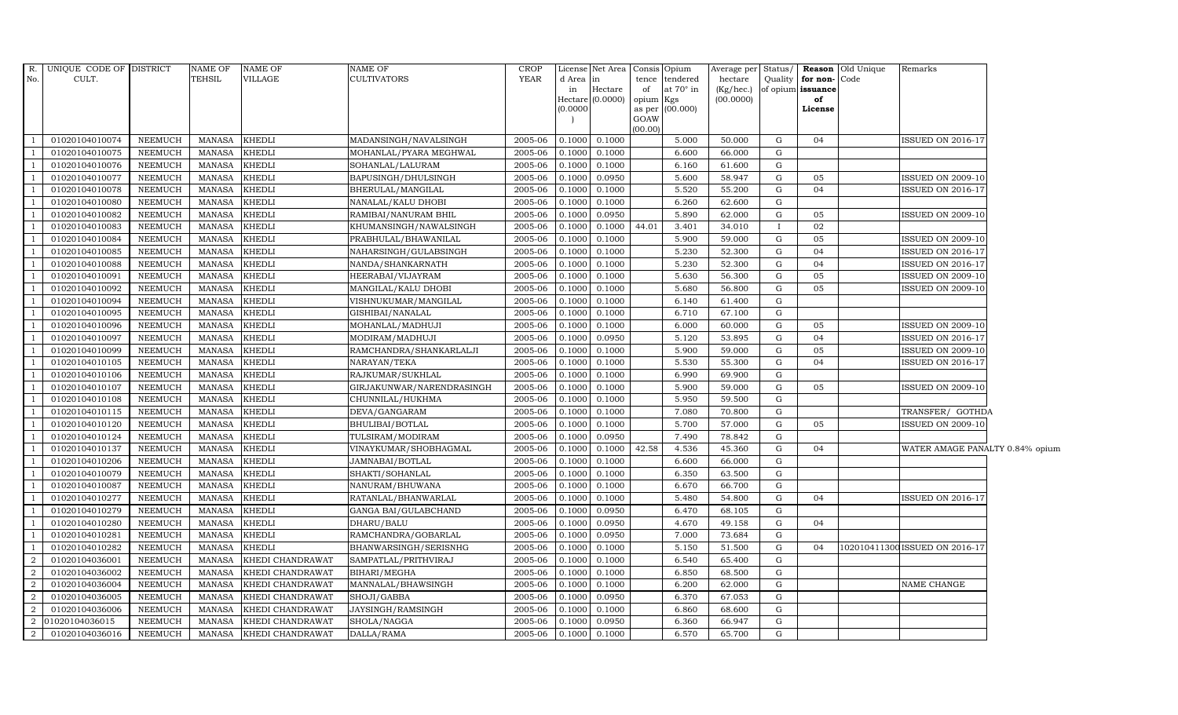| R. No. | UNIQUE CODE OF CULT. | DISTRICT | NAME OF TEHSIL | NAME OF VILLAGE | NAME OF CULTIVATORS | CROP YEAR | License d Area in Hectare (0.0000) | Net Area in Hectare (0.0000) | Consis tence of opium as per GOAW (00.00) | Opium tendered at 70° in Kgs (00.000) | Average per hectare (Kg/hec.) (00.0000) | Status/ Quality of opium | Reason for non-issuance of License | Old Unique Code | Remarks |
|---|---|---|---|---|---|---|---|---|---|---|---|---|---|---|---|
| 1 | 01020104010074 | NEEMUCH | MANASA | KHEDLI | MADANSINGH/NAVALSINGH | 2005-06 | 0.1000 | 0.1000 | | 5.000 | 50.000 | G | 04 | | ISSUED ON 2016-17 |
| 1 | 01020104010075 | NEEMUCH | MANASA | KHEDLI | MOHANLAL/PYARA MEGHWAL | 2005-06 | 0.1000 | 0.1000 | | 6.600 | 66.000 | G | | | |
| 1 | 01020104010076 | NEEMUCH | MANASA | KHEDLI | SOHANLAL/LALURAM | 2005-06 | 0.1000 | 0.1000 | | 6.160 | 61.600 | G | | | |
| 1 | 01020104010077 | NEEMUCH | MANASA | KHEDLI | BAPUSINGH/DHULSINGH | 2005-06 | 0.1000 | 0.0950 | | 5.600 | 58.947 | G | 05 | | ISSUED ON 2009-10 |
| 1 | 01020104010078 | NEEMUCH | MANASA | KHEDLI | BHERULAL/MANGILAL | 2005-06 | 0.1000 | 0.1000 | | 5.520 | 55.200 | G | 04 | | ISSUED ON 2016-17 |
| 1 | 01020104010080 | NEEMUCH | MANASA | KHEDLI | NANALAL/KALU DHOBI | 2005-06 | 0.1000 | 0.1000 | | 6.260 | 62.600 | G | | | |
| 1 | 01020104010082 | NEEMUCH | MANASA | KHEDLI | RAMIBAI/NANURAM BHIL | 2005-06 | 0.1000 | 0.0950 | | 5.890 | 62.000 | G | 05 | | ISSUED ON 2009-10 |
| 1 | 01020104010083 | NEEMUCH | MANASA | KHEDLI | KHUMANSINGH/NAWALSINGH | 2005-06 | 0.1000 | 0.1000 | 44.01 | 3.401 | 34.010 | I | 02 | | |
| 1 | 01020104010084 | NEEMUCH | MANASA | KHEDLI | PRABHULAL/BHAWANILAL | 2005-06 | 0.1000 | 0.1000 | | 5.900 | 59.000 | G | 05 | | ISSUED ON 2009-10 |
| 1 | 01020104010085 | NEEMUCH | MANASA | KHEDLI | NAHARSINGH/GULABSINGH | 2005-06 | 0.1000 | 0.1000 | | 5.230 | 52.300 | G | 04 | | ISSUED ON 2016-17 |
| 1 | 01020104010088 | NEEMUCH | MANASA | KHEDLI | NANDA/SHANKARNATH | 2005-06 | 0.1000 | 0.1000 | | 5.230 | 52.300 | G | 04 | | ISSUED ON 2016-17 |
| 1 | 01020104010091 | NEEMUCH | MANASA | KHEDLI | HEERABAI/VIJAYRAM | 2005-06 | 0.1000 | 0.1000 | | 5.630 | 56.300 | G | 05 | | ISSUED ON 2009-10 |
| 1 | 01020104010092 | NEEMUCH | MANASA | KHEDLI | MANGILAL/KALU DHOBI | 2005-06 | 0.1000 | 0.1000 | | 5.680 | 56.800 | G | 05 | | ISSUED ON 2009-10 |
| 1 | 01020104010094 | NEEMUCH | MANASA | KHEDLI | VISHNUKUMAR/MANGILAL | 2005-06 | 0.1000 | 0.1000 | | 6.140 | 61.400 | G | | | |
| 1 | 01020104010095 | NEEMUCH | MANASA | KHEDLI | GISHIBAI/NANALAL | 2005-06 | 0.1000 | 0.1000 | | 6.710 | 67.100 | G | | | |
| 1 | 01020104010096 | NEEMUCH | MANASA | KHEDLI | MOHANLAL/MADHUJI | 2005-06 | 0.1000 | 0.1000 | | 6.000 | 60.000 | G | 05 | | ISSUED ON 2009-10 |
| 1 | 01020104010097 | NEEMUCH | MANASA | KHEDLI | MODIRAM/MADHUJI | 2005-06 | 0.1000 | 0.0950 | | 5.120 | 53.895 | G | 04 | | ISSUED ON 2016-17 |
| 1 | 01020104010099 | NEEMUCH | MANASA | KHEDLI | RAMCHANDRA/SHANKARLALJI | 2005-06 | 0.1000 | 0.1000 | | 5.900 | 59.000 | G | 05 | | ISSUED ON 2009-10 |
| 1 | 01020104010105 | NEEMUCH | MANASA | KHEDLI | NARAYAN/TEKA | 2005-06 | 0.1000 | 0.1000 | | 5.530 | 55.300 | G | 04 | | ISSUED ON 2016-17 |
| 1 | 01020104010106 | NEEMUCH | MANASA | KHEDLI | RAJKUMAR/SUKHLAL | 2005-06 | 0.1000 | 0.1000 | | 6.990 | 69.900 | G | | | |
| 1 | 01020104010107 | NEEMUCH | MANASA | KHEDLI | GIRJAKUNWAR/NARENDRASINGH | 2005-06 | 0.1000 | 0.1000 | | 5.900 | 59.000 | G | 05 | | ISSUED ON 2009-10 |
| 1 | 01020104010108 | NEEMUCH | MANASA | KHEDLI | CHUNNILAL/HUKHMA | 2005-06 | 0.1000 | 0.1000 | | 5.950 | 59.500 | G | | | |
| 1 | 01020104010115 | NEEMUCH | MANASA | KHEDLI | DEVA/GANGARAM | 2005-06 | 0.1000 | 0.1000 | | 7.080 | 70.800 | G | | | TRANSFER/ GOTHDA |
| 1 | 01020104010120 | NEEMUCH | MANASA | KHEDLI | BHULIBAI/BOTLAL | 2005-06 | 0.1000 | 0.1000 | | 5.700 | 57.000 | G | 05 | | ISSUED ON 2009-10 |
| 1 | 01020104010124 | NEEMUCH | MANASA | KHEDLI | TULSIRAM/MODIRAM | 2005-06 | 0.1000 | 0.0950 | | 7.490 | 78.842 | G | | | |
| 1 | 01020104010137 | NEEMUCH | MANASA | KHEDLI | VINAYKUMAR/SHOBHAGMAL | 2005-06 | 0.1000 | 0.1000 | 42.58 | 4.536 | 45.360 | G | 04 | | WATER AMAGE PANALTY 0.84% opium |
| 1 | 01020104010206 | NEEMUCH | MANASA | KHEDLI | JAMNABAI/BOTLAL | 2005-06 | 0.1000 | 0.1000 | | 6.600 | 66.000 | G | | | |
| 1 | 01020104010079 | NEEMUCH | MANASA | KHEDLI | SHAKTI/SOHANLAL | 2005-06 | 0.1000 | 0.1000 | | 6.350 | 63.500 | G | | | |
| 1 | 01020104010087 | NEEMUCH | MANASA | KHEDLI | NANURAM/BHUWANA | 2005-06 | 0.1000 | 0.1000 | | 6.670 | 66.700 | G | | | |
| 1 | 01020104010277 | NEEMUCH | MANASA | KHEDLI | RATANLAL/BHANWARLAL | 2005-06 | 0.1000 | 0.1000 | | 5.480 | 54.800 | G | 04 | | ISSUED ON 2016-17 |
| 1 | 01020104010279 | NEEMUCH | MANASA | KHEDLI | GANGA BAI/GULABCHAND | 2005-06 | 0.1000 | 0.0950 | | 6.470 | 68.105 | G | | | |
| 1 | 01020104010280 | NEEMUCH | MANASA | KHEDLI | DHARU/BALU | 2005-06 | 0.1000 | 0.0950 | | 4.670 | 49.158 | G | 04 | | |
| 1 | 01020104010281 | NEEMUCH | MANASA | KHEDLI | RAMCHANDRA/GOBARLAL | 2005-06 | 0.1000 | 0.0950 | | 7.000 | 73.684 | G | | | |
| 1 | 01020104010282 | NEEMUCH | MANASA | KHEDLI | BHANWARSINGH/SERISNHG | 2005-06 | 0.1000 | 0.1000 | | 5.150 | 51.500 | G | 04 | 102010411300 | ISSUED ON 2016-17 |
| 2 | 01020104036001 | NEEMUCH | MANASA | KHEDI CHANDRAWAT | SAMPATLAL/PRITHVIRAJ | 2005-06 | 0.1000 | 0.1000 | | 6.540 | 65.400 | G | | | |
| 2 | 01020104036002 | NEEMUCH | MANASA | KHEDI CHANDRAWAT | BIHARI/MEGHA | 2005-06 | 0.1000 | 0.1000 | | 6.850 | 68.500 | G | | | |
| 2 | 01020104036004 | NEEMUCH | MANASA | KHEDI CHANDRAWAT | MANNALAL/BHAWSINGH | 2005-06 | 0.1000 | 0.1000 | | 6.200 | 62.000 | G | | | NAME CHANGE |
| 2 | 01020104036005 | NEEMUCH | MANASA | KHEDI CHANDRAWAT | SHOJI/GABBA | 2005-06 | 0.1000 | 0.0950 | | 6.370 | 67.053 | G | | | |
| 2 | 01020104036006 | NEEMUCH | MANASA | KHEDI CHANDRAWAT | JAYSINGH/RAMSINGH | 2005-06 | 0.1000 | 0.1000 | | 6.860 | 68.600 | G | | | |
| 2 | 01020104036015 | NEEMUCH | MANASA | KHEDI CHANDRAWAT | SHOLA/NAGGA | 2005-06 | 0.1000 | 0.0950 | | 6.360 | 66.947 | G | | | |
| 2 | 01020104036016 | NEEMUCH | MANASA | KHEDI CHANDRAWAT | DALLA/RAMA | 2005-06 | 0.1000 | 0.1000 | | 6.570 | 65.700 | G | | | |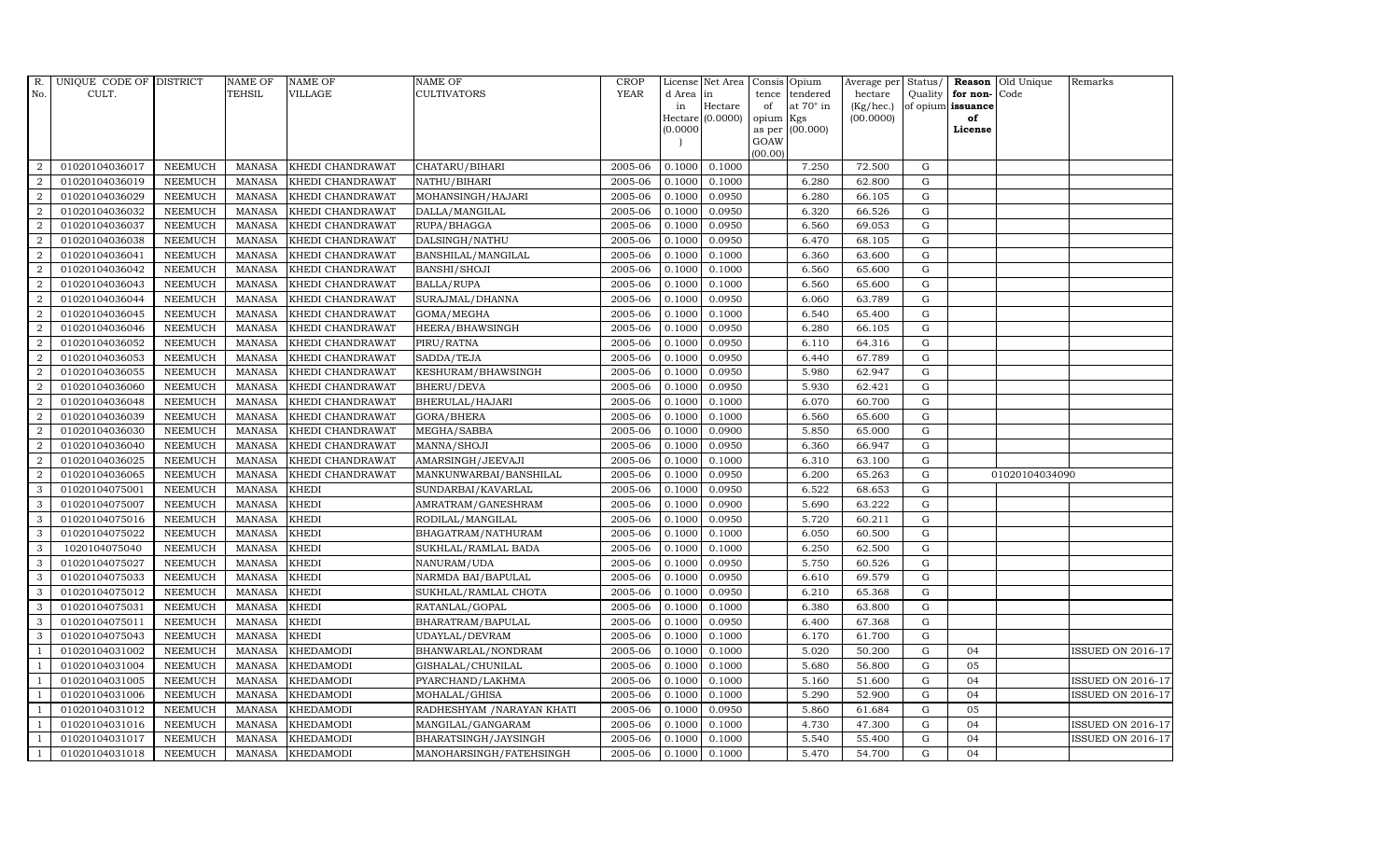| R. No. | UNIQUE CODE OF CULT. | DISTRICT | NAME OF TEHSIL | NAME OF VILLAGE | NAME OF CULTIVATORS | CROP YEAR | License d Area in Hectare (0.0000) | Net Area in Hectare (0.0000) | Consis tence of opium as per GOAW (00.00) | Opium tendered at 70° in Kgs (00.000) | Average per hectare (Kg/hec.) (00.0000) | Status/ Quality of opium | Reason for non-issuance of License | Old Unique Code | Remarks |
|---|---|---|---|---|---|---|---|---|---|---|---|---|---|---|---|
| 2 | 01020104036017 | NEEMUCH | MANASA | KHEDI CHANDRAWAT | CHATARU/BIHARI | 2005-06 | 0.1000 | 0.1000 | | 7.250 | 72.500 | G | | | |
| 2 | 01020104036019 | NEEMUCH | MANASA | KHEDI CHANDRAWAT | NATHU/BIHARI | 2005-06 | 0.1000 | 0.1000 | | 6.280 | 62.800 | G | | | |
| 2 | 01020104036029 | NEEMUCH | MANASA | KHEDI CHANDRAWAT | MOHANSINGH/HAJARI | 2005-06 | 0.1000 | 0.0950 | | 6.280 | 66.105 | G | | | |
| 2 | 01020104036032 | NEEMUCH | MANASA | KHEDI CHANDRAWAT | DALLA/MANGILAL | 2005-06 | 0.1000 | 0.0950 | | 6.320 | 66.526 | G | | | |
| 2 | 01020104036037 | NEEMUCH | MANASA | KHEDI CHANDRAWAT | RUPA/BHAGGA | 2005-06 | 0.1000 | 0.0950 | | 6.560 | 69.053 | G | | | |
| 2 | 01020104036038 | NEEMUCH | MANASA | KHEDI CHANDRAWAT | DALSINGH/NATHU | 2005-06 | 0.1000 | 0.0950 | | 6.470 | 68.105 | G | | | |
| 2 | 01020104036041 | NEEMUCH | MANASA | KHEDI CHANDRAWAT | BANSHILAL/MANGILAL | 2005-06 | 0.1000 | 0.1000 | | 6.360 | 63.600 | G | | | |
| 2 | 01020104036042 | NEEMUCH | MANASA | KHEDI CHANDRAWAT | BANSHI/SHOJI | 2005-06 | 0.1000 | 0.1000 | | 6.560 | 65.600 | G | | | |
| 2 | 01020104036043 | NEEMUCH | MANASA | KHEDI CHANDRAWAT | BALLA/RUPA | 2005-06 | 0.1000 | 0.1000 | | 6.560 | 65.600 | G | | | |
| 2 | 01020104036044 | NEEMUCH | MANASA | KHEDI CHANDRAWAT | SURAJMAL/DHANNA | 2005-06 | 0.1000 | 0.0950 | | 6.060 | 63.789 | G | | | |
| 2 | 01020104036045 | NEEMUCH | MANASA | KHEDI CHANDRAWAT | GOMA/MEGHA | 2005-06 | 0.1000 | 0.1000 | | 6.540 | 65.400 | G | | | |
| 2 | 01020104036046 | NEEMUCH | MANASA | KHEDI CHANDRAWAT | HEERA/BHAWSINGH | 2005-06 | 0.1000 | 0.0950 | | 6.280 | 66.105 | G | | | |
| 2 | 01020104036052 | NEEMUCH | MANASA | KHEDI CHANDRAWAT | PIRU/RATNA | 2005-06 | 0.1000 | 0.0950 | | 6.110 | 64.316 | G | | | |
| 2 | 01020104036053 | NEEMUCH | MANASA | KHEDI CHANDRAWAT | SADDA/TEJA | 2005-06 | 0.1000 | 0.0950 | | 6.440 | 67.789 | G | | | |
| 2 | 01020104036055 | NEEMUCH | MANASA | KHEDI CHANDRAWAT | KESHURAM/BHAWSINGH | 2005-06 | 0.1000 | 0.0950 | | 5.980 | 62.947 | G | | | |
| 2 | 01020104036060 | NEEMUCH | MANASA | KHEDI CHANDRAWAT | BHERU/DEVA | 2005-06 | 0.1000 | 0.0950 | | 5.930 | 62.421 | G | | | |
| 2 | 01020104036048 | NEEMUCH | MANASA | KHEDI CHANDRAWAT | BHERULAL/HAJARI | 2005-06 | 0.1000 | 0.1000 | | 6.070 | 60.700 | G | | | |
| 2 | 01020104036039 | NEEMUCH | MANASA | KHEDI CHANDRAWAT | GORA/BHERA | 2005-06 | 0.1000 | 0.1000 | | 6.560 | 65.600 | G | | | |
| 2 | 01020104036030 | NEEMUCH | MANASA | KHEDI CHANDRAWAT | MEGHA/SABBA | 2005-06 | 0.1000 | 0.0900 | | 5.850 | 65.000 | G | | | |
| 2 | 01020104036040 | NEEMUCH | MANASA | KHEDI CHANDRAWAT | MANNA/SHOJI | 2005-06 | 0.1000 | 0.0950 | | 6.360 | 66.947 | G | | | |
| 2 | 01020104036025 | NEEMUCH | MANASA | KHEDI CHANDRAWAT | AMARSINGH/JEEVAJI | 2005-06 | 0.1000 | 0.1000 | | 6.310 | 63.100 | G | | | |
| 2 | 01020104036065 | NEEMUCH | MANASA | KHEDI CHANDRAWAT | MANKUNWARBAI/BANSHILAL | 2005-06 | 0.1000 | 0.0950 | | 6.200 | 65.263 | G | | 01020104034090 | |
| 3 | 01020104075001 | NEEMUCH | MANASA | KHEDI | SUNDARBAI/KAVARLAL | 2005-06 | 0.1000 | 0.0950 | | 6.522 | 68.653 | G | | | |
| 3 | 01020104075007 | NEEMUCH | MANASA | KHEDI | AMRATRAM/GANESHRAM | 2005-06 | 0.1000 | 0.0900 | | 5.690 | 63.222 | G | | | |
| 3 | 01020104075016 | NEEMUCH | MANASA | KHEDI | RODILAL/MANGILAL | 2005-06 | 0.1000 | 0.0950 | | 5.720 | 60.211 | G | | | |
| 3 | 01020104075022 | NEEMUCH | MANASA | KHEDI | BHAGATRAM/NATHURAM | 2005-06 | 0.1000 | 0.1000 | | 6.050 | 60.500 | G | | | |
| 3 | 1020104075040 | NEEMUCH | MANASA | KHEDI | SUKHLAL/RAMLAL BADA | 2005-06 | 0.1000 | 0.1000 | | 6.250 | 62.500 | G | | | |
| 3 | 01020104075027 | NEEMUCH | MANASA | KHEDI | NANURAM/UDA | 2005-06 | 0.1000 | 0.0950 | | 5.750 | 60.526 | G | | | |
| 3 | 01020104075033 | NEEMUCH | MANASA | KHEDI | NARMDA BAI/BAPULAL | 2005-06 | 0.1000 | 0.0950 | | 6.610 | 69.579 | G | | | |
| 3 | 01020104075012 | NEEMUCH | MANASA | KHEDI | SUKHLAL/RAMLAL CHOTA | 2005-06 | 0.1000 | 0.0950 | | 6.210 | 65.368 | G | | | |
| 3 | 01020104075031 | NEEMUCH | MANASA | KHEDI | RATANLAL/GOPAL | 2005-06 | 0.1000 | 0.1000 | | 6.380 | 63.800 | G | | | |
| 3 | 01020104075011 | NEEMUCH | MANASA | KHEDI | BHARATRAM/BAPULAL | 2005-06 | 0.1000 | 0.0950 | | 6.400 | 67.368 | G | | | |
| 3 | 01020104075043 | NEEMUCH | MANASA | KHEDI | UDAYLAL/DEVRAM | 2005-06 | 0.1000 | 0.1000 | | 6.170 | 61.700 | G | | | |
| 1 | 01020104031002 | NEEMUCH | MANASA | KHEDAMODI | BHANWARLAL/NONDRAM | 2005-06 | 0.1000 | 0.1000 | | 5.020 | 50.200 | G | 04 | | ISSUED ON 2016-17 |
| 1 | 01020104031004 | NEEMUCH | MANASA | KHEDAMODI | GISHALAL/CHUNILAL | 2005-06 | 0.1000 | 0.1000 | | 5.680 | 56.800 | G | 05 | | |
| 1 | 01020104031005 | NEEMUCH | MANASA | KHEDAMODI | PYARCHAND/LAKHMA | 2005-06 | 0.1000 | 0.1000 | | 5.160 | 51.600 | G | 04 | | ISSUED ON 2016-17 |
| 1 | 01020104031006 | NEEMUCH | MANASA | KHEDAMODI | MOHALAL/GHISA | 2005-06 | 0.1000 | 0.1000 | | 5.290 | 52.900 | G | 04 | | ISSUED ON 2016-17 |
| 1 | 01020104031012 | NEEMUCH | MANASA | KHEDAMODI | RADHESHYAM /NARAYAN KHATI | 2005-06 | 0.1000 | 0.0950 | | 5.860 | 61.684 | G | 05 | | |
| 1 | 01020104031016 | NEEMUCH | MANASA | KHEDAMODI | MANGILAL/GANGARAM | 2005-06 | 0.1000 | 0.1000 | | 4.730 | 47.300 | G | 04 | | ISSUED ON 2016-17 |
| 1 | 01020104031017 | NEEMUCH | MANASA | KHEDAMODI | BHARATSINGH/JAYSINGH | 2005-06 | 0.1000 | 0.1000 | | 5.540 | 55.400 | G | 04 | | ISSUED ON 2016-17 |
| 1 | 01020104031018 | NEEMUCH | MANASA | KHEDAMODI | MANOHARSINGH/FATEHSINGH | 2005-06 | 0.1000 | 0.1000 | | 5.470 | 54.700 | G | 04 | | |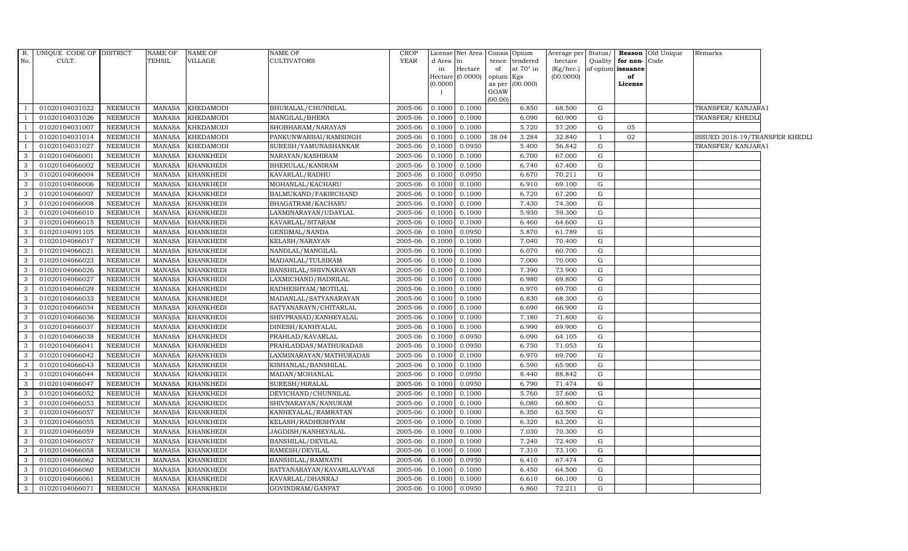| R. No. | UNIQUE CODE OF CULT. | DISTRICT | NAME OF TEHSIL | NAME OF VILLAGE | NAME OF CULTIVATORS | CROP YEAR | License d Area in Hectare (0.0000) | Net Area in Hectare (0.0000) | Consis tence of opium as per GOAW (00.00) | Opium tendered at 70° in Kgs (00.000) | Average per hectare (Kg/hec.) (00.0000) | Status/ Quality of opium | Reason for non-issuance of License | Old Unique Code | Remarks |
|---|---|---|---|---|---|---|---|---|---|---|---|---|---|---|---|
| 1 | 01020104031022 | NEEMUCH | MANASA | KHEDAMODI | BHURALAL/CHUNNILAL | 2005-06 | 0.1000 | 0.1000 | | 6.850 | 68.500 | G | | | TRANSFER/ KANJARA1 |
| 1 | 01020104031026 | NEEMUCH | MANASA | KHEDAMODI | MANGILAL/BHERA | 2005-06 | 0.1000 | 0.1000 | | 6.090 | 60.900 | G | | | TRANSFER/ KHEDLI |
| 1 | 01020104031007 | NEEMUCH | MANASA | KHEDAMODI | SHOBHARAM/NARAYAN | 2005-06 | 0.1000 | 0.1000 | | 5.720 | 57.200 | G | 05 | | |
| 1 | 01020104031014 | NEEMUCH | MANASA | KHEDAMODI | PANKUNWARBAI/RAMSINGH | 2005-06 | 0.1000 | 0.1000 | 38.04 | 3.284 | 32.840 | I | 02 | | ISSUED 2018-19/TRANSFER KHEDLI |
| 1 | 01020104031027 | NEEMUCH | MANASA | KHEDAMODI | SURESH/YAMUNASHANKAR | 2005-06 | 0.1000 | 0.0950 | | 5.400 | 56.842 | G | | | TRANSFER/ KANJARA1 |
| 3 | 01020104066001 | NEEMUCH | MANASA | KHANKHEDI | NARAYAN/KASHIRAM | 2005-06 | 0.1000 | 0.1000 | | 6.700 | 67.000 | G | | | |
| 3 | 01020104066002 | NEEMUCH | MANASA | KHANKHEDI | BHERULAL/KANIRAM | 2005-06 | 0.1000 | 0.1000 | | 6.740 | 67.400 | G | | | |
| 3 | 01020104066004 | NEEMUCH | MANASA | KHANKHEDI | KAVARLAL/RADHU | 2005-06 | 0.1000 | 0.0950 | | 6.670 | 70.211 | G | | | |
| 3 | 01020104066006 | NEEMUCH | MANASA | KHANKHEDI | MOHANLAL/KACHARU | 2005-06 | 0.1000 | 0.1000 | | 6.910 | 69.100 | G | | | |
| 3 | 01020104066007 | NEEMUCH | MANASA | KHANKHEDI | BALMUKAND/FAKIRCHAND | 2005-06 | 0.1000 | 0.1000 | | 6.720 | 67.200 | G | | | |
| 3 | 01020104066008 | NEEMUCH | MANASA | KHANKHEDI | BHAGATRAM/KACHARU | 2005-06 | 0.1000 | 0.1000 | | 7.430 | 74.300 | G | | | |
| 3 | 01020104066010 | NEEMUCH | MANASA | KHANKHEDI | LAXMINARAYAN/UDAYLAL | 2005-06 | 0.1000 | 0.1000 | | 5.930 | 59.300 | G | | | |
| 3 | 01020104066015 | NEEMUCH | MANASA | KHANKHEDI | KAVARLAL/SITARAM | 2005-06 | 0.1000 | 0.1000 | | 6.460 | 64.600 | G | | | |
| 3 | 01020104091105 | NEEMUCH | MANASA | KHANKHEDI | GENDMAL/NANDA | 2005-06 | 0.1000 | 0.0950 | | 5.870 | 61.789 | G | | | |
| 3 | 01020104066017 | NEEMUCH | MANASA | KHANKHEDI | KELASH/NARAYAN | 2005-06 | 0.1000 | 0.1000 | | 7.040 | 70.400 | G | | | |
| 3 | 01020104066021 | NEEMUCH | MANASA | KHANKHEDI | NANDLAL/MANGILAL | 2005-06 | 0.1000 | 0.1000 | | 6.070 | 60.700 | G | | | |
| 3 | 01020104066023 | NEEMUCH | MANASA | KHANKHEDI | MADANLAL/TULSIRAM | 2005-06 | 0.1000 | 0.1000 | | 7.000 | 70.000 | G | | | |
| 3 | 01020104066026 | NEEMUCH | MANASA | KHANKHEDI | BANSHILAL/SHIVNARAYAN | 2005-06 | 0.1000 | 0.1000 | | 7.390 | 73.900 | G | | | |
| 3 | 01020104066027 | NEEMUCH | MANASA | KHANKHEDI | LAXMICHAND/BADRILAL | 2005-06 | 0.1000 | 0.1000 | | 6.980 | 69.800 | G | | | |
| 3 | 01020104066029 | NEEMUCH | MANASA | KHANKHEDI | RADHESHYAM/MOTILAL | 2005-06 | 0.1000 | 0.1000 | | 6.970 | 69.700 | G | | | |
| 3 | 01020104066033 | NEEMUCH | MANASA | KHANKHEDI | MADANLAL/SATYANARAYAN | 2005-06 | 0.1000 | 0.1000 | | 6.830 | 68.300 | G | | | |
| 3 | 01020104066034 | NEEMUCH | MANASA | KHANKHEDI | SATYANARAYN/CHITARLAL | 2005-06 | 0.1000 | 0.1000 | | 6.690 | 66.900 | G | | | |
| 3 | 01020104066036 | NEEMUCH | MANASA | KHANKHEDI | SHIVPRASAD/KANHEYALAL | 2005-06 | 0.1000 | 0.1000 | | 7.180 | 71.800 | G | | | |
| 3 | 01020104066037 | NEEMUCH | MANASA | KHANKHEDI | DINESH/KANHYALAL | 2005-06 | 0.1000 | 0.1000 | | 6.990 | 69.900 | G | | | |
| 3 | 01020104066038 | NEEMUCH | MANASA | KHANKHEDI | PRAHLAD/KAVARLAL | 2005-06 | 0.1000 | 0.0950 | | 6.090 | 64.105 | G | | | |
| 3 | 01020104066041 | NEEMUCH | MANASA | KHANKHEDI | PRAHLADDAS/MATHURADAS | 2005-06 | 0.1000 | 0.0950 | | 6.750 | 71.053 | G | | | |
| 3 | 01020104066042 | NEEMUCH | MANASA | KHANKHEDI | LAXMINARAYAN/MATHURADAS | 2005-06 | 0.1000 | 0.1000 | | 6.970 | 69.700 | G | | | |
| 3 | 01020104066043 | NEEMUCH | MANASA | KHANKHEDI | KISHANLAL/BANSHILAL | 2005-06 | 0.1000 | 0.1000 | | 6.590 | 65.900 | G | | | |
| 3 | 01020104066044 | NEEMUCH | MANASA | KHANKHEDI | MADAN/MOHANLAL | 2005-06 | 0.1000 | 0.0950 | | 8.440 | 88.842 | G | | | |
| 3 | 01020104066047 | NEEMUCH | MANASA | KHANKHEDI | SURESH/HIRALAL | 2005-06 | 0.1000 | 0.0950 | | 6.790 | 71.474 | G | | | |
| 3 | 01020104066052 | NEEMUCH | MANASA | KHANKHEDI | DEVICHAND/CHUNNILAL | 2005-06 | 0.1000 | 0.1000 | | 5.760 | 57.600 | G | | | |
| 3 | 01020104066053 | NEEMUCH | MANASA | KHANKHEDI | SHIVNARAYAN/NANURAM | 2005-06 | 0.1000 | 0.1000 | | 6.080 | 60.800 | G | | | |
| 3 | 01020104066057 | NEEMUCH | MANASA | KHANKHEDI | KANHEYALAL/RAMRATAN | 2005-06 | 0.1000 | 0.1000 | | 6.350 | 63.500 | G | | | |
| 3 | 01020104066055 | NEEMUCH | MANASA | KHANKHEDI | KELASH/RADHESHYAM | 2005-06 | 0.1000 | 0.1000 | | 6.320 | 63.200 | G | | | |
| 3 | 01020104066059 | NEEMUCH | MANASA | KHANKHEDI | JAGDISH/KANHEYALAL | 2005-06 | 0.1000 | 0.1000 | | 7.030 | 70.300 | G | | | |
| 3 | 01020104066057 | NEEMUCH | MANASA | KHANKHEDI | BANSHILAL/DEVILAL | 2005-06 | 0.1000 | 0.1000 | | 7.240 | 72.400 | G | | | |
| 3 | 01020104066058 | NEEMUCH | MANASA | KHANKHEDI | RAMESH/DEVILAL | 2005-06 | 0.1000 | 0.1000 | | 7.310 | 73.100 | G | | | |
| 3 | 01020104066062 | NEEMUCH | MANASA | KHANKHEDI | BANSHILAL/RAMNATH | 2005-06 | 0.1000 | 0.0950 | | 6.410 | 67.474 | G | | | |
| 3 | 01020104066060 | NEEMUCH | MANASA | KHANKHEDI | SATYANARAYAN/KAVARLALVYAS | 2005-06 | 0.1000 | 0.1000 | | 6.450 | 64.500 | G | | | |
| 3 | 01020104066061 | NEEMUCH | MANASA | KHANKHEDI | KAVARLAL/DHANRAJ | 2005-06 | 0.1000 | 0.1000 | | 6.610 | 66.100 | G | | | |
| 3 | 01020104066071 | NEEMUCH | MANASA | KHANKHEDI | GOVINDRAM/GANPAT | 2005-06 | 0.1000 | 0.0950 | | 6.860 | 72.211 | G | | | |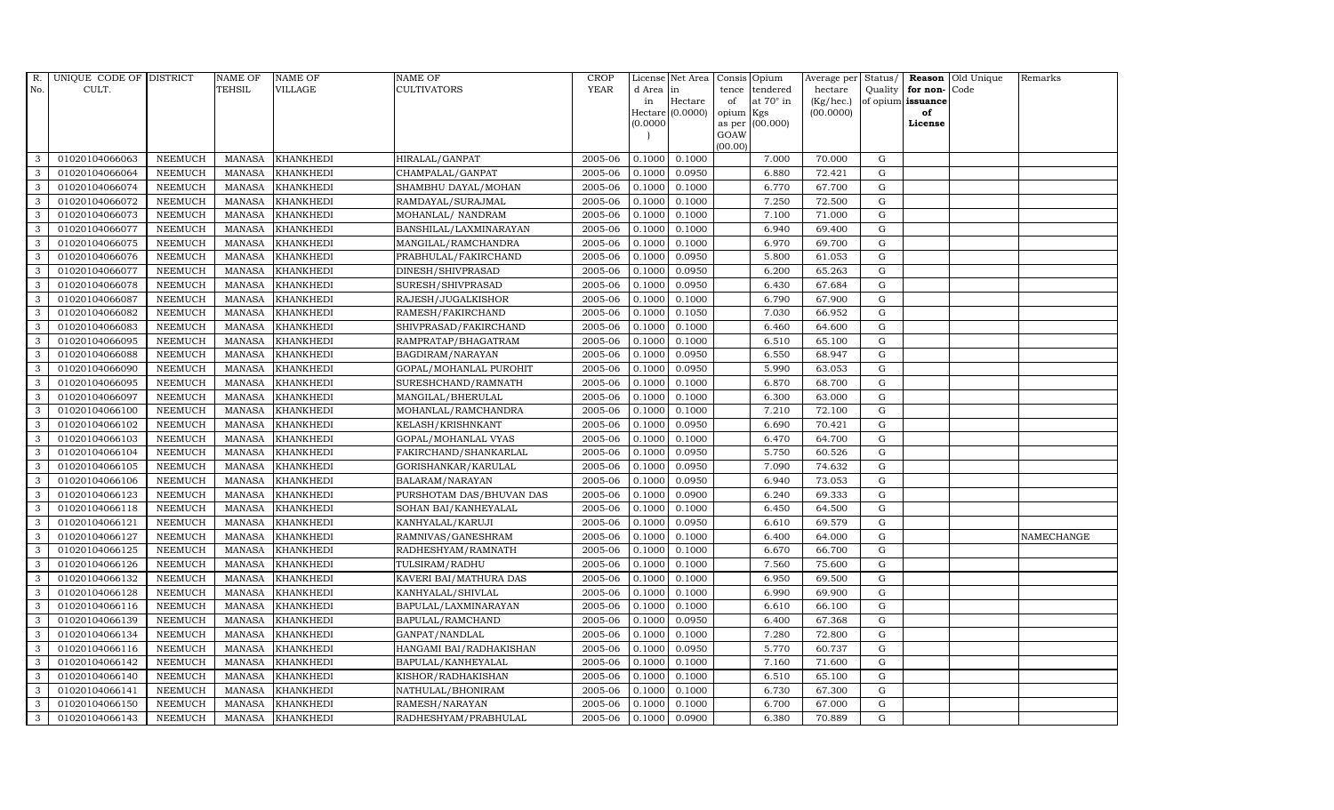| R. No. | UNIQUE CODE OF CULT. | DISTRICT | NAME OF TEHSIL | NAME OF VILLAGE | NAME OF CULTIVATORS | CROP YEAR | License d Area in Hectare (0.0000) | Net Area in Hectare (0.0000) | Consis tence of opium as per GOAW (00.00) | Opium tendered at 70° in Kgs (00.000) | Average per hectare (Kg/hec.) (00.0000) | Status/ Quality of opium | Reason for non-issuance of License | Old Unique Code | Remarks |
|---|---|---|---|---|---|---|---|---|---|---|---|---|---|---|---|
| 3 | 01020104066063 | NEEMUCH | MANASA | KHANKHEDI | HIRALAL/GANPAT | 2005-06 | 0.1000 | 0.1000 | | 7.000 | 70.000 | G | | | |
| 3 | 01020104066064 | NEEMUCH | MANASA | KHANKHEDI | CHAMPALAL/GANPAT | 2005-06 | 0.1000 | 0.0950 | | 6.880 | 72.421 | G | | | |
| 3 | 01020104066074 | NEEMUCH | MANASA | KHANKHEDI | SHAMBHU DAYAL/MOHAN | 2005-06 | 0.1000 | 0.1000 | | 6.770 | 67.700 | G | | | |
| 3 | 01020104066072 | NEEMUCH | MANASA | KHANKHEDI | RAMDAYAL/SURAJMAL | 2005-06 | 0.1000 | 0.1000 | | 7.250 | 72.500 | G | | | |
| 3 | 01020104066073 | NEEMUCH | MANASA | KHANKHEDI | MOHANLAL/ NANDRAM | 2005-06 | 0.1000 | 0.1000 | | 7.100 | 71.000 | G | | | |
| 3 | 01020104066077 | NEEMUCH | MANASA | KHANKHEDI | BANSHILAL/LAXMINARAYAN | 2005-06 | 0.1000 | 0.1000 | | 6.940 | 69.400 | G | | | |
| 3 | 01020104066075 | NEEMUCH | MANASA | KHANKHEDI | MANGILAL/RAMCHANDRA | 2005-06 | 0.1000 | 0.1000 | | 6.970 | 69.700 | G | | | |
| 3 | 01020104066076 | NEEMUCH | MANASA | KHANKHEDI | PRABHULAL/FAKIRCHAND | 2005-06 | 0.1000 | 0.0950 | | 5.800 | 61.053 | G | | | |
| 3 | 01020104066077 | NEEMUCH | MANASA | KHANKHEDI | DINESH/SHIVPRASAD | 2005-06 | 0.1000 | 0.0950 | | 6.200 | 65.263 | G | | | |
| 3 | 01020104066078 | NEEMUCH | MANASA | KHANKHEDI | SURESH/SHIVPRASAD | 2005-06 | 0.1000 | 0.0950 | | 6.430 | 67.684 | G | | | |
| 3 | 01020104066087 | NEEMUCH | MANASA | KHANKHEDI | RAJESH/JUGALKISHOR | 2005-06 | 0.1000 | 0.1000 | | 6.790 | 67.900 | G | | | |
| 3 | 01020104066082 | NEEMUCH | MANASA | KHANKHEDI | RAMESH/FAKIRCHAND | 2005-06 | 0.1000 | 0.1050 | | 7.030 | 66.952 | G | | | |
| 3 | 01020104066083 | NEEMUCH | MANASA | KHANKHEDI | SHIVPRASAD/FAKIRCHAND | 2005-06 | 0.1000 | 0.1000 | | 6.460 | 64.600 | G | | | |
| 3 | 01020104066095 | NEEMUCH | MANASA | KHANKHEDI | RAMPRATAP/BHAGATRAM | 2005-06 | 0.1000 | 0.1000 | | 6.510 | 65.100 | G | | | |
| 3 | 01020104066088 | NEEMUCH | MANASA | KHANKHEDI | BAGDIRAM/NARAYAN | 2005-06 | 0.1000 | 0.0950 | | 6.550 | 68.947 | G | | | |
| 3 | 01020104066090 | NEEMUCH | MANASA | KHANKHEDI | GOPAL/MOHANLAL PUROHIT | 2005-06 | 0.1000 | 0.0950 | | 5.990 | 63.053 | G | | | |
| 3 | 01020104066095 | NEEMUCH | MANASA | KHANKHEDI | SURESHCHAND/RAMNATH | 2005-06 | 0.1000 | 0.1000 | | 6.870 | 68.700 | G | | | |
| 3 | 01020104066097 | NEEMUCH | MANASA | KHANKHEDI | MANGILAL/BHERULAL | 2005-06 | 0.1000 | 0.1000 | | 6.300 | 63.000 | G | | | |
| 3 | 01020104066100 | NEEMUCH | MANASA | KHANKHEDI | MOHANLAL/RAMCHANDRA | 2005-06 | 0.1000 | 0.1000 | | 7.210 | 72.100 | G | | | |
| 3 | 01020104066102 | NEEMUCH | MANASA | KHANKHEDI | KELASH/KRISHNKANT | 2005-06 | 0.1000 | 0.0950 | | 6.690 | 70.421 | G | | | |
| 3 | 01020104066103 | NEEMUCH | MANASA | KHANKHEDI | GOPAL/MOHANLAL VYAS | 2005-06 | 0.1000 | 0.1000 | | 6.470 | 64.700 | G | | | |
| 3 | 01020104066104 | NEEMUCH | MANASA | KHANKHEDI | FAKIRCHAND/SHANKARLAL | 2005-06 | 0.1000 | 0.0950 | | 5.750 | 60.526 | G | | | |
| 3 | 01020104066105 | NEEMUCH | MANASA | KHANKHEDI | GORISHANKAR/KARULAL | 2005-06 | 0.1000 | 0.0950 | | 7.090 | 74.632 | G | | | |
| 3 | 01020104066106 | NEEMUCH | MANASA | KHANKHEDI | BALARAM/NARAYAN | 2005-06 | 0.1000 | 0.0950 | | 6.940 | 73.053 | G | | | |
| 3 | 01020104066123 | NEEMUCH | MANASA | KHANKHEDI | PURSHOTAM DAS/BHUVAN DAS | 2005-06 | 0.1000 | 0.0900 | | 6.240 | 69.333 | G | | | |
| 3 | 01020104066118 | NEEMUCH | MANASA | KHANKHEDI | SOHAN BAI/KANHEYALAL | 2005-06 | 0.1000 | 0.1000 | | 6.450 | 64.500 | G | | | |
| 3 | 01020104066121 | NEEMUCH | MANASA | KHANKHEDI | KANHYALAL/KARUJI | 2005-06 | 0.1000 | 0.0950 | | 6.610 | 69.579 | G | | | |
| 3 | 01020104066127 | NEEMUCH | MANASA | KHANKHEDI | RAMNIVAS/GANESHRAM | 2005-06 | 0.1000 | 0.1000 | | 6.400 | 64.000 | G | | | NAMECHANGE |
| 3 | 01020104066125 | NEEMUCH | MANASA | KHANKHEDI | RADHESHYAM/RAMNATH | 2005-06 | 0.1000 | 0.1000 | | 6.670 | 66.700 | G | | | |
| 3 | 01020104066126 | NEEMUCH | MANASA | KHANKHEDI | TULSIRAM/RADHU | 2005-06 | 0.1000 | 0.1000 | | 7.560 | 75.600 | G | | | |
| 3 | 01020104066132 | NEEMUCH | MANASA | KHANKHEDI | KAVERI BAI/MATHURA DAS | 2005-06 | 0.1000 | 0.1000 | | 6.950 | 69.500 | G | | | |
| 3 | 01020104066128 | NEEMUCH | MANASA | KHANKHEDI | KANHYALAL/SHIVLAL | 2005-06 | 0.1000 | 0.1000 | | 6.990 | 69.900 | G | | | |
| 3 | 01020104066116 | NEEMUCH | MANASA | KHANKHEDI | BAPULAL/LAXMINARAYAN | 2005-06 | 0.1000 | 0.1000 | | 6.610 | 66.100 | G | | | |
| 3 | 01020104066139 | NEEMUCH | MANASA | KHANKHEDI | BAPULAL/RAMCHAND | 2005-06 | 0.1000 | 0.0950 | | 6.400 | 67.368 | G | | | |
| 3 | 01020104066134 | NEEMUCH | MANASA | KHANKHEDI | GANPAT/NANDLAL | 2005-06 | 0.1000 | 0.1000 | | 7.280 | 72.800 | G | | | |
| 3 | 01020104066116 | NEEMUCH | MANASA | KHANKHEDI | HANGAMI BAI/RADHAKISHAN | 2005-06 | 0.1000 | 0.0950 | | 5.770 | 60.737 | G | | | |
| 3 | 01020104066142 | NEEMUCH | MANASA | KHANKHEDI | BAPULAL/KANHEYALAL | 2005-06 | 0.1000 | 0.1000 | | 7.160 | 71.600 | G | | | |
| 3 | 01020104066140 | NEEMUCH | MANASA | KHANKHEDI | KISHOR/RADHAKISHAN | 2005-06 | 0.1000 | 0.1000 | | 6.510 | 65.100 | G | | | |
| 3 | 01020104066141 | NEEMUCH | MANASA | KHANKHEDI | NATHULAL/BHONIRAM | 2005-06 | 0.1000 | 0.1000 | | 6.730 | 67.300 | G | | | |
| 3 | 01020104066150 | NEEMUCH | MANASA | KHANKHEDI | RAMESH/NARAYAN | 2005-06 | 0.1000 | 0.1000 | | 6.700 | 67.000 | G | | | |
| 3 | 01020104066143 | NEEMUCH | MANASA | KHANKHEDI | RADHESHYAM/PRABHULAL | 2005-06 | 0.1000 | 0.0900 | | 6.380 | 70.889 | G | | | |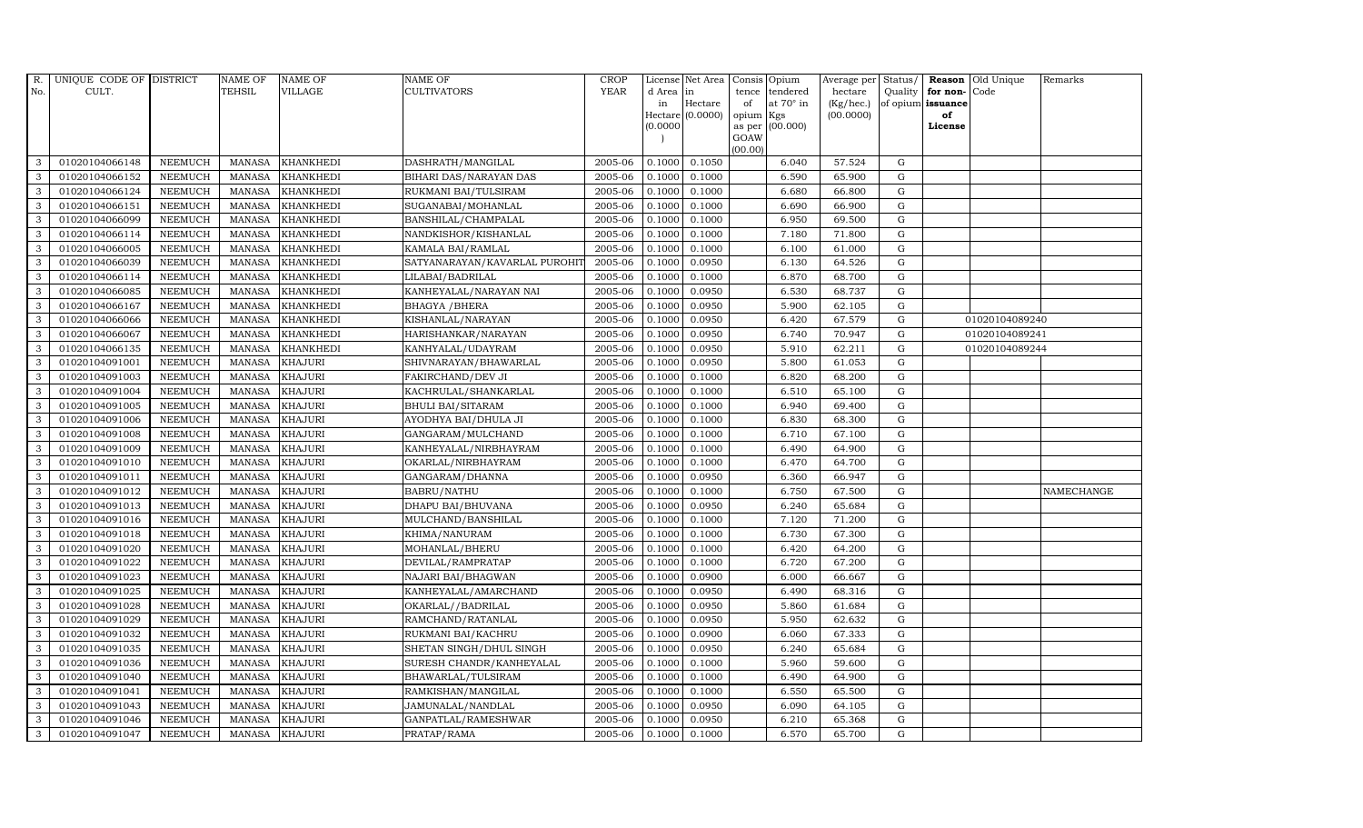| R. No. | UNIQUE CODE OF CULT. | DISTRICT | NAME OF TEHSIL | NAME OF VILLAGE | NAME OF CULTIVATORS | CROP YEAR | License d Area in Hectare (0.0000) | Net Area in Hectare (0.0000) | Consis tence of opium as per GOAW (00.00) | Opium tendered at 70° in Kgs (00.000) | Average per hectare (Kg/hec.) (00.0000) | Status/ Quality of opium | Reason for non-issuance of License | Old Unique Code | Remarks |
|---|---|---|---|---|---|---|---|---|---|---|---|---|---|---|---|
| 3 | 01020104066148 | NEEMUCH | MANASA | KHANKHEDI | DASHRATH/MANGILAL | 2005-06 | 0.1000 | 0.1050 | | 6.040 | 57.524 | G | | | |
| 3 | 01020104066152 | NEEMUCH | MANASA | KHANKHEDI | BIHARI DAS/NARAYAN DAS | 2005-06 | 0.1000 | 0.1000 | | 6.590 | 65.900 | G | | | |
| 3 | 01020104066124 | NEEMUCH | MANASA | KHANKHEDI | RUKMANI BAI/TULSIRAM | 2005-06 | 0.1000 | 0.1000 | | 6.680 | 66.800 | G | | | |
| 3 | 01020104066151 | NEEMUCH | MANASA | KHANKHEDI | SUGANABAI/MOHANLAL | 2005-06 | 0.1000 | 0.1000 | | 6.690 | 66.900 | G | | | |
| 3 | 01020104066099 | NEEMUCH | MANASA | KHANKHEDI | BANSHILAL/CHAMPALAL | 2005-06 | 0.1000 | 0.1000 | | 6.950 | 69.500 | G | | | |
| 3 | 01020104066114 | NEEMUCH | MANASA | KHANKHEDI | NANDKISHOR/KISHANLAL | 2005-06 | 0.1000 | 0.1000 | | 7.180 | 71.800 | G | | | |
| 3 | 01020104066005 | NEEMUCH | MANASA | KHANKHEDI | KAMALA BAI/RAMLAL | 2005-06 | 0.1000 | 0.1000 | | 6.100 | 61.000 | G | | | |
| 3 | 01020104066039 | NEEMUCH | MANASA | KHANKHEDI | SATYANARAYAN/KAVARLAL PUROHIT | 2005-06 | 0.1000 | 0.0950 | | 6.130 | 64.526 | G | | | |
| 3 | 01020104066114 | NEEMUCH | MANASA | KHANKHEDI | LILABAI/BADRILAL | 2005-06 | 0.1000 | 0.1000 | | 6.870 | 68.700 | G | | | |
| 3 | 01020104066085 | NEEMUCH | MANASA | KHANKHEDI | KANHEYALAL/NARAYAN NAI | 2005-06 | 0.1000 | 0.0950 | | 6.530 | 68.737 | G | | | |
| 3 | 01020104066167 | NEEMUCH | MANASA | KHANKHEDI | BHAGYA /BHERA | 2005-06 | 0.1000 | 0.0950 | | 5.900 | 62.105 | G | | | |
| 3 | 01020104066066 | NEEMUCH | MANASA | KHANKHEDI | KISHANLAL/NARAYAN | 2005-06 | 0.1000 | 0.0950 | | 6.420 | 67.579 | G | | 01020104089240 | |
| 3 | 01020104066067 | NEEMUCH | MANASA | KHANKHEDI | HARISHANKAR/NARAYAN | 2005-06 | 0.1000 | 0.0950 | | 6.740 | 70.947 | G | | 01020104089241 | |
| 3 | 01020104066135 | NEEMUCH | MANASA | KHANKHEDI | KANHYALAL/UDAYRAM | 2005-06 | 0.1000 | 0.0950 | | 5.910 | 62.211 | G | | 01020104089244 | |
| 3 | 01020104091001 | NEEMUCH | MANASA | KHAJURI | SHIVNARAYAN/BHAWARLAL | 2005-06 | 0.1000 | 0.0950 | | 5.800 | 61.053 | G | | | |
| 3 | 01020104091003 | NEEMUCH | MANASA | KHAJURI | FAKIRCHAND/DEV JI | 2005-06 | 0.1000 | 0.1000 | | 6.820 | 68.200 | G | | | |
| 3 | 01020104091004 | NEEMUCH | MANASA | KHAJURI | KACHRULAL/SHANKARLAL | 2005-06 | 0.1000 | 0.1000 | | 6.510 | 65.100 | G | | | |
| 3 | 01020104091005 | NEEMUCH | MANASA | KHAJURI | BHULI BAI/SITARAM | 2005-06 | 0.1000 | 0.1000 | | 6.940 | 69.400 | G | | | |
| 3 | 01020104091006 | NEEMUCH | MANASA | KHAJURI | AYODHYA BAI/DHULA JI | 2005-06 | 0.1000 | 0.1000 | | 6.830 | 68.300 | G | | | |
| 3 | 01020104091008 | NEEMUCH | MANASA | KHAJURI | GANGARAM/MULCHAND | 2005-06 | 0.1000 | 0.1000 | | 6.710 | 67.100 | G | | | |
| 3 | 01020104091009 | NEEMUCH | MANASA | KHAJURI | KANHEYALAL/NIRBHAYRAM | 2005-06 | 0.1000 | 0.1000 | | 6.490 | 64.900 | G | | | |
| 3 | 01020104091010 | NEEMUCH | MANASA | KHAJURI | OKARLAL/NIRBHAYRAM | 2005-06 | 0.1000 | 0.1000 | | 6.470 | 64.700 | G | | | |
| 3 | 01020104091011 | NEEMUCH | MANASA | KHAJURI | GANGARAM/DHANNA | 2005-06 | 0.1000 | 0.0950 | | 6.360 | 66.947 | G | | | |
| 3 | 01020104091012 | NEEMUCH | MANASA | KHAJURI | BABRU/NATHU | 2005-06 | 0.1000 | 0.1000 | | 6.750 | 67.500 | G | | | NAMECHANGE |
| 3 | 01020104091013 | NEEMUCH | MANASA | KHAJURI | DHAPU BAI/BHUVANA | 2005-06 | 0.1000 | 0.0950 | | 6.240 | 65.684 | G | | | |
| 3 | 01020104091016 | NEEMUCH | MANASA | KHAJURI | MULCHAND/BANSHILAL | 2005-06 | 0.1000 | 0.1000 | | 7.120 | 71.200 | G | | | |
| 3 | 01020104091018 | NEEMUCH | MANASA | KHAJURI | KHIMA/NANURAM | 2005-06 | 0.1000 | 0.1000 | | 6.730 | 67.300 | G | | | |
| 3 | 01020104091020 | NEEMUCH | MANASA | KHAJURI | MOHANLAL/BHERU | 2005-06 | 0.1000 | 0.1000 | | 6.420 | 64.200 | G | | | |
| 3 | 01020104091022 | NEEMUCH | MANASA | KHAJURI | DEVILAL/RAMPRATAP | 2005-06 | 0.1000 | 0.1000 | | 6.720 | 67.200 | G | | | |
| 3 | 01020104091023 | NEEMUCH | MANASA | KHAJURI | NAJARI BAI/BHAGWAN | 2005-06 | 0.1000 | 0.0900 | | 6.000 | 66.667 | G | | | |
| 3 | 01020104091025 | NEEMUCH | MANASA | KHAJURI | KANHEYALAL/AMARCHAND | 2005-06 | 0.1000 | 0.0950 | | 6.490 | 68.316 | G | | | |
| 3 | 01020104091028 | NEEMUCH | MANASA | KHAJURI | OKARLAL//BADRILAL | 2005-06 | 0.1000 | 0.0950 | | 5.860 | 61.684 | G | | | |
| 3 | 01020104091029 | NEEMUCH | MANASA | KHAJURI | RAMCHAND/RATANLAL | 2005-06 | 0.1000 | 0.0950 | | 5.950 | 62.632 | G | | | |
| 3 | 01020104091032 | NEEMUCH | MANASA | KHAJURI | RUKMANI BAI/KACHRU | 2005-06 | 0.1000 | 0.0900 | | 6.060 | 67.333 | G | | | |
| 3 | 01020104091035 | NEEMUCH | MANASA | KHAJURI | SHETAN SINGH/DHUL SINGH | 2005-06 | 0.1000 | 0.0950 | | 6.240 | 65.684 | G | | | |
| 3 | 01020104091036 | NEEMUCH | MANASA | KHAJURI | SURESH CHANDR/KANHEYALAL | 2005-06 | 0.1000 | 0.1000 | | 5.960 | 59.600 | G | | | |
| 3 | 01020104091040 | NEEMUCH | MANASA | KHAJURI | BHAWARLAL/TULSIRAM | 2005-06 | 0.1000 | 0.1000 | | 6.490 | 64.900 | G | | | |
| 3 | 01020104091041 | NEEMUCH | MANASA | KHAJURI | RAMKISHAN/MANGILAL | 2005-06 | 0.1000 | 0.1000 | | 6.550 | 65.500 | G | | | |
| 3 | 01020104091043 | NEEMUCH | MANASA | KHAJURI | JAMUNALAL/NANDLAL | 2005-06 | 0.1000 | 0.0950 | | 6.090 | 64.105 | G | | | |
| 3 | 01020104091046 | NEEMUCH | MANASA | KHAJURI | GANPATLAL/RAMESHWAR | 2005-06 | 0.1000 | 0.0950 | | 6.210 | 65.368 | G | | | |
| 3 | 01020104091047 | NEEMUCH | MANASA | KHAJURI | PRATAP/RAMA | 2005-06 | 0.1000 | 0.1000 | | 6.570 | 65.700 | G | | | |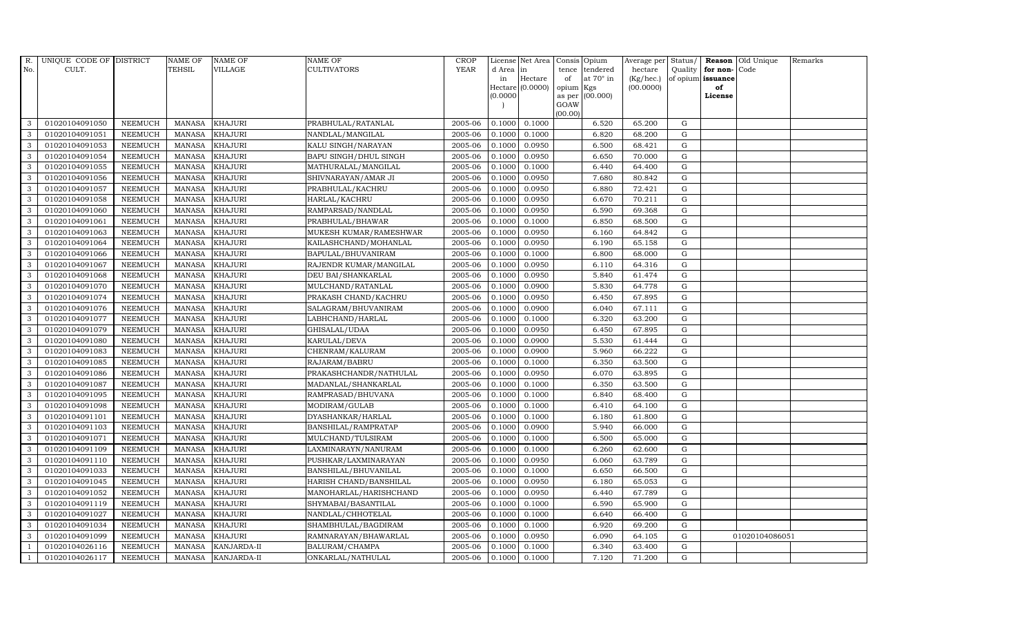| R. No. | UNIQUE CODE OF CULT. | DISTRICT | NAME OF TEHSIL | NAME OF VILLAGE | NAME OF CULTIVATORS | CROP YEAR | License d Area in Hectare (0.0000) | Net Area in Hectare (0.0000) | Consis tence of opium as per GOAW (00.00) | Opium tendered at 70° in Kgs (00.000) | Average per hectare (Kg/hec.) (00.0000) | Status/ Quality of opium | Reason for non-issuance of License | Old Unique Code | Remarks |
|---|---|---|---|---|---|---|---|---|---|---|---|---|---|---|---|
| 3 | 01020104091050 | NEEMUCH | MANASA | KHAJURI | PRABHULAL/RATANLAL | 2005-06 | 0.1000 | 0.1000 | | 6.520 | 65.200 | G | | | |
| 3 | 01020104091051 | NEEMUCH | MANASA | KHAJURI | NANDLAL/MANGILAL | 2005-06 | 0.1000 | 0.1000 | | 6.820 | 68.200 | G | | | |
| 3 | 01020104091053 | NEEMUCH | MANASA | KHAJURI | KALU SINGH/NARAYAN | 2005-06 | 0.1000 | 0.0950 | | 6.500 | 68.421 | G | | | |
| 3 | 01020104091054 | NEEMUCH | MANASA | KHAJURI | BAPU SINGH/DHUL SINGH | 2005-06 | 0.1000 | 0.0950 | | 6.650 | 70.000 | G | | | |
| 3 | 01020104091055 | NEEMUCH | MANASA | KHAJURI | MATHURALAL/MANGILAL | 2005-06 | 0.1000 | 0.1000 | | 6.440 | 64.400 | G | | | |
| 3 | 01020104091056 | NEEMUCH | MANASA | KHAJURI | SHIVNARAYAN/AMAR JI | 2005-06 | 0.1000 | 0.0950 | | 7.680 | 80.842 | G | | | |
| 3 | 01020104091057 | NEEMUCH | MANASA | KHAJURI | PRABHULAL/KACHRU | 2005-06 | 0.1000 | 0.0950 | | 6.880 | 72.421 | G | | | |
| 3 | 01020104091058 | NEEMUCH | MANASA | KHAJURI | HARLAL/KACHRU | 2005-06 | 0.1000 | 0.0950 | | 6.670 | 70.211 | G | | | |
| 3 | 01020104091060 | NEEMUCH | MANASA | KHAJURI | RAMPARSAD/NANDLAL | 2005-06 | 0.1000 | 0.0950 | | 6.590 | 69.368 | G | | | |
| 3 | 01020104091061 | NEEMUCH | MANASA | KHAJURI | PRABHULAL/BHAWAR | 2005-06 | 0.1000 | 0.1000 | | 6.850 | 68.500 | G | | | |
| 3 | 01020104091063 | NEEMUCH | MANASA | KHAJURI | MUKESH KUMAR/RAMESHWAR | 2005-06 | 0.1000 | 0.0950 | | 6.160 | 64.842 | G | | | |
| 3 | 01020104091064 | NEEMUCH | MANASA | KHAJURI | KAILASHCHAND/MOHANLAL | 2005-06 | 0.1000 | 0.0950 | | 6.190 | 65.158 | G | | | |
| 3 | 01020104091066 | NEEMUCH | MANASA | KHAJURI | BAPULAL/BHUVANIRAM | 2005-06 | 0.1000 | 0.1000 | | 6.800 | 68.000 | G | | | |
| 3 | 01020104091067 | NEEMUCH | MANASA | KHAJURI | RAJENDR KUMAR/MANGILAL | 2005-06 | 0.1000 | 0.0950 | | 6.110 | 64.316 | G | | | |
| 3 | 01020104091068 | NEEMUCH | MANASA | KHAJURI | DEU BAI/SHANKARLAL | 2005-06 | 0.1000 | 0.0950 | | 5.840 | 61.474 | G | | | |
| 3 | 01020104091070 | NEEMUCH | MANASA | KHAJURI | MULCHAND/RATANLAL | 2005-06 | 0.1000 | 0.0900 | | 5.830 | 64.778 | G | | | |
| 3 | 01020104091074 | NEEMUCH | MANASA | KHAJURI | PRAKASH CHAND/KACHRU | 2005-06 | 0.1000 | 0.0950 | | 6.450 | 67.895 | G | | | |
| 3 | 01020104091076 | NEEMUCH | MANASA | KHAJURI | SALAGRAM/BHUVANIRAM | 2005-06 | 0.1000 | 0.0900 | | 6.040 | 67.111 | G | | | |
| 3 | 01020104091077 | NEEMUCH | MANASA | KHAJURI | LABHCHAND/HARLAL | 2005-06 | 0.1000 | 0.1000 | | 6.320 | 63.200 | G | | | |
| 3 | 01020104091079 | NEEMUCH | MANASA | KHAJURI | GHISALAL/UDAA | 2005-06 | 0.1000 | 0.0950 | | 6.450 | 67.895 | G | | | |
| 3 | 01020104091080 | NEEMUCH | MANASA | KHAJURI | KARULAL/DEVA | 2005-06 | 0.1000 | 0.0900 | | 5.530 | 61.444 | G | | | |
| 3 | 01020104091083 | NEEMUCH | MANASA | KHAJURI | CHENRAM/KALURAM | 2005-06 | 0.1000 | 0.0900 | | 5.960 | 66.222 | G | | | |
| 3 | 01020104091085 | NEEMUCH | MANASA | KHAJURI | RAJARAM/BABRU | 2005-06 | 0.1000 | 0.1000 | | 6.350 | 63.500 | G | | | |
| 3 | 01020104091086 | NEEMUCH | MANASA | KHAJURI | PRAKASHCHANDR/NATHULAL | 2005-06 | 0.1000 | 0.0950 | | 6.070 | 63.895 | G | | | |
| 3 | 01020104091087 | NEEMUCH | MANASA | KHAJURI | MADANLAL/SHANKARLAL | 2005-06 | 0.1000 | 0.1000 | | 6.350 | 63.500 | G | | | |
| 3 | 01020104091095 | NEEMUCH | MANASA | KHAJURI | RAMPRASAD/BHUVANA | 2005-06 | 0.1000 | 0.1000 | | 6.840 | 68.400 | G | | | |
| 3 | 01020104091098 | NEEMUCH | MANASA | KHAJURI | MODIRAM/GULAB | 2005-06 | 0.1000 | 0.1000 | | 6.410 | 64.100 | G | | | |
| 3 | 01020104091101 | NEEMUCH | MANASA | KHAJURI | DYASHANKAR/HARLAL | 2005-06 | 0.1000 | 0.1000 | | 6.180 | 61.800 | G | | | |
| 3 | 01020104091103 | NEEMUCH | MANASA | KHAJURI | BANSHILAL/RAMPRATAP | 2005-06 | 0.1000 | 0.0900 | | 5.940 | 66.000 | G | | | |
| 3 | 01020104091071 | NEEMUCH | MANASA | KHAJURI | MULCHAND/TULSIRAM | 2005-06 | 0.1000 | 0.1000 | | 6.500 | 65.000 | G | | | |
| 3 | 01020104091109 | NEEMUCH | MANASA | KHAJURI | LAXMINARAYN/NANURAM | 2005-06 | 0.1000 | 0.1000 | | 6.260 | 62.600 | G | | | |
| 3 | 01020104091110 | NEEMUCH | MANASA | KHAJURI | PUSHKAR/LAXMINARAYAN | 2005-06 | 0.1000 | 0.0950 | | 6.060 | 63.789 | G | | | |
| 3 | 01020104091033 | NEEMUCH | MANASA | KHAJURI | BANSHILAL/BHUVANILAL | 2005-06 | 0.1000 | 0.1000 | | 6.650 | 66.500 | G | | | |
| 3 | 01020104091045 | NEEMUCH | MANASA | KHAJURI | HARISH CHAND/BANSHILAL | 2005-06 | 0.1000 | 0.0950 | | 6.180 | 65.053 | G | | | |
| 3 | 01020104091052 | NEEMUCH | MANASA | KHAJURI | MANOHARLAL/HARISHCHAND | 2005-06 | 0.1000 | 0.0950 | | 6.440 | 67.789 | G | | | |
| 3 | 01020104091119 | NEEMUCH | MANASA | KHAJURI | SHYMABAI/BASANTILAL | 2005-06 | 0.1000 | 0.1000 | | 6.590 | 65.900 | G | | | |
| 3 | 01020104091027 | NEEMUCH | MANASA | KHAJURI | NANDLAL/CHHOTELAL | 2005-06 | 0.1000 | 0.1000 | | 6.640 | 66.400 | G | | | |
| 3 | 01020104091034 | NEEMUCH | MANASA | KHAJURI | SHAMBHULAL/BAGDIRAM | 2005-06 | 0.1000 | 0.1000 | | 6.920 | 69.200 | G | | | |
| 3 | 01020104091099 | NEEMUCH | MANASA | KHAJURI | RAMNARAYAN/BHAWARLAL | 2005-06 | 0.1000 | 0.0950 | | 6.090 | 64.105 | G | | 01020104086051 | |
| 1 | 01020104026116 | NEEMUCH | MANASA | KANJARDA-II | BALURAM/CHAMPA | 2005-06 | 0.1000 | 0.1000 | | 6.340 | 63.400 | G | | | |
| 1 | 01020104026117 | NEEMUCH | MANASA | KANJARDA-II | ONKARLAL/NATHULAL | 2005-06 | 0.1000 | 0.1000 | | 7.120 | 71.200 | G | | | |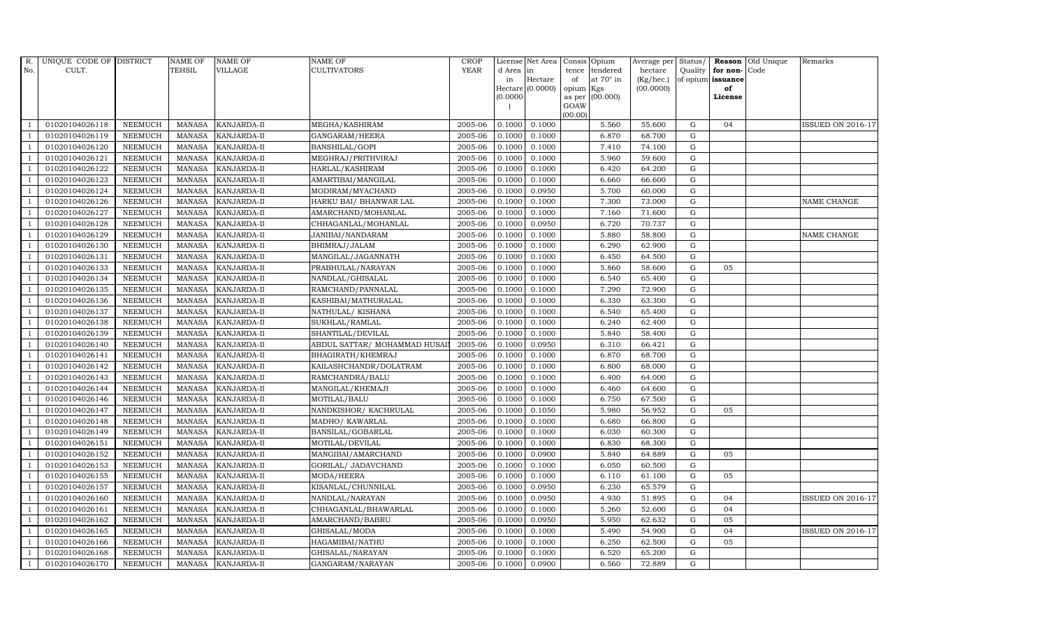| R. No. | UNIQUE CODE OF CULT. | DISTRICT | NAME OF TEHSIL | NAME OF VILLAGE | NAME OF CULTIVATORS | CROP YEAR | License d Area in Hectare (0.0000) | Net Area in Hectare (0.0000) | Consis tence of opium as per GOAW (00.00) | Opium tendered at 70° in Kgs (00.000) | Average per hectare (Kg/hec.) (00.0000) | Status/ Quality of opium | Reason for non-issuance of License | Old Unique Code | Remarks |
|---|---|---|---|---|---|---|---|---|---|---|---|---|---|---|---|
| 1 | 01020104026118 | NEEMUCH | MANASA | KANJARDA-II | MEGHA/KASHIRAM | 2005-06 | 0.1000 | 0.1000 | | 5.560 | 55.600 | G | 04 | | ISSUED ON 2016-17 |
| 1 | 01020104026119 | NEEMUCH | MANASA | KANJARDA-II | GANGARAM/HEERA | 2005-06 | 0.1000 | 0.1000 | | 6.870 | 68.700 | G | | | |
| 1 | 01020104026120 | NEEMUCH | MANASA | KANJARDA-II | BANSHILAL/GOPI | 2005-06 | 0.1000 | 0.1000 | | 7.410 | 74.100 | G | | | |
| 1 | 01020104026121 | NEEMUCH | MANASA | KANJARDA-II | MEGHRAJ/PRITHVIRAJ | 2005-06 | 0.1000 | 0.1000 | | 5.960 | 59.600 | G | | | |
| 1 | 01020104026122 | NEEMUCH | MANASA | KANJARDA-II | HARLAL/KASHIRAM | 2005-06 | 0.1000 | 0.1000 | | 6.420 | 64.200 | G | | | |
| 1 | 01020104026123 | NEEMUCH | MANASA | KANJARDA-II | AMARTIBAI/MANGILAL | 2005-06 | 0.1000 | 0.1000 | | 6.660 | 66.600 | G | | | |
| 1 | 01020104026124 | NEEMUCH | MANASA | KANJARDA-II | MODIRAM/MYACHAND | 2005-06 | 0.1000 | 0.0950 | | 5.700 | 60.000 | G | | | |
| 1 | 01020104026126 | NEEMUCH | MANASA | KANJARDA-II | HARKU BAI/ BHANWAR LAL | 2005-06 | 0.1000 | 0.1000 | | 7.300 | 73.000 | G | | | NAME CHANGE |
| 1 | 01020104026127 | NEEMUCH | MANASA | KANJARDA-II | AMARCHAND/MOHANLAL | 2005-06 | 0.1000 | 0.1000 | | 7.160 | 71.600 | G | | | |
| 1 | 01020104026128 | NEEMUCH | MANASA | KANJARDA-II | CHHAGANLAL/MOHANLAL | 2005-06 | 0.1000 | 0.0950 | | 6.720 | 70.737 | G | | | |
| 1 | 01020104026129 | NEEMUCH | MANASA | KANJARDA-II | JANIBAI/NANDARAM | 2005-06 | 0.1000 | 0.1000 | | 5.880 | 58.800 | G | | | NAME CHANGE |
| 1 | 01020104026130 | NEEMUCH | MANASA | KANJARDA-II | BHIMRAJ/JALAM | 2005-06 | 0.1000 | 0.1000 | | 6.290 | 62.900 | G | | | |
| 1 | 01020104026131 | NEEMUCH | MANASA | KANJARDA-II | MANGILAL/JAGANNATH | 2005-06 | 0.1000 | 0.1000 | | 6.450 | 64.500 | G | | | |
| 1 | 01020104026133 | NEEMUCH | MANASA | KANJARDA-II | PRABHULAL/NARAYAN | 2005-06 | 0.1000 | 0.1000 | | 5.860 | 58.600 | G | 05 | | |
| 1 | 01020104026134 | NEEMUCH | MANASA | KANJARDA-II | NANDLAL/GHISALAL | 2005-06 | 0.1000 | 0.1000 | | 6.540 | 65.400 | G | | | |
| 1 | 01020104026135 | NEEMUCH | MANASA | KANJARDA-II | RAMCHAND/PANNALAL | 2005-06 | 0.1000 | 0.1000 | | 7.290 | 72.900 | G | | | |
| 1 | 01020104026136 | NEEMUCH | MANASA | KANJARDA-II | KASHIBAI/MATHURALAL | 2005-06 | 0.1000 | 0.1000 | | 6.330 | 63.300 | G | | | |
| 1 | 01020104026137 | NEEMUCH | MANASA | KANJARDA-II | NATHULAL/ KISHANA | 2005-06 | 0.1000 | 0.1000 | | 6.540 | 65.400 | G | | | |
| 1 | 01020104026138 | NEEMUCH | MANASA | KANJARDA-II | SUKHLAL/RAMLAL | 2005-06 | 0.1000 | 0.1000 | | 6.240 | 62.400 | G | | | |
| 1 | 01020104026139 | NEEMUCH | MANASA | KANJARDA-II | SHANTILAL/DEVILAL | 2005-06 | 0.1000 | 0.1000 | | 5.840 | 58.400 | G | | | |
| 1 | 01020104026140 | NEEMUCH | MANASA | KANJARDA-II | ABDUL SATTAR/ MOHAMMAD HUSAI | 2005-06 | 0.1000 | 0.0950 | | 6.310 | 66.421 | G | | | |
| 1 | 01020104026141 | NEEMUCH | MANASA | KANJARDA-II | BHAGIRATH/KHEMRAJ | 2005-06 | 0.1000 | 0.1000 | | 6.870 | 68.700 | G | | | |
| 1 | 01020104026142 | NEEMUCH | MANASA | KANJARDA-II | KAILASHCHANDR/DOLATRAM | 2005-06 | 0.1000 | 0.1000 | | 6.800 | 68.000 | G | | | |
| 1 | 01020104026143 | NEEMUCH | MANASA | KANJARDA-II | RAMCHANDRA/BALU | 2005-06 | 0.1000 | 0.1000 | | 6.400 | 64.000 | G | | | |
| 1 | 01020104026144 | NEEMUCH | MANASA | KANJARDA-II | MANGILAL/KHEMAJI | 2005-06 | 0.1000 | 0.1000 | | 6.460 | 64.600 | G | | | |
| 1 | 01020104026146 | NEEMUCH | MANASA | KANJARDA-II | MOTILAL/BALU | 2005-06 | 0.1000 | 0.1000 | | 6.750 | 67.500 | G | | | |
| 1 | 01020104026147 | NEEMUCH | MANASA | KANJARDA-II | NANDKISHOR/ KACHRULAL | 2005-06 | 0.1000 | 0.1050 | | 5.980 | 56.952 | G | 05 | | |
| 1 | 01020104026148 | NEEMUCH | MANASA | KANJARDA-II | MADHO/ KAWARLAL | 2005-06 | 0.1000 | 0.1000 | | 6.680 | 66.800 | G | | | |
| 1 | 01020104026149 | NEEMUCH | MANASA | KANJARDA-II | BANSILAL/GOBARLAL | 2005-06 | 0.1000 | 0.1000 | | 6.030 | 60.300 | G | | | |
| 1 | 01020104026151 | NEEMUCH | MANASA | KANJARDA-II | MOTILAL/DEVILAL | 2005-06 | 0.1000 | 0.1000 | | 6.830 | 68.300 | G | | | |
| 1 | 01020104026152 | NEEMUCH | MANASA | KANJARDA-II | MANGIBAI/AMARCHAND | 2005-06 | 0.1000 | 0.0900 | | 5.840 | 64.889 | G | 05 | | |
| 1 | 01020104026153 | NEEMUCH | MANASA | KANJARDA-II | GORILAL/ JADAVCHAND | 2005-06 | 0.1000 | 0.1000 | | 6.050 | 60.500 | G | | | |
| 1 | 01020104026155 | NEEMUCH | MANASA | KANJARDA-II | MODA/HEERA | 2005-06 | 0.1000 | 0.1000 | | 6.110 | 61.100 | G | 05 | | |
| 1 | 01020104026157 | NEEMUCH | MANASA | KANJARDA-II | KISANLAL/CHUNNILAL | 2005-06 | 0.1000 | 0.0950 | | 6.230 | 65.579 | G | | | |
| 1 | 01020104026160 | NEEMUCH | MANASA | KANJARDA-II | NANDLAL/NARAYAN | 2005-06 | 0.1000 | 0.0950 | | 4.930 | 51.895 | G | 04 | | ISSUED ON 2016-17 |
| 1 | 01020104026161 | NEEMUCH | MANASA | KANJARDA-II | CHHAGANLAL/BHAWARLAL | 2005-06 | 0.1000 | 0.1000 | | 5.260 | 52.600 | G | 04 | | |
| 1 | 01020104026162 | NEEMUCH | MANASA | KANJARDA-II | AMARCHAND/BABRU | 2005-06 | 0.1000 | 0.0950 | | 5.950 | 62.632 | G | 05 | | |
| 1 | 01020104026165 | NEEMUCH | MANASA | KANJARDA-II | GHISALAL/MODA | 2005-06 | 0.1000 | 0.1000 | | 5.490 | 54.900 | G | 04 | | ISSUED ON 2016-17 |
| 1 | 01020104026166 | NEEMUCH | MANASA | KANJARDA-II | HAGAMIBAI/NATHU | 2005-06 | 0.1000 | 0.1000 | | 6.250 | 62.500 | G | 05 | | |
| 1 | 01020104026168 | NEEMUCH | MANASA | KANJARDA-II | GHISALAL/NARAYAN | 2005-06 | 0.1000 | 0.1000 | | 6.520 | 65.200 | G | | | |
| 1 | 01020104026170 | NEEMUCH | MANASA | KANJARDA-II | GANGARAM/NARAYAN | 2005-06 | 0.1000 | 0.0900 | | 6.560 | 72.889 | G | | | |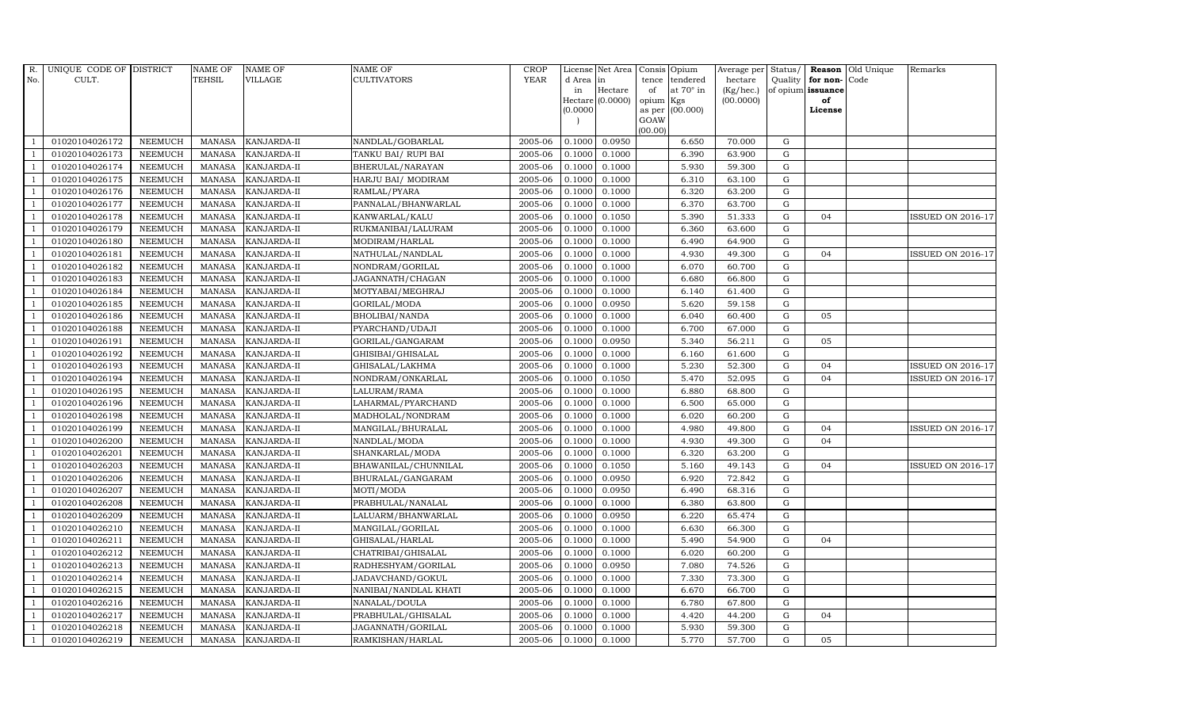| R. No. | UNIQUE CODE OF CULT. | DISTRICT | NAME OF TEHSIL | NAME OF VILLAGE | NAME OF CULTIVATORS | CROP YEAR | License d Area in Hectare (0.0000) | Net Area in Hectare (0.0000) | Consis tence of opium as per GOAW (00.00) | Opium tendered at 70° in Kgs (00.000) | Average per hectare (Kg/hec.) (00.0000) | Status/ Quality of opium | Reason for non- issuance of License | Old Unique Code | Remarks |
|---|---|---|---|---|---|---|---|---|---|---|---|---|---|---|---|
| 1 | 01020104026172 | NEEMUCH | MANASA | KANJARDA-II | NANDLAL/GOBARLAL | 2005-06 | 0.1000 | 0.0950 | | 6.650 | 70.000 | G | | | |
| 1 | 01020104026173 | NEEMUCH | MANASA | KANJARDA-II | TANKU BAI/ RUPI BAI | 2005-06 | 0.1000 | 0.1000 | | 6.390 | 63.900 | G | | | |
| 1 | 01020104026174 | NEEMUCH | MANASA | KANJARDA-II | BHERULAL/NARAYAN | 2005-06 | 0.1000 | 0.1000 | | 5.930 | 59.300 | G | | | |
| 1 | 01020104026175 | NEEMUCH | MANASA | KANJARDA-II | HARJU BAI/ MODIRAM | 2005-06 | 0.1000 | 0.1000 | | 6.310 | 63.100 | G | | | |
| 1 | 01020104026176 | NEEMUCH | MANASA | KANJARDA-II | RAMLAL/PYARA | 2005-06 | 0.1000 | 0.1000 | | 6.320 | 63.200 | G | | | |
| 1 | 01020104026177 | NEEMUCH | MANASA | KANJARDA-II | PANNALAL/BHANWARLAL | 2005-06 | 0.1000 | 0.1000 | | 6.370 | 63.700 | G | | | |
| 1 | 01020104026178 | NEEMUCH | MANASA | KANJARDA-II | KANWARLAL/KALU | 2005-06 | 0.1000 | 0.1050 | | 5.390 | 51.333 | G | 04 | | ISSUED ON 2016-17 |
| 1 | 01020104026179 | NEEMUCH | MANASA | KANJARDA-II | RUKMANIBAI/LALURAM | 2005-06 | 0.1000 | 0.1000 | | 6.360 | 63.600 | G | | | |
| 1 | 01020104026180 | NEEMUCH | MANASA | KANJARDA-II | MODIRAM/HARLAL | 2005-06 | 0.1000 | 0.1000 | | 6.490 | 64.900 | G | | | |
| 1 | 01020104026181 | NEEMUCH | MANASA | KANJARDA-II | NATHULAL/NANDLAL | 2005-06 | 0.1000 | 0.1000 | | 4.930 | 49.300 | G | 04 | | ISSUED ON 2016-17 |
| 1 | 01020104026182 | NEEMUCH | MANASA | KANJARDA-II | NONDRAM/GORILAL | 2005-06 | 0.1000 | 0.1000 | | 6.070 | 60.700 | G | | | |
| 1 | 01020104026183 | NEEMUCH | MANASA | KANJARDA-II | JAGANNATH/CHAGAN | 2005-06 | 0.1000 | 0.1000 | | 6.680 | 66.800 | G | | | |
| 1 | 01020104026184 | NEEMUCH | MANASA | KANJARDA-II | MOTYABAI/MEGHRAJ | 2005-06 | 0.1000 | 0.1000 | | 6.140 | 61.400 | G | | | |
| 1 | 01020104026185 | NEEMUCH | MANASA | KANJARDA-II | GORILAL/MODA | 2005-06 | 0.1000 | 0.0950 | | 5.620 | 59.158 | G | | | |
| 1 | 01020104026186 | NEEMUCH | MANASA | KANJARDA-II | BHOLIBAI/NANDA | 2005-06 | 0.1000 | 0.1000 | | 6.040 | 60.400 | G | 05 | | |
| 1 | 01020104026188 | NEEMUCH | MANASA | KANJARDA-II | PYARCHAND/UDAJI | 2005-06 | 0.1000 | 0.1000 | | 6.700 | 67.000 | G | | | |
| 1 | 01020104026191 | NEEMUCH | MANASA | KANJARDA-II | GORILAL/GANGARAM | 2005-06 | 0.1000 | 0.0950 | | 5.340 | 56.211 | G | 05 | | |
| 1 | 01020104026192 | NEEMUCH | MANASA | KANJARDA-II | GHISIBAI/GHISALAL | 2005-06 | 0.1000 | 0.1000 | | 6.160 | 61.600 | G | | | |
| 1 | 01020104026193 | NEEMUCH | MANASA | KANJARDA-II | GHISALAL/LAKHMA | 2005-06 | 0.1000 | 0.1000 | | 5.230 | 52.300 | G | 04 | | ISSUED ON 2016-17 |
| 1 | 01020104026194 | NEEMUCH | MANASA | KANJARDA-II | NONDRAM/ONKARLAL | 2005-06 | 0.1000 | 0.1050 | | 5.470 | 52.095 | G | 04 | | ISSUED ON 2016-17 |
| 1 | 01020104026195 | NEEMUCH | MANASA | KANJARDA-II | LALURAM/RAMA | 2005-06 | 0.1000 | 0.1000 | | 6.880 | 68.800 | G | | | |
| 1 | 01020104026196 | NEEMUCH | MANASA | KANJARDA-II | LAHARMAL/PYARCHAND | 2005-06 | 0.1000 | 0.1000 | | 6.500 | 65.000 | G | | | |
| 1 | 01020104026198 | NEEMUCH | MANASA | KANJARDA-II | MADHOLAL/NONDRAM | 2005-06 | 0.1000 | 0.1000 | | 6.020 | 60.200 | G | | | |
| 1 | 01020104026199 | NEEMUCH | MANASA | KANJARDA-II | MANGILAL/BHURALAL | 2005-06 | 0.1000 | 0.1000 | | 4.980 | 49.800 | G | 04 | | ISSUED ON 2016-17 |
| 1 | 01020104026200 | NEEMUCH | MANASA | KANJARDA-II | NANDLAL/MODA | 2005-06 | 0.1000 | 0.1000 | | 4.930 | 49.300 | G | 04 | | |
| 1 | 01020104026201 | NEEMUCH | MANASA | KANJARDA-II | SHANKARLAL/MODA | 2005-06 | 0.1000 | 0.1000 | | 6.320 | 63.200 | G | | | |
| 1 | 01020104026203 | NEEMUCH | MANASA | KANJARDA-II | BHAWANILAL/CHUNNILAL | 2005-06 | 0.1000 | 0.1050 | | 5.160 | 49.143 | G | 04 | | ISSUED ON 2016-17 |
| 1 | 01020104026206 | NEEMUCH | MANASA | KANJARDA-II | BHURALAL/GANGARAM | 2005-06 | 0.1000 | 0.0950 | | 6.920 | 72.842 | G | | | |
| 1 | 01020104026207 | NEEMUCH | MANASA | KANJARDA-II | MOTI/MODA | 2005-06 | 0.1000 | 0.0950 | | 6.490 | 68.316 | G | | | |
| 1 | 01020104026208 | NEEMUCH | MANASA | KANJARDA-II | PRABHULAL/NANALAL | 2005-06 | 0.1000 | 0.1000 | | 6.380 | 63.800 | G | | | |
| 1 | 01020104026209 | NEEMUCH | MANASA | KANJARDA-II | LALUARM/BHANWARLAL | 2005-06 | 0.1000 | 0.0950 | | 6.220 | 65.474 | G | | | |
| 1 | 01020104026210 | NEEMUCH | MANASA | KANJARDA-II | MANGILAL/GORILAL | 2005-06 | 0.1000 | 0.1000 | | 6.630 | 66.300 | G | | | |
| 1 | 01020104026211 | NEEMUCH | MANASA | KANJARDA-II | GHISALAL/HARLAL | 2005-06 | 0.1000 | 0.1000 | | 5.490 | 54.900 | G | 04 | | |
| 1 | 01020104026212 | NEEMUCH | MANASA | KANJARDA-II | CHATRIBAI/GHISALAL | 2005-06 | 0.1000 | 0.1000 | | 6.020 | 60.200 | G | | | |
| 1 | 01020104026213 | NEEMUCH | MANASA | KANJARDA-II | RADHESHYAM/GORILAL | 2005-06 | 0.1000 | 0.0950 | | 7.080 | 74.526 | G | | | |
| 1 | 01020104026214 | NEEMUCH | MANASA | KANJARDA-II | JADAVCHAND/GOKUL | 2005-06 | 0.1000 | 0.1000 | | 7.330 | 73.300 | G | | | |
| 1 | 01020104026215 | NEEMUCH | MANASA | KANJARDA-II | NANIBAI/NANDLAL KHATI | 2005-06 | 0.1000 | 0.1000 | | 6.670 | 66.700 | G | | | |
| 1 | 01020104026216 | NEEMUCH | MANASA | KANJARDA-II | NANALAL/DOULA | 2005-06 | 0.1000 | 0.1000 | | 6.780 | 67.800 | G | | | |
| 1 | 01020104026217 | NEEMUCH | MANASA | KANJARDA-II | PRABHULAL/GHISALAL | 2005-06 | 0.1000 | 0.1000 | | 4.420 | 44.200 | G | 04 | | |
| 1 | 01020104026218 | NEEMUCH | MANASA | KANJARDA-II | JAGANNATH/GORILAL | 2005-06 | 0.1000 | 0.1000 | | 5.930 | 59.300 | G | | | |
| 1 | 01020104026219 | NEEMUCH | MANASA | KANJARDA-II | RAMKISHAN/HARLAL | 2005-06 | 0.1000 | 0.1000 | | 5.770 | 57.700 | G | 05 | | |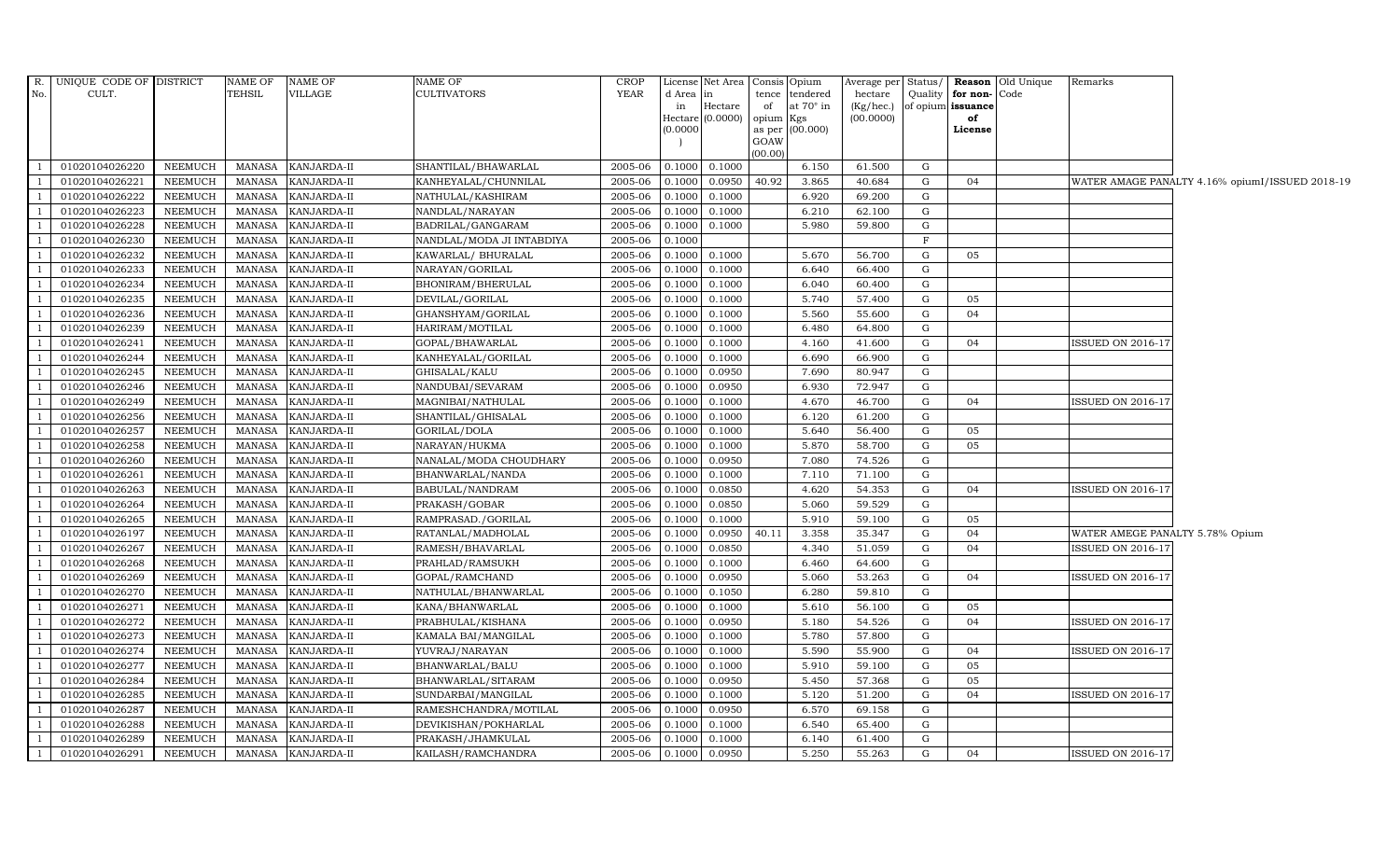| R. No. | UNIQUE CODE OF CULT. | DISTRICT | NAME OF TEHSIL | NAME OF VILLAGE | NAME OF CULTIVATORS | CROP YEAR | License d Area in Hectare (0.0000) | Net Area in Hectare (0.0000) | Consis tence of opium as per GOAW (00.00) | Opium tendered at 70° in Kgs (00.000) | Average per hectare (Kg/hec.) (00.0000) | Status/ Quality of opium | Reason for non- issuance of License | Old Unique Code | Remarks |
|---|---|---|---|---|---|---|---|---|---|---|---|---|---|---|---|
| 1 | 01020104026220 | NEEMUCH | MANASA | KANJARDA-II | SHANTILAL/BHAWARLAL | 2005-06 | 0.1000 | 0.1000 | | 6.150 | 61.500 | G | | | |
| 1 | 01020104026221 | NEEMUCH | MANASA | KANJARDA-II | KANHEYALAL/CHUNNILAL | 2005-06 | 0.1000 | 0.0950 | 40.92 | 3.865 | 40.684 | G | 04 | | WATER AMAGE PANALTY 4.16% opiumI/ISSUED 2018-19 |
| 1 | 01020104026222 | NEEMUCH | MANASA | KANJARDA-II | NATHULAL/KASHIRAM | 2005-06 | 0.1000 | 0.1000 | | 6.920 | 69.200 | G | | | |
| 1 | 01020104026223 | NEEMUCH | MANASA | KANJARDA-II | NANDLAL/NARAYAN | 2005-06 | 0.1000 | 0.1000 | | 6.210 | 62.100 | G | | | |
| 1 | 01020104026228 | NEEMUCH | MANASA | KANJARDA-II | BADRILAL/GANGARAM | 2005-06 | 0.1000 | 0.1000 | | 5.980 | 59.800 | G | | | |
| 1 | 01020104026230 | NEEMUCH | MANASA | KANJARDA-II | NANDLAL/MODA JI INTABDIYA | 2005-06 | 0.1000 | | | | | F | | | |
| 1 | 01020104026232 | NEEMUCH | MANASA | KANJARDA-II | KAWARLAL/ BHURALAL | 2005-06 | 0.1000 | 0.1000 | | 5.670 | 56.700 | G | 05 | | |
| 1 | 01020104026233 | NEEMUCH | MANASA | KANJARDA-II | NARAYAN/GORILAL | 2005-06 | 0.1000 | 0.1000 | | 6.640 | 66.400 | G | | | |
| 1 | 01020104026234 | NEEMUCH | MANASA | KANJARDA-II | BHONIRAM/BHERULAL | 2005-06 | 0.1000 | 0.1000 | | 6.040 | 60.400 | G | | | |
| 1 | 01020104026235 | NEEMUCH | MANASA | KANJARDA-II | DEVILAL/GORILAL | 2005-06 | 0.1000 | 0.1000 | | 5.740 | 57.400 | G | 05 | | |
| 1 | 01020104026236 | NEEMUCH | MANASA | KANJARDA-II | GHANSHYAM/GORILAL | 2005-06 | 0.1000 | 0.1000 | | 5.560 | 55.600 | G | 04 | | |
| 1 | 01020104026239 | NEEMUCH | MANASA | KANJARDA-II | HARIRAM/MOTILAL | 2005-06 | 0.1000 | 0.1000 | | 6.480 | 64.800 | G | | | |
| 1 | 01020104026241 | NEEMUCH | MANASA | KANJARDA-II | GOPAL/BHAWARLAL | 2005-06 | 0.1000 | 0.1000 | | 4.160 | 41.600 | G | 04 | | ISSUED ON 2016-17 |
| 1 | 01020104026244 | NEEMUCH | MANASA | KANJARDA-II | KANHEYALAL/GORILAL | 2005-06 | 0.1000 | 0.1000 | | 6.690 | 66.900 | G | | | |
| 1 | 01020104026245 | NEEMUCH | MANASA | KANJARDA-II | GHISALAL/KALU | 2005-06 | 0.1000 | 0.0950 | | 7.690 | 80.947 | G | | | |
| 1 | 01020104026246 | NEEMUCH | MANASA | KANJARDA-II | NANDUBAI/SEVARAM | 2005-06 | 0.1000 | 0.0950 | | 6.930 | 72.947 | G | | | |
| 1 | 01020104026249 | NEEMUCH | MANASA | KANJARDA-II | MAGNIBAI/NATHULAL | 2005-06 | 0.1000 | 0.1000 | | 4.670 | 46.700 | G | 04 | | ISSUED ON 2016-17 |
| 1 | 01020104026256 | NEEMUCH | MANASA | KANJARDA-II | SHANTILAL/GHISALAL | 2005-06 | 0.1000 | 0.1000 | | 6.120 | 61.200 | G | | | |
| 1 | 01020104026257 | NEEMUCH | MANASA | KANJARDA-II | GORILAL/DOLA | 2005-06 | 0.1000 | 0.1000 | | 5.640 | 56.400 | G | 05 | | |
| 1 | 01020104026258 | NEEMUCH | MANASA | KANJARDA-II | NARAYAN/HUKMA | 2005-06 | 0.1000 | 0.1000 | | 5.870 | 58.700 | G | 05 | | |
| 1 | 01020104026260 | NEEMUCH | MANASA | KANJARDA-II | NANALAL/MODA CHOUDHARY | 2005-06 | 0.1000 | 0.0950 | | 7.080 | 74.526 | G | | | |
| 1 | 01020104026261 | NEEMUCH | MANASA | KANJARDA-II | BHANWARLAL/NANDA | 2005-06 | 0.1000 | 0.1000 | | 7.110 | 71.100 | G | | | |
| 1 | 01020104026263 | NEEMUCH | MANASA | KANJARDA-II | BABULAL/NANDRAM | 2005-06 | 0.1000 | 0.0850 | | 4.620 | 54.353 | G | 04 | | ISSUED ON 2016-17 |
| 1 | 01020104026264 | NEEMUCH | MANASA | KANJARDA-II | PRAKASH/GOBAR | 2005-06 | 0.1000 | 0.0850 | | 5.060 | 59.529 | G | | | |
| 1 | 01020104026265 | NEEMUCH | MANASA | KANJARDA-II | RAMPRASAD./GORILAL | 2005-06 | 0.1000 | 0.1000 | | 5.910 | 59.100 | G | 05 | | |
| 1 | 01020104026197 | NEEMUCH | MANASA | KANJARDA-II | RATANLAL/MADHOLAL | 2005-06 | 0.1000 | 0.0950 | 40.11 | 3.358 | 35.347 | G | 04 | | WATER AMEGE PANALTY 5.78% Opium |
| 1 | 01020104026267 | NEEMUCH | MANASA | KANJARDA-II | RAMESH/BHAVARLAL | 2005-06 | 0.1000 | 0.0850 | | 4.340 | 51.059 | G | 04 | | ISSUED ON 2016-17 |
| 1 | 01020104026268 | NEEMUCH | MANASA | KANJARDA-II | PRAHLAD/RAMSUKH | 2005-06 | 0.1000 | 0.1000 | | 6.460 | 64.600 | G | | | |
| 1 | 01020104026269 | NEEMUCH | MANASA | KANJARDA-II | GOPAL/RAMCHAND | 2005-06 | 0.1000 | 0.0950 | | 5.060 | 53.263 | G | 04 | | ISSUED ON 2016-17 |
| 1 | 01020104026270 | NEEMUCH | MANASA | KANJARDA-II | NATHULAL/BHANWARLAL | 2005-06 | 0.1000 | 0.1050 | | 6.280 | 59.810 | G | | | |
| 1 | 01020104026271 | NEEMUCH | MANASA | KANJARDA-II | KANA/BHANWARLAL | 2005-06 | 0.1000 | 0.1000 | | 5.610 | 56.100 | G | 05 | | |
| 1 | 01020104026272 | NEEMUCH | MANASA | KANJARDA-II | PRABHULAL/KISHANA | 2005-06 | 0.1000 | 0.0950 | | 5.180 | 54.526 | G | 04 | | ISSUED ON 2016-17 |
| 1 | 01020104026273 | NEEMUCH | MANASA | KANJARDA-II | KAMALA BAI/MANGILAL | 2005-06 | 0.1000 | 0.1000 | | 5.780 | 57.800 | G | | | |
| 1 | 01020104026274 | NEEMUCH | MANASA | KANJARDA-II | YUVRAJ/NARAYAN | 2005-06 | 0.1000 | 0.1000 | | 5.590 | 55.900 | G | 04 | | ISSUED ON 2016-17 |
| 1 | 01020104026277 | NEEMUCH | MANASA | KANJARDA-II | BHANWARLAL/BALU | 2005-06 | 0.1000 | 0.1000 | | 5.910 | 59.100 | G | 05 | | |
| 1 | 01020104026284 | NEEMUCH | MANASA | KANJARDA-II | BHANWARLAL/SITARAM | 2005-06 | 0.1000 | 0.0950 | | 5.450 | 57.368 | G | 05 | | |
| 1 | 01020104026285 | NEEMUCH | MANASA | KANJARDA-II | SUNDARBAI/MANGILAL | 2005-06 | 0.1000 | 0.1000 | | 5.120 | 51.200 | G | 04 | | ISSUED ON 2016-17 |
| 1 | 01020104026287 | NEEMUCH | MANASA | KANJARDA-II | RAMESHCHANDRA/MOTILAL | 2005-06 | 0.1000 | 0.0950 | | 6.570 | 69.158 | G | | | |
| 1 | 01020104026288 | NEEMUCH | MANASA | KANJARDA-II | DEVIKISHAN/POKHARLAL | 2005-06 | 0.1000 | 0.1000 | | 6.540 | 65.400 | G | | | |
| 1 | 01020104026289 | NEEMUCH | MANASA | KANJARDA-II | PRAKASH/JHAMKULAL | 2005-06 | 0.1000 | 0.1000 | | 6.140 | 61.400 | G | | | |
| 1 | 01020104026291 | NEEMUCH | MANASA | KANJARDA-II | KAILASH/RAMCHANDRA | 2005-06 | 0.1000 | 0.0950 | | 5.250 | 55.263 | G | 04 | | ISSUED ON 2016-17 |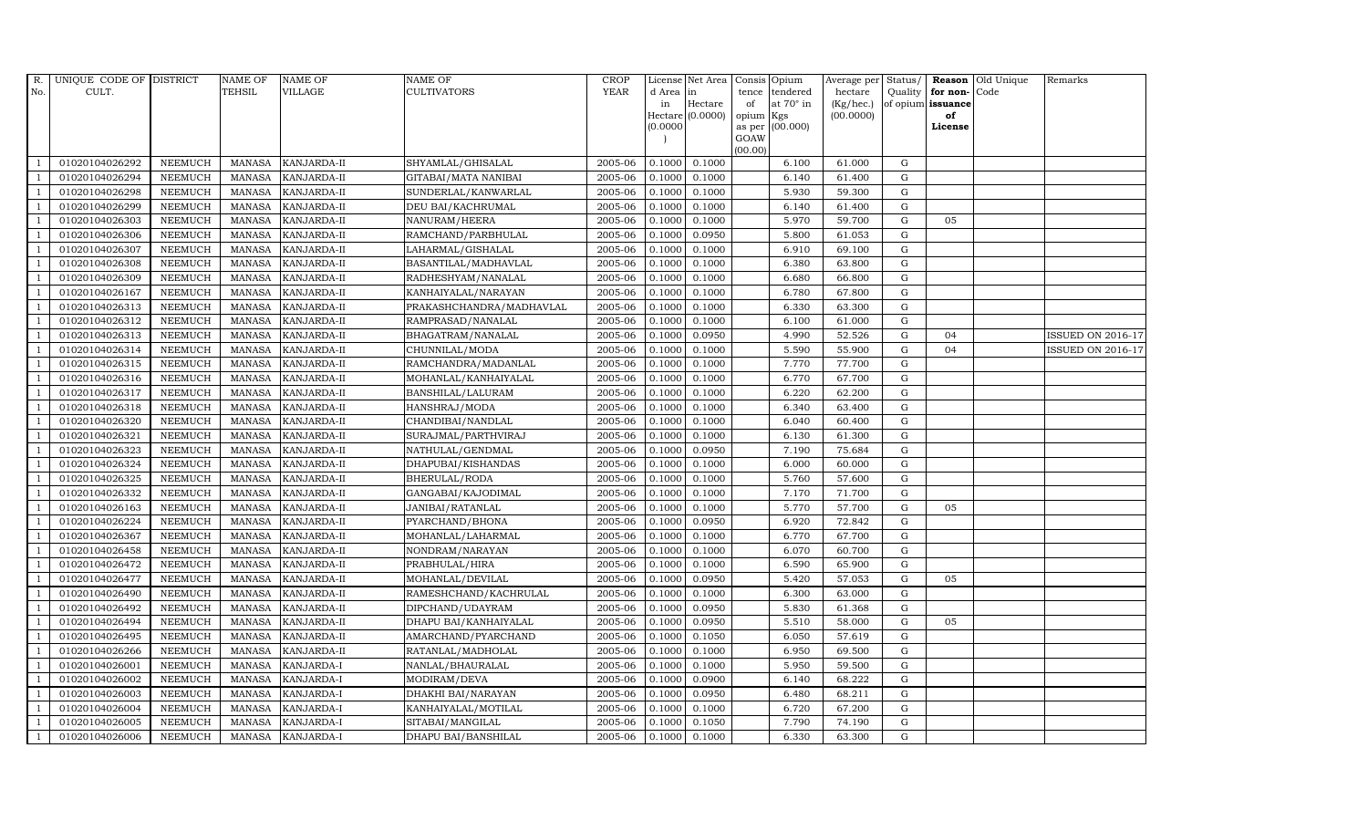| R. No. | UNIQUE CODE OF CULT. | DISTRICT | NAME OF TEHSIL | NAME OF VILLAGE | NAME OF CULTIVATORS | CROP YEAR | License d Area in Hectare (0.0000) | Net Area in Hectare (0.0000) | Consis tence of opium as per GOAW (00.00) | Opium tendered at 70° in Kgs (00.000) | Average per hectare (Kg/hec.) (00.0000) | Status/ Quality of opium | Reason for non-issuance of License | Old Unique Code | Remarks |
|---|---|---|---|---|---|---|---|---|---|---|---|---|---|---|---|
| 1 | 01020104026292 | NEEMUCH | MANASA | KANJARDA-II | SHYAMLAL/GHISALAL | 2005-06 | 0.1000 | 0.1000 | | 6.100 | 61.000 | G | | | |
| 1 | 01020104026294 | NEEMUCH | MANASA | KANJARDA-II | GITABAI/MATA NANIBAI | 2005-06 | 0.1000 | 0.1000 | | 6.140 | 61.400 | G | | | |
| 1 | 01020104026298 | NEEMUCH | MANASA | KANJARDA-II | SUNDERLAL/KANWARLAL | 2005-06 | 0.1000 | 0.1000 | | 5.930 | 59.300 | G | | | |
| 1 | 01020104026299 | NEEMUCH | MANASA | KANJARDA-II | DEU BAI/KACHRUMAL | 2005-06 | 0.1000 | 0.1000 | | 6.140 | 61.400 | G | | | |
| 1 | 01020104026303 | NEEMUCH | MANASA | KANJARDA-II | NANURAM/HEERA | 2005-06 | 0.1000 | 0.1000 | | 5.970 | 59.700 | G | 05 | | |
| 1 | 01020104026306 | NEEMUCH | MANASA | KANJARDA-II | RAMCHAND/PARBHULAL | 2005-06 | 0.1000 | 0.0950 | | 5.800 | 61.053 | G | | | |
| 1 | 01020104026307 | NEEMUCH | MANASA | KANJARDA-II | LAHARMAL/GISHALAL | 2005-06 | 0.1000 | 0.1000 | | 6.910 | 69.100 | G | | | |
| 1 | 01020104026308 | NEEMUCH | MANASA | KANJARDA-II | BASANTILAL/MADHAVLAL | 2005-06 | 0.1000 | 0.1000 | | 6.380 | 63.800 | G | | | |
| 1 | 01020104026309 | NEEMUCH | MANASA | KANJARDA-II | RADHESHYAM/NANALAL | 2005-06 | 0.1000 | 0.1000 | | 6.680 | 66.800 | G | | | |
| 1 | 01020104026167 | NEEMUCH | MANASA | KANJARDA-II | KANHAIYALAL/NARAYAN | 2005-06 | 0.1000 | 0.1000 | | 6.780 | 67.800 | G | | | |
| 1 | 01020104026313 | NEEMUCH | MANASA | KANJARDA-II | PRAKASHCHANDRA/MADHAVLAL | 2005-06 | 0.1000 | 0.1000 | | 6.330 | 63.300 | G | | | |
| 1 | 01020104026312 | NEEMUCH | MANASA | KANJARDA-II | RAMPRASAD/NANALAL | 2005-06 | 0.1000 | 0.1000 | | 6.100 | 61.000 | G | | | |
| 1 | 01020104026313 | NEEMUCH | MANASA | KANJARDA-II | BHAGATRAM/NANALAL | 2005-06 | 0.1000 | 0.0950 | | 4.990 | 52.526 | G | 04 | | ISSUED ON 2016-17 |
| 1 | 01020104026314 | NEEMUCH | MANASA | KANJARDA-II | CHUNNILAL/MODA | 2005-06 | 0.1000 | 0.1000 | | 5.590 | 55.900 | G | 04 | | ISSUED ON 2016-17 |
| 1 | 01020104026315 | NEEMUCH | MANASA | KANJARDA-II | RAMCHANDRA/MADANLAL | 2005-06 | 0.1000 | 0.1000 | | 7.770 | 77.700 | G | | | |
| 1 | 01020104026316 | NEEMUCH | MANASA | KANJARDA-II | MOHANLAL/KANHAIYALAL | 2005-06 | 0.1000 | 0.1000 | | 6.770 | 67.700 | G | | | |
| 1 | 01020104026317 | NEEMUCH | MANASA | KANJARDA-II | BANSHILAL/LALURAM | 2005-06 | 0.1000 | 0.1000 | | 6.220 | 62.200 | G | | | |
| 1 | 01020104026318 | NEEMUCH | MANASA | KANJARDA-II | HANSHRAJ/MODA | 2005-06 | 0.1000 | 0.1000 | | 6.340 | 63.400 | G | | | |
| 1 | 01020104026320 | NEEMUCH | MANASA | KANJARDA-II | CHANDIBAI/NANDLAL | 2005-06 | 0.1000 | 0.1000 | | 6.040 | 60.400 | G | | | |
| 1 | 01020104026321 | NEEMUCH | MANASA | KANJARDA-II | SURAJMAL/PARTHVIRAJ | 2005-06 | 0.1000 | 0.1000 | | 6.130 | 61.300 | G | | | |
| 1 | 01020104026323 | NEEMUCH | MANASA | KANJARDA-II | NATHULAL/GENDMAL | 2005-06 | 0.1000 | 0.0950 | | 7.190 | 75.684 | G | | | |
| 1 | 01020104026324 | NEEMUCH | MANASA | KANJARDA-II | DHAPUBAI/KISHANDAS | 2005-06 | 0.1000 | 0.1000 | | 6.000 | 60.000 | G | | | |
| 1 | 01020104026325 | NEEMUCH | MANASA | KANJARDA-II | BHERULAL/RODA | 2005-06 | 0.1000 | 0.1000 | | 5.760 | 57.600 | G | | | |
| 1 | 01020104026332 | NEEMUCH | MANASA | KANJARDA-II | GANGABAI/KAJODIMAL | 2005-06 | 0.1000 | 0.1000 | | 7.170 | 71.700 | G | | | |
| 1 | 01020104026163 | NEEMUCH | MANASA | KANJARDA-II | JANIBAI/RATANLAL | 2005-06 | 0.1000 | 0.1000 | | 5.770 | 57.700 | G | 05 | | |
| 1 | 01020104026224 | NEEMUCH | MANASA | KANJARDA-II | PYARCHAND/BHONA | 2005-06 | 0.1000 | 0.0950 | | 6.920 | 72.842 | G | | | |
| 1 | 01020104026367 | NEEMUCH | MANASA | KANJARDA-II | MOHANLAL/LAHARMAL | 2005-06 | 0.1000 | 0.1000 | | 6.770 | 67.700 | G | | | |
| 1 | 01020104026458 | NEEMUCH | MANASA | KANJARDA-II | NONDRAM/NARAYAN | 2005-06 | 0.1000 | 0.1000 | | 6.070 | 60.700 | G | | | |
| 1 | 01020104026472 | NEEMUCH | MANASA | KANJARDA-II | PRABHULAL/HIRA | 2005-06 | 0.1000 | 0.1000 | | 6.590 | 65.900 | G | | | |
| 1 | 01020104026477 | NEEMUCH | MANASA | KANJARDA-II | MOHANLAL/DEVILAL | 2005-06 | 0.1000 | 0.0950 | | 5.420 | 57.053 | G | 05 | | |
| 1 | 01020104026490 | NEEMUCH | MANASA | KANJARDA-II | RAMESHCHAND/KACHRULAL | 2005-06 | 0.1000 | 0.1000 | | 6.300 | 63.000 | G | | | |
| 1 | 01020104026492 | NEEMUCH | MANASA | KANJARDA-II | DIPCHAND/UDAYRAM | 2005-06 | 0.1000 | 0.0950 | | 5.830 | 61.368 | G | | | |
| 1 | 01020104026494 | NEEMUCH | MANASA | KANJARDA-II | DHAPU BAI/KANHAIYALAL | 2005-06 | 0.1000 | 0.0950 | | 5.510 | 58.000 | G | 05 | | |
| 1 | 01020104026495 | NEEMUCH | MANASA | KANJARDA-II | AMARCHAND/PYARCHAND | 2005-06 | 0.1000 | 0.1050 | | 6.050 | 57.619 | G | | | |
| 1 | 01020104026266 | NEEMUCH | MANASA | KANJARDA-II | RATANLAL/MADHOLAL | 2005-06 | 0.1000 | 0.1000 | | 6.950 | 69.500 | G | | | |
| 1 | 01020104026001 | NEEMUCH | MANASA | KANJARDA-I | NANLAL/BHAURALAL | 2005-06 | 0.1000 | 0.1000 | | 5.950 | 59.500 | G | | | |
| 1 | 01020104026002 | NEEMUCH | MANASA | KANJARDA-I | MODIRAM/DEVA | 2005-06 | 0.1000 | 0.0900 | | 6.140 | 68.222 | G | | | |
| 1 | 01020104026003 | NEEMUCH | MANASA | KANJARDA-I | DHAKHI BAI/NARAYAN | 2005-06 | 0.1000 | 0.0950 | | 6.480 | 68.211 | G | | | |
| 1 | 01020104026004 | NEEMUCH | MANASA | KANJARDA-I | KANHAIYALAL/MOTILAL | 2005-06 | 0.1000 | 0.1000 | | 6.720 | 67.200 | G | | | |
| 1 | 01020104026005 | NEEMUCH | MANASA | KANJARDA-I | SITABAI/MANGILAL | 2005-06 | 0.1000 | 0.1050 | | 7.790 | 74.190 | G | | | |
| 1 | 01020104026006 | NEEMUCH | MANASA | KANJARDA-I | DHAPU BAI/BANSHILAL | 2005-06 | 0.1000 | 0.1000 | | 6.330 | 63.300 | G | | | |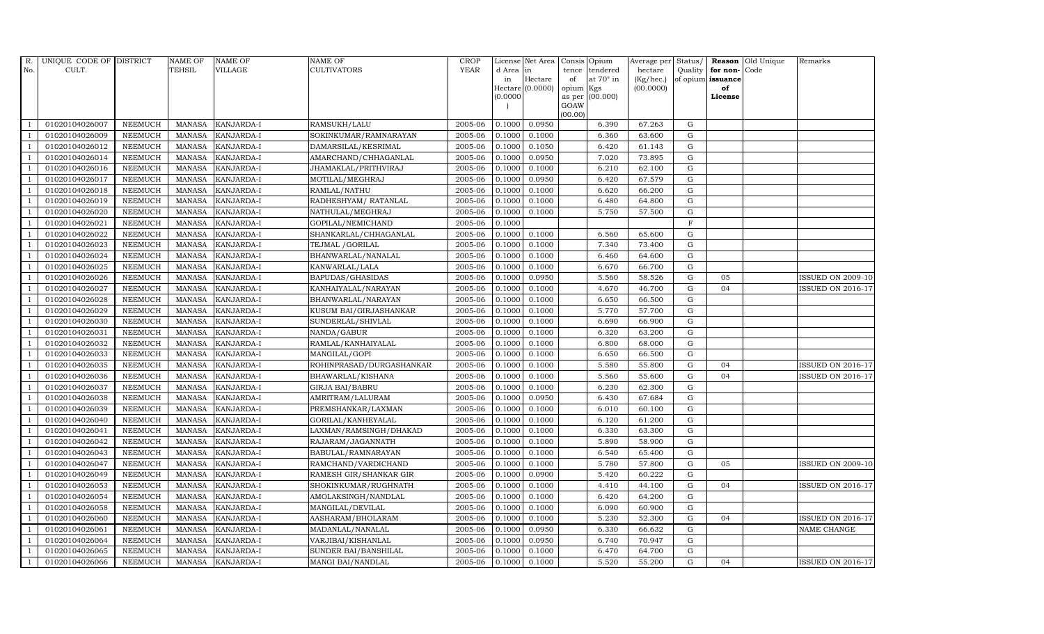| R. No. | UNIQUE CODE OF CULT. | DISTRICT | NAME OF TEHSIL | NAME OF VILLAGE | NAME OF CULTIVATORS | CROP YEAR | License d Area in Hectare (0.0000) | Net Area in Hectare (0.0000) | Consis tence of opium as per GOAW (00.00) | Opium tendered at 70° in Kgs (00.000) | Average per hectare (Kg/hec.) (00.0000) | Status/ Quality of opium | Reason for non-issuance of License | Old Unique Code | Remarks |
|---|---|---|---|---|---|---|---|---|---|---|---|---|---|---|---|
| 1 | 01020104026007 | NEEMUCH | MANASA | KANJARDA-I | RAMSUKH/LALU | 2005-06 | 0.1000 | 0.0950 | | 6.390 | 67.263 | G | | | |
| 1 | 01020104026009 | NEEMUCH | MANASA | KANJARDA-I | SOKINKUMAR/RAMNARAYAN | 2005-06 | 0.1000 | 0.1000 | | 6.360 | 63.600 | G | | | |
| 1 | 01020104026012 | NEEMUCH | MANASA | KANJARDA-I | DAMARSILAL/KESRIMAL | 2005-06 | 0.1000 | 0.1050 | | 6.420 | 61.143 | G | | | |
| 1 | 01020104026014 | NEEMUCH | MANASA | KANJARDA-I | AMARCHAND/CHHAGANLAL | 2005-06 | 0.1000 | 0.0950 | | 7.020 | 73.895 | G | | | |
| 1 | 01020104026016 | NEEMUCH | MANASA | KANJARDA-I | JHAMAKLAL/PRITHVIRAJ | 2005-06 | 0.1000 | 0.1000 | | 6.210 | 62.100 | G | | | |
| 1 | 01020104026017 | NEEMUCH | MANASA | KANJARDA-I | MOTILAL/MEGHRAJ | 2005-06 | 0.1000 | 0.0950 | | 6.420 | 67.579 | G | | | |
| 1 | 01020104026018 | NEEMUCH | MANASA | KANJARDA-I | RAMLAL/NATHU | 2005-06 | 0.1000 | 0.1000 | | 6.620 | 66.200 | G | | | |
| 1 | 01020104026019 | NEEMUCH | MANASA | KANJARDA-I | RADHESHYAM/ RATANLAL | 2005-06 | 0.1000 | 0.1000 | | 6.480 | 64.800 | G | | | |
| 1 | 01020104026020 | NEEMUCH | MANASA | KANJARDA-I | NATHULAL/MEGHRAJ | 2005-06 | 0.1000 | 0.1000 | | 5.750 | 57.500 | G | | | |
| 1 | 01020104026021 | NEEMUCH | MANASA | KANJARDA-I | GOPILAL/NEMICHAND | 2005-06 | 0.1000 | | | | | F | | | |
| 1 | 01020104026022 | NEEMUCH | MANASA | KANJARDA-I | SHANKARLAL/CHHAGANLAL | 2005-06 | 0.1000 | 0.1000 | | 6.560 | 65.600 | G | | | |
| 1 | 01020104026023 | NEEMUCH | MANASA | KANJARDA-I | TEJMAL /GORILAL | 2005-06 | 0.1000 | 0.1000 | | 7.340 | 73.400 | G | | | |
| 1 | 01020104026024 | NEEMUCH | MANASA | KANJARDA-I | BHANWARLAL/NANALAL | 2005-06 | 0.1000 | 0.1000 | | 6.460 | 64.600 | G | | | |
| 1 | 01020104026025 | NEEMUCH | MANASA | KANJARDA-I | KANWARLAL/LALA | 2005-06 | 0.1000 | 0.1000 | | 6.670 | 66.700 | G | | | |
| 1 | 01020104026026 | NEEMUCH | MANASA | KANJARDA-I | BAPUDAS/GHASIDAS | 2005-06 | 0.1000 | 0.0950 | | 5.560 | 58.526 | G | 05 | | ISSUED ON 2009-10 |
| 1 | 01020104026027 | NEEMUCH | MANASA | KANJARDA-I | KANHAIYALAL/NARAYAN | 2005-06 | 0.1000 | 0.1000 | | 4.670 | 46.700 | G | 04 | | ISSUED ON 2016-17 |
| 1 | 01020104026028 | NEEMUCH | MANASA | KANJARDA-I | BHANWARLAL/NARAYAN | 2005-06 | 0.1000 | 0.1000 | | 6.650 | 66.500 | G | | | |
| 1 | 01020104026029 | NEEMUCH | MANASA | KANJARDA-I | KUSUM BAI/GIRJASHANKAR | 2005-06 | 0.1000 | 0.1000 | | 5.770 | 57.700 | G | | | |
| 1 | 01020104026030 | NEEMUCH | MANASA | KANJARDA-I | SUNDERLAL/SHIVLAL | 2005-06 | 0.1000 | 0.1000 | | 6.690 | 66.900 | G | | | |
| 1 | 01020104026031 | NEEMUCH | MANASA | KANJARDA-I | NANDA/GABUR | 2005-06 | 0.1000 | 0.1000 | | 6.320 | 63.200 | G | | | |
| 1 | 01020104026032 | NEEMUCH | MANASA | KANJARDA-I | RAMLAL/KANHAIYALAL | 2005-06 | 0.1000 | 0.1000 | | 6.800 | 68.000 | G | | | |
| 1 | 01020104026033 | NEEMUCH | MANASA | KANJARDA-I | MANGILAL/GOPI | 2005-06 | 0.1000 | 0.1000 | | 6.650 | 66.500 | G | | | |
| 1 | 01020104026035 | NEEMUCH | MANASA | KANJARDA-I | ROHINPRASAD/DURGASHANKAR | 2005-06 | 0.1000 | 0.1000 | | 5.580 | 55.800 | G | 04 | | ISSUED ON 2016-17 |
| 1 | 01020104026036 | NEEMUCH | MANASA | KANJARDA-I | BHAWARLAL/KISHANA | 2005-06 | 0.1000 | 0.1000 | | 5.560 | 55.600 | G | 04 | | ISSUED ON 2016-17 |
| 1 | 01020104026037 | NEEMUCH | MANASA | KANJARDA-I | GIRJA BAI/BABRU | 2005-06 | 0.1000 | 0.1000 | | 6.230 | 62.300 | G | | | |
| 1 | 01020104026038 | NEEMUCH | MANASA | KANJARDA-I | AMRITRAM/LALURAM | 2005-06 | 0.1000 | 0.0950 | | 6.430 | 67.684 | G | | | |
| 1 | 01020104026039 | NEEMUCH | MANASA | KANJARDA-I | PREMSHANKAR/LAXMAN | 2005-06 | 0.1000 | 0.1000 | | 6.010 | 60.100 | G | | | |
| 1 | 01020104026040 | NEEMUCH | MANASA | KANJARDA-I | GORILAL/KANHEYALAL | 2005-06 | 0.1000 | 0.1000 | | 6.120 | 61.200 | G | | | |
| 1 | 01020104026041 | NEEMUCH | MANASA | KANJARDA-I | LAXMAN/RAMSINGH/DHAKAD | 2005-06 | 0.1000 | 0.1000 | | 6.330 | 63.300 | G | | | |
| 1 | 01020104026042 | NEEMUCH | MANASA | KANJARDA-I | RAJARAM/JAGANNATH | 2005-06 | 0.1000 | 0.1000 | | 5.890 | 58.900 | G | | | |
| 1 | 01020104026043 | NEEMUCH | MANASA | KANJARDA-I | BABULAL/RAMNARAYAN | 2005-06 | 0.1000 | 0.1000 | | 6.540 | 65.400 | G | | | |
| 1 | 01020104026047 | NEEMUCH | MANASA | KANJARDA-I | RAMCHAND/VARDICHAND | 2005-06 | 0.1000 | 0.1000 | | 5.780 | 57.800 | G | 05 | | ISSUED ON 2009-10 |
| 1 | 01020104026049 | NEEMUCH | MANASA | KANJARDA-I | RAMESH GIR/SHANKAR GIR | 2005-06 | 0.1000 | 0.0900 | | 5.420 | 60.222 | G | | | |
| 1 | 01020104026053 | NEEMUCH | MANASA | KANJARDA-I | SHOKINKUMAR/RUGHNATH | 2005-06 | 0.1000 | 0.1000 | | 4.410 | 44.100 | G | 04 | | ISSUED ON 2016-17 |
| 1 | 01020104026054 | NEEMUCH | MANASA | KANJARDA-I | AMOLAKSINGH/NANDLAL | 2005-06 | 0.1000 | 0.1000 | | 6.420 | 64.200 | G | | | |
| 1 | 01020104026058 | NEEMUCH | MANASA | KANJARDA-I | MANGILAL/DEVILAL | 2005-06 | 0.1000 | 0.1000 | | 6.090 | 60.900 | G | | | |
| 1 | 01020104026060 | NEEMUCH | MANASA | KANJARDA-I | AASHARAM/BHOLARAM | 2005-06 | 0.1000 | 0.1000 | | 5.230 | 52.300 | G | 04 | | ISSUED ON 2016-17 |
| 1 | 01020104026061 | NEEMUCH | MANASA | KANJARDA-I | MADANLAL/NANALAL | 2005-06 | 0.1000 | 0.0950 | | 6.330 | 66.632 | G | | | NAME CHANGE |
| 1 | 01020104026064 | NEEMUCH | MANASA | KANJARDA-I | VARJIBAI/KISHANLAL | 2005-06 | 0.1000 | 0.0950 | | 6.740 | 70.947 | G | | | |
| 1 | 01020104026065 | NEEMUCH | MANASA | KANJARDA-I | SUNDER BAI/BANSHILAL | 2005-06 | 0.1000 | 0.1000 | | 6.470 | 64.700 | G | | | |
| 1 | 01020104026066 | NEEMUCH | MANASA | KANJARDA-I | MANGI BAI/NANDLAL | 2005-06 | 0.1000 | 0.1000 | | 5.520 | 55.200 | G | 04 | | ISSUED ON 2016-17 |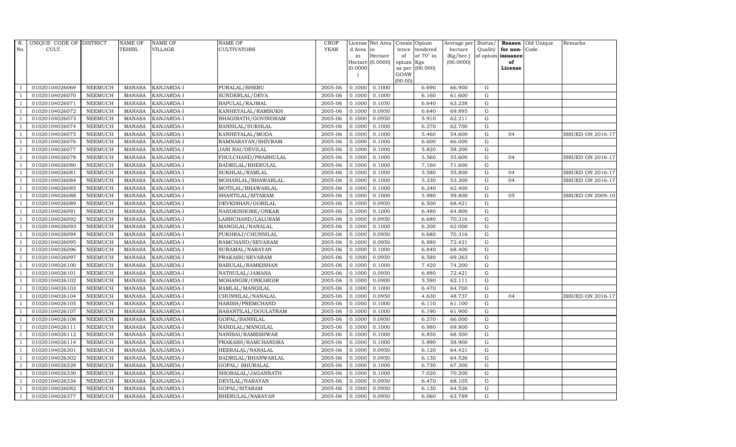| R. No. | UNIQUE CODE OF CULT. | DISTRICT | NAME OF TEHSIL | NAME OF VILLAGE | NAME OF CULTIVATORS | CROP YEAR | License d Area in Hectare (0.0000) | Net Area in Hectare (0.0000) | Consis tence of opium as per GOAW (00.00) | Opium tendered at 70° in Kgs (00.000) | Average per hectare (Kg/hec.) (00.0000) | Status/ Quality of opium | Reason for non-issuance of License | Old Unique Code | Remarks |
|---|---|---|---|---|---|---|---|---|---|---|---|---|---|---|---|
| 1 | 01020104026069 | NEEMUCH | MANASA | KANJARDA-I | PURALAL/BHERU | 2005-06 | 0.1000 | 0.1000 | | 6.690 | 66.900 | G | | | |
| 1 | 01020104026070 | NEEMUCH | MANASA | KANJARDA-I | SUNDERLAL/DEVA | 2005-06 | 0.1000 | 0.1000 | | 6.160 | 61.600 | G | | | |
| 1 | 01020104026071 | NEEMUCH | MANASA | KANJARDA-I | BAPULAL/RAJMAL | 2005-06 | 0.1000 | 0.1050 | | 6.640 | 63.238 | G | | | |
| 1 | 01020104026072 | NEEMUCH | MANASA | KANJARDA-I | KANHEYALAL/RAMSUKH | 2005-06 | 0.1000 | 0.0950 | | 6.640 | 69.895 | G | | | |
| 1 | 01020104026073 | NEEMUCH | MANASA | KANJARDA-I | BHAGIRATH/GOVINDRAM | 2005-06 | 0.1000 | 0.0950 | | 5.910 | 62.211 | G | | | |
| 1 | 01020104026074 | NEEMUCH | MANASA | KANJARDA-I | BANSILAL/SUKHLAL | 2005-06 | 0.1000 | 0.1000 | | 6.270 | 62.700 | G | | | |
| 1 | 01020104026075 | NEEMUCH | MANASA | KANJARDA-I | KANHEYALAL/MODA | 2005-06 | 0.1000 | 0.1000 | | 5.460 | 54.600 | G | 04 | | ISSUED ON 2016-17 |
| 1 | 01020104026076 | NEEMUCH | MANASA | KANJARDA-I | RAMNARAYAN/SHIVRAM | 2005-06 | 0.1000 | 0.1000 | | 6.600 | 66.000 | G | | | |
| 1 | 01020104026077 | NEEMUCH | MANASA | KANJARDA-I | JANI BAI/DEVILAL | 2005-06 | 0.1000 | 0.1000 | | 5.820 | 58.200 | G | | | |
| 1 | 01020104026078 | NEEMUCH | MANASA | KANJARDA-I | FHULCHAND/PRABHULAL | 2005-06 | 0.1000 | 0.1000 | | 5.560 | 55.600 | G | 04 | | ISSUED ON 2016-17 |
| 1 | 01020104026080 | NEEMUCH | MANASA | KANJARDA-I | BADRILAL/BHERULAL | 2005-06 | 0.1000 | 0.1000 | | 7.160 | 71.600 | G | | | |
| 1 | 01020104026081 | NEEMUCH | MANASA | KANJARDA-I | SUKHLAL/RAMLAL | 2005-06 | 0.1000 | 0.1000 | | 5.580 | 55.800 | G | 04 | | ISSUED ON 2016-17 |
| 1 | 01020104026084 | NEEMUCH | MANASA | KANJARDA-I | MOHANLAL/BHAWARLAL | 2005-06 | 0.1000 | 0.1000 | | 5.330 | 53.300 | G | 04 | | ISSUED ON 2016-17 |
| 1 | 01020104026085 | NEEMUCH | MANASA | KANJARDA-I | MOTILAL/BHAWARLAL | 2005-06 | 0.1000 | 0.1000 | | 6.240 | 62.400 | G | | | |
| 1 | 01020104026088 | NEEMUCH | MANASA | KANJARDA-I | SHANTILAL/SITARAM | 2005-06 | 0.1000 | 0.1000 | | 5.980 | 59.800 | G | 05 | | ISSUED ON 2009-10 |
| 1 | 01020104026089 | NEEMUCH | MANASA | KANJARDA-I | DEVKISHAN/GORILAL | 2005-06 | 0.1000 | 0.0950 | | 6.500 | 68.421 | G | | | |
| 1 | 01020104026091 | NEEMUCH | MANASA | KANJARDA-I | NANDKISHORE/ONKAR | 2005-06 | 0.1000 | 0.1000 | | 6.480 | 64.800 | G | | | |
| 1 | 01020104026092 | NEEMUCH | MANASA | KANJARDA-I | LABHCHAND/LALURAM | 2005-06 | 0.1000 | 0.0950 | | 6.680 | 70.316 | G | | | |
| 1 | 01020104026093 | NEEMUCH | MANASA | KANJARDA-I | MANGILAL/NANALAL | 2005-06 | 0.1000 | 0.1000 | | 6.200 | 62.000 | G | | | |
| 1 | 01020104026094 | NEEMUCH | MANASA | KANJARDA-I | PUKHRAJ/CHUNNILAL | 2005-06 | 0.1000 | 0.0950 | | 6.680 | 70.316 | G | | | |
| 1 | 01020104026095 | NEEMUCH | MANASA | KANJARDA-I | RAMCHAND/SEVARAM | 2005-06 | 0.1000 | 0.0950 | | 6.880 | 72.421 | G | | | |
| 1 | 01020104026096 | NEEMUCH | MANASA | KANJARDA-I | SURAMAL/NARAYAN | 2005-06 | 0.1000 | 0.1000 | | 6.840 | 68.400 | G | | | |
| 1 | 01020104026097 | NEEMUCH | MANASA | KANJARDA-I | PRAKASH/SEVARAM | 2005-06 | 0.1000 | 0.0950 | | 6.580 | 69.263 | G | | | |
| 1 | 01020104026100 | NEEMUCH | MANASA | KANJARDA-I | BABULAL/RAMKISHAN | 2005-06 | 0.1000 | 0.1000 | | 7.420 | 74.200 | G | | | |
| 1 | 01020104026101 | NEEMUCH | MANASA | KANJARDA-I | NATHULAL/JAMANA | 2005-06 | 0.1000 | 0.0950 | | 6.880 | 72.421 | G | | | |
| 1 | 01020104026102 | NEEMUCH | MANASA | KANJARDA-I | MOHANGIR/ONKARGIR | 2005-06 | 0.1000 | 0.0900 | | 5.590 | 62.111 | G | | | |
| 1 | 01020104026103 | NEEMUCH | MANASA | KANJARDA-I | RAMLAL/MANGILAL | 2005-06 | 0.1000 | 0.1000 | | 6.470 | 64.700 | G | | | |
| 1 | 01020104026104 | NEEMUCH | MANASA | KANJARDA-I | CHUNNILAL/NANALAL | 2005-06 | 0.1000 | 0.0950 | | 4.630 | 48.737 | G | 04 | | ISSUED ON 2016-17 |
| 1 | 01020104026105 | NEEMUCH | MANASA | KANJARDA-I | HARISH/PREMCHAND | 2005-06 | 0.1000 | 0.1000 | | 6.110 | 61.100 | G | | | |
| 1 | 01020104026107 | NEEMUCH | MANASA | KANJARDA-I | BASANTILAL/DOULATRAM | 2005-06 | 0.1000 | 0.1000 | | 6.190 | 61.900 | G | | | |
| 1 | 01020104026108 | NEEMUCH | MANASA | KANJARDA-I | GOPAL/BANSILAL | 2005-06 | 0.1000 | 0.0950 | | 6.270 | 66.000 | G | | | |
| 1 | 01020104026111 | NEEMUCH | MANASA | KANJARDA-I | NANDLAL/MANGILAL | 2005-06 | 0.1000 | 0.1000 | | 6.980 | 69.800 | G | | | |
| 1 | 01020104026112 | NEEMUCH | MANASA | KANJARDA-I | NANIBAI/RAMESHWAR | 2005-06 | 0.1000 | 0.1000 | | 6.850 | 68.500 | G | | | |
| 1 | 01020104026114 | NEEMUCH | MANASA | KANJARDA-I | PRAKASH/RAMCHANDRA | 2005-06 | 0.1000 | 0.1000 | | 5.890 | 58.900 | G | | | |
| 1 | 01020104026301 | NEEMUCH | MANASA | KANJARDA-I | HEERALAL/NANALAL | 2005-06 | 0.1000 | 0.0950 | | 6.120 | 64.421 | G | | | |
| 1 | 01020104026302 | NEEMUCH | MANASA | KANJARDA-I | BADRILAL/BHANWARLAL | 2005-06 | 0.1000 | 0.0950 | | 6.130 | 64.526 | G | | | |
| 1 | 01020104026328 | NEEMUCH | MANASA | KANJARDA-I | GOPAL/ BHURALAL | 2005-06 | 0.1000 | 0.1000 | | 6.730 | 67.300 | G | | | |
| 1 | 01020104026330 | NEEMUCH | MANASA | KANJARDA-I | SHOBALAL/JAGANNATH | 2005-06 | 0.1000 | 0.1000 | | 7.020 | 70.200 | G | | | |
| 1 | 01020104026334 | NEEMUCH | MANASA | KANJARDA-I | DEVILAL/NARAYAN | 2005-06 | 0.1000 | 0.0950 | | 6.470 | 68.105 | G | | | |
| 1 | 01020104026082 | NEEMUCH | MANASA | KANJARDA-I | GOPAL/SITARAM | 2005-06 | 0.1000 | 0.0950 | | 6.130 | 64.526 | G | | | |
| 1 | 01020104026377 | NEEMUCH | MANASA | KANJARDA-I | BHERULAL/NARAYAN | 2005-06 | 0.1000 | 0.0950 | | 6.060 | 63.789 | G | | | |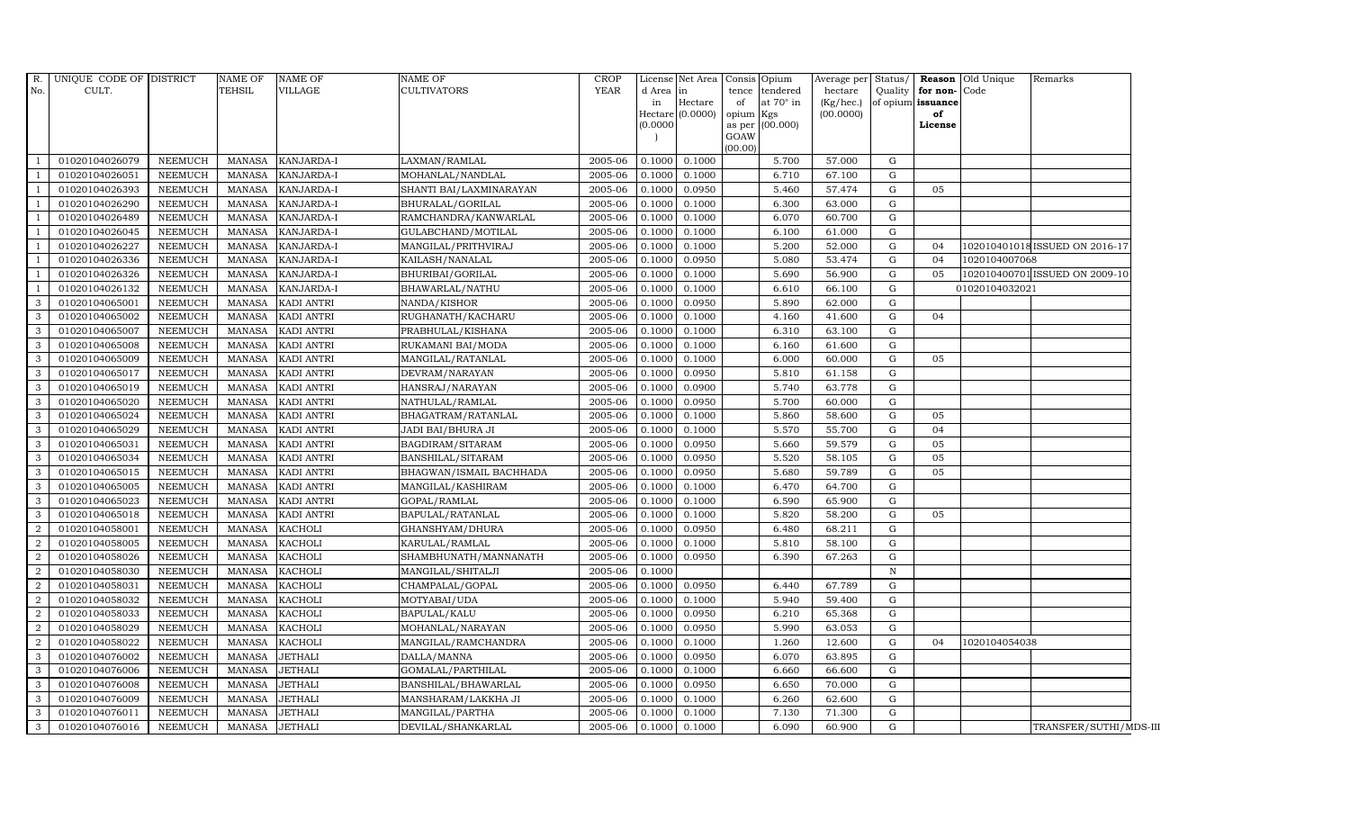| R. No. | UNIQUE CODE OF CULT. | DISTRICT | NAME OF TEHSIL | NAME OF VILLAGE | NAME OF CULTIVATORS | CROP YEAR | License d Area in Hectare (0.0000) | Net Area in Hectare (0.0000) | Consis tence of opium as per GOAW (00.00) | Opium tendered at 70° in Kgs (00.000) | Average per hectare (Kg/hec.) (00.0000) | Status/ Quality of opium | Reason for non-issuance of License | Old Unique Code | Remarks |
|---|---|---|---|---|---|---|---|---|---|---|---|---|---|---|---|
| 1 | 01020104026079 | NEEMUCH | MANASA | KANJARDA-I | LAXMAN/RAMLAL | 2005-06 | 0.1000 | 0.1000 | | 5.700 | 57.000 | G | | | |
| 1 | 01020104026051 | NEEMUCH | MANASA | KANJARDA-I | MOHANLAL/NANDLAL | 2005-06 | 0.1000 | 0.1000 | | 6.710 | 67.100 | G | | | |
| 1 | 01020104026393 | NEEMUCH | MANASA | KANJARDA-I | SHANTI BAI/LAXMINARAYAN | 2005-06 | 0.1000 | 0.0950 | | 5.460 | 57.474 | G | 05 | | |
| 1 | 01020104026290 | NEEMUCH | MANASA | KANJARDA-I | BHURALAL/GORILAL | 2005-06 | 0.1000 | 0.1000 | | 6.300 | 63.000 | G | | | |
| 1 | 01020104026489 | NEEMUCH | MANASA | KANJARDA-I | RAMCHANDRA/KANWARLAL | 2005-06 | 0.1000 | 0.1000 | | 6.070 | 60.700 | G | | | |
| 1 | 01020104026045 | NEEMUCH | MANASA | KANJARDA-I | GULABCHAND/MOTILAL | 2005-06 | 0.1000 | 0.1000 | | 6.100 | 61.000 | G | | | |
| 1 | 01020104026227 | NEEMUCH | MANASA | KANJARDA-I | MANGILAL/PRITHVIRAJ | 2005-06 | 0.1000 | 0.1000 | | 5.200 | 52.000 | G | 04 | 102010401018 | ISSUED ON 2016-17 |
| 1 | 01020104026336 | NEEMUCH | MANASA | KANJARDA-I | KAILASH/NANALAL | 2005-06 | 0.1000 | 0.0950 | | 5.080 | 53.474 | G | 04 | 1020104007068 | |
| 1 | 01020104026326 | NEEMUCH | MANASA | KANJARDA-I | BHURIBAI/GORILAL | 2005-06 | 0.1000 | 0.1000 | | 5.690 | 56.900 | G | 05 | 102010400701 | ISSUED ON 2009-10 |
| 1 | 01020104026132 | NEEMUCH | MANASA | KANJARDA-I | BHAWARLAL/NATHU | 2005-06 | 0.1000 | 0.1000 | | 6.610 | 66.100 | G | | 01020104032021 | |
| 3 | 01020104065001 | NEEMUCH | MANASA | KADI ANTRI | NANDA/KISHOR | 2005-06 | 0.1000 | 0.0950 | | 5.890 | 62.000 | G | | | |
| 3 | 01020104065002 | NEEMUCH | MANASA | KADI ANTRI | RUGHANATH/KACHARU | 2005-06 | 0.1000 | 0.1000 | | 4.160 | 41.600 | G | 04 | | |
| 3 | 01020104065007 | NEEMUCH | MANASA | KADI ANTRI | PRABHULAL/KISHANA | 2005-06 | 0.1000 | 0.1000 | | 6.310 | 63.100 | G | | | |
| 3 | 01020104065008 | NEEMUCH | MANASA | KADI ANTRI | RUKAMANI BAI/MODA | 2005-06 | 0.1000 | 0.1000 | | 6.160 | 61.600 | G | | | |
| 3 | 01020104065009 | NEEMUCH | MANASA | KADI ANTRI | MANGILAL/RATANLAL | 2005-06 | 0.1000 | 0.1000 | | 6.000 | 60.000 | G | 05 | | |
| 3 | 01020104065017 | NEEMUCH | MANASA | KADI ANTRI | DEVRAM/NARAYAN | 2005-06 | 0.1000 | 0.0950 | | 5.810 | 61.158 | G | | | |
| 3 | 01020104065019 | NEEMUCH | MANASA | KADI ANTRI | HANSRAJ/NARAYAN | 2005-06 | 0.1000 | 0.0900 | | 5.740 | 63.778 | G | | | |
| 3 | 01020104065020 | NEEMUCH | MANASA | KADI ANTRI | NATHULAL/RAMLAL | 2005-06 | 0.1000 | 0.0950 | | 5.700 | 60.000 | G | | | |
| 3 | 01020104065024 | NEEMUCH | MANASA | KADI ANTRI | BHAGATRAM/RATANLAL | 2005-06 | 0.1000 | 0.1000 | | 5.860 | 58.600 | G | 05 | | |
| 3 | 01020104065029 | NEEMUCH | MANASA | KADI ANTRI | JADI BAI/BHURA JI | 2005-06 | 0.1000 | 0.1000 | | 5.570 | 55.700 | G | 04 | | |
| 3 | 01020104065031 | NEEMUCH | MANASA | KADI ANTRI | BAGDIRAM/SITARAM | 2005-06 | 0.1000 | 0.0950 | | 5.660 | 59.579 | G | 05 | | |
| 3 | 01020104065034 | NEEMUCH | MANASA | KADI ANTRI | BANSHILAL/SITARAM | 2005-06 | 0.1000 | 0.0950 | | 5.520 | 58.105 | G | 05 | | |
| 3 | 01020104065015 | NEEMUCH | MANASA | KADI ANTRI | BHAGWAN/ISMAIL BACHHADA | 2005-06 | 0.1000 | 0.0950 | | 5.680 | 59.789 | G | 05 | | |
| 3 | 01020104065005 | NEEMUCH | MANASA | KADI ANTRI | MANGILAL/KASHIRAM | 2005-06 | 0.1000 | 0.1000 | | 6.470 | 64.700 | G | | | |
| 3 | 01020104065023 | NEEMUCH | MANASA | KADI ANTRI | GOPAL/RAMLAL | 2005-06 | 0.1000 | 0.1000 | | 6.590 | 65.900 | G | | | |
| 3 | 01020104065018 | NEEMUCH | MANASA | KADI ANTRI | BAPULAL/RATANLAL | 2005-06 | 0.1000 | 0.1000 | | 5.820 | 58.200 | G | 05 | | |
| 2 | 01020104058001 | NEEMUCH | MANASA | KACHOLI | GHANSHYAM/DHURA | 2005-06 | 0.1000 | 0.0950 | | 6.480 | 68.211 | G | | | |
| 2 | 01020104058005 | NEEMUCH | MANASA | KACHOLI | KARULAL/RAMLAL | 2005-06 | 0.1000 | 0.1000 | | 5.810 | 58.100 | G | | | |
| 2 | 01020104058026 | NEEMUCH | MANASA | KACHOLI | SHAMBHUNATH/MANNANATH | 2005-06 | 0.1000 | 0.0950 | | 6.390 | 67.263 | G | | | |
| 2 | 01020104058030 | NEEMUCH | MANASA | KACHOLI | MANGILAL/SHITALJI | 2005-06 | 0.1000 | | | | | N | | | |
| 2 | 01020104058031 | NEEMUCH | MANASA | KACHOLI | CHAMPALAL/GOPAL | 2005-06 | 0.1000 | 0.0950 | | 6.440 | 67.789 | G | | | |
| 2 | 01020104058032 | NEEMUCH | MANASA | KACHOLI | MOTYABAI/UDA | 2005-06 | 0.1000 | 0.1000 | | 5.940 | 59.400 | G | | | |
| 2 | 01020104058033 | NEEMUCH | MANASA | KACHOLI | BAPULAL/KALU | 2005-06 | 0.1000 | 0.0950 | | 6.210 | 65.368 | G | | | |
| 2 | 01020104058029 | NEEMUCH | MANASA | KACHOLI | MOHANLAL/NARAYAN | 2005-06 | 0.1000 | 0.0950 | | 5.990 | 63.053 | G | | | |
| 2 | 01020104058022 | NEEMUCH | MANASA | KACHOLI | MANGILAL/RAMCHANDRA | 2005-06 | 0.1000 | 0.1000 | | 1.260 | 12.600 | G | 04 | 1020104054038 | |
| 3 | 01020104076002 | NEEMUCH | MANASA | JETHALI | DALLA/MANNA | 2005-06 | 0.1000 | 0.0950 | | 6.070 | 63.895 | G | | | |
| 3 | 01020104076006 | NEEMUCH | MANASA | JETHALI | GOMALAL/PARTHILAL | 2005-06 | 0.1000 | 0.1000 | | 6.660 | 66.600 | G | | | |
| 3 | 01020104076008 | NEEMUCH | MANASA | JETHALI | BANSHILAL/BHAWARLAL | 2005-06 | 0.1000 | 0.0950 | | 6.650 | 70.000 | G | | | |
| 3 | 01020104076009 | NEEMUCH | MANASA | JETHALI | MANSHARAM/LAKKHA JI | 2005-06 | 0.1000 | 0.1000 | | 6.260 | 62.600 | G | | | |
| 3 | 01020104076011 | NEEMUCH | MANASA | JETHALI | MANGILAL/PARTHA | 2005-06 | 0.1000 | 0.1000 | | 7.130 | 71.300 | G | | | |
| 3 | 01020104076016 | NEEMUCH | MANASA | JETHALI | DEVILAL/SHANKARLAL | 2005-06 | 0.1000 | 0.1000 | | 6.090 | 60.900 | G | | | TRANSFER/SUTHI/MDS-III |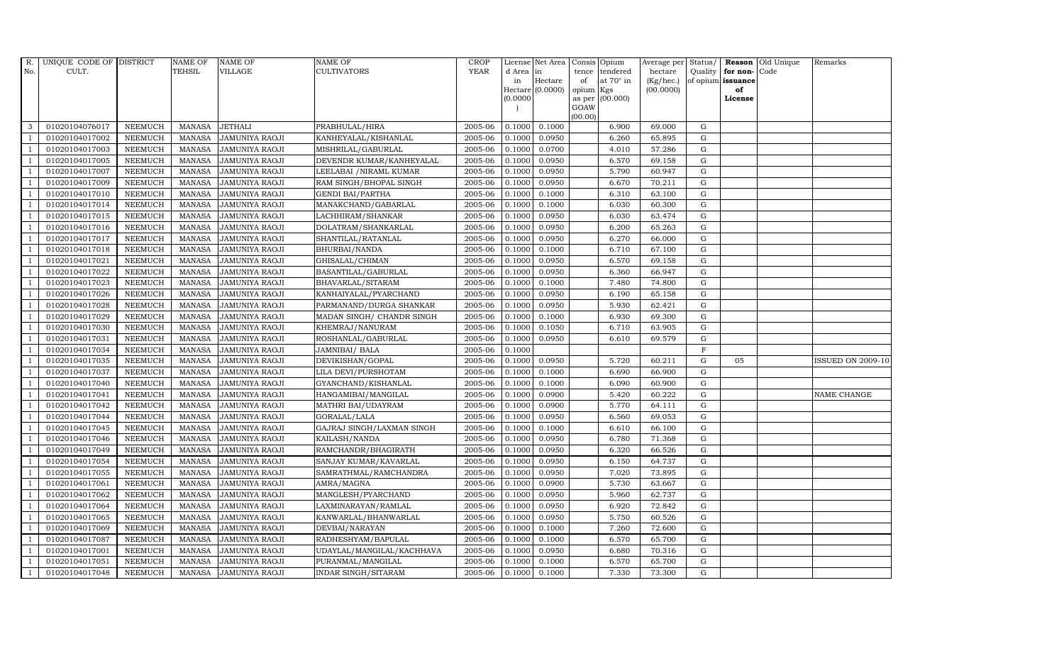| R. No. | UNIQUE CODE OF CULT. | DISTRICT | NAME OF TEHSIL | NAME OF VILLAGE | NAME OF CULTIVATORS | CROP YEAR | License d Area in Hectare (0.0000) | Net Area in Hectare (0.0000) | Consis tence of opium as per GOAW (00.00) | Opium tendered at 70° in Kgs (00.000) | Average per hectare (Kg/hec.) (00.0000) | Status/ Quality of opium | Reason for non-issuance of License | Old Unique Code | Remarks |
|---|---|---|---|---|---|---|---|---|---|---|---|---|---|---|---|
| 3 | 01020104076017 | NEEMUCH | MANASA | JETHALI | PRABHULAL/HIRA | 2005-06 | 0.1000 | 0.1000 | | 6.900 | 69.000 | G | | | |
| 1 | 01020104017002 | NEEMUCH | MANASA | JAMUNIYA RAOJI | KANHEYALAL/KISHANLAL | 2005-06 | 0.1000 | 0.0950 | | 6.260 | 65.895 | G | | | |
| 1 | 01020104017003 | NEEMUCH | MANASA | JAMUNIYA RAOJI | MISHRILAL/GABURLAL | 2005-06 | 0.1000 | 0.0700 | | 4.010 | 57.286 | G | | | |
| 1 | 01020104017005 | NEEMUCH | MANASA | JAMUNIYA RAOJI | DEVENDR KUMAR/KANHEYALAL | 2005-06 | 0.1000 | 0.0950 | | 6.570 | 69.158 | G | | | |
| 1 | 01020104017007 | NEEMUCH | MANASA | JAMUNIYA RAOJI | LEELABAI /NIRAML KUMAR | 2005-06 | 0.1000 | 0.0950 | | 5.790 | 60.947 | G | | | |
| 1 | 01020104017009 | NEEMUCH | MANASA | JAMUNIYA RAOJI | RAM SINGH/BHOPAL SINGH | 2005-06 | 0.1000 | 0.0950 | | 6.670 | 70.211 | G | | | |
| 1 | 01020104017010 | NEEMUCH | MANASA | JAMUNIYA RAOJI | GENDI BAI/PARTHA | 2005-06 | 0.1000 | 0.1000 | | 6.310 | 63.100 | G | | | |
| 1 | 01020104017014 | NEEMUCH | MANASA | JAMUNIYA RAOJI | MANAKCHAND/GABARLAL | 2005-06 | 0.1000 | 0.1000 | | 6.030 | 60.300 | G | | | |
| 1 | 01020104017015 | NEEMUCH | MANASA | JAMUNIYA RAOJI | LACHHIRAM/SHANKAR | 2005-06 | 0.1000 | 0.0950 | | 6.030 | 63.474 | G | | | |
| 1 | 01020104017016 | NEEMUCH | MANASA | JAMUNIYA RAOJI | DOLATRAM/SHANKARLAL | 2005-06 | 0.1000 | 0.0950 | | 6.200 | 65.263 | G | | | |
| 1 | 01020104017017 | NEEMUCH | MANASA | JAMUNIYA RAOJI | SHANTILAL/RATANLAL | 2005-06 | 0.1000 | 0.0950 | | 6.270 | 66.000 | G | | | |
| 1 | 01020104017018 | NEEMUCH | MANASA | JAMUNIYA RAOJI | BHURBAI/NANDA | 2005-06 | 0.1000 | 0.1000 | | 6.710 | 67.100 | G | | | |
| 1 | 01020104017021 | NEEMUCH | MANASA | JAMUNIYA RAOJI | GHISALAL/CHIMAN | 2005-06 | 0.1000 | 0.0950 | | 6.570 | 69.158 | G | | | |
| 1 | 01020104017022 | NEEMUCH | MANASA | JAMUNIYA RAOJI | BASANTILAL/GABURLAL | 2005-06 | 0.1000 | 0.0950 | | 6.360 | 66.947 | G | | | |
| 1 | 01020104017023 | NEEMUCH | MANASA | JAMUNIYA RAOJI | BHAVARLAL/SITARAM | 2005-06 | 0.1000 | 0.1000 | | 7.480 | 74.800 | G | | | |
| 1 | 01020104017026 | NEEMUCH | MANASA | JAMUNIYA RAOJI | KANHAIYALAL/PYARCHAND | 2005-06 | 0.1000 | 0.0950 | | 6.190 | 65.158 | G | | | |
| 1 | 01020104017028 | NEEMUCH | MANASA | JAMUNIYA RAOJI | PARMANAND/DURGA SHANKAR | 2005-06 | 0.1000 | 0.0950 | | 5.930 | 62.421 | G | | | |
| 1 | 01020104017029 | NEEMUCH | MANASA | JAMUNIYA RAOJI | MADAN SINGH/ CHANDR SINGH | 2005-06 | 0.1000 | 0.1000 | | 6.930 | 69.300 | G | | | |
| 1 | 01020104017030 | NEEMUCH | MANASA | JAMUNIYA RAOJI | KHEMRAJ/NANURAM | 2005-06 | 0.1000 | 0.1050 | | 6.710 | 63.905 | G | | | |
| 1 | 01020104017031 | NEEMUCH | MANASA | JAMUNIYA RAOJI | ROSHANLAL/GABURLAL | 2005-06 | 0.1000 | 0.0950 | | 6.610 | 69.579 | G | | | |
| 1 | 01020104017034 | NEEMUCH | MANASA | JAMUNIYA RAOJI | JAMNIBAI/ BALA | 2005-06 | 0.1000 | | | | | F | | | |
| 1 | 01020104017035 | NEEMUCH | MANASA | JAMUNIYA RAOJI | DEVIKISHAN/GOPAL | 2005-06 | 0.1000 | 0.0950 | | 5.720 | 60.211 | G | 05 | | ISSUED ON 2009-10 |
| 1 | 01020104017037 | NEEMUCH | MANASA | JAMUNIYA RAOJI | LILA DEVI/PURSHOTAM | 2005-06 | 0.1000 | 0.1000 | | 6.690 | 66.900 | G | | | |
| 1 | 01020104017040 | NEEMUCH | MANASA | JAMUNIYA RAOJI | GYANCHAND/KISHANLAL | 2005-06 | 0.1000 | 0.1000 | | 6.090 | 60.900 | G | | | |
| 1 | 01020104017041 | NEEMUCH | MANASA | JAMUNIYA RAOJI | HANGAMIBAI/MANGILAL | 2005-06 | 0.1000 | 0.0900 | | 5.420 | 60.222 | G | | | NAME CHANGE |
| 1 | 01020104017042 | NEEMUCH | MANASA | JAMUNIYA RAOJI | MATHRI BAI/UDAYRAM | 2005-06 | 0.1000 | 0.0900 | | 5.770 | 64.111 | G | | | |
| 1 | 01020104017044 | NEEMUCH | MANASA | JAMUNIYA RAOJI | GORALAL/LALA | 2005-06 | 0.1000 | 0.0950 | | 6.560 | 69.053 | G | | | |
| 1 | 01020104017045 | NEEMUCH | MANASA | JAMUNIYA RAOJI | GAJRAJ SINGH/LAXMAN SINGH | 2005-06 | 0.1000 | 0.1000 | | 6.610 | 66.100 | G | | | |
| 1 | 01020104017046 | NEEMUCH | MANASA | JAMUNIYA RAOJI | KAILASH/NANDA | 2005-06 | 0.1000 | 0.0950 | | 6.780 | 71.368 | G | | | |
| 1 | 01020104017049 | NEEMUCH | MANASA | JAMUNIYA RAOJI | RAMCHANDR/BHAGIRATH | 2005-06 | 0.1000 | 0.0950 | | 6.320 | 66.526 | G | | | |
| 1 | 01020104017054 | NEEMUCH | MANASA | JAMUNIYA RAOJI | SANJAY KUMAR/KAVARLAL | 2005-06 | 0.1000 | 0.0950 | | 6.150 | 64.737 | G | | | |
| 1 | 01020104017055 | NEEMUCH | MANASA | JAMUNIYA RAOJI | SAMRATHMAL/RAMCHANDRA | 2005-06 | 0.1000 | 0.0950 | | 7.020 | 73.895 | G | | | |
| 1 | 01020104017061 | NEEMUCH | MANASA | JAMUNIYA RAOJI | AMRA/MAGNA | 2005-06 | 0.1000 | 0.0900 | | 5.730 | 63.667 | G | | | |
| 1 | 01020104017062 | NEEMUCH | MANASA | JAMUNIYA RAOJI | MANGLESH/PYARCHAND | 2005-06 | 0.1000 | 0.0950 | | 5.960 | 62.737 | G | | | |
| 1 | 01020104017064 | NEEMUCH | MANASA | JAMUNIYA RAOJI | LAXMINARAYAN/RAMLAL | 2005-06 | 0.1000 | 0.0950 | | 6.920 | 72.842 | G | | | |
| 1 | 01020104017065 | NEEMUCH | MANASA | JAMUNIYA RAOJI | KANWARLAL/BHANWARLAL | 2005-06 | 0.1000 | 0.0950 | | 5.750 | 60.526 | G | | | |
| 1 | 01020104017069 | NEEMUCH | MANASA | JAMUNIYA RAOJI | DEVBAI/NARAYAN | 2005-06 | 0.1000 | 0.1000 | | 7.260 | 72.600 | G | | | |
| 1 | 01020104017087 | NEEMUCH | MANASA | JAMUNIYA RAOJI | RADHESHYAM/BAPULAL | 2005-06 | 0.1000 | 0.1000 | | 6.570 | 65.700 | G | | | |
| 1 | 01020104017001 | NEEMUCH | MANASA | JAMUNIYA RAOJI | UDAYLAL/MANGILAL/KACHHAVA | 2005-06 | 0.1000 | 0.0950 | | 6.680 | 70.316 | G | | | |
| 1 | 01020104017051 | NEEMUCH | MANASA | JAMUNIYA RAOJI | PURANMAL/MANGILAL | 2005-06 | 0.1000 | 0.1000 | | 6.570 | 65.700 | G | | | |
| 1 | 01020104017048 | NEEMUCH | MANASA | JAMUNIYA RAOJI | INDAR SINGH/SITARAM | 2005-06 | 0.1000 | 0.1000 | | 7.330 | 73.300 | G | | | |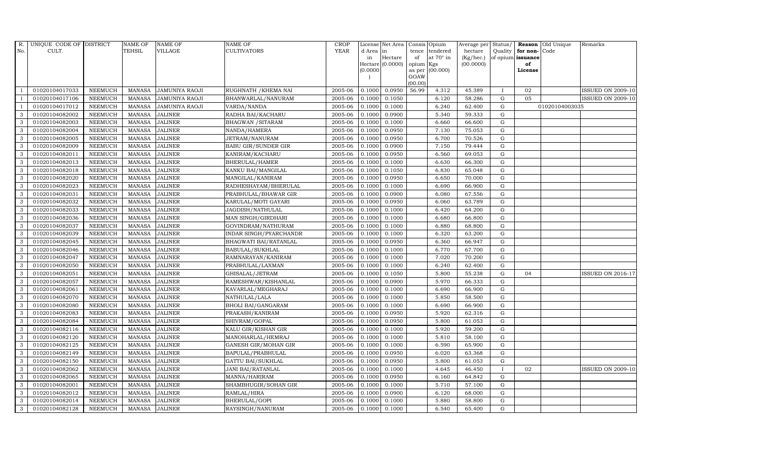| R. No. | UNIQUE CODE OF CULT. | DISTRICT | NAME OF TEHSIL | NAME OF VILLAGE | NAME OF CULTIVATORS | CROP YEAR | License d Area in Hectare (0.0000) | Net Area in Hectare (0.0000) | Consis tence of opium as per GOAW (00.00) | Opium tendered at 70° in Kgs (00.000) | Average per hectare (Kg/hec.) (00.0000) | Status/ Quality of opium | Reason for non-issuance of License | Old Unique Code | Remarks |
|---|---|---|---|---|---|---|---|---|---|---|---|---|---|---|---|
| 1 | 01020104017033 | NEEMUCH | MANASA | JAMUNIYA RAOJI | RUGHNATH /KHEMA NAI | 2005-06 | 0.1000 | 0.0950 | 56.99 | 4.312 | 45.389 | I | 02 | | ISSUED ON 2009-10 |
| 1 | 01020104017106 | NEEMUCH | MANASA | JAMUNIYA RAOJI | BHANWARLAL/NANURAM | 2005-06 | 0.1000 | 0.1050 | | 6.120 | 58.286 | G | 05 | | ISSUED ON 2009-10 |
| 1 | 01020104017012 | NEEMUCH | MANASA | JAMUNIYA RAOJI | VARDA/NANDA | 2005-06 | 0.1000 | 0.1000 | | 6.240 | 62.400 | G | | 01020104003035 | |
| 3 | 01020104082002 | NEEMUCH | MANASA | JALINER | RADHA BAI/KACHARU | 2005-06 | 0.1000 | 0.0900 | | 5.340 | 59.333 | G | | | |
| 3 | 01020104082003 | NEEMUCH | MANASA | JALINER | BHAGWAN /SITARAM | 2005-06 | 0.1000 | 0.1000 | | 6.660 | 66.600 | G | | | |
| 3 | 01020104082004 | NEEMUCH | MANASA | JALINER | NANDA/HAMERA | 2005-06 | 0.1000 | 0.0950 | | 7.130 | 75.053 | G | | | |
| 3 | 01020104082005 | NEEMUCH | MANASA | JALINER | JETRAM/NANURAM | 2005-06 | 0.1000 | 0.0950 | | 6.700 | 70.526 | G | | | |
| 3 | 01020104082009 | NEEMUCH | MANASA | JALINER | BABU GIR/SUNDER GIR | 2005-06 | 0.1000 | 0.0900 | | 7.150 | 79.444 | G | | | |
| 3 | 01020104082011 | NEEMUCH | MANASA | JALINER | KANIRAM/KACHARU | 2005-06 | 0.1000 | 0.0950 | | 6.560 | 69.053 | G | | | |
| 3 | 01020104082013 | NEEMUCH | MANASA | JALINER | BHERULAL/HAMER | 2005-06 | 0.1000 | 0.1000 | | 6.630 | 66.300 | G | | | |
| 3 | 01020104082018 | NEEMUCH | MANASA | JALINER | KANKU BAI/MANGILAL | 2005-06 | 0.1000 | 0.1050 | | 6.830 | 65.048 | G | | | |
| 3 | 01020104082020 | NEEMUCH | MANASA | JALINER | MANGILAL/KANIRAM | 2005-06 | 0.1000 | 0.0950 | | 6.650 | 70.000 | G | | | |
| 3 | 01020104082023 | NEEMUCH | MANASA | JALINER | RADHESHAYAM/BHERULAL | 2005-06 | 0.1000 | 0.1000 | | 6.690 | 66.900 | G | | | |
| 3 | 01020104082031 | NEEMUCH | MANASA | JALINER | PRABHULAL/BHAWAR GIR | 2005-06 | 0.1000 | 0.0900 | | 6.080 | 67.556 | G | | | |
| 3 | 01020104082032 | NEEMUCH | MANASA | JALINER | KARULAL/MOTI GAYARI | 2005-06 | 0.1000 | 0.0950 | | 6.060 | 63.789 | G | | | |
| 3 | 01020104082033 | NEEMUCH | MANASA | JALINER | JAGDISH/NATHULAL | 2005-06 | 0.1000 | 0.1000 | | 6.420 | 64.200 | G | | | |
| 3 | 01020104082036 | NEEMUCH | MANASA | JALINER | MAN SINGH/GIRDHARI | 2005-06 | 0.1000 | 0.1000 | | 6.680 | 66.800 | G | | | |
| 3 | 01020104082037 | NEEMUCH | MANASA | JALINER | GOVINDRAM/NATHURAM | 2005-06 | 0.1000 | 0.1000 | | 6.880 | 68.800 | G | | | |
| 3 | 01020104082039 | NEEMUCH | MANASA | JALINER | INDAR SINGH/PYARCHANDR | 2005-06 | 0.1000 | 0.1000 | | 6.320 | 63.200 | G | | | |
| 3 | 01020104082045 | NEEMUCH | MANASA | JALINER | BHAGWATI BAI/RATANLAL | 2005-06 | 0.1000 | 0.0950 | | 6.360 | 66.947 | G | | | |
| 3 | 01020104082046 | NEEMUCH | MANASA | JALINER | BABULAL/SUKHLAL | 2005-06 | 0.1000 | 0.1000 | | 6.770 | 67.700 | G | | | |
| 3 | 01020104082047 | NEEMUCH | MANASA | JALINER | RAMNARAYAN/KANIRAM | 2005-06 | 0.1000 | 0.1000 | | 7.020 | 70.200 | G | | | |
| 3 | 01020104082050 | NEEMUCH | MANASA | JALINER | PRABHULAL/LAXMAN | 2005-06 | 0.1000 | 0.1000 | | 6.240 | 62.400 | G | | | |
| 3 | 01020104082051 | NEEMUCH | MANASA | JALINER | GHISALAL/JETRAM | 2005-06 | 0.1000 | 0.1050 | | 5.800 | 55.238 | G | 04 | | ISSUED ON 2016-17 |
| 3 | 01020104082057 | NEEMUCH | MANASA | JALINER | RAMESHWAR/KISHANLAL | 2005-06 | 0.1000 | 0.0900 | | 5.970 | 66.333 | G | | | |
| 3 | 01020104082061 | NEEMUCH | MANASA | JALINER | KAVARLAL/MEGHARAJ | 2005-06 | 0.1000 | 0.1000 | | 6.690 | 66.900 | G | | | |
| 3 | 01020104082070 | NEEMUCH | MANASA | JALINER | NATHULAL/LALA | 2005-06 | 0.1000 | 0.1000 | | 5.850 | 58.500 | G | | | |
| 3 | 01020104082080 | NEEMUCH | MANASA | JALINER | BHOLI BAI/GANGARAM | 2005-06 | 0.1000 | 0.1000 | | 6.690 | 66.900 | G | | | |
| 3 | 01020104082083 | NEEMUCH | MANASA | JALINER | PRAKASH/KANIRAM | 2005-06 | 0.1000 | 0.0950 | | 5.920 | 62.316 | G | | | |
| 3 | 01020104082084 | NEEMUCH | MANASA | JALINER | SHIVRAM/GOPAL | 2005-06 | 0.1000 | 0.0950 | | 5.800 | 61.053 | G | | | |
| 3 | 01020104082116 | NEEMUCH | MANASA | JALINER | KALU GIR/KISHAN GIR | 2005-06 | 0.1000 | 0.1000 | | 5.920 | 59.200 | G | | | |
| 3 | 01020104082120 | NEEMUCH | MANASA | JALINER | MANOHARLAL/HEMRAJ | 2005-06 | 0.1000 | 0.1000 | | 5.810 | 58.100 | G | | | |
| 3 | 01020104082125 | NEEMUCH | MANASA | JALINER | GANESH GIR/MOHAN GIR | 2005-06 | 0.1000 | 0.1000 | | 6.590 | 65.900 | G | | | |
| 3 | 01020104082149 | NEEMUCH | MANASA | JALINER | BAPULAL/PRABHULAL | 2005-06 | 0.1000 | 0.0950 | | 6.020 | 63.368 | G | | | |
| 3 | 01020104082150 | NEEMUCH | MANASA | JALINER | GATTU BAI/SUKHLAL | 2005-06 | 0.1000 | 0.0950 | | 5.800 | 61.053 | G | | | |
| 3 | 01020104082062 | NEEMUCH | MANASA | JALINER | JANI BAI/RATANLAL | 2005-06 | 0.1000 | 0.1000 | | 4.645 | 46.450 | I | 02 | | ISSUED ON 2009-10 |
| 3 | 01020104082065 | NEEMUCH | MANASA | JALINER | MANNA/HARIRAM | 2005-06 | 0.1000 | 0.0950 | | 6.160 | 64.842 | G | | | |
| 3 | 01020104082001 | NEEMUCH | MANASA | JALINER | SHAMBHUGIR/SOHAN GIR | 2005-06 | 0.1000 | 0.1000 | | 5.710 | 57.100 | G | | | |
| 3 | 01020104082012 | NEEMUCH | MANASA | JALINER | RAMLAL/HIRA | 2005-06 | 0.1000 | 0.0900 | | 6.120 | 68.000 | G | | | |
| 3 | 01020104082014 | NEEMUCH | MANASA | JALINER | BHERULAL/GOPI | 2005-06 | 0.1000 | 0.1000 | | 5.880 | 58.800 | G | | | |
| 3 | 01020104082128 | NEEMUCH | MANASA | JALINER | RAYSINGH/NANURAM | 2005-06 | 0.1000 | 0.1000 | | 6.540 | 65.400 | G | | | |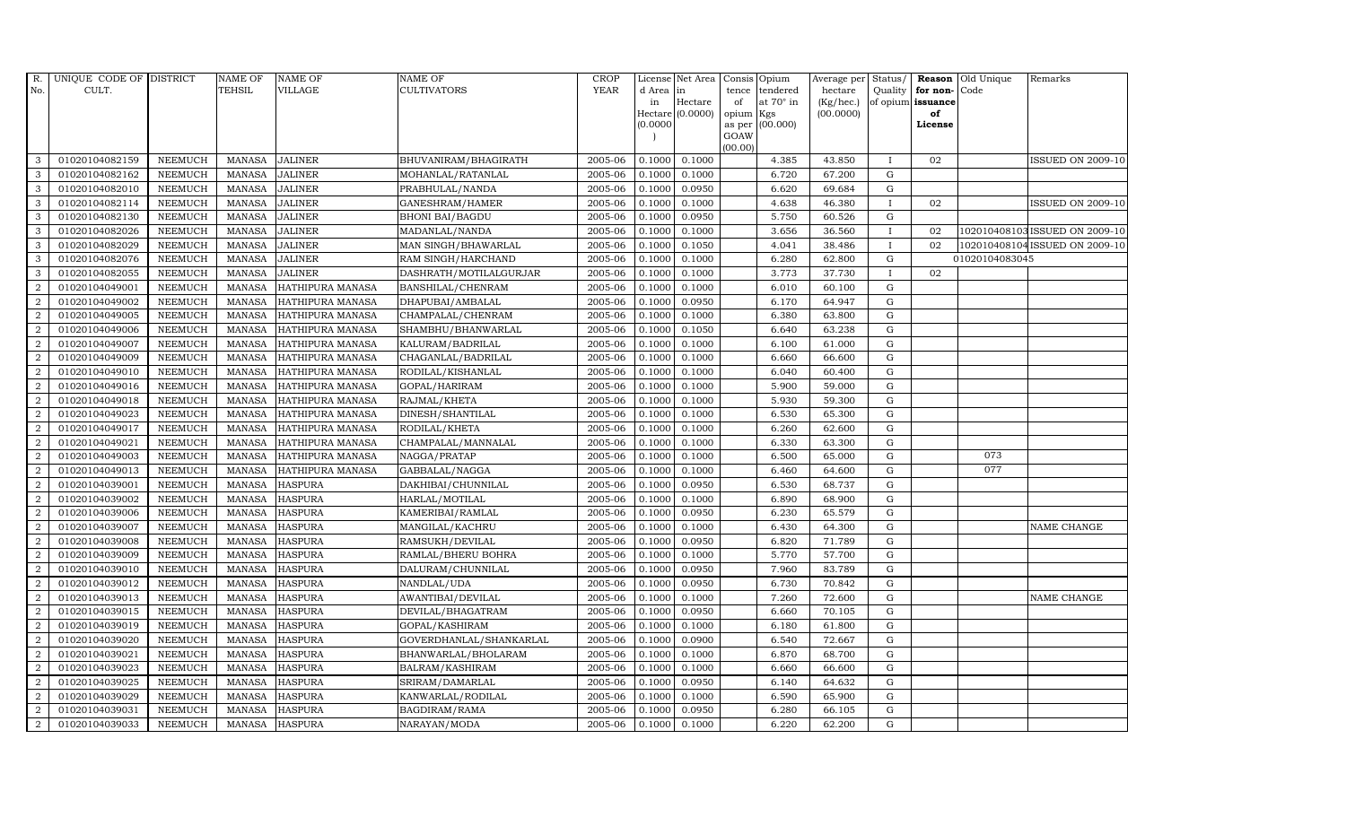| R. No. | UNIQUE CODE OF CULT. | DISTRICT | NAME OF TEHSIL | NAME OF VILLAGE | NAME OF CULTIVATORS | CROP YEAR | License d Area in Hectare (0.0000) | Net Area in Hectare (0.0000) | Consis tence of opium as per GOAW (00.00) | Opium tendered at 70° in Kgs (00.000) | Average per hectare (Kg/hec.) (00.0000) | Status/ Quality of opium | Reason for non-issuance of License | Old Unique Code | Remarks |
|---|---|---|---|---|---|---|---|---|---|---|---|---|---|---|---|
| 3 | 01020104082159 | NEEMUCH | MANASA | JALINER | BHUVANIRAM/BHAGIRATH | 2005-06 | 0.1000 | 0.1000 | | 4.385 | 43.850 | I | 02 | | ISSUED ON 2009-10 |
| 3 | 01020104082162 | NEEMUCH | MANASA | JALINER | MOHANLAL/RATANLAL | 2005-06 | 0.1000 | 0.1000 | | 6.720 | 67.200 | G | | | |
| 3 | 01020104082010 | NEEMUCH | MANASA | JALINER | PRABHULAL/NANDA | 2005-06 | 0.1000 | 0.0950 | | 6.620 | 69.684 | G | | | |
| 3 | 01020104082114 | NEEMUCH | MANASA | JALINER | GANESHRAM/HAMER | 2005-06 | 0.1000 | 0.1000 | | 4.638 | 46.380 | I | 02 | | ISSUED ON 2009-10 |
| 3 | 01020104082130 | NEEMUCH | MANASA | JALINER | BHONI BAI/BAGDU | 2005-06 | 0.1000 | 0.0950 | | 5.750 | 60.526 | G | | | |
| 3 | 01020104082026 | NEEMUCH | MANASA | JALINER | MADANLAL/NANDA | 2005-06 | 0.1000 | 0.1000 | | 3.656 | 36.560 | I | 02 | 1020104081​03 | ISSUED ON 2009-10 |
| 3 | 01020104082029 | NEEMUCH | MANASA | JALINER | MAN SINGH/BHAWARLAL | 2005-06 | 0.1000 | 0.1050 | | 4.041 | 38.486 | I | 02 | 102010408104 | ISSUED ON 2009-10 |
| 3 | 01020104082076 | NEEMUCH | MANASA | JALINER | RAM SINGH/HARCHAND | 2005-06 | 0.1000 | 0.1000 | | 6.280 | 62.800 | G | | 01020104083045 | |
| 3 | 01020104082055 | NEEMUCH | MANASA | JALINER | DASHRATH/MOTILALGURJAR | 2005-06 | 0.1000 | 0.1000 | | 3.773 | 37.730 | I | 02 | | |
| 2 | 01020104049001 | NEEMUCH | MANASA | HATHIPURA MANASA | BANSHILAL/CHENRAM | 2005-06 | 0.1000 | 0.1000 | | 6.010 | 60.100 | G | | | |
| 2 | 01020104049002 | NEEMUCH | MANASA | HATHIPURA MANASA | DHAPUBAI/AMBALAL | 2005-06 | 0.1000 | 0.0950 | | 6.170 | 64.947 | G | | | |
| 2 | 01020104049005 | NEEMUCH | MANASA | HATHIPURA MANASA | CHAMPALAL/CHENRAM | 2005-06 | 0.1000 | 0.1000 | | 6.380 | 63.800 | G | | | |
| 2 | 01020104049006 | NEEMUCH | MANASA | HATHIPURA MANASA | SHAMBHU/BHANWARLAL | 2005-06 | 0.1000 | 0.1050 | | 6.640 | 63.238 | G | | | |
| 2 | 01020104049007 | NEEMUCH | MANASA | HATHIPURA MANASA | KALURAM/BADRILAL | 2005-06 | 0.1000 | 0.1000 | | 6.100 | 61.000 | G | | | |
| 2 | 01020104049009 | NEEMUCH | MANASA | HATHIPURA MANASA | CHAGANLAL/BADRILAL | 2005-06 | 0.1000 | 0.1000 | | 6.660 | 66.600 | G | | | |
| 2 | 01020104049010 | NEEMUCH | MANASA | HATHIPURA MANASA | RODILAL/KISHANLAL | 2005-06 | 0.1000 | 0.1000 | | 6.040 | 60.400 | G | | | |
| 2 | 01020104049016 | NEEMUCH | MANASA | HATHIPURA MANASA | GOPAL/HARIRAM | 2005-06 | 0.1000 | 0.1000 | | 5.900 | 59.000 | G | | | |
| 2 | 01020104049018 | NEEMUCH | MANASA | HATHIPURA MANASA | RAJMAL/KHETA | 2005-06 | 0.1000 | 0.1000 | | 5.930 | 59.300 | G | | | |
| 2 | 01020104049023 | NEEMUCH | MANASA | HATHIPURA MANASA | DINESH/SHANTILAL | 2005-06 | 0.1000 | 0.1000 | | 6.530 | 65.300 | G | | | |
| 2 | 01020104049017 | NEEMUCH | MANASA | HATHIPURA MANASA | RODILAL/KHETA | 2005-06 | 0.1000 | 0.1000 | | 6.260 | 62.600 | G | | | |
| 2 | 01020104049021 | NEEMUCH | MANASA | HATHIPURA MANASA | CHAMPALAL/MANNALAL | 2005-06 | 0.1000 | 0.1000 | | 6.330 | 63.300 | G | | | |
| 2 | 01020104049003 | NEEMUCH | MANASA | HATHIPURA MANASA | NAGGA/PRATAP | 2005-06 | 0.1000 | 0.1000 | | 6.500 | 65.000 | G | | 073 | |
| 2 | 01020104049013 | NEEMUCH | MANASA | HATHIPURA MANASA | GABBALAL/NAGGA | 2005-06 | 0.1000 | 0.1000 | | 6.460 | 64.600 | G | | 077 | |
| 2 | 01020104039001 | NEEMUCH | MANASA | HASPURA | DAKHIBAI/CHUNNILAL | 2005-06 | 0.1000 | 0.0950 | | 6.530 | 68.737 | G | | | |
| 2 | 01020104039002 | NEEMUCH | MANASA | HASPURA | HARLAL/MOTILAL | 2005-06 | 0.1000 | 0.1000 | | 6.890 | 68.900 | G | | | |
| 2 | 01020104039006 | NEEMUCH | MANASA | HASPURA | KAMERIBAI/RAMLAL | 2005-06 | 0.1000 | 0.0950 | | 6.230 | 65.579 | G | | | |
| 2 | 01020104039007 | NEEMUCH | MANASA | HASPURA | MANGILAL/KACHRU | 2005-06 | 0.1000 | 0.1000 | | 6.430 | 64.300 | G | | | NAME CHANGE |
| 2 | 01020104039008 | NEEMUCH | MANASA | HASPURA | RAMSUKH/DEVILAL | 2005-06 | 0.1000 | 0.0950 | | 6.820 | 71.789 | G | | | |
| 2 | 01020104039009 | NEEMUCH | MANASA | HASPURA | RAMLAL/BHERU BOHRA | 2005-06 | 0.1000 | 0.1000 | | 5.770 | 57.700 | G | | | |
| 2 | 01020104039010 | NEEMUCH | MANASA | HASPURA | DALURAM/CHUNNILAL | 2005-06 | 0.1000 | 0.0950 | | 7.960 | 83.789 | G | | | |
| 2 | 01020104039012 | NEEMUCH | MANASA | HASPURA | NANDLAL/UDA | 2005-06 | 0.1000 | 0.0950 | | 6.730 | 70.842 | G | | | |
| 2 | 01020104039013 | NEEMUCH | MANASA | HASPURA | AWANTIBAI/DEVILAL | 2005-06 | 0.1000 | 0.1000 | | 7.260 | 72.600 | G | | | NAME CHANGE |
| 2 | 01020104039015 | NEEMUCH | MANASA | HASPURA | DEVILAL/BHAGATRAM | 2005-06 | 0.1000 | 0.0950 | | 6.660 | 70.105 | G | | | |
| 2 | 01020104039019 | NEEMUCH | MANASA | HASPURA | GOPAL/KASHIRAM | 2005-06 | 0.1000 | 0.1000 | | 6.180 | 61.800 | G | | | |
| 2 | 01020104039020 | NEEMUCH | MANASA | HASPURA | GOVERDHANLAL/SHANKARLAL | 2005-06 | 0.1000 | 0.0900 | | 6.540 | 72.667 | G | | | |
| 2 | 01020104039021 | NEEMUCH | MANASA | HASPURA | BHANWARLAL/BHOLARAM | 2005-06 | 0.1000 | 0.1000 | | 6.870 | 68.700 | G | | | |
| 2 | 01020104039023 | NEEMUCH | MANASA | HASPURA | BALRAM/KASHIRAM | 2005-06 | 0.1000 | 0.1000 | | 6.660 | 66.600 | G | | | |
| 2 | 01020104039025 | NEEMUCH | MANASA | HASPURA | SRIRAM/DAMARLAL | 2005-06 | 0.1000 | 0.0950 | | 6.140 | 64.632 | G | | | |
| 2 | 01020104039029 | NEEMUCH | MANASA | HASPURA | KANWARLAL/RODILAL | 2005-06 | 0.1000 | 0.1000 | | 6.590 | 65.900 | G | | | |
| 2 | 01020104039031 | NEEMUCH | MANASA | HASPURA | BAGDIRAM/RAMA | 2005-06 | 0.1000 | 0.0950 | | 6.280 | 66.105 | G | | | |
| 2 | 01020104039033 | NEEMUCH | MANASA | HASPURA | NARAYAN/MODA | 2005-06 | 0.1000 | 0.1000 | | 6.220 | 62.200 | G | | | |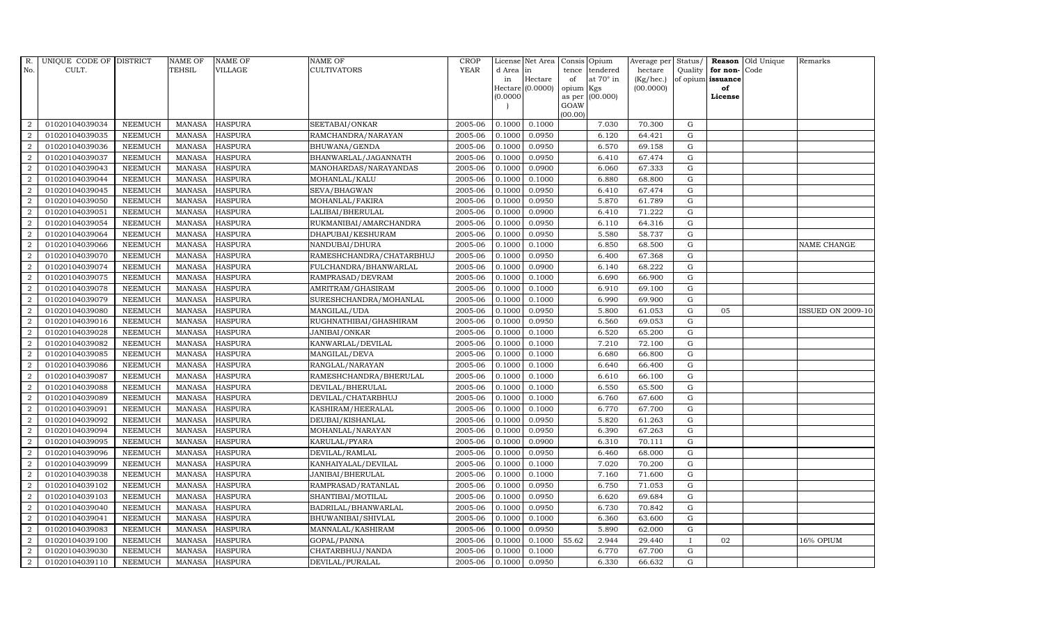| R. No. | UNIQUE CODE OF CULT. | DISTRICT | NAME OF TEHSIL | NAME OF VILLAGE | NAME OF CULTIVATORS | CROP YEAR | License d Area in Hectare (0.0000) | Net Area in Hectare (0.0000) | Consis tence of opium as per GOAW (00.00) | Opium tendered at 70° in Kgs (00.000) | Average per hectare (Kg/hec.) (00.0000) | Status/ Quality of opium | Reason for non-issuance of License | Old Unique Code | Remarks |
|---|---|---|---|---|---|---|---|---|---|---|---|---|---|---|---|
| 2 | 01020104039034 | NEEMUCH | MANASA | HASPURA | SEETABAI/ONKAR | 2005-06 | 0.1000 | 0.1000 | | 7.030 | 70.300 | G | | | |
| 2 | 01020104039035 | NEEMUCH | MANASA | HASPURA | RAMCHANDRA/NARAYAN | 2005-06 | 0.1000 | 0.0950 | | 6.120 | 64.421 | G | | | |
| 2 | 01020104039036 | NEEMUCH | MANASA | HASPURA | BHUWANA/GENDA | 2005-06 | 0.1000 | 0.0950 | | 6.570 | 69.158 | G | | | |
| 2 | 01020104039037 | NEEMUCH | MANASA | HASPURA | BHANWARLAL/JAGANNATH | 2005-06 | 0.1000 | 0.0950 | | 6.410 | 67.474 | G | | | |
| 2 | 01020104039043 | NEEMUCH | MANASA | HASPURA | MANOHARDAS/NARAYANDAS | 2005-06 | 0.1000 | 0.0900 | | 6.060 | 67.333 | G | | | |
| 2 | 01020104039044 | NEEMUCH | MANASA | HASPURA | MOHANLAL/KALU | 2005-06 | 0.1000 | 0.1000 | | 6.880 | 68.800 | G | | | |
| 2 | 01020104039045 | NEEMUCH | MANASA | HASPURA | SEVA/BHAGWAN | 2005-06 | 0.1000 | 0.0950 | | 6.410 | 67.474 | G | | | |
| 2 | 01020104039050 | NEEMUCH | MANASA | HASPURA | MOHANLAL/FAKIRA | 2005-06 | 0.1000 | 0.0950 | | 5.870 | 61.789 | G | | | |
| 2 | 01020104039051 | NEEMUCH | MANASA | HASPURA | LALIBAI/BHERULAL | 2005-06 | 0.1000 | 0.0900 | | 6.410 | 71.222 | G | | | |
| 2 | 01020104039054 | NEEMUCH | MANASA | HASPURA | RUKMANIBAI/AMARCHANDRA | 2005-06 | 0.1000 | 0.0950 | | 6.110 | 64.316 | G | | | |
| 2 | 01020104039064 | NEEMUCH | MANASA | HASPURA | DHAPUBAI/KESHURAM | 2005-06 | 0.1000 | 0.0950 | | 5.580 | 58.737 | G | | | |
| 2 | 01020104039066 | NEEMUCH | MANASA | HASPURA | NANDUBAI/DHURA | 2005-06 | 0.1000 | 0.1000 | | 6.850 | 68.500 | G | | | NAME CHANGE |
| 2 | 01020104039070 | NEEMUCH | MANASA | HASPURA | RAMESHCHANDRA/CHATARBHUJ | 2005-06 | 0.1000 | 0.0950 | | 6.400 | 67.368 | G | | | |
| 2 | 01020104039074 | NEEMUCH | MANASA | HASPURA | FULCHANDRA/BHANWARLAL | 2005-06 | 0.1000 | 0.0900 | | 6.140 | 68.222 | G | | | |
| 2 | 01020104039075 | NEEMUCH | MANASA | HASPURA | RAMPRASAD/DEVRAM | 2005-06 | 0.1000 | 0.1000 | | 6.690 | 66.900 | G | | | |
| 2 | 01020104039078 | NEEMUCH | MANASA | HASPURA | AMRITRAM/GHASIRAM | 2005-06 | 0.1000 | 0.1000 | | 6.910 | 69.100 | G | | | |
| 2 | 01020104039079 | NEEMUCH | MANASA | HASPURA | SURESHCHANDRA/MOHANLAL | 2005-06 | 0.1000 | 0.1000 | | 6.990 | 69.900 | G | | | |
| 2 | 01020104039080 | NEEMUCH | MANASA | HASPURA | MANGILAL/UDA | 2005-06 | 0.1000 | 0.0950 | | 5.800 | 61.053 | G | 05 | | ISSUED ON 2009-10 |
| 2 | 01020104039016 | NEEMUCH | MANASA | HASPURA | RUGHNATHIBAI/GHASHIRAM | 2005-06 | 0.1000 | 0.0950 | | 6.560 | 69.053 | G | | | |
| 2 | 01020104039028 | NEEMUCH | MANASA | HASPURA | JANIBAI/ONKAR | 2005-06 | 0.1000 | 0.1000 | | 6.520 | 65.200 | G | | | |
| 2 | 01020104039082 | NEEMUCH | MANASA | HASPURA | KANWARLAL/DEVILAL | 2005-06 | 0.1000 | 0.1000 | | 7.210 | 72.100 | G | | | |
| 2 | 01020104039085 | NEEMUCH | MANASA | HASPURA | MANGILAL/DEVA | 2005-06 | 0.1000 | 0.1000 | | 6.680 | 66.800 | G | | | |
| 2 | 01020104039086 | NEEMUCH | MANASA | HASPURA | RANGLAL/NARAYAN | 2005-06 | 0.1000 | 0.1000 | | 6.640 | 66.400 | G | | | |
| 2 | 01020104039087 | NEEMUCH | MANASA | HASPURA | RAMESHCHANDRA/BHERULAL | 2005-06 | 0.1000 | 0.1000 | | 6.610 | 66.100 | G | | | |
| 2 | 01020104039088 | NEEMUCH | MANASA | HASPURA | DEVILAL/BHERULAL | 2005-06 | 0.1000 | 0.1000 | | 6.550 | 65.500 | G | | | |
| 2 | 01020104039089 | NEEMUCH | MANASA | HASPURA | DEVILAL/CHATARBHUJ | 2005-06 | 0.1000 | 0.1000 | | 6.760 | 67.600 | G | | | |
| 2 | 01020104039091 | NEEMUCH | MANASA | HASPURA | KASHIRAM/HEERALAL | 2005-06 | 0.1000 | 0.1000 | | 6.770 | 67.700 | G | | | |
| 2 | 01020104039092 | NEEMUCH | MANASA | HASPURA | DEUBAI/KISHANLAL | 2005-06 | 0.1000 | 0.0950 | | 5.820 | 61.263 | G | | | |
| 2 | 01020104039094 | NEEMUCH | MANASA | HASPURA | MOHANLAL/NARAYAN | 2005-06 | 0.1000 | 0.0950 | | 6.390 | 67.263 | G | | | |
| 2 | 01020104039095 | NEEMUCH | MANASA | HASPURA | KARULAL/PYARA | 2005-06 | 0.1000 | 0.0900 | | 6.310 | 70.111 | G | | | |
| 2 | 01020104039096 | NEEMUCH | MANASA | HASPURA | DEVILAL/RAMLAL | 2005-06 | 0.1000 | 0.0950 | | 6.460 | 68.000 | G | | | |
| 2 | 01020104039099 | NEEMUCH | MANASA | HASPURA | KANHAIYALAL/DEVILAL | 2005-06 | 0.1000 | 0.1000 | | 7.020 | 70.200 | G | | | |
| 2 | 01020104039038 | NEEMUCH | MANASA | HASPURA | JANIBAI/BHERULAL | 2005-06 | 0.1000 | 0.1000 | | 7.160 | 71.600 | G | | | |
| 2 | 01020104039102 | NEEMUCH | MANASA | HASPURA | RAMPRASAD/RATANLAL | 2005-06 | 0.1000 | 0.0950 | | 6.750 | 71.053 | G | | | |
| 2 | 01020104039103 | NEEMUCH | MANASA | HASPURA | SHANTIBAI/MOTILAL | 2005-06 | 0.1000 | 0.0950 | | 6.620 | 69.684 | G | | | |
| 2 | 01020104039040 | NEEMUCH | MANASA | HASPURA | BADRILAL/BHANWARLAL | 2005-06 | 0.1000 | 0.0950 | | 6.730 | 70.842 | G | | | |
| 2 | 01020104039041 | NEEMUCH | MANASA | HASPURA | BHUWANIBAI/SHIVLAL | 2005-06 | 0.1000 | 0.1000 | | 6.360 | 63.600 | G | | | |
| 2 | 01020104039083 | NEEMUCH | MANASA | HASPURA | MANNALAL/KASHIRAM | 2005-06 | 0.1000 | 0.0950 | | 5.890 | 62.000 | G | | | |
| 2 | 01020104039100 | NEEMUCH | MANASA | HASPURA | GOPAL/PANNA | 2005-06 | 0.1000 | 0.1000 | 55.62 | 2.944 | 29.440 | I | 02 | | 16% OPIUM |
| 2 | 01020104039030 | NEEMUCH | MANASA | HASPURA | CHATARBHUJ/NANDA | 2005-06 | 0.1000 | 0.1000 | | 6.770 | 67.700 | G | | | |
| 2 | 01020104039110 | NEEMUCH | MANASA | HASPURA | DEVILAL/PURALAL | 2005-06 | 0.1000 | 0.0950 | | 6.330 | 66.632 | G | | | |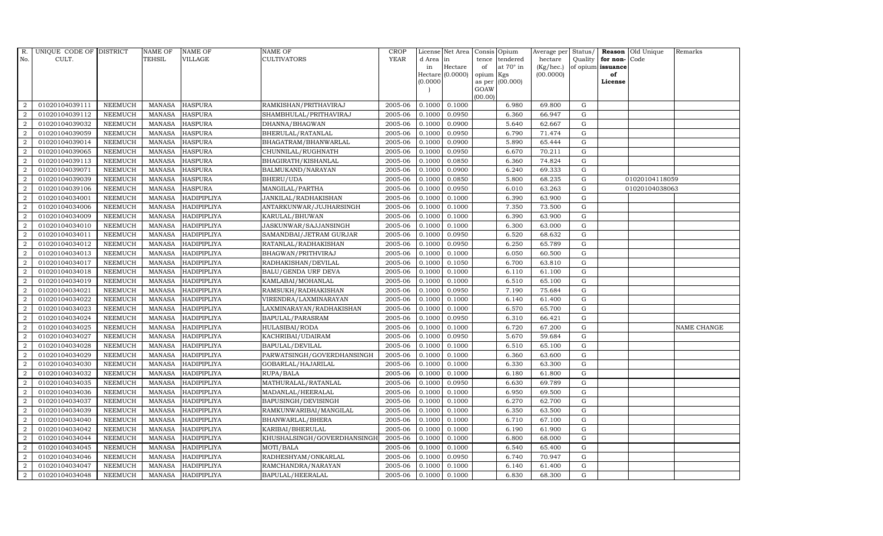| R. No. | UNIQUE CODE OF CULT. | DISTRICT | NAME OF TEHSIL | NAME OF VILLAGE | NAME OF CULTIVATORS | CROP YEAR | License d Area in Hectare (0.0000) | Net Area in Hectare (0.0000) | Consis tence of opium as per GOAW (00.00) | Opium tendered at 70° in Kgs (00.000) | Average per hectare (Kg/hec.) (00.0000) | Status/ Quality of opium | Reason for non-issuance of License | Old Unique Code | Remarks |
|---|---|---|---|---|---|---|---|---|---|---|---|---|---|---|---|
| 2 | 01020104039111 | NEEMUCH | MANASA | HASPURA | RAMKISHAN/PRITHAVIRAJ | 2005-06 | 0.1000 | 0.1000 | | 6.980 | 69.800 | G | | | |
| 2 | 01020104039112 | NEEMUCH | MANASA | HASPURA | SHAMBHULAL/PRITHAVIRAJ | 2005-06 | 0.1000 | 0.0950 | | 6.360 | 66.947 | G | | | |
| 2 | 01020104039032 | NEEMUCH | MANASA | HASPURA | DHANNA/BHAGWAN | 2005-06 | 0.1000 | 0.0900 | | 5.640 | 62.667 | G | | | |
| 2 | 01020104039059 | NEEMUCH | MANASA | HASPURA | BHERULAL/RATANLAL | 2005-06 | 0.1000 | 0.0950 | | 6.790 | 71.474 | G | | | |
| 2 | 01020104039014 | NEEMUCH | MANASA | HASPURA | BHAGATRAM/BHANWARLAL | 2005-06 | 0.1000 | 0.0900 | | 5.890 | 65.444 | G | | | |
| 2 | 01020104039065 | NEEMUCH | MANASA | HASPURA | CHUNNILAL/RUGHNATH | 2005-06 | 0.1000 | 0.0950 | | 6.670 | 70.211 | G | | | |
| 2 | 01020104039113 | NEEMUCH | MANASA | HASPURA | BHAGIRATH/KISHANLAL | 2005-06 | 0.1000 | 0.0850 | | 6.360 | 74.824 | G | | | |
| 2 | 01020104039071 | NEEMUCH | MANASA | HASPURA | BALMUKAND/NARAYAN | 2005-06 | 0.1000 | 0.0900 | | 6.240 | 69.333 | G | | | |
| 2 | 01020104039039 | NEEMUCH | MANASA | HASPURA | BHERU/UDA | 2005-06 | 0.1000 | 0.0850 | | 5.800 | 68.235 | G | | 01020104118059 | |
| 2 | 01020104039106 | NEEMUCH | MANASA | HASPURA | MANGILAL/PARTHA | 2005-06 | 0.1000 | 0.0950 | | 6.010 | 63.263 | G | | 01020104038063 | |
| 2 | 01020104034001 | NEEMUCH | MANASA | HADIPIPLIYA | JANKILAL/RADHAKISHAN | 2005-06 | 0.1000 | 0.1000 | | 6.390 | 63.900 | G | | | |
| 2 | 01020104034006 | NEEMUCH | MANASA | HADIPIPLIYA | ANTARKUNWAR/JUJHARSINGH | 2005-06 | 0.1000 | 0.1000 | | 7.350 | 73.500 | G | | | |
| 2 | 01020104034009 | NEEMUCH | MANASA | HADIPIPLIYA | KARULAL/BHUWAN | 2005-06 | 0.1000 | 0.1000 | | 6.390 | 63.900 | G | | | |
| 2 | 01020104034010 | NEEMUCH | MANASA | HADIPIPLIYA | JASKUNWAR/SAJJANSINGH | 2005-06 | 0.1000 | 0.1000 | | 6.300 | 63.000 | G | | | |
| 2 | 01020104034011 | NEEMUCH | MANASA | HADIPIPLIYA | SAMANDBAI/JETRAM GURJAR | 2005-06 | 0.1000 | 0.0950 | | 6.520 | 68.632 | G | | | |
| 2 | 01020104034012 | NEEMUCH | MANASA | HADIPIPLIYA | RATANLAL/RADHAKISHAN | 2005-06 | 0.1000 | 0.0950 | | 6.250 | 65.789 | G | | | |
| 2 | 01020104034013 | NEEMUCH | MANASA | HADIPIPLIYA | BHAGWAN/PRITHVIRAJ | 2005-06 | 0.1000 | 0.1000 | | 6.050 | 60.500 | G | | | |
| 2 | 01020104034017 | NEEMUCH | MANASA | HADIPIPLIYA | RADHAKISHAN/DEVILAL | 2005-06 | 0.1000 | 0.1050 | | 6.700 | 63.810 | G | | | |
| 2 | 01020104034018 | NEEMUCH | MANASA | HADIPIPLIYA | BALU/GENDA URF DEVA | 2005-06 | 0.1000 | 0.1000 | | 6.110 | 61.100 | G | | | |
| 2 | 01020104034019 | NEEMUCH | MANASA | HADIPIPLIYA | KAMLABAI/MOHANLAL | 2005-06 | 0.1000 | 0.1000 | | 6.510 | 65.100 | G | | | |
| 2 | 01020104034021 | NEEMUCH | MANASA | HADIPIPLIYA | RAMSUKH/RADHAKISHAN | 2005-06 | 0.1000 | 0.0950 | | 7.190 | 75.684 | G | | | |
| 2 | 01020104034022 | NEEMUCH | MANASA | HADIPIPLIYA | VIRENDRA/LAXMINARAYAN | 2005-06 | 0.1000 | 0.1000 | | 6.140 | 61.400 | G | | | |
| 2 | 01020104034023 | NEEMUCH | MANASA | HADIPIPLIYA | LAXMINARAYAN/RADHAKISHAN | 2005-06 | 0.1000 | 0.1000 | | 6.570 | 65.700 | G | | | |
| 2 | 01020104034024 | NEEMUCH | MANASA | HADIPIPLIYA | BAPULAL/PARASRAM | 2005-06 | 0.1000 | 0.0950 | | 6.310 | 66.421 | G | | | |
| 2 | 01020104034025 | NEEMUCH | MANASA | HADIPIPLIYA | HULASIBAI/RODA | 2005-06 | 0.1000 | 0.1000 | | 6.720 | 67.200 | G | | | NAME CHANGE |
| 2 | 01020104034027 | NEEMUCH | MANASA | HADIPIPLIYA | KACHRIBAI/UDAIRAM | 2005-06 | 0.1000 | 0.0950 | | 5.670 | 59.684 | G | | | |
| 2 | 01020104034028 | NEEMUCH | MANASA | HADIPIPLIYA | BAPULAL/DEVILAL | 2005-06 | 0.1000 | 0.1000 | | 6.510 | 65.100 | G | | | |
| 2 | 01020104034029 | NEEMUCH | MANASA | HADIPIPLIYA | PARWATSINGH/GOVERDHANSINGH | 2005-06 | 0.1000 | 0.1000 | | 6.360 | 63.600 | G | | | |
| 2 | 01020104034030 | NEEMUCH | MANASA | HADIPIPLIYA | GOBARLAL/HAJARILAL | 2005-06 | 0.1000 | 0.1000 | | 6.330 | 63.300 | G | | | |
| 2 | 01020104034032 | NEEMUCH | MANASA | HADIPIPLIYA | RUPA/BALA | 2005-06 | 0.1000 | 0.1000 | | 6.180 | 61.800 | G | | | |
| 2 | 01020104034035 | NEEMUCH | MANASA | HADIPIPLIYA | MATHURALAL/RATANLAL | 2005-06 | 0.1000 | 0.0950 | | 6.630 | 69.789 | G | | | |
| 2 | 01020104034036 | NEEMUCH | MANASA | HADIPIPLIYA | MADANLAL/HEERALAL | 2005-06 | 0.1000 | 0.1000 | | 6.950 | 69.500 | G | | | |
| 2 | 01020104034037 | NEEMUCH | MANASA | HADIPIPLIYA | BAPUSINGH/DEVISINGH | 2005-06 | 0.1000 | 0.1000 | | 6.270 | 62.700 | G | | | |
| 2 | 01020104034039 | NEEMUCH | MANASA | HADIPIPLIYA | RAMKUNWARIBAI/MANGILAL | 2005-06 | 0.1000 | 0.1000 | | 6.350 | 63.500 | G | | | |
| 2 | 01020104034040 | NEEMUCH | MANASA | HADIPIPLIYA | BHANWARLAL/BHERA | 2005-06 | 0.1000 | 0.1000 | | 6.710 | 67.100 | G | | | |
| 2 | 01020104034042 | NEEMUCH | MANASA | HADIPIPLIYA | KARIBAI/BHERULAL | 2005-06 | 0.1000 | 0.1000 | | 6.190 | 61.900 | G | | | |
| 2 | 01020104034044 | NEEMUCH | MANASA | HADIPIPLIYA | KHUSHALSINGH/GOVERDHANSINGH | 2005-06 | 0.1000 | 0.1000 | | 6.800 | 68.000 | G | | | |
| 2 | 01020104034045 | NEEMUCH | MANASA | HADIPIPLIYA | MOTI/BALA | 2005-06 | 0.1000 | 0.1000 | | 6.540 | 65.400 | G | | | |
| 2 | 01020104034046 | NEEMUCH | MANASA | HADIPIPLIYA | RADHESHYAM/ONKARLAL | 2005-06 | 0.1000 | 0.0950 | | 6.740 | 70.947 | G | | | |
| 2 | 01020104034047 | NEEMUCH | MANASA | HADIPIPLIYA | RAMCHANDRA/NARAYAN | 2005-06 | 0.1000 | 0.1000 | | 6.140 | 61.400 | G | | | |
| 2 | 01020104034048 | NEEMUCH | MANASA | HADIPIPLIYA | BAPULAL/HEERALAL | 2005-06 | 0.1000 | 0.1000 | | 6.830 | 68.300 | G | | | |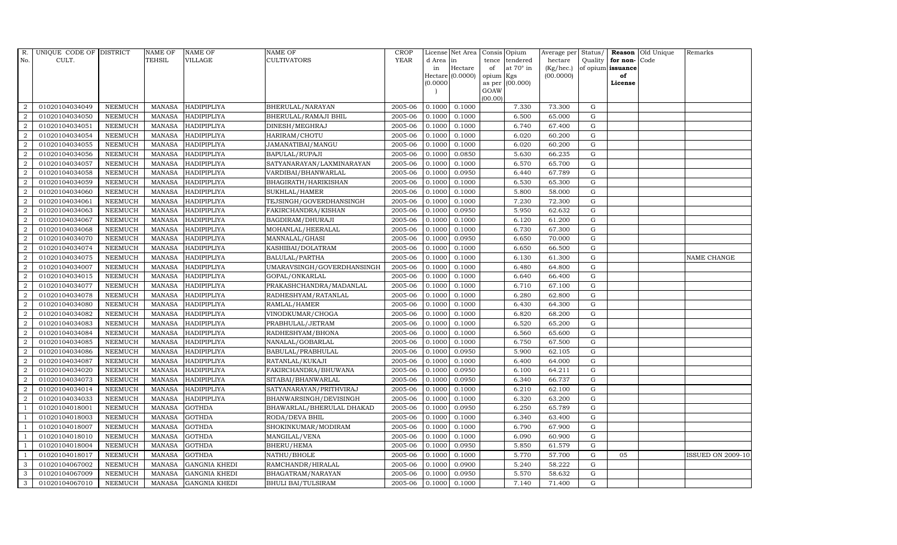| R. No. | UNIQUE CODE OF CULT. | DISTRICT | NAME OF TEHSIL | NAME OF VILLAGE | NAME OF CULTIVATORS | CROP YEAR | License d Area in Hectare (0.0000) | Net Area in Hectare (0.0000) | Consis tence of opium as per GOAW (00.00) | Opium tendered at 70° in Kgs (00.000) | Average per hectare (Kg/hec.) (00.0000) | Status/ Quality of opium | Reason for non-issuance of License | Old Unique Code | Remarks |
|---|---|---|---|---|---|---|---|---|---|---|---|---|---|---|---|
| 2 | 01020104034049 | NEEMUCH | MANASA | HADIPIPLIYA | BHERULAL/NARAYAN | 2005-06 | 0.1000 | 0.1000 | | 7.330 | 73.300 | G | | | |
| 2 | 01020104034050 | NEEMUCH | MANASA | HADIPIPLIYA | BHERULAL/RAMAJI BHIL | 2005-06 | 0.1000 | 0.1000 | | 6.500 | 65.000 | G | | | |
| 2 | 01020104034051 | NEEMUCH | MANASA | HADIPIPLIYA | DINESH/MEGHRAJ | 2005-06 | 0.1000 | 0.1000 | | 6.740 | 67.400 | G | | | |
| 2 | 01020104034054 | NEEMUCH | MANASA | HADIPIPLIYA | HARIRAM/CHOTU | 2005-06 | 0.1000 | 0.1000 | | 6.020 | 60.200 | G | | | |
| 2 | 01020104034055 | NEEMUCH | MANASA | HADIPIPLIYA | JAMANATIBAI/MANGU | 2005-06 | 0.1000 | 0.1000 | | 6.020 | 60.200 | G | | | |
| 2 | 01020104034056 | NEEMUCH | MANASA | HADIPIPLIYA | BAPULAL/RUPAJI | 2005-06 | 0.1000 | 0.0850 | | 5.630 | 66.235 | G | | | |
| 2 | 01020104034057 | NEEMUCH | MANASA | HADIPIPLIYA | SATYANARAYAN/LAXMINARAYAN | 2005-06 | 0.1000 | 0.1000 | | 6.570 | 65.700 | G | | | |
| 2 | 01020104034058 | NEEMUCH | MANASA | HADIPIPLIYA | VARDIBAI/BHANWARLAL | 2005-06 | 0.1000 | 0.0950 | | 6.440 | 67.789 | G | | | |
| 2 | 01020104034059 | NEEMUCH | MANASA | HADIPIPLIYA | BHAGIRATH/HARIKISHAN | 2005-06 | 0.1000 | 0.1000 | | 6.530 | 65.300 | G | | | |
| 2 | 01020104034060 | NEEMUCH | MANASA | HADIPIPLIYA | SUKHLAL/HAMER | 2005-06 | 0.1000 | 0.1000 | | 5.800 | 58.000 | G | | | |
| 2 | 01020104034061 | NEEMUCH | MANASA | HADIPIPLIYA | TEJSINGH/GOVERDHANSINGH | 2005-06 | 0.1000 | 0.1000 | | 7.230 | 72.300 | G | | | |
| 2 | 01020104034063 | NEEMUCH | MANASA | HADIPIPLIYA | FAKIRCHANDRA/KISHAN | 2005-06 | 0.1000 | 0.0950 | | 5.950 | 62.632 | G | | | |
| 2 | 01020104034067 | NEEMUCH | MANASA | HADIPIPLIYA | BAGDIRAM/DHURAJI | 2005-06 | 0.1000 | 0.1000 | | 6.120 | 61.200 | G | | | |
| 2 | 01020104034068 | NEEMUCH | MANASA | HADIPIPLIYA | MOHANLAL/HEERALAL | 2005-06 | 0.1000 | 0.1000 | | 6.730 | 67.300 | G | | | |
| 2 | 01020104034070 | NEEMUCH | MANASA | HADIPIPLIYA | MANNALAL/GHASI | 2005-06 | 0.1000 | 0.0950 | | 6.650 | 70.000 | G | | | |
| 2 | 01020104034074 | NEEMUCH | MANASA | HADIPIPLIYA | KASHIBAI/DOLATRAM | 2005-06 | 0.1000 | 0.1000 | | 6.650 | 66.500 | G | | | |
| 2 | 01020104034075 | NEEMUCH | MANASA | HADIPIPLIYA | BALULAL/PARTHA | 2005-06 | 0.1000 | 0.1000 | | 6.130 | 61.300 | G | | | NAME CHANGE |
| 2 | 01020104034007 | NEEMUCH | MANASA | HADIPIPLIYA | UMARAVSINGH/GOVERDHANSINGH | 2005-06 | 0.1000 | 0.1000 | | 6.480 | 64.800 | G | | | |
| 2 | 01020104034015 | NEEMUCH | MANASA | HADIPIPLIYA | GOPAL/ONKARLAL | 2005-06 | 0.1000 | 0.1000 | | 6.640 | 66.400 | G | | | |
| 2 | 01020104034077 | NEEMUCH | MANASA | HADIPIPLIYA | PRAKASHCHANDRA/MADANLAL | 2005-06 | 0.1000 | 0.1000 | | 6.710 | 67.100 | G | | | |
| 2 | 01020104034078 | NEEMUCH | MANASA | HADIPIPLIYA | RADHESHYAM/RATANLAL | 2005-06 | 0.1000 | 0.1000 | | 6.280 | 62.800 | G | | | |
| 2 | 01020104034080 | NEEMUCH | MANASA | HADIPIPLIYA | RAMLAL/HAMER | 2005-06 | 0.1000 | 0.1000 | | 6.430 | 64.300 | G | | | |
| 2 | 01020104034082 | NEEMUCH | MANASA | HADIPIPLIYA | VINODKUMAR/CHOGA | 2005-06 | 0.1000 | 0.1000 | | 6.820 | 68.200 | G | | | |
| 2 | 01020104034083 | NEEMUCH | MANASA | HADIPIPLIYA | PRABHULAL/JETRAM | 2005-06 | 0.1000 | 0.1000 | | 6.520 | 65.200 | G | | | |
| 2 | 01020104034084 | NEEMUCH | MANASA | HADIPIPLIYA | RADHESHYAM/BHONA | 2005-06 | 0.1000 | 0.1000 | | 6.560 | 65.600 | G | | | |
| 2 | 01020104034085 | NEEMUCH | MANASA | HADIPIPLIYA | NANALAL/GOBARLAL | 2005-06 | 0.1000 | 0.1000 | | 6.750 | 67.500 | G | | | |
| 2 | 01020104034086 | NEEMUCH | MANASA | HADIPIPLIYA | BABULAL/PRABHULAL | 2005-06 | 0.1000 | 0.0950 | | 5.900 | 62.105 | G | | | |
| 2 | 01020104034087 | NEEMUCH | MANASA | HADIPIPLIYA | RATANLAL/KUKAJI | 2005-06 | 0.1000 | 0.1000 | | 6.400 | 64.000 | G | | | |
| 2 | 01020104034020 | NEEMUCH | MANASA | HADIPIPLIYA | FAKIRCHANDRA/BHUWANA | 2005-06 | 0.1000 | 0.0950 | | 6.100 | 64.211 | G | | | |
| 2 | 01020104034073 | NEEMUCH | MANASA | HADIPIPLIYA | SITABAI/BHANWARLAL | 2005-06 | 0.1000 | 0.0950 | | 6.340 | 66.737 | G | | | |
| 2 | 01020104034014 | NEEMUCH | MANASA | HADIPIPLIYA | SATYANARAYAN/PRITHVIRAJ | 2005-06 | 0.1000 | 0.1000 | | 6.210 | 62.100 | G | | | |
| 2 | 01020104034033 | NEEMUCH | MANASA | HADIPIPLIYA | BHANWARSINGH/DEVISINGH | 2005-06 | 0.1000 | 0.1000 | | 6.320 | 63.200 | G | | | |
| 1 | 01020104018001 | NEEMUCH | MANASA | GOTHDA | BHAWARLAL/BHERULAL DHAKAD | 2005-06 | 0.1000 | 0.0950 | | 6.250 | 65.789 | G | | | |
| 1 | 01020104018003 | NEEMUCH | MANASA | GOTHDA | RODA/DEVA BHIL | 2005-06 | 0.1000 | 0.1000 | | 6.340 | 63.400 | G | | | |
| 1 | 01020104018007 | NEEMUCH | MANASA | GOTHDA | SHOKINKUMAR/MODIRAM | 2005-06 | 0.1000 | 0.1000 | | 6.790 | 67.900 | G | | | |
| 1 | 01020104018010 | NEEMUCH | MANASA | GOTHDA | MANGILAL/VENA | 2005-06 | 0.1000 | 0.1000 | | 6.090 | 60.900 | G | | | |
| 1 | 01020104018004 | NEEMUCH | MANASA | GOTHDA | BHERU/HEMA | 2005-06 | 0.1000 | 0.0950 | | 5.850 | 61.579 | G | | | |
| 1 | 01020104018017 | NEEMUCH | MANASA | GOTHDA | NATHU/BHOLE | 2005-06 | 0.1000 | 0.1000 | | 5.770 | 57.700 | G | 05 | | ISSUED ON 2009-10 |
| 3 | 01020104067002 | NEEMUCH | MANASA | GANGNIA KHEDI | RAMCHANDR/HIRALAL | 2005-06 | 0.1000 | 0.0900 | | 5.240 | 58.222 | G | | | |
| 3 | 01020104067009 | NEEMUCH | MANASA | GANGNIA KHEDI | BHAGATRAM/NARAYAN | 2005-06 | 0.1000 | 0.0950 | | 5.570 | 58.632 | G | | | |
| 3 | 01020104067010 | NEEMUCH | MANASA | GANGNIA KHEDI | BHULI BAI/TULSIRAM | 2005-06 | 0.1000 | 0.1000 | | 7.140 | 71.400 | G | | | |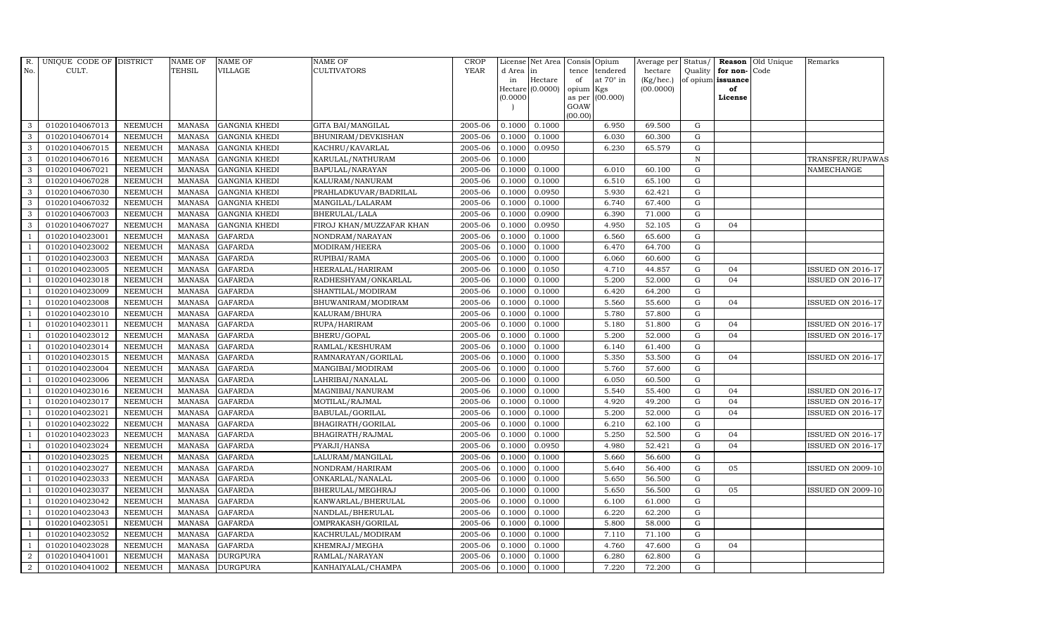| R. No. | UNIQUE CODE OF CULT. | DISTRICT | NAME OF TEHSIL | NAME OF VILLAGE | NAME OF CULTIVATORS | CROP YEAR | License d Area in Hectare (0.0000) | Net Area in Hectare (0.0000) | Consis tence of opium as per GOAW (00.00) | Opium tendered at 70° in Kgs (00.000) | Average per hectare (Kg/hec.) (00.0000) | Status/ Quality of opium | Reason for non-issuance of License | Old Unique Code | Remarks |
|---|---|---|---|---|---|---|---|---|---|---|---|---|---|---|---|
| 3 | 01020104067013 | NEEMUCH | MANASA | GANGNIA KHEDI | GITA BAI/MANGILAL | 2005-06 | 0.1000 | 0.1000 | | 6.950 | 69.500 | G | | | |
| 3 | 01020104067014 | NEEMUCH | MANASA | GANGNIA KHEDI | BHUNIRAM/DEVKISHAN | 2005-06 | 0.1000 | 0.1000 | | 6.030 | 60.300 | G | | | |
| 3 | 01020104067015 | NEEMUCH | MANASA | GANGNIA KHEDI | KACHRU/KAVARLAL | 2005-06 | 0.1000 | 0.0950 | | 6.230 | 65.579 | G | | | |
| 3 | 01020104067016 | NEEMUCH | MANASA | GANGNIA KHEDI | KARULAL/NATHURAM | 2005-06 | 0.1000 | | | | | N | | | TRANSFER/RUPAWAS |
| 3 | 01020104067021 | NEEMUCH | MANASA | GANGNIA KHEDI | BAPULAL/NARAYAN | 2005-06 | 0.1000 | 0.1000 | | 6.010 | 60.100 | G | | | NAMECHANGE |
| 3 | 01020104067028 | NEEMUCH | MANASA | GANGNIA KHEDI | KALURAM/NANURAM | 2005-06 | 0.1000 | 0.1000 | | 6.510 | 65.100 | G | | | |
| 3 | 01020104067030 | NEEMUCH | MANASA | GANGNIA KHEDI | PRAHLADKUVAR/BADRILAL | 2005-06 | 0.1000 | 0.0950 | | 5.930 | 62.421 | G | | | |
| 3 | 01020104067032 | NEEMUCH | MANASA | GANGNIA KHEDI | MANGILAL/LALARAM | 2005-06 | 0.1000 | 0.1000 | | 6.740 | 67.400 | G | | | |
| 3 | 01020104067003 | NEEMUCH | MANASA | GANGNIA KHEDI | BHERULAL/LALA | 2005-06 | 0.1000 | 0.0900 | | 6.390 | 71.000 | G | | | |
| 3 | 01020104067027 | NEEMUCH | MANASA | GANGNIA KHEDI | FIROJ KHAN/MUZZAFAR KHAN | 2005-06 | 0.1000 | 0.0950 | | 4.950 | 52.105 | G | 04 | | |
| 1 | 01020104023001 | NEEMUCH | MANASA | GAFARDA | NONDRAM/NARAYAN | 2005-06 | 0.1000 | 0.1000 | | 6.560 | 65.600 | G | | | |
| 1 | 01020104023002 | NEEMUCH | MANASA | GAFARDA | MODIRAM/HEERA | 2005-06 | 0.1000 | 0.1000 | | 6.470 | 64.700 | G | | | |
| 1 | 01020104023003 | NEEMUCH | MANASA | GAFARDA | RUPIBAI/RAMA | 2005-06 | 0.1000 | 0.1000 | | 6.060 | 60.600 | G | | | |
| 1 | 01020104023005 | NEEMUCH | MANASA | GAFARDA | HEERALAL/HARIRAM | 2005-06 | 0.1000 | 0.1050 | | 4.710 | 44.857 | G | 04 | | ISSUED ON 2016-17 |
| 1 | 01020104023018 | NEEMUCH | MANASA | GAFARDA | RADHESHYAM/ONKARLAL | 2005-06 | 0.1000 | 0.1000 | | 5.200 | 52.000 | G | 04 | | ISSUED ON 2016-17 |
| 1 | 01020104023009 | NEEMUCH | MANASA | GAFARDA | SHANTILAL/MODIRAM | 2005-06 | 0.1000 | 0.1000 | | 6.420 | 64.200 | G | | | |
| 1 | 01020104023008 | NEEMUCH | MANASA | GAFARDA | BHUWANIRAM/MODIRAM | 2005-06 | 0.1000 | 0.1000 | | 5.560 | 55.600 | G | 04 | | ISSUED ON 2016-17 |
| 1 | 01020104023010 | NEEMUCH | MANASA | GAFARDA | KALURAM/BHURA | 2005-06 | 0.1000 | 0.1000 | | 5.780 | 57.800 | G | | | |
| 1 | 01020104023011 | NEEMUCH | MANASA | GAFARDA | RUPA/HARIRAM | 2005-06 | 0.1000 | 0.1000 | | 5.180 | 51.800 | G | 04 | | ISSUED ON 2016-17 |
| 1 | 01020104023012 | NEEMUCH | MANASA | GAFARDA | BHERU/GOPAL | 2005-06 | 0.1000 | 0.1000 | | 5.200 | 52.000 | G | 04 | | ISSUED ON 2016-17 |
| 1 | 01020104023014 | NEEMUCH | MANASA | GAFARDA | RAMLAL/KESHURAM | 2005-06 | 0.1000 | 0.1000 | | 6.140 | 61.400 | G | | | |
| 1 | 01020104023015 | NEEMUCH | MANASA | GAFARDA | RAMNARAYAN/GORILAL | 2005-06 | 0.1000 | 0.1000 | | 5.350 | 53.500 | G | 04 | | ISSUED ON 2016-17 |
| 1 | 01020104023004 | NEEMUCH | MANASA | GAFARDA | MANGIBAI/MODIRAM | 2005-06 | 0.1000 | 0.1000 | | 5.760 | 57.600 | G | | | |
| 1 | 01020104023006 | NEEMUCH | MANASA | GAFARDA | LAHRIBAI/NANALAL | 2005-06 | 0.1000 | 0.1000 | | 6.050 | 60.500 | G | | | |
| 1 | 01020104023016 | NEEMUCH | MANASA | GAFARDA | MAGNIBAI/NANURAM | 2005-06 | 0.1000 | 0.1000 | | 5.540 | 55.400 | G | 04 | | ISSUED ON 2016-17 |
| 1 | 01020104023017 | NEEMUCH | MANASA | GAFARDA | MOTILAL/RAJMAL | 2005-06 | 0.1000 | 0.1000 | | 4.920 | 49.200 | G | 04 | | ISSUED ON 2016-17 |
| 1 | 01020104023021 | NEEMUCH | MANASA | GAFARDA | BABULAL/GORILAL | 2005-06 | 0.1000 | 0.1000 | | 5.200 | 52.000 | G | 04 | | ISSUED ON 2016-17 |
| 1 | 01020104023022 | NEEMUCH | MANASA | GAFARDA | BHAGIRATH/GORILAL | 2005-06 | 0.1000 | 0.1000 | | 6.210 | 62.100 | G | | | |
| 1 | 01020104023023 | NEEMUCH | MANASA | GAFARDA | BHAGIRATH/RAJMAL | 2005-06 | 0.1000 | 0.1000 | | 5.250 | 52.500 | G | 04 | | ISSUED ON 2016-17 |
| 1 | 01020104023024 | NEEMUCH | MANASA | GAFARDA | PYARJI/HANSA | 2005-06 | 0.1000 | 0.0950 | | 4.980 | 52.421 | G | 04 | | ISSUED ON 2016-17 |
| 1 | 01020104023025 | NEEMUCH | MANASA | GAFARDA | LALURAM/MANGILAL | 2005-06 | 0.1000 | 0.1000 | | 5.660 | 56.600 | G | | | |
| 1 | 01020104023027 | NEEMUCH | MANASA | GAFARDA | NONDRAM/HARIRAM | 2005-06 | 0.1000 | 0.1000 | | 5.640 | 56.400 | G | 05 | | ISSUED ON 2009-10 |
| 1 | 01020104023033 | NEEMUCH | MANASA | GAFARDA | ONKARLAL/NANALAL | 2005-06 | 0.1000 | 0.1000 | | 5.650 | 56.500 | G | | | |
| 1 | 01020104023037 | NEEMUCH | MANASA | GAFARDA | BHERULAL/MEGHRAJ | 2005-06 | 0.1000 | 0.1000 | | 5.650 | 56.500 | G | 05 | | ISSUED ON 2009-10 |
| 1 | 01020104023042 | NEEMUCH | MANASA | GAFARDA | KANWARLAL/BHERULAL | 2005-06 | 0.1000 | 0.1000 | | 6.100 | 61.000 | G | | | |
| 1 | 01020104023043 | NEEMUCH | MANASA | GAFARDA | NANDLAL/BHERULAL | 2005-06 | 0.1000 | 0.1000 | | 6.220 | 62.200 | G | | | |
| 1 | 01020104023051 | NEEMUCH | MANASA | GAFARDA | OMPRAKASH/GORILAL | 2005-06 | 0.1000 | 0.1000 | | 5.800 | 58.000 | G | | | |
| 1 | 01020104023052 | NEEMUCH | MANASA | GAFARDA | KACHRULAL/MODIRAM | 2005-06 | 0.1000 | 0.1000 | | 7.110 | 71.100 | G | | | |
| 1 | 01020104023028 | NEEMUCH | MANASA | GAFARDA | KHEMRAJ/MEGHA | 2005-06 | 0.1000 | 0.1000 | | 4.760 | 47.600 | G | 04 | | |
| 2 | 01020104041001 | NEEMUCH | MANASA | DURGPURA | RAMLAL/NARAYAN | 2005-06 | 0.1000 | 0.1000 | | 6.280 | 62.800 | G | | | |
| 2 | 01020104041002 | NEEMUCH | MANASA | DURGPURA | KANHAIYALAL/CHAMPA | 2005-06 | 0.1000 | 0.1000 | | 7.220 | 72.200 | G | | | |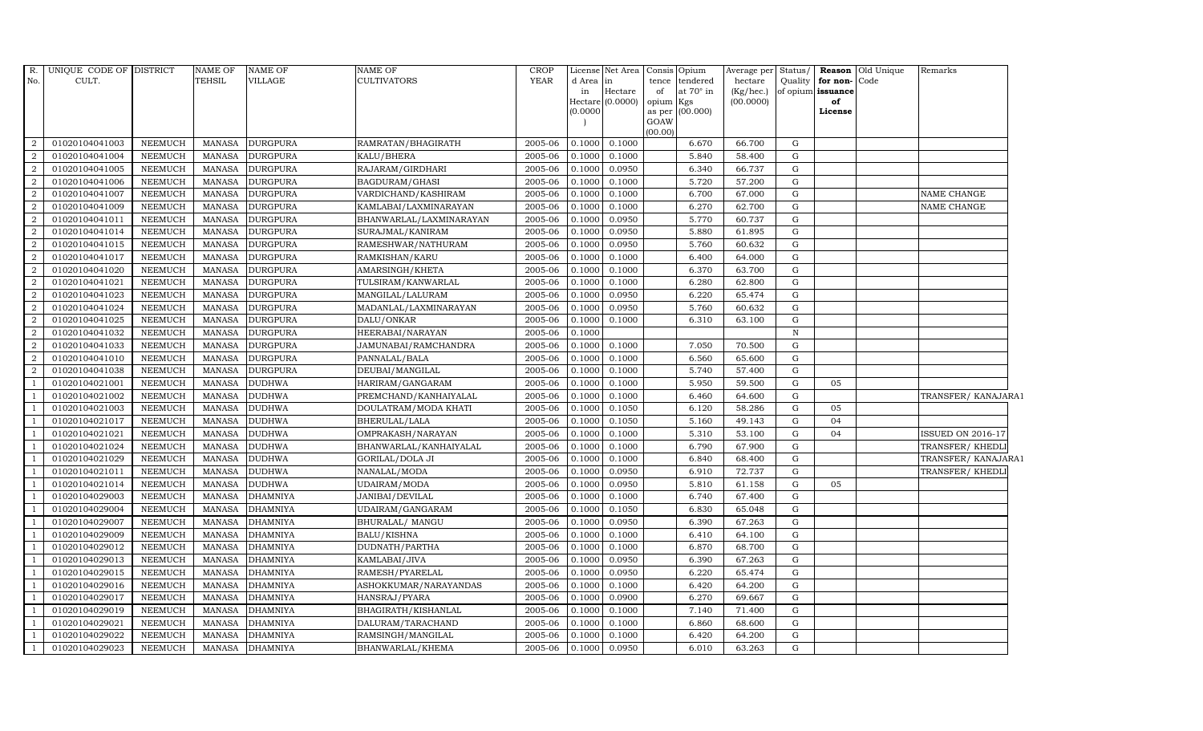| R. No. | UNIQUE CODE OF CULT. | DISTRICT | NAME OF TEHSIL | NAME OF VILLAGE | NAME OF CULTIVATORS | CROP YEAR | License d Area in Hectare (0.0000) | Net Area in Hectare (0.0000) | Consis tence of opium as per GOAW (00.00) | Opium tendered at 70° in Kgs (00.000) | Average per hectare (Kg/hec.) (00.0000) | Status/ Quality of opium | Reason for non-issuance of License | Old Unique Code | Remarks |
|---|---|---|---|---|---|---|---|---|---|---|---|---|---|---|---|
| 2 | 01020104041003 | NEEMUCH | MANASA | DURGPURA | RAMRATAN/BHAGIRATH | 2005-06 | 0.1000 | 0.1000 | | 6.670 | 66.700 | G | | | |
| 2 | 01020104041004 | NEEMUCH | MANASA | DURGPURA | KALU/BHERA | 2005-06 | 0.1000 | 0.1000 | | 5.840 | 58.400 | G | | | |
| 2 | 01020104041005 | NEEMUCH | MANASA | DURGPURA | RAJARAM/GIRDHARI | 2005-06 | 0.1000 | 0.0950 | | 6.340 | 66.737 | G | | | |
| 2 | 01020104041006 | NEEMUCH | MANASA | DURGPURA | BAGDURAM/GHASI | 2005-06 | 0.1000 | 0.1000 | | 5.720 | 57.200 | G | | | |
| 2 | 01020104041007 | NEEMUCH | MANASA | DURGPURA | VARDICHAND/KASHIRAM | 2005-06 | 0.1000 | 0.1000 | | 6.700 | 67.000 | G | | | NAME CHANGE |
| 2 | 01020104041009 | NEEMUCH | MANASA | DURGPURA | KAMLABAI/LAXMINARAYAN | 2005-06 | 0.1000 | 0.1000 | | 6.270 | 62.700 | G | | | NAME CHANGE |
| 2 | 01020104041011 | NEEMUCH | MANASA | DURGPURA | BHANWARLAL/LAXMINARAYAN | 2005-06 | 0.1000 | 0.0950 | | 5.770 | 60.737 | G | | | |
| 2 | 01020104041014 | NEEMUCH | MANASA | DURGPURA | SURAJMAL/KANIRAM | 2005-06 | 0.1000 | 0.0950 | | 5.880 | 61.895 | G | | | |
| 2 | 01020104041015 | NEEMUCH | MANASA | DURGPURA | RAMESHWAR/NATHURAM | 2005-06 | 0.1000 | 0.0950 | | 5.760 | 60.632 | G | | | |
| 2 | 01020104041017 | NEEMUCH | MANASA | DURGPURA | RAMKISHAN/KARU | 2005-06 | 0.1000 | 0.1000 | | 6.400 | 64.000 | G | | | |
| 2 | 01020104041020 | NEEMUCH | MANASA | DURGPURA | AMARSINGH/KHETA | 2005-06 | 0.1000 | 0.1000 | | 6.370 | 63.700 | G | | | |
| 2 | 01020104041021 | NEEMUCH | MANASA | DURGPURA | TULSIRAM/KANWARLAL | 2005-06 | 0.1000 | 0.1000 | | 6.280 | 62.800 | G | | | |
| 2 | 01020104041023 | NEEMUCH | MANASA | DURGPURA | MANGILAL/LALURAM | 2005-06 | 0.1000 | 0.0950 | | 6.220 | 65.474 | G | | | |
| 2 | 01020104041024 | NEEMUCH | MANASA | DURGPURA | MADANLAL/LAXMINARAYAN | 2005-06 | 0.1000 | 0.0950 | | 5.760 | 60.632 | G | | | |
| 2 | 01020104041025 | NEEMUCH | MANASA | DURGPURA | DALU/ONKAR | 2005-06 | 0.1000 | 0.1000 | | 6.310 | 63.100 | G | | | |
| 2 | 01020104041032 | NEEMUCH | MANASA | DURGPURA | HEERABAI/NARAYAN | 2005-06 | 0.1000 | | | | | N | | | |
| 2 | 01020104041033 | NEEMUCH | MANASA | DURGPURA | JAMUNABAI/RAMCHANDRA | 2005-06 | 0.1000 | 0.1000 | | 7.050 | 70.500 | G | | | |
| 2 | 01020104041010 | NEEMUCH | MANASA | DURGPURA | PANNALAL/BALA | 2005-06 | 0.1000 | 0.1000 | | 6.560 | 65.600 | G | | | |
| 2 | 01020104041038 | NEEMUCH | MANASA | DURGPURA | DEUBAI/MANGILAL | 2005-06 | 0.1000 | 0.1000 | | 5.740 | 57.400 | G | | | |
| 1 | 01020104021001 | NEEMUCH | MANASA | DUDHWA | HARIRAM/GANGARAM | 2005-06 | 0.1000 | 0.1000 | | 5.950 | 59.500 | G | 05 | | |
| 1 | 01020104021002 | NEEMUCH | MANASA | DUDHWA | PREMCHAND/KANHAIYALAL | 2005-06 | 0.1000 | 0.1000 | | 6.460 | 64.600 | G | | | TRANSFER/ KANAJARA1 |
| 1 | 01020104021003 | NEEMUCH | MANASA | DUDHWA | DOULATRAM/MODA KHATI | 2005-06 | 0.1000 | 0.1050 | | 6.120 | 58.286 | G | 05 | | |
| 1 | 01020104021017 | NEEMUCH | MANASA | DUDHWA | BHERULAL/LALA | 2005-06 | 0.1000 | 0.1050 | | 5.160 | 49.143 | G | 04 | | |
| 1 | 01020104021021 | NEEMUCH | MANASA | DUDHWA | OMPRAKASH/NARAYAN | 2005-06 | 0.1000 | 0.1000 | | 5.310 | 53.100 | G | 04 | | ISSUED ON 2016-17 |
| 1 | 01020104021024 | NEEMUCH | MANASA | DUDHWA | BHANWARLAL/KANHAIYALAL | 2005-06 | 0.1000 | 0.1000 | | 6.790 | 67.900 | G | | | TRANSFER/ KHEDLI |
| 1 | 01020104021029 | NEEMUCH | MANASA | DUDHWA | GORILAL/DOLA JI | 2005-06 | 0.1000 | 0.1000 | | 6.840 | 68.400 | G | | | TRANSFER/ KANAJARA1 |
| 1 | 01020104021011 | NEEMUCH | MANASA | DUDHWA | NANALAL/MODA | 2005-06 | 0.1000 | 0.0950 | | 6.910 | 72.737 | G | | | TRANSFER/ KHEDLI |
| 1 | 01020104021014 | NEEMUCH | MANASA | DUDHWA | UDAIRAM/MODA | 2005-06 | 0.1000 | 0.0950 | | 5.810 | 61.158 | G | 05 | | |
| 1 | 01020104029003 | NEEMUCH | MANASA | DHAMNIYA | JANIBAI/DEVILAL | 2005-06 | 0.1000 | 0.1000 | | 6.740 | 67.400 | G | | | |
| 1 | 01020104029004 | NEEMUCH | MANASA | DHAMNIYA | UDAIRAM/GANGARAM | 2005-06 | 0.1000 | 0.1050 | | 6.830 | 65.048 | G | | | |
| 1 | 01020104029007 | NEEMUCH | MANASA | DHAMNIYA | BHURALAL/ MANGU | 2005-06 | 0.1000 | 0.0950 | | 6.390 | 67.263 | G | | | |
| 1 | 01020104029009 | NEEMUCH | MANASA | DHAMNIYA | BALU/KISHNA | 2005-06 | 0.1000 | 0.1000 | | 6.410 | 64.100 | G | | | |
| 1 | 01020104029012 | NEEMUCH | MANASA | DHAMNIYA | DUDNATH/PARTHA | 2005-06 | 0.1000 | 0.1000 | | 6.870 | 68.700 | G | | | |
| 1 | 01020104029013 | NEEMUCH | MANASA | DHAMNIYA | KAMLABAI/JIVA | 2005-06 | 0.1000 | 0.0950 | | 6.390 | 67.263 | G | | | |
| 1 | 01020104029015 | NEEMUCH | MANASA | DHAMNIYA | RAMESH/PYARELAL | 2005-06 | 0.1000 | 0.0950 | | 6.220 | 65.474 | G | | | |
| 1 | 01020104029016 | NEEMUCH | MANASA | DHAMNIYA | ASHOKKUMAR/NARAYANDAS | 2005-06 | 0.1000 | 0.1000 | | 6.420 | 64.200 | G | | | |
| 1 | 01020104029017 | NEEMUCH | MANASA | DHAMNIYA | HANSRAJ/PYARA | 2005-06 | 0.1000 | 0.0900 | | 6.270 | 69.667 | G | | | |
| 1 | 01020104029019 | NEEMUCH | MANASA | DHAMNIYA | BHAGIRATH/KISHANLAL | 2005-06 | 0.1000 | 0.1000 | | 7.140 | 71.400 | G | | | |
| 1 | 01020104029021 | NEEMUCH | MANASA | DHAMNIYA | DALURAM/TARACHAND | 2005-06 | 0.1000 | 0.1000 | | 6.860 | 68.600 | G | | | |
| 1 | 01020104029022 | NEEMUCH | MANASA | DHAMNIYA | RAMSINGH/MANGILAL | 2005-06 | 0.1000 | 0.1000 | | 6.420 | 64.200 | G | | | |
| 1 | 01020104029023 | NEEMUCH | MANASA | DHAMNIYA | BHANWARLAL/KHEMA | 2005-06 | 0.1000 | 0.0950 | | 6.010 | 63.263 | G | | | |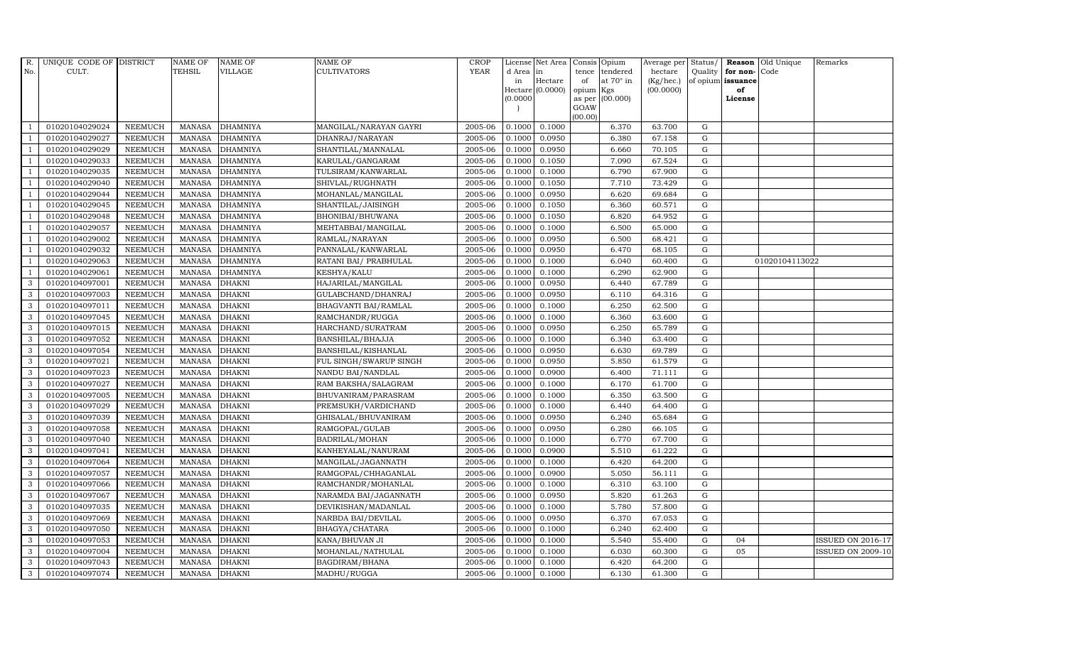| R. No. | UNIQUE CODE OF CULT. | DISTRICT | NAME OF TEHSIL | NAME OF VILLAGE | NAME OF CULTIVATORS | CROP YEAR | License d Area in Hectare (0.0000) | Net Area in Hectare (0.0000) | Consis tence of opium as per GOAW (00.00) | Opium tendered at 70° in Kgs (00.000) | Average per hectare (Kg/hec.) (00.0000) | Status/ Quality of opium | Reason for non-issuance of License | Old Unique Code | Remarks |
|---|---|---|---|---|---|---|---|---|---|---|---|---|---|---|---|
| 1 | 01020104029024 | NEEMUCH | MANASA | DHAMNIYA | MANGILAL/NARAYAN GAYRI | 2005-06 | 0.1000 | 0.1000 | | 6.370 | 63.700 | G | | | |
| 1 | 01020104029027 | NEEMUCH | MANASA | DHAMNIYA | DHANRAJ/NARAYAN | 2005-06 | 0.1000 | 0.0950 | | 6.380 | 67.158 | G | | | |
| 1 | 01020104029029 | NEEMUCH | MANASA | DHAMNIYA | SHANTILAL/MANNALAL | 2005-06 | 0.1000 | 0.0950 | | 6.660 | 70.105 | G | | | |
| 1 | 01020104029033 | NEEMUCH | MANASA | DHAMNIYA | KARULAL/GANGARAM | 2005-06 | 0.1000 | 0.1050 | | 7.090 | 67.524 | G | | | |
| 1 | 01020104029035 | NEEMUCH | MANASA | DHAMNIYA | TULSIRAM/KANWARLAL | 2005-06 | 0.1000 | 0.1000 | | 6.790 | 67.900 | G | | | |
| 1 | 01020104029040 | NEEMUCH | MANASA | DHAMNIYA | SHIVLAL/RUGHNATH | 2005-06 | 0.1000 | 0.1050 | | 7.710 | 73.429 | G | | | |
| 1 | 01020104029044 | NEEMUCH | MANASA | DHAMNIYA | MOHANLAL/MANGILAL | 2005-06 | 0.1000 | 0.0950 | | 6.620 | 69.684 | G | | | |
| 1 | 01020104029045 | NEEMUCH | MANASA | DHAMNIYA | SHANTILAL/JAISINGH | 2005-06 | 0.1000 | 0.1050 | | 6.360 | 60.571 | G | | | |
| 1 | 01020104029048 | NEEMUCH | MANASA | DHAMNIYA | BHONIBAI/BHUWANA | 2005-06 | 0.1000 | 0.1050 | | 6.820 | 64.952 | G | | | |
| 1 | 01020104029057 | NEEMUCH | MANASA | DHAMNIYA | MEHTABBAI/MANGILAL | 2005-06 | 0.1000 | 0.1000 | | 6.500 | 65.000 | G | | | |
| 1 | 01020104029002 | NEEMUCH | MANASA | DHAMNIYA | RAMLAL/NARAYAN | 2005-06 | 0.1000 | 0.0950 | | 6.500 | 68.421 | G | | | |
| 1 | 01020104029032 | NEEMUCH | MANASA | DHAMNIYA | PANNALAL/KANWARLAL | 2005-06 | 0.1000 | 0.0950 | | 6.470 | 68.105 | G | | | |
| 1 | 01020104029063 | NEEMUCH | MANASA | DHAMNIYA | RATANI BAI/ PRABHULAL | 2005-06 | 0.1000 | 0.1000 | | 6.040 | 60.400 | G | | 01020104113022 | |
| 1 | 01020104029061 | NEEMUCH | MANASA | DHAMNIYA | KESHYA/KALU | 2005-06 | 0.1000 | 0.1000 | | 6.290 | 62.900 | G | | | |
| 3 | 01020104097001 | NEEMUCH | MANASA | DHAKNI | HAJARILAL/MANGILAL | 2005-06 | 0.1000 | 0.0950 | | 6.440 | 67.789 | G | | | |
| 3 | 01020104097003 | NEEMUCH | MANASA | DHAKNI | GULABCHAND/DHANRAJ | 2005-06 | 0.1000 | 0.0950 | | 6.110 | 64.316 | G | | | |
| 3 | 01020104097011 | NEEMUCH | MANASA | DHAKNI | BHAGVANTI BAI/RAMLAL | 2005-06 | 0.1000 | 0.1000 | | 6.250 | 62.500 | G | | | |
| 3 | 01020104097045 | NEEMUCH | MANASA | DHAKNI | RAMCHANDR/RUGGA | 2005-06 | 0.1000 | 0.1000 | | 6.360 | 63.600 | G | | | |
| 3 | 01020104097015 | NEEMUCH | MANASA | DHAKNI | HARCHAND/SURATRAM | 2005-06 | 0.1000 | 0.0950 | | 6.250 | 65.789 | G | | | |
| 3 | 01020104097052 | NEEMUCH | MANASA | DHAKNI | BANSHILAL/BHAJJA | 2005-06 | 0.1000 | 0.1000 | | 6.340 | 63.400 | G | | | |
| 3 | 01020104097054 | NEEMUCH | MANASA | DHAKNI | BANSHILAL/KISHANLAL | 2005-06 | 0.1000 | 0.0950 | | 6.630 | 69.789 | G | | | |
| 3 | 01020104097021 | NEEMUCH | MANASA | DHAKNI | FUL SINGH/SWARUP SINGH | 2005-06 | 0.1000 | 0.0950 | | 5.850 | 61.579 | G | | | |
| 3 | 01020104097023 | NEEMUCH | MANASA | DHAKNI | NANDU BAI/NANDLAL | 2005-06 | 0.1000 | 0.0900 | | 6.400 | 71.111 | G | | | |
| 3 | 01020104097027 | NEEMUCH | MANASA | DHAKNI | RAM BAKSHA/SALAGRAM | 2005-06 | 0.1000 | 0.1000 | | 6.170 | 61.700 | G | | | |
| 3 | 01020104097005 | NEEMUCH | MANASA | DHAKNI | BHUVANIRAM/PARASRAM | 2005-06 | 0.1000 | 0.1000 | | 6.350 | 63.500 | G | | | |
| 3 | 01020104097029 | NEEMUCH | MANASA | DHAKNI | PREMSUKH/VARDICHAND | 2005-06 | 0.1000 | 0.1000 | | 6.440 | 64.400 | G | | | |
| 3 | 01020104097039 | NEEMUCH | MANASA | DHAKNI | GHISALAL/BHUVANIRAM | 2005-06 | 0.1000 | 0.0950 | | 6.240 | 65.684 | G | | | |
| 3 | 01020104097058 | NEEMUCH | MANASA | DHAKNI | RAMGOPAL/GULAB | 2005-06 | 0.1000 | 0.0950 | | 6.280 | 66.105 | G | | | |
| 3 | 01020104097040 | NEEMUCH | MANASA | DHAKNI | BADRILAL/MOHAN | 2005-06 | 0.1000 | 0.1000 | | 6.770 | 67.700 | G | | | |
| 3 | 01020104097041 | NEEMUCH | MANASA | DHAKNI | KANHEYALAL/NANURAM | 2005-06 | 0.1000 | 0.0900 | | 5.510 | 61.222 | G | | | |
| 3 | 01020104097064 | NEEMUCH | MANASA | DHAKNI | MANGILAL/JAGANNATH | 2005-06 | 0.1000 | 0.1000 | | 6.420 | 64.200 | G | | | |
| 3 | 01020104097057 | NEEMUCH | MANASA | DHAKNI | RAMGOPAL/CHHAGANLAL | 2005-06 | 0.1000 | 0.0900 | | 5.050 | 56.111 | G | | | |
| 3 | 01020104097066 | NEEMUCH | MANASA | DHAKNI | RAMCHANDR/MOHANLAL | 2005-06 | 0.1000 | 0.1000 | | 6.310 | 63.100 | G | | | |
| 3 | 01020104097067 | NEEMUCH | MANASA | DHAKNI | NARAMDA BAI/JAGANNATH | 2005-06 | 0.1000 | 0.0950 | | 5.820 | 61.263 | G | | | |
| 3 | 01020104097035 | NEEMUCH | MANASA | DHAKNI | DEVIKISHAN/MADANLAL | 2005-06 | 0.1000 | 0.1000 | | 5.780 | 57.800 | G | | | |
| 3 | 01020104097069 | NEEMUCH | MANASA | DHAKNI | NARBDA BAI/DEVILAL | 2005-06 | 0.1000 | 0.0950 | | 6.370 | 67.053 | G | | | |
| 3 | 01020104097050 | NEEMUCH | MANASA | DHAKNI | BHAGYA/CHATARA | 2005-06 | 0.1000 | 0.1000 | | 6.240 | 62.400 | G | | | |
| 3 | 01020104097053 | NEEMUCH | MANASA | DHAKNI | KANA/BHUVAN JI | 2005-06 | 0.1000 | 0.1000 | | 5.540 | 55.400 | G | 04 | | ISSUED ON 2016-17 |
| 3 | 01020104097004 | NEEMUCH | MANASA | DHAKNI | MOHANLAL/NATHULAL | 2005-06 | 0.1000 | 0.1000 | | 6.030 | 60.300 | G | 05 | | ISSUED ON 2009-10 |
| 3 | 01020104097043 | NEEMUCH | MANASA | DHAKNI | BAGDIRAM/BHANA | 2005-06 | 0.1000 | 0.1000 | | 6.420 | 64.200 | G | | | |
| 3 | 01020104097074 | NEEMUCH | MANASA | DHAKNI | MADHU/RUGGA | 2005-06 | 0.1000 | 0.1000 | | 6.130 | 61.300 | G | | | |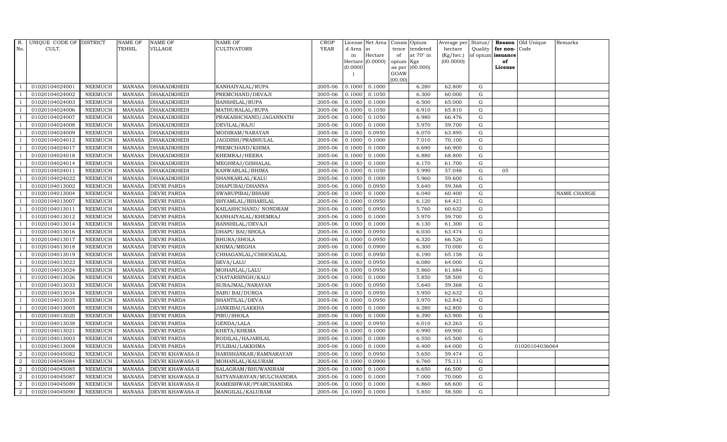| R. No. | UNIQUE CODE OF CULT. | DISTRICT | NAME OF TEHSIL | NAME OF VILLAGE | NAME OF CULTIVATORS | CROP YEAR | License d Area in Hectare (0.0000) | Net Area in Hectare (0.0000) | Consis tence of opium as per GOAW (00.00) | Opium tendered at 70° in Kgs (00.000) | Average per hectare (Kg/hec.) (00.0000) | Status/ Quality of opium | Reason for non-issuance of License | Old Unique Code | Remarks |
|---|---|---|---|---|---|---|---|---|---|---|---|---|---|---|---|
| 1 | 01020104024001 | NEEMUCH | MANASA | DHAKADKHEDI | KANHAIYALAL/RUPA | 2005-06 | 0.1000 | 0.1000 | | 6.280 | 62.800 | G | | | |
| 1 | 01020104024002 | NEEMUCH | MANASA | DHAKADKHEDI | PREMCHAND/DEVAJI | 2005-06 | 0.1000 | 0.1050 | | 6.300 | 60.000 | G | | | |
| 1 | 01020104024003 | NEEMUCH | MANASA | DHAKADKHEDI | BANSHILAL/RUPA | 2005-06 | 0.1000 | 0.1000 | | 6.500 | 65.000 | G | | | |
| 1 | 01020104024006 | NEEMUCH | MANASA | DHAKADKHEDI | MATHURALAL/RUPA | 2005-06 | 0.1000 | 0.1050 | | 6.910 | 65.810 | G | | | |
| 1 | 01020104024007 | NEEMUCH | MANASA | DHAKADKHEDI | PRAKASHCHAND/JAGANNATH | 2005-06 | 0.1000 | 0.1050 | | 6.980 | 66.476 | G | | | |
| 1 | 01020104024008 | NEEMUCH | MANASA | DHAKADKHEDI | DEVILAL/RAJU | 2005-06 | 0.1000 | 0.1000 | | 5.970 | 59.700 | G | | | |
| 1 | 01020104024009 | NEEMUCH | MANASA | DHAKADKHEDI | MODIRAM/NARAYAN | 2005-06 | 0.1000 | 0.0950 | | 6.070 | 63.895 | G | | | |
| 1 | 01020104024012 | NEEMUCH | MANASA | DHAKADKHEDI | JAGDISH/PRABHULAL | 2005-06 | 0.1000 | 0.1000 | | 7.010 | 70.100 | G | | | |
| 1 | 01020104024017 | NEEMUCH | MANASA | DHAKADKHEDI | PREMCHAND/KHIMA | 2005-06 | 0.1000 | 0.1000 | | 6.690 | 66.900 | G | | | |
| 1 | 01020104024018 | NEEMUCH | MANASA | DHAKADKHEDI | KHEMRAJ/HEERA | 2005-06 | 0.1000 | 0.1000 | | 6.880 | 68.800 | G | | | |
| 1 | 01020104024014 | NEEMUCH | MANASA | DHAKADKHEDI | MEGHRAJ/GISHALAL | 2005-06 | 0.1000 | 0.1000 | | 6.170 | 61.700 | G | | | |
| 1 | 01020104024011 | NEEMUCH | MANASA | DHAKADKHEDI | KANWARLAL/BHIMA | 2005-06 | 0.1000 | 0.1050 | | 5.990 | 57.048 | G | 05 | | |
| 1 | 01020104024022 | NEEMUCH | MANASA | DHAKADKHEDI | SHANKARLAL/KALU | 2005-06 | 0.1000 | 0.1000 | | 5.960 | 59.600 | G | | | |
| 1 | 01020104013002 | NEEMUCH | MANASA | DEVRI PARDA | DHAPUBAI/DHANNA | 2005-06 | 0.1000 | 0.0950 | | 5.640 | 59.368 | G | | | |
| 1 | 01020104013004 | NEEMUCH | MANASA | DEVRI PARDA | SWARUPIBAI/BIHARI | 2005-06 | 0.1000 | 0.1000 | | 6.040 | 60.400 | G | | | NAME CHANGE |
| 1 | 01020104013007 | NEEMUCH | MANASA | DEVRI PARDA | SHYAMLAL/BIHARILAL | 2005-06 | 0.1000 | 0.0950 | | 6.120 | 64.421 | G | | | |
| 1 | 01020104013011 | NEEMUCH | MANASA | DEVRI PARDA | KAILASHCHAND/ NONDRAM | 2005-06 | 0.1000 | 0.0950 | | 5.760 | 60.632 | G | | | |
| 1 | 01020104013012 | NEEMUCH | MANASA | DEVRI PARDA | KANHAIYALAL/KHEMRAJ | 2005-06 | 0.1000 | 0.1000 | | 5.970 | 59.700 | G | | | |
| 1 | 01020104013014 | NEEMUCH | MANASA | DEVRI PARDA | BANSHILAL/DEVAJI | 2005-06 | 0.1000 | 0.1000 | | 6.130 | 61.300 | G | | | |
| 1 | 01020104013016 | NEEMUCH | MANASA | DEVRI PARDA | DHAPU BAI/SHOLA | 2005-06 | 0.1000 | 0.0950 | | 6.030 | 63.474 | G | | | |
| 1 | 01020104013017 | NEEMUCH | MANASA | DEVRI PARDA | BHURA/SHOLA | 2005-06 | 0.1000 | 0.0950 | | 6.320 | 66.526 | G | | | |
| 1 | 01020104013018 | NEEMUCH | MANASA | DEVRI PARDA | KHIMA/MEGHA | 2005-06 | 0.1000 | 0.0900 | | 6.300 | 70.000 | G | | | |
| 1 | 01020104013019 | NEEMUCH | MANASA | DEVRI PARDA | CHHAGANLAL/CHHOGALAL | 2005-06 | 0.1000 | 0.0950 | | 6.190 | 65.158 | G | | | |
| 1 | 01020104013023 | NEEMUCH | MANASA | DEVRI PARDA | SEVA/LALU | 2005-06 | 0.1000 | 0.0950 | | 6.080 | 64.000 | G | | | |
| 1 | 01020104013024 | NEEMUCH | MANASA | DEVRI PARDA | MOHANLAL/LALU | 2005-06 | 0.1000 | 0.0950 | | 5.860 | 61.684 | G | | | |
| 1 | 01020104013026 | NEEMUCH | MANASA | DEVRI PARDA | CHATARSINGH/KALU | 2005-06 | 0.1000 | 0.1000 | | 5.850 | 58.500 | G | | | |
| 1 | 01020104013033 | NEEMUCH | MANASA | DEVRI PARDA | SURAJMAL/NARAYAN | 2005-06 | 0.1000 | 0.0950 | | 5.640 | 59.368 | G | | | |
| 1 | 01020104013034 | NEEMUCH | MANASA | DEVRI PARDA | SABU BAI/DURGA | 2005-06 | 0.1000 | 0.0950 | | 5.950 | 62.632 | G | | | |
| 1 | 01020104013035 | NEEMUCH | MANASA | DEVRI PARDA | SHANTILAL/DEVA | 2005-06 | 0.1000 | 0.0950 | | 5.970 | 62.842 | G | | | |
| 1 | 01020104013005 | NEEMUCH | MANASA | DEVRI PARDA | JANKIBAI/LAKKHA | 2005-06 | 0.1000 | 0.1000 | | 6.280 | 62.800 | G | | | |
| 1 | 01020104013020 | NEEMUCH | MANASA | DEVRI PARDA | PIRU/SHOLA | 2005-06 | 0.1000 | 0.1000 | | 6.390 | 63.900 | G | | | |
| 1 | 01020104013038 | NEEMUCH | MANASA | DEVRI PARDA | GENDA/LALA | 2005-06 | 0.1000 | 0.0950 | | 6.010 | 63.263 | G | | | |
| 1 | 01020104013021 | NEEMUCH | MANASA | DEVRI PARDA | KHETA/KHEMA | 2005-06 | 0.1000 | 0.1000 | | 6.990 | 69.900 | G | | | |
| 1 | 01020104013003 | NEEMUCH | MANASA | DEVRI PARDA | RODILAL/HAJARILAL | 2005-06 | 0.1000 | 0.1000 | | 6.550 | 65.500 | G | | | |
| 1 | 01020104013008 | NEEMUCH | MANASA | DEVRI PARDA | FULIBAI/LAKKHMA | 2005-06 | 0.1000 | 0.1000 | | 6.400 | 64.000 | G | | 01020104036064 | |
| 2 | 01020104045082 | NEEMUCH | MANASA | DEVRI KHAWASA-II | HARISHANKAR/RAMNARAYAN | 2005-06 | 0.1000 | 0.0950 | | 5.650 | 59.474 | G | | | |
| 2 | 01020104045084 | NEEMUCH | MANASA | DEVRI KHAWASA-II | MOHANLAL/KALURAM | 2005-06 | 0.1000 | 0.0900 | | 6.760 | 75.111 | G | | | |
| 2 | 01020104045085 | NEEMUCH | MANASA | DEVRI KHAWASA-II | SALAGRAM/BHUWANIRAM | 2005-06 | 0.1000 | 0.1000 | | 6.650 | 66.500 | G | | | |
| 2 | 01020104045087 | NEEMUCH | MANASA | DEVRI KHAWASA-II | SATYANARAYAN/MULCHANDRA | 2005-06 | 0.1000 | 0.1000 | | 7.000 | 70.000 | G | | | |
| 2 | 01020104045089 | NEEMUCH | MANASA | DEVRI KHAWASA-II | RAMESHWAR/PYARCHANDRA | 2005-06 | 0.1000 | 0.1000 | | 6.860 | 68.600 | G | | | |
| 2 | 01020104045090 | NEEMUCH | MANASA | DEVRI KHAWASA-II | MANGILAL/KALURAM | 2005-06 | 0.1000 | 0.1000 | | 5.850 | 58.500 | G | | | |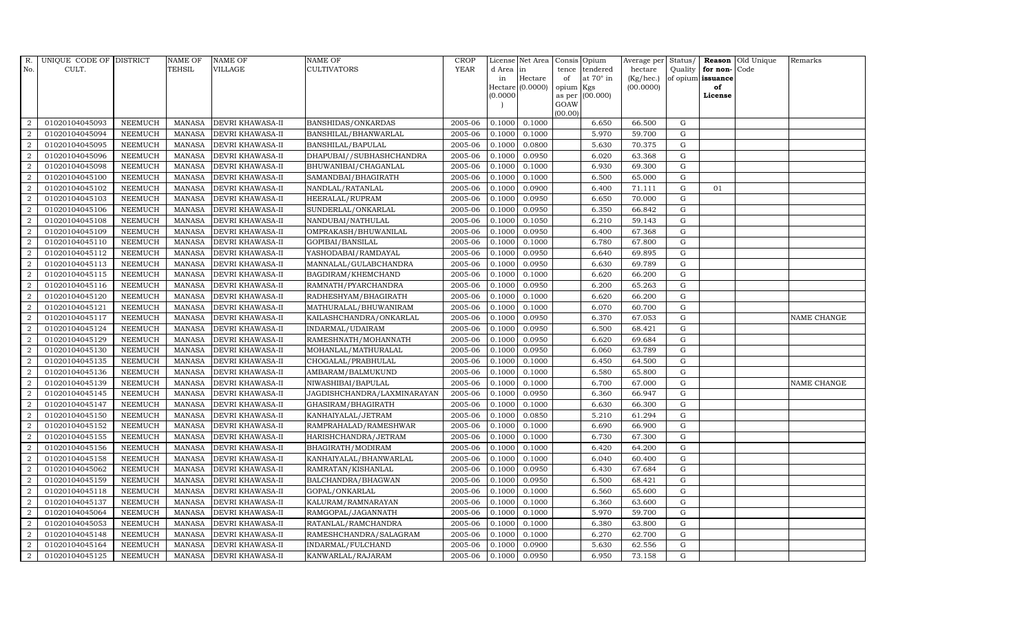| R. No. | UNIQUE CODE OF CULT. | DISTRICT | NAME OF TEHSIL | NAME OF VILLAGE | NAME OF CULTIVATORS | CROP YEAR | License d Area in Hectare (0.0000) | Net Area in Hectare (0.0000) | Consis tence of opium as per GOAW (00.00) | Opium tendered at 70° in Kgs (00.000) | Average per hectare (Kg/hec.) (00.0000) | Status/ Quality of opium | Reason for non- issuance of License | Old Unique Code | Remarks |
|---|---|---|---|---|---|---|---|---|---|---|---|---|---|---|---|
| 2 | 01020104045093 | NEEMUCH | MANASA | DEVRI KHAWASA-II | BANSHIDAS/ONKARDAS | 2005-06 | 0.1000 | 0.1000 | | 6.650 | 66.500 | G | | | |
| 2 | 01020104045094 | NEEMUCH | MANASA | DEVRI KHAWASA-II | BANSHILAL/BHANWARLAL | 2005-06 | 0.1000 | 0.1000 | | 5.970 | 59.700 | G | | | |
| 2 | 01020104045095 | NEEMUCH | MANASA | DEVRI KHAWASA-II | BANSHILAL/BAPULAL | 2005-06 | 0.1000 | 0.0800 | | 5.630 | 70.375 | G | | | |
| 2 | 01020104045096 | NEEMUCH | MANASA | DEVRI KHAWASA-II | DHAPUBAI//SUBHASHCHANDRA | 2005-06 | 0.1000 | 0.0950 | | 6.020 | 63.368 | G | | | |
| 2 | 01020104045098 | NEEMUCH | MANASA | DEVRI KHAWASA-II | BHUWANIBAI/CHAGANLAL | 2005-06 | 0.1000 | 0.1000 | | 6.930 | 69.300 | G | | | |
| 2 | 01020104045100 | NEEMUCH | MANASA | DEVRI KHAWASA-II | SAMANDBAI/BHAGIRATH | 2005-06 | 0.1000 | 0.1000 | | 6.500 | 65.000 | G | | | |
| 2 | 01020104045102 | NEEMUCH | MANASA | DEVRI KHAWASA-II | NANDLAL/RATANLAL | 2005-06 | 0.1000 | 0.0900 | | 6.400 | 71.111 | G | 01 | | |
| 2 | 01020104045103 | NEEMUCH | MANASA | DEVRI KHAWASA-II | HEERALAL/RUPRAM | 2005-06 | 0.1000 | 0.0950 | | 6.650 | 70.000 | G | | | |
| 2 | 01020104045106 | NEEMUCH | MANASA | DEVRI KHAWASA-II | SUNDERLAL/ONKARLAL | 2005-06 | 0.1000 | 0.0950 | | 6.350 | 66.842 | G | | | |
| 2 | 01020104045108 | NEEMUCH | MANASA | DEVRI KHAWASA-II | NANDUBAI/NATHULAL | 2005-06 | 0.1000 | 0.1050 | | 6.210 | 59.143 | G | | | |
| 2 | 01020104045109 | NEEMUCH | MANASA | DEVRI KHAWASA-II | OMPRAKASH/BHUWANILAL | 2005-06 | 0.1000 | 0.0950 | | 6.400 | 67.368 | G | | | |
| 2 | 01020104045110 | NEEMUCH | MANASA | DEVRI KHAWASA-II | GOPIBAI/BANSILAL | 2005-06 | 0.1000 | 0.1000 | | 6.780 | 67.800 | G | | | |
| 2 | 01020104045112 | NEEMUCH | MANASA | DEVRI KHAWASA-II | YASHODABAI/RAMDAYAL | 2005-06 | 0.1000 | 0.0950 | | 6.640 | 69.895 | G | | | |
| 2 | 01020104045113 | NEEMUCH | MANASA | DEVRI KHAWASA-II | MANNALAL/GULABCHANDRA | 2005-06 | 0.1000 | 0.0950 | | 6.630 | 69.789 | G | | | |
| 2 | 01020104045115 | NEEMUCH | MANASA | DEVRI KHAWASA-II | BAGDIRAM/KHEMCHAND | 2005-06 | 0.1000 | 0.1000 | | 6.620 | 66.200 | G | | | |
| 2 | 01020104045116 | NEEMUCH | MANASA | DEVRI KHAWASA-II | RAMNATH/PYARCHANDRA | 2005-06 | 0.1000 | 0.0950 | | 6.200 | 65.263 | G | | | |
| 2 | 01020104045120 | NEEMUCH | MANASA | DEVRI KHAWASA-II | RADHESHYAM/BHAGIRATH | 2005-06 | 0.1000 | 0.1000 | | 6.620 | 66.200 | G | | | |
| 2 | 01020104045121 | NEEMUCH | MANASA | DEVRI KHAWASA-II | MATHURALAL/BHUWANIRAM | 2005-06 | 0.1000 | 0.1000 | | 6.070 | 60.700 | G | | | |
| 2 | 01020104045117 | NEEMUCH | MANASA | DEVRI KHAWASA-II | KAILASHCHANDRA/ONKARLAL | 2005-06 | 0.1000 | 0.0950 | | 6.370 | 67.053 | G | | | NAME CHANGE |
| 2 | 01020104045124 | NEEMUCH | MANASA | DEVRI KHAWASA-II | INDARMAL/UDAIRAM | 2005-06 | 0.1000 | 0.0950 | | 6.500 | 68.421 | G | | | |
| 2 | 01020104045129 | NEEMUCH | MANASA | DEVRI KHAWASA-II | RAMESHNATH/MOHANNATH | 2005-06 | 0.1000 | 0.0950 | | 6.620 | 69.684 | G | | | |
| 2 | 01020104045130 | NEEMUCH | MANASA | DEVRI KHAWASA-II | MOHANLAL/MATHURALAL | 2005-06 | 0.1000 | 0.0950 | | 6.060 | 63.789 | G | | | |
| 2 | 01020104045135 | NEEMUCH | MANASA | DEVRI KHAWASA-II | CHOGALAL/PRABHULAL | 2005-06 | 0.1000 | 0.1000 | | 6.450 | 64.500 | G | | | |
| 2 | 01020104045136 | NEEMUCH | MANASA | DEVRI KHAWASA-II | AMBARAM/BALMUKUND | 2005-06 | 0.1000 | 0.1000 | | 6.580 | 65.800 | G | | | |
| 2 | 01020104045139 | NEEMUCH | MANASA | DEVRI KHAWASA-II | NIWASHIBAI/BAPULAL | 2005-06 | 0.1000 | 0.1000 | | 6.700 | 67.000 | G | | | NAME CHANGE |
| 2 | 01020104045145 | NEEMUCH | MANASA | DEVRI KHAWASA-II | JAGDISHCHANDRA/LAXMINARAYAN | 2005-06 | 0.1000 | 0.0950 | | 6.360 | 66.947 | G | | | |
| 2 | 01020104045147 | NEEMUCH | MANASA | DEVRI KHAWASA-II | GHASIRAM/BHAGIRATH | 2005-06 | 0.1000 | 0.1000 | | 6.630 | 66.300 | G | | | |
| 2 | 01020104045150 | NEEMUCH | MANASA | DEVRI KHAWASA-II | KANHAIYALAL/JETRAM | 2005-06 | 0.1000 | 0.0850 | | 5.210 | 61.294 | G | | | |
| 2 | 01020104045152 | NEEMUCH | MANASA | DEVRI KHAWASA-II | RAMPRAHALAD/RAMESHWAR | 2005-06 | 0.1000 | 0.1000 | | 6.690 | 66.900 | G | | | |
| 2 | 01020104045155 | NEEMUCH | MANASA | DEVRI KHAWASA-II | HARISHCHANDRA/JETRAM | 2005-06 | 0.1000 | 0.1000 | | 6.730 | 67.300 | G | | | |
| 2 | 01020104045156 | NEEMUCH | MANASA | DEVRI KHAWASA-II | BHAGIRATH/MODIRAM | 2005-06 | 0.1000 | 0.1000 | | 6.420 | 64.200 | G | | | |
| 2 | 01020104045158 | NEEMUCH | MANASA | DEVRI KHAWASA-II | KANHAIYALAL/BHANWARLAL | 2005-06 | 0.1000 | 0.1000 | | 6.040 | 60.400 | G | | | |
| 2 | 01020104045062 | NEEMUCH | MANASA | DEVRI KHAWASA-II | RAMRATAN/KISHANLAL | 2005-06 | 0.1000 | 0.0950 | | 6.430 | 67.684 | G | | | |
| 2 | 01020104045159 | NEEMUCH | MANASA | DEVRI KHAWASA-II | BALCHANDRA/BHAGWAN | 2005-06 | 0.1000 | 0.0950 | | 6.500 | 68.421 | G | | | |
| 2 | 01020104045118 | NEEMUCH | MANASA | DEVRI KHAWASA-II | GOPAL/ONKARLAL | 2005-06 | 0.1000 | 0.1000 | | 6.560 | 65.600 | G | | | |
| 2 | 01020104045137 | NEEMUCH | MANASA | DEVRI KHAWASA-II | KALURAM/RAMNARAYAN | 2005-06 | 0.1000 | 0.1000 | | 6.360 | 63.600 | G | | | |
| 2 | 01020104045064 | NEEMUCH | MANASA | DEVRI KHAWASA-II | RAMGOPAL/JAGANNATH | 2005-06 | 0.1000 | 0.1000 | | 5.970 | 59.700 | G | | | |
| 2 | 01020104045053 | NEEMUCH | MANASA | DEVRI KHAWASA-II | RATANLAL/RAMCHANDRA | 2005-06 | 0.1000 | 0.1000 | | 6.380 | 63.800 | G | | | |
| 2 | 01020104045148 | NEEMUCH | MANASA | DEVRI KHAWASA-II | RAMESHCHANDRA/SALAGRAM | 2005-06 | 0.1000 | 0.1000 | | 6.270 | 62.700 | G | | | |
| 2 | 01020104045164 | NEEMUCH | MANASA | DEVRI KHAWASA-II | INDARMAL/FULCHAND | 2005-06 | 0.1000 | 0.0900 | | 5.630 | 62.556 | G | | | |
| 2 | 01020104045125 | NEEMUCH | MANASA | DEVRI KHAWASA-II | KANWARLAL/RAJARAM | 2005-06 | 0.1000 | 0.0950 | | 6.950 | 73.158 | G | | | |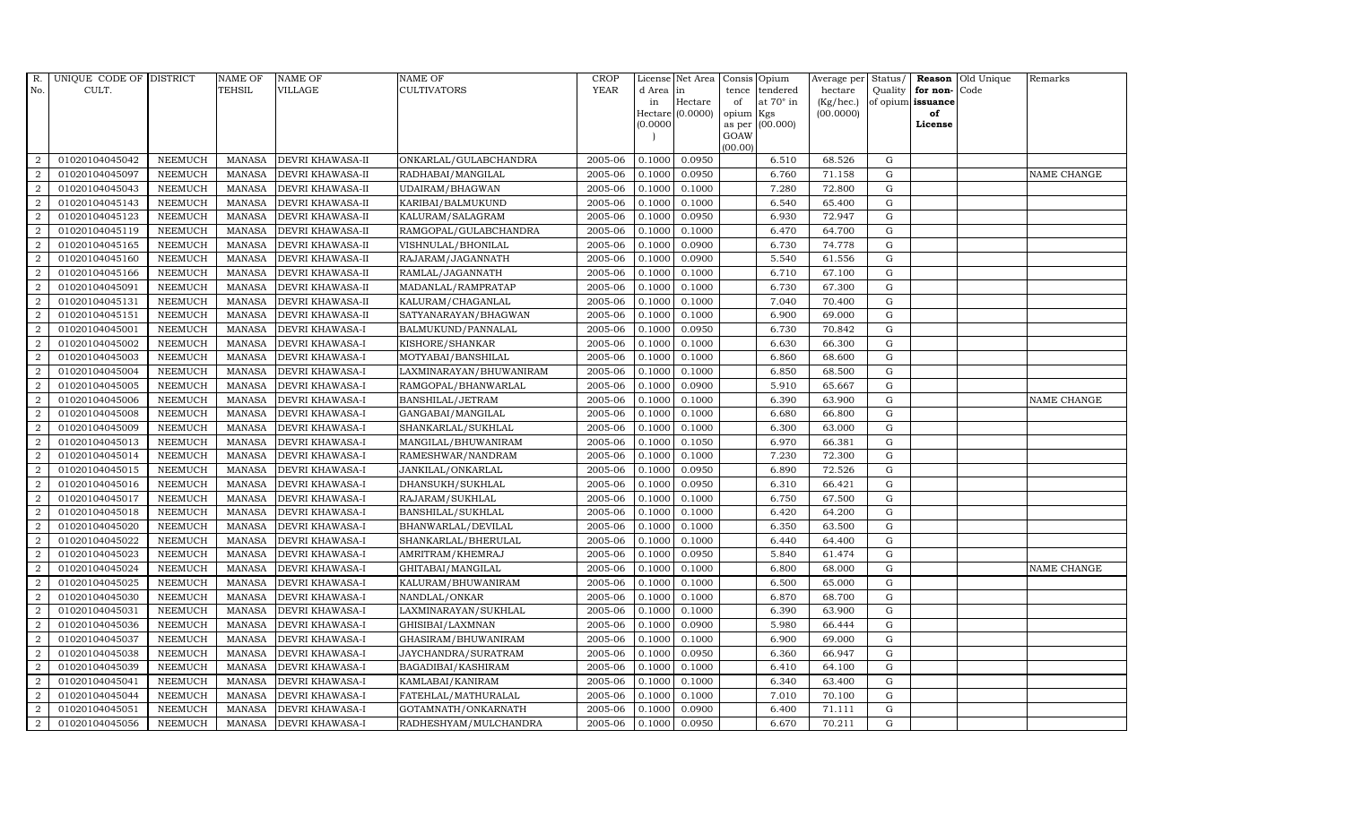| R. No. | UNIQUE CODE OF CULT. | DISTRICT | NAME OF TEHSIL | NAME OF VILLAGE | NAME OF CULTIVATORS | CROP YEAR | License d Area in Hectare (0.0000) | Net Area in Hectare (0.0000) | Consis tence of opium as per GOAW (00.00) | Opium tendered at 70° in Kgs (00.000) | Average per hectare (Kg/hec.) (00.0000) | Status/ Quality of opium | Reason for non-issuance of License | Old Unique Code | Remarks |
|---|---|---|---|---|---|---|---|---|---|---|---|---|---|---|---|
| 2 | 01020104045042 | NEEMUCH | MANASA | DEVRI KHAWASA-II | ONKARLAL/GULABCHANDRA | 2005-06 | 0.1000 | 0.0950 | | 6.510 | 68.526 | G | | | |
| 2 | 01020104045097 | NEEMUCH | MANASA | DEVRI KHAWASA-II | RADHABAI/MANGILAL | 2005-06 | 0.1000 | 0.0950 | | 6.760 | 71.158 | G | | | NAME CHANGE |
| 2 | 01020104045043 | NEEMUCH | MANASA | DEVRI KHAWASA-II | UDAIRAM/BHAGWAN | 2005-06 | 0.1000 | 0.1000 | | 7.280 | 72.800 | G | | | |
| 2 | 01020104045143 | NEEMUCH | MANASA | DEVRI KHAWASA-II | KARIBAI/BALMUKUND | 2005-06 | 0.1000 | 0.1000 | | 6.540 | 65.400 | G | | | |
| 2 | 01020104045123 | NEEMUCH | MANASA | DEVRI KHAWASA-II | KALURAM/SALAGRAM | 2005-06 | 0.1000 | 0.0950 | | 6.930 | 72.947 | G | | | |
| 2 | 01020104045119 | NEEMUCH | MANASA | DEVRI KHAWASA-II | RAMGOPAL/GULABCHANDRA | 2005-06 | 0.1000 | 0.1000 | | 6.470 | 64.700 | G | | | |
| 2 | 01020104045165 | NEEMUCH | MANASA | DEVRI KHAWASA-II | VISHNULAL/BHONILAL | 2005-06 | 0.1000 | 0.0900 | | 6.730 | 74.778 | G | | | |
| 2 | 01020104045160 | NEEMUCH | MANASA | DEVRI KHAWASA-II | RAJARAM/JAGANNATH | 2005-06 | 0.1000 | 0.0900 | | 5.540 | 61.556 | G | | | |
| 2 | 01020104045166 | NEEMUCH | MANASA | DEVRI KHAWASA-II | RAMLAL/JAGANNATH | 2005-06 | 0.1000 | 0.1000 | | 6.710 | 67.100 | G | | | |
| 2 | 01020104045091 | NEEMUCH | MANASA | DEVRI KHAWASA-II | MADANLAL/RAMPRATAP | 2005-06 | 0.1000 | 0.1000 | | 6.730 | 67.300 | G | | | |
| 2 | 01020104045131 | NEEMUCH | MANASA | DEVRI KHAWASA-II | KALURAM/CHAGANLAL | 2005-06 | 0.1000 | 0.1000 | | 7.040 | 70.400 | G | | | |
| 2 | 01020104045151 | NEEMUCH | MANASA | DEVRI KHAWASA-II | SATYANARAYAN/BHAGWAN | 2005-06 | 0.1000 | 0.1000 | | 6.900 | 69.000 | G | | | |
| 2 | 01020104045001 | NEEMUCH | MANASA | DEVRI KHAWASA-I | BALMUKUND/PANNALAL | 2005-06 | 0.1000 | 0.0950 | | 6.730 | 70.842 | G | | | |
| 2 | 01020104045002 | NEEMUCH | MANASA | DEVRI KHAWASA-I | KISHORE/SHANKAR | 2005-06 | 0.1000 | 0.1000 | | 6.630 | 66.300 | G | | | |
| 2 | 01020104045003 | NEEMUCH | MANASA | DEVRI KHAWASA-I | MOTYABAI/BANSHILAL | 2005-06 | 0.1000 | 0.1000 | | 6.860 | 68.600 | G | | | |
| 2 | 01020104045004 | NEEMUCH | MANASA | DEVRI KHAWASA-I | LAXMINARAYAN/BHUWANIRAM | 2005-06 | 0.1000 | 0.1000 | | 6.850 | 68.500 | G | | | |
| 2 | 01020104045005 | NEEMUCH | MANASA | DEVRI KHAWASA-I | RAMGOPAL/BHANWARLAL | 2005-06 | 0.1000 | 0.0900 | | 5.910 | 65.667 | G | | | |
| 2 | 01020104045006 | NEEMUCH | MANASA | DEVRI KHAWASA-I | BANSHILAL/JETRAM | 2005-06 | 0.1000 | 0.1000 | | 6.390 | 63.900 | G | | | NAME CHANGE |
| 2 | 01020104045008 | NEEMUCH | MANASA | DEVRI KHAWASA-I | GANGABAI/MANGILAL | 2005-06 | 0.1000 | 0.1000 | | 6.680 | 66.800 | G | | | |
| 2 | 01020104045009 | NEEMUCH | MANASA | DEVRI KHAWASA-I | SHANKARLAL/SUKHLAL | 2005-06 | 0.1000 | 0.1000 | | 6.300 | 63.000 | G | | | |
| 2 | 01020104045013 | NEEMUCH | MANASA | DEVRI KHAWASA-I | MANGILAL/BHUWANIRAM | 2005-06 | 0.1000 | 0.1050 | | 6.970 | 66.381 | G | | | |
| 2 | 01020104045014 | NEEMUCH | MANASA | DEVRI KHAWASA-I | RAMESHWAR/NANDRAM | 2005-06 | 0.1000 | 0.1000 | | 7.230 | 72.300 | G | | | |
| 2 | 01020104045015 | NEEMUCH | MANASA | DEVRI KHAWASA-I | JANKILAL/ONKARLAL | 2005-06 | 0.1000 | 0.0950 | | 6.890 | 72.526 | G | | | |
| 2 | 01020104045016 | NEEMUCH | MANASA | DEVRI KHAWASA-I | DHANSUKH/SUKHLAL | 2005-06 | 0.1000 | 0.0950 | | 6.310 | 66.421 | G | | | |
| 2 | 01020104045017 | NEEMUCH | MANASA | DEVRI KHAWASA-I | RAJARAM/SUKHLAL | 2005-06 | 0.1000 | 0.1000 | | 6.750 | 67.500 | G | | | |
| 2 | 01020104045018 | NEEMUCH | MANASA | DEVRI KHAWASA-I | BANSHILAL/SUKHLAL | 2005-06 | 0.1000 | 0.1000 | | 6.420 | 64.200 | G | | | |
| 2 | 01020104045020 | NEEMUCH | MANASA | DEVRI KHAWASA-I | BHANWARLAL/DEVILAL | 2005-06 | 0.1000 | 0.1000 | | 6.350 | 63.500 | G | | | |
| 2 | 01020104045022 | NEEMUCH | MANASA | DEVRI KHAWASA-I | SHANKARLAL/BHERULAL | 2005-06 | 0.1000 | 0.1000 | | 6.440 | 64.400 | G | | | |
| 2 | 01020104045023 | NEEMUCH | MANASA | DEVRI KHAWASA-I | AMRITRAM/KHEMRAJ | 2005-06 | 0.1000 | 0.0950 | | 5.840 | 61.474 | G | | | |
| 2 | 01020104045024 | NEEMUCH | MANASA | DEVRI KHAWASA-I | GHITABAI/MANGILAL | 2005-06 | 0.1000 | 0.1000 | | 6.800 | 68.000 | G | | | NAME CHANGE |
| 2 | 01020104045025 | NEEMUCH | MANASA | DEVRI KHAWASA-I | KALURAM/BHUWANIRAM | 2005-06 | 0.1000 | 0.1000 | | 6.500 | 65.000 | G | | | |
| 2 | 01020104045030 | NEEMUCH | MANASA | DEVRI KHAWASA-I | NANDLAL/ONKAR | 2005-06 | 0.1000 | 0.1000 | | 6.870 | 68.700 | G | | | |
| 2 | 01020104045031 | NEEMUCH | MANASA | DEVRI KHAWASA-I | LAXMINARAYAN/SUKHLAL | 2005-06 | 0.1000 | 0.1000 | | 6.390 | 63.900 | G | | | |
| 2 | 01020104045036 | NEEMUCH | MANASA | DEVRI KHAWASA-I | GHISIBAI/LAXMNAN | 2005-06 | 0.1000 | 0.0900 | | 5.980 | 66.444 | G | | | |
| 2 | 01020104045037 | NEEMUCH | MANASA | DEVRI KHAWASA-I | GHASIRAM/BHUWANIRAM | 2005-06 | 0.1000 | 0.1000 | | 6.900 | 69.000 | G | | | |
| 2 | 01020104045038 | NEEMUCH | MANASA | DEVRI KHAWASA-I | JAYCHANDRA/SURATRAM | 2005-06 | 0.1000 | 0.0950 | | 6.360 | 66.947 | G | | | |
| 2 | 01020104045039 | NEEMUCH | MANASA | DEVRI KHAWASA-I | BAGADIBAI/KASHIRAM | 2005-06 | 0.1000 | 0.1000 | | 6.410 | 64.100 | G | | | |
| 2 | 01020104045041 | NEEMUCH | MANASA | DEVRI KHAWASA-I | KAMLABAI/KANIRAM | 2005-06 | 0.1000 | 0.1000 | | 6.340 | 63.400 | G | | | |
| 2 | 01020104045044 | NEEMUCH | MANASA | DEVRI KHAWASA-I | FATEHLAL/MATHURALAL | 2005-06 | 0.1000 | 0.1000 | | 7.010 | 70.100 | G | | | |
| 2 | 01020104045051 | NEEMUCH | MANASA | DEVRI KHAWASA-I | GOTAMNATH/ONKARNATH | 2005-06 | 0.1000 | 0.0900 | | 6.400 | 71.111 | G | | | |
| 2 | 01020104045056 | NEEMUCH | MANASA | DEVRI KHAWASA-I | RADHESHYAM/MULCHANDRA | 2005-06 | 0.1000 | 0.0950 | | 6.670 | 70.211 | G | | | |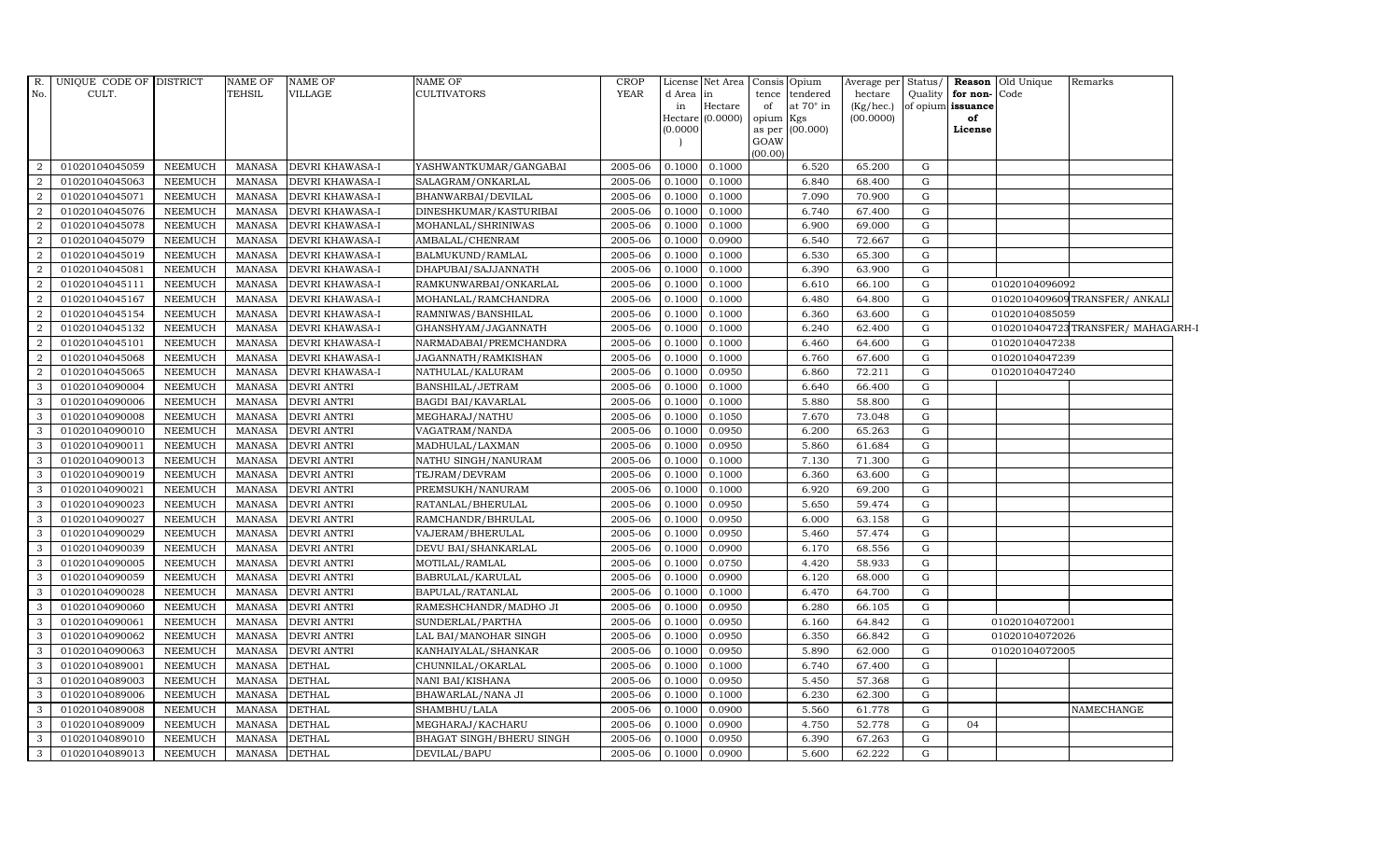| R. No. | UNIQUE CODE OF CULT. | DISTRICT | NAME OF TEHSIL | NAME OF VILLAGE | NAME OF CULTIVATORS | CROP YEAR | License d Area in Hectare (0.0000) | Net Area in Hectare (0.0000) | Consis tence of opium as per GOAW (00.00) | Opium tendered at 70° in Kgs (00.000) | Average per hectare (Kg/hec.) (00.0000) | Status/ Quality of opium | Reason for non-issuance of License | Old Unique Code | Remarks |
|---|---|---|---|---|---|---|---|---|---|---|---|---|---|---|---|
| 2 | 01020104045059 | NEEMUCH | MANASA | DEVRI KHAWASA-I | YASHWANTKUMAR/GANGABAI | 2005-06 | 0.1000 | 0.1000 | | 6.520 | 65.200 | G | | | |
| 2 | 01020104045063 | NEEMUCH | MANASA | DEVRI KHAWASA-I | SALAGRAM/ONKARLAL | 2005-06 | 0.1000 | 0.1000 | | 6.840 | 68.400 | G | | | |
| 2 | 01020104045071 | NEEMUCH | MANASA | DEVRI KHAWASA-I | BHANWARBAI/DEVILAL | 2005-06 | 0.1000 | 0.1000 | | 7.090 | 70.900 | G | | | |
| 2 | 01020104045076 | NEEMUCH | MANASA | DEVRI KHAWASA-I | DINESHKUMAR/KASTURIBAI | 2005-06 | 0.1000 | 0.1000 | | 6.740 | 67.400 | G | | | |
| 2 | 01020104045078 | NEEMUCH | MANASA | DEVRI KHAWASA-I | MOHANLAL/SHRINIWAS | 2005-06 | 0.1000 | 0.1000 | | 6.900 | 69.000 | G | | | |
| 2 | 01020104045079 | NEEMUCH | MANASA | DEVRI KHAWASA-I | AMBALAL/CHENRAM | 2005-06 | 0.1000 | 0.0900 | | 6.540 | 72.667 | G | | | |
| 2 | 01020104045019 | NEEMUCH | MANASA | DEVRI KHAWASA-I | BALMUKUND/RAMLAL | 2005-06 | 0.1000 | 0.1000 | | 6.530 | 65.300 | G | | | |
| 2 | 01020104045081 | NEEMUCH | MANASA | DEVRI KHAWASA-I | DHAPUBAI/SAJJANNATH | 2005-06 | 0.1000 | 0.1000 | | 6.390 | 63.900 | G | | | |
| 2 | 01020104045111 | NEEMUCH | MANASA | DEVRI KHAWASA-I | RAMKUNWARBAI/ONKARLAL | 2005-06 | 0.1000 | 0.1000 | | 6.610 | 66.100 | G | | 01020104096092 | |
| 2 | 01020104045167 | NEEMUCH | MANASA | DEVRI KHAWASA-I | MOHANLAL/RAMCHANDRA | 2005-06 | 0.1000 | 0.1000 | | 6.480 | 64.800 | G | | 01020104096096 | TRANSFER/ ANKALI |
| 2 | 01020104045154 | NEEMUCH | MANASA | DEVRI KHAWASA-I | RAMNIWAS/BANSHILAL | 2005-06 | 0.1000 | 0.1000 | | 6.360 | 63.600 | G | | 01020104085059 | |
| 2 | 01020104045132 | NEEMUCH | MANASA | DEVRI KHAWASA-I | GHANSHYAM/JAGANNATH | 2005-06 | 0.1000 | 0.1000 | | 6.240 | 62.400 | G | | 01020104047237 | TRANSFER/ MAHAGARH-I |
| 2 | 01020104045101 | NEEMUCH | MANASA | DEVRI KHAWASA-I | NARMADABAI/PREMCHANDRA | 2005-06 | 0.1000 | 0.1000 | | 6.460 | 64.600 | G | | 01020104047238 | |
| 2 | 01020104045068 | NEEMUCH | MANASA | DEVRI KHAWASA-I | JAGANNATH/RAMKISHAN | 2005-06 | 0.1000 | 0.1000 | | 6.760 | 67.600 | G | | 01020104047239 | |
| 2 | 01020104045065 | NEEMUCH | MANASA | DEVRI KHAWASA-I | NATHULAL/KALURAM | 2005-06 | 0.1000 | 0.0950 | | 6.860 | 72.211 | G | | 01020104047240 | |
| 3 | 01020104090004 | NEEMUCH | MANASA | DEVRI ANTRI | BANSHILAL/JETRAM | 2005-06 | 0.1000 | 0.1000 | | 6.640 | 66.400 | G | | | |
| 3 | 01020104090006 | NEEMUCH | MANASA | DEVRI ANTRI | BAGDI BAI/KAVARLAL | 2005-06 | 0.1000 | 0.1000 | | 5.880 | 58.800 | G | | | |
| 3 | 01020104090008 | NEEMUCH | MANASA | DEVRI ANTRI | MEGHARAJ/NATHU | 2005-06 | 0.1000 | 0.1050 | | 7.670 | 73.048 | G | | | |
| 3 | 01020104090010 | NEEMUCH | MANASA | DEVRI ANTRI | VAGATRAM/NANDA | 2005-06 | 0.1000 | 0.0950 | | 6.200 | 65.263 | G | | | |
| 3 | 01020104090011 | NEEMUCH | MANASA | DEVRI ANTRI | MADHULAL/LAXMAN | 2005-06 | 0.1000 | 0.0950 | | 5.860 | 61.684 | G | | | |
| 3 | 01020104090013 | NEEMUCH | MANASA | DEVRI ANTRI | NATHU SINGH/NANURAM | 2005-06 | 0.1000 | 0.1000 | | 7.130 | 71.300 | G | | | |
| 3 | 01020104090019 | NEEMUCH | MANASA | DEVRI ANTRI | TEJRAM/DEVRAM | 2005-06 | 0.1000 | 0.1000 | | 6.360 | 63.600 | G | | | |
| 3 | 01020104090021 | NEEMUCH | MANASA | DEVRI ANTRI | PREMSUKH/NANURAM | 2005-06 | 0.1000 | 0.1000 | | 6.920 | 69.200 | G | | | |
| 3 | 01020104090023 | NEEMUCH | MANASA | DEVRI ANTRI | RATANLAL/BHERULAL | 2005-06 | 0.1000 | 0.0950 | | 5.650 | 59.474 | G | | | |
| 3 | 01020104090027 | NEEMUCH | MANASA | DEVRI ANTRI | RAMCHANDR/BHRULAL | 2005-06 | 0.1000 | 0.0950 | | 6.000 | 63.158 | G | | | |
| 3 | 01020104090029 | NEEMUCH | MANASA | DEVRI ANTRI | VAJERAM/BHERULAL | 2005-06 | 0.1000 | 0.0950 | | 5.460 | 57.474 | G | | | |
| 3 | 01020104090039 | NEEMUCH | MANASA | DEVRI ANTRI | DEVU BAI/SHANKARLAL | 2005-06 | 0.1000 | 0.0900 | | 6.170 | 68.556 | G | | | |
| 3 | 01020104090005 | NEEMUCH | MANASA | DEVRI ANTRI | MOTILAL/RAMLAL | 2005-06 | 0.1000 | 0.0750 | | 4.420 | 58.933 | G | | | |
| 3 | 01020104090059 | NEEMUCH | MANASA | DEVRI ANTRI | BABRULAL/KARULAL | 2005-06 | 0.1000 | 0.0900 | | 6.120 | 68.000 | G | | | |
| 3 | 01020104090028 | NEEMUCH | MANASA | DEVRI ANTRI | BAPULAL/RATANLAL | 2005-06 | 0.1000 | 0.1000 | | 6.470 | 64.700 | G | | | |
| 3 | 01020104090060 | NEEMUCH | MANASA | DEVRI ANTRI | RAMESHCHANDR/MADHO JI | 2005-06 | 0.1000 | 0.0950 | | 6.280 | 66.105 | G | | | |
| 3 | 01020104090061 | NEEMUCH | MANASA | DEVRI ANTRI | SUNDERLAL/PARTHA | 2005-06 | 0.1000 | 0.0950 | | 6.160 | 64.842 | G | | 01020104072001 | |
| 3 | 01020104090062 | NEEMUCH | MANASA | DEVRI ANTRI | LAL BAI/MANOHAR SINGH | 2005-06 | 0.1000 | 0.0950 | | 6.350 | 66.842 | G | | 01020104072026 | |
| 3 | 01020104090063 | NEEMUCH | MANASA | DEVRI ANTRI | KANHAIYALAL/SHANKAR | 2005-06 | 0.1000 | 0.0950 | | 5.890 | 62.000 | G | | 01020104072005 | |
| 3 | 01020104089001 | NEEMUCH | MANASA | DETHAL | CHUNNILAL/OKARLAL | 2005-06 | 0.1000 | 0.1000 | | 6.740 | 67.400 | G | | | |
| 3 | 01020104089003 | NEEMUCH | MANASA | DETHAL | NANI BAI/KISHANA | 2005-06 | 0.1000 | 0.0950 | | 5.450 | 57.368 | G | | | |
| 3 | 01020104089006 | NEEMUCH | MANASA | DETHAL | BHAWARLAL/NANA JI | 2005-06 | 0.1000 | 0.1000 | | 6.230 | 62.300 | G | | | |
| 3 | 01020104089008 | NEEMUCH | MANASA | DETHAL | SHAMBHU/LALA | 2005-06 | 0.1000 | 0.0900 | | 5.560 | 61.778 | G | | | NAMECHANGE |
| 3 | 01020104089009 | NEEMUCH | MANASA | DETHAL | MEGHARAJ/KACHARU | 2005-06 | 0.1000 | 0.0900 | | 4.750 | 52.778 | G | 04 | | |
| 3 | 01020104089010 | NEEMUCH | MANASA | DETHAL | BHAGAT SINGH/BHERU SINGH | 2005-06 | 0.1000 | 0.0950 | | 6.390 | 67.263 | G | | | |
| 3 | 01020104089013 | NEEMUCH | MANASA | DETHAL | DEVILAL/BAPU | 2005-06 | 0.1000 | 0.0900 | | 5.600 | 62.222 | G | | | |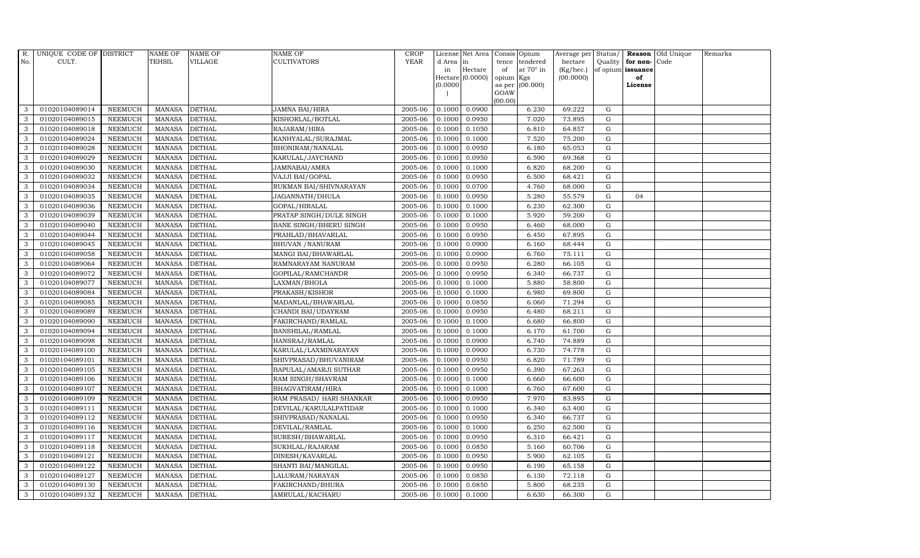| R. No. | UNIQUE CODE OF CULT. | DISTRICT | NAME OF TEHSIL | NAME OF VILLAGE | NAME OF CULTIVATORS | CROP YEAR | License d Area in Hectare (0.0000) | Net Area in Hectare (0.0000) | Consis tence of opium as per GOAW (00.00) | Opium tendered at 70° in Kgs (00.000) | Average per hectare (Kg/hec.) (00.0000) | Status/ Quality of opium | Reason for non-issuance of License | Old Unique Code | Remarks |
|---|---|---|---|---|---|---|---|---|---|---|---|---|---|---|---|
| 3 | 01020104089014 | NEEMUCH | MANASA | DETHAL | JAMNA BAI/HIRA | 2005-06 | 0.1000 | 0.0900 | | 6.230 | 69.222 | G | | | |
| 3 | 01020104089015 | NEEMUCH | MANASA | DETHAL | KISHORLAL/BOTLAL | 2005-06 | 0.1000 | 0.0950 | | 7.020 | 73.895 | G | | | |
| 3 | 01020104089018 | NEEMUCH | MANASA | DETHAL | RAJARAM/HIRA | 2005-06 | 0.1000 | 0.1050 | | 6.810 | 64.857 | G | | | |
| 3 | 01020104089024 | NEEMUCH | MANASA | DETHAL | KANHYALAL/SURAJMAL | 2005-06 | 0.1000 | 0.1000 | | 7.520 | 75.200 | G | | | |
| 3 | 01020104089028 | NEEMUCH | MANASA | DETHAL | BHONIRAM/NANALAL | 2005-06 | 0.1000 | 0.0950 | | 6.180 | 65.053 | G | | | |
| 3 | 01020104089029 | NEEMUCH | MANASA | DETHAL | KARULAL/JAYCHAND | 2005-06 | 0.1000 | 0.0950 | | 6.590 | 69.368 | G | | | |
| 3 | 01020104089030 | NEEMUCH | MANASA | DETHAL | JAMNABAI/AMRA | 2005-06 | 0.1000 | 0.1000 | | 6.820 | 68.200 | G | | | |
| 3 | 01020104089032 | NEEMUCH | MANASA | DETHAL | VAJJI BAI/GOPAL | 2005-06 | 0.1000 | 0.0950 | | 6.500 | 68.421 | G | | | |
| 3 | 01020104089034 | NEEMUCH | MANASA | DETHAL | RUKMAN BAI/SHIVNARAYAN | 2005-06 | 0.1000 | 0.0700 | | 4.760 | 68.000 | G | | | |
| 3 | 01020104089035 | NEEMUCH | MANASA | DETHAL | JAGANNATH/DHULA | 2005-06 | 0.1000 | 0.0950 | | 5.280 | 55.579 | G | 04 | | |
| 3 | 01020104089036 | NEEMUCH | MANASA | DETHAL | GOPAL/HIRALAL | 2005-06 | 0.1000 | 0.1000 | | 6.230 | 62.300 | G | | | |
| 3 | 01020104089039 | NEEMUCH | MANASA | DETHAL | PRATAP SINGH/DULE SINGH | 2005-06 | 0.1000 | 0.1000 | | 5.920 | 59.200 | G | | | |
| 3 | 01020104089040 | NEEMUCH | MANASA | DETHAL | BANE SINGH/BHERU SINGH | 2005-06 | 0.1000 | 0.0950 | | 6.460 | 68.000 | G | | | |
| 3 | 01020104089044 | NEEMUCH | MANASA | DETHAL | PRAHLAD/BHAVARLAL | 2005-06 | 0.1000 | 0.0950 | | 6.450 | 67.895 | G | | | |
| 3 | 01020104089045 | NEEMUCH | MANASA | DETHAL | BHUVAN /NANURAM | 2005-06 | 0.1000 | 0.0900 | | 6.160 | 68.444 | G | | | |
| 3 | 01020104089058 | NEEMUCH | MANASA | DETHAL | MANGI BAI/BHAWARLAL | 2005-06 | 0.1000 | 0.0900 | | 6.760 | 75.111 | G | | | |
| 3 | 01020104089064 | NEEMUCH | MANASA | DETHAL | RAMNARAYAM NANURAM | 2005-06 | 0.1000 | 0.0950 | | 6.280 | 66.105 | G | | | |
| 3 | 01020104089072 | NEEMUCH | MANASA | DETHAL | GOPILAL/RAMCHANDR | 2005-06 | 0.1000 | 0.0950 | | 6.340 | 66.737 | G | | | |
| 3 | 01020104089077 | NEEMUCH | MANASA | DETHAL | LAXMAN/BHOLA | 2005-06 | 0.1000 | 0.1000 | | 5.880 | 58.800 | G | | | |
| 3 | 01020104089084 | NEEMUCH | MANASA | DETHAL | PRAKASH/KISHOR | 2005-06 | 0.1000 | 0.1000 | | 6.980 | 69.800 | G | | | |
| 3 | 01020104089085 | NEEMUCH | MANASA | DETHAL | MADANLAL/BHAWARLAL | 2005-06 | 0.1000 | 0.0850 | | 6.060 | 71.294 | G | | | |
| 3 | 01020104089089 | NEEMUCH | MANASA | DETHAL | CHANDI BAI/UDAYRAM | 2005-06 | 0.1000 | 0.0950 | | 6.480 | 68.211 | G | | | |
| 3 | 01020104089090 | NEEMUCH | MANASA | DETHAL | FAKIRCHAND/RAMLAL | 2005-06 | 0.1000 | 0.1000 | | 6.680 | 66.800 | G | | | |
| 3 | 01020104089094 | NEEMUCH | MANASA | DETHAL | BANSHILAL/RAMLAL | 2005-06 | 0.1000 | 0.1000 | | 6.170 | 61.700 | G | | | |
| 3 | 01020104089098 | NEEMUCH | MANASA | DETHAL | HANSRAJ/RAMLAL | 2005-06 | 0.1000 | 0.0900 | | 6.740 | 74.889 | G | | | |
| 3 | 01020104089100 | NEEMUCH | MANASA | DETHAL | KARULAL/LAXMINARAYAN | 2005-06 | 0.1000 | 0.0900 | | 6.730 | 74.778 | G | | | |
| 3 | 01020104089101 | NEEMUCH | MANASA | DETHAL | SHIVPRASAD/BHUVANIRAM | 2005-06 | 0.1000 | 0.0950 | | 6.820 | 71.789 | G | | | |
| 3 | 01020104089105 | NEEMUCH | MANASA | DETHAL | BAPULAL/AMARJI SUTHAR | 2005-06 | 0.1000 | 0.0950 | | 6.390 | 67.263 | G | | | |
| 3 | 01020104089106 | NEEMUCH | MANASA | DETHAL | RAM SINGH/SHAVRAM | 2005-06 | 0.1000 | 0.1000 | | 6.660 | 66.600 | G | | | |
| 3 | 01020104089107 | NEEMUCH | MANASA | DETHAL | BHAGVATIRAM/HIRA | 2005-06 | 0.1000 | 0.1000 | | 6.760 | 67.600 | G | | | |
| 3 | 01020104089109 | NEEMUCH | MANASA | DETHAL | RAM PRASAD/ HARI SHANKAR | 2005-06 | 0.1000 | 0.0950 | | 7.970 | 83.895 | G | | | |
| 3 | 01020104089111 | NEEMUCH | MANASA | DETHAL | DEVILAL/KARULALPATIDAR | 2005-06 | 0.1000 | 0.1000 | | 6.340 | 63.400 | G | | | |
| 3 | 01020104089112 | NEEMUCH | MANASA | DETHAL | SHIVPRASAD/NANALAL | 2005-06 | 0.1000 | 0.0950 | | 6.340 | 66.737 | G | | | |
| 3 | 01020104089116 | NEEMUCH | MANASA | DETHAL | DEVILAL/RAMLAL | 2005-06 | 0.1000 | 0.1000 | | 6.250 | 62.500 | G | | | |
| 3 | 01020104089117 | NEEMUCH | MANASA | DETHAL | SURESH/BHAWARLAL | 2005-06 | 0.1000 | 0.0950 | | 6.310 | 66.421 | G | | | |
| 3 | 01020104089118 | NEEMUCH | MANASA | DETHAL | SUKHLAL/RAJARAM | 2005-06 | 0.1000 | 0.0850 | | 5.160 | 60.706 | G | | | |
| 3 | 01020104089121 | NEEMUCH | MANASA | DETHAL | DINESH/KAVARLAL | 2005-06 | 0.1000 | 0.0950 | | 5.900 | 62.105 | G | | | |
| 3 | 01020104089122 | NEEMUCH | MANASA | DETHAL | SHANTI BAI/MANGILAL | 2005-06 | 0.1000 | 0.0950 | | 6.190 | 65.158 | G | | | |
| 3 | 01020104089127 | NEEMUCH | MANASA | DETHAL | LALURAM/NARAYAN | 2005-06 | 0.1000 | 0.0850 | | 6.130 | 72.118 | G | | | |
| 3 | 01020104089130 | NEEMUCH | MANASA | DETHAL | FAKIRCHAND/BHURA | 2005-06 | 0.1000 | 0.0850 | | 5.800 | 68.235 | G | | | |
| 3 | 01020104089132 | NEEMUCH | MANASA | DETHAL | AMRULAL/KACHARU | 2005-06 | 0.1000 | 0.1000 | | 6.630 | 66.300 | G | | | |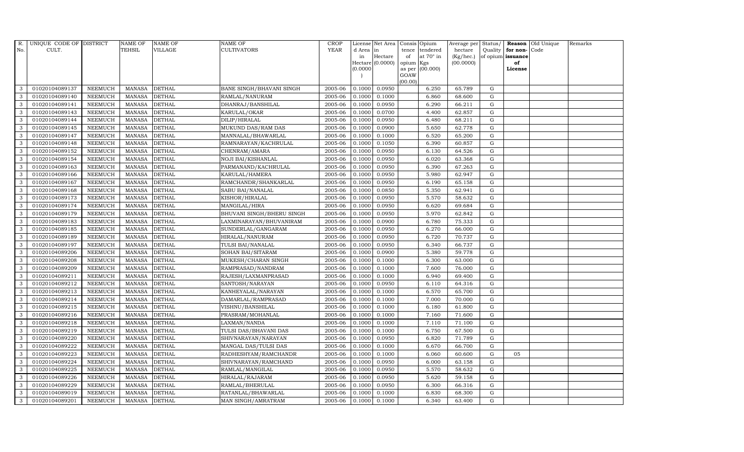| R. No. | UNIQUE CODE OF CULT. | DISTRICT | NAME OF TEHSIL | NAME OF VILLAGE | NAME OF CULTIVATORS | CROP YEAR | License d Area in Hectare (0.0000) | Net Area in Hectare (0.0000) | Consis tence of opium as per GOAW (00.00) | Opium tendered at 70° in Kgs (00.000) | Average per hectare (Kg/hec.) (00.0000) | Status/ Quality of opium | Reason for non-issuance of License | Old Unique Code | Remarks |
|---|---|---|---|---|---|---|---|---|---|---|---|---|---|---|---|
| 3 | 01020104089137 | NEEMUCH | MANASA | DETHAL | BANE SINGH/BHAVANI SINGH | 2005-06 | 0.1000 | 0.0950 | | 6.250 | 65.789 | G | | | |
| 3 | 01020104089140 | NEEMUCH | MANASA | DETHAL | RAMLAL/NANURAM | 2005-06 | 0.1000 | 0.1000 | | 6.860 | 68.600 | G | | | |
| 3 | 01020104089141 | NEEMUCH | MANASA | DETHAL | DHANRAJ/BANSHILAL | 2005-06 | 0.1000 | 0.0950 | | 6.290 | 66.211 | G | | | |
| 3 | 01020104089143 | NEEMUCH | MANASA | DETHAL | KARULAL/OKAR | 2005-06 | 0.1000 | 0.0700 | | 4.400 | 62.857 | G | | | |
| 3 | 01020104089144 | NEEMUCH | MANASA | DETHAL | DILIP/HIRALAL | 2005-06 | 0.1000 | 0.0950 | | 6.480 | 68.211 | G | | | |
| 3 | 01020104089145 | NEEMUCH | MANASA | DETHAL | MUKUND DAS/RAM DAS | 2005-06 | 0.1000 | 0.0900 | | 5.650 | 62.778 | G | | | |
| 3 | 01020104089147 | NEEMUCH | MANASA | DETHAL | MANNALAL/BHAWARLAL | 2005-06 | 0.1000 | 0.1000 | | 6.520 | 65.200 | G | | | |
| 3 | 01020104089148 | NEEMUCH | MANASA | DETHAL | RAMNARAYAN/KACHRULAL | 2005-06 | 0.1000 | 0.1050 | | 6.390 | 60.857 | G | | | |
| 3 | 01020104089152 | NEEMUCH | MANASA | DETHAL | CHENRAM/AMARA | 2005-06 | 0.1000 | 0.0950 | | 6.130 | 64.526 | G | | | |
| 3 | 01020104089154 | NEEMUCH | MANASA | DETHAL | NOJI BAI/KISHANLAL | 2005-06 | 0.1000 | 0.0950 | | 6.020 | 63.368 | G | | | |
| 3 | 01020104089163 | NEEMUCH | MANASA | DETHAL | PARMANAND/KACHRULAL | 2005-06 | 0.1000 | 0.0950 | | 6.390 | 67.263 | G | | | |
| 3 | 01020104089166 | NEEMUCH | MANASA | DETHAL | KARULAL/HAMERA | 2005-06 | 0.1000 | 0.0950 | | 5.980 | 62.947 | G | | | |
| 3 | 01020104089167 | NEEMUCH | MANASA | DETHAL | RAMCHANDR/SHANKARLAL | 2005-06 | 0.1000 | 0.0950 | | 6.190 | 65.158 | G | | | |
| 3 | 01020104089168 | NEEMUCH | MANASA | DETHAL | SABU BAI/NANALAL | 2005-06 | 0.1000 | 0.0850 | | 5.350 | 62.941 | G | | | |
| 3 | 01020104089173 | NEEMUCH | MANASA | DETHAL | KISHOR/HIRALAL | 2005-06 | 0.1000 | 0.0950 | | 5.570 | 58.632 | G | | | |
| 3 | 01020104089174 | NEEMUCH | MANASA | DETHAL | MANGILAL/HIRA | 2005-06 | 0.1000 | 0.0950 | | 6.620 | 69.684 | G | | | |
| 3 | 01020104089179 | NEEMUCH | MANASA | DETHAL | BHUVANI SINGH/BHERU SINGH | 2005-06 | 0.1000 | 0.0950 | | 5.970 | 62.842 | G | | | |
| 3 | 01020104089183 | NEEMUCH | MANASA | DETHAL | LAXMINARAYAN/BHUVANIRAM | 2005-06 | 0.1000 | 0.0900 | | 6.780 | 75.333 | G | | | |
| 3 | 01020104089185 | NEEMUCH | MANASA | DETHAL | SUNDERLAL/GANGARAM | 2005-06 | 0.1000 | 0.0950 | | 6.270 | 66.000 | G | | | |
| 3 | 01020104089189 | NEEMUCH | MANASA | DETHAL | HIRALAL/NANURAM | 2005-06 | 0.1000 | 0.0950 | | 6.720 | 70.737 | G | | | |
| 3 | 01020104089197 | NEEMUCH | MANASA | DETHAL | TULSI BAI/NANALAL | 2005-06 | 0.1000 | 0.0950 | | 6.340 | 66.737 | G | | | |
| 3 | 01020104089206 | NEEMUCH | MANASA | DETHAL | SOHAN BAI/SITARAM | 2005-06 | 0.1000 | 0.0900 | | 5.380 | 59.778 | G | | | |
| 3 | 01020104089208 | NEEMUCH | MANASA | DETHAL | MUKESH/CHARAN SINGH | 2005-06 | 0.1000 | 0.1000 | | 6.300 | 63.000 | G | | | |
| 3 | 01020104089209 | NEEMUCH | MANASA | DETHAL | RAMPRASAD/NANDRAM | 2005-06 | 0.1000 | 0.1000 | | 7.600 | 76.000 | G | | | |
| 3 | 01020104089211 | NEEMUCH | MANASA | DETHAL | RAJESH/LAXMANPRASAD | 2005-06 | 0.1000 | 0.1000 | | 6.940 | 69.400 | G | | | |
| 3 | 01020104089212 | NEEMUCH | MANASA | DETHAL | SANTOSH/NARAYAN | 2005-06 | 0.1000 | 0.0950 | | 6.110 | 64.316 | G | | | |
| 3 | 01020104089213 | NEEMUCH | MANASA | DETHAL | KANHEYALAL/NARAYAN | 2005-06 | 0.1000 | 0.1000 | | 6.570 | 65.700 | G | | | |
| 3 | 01020104089214 | NEEMUCH | MANASA | DETHAL | DAMARLAL/RAMPRASAD | 2005-06 | 0.1000 | 0.1000 | | 7.000 | 70.000 | G | | | |
| 3 | 01020104089215 | NEEMUCH | MANASA | DETHAL | VISHNU/BANSHILAL | 2005-06 | 0.1000 | 0.1000 | | 6.180 | 61.800 | G | | | |
| 3 | 01020104089216 | NEEMUCH | MANASA | DETHAL | PRASRAM/MOHANLAL | 2005-06 | 0.1000 | 0.1000 | | 7.160 | 71.600 | G | | | |
| 3 | 01020104089218 | NEEMUCH | MANASA | DETHAL | LAXMAN/NANDA | 2005-06 | 0.1000 | 0.1000 | | 7.110 | 71.100 | G | | | |
| 3 | 01020104089219 | NEEMUCH | MANASA | DETHAL | TULSI DAS/BHAVANI DAS | 2005-06 | 0.1000 | 0.1000 | | 6.750 | 67.500 | G | | | |
| 3 | 01020104089220 | NEEMUCH | MANASA | DETHAL | SHIVNARAYAN/NARAYAN | 2005-06 | 0.1000 | 0.0950 | | 6.820 | 71.789 | G | | | |
| 3 | 01020104089222 | NEEMUCH | MANASA | DETHAL | MANGAL DAS/TULSI DAS | 2005-06 | 0.1000 | 0.1000 | | 6.670 | 66.700 | G | | | |
| 3 | 01020104089223 | NEEMUCH | MANASA | DETHAL | RADHESHYAM/RAMCHANDR | 2005-06 | 0.1000 | 0.1000 | | 6.060 | 60.600 | G | 05 | | |
| 3 | 01020104089224 | NEEMUCH | MANASA | DETHAL | SHIVNARAYAN/RAMCHAND | 2005-06 | 0.1000 | 0.0950 | | 6.000 | 63.158 | G | | | |
| 3 | 01020104089225 | NEEMUCH | MANASA | DETHAL | RAMLAL/MANGILAL | 2005-06 | 0.1000 | 0.0950 | | 5.570 | 58.632 | G | | | |
| 3 | 01020104089226 | NEEMUCH | MANASA | DETHAL | HIRALAL/RAJARAM | 2005-06 | 0.1000 | 0.0950 | | 5.620 | 59.158 | G | | | |
| 3 | 01020104089229 | NEEMUCH | MANASA | DETHAL | RAMLAL/BHERULAL | 2005-06 | 0.1000 | 0.0950 | | 6.300 | 66.316 | G | | | |
| 3 | 01020104089019 | NEEMUCH | MANASA | DETHAL | RATANLAL/BHAWARLAL | 2005-06 | 0.1000 | 0.1000 | | 6.830 | 68.300 | G | | | |
| 3 | 01020104089201 | NEEMUCH | MANASA | DETHAL | MAN SINGH/AMRATRAM | 2005-06 | 0.1000 | 0.1000 | | 6.340 | 63.400 | G | | | |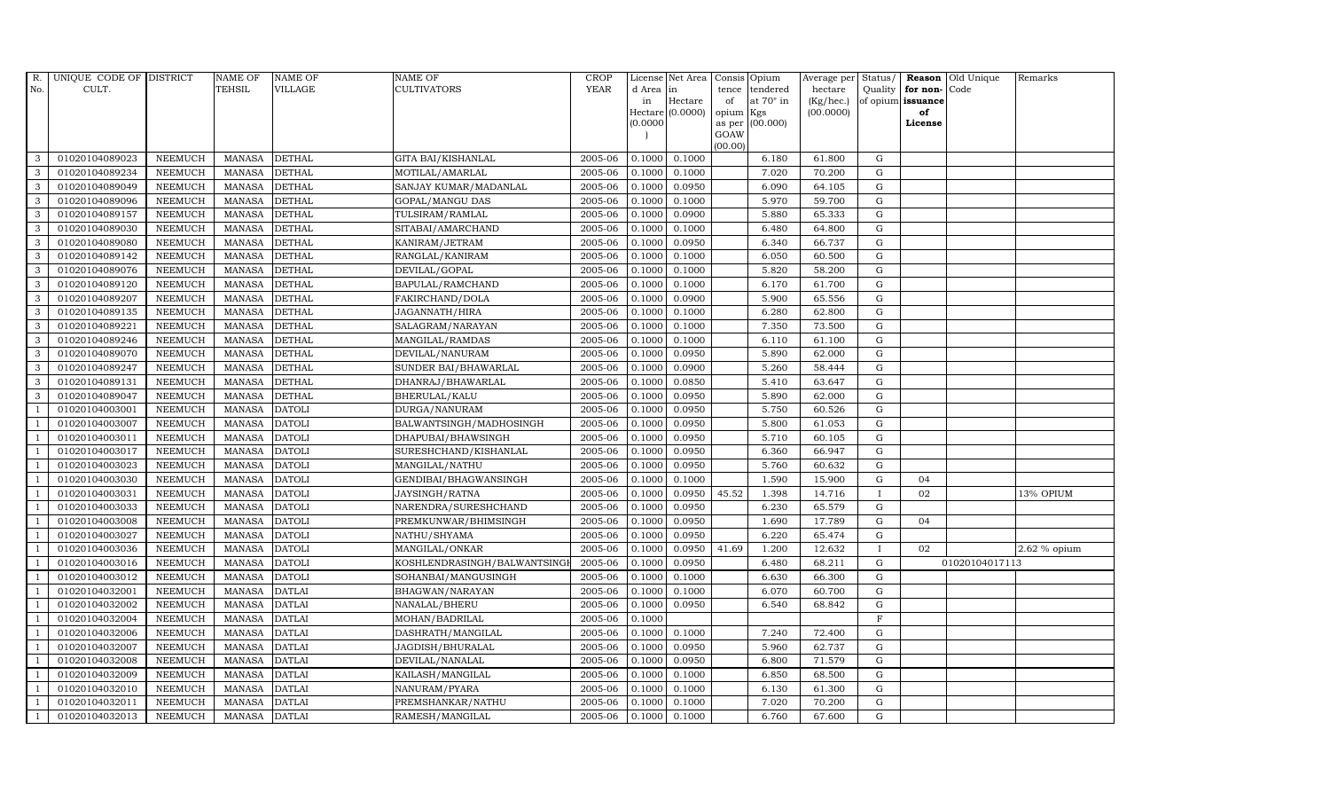| R. No. | UNIQUE CODE OF CULT. | DISTRICT | NAME OF TEHSIL | NAME OF VILLAGE | NAME OF CULTIVATORS | CROP YEAR | License d Area in Hectare (0.0000) | Net Area in Hectare (0.0000) | Consis tence of opium as per GOAW (00.00) | Opium tendered at 70° in Kgs (00.000) | Average per hectare (Kg/hec.) (00.0000) | Status/ Quality of opium | Reason for non-issuance of License | Old Unique Code | Remarks |
|---|---|---|---|---|---|---|---|---|---|---|---|---|---|---|---|
| 3 | 01020104089023 | NEEMUCH | MANASA | DETHAL | GITA BAI/KISHANLAL | 2005-06 | 0.1000 | 0.1000 | | 6.180 | 61.800 | G | | | |
| 3 | 01020104089234 | NEEMUCH | MANASA | DETHAL | MOTILAL/AMARLAL | 2005-06 | 0.1000 | 0.1000 | | 7.020 | 70.200 | G | | | |
| 3 | 01020104089049 | NEEMUCH | MANASA | DETHAL | SANJAY KUMAR/MADANLAL | 2005-06 | 0.1000 | 0.0950 | | 6.090 | 64.105 | G | | | |
| 3 | 01020104089096 | NEEMUCH | MANASA | DETHAL | GOPAL/MANGU DAS | 2005-06 | 0.1000 | 0.1000 | | 5.970 | 59.700 | G | | | |
| 3 | 01020104089157 | NEEMUCH | MANASA | DETHAL | TULSIRAM/RAMLAL | 2005-06 | 0.1000 | 0.0900 | | 5.880 | 65.333 | G | | | |
| 3 | 01020104089030 | NEEMUCH | MANASA | DETHAL | SITABAI/AMARCHAND | 2005-06 | 0.1000 | 0.1000 | | 6.480 | 64.800 | G | | | |
| 3 | 01020104089080 | NEEMUCH | MANASA | DETHAL | KANIRAM/JETRAM | 2005-06 | 0.1000 | 0.0950 | | 6.340 | 66.737 | G | | | |
| 3 | 01020104089142 | NEEMUCH | MANASA | DETHAL | RANGLAL/KANIRAM | 2005-06 | 0.1000 | 0.1000 | | 6.050 | 60.500 | G | | | |
| 3 | 01020104089076 | NEEMUCH | MANASA | DETHAL | DEVILAL/GOPAL | 2005-06 | 0.1000 | 0.1000 | | 5.820 | 58.200 | G | | | |
| 3 | 01020104089120 | NEEMUCH | MANASA | DETHAL | BAPULAL/RAMCHAND | 2005-06 | 0.1000 | 0.1000 | | 6.170 | 61.700 | G | | | |
| 3 | 01020104089207 | NEEMUCH | MANASA | DETHAL | FAKIRCHAND/DOLA | 2005-06 | 0.1000 | 0.0900 | | 5.900 | 65.556 | G | | | |
| 3 | 01020104089135 | NEEMUCH | MANASA | DETHAL | JAGANNATH/HIRA | 2005-06 | 0.1000 | 0.1000 | | 6.280 | 62.800 | G | | | |
| 3 | 01020104089221 | NEEMUCH | MANASA | DETHAL | SALAGRAM/NARAYAN | 2005-06 | 0.1000 | 0.1000 | | 7.350 | 73.500 | G | | | |
| 3 | 01020104089246 | NEEMUCH | MANASA | DETHAL | MANGILAL/RAMDAS | 2005-06 | 0.1000 | 0.1000 | | 6.110 | 61.100 | G | | | |
| 3 | 01020104089070 | NEEMUCH | MANASA | DETHAL | DEVILAL/NANURAM | 2005-06 | 0.1000 | 0.0950 | | 5.890 | 62.000 | G | | | |
| 3 | 01020104089247 | NEEMUCH | MANASA | DETHAL | SUNDER BAI/BHAWARLAL | 2005-06 | 0.1000 | 0.0900 | | 5.260 | 58.444 | G | | | |
| 3 | 01020104089131 | NEEMUCH | MANASA | DETHAL | DHANRAJ/BHAWARLAL | 2005-06 | 0.1000 | 0.0850 | | 5.410 | 63.647 | G | | | |
| 3 | 01020104089047 | NEEMUCH | MANASA | DETHAL | BHERULAL/KALU | 2005-06 | 0.1000 | 0.0950 | | 5.890 | 62.000 | G | | | |
| 1 | 01020104003001 | NEEMUCH | MANASA | DATOLI | DURGA/NANURAM | 2005-06 | 0.1000 | 0.0950 | | 5.750 | 60.526 | G | | | |
| 1 | 01020104003007 | NEEMUCH | MANASA | DATOLI | BALWANTSINGH/MADHOSINGH | 2005-06 | 0.1000 | 0.0950 | | 5.800 | 61.053 | G | | | |
| 1 | 01020104003011 | NEEMUCH | MANASA | DATOLI | DHAPUBAI/BHAWSINGH | 2005-06 | 0.1000 | 0.0950 | | 5.710 | 60.105 | G | | | |
| 1 | 01020104003017 | NEEMUCH | MANASA | DATOLI | SURESHCHAND/KISHANLAL | 2005-06 | 0.1000 | 0.0950 | | 6.360 | 66.947 | G | | | |
| 1 | 01020104003023 | NEEMUCH | MANASA | DATOLI | MANGILAL/NATHU | 2005-06 | 0.1000 | 0.0950 | | 5.760 | 60.632 | G | | | |
| 1 | 01020104003030 | NEEMUCH | MANASA | DATOLI | GENDIBAI/BHAGWANSINGH | 2005-06 | 0.1000 | 0.1000 | | 1.590 | 15.900 | G | 04 | | |
| 1 | 01020104003031 | NEEMUCH | MANASA | DATOLI | JAYSINGH/RATNA | 2005-06 | 0.1000 | 0.0950 | 45.52 | 1.398 | 14.716 | I | 02 | | 13% OPIUM |
| 1 | 01020104003033 | NEEMUCH | MANASA | DATOLI | NARENDRA/SURESHCHAND | 2005-06 | 0.1000 | 0.0950 | | 6.230 | 65.579 | G | | | |
| 1 | 01020104003008 | NEEMUCH | MANASA | DATOLI | PREMKUNWAR/BHIMSINGH | 2005-06 | 0.1000 | 0.0950 | | 1.690 | 17.789 | G | 04 | | |
| 1 | 01020104003027 | NEEMUCH | MANASA | DATOLI | NATHU/SHYAMA | 2005-06 | 0.1000 | 0.0950 | | 6.220 | 65.474 | G | | | |
| 1 | 01020104003036 | NEEMUCH | MANASA | DATOLI | MANGILAL/ONKAR | 2005-06 | 0.1000 | 0.0950 | 41.69 | 1.200 | 12.632 | I | 02 | | 2.62 % opium |
| 1 | 01020104003016 | NEEMUCH | MANASA | DATOLI | KOSHLENDRASINGH/BALWANTSINGH | 2005-06 | 0.1000 | 0.0950 | | 6.480 | 68.211 | G | | 01020104017113 | |
| 1 | 01020104003012 | NEEMUCH | MANASA | DATOLI | SOHANBAI/MANGUSINGH | 2005-06 | 0.1000 | 0.1000 | | 6.630 | 66.300 | G | | | |
| 1 | 01020104032001 | NEEMUCH | MANASA | DATLAI | BHAGWAN/NARAYAN | 2005-06 | 0.1000 | 0.1000 | | 6.070 | 60.700 | G | | | |
| 1 | 01020104032002 | NEEMUCH | MANASA | DATLAI | NANALAL/BHERU | 2005-06 | 0.1000 | 0.0950 | | 6.540 | 68.842 | G | | | |
| 1 | 01020104032004 | NEEMUCH | MANASA | DATLAI | MOHAN/BADRILAL | 2005-06 | 0.1000 | | | | | F | | | |
| 1 | 01020104032006 | NEEMUCH | MANASA | DATLAI | DASHRATH/MANGILAL | 2005-06 | 0.1000 | 0.1000 | | 7.240 | 72.400 | G | | | |
| 1 | 01020104032007 | NEEMUCH | MANASA | DATLAI | JAGDISH/BHURALAL | 2005-06 | 0.1000 | 0.0950 | | 5.960 | 62.737 | G | | | |
| 1 | 01020104032008 | NEEMUCH | MANASA | DATLAI | DEVILAL/NANALAL | 2005-06 | 0.1000 | 0.0950 | | 6.800 | 71.579 | G | | | |
| 1 | 01020104032009 | NEEMUCH | MANASA | DATLAI | KAILASH/MANGILAL | 2005-06 | 0.1000 | 0.1000 | | 6.850 | 68.500 | G | | | |
| 1 | 01020104032010 | NEEMUCH | MANASA | DATLAI | NANURAM/PYARA | 2005-06 | 0.1000 | 0.1000 | | 6.130 | 61.300 | G | | | |
| 1 | 01020104032011 | NEEMUCH | MANASA | DATLAI | PREMSHANKAR/NATHU | 2005-06 | 0.1000 | 0.1000 | | 7.020 | 70.200 | G | | | |
| 1 | 01020104032013 | NEEMUCH | MANASA | DATLAI | RAMESH/MANGILAL | 2005-06 | 0.1000 | 0.1000 | | 6.760 | 67.600 | G | | | |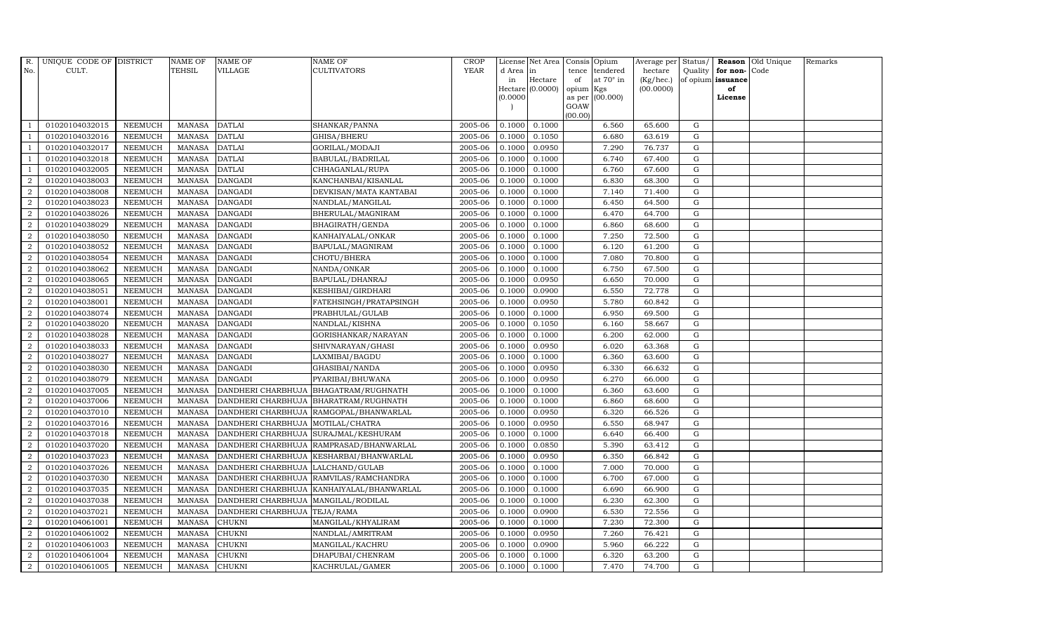| R. No. | UNIQUE CODE OF CULT. | DISTRICT | NAME OF TEHSIL | NAME OF VILLAGE | NAME OF CULTIVATORS | CROP YEAR | License d Area in Hectare (0.0000) | Net Area in Hectare (0.0000) | Consis tence of opium as per GOAW (00.00) | Opium tendered at 70° in Kgs (00.000) | Average per hectare (Kg/hec.) (00.0000) | Status/ Quality of opium | Reason for non-issuance of License | Old Unique Code | Remarks |
|---|---|---|---|---|---|---|---|---|---|---|---|---|---|---|---|
| 1 | 01020104032015 | NEEMUCH | MANASA | DATLAI | SHANKAR/PANNA | 2005-06 | 0.1000 | 0.1000 | | 6.560 | 65.600 | G | | | |
| 1 | 01020104032016 | NEEMUCH | MANASA | DATLAI | GHISA/BHERU | 2005-06 | 0.1000 | 0.1050 | | 6.680 | 63.619 | G | | | |
| 1 | 01020104032017 | NEEMUCH | MANASA | DATLAI | GORILAL/MODAJI | 2005-06 | 0.1000 | 0.0950 | | 7.290 | 76.737 | G | | | |
| 1 | 01020104032018 | NEEMUCH | MANASA | DATLAI | BABULAL/BADRILAL | 2005-06 | 0.1000 | 0.1000 | | 6.740 | 67.400 | G | | | |
| 1 | 01020104032005 | NEEMUCH | MANASA | DATLAI | CHHAGANLAL/RUPA | 2005-06 | 0.1000 | 0.1000 | | 6.760 | 67.600 | G | | | |
| 2 | 01020104038003 | NEEMUCH | MANASA | DANGADI | KANCHANBAI/KISANLAL | 2005-06 | 0.1000 | 0.1000 | | 6.830 | 68.300 | G | | | |
| 2 | 01020104038008 | NEEMUCH | MANASA | DANGADI | DEVKISAN/MATA KANTABAI | 2005-06 | 0.1000 | 0.1000 | | 7.140 | 71.400 | G | | | |
| 2 | 01020104038023 | NEEMUCH | MANASA | DANGADI | NANDLAL/MANGILAL | 2005-06 | 0.1000 | 0.1000 | | 6.450 | 64.500 | G | | | |
| 2 | 01020104038026 | NEEMUCH | MANASA | DANGADI | BHERULAL/MAGNIRAM | 2005-06 | 0.1000 | 0.1000 | | 6.470 | 64.700 | G | | | |
| 2 | 01020104038029 | NEEMUCH | MANASA | DANGADI | BHAGIRATH/GENDA | 2005-06 | 0.1000 | 0.1000 | | 6.860 | 68.600 | G | | | |
| 2 | 01020104038050 | NEEMUCH | MANASA | DANGADI | KANHAIYALAL/ONKAR | 2005-06 | 0.1000 | 0.1000 | | 7.250 | 72.500 | G | | | |
| 2 | 01020104038052 | NEEMUCH | MANASA | DANGADI | BAPULAL/MAGNIRAM | 2005-06 | 0.1000 | 0.1000 | | 6.120 | 61.200 | G | | | |
| 2 | 01020104038054 | NEEMUCH | MANASA | DANGADI | CHOTU/BHERA | 2005-06 | 0.1000 | 0.1000 | | 7.080 | 70.800 | G | | | |
| 2 | 01020104038062 | NEEMUCH | MANASA | DANGADI | NANDA/ONKAR | 2005-06 | 0.1000 | 0.1000 | | 6.750 | 67.500 | G | | | |
| 2 | 01020104038065 | NEEMUCH | MANASA | DANGADI | BAPULAL/DHANRAJ | 2005-06 | 0.1000 | 0.0950 | | 6.650 | 70.000 | G | | | |
| 2 | 01020104038051 | NEEMUCH | MANASA | DANGADI | KESHIBAI/GIRDHARI | 2005-06 | 0.1000 | 0.0900 | | 6.550 | 72.778 | G | | | |
| 2 | 01020104038001 | NEEMUCH | MANASA | DANGADI | FATEHSINGH/PRATAPSINGH | 2005-06 | 0.1000 | 0.0950 | | 5.780 | 60.842 | G | | | |
| 2 | 01020104038074 | NEEMUCH | MANASA | DANGADI | PRABHULAL/GULAB | 2005-06 | 0.1000 | 0.1000 | | 6.950 | 69.500 | G | | | |
| 2 | 01020104038020 | NEEMUCH | MANASA | DANGADI | NANDLAL/KISHNA | 2005-06 | 0.1000 | 0.1050 | | 6.160 | 58.667 | G | | | |
| 2 | 01020104038028 | NEEMUCH | MANASA | DANGADI | GORISHANKAR/NARAYAN | 2005-06 | 0.1000 | 0.1000 | | 6.200 | 62.000 | G | | | |
| 2 | 01020104038033 | NEEMUCH | MANASA | DANGADI | SHIVNARAYAN/GHASI | 2005-06 | 0.1000 | 0.0950 | | 6.020 | 63.368 | G | | | |
| 2 | 01020104038027 | NEEMUCH | MANASA | DANGADI | LAXMIBAI/BAGDU | 2005-06 | 0.1000 | 0.1000 | | 6.360 | 63.600 | G | | | |
| 2 | 01020104038030 | NEEMUCH | MANASA | DANGADI | GHASIBAI/NANDA | 2005-06 | 0.1000 | 0.0950 | | 6.330 | 66.632 | G | | | |
| 2 | 01020104038079 | NEEMUCH | MANASA | DANGADI | PYARIBAI/BHUWANA | 2005-06 | 0.1000 | 0.0950 | | 6.270 | 66.000 | G | | | |
| 2 | 01020104037005 | NEEMUCH | MANASA | DANDHERI CHARBHUJA | BHAGATRAM/RUGHNATH | 2005-06 | 0.1000 | 0.1000 | | 6.360 | 63.600 | G | | | |
| 2 | 01020104037006 | NEEMUCH | MANASA | DANDHERI CHARBHUJA | BHARATRAM/RUGHNATH | 2005-06 | 0.1000 | 0.1000 | | 6.860 | 68.600 | G | | | |
| 2 | 01020104037010 | NEEMUCH | MANASA | DANDHERI CHARBHUJA | RAMGOPAL/BHANWARLAL | 2005-06 | 0.1000 | 0.0950 | | 6.320 | 66.526 | G | | | |
| 2 | 01020104037016 | NEEMUCH | MANASA | DANDHERI CHARBHUJA | MOTILAL/CHATRA | 2005-06 | 0.1000 | 0.0950 | | 6.550 | 68.947 | G | | | |
| 2 | 01020104037018 | NEEMUCH | MANASA | DANDHERI CHARBHUJA | SURAJMAL/KESHURAM | 2005-06 | 0.1000 | 0.1000 | | 6.640 | 66.400 | G | | | |
| 2 | 01020104037020 | NEEMUCH | MANASA | DANDHERI CHARBHUJA | RAMPRASAD/BHANWARLAL | 2005-06 | 0.1000 | 0.0850 | | 5.390 | 63.412 | G | | | |
| 2 | 01020104037023 | NEEMUCH | MANASA | DANDHERI CHARBHUJA | KESHARBAI/BHANWARLAL | 2005-06 | 0.1000 | 0.0950 | | 6.350 | 66.842 | G | | | |
| 2 | 01020104037026 | NEEMUCH | MANASA | DANDHERI CHARBHUJA | LALCHAND/GULAB | 2005-06 | 0.1000 | 0.1000 | | 7.000 | 70.000 | G | | | |
| 2 | 01020104037030 | NEEMUCH | MANASA | DANDHERI CHARBHUJA | RAMVILAS/RAMCHANDRA | 2005-06 | 0.1000 | 0.1000 | | 6.700 | 67.000 | G | | | |
| 2 | 01020104037035 | NEEMUCH | MANASA | DANDHERI CHARBHUJA | KANHAIYALAL/BHANWARLAL | 2005-06 | 0.1000 | 0.1000 | | 6.690 | 66.900 | G | | | |
| 2 | 01020104037038 | NEEMUCH | MANASA | DANDHERI CHARBHUJA | MANGILAL/RODILAL | 2005-06 | 0.1000 | 0.1000 | | 6.230 | 62.300 | G | | | |
| 2 | 01020104037021 | NEEMUCH | MANASA | DANDHERI CHARBHUJA | TEJA/RAMA | 2005-06 | 0.1000 | 0.0900 | | 6.530 | 72.556 | G | | | |
| 2 | 01020104061001 | NEEMUCH | MANASA | CHUKNI | MANGILAL/KHYALIRAM | 2005-06 | 0.1000 | 0.1000 | | 7.230 | 72.300 | G | | | |
| 2 | 01020104061002 | NEEMUCH | MANASA | CHUKNI | NANDLAL/AMRITRAM | 2005-06 | 0.1000 | 0.0950 | | 7.260 | 76.421 | G | | | |
| 2 | 01020104061003 | NEEMUCH | MANASA | CHUKNI | MANGILAL/KACHRU | 2005-06 | 0.1000 | 0.0900 | | 5.960 | 66.222 | G | | | |
| 2 | 01020104061004 | NEEMUCH | MANASA | CHUKNI | DHAPUBAI/CHENRAM | 2005-06 | 0.1000 | 0.1000 | | 6.320 | 63.200 | G | | | |
| 2 | 01020104061005 | NEEMUCH | MANASA | CHUKNI | KACHRULAL/GAMER | 2005-06 | 0.1000 | 0.1000 | | 7.470 | 74.700 | G | | | |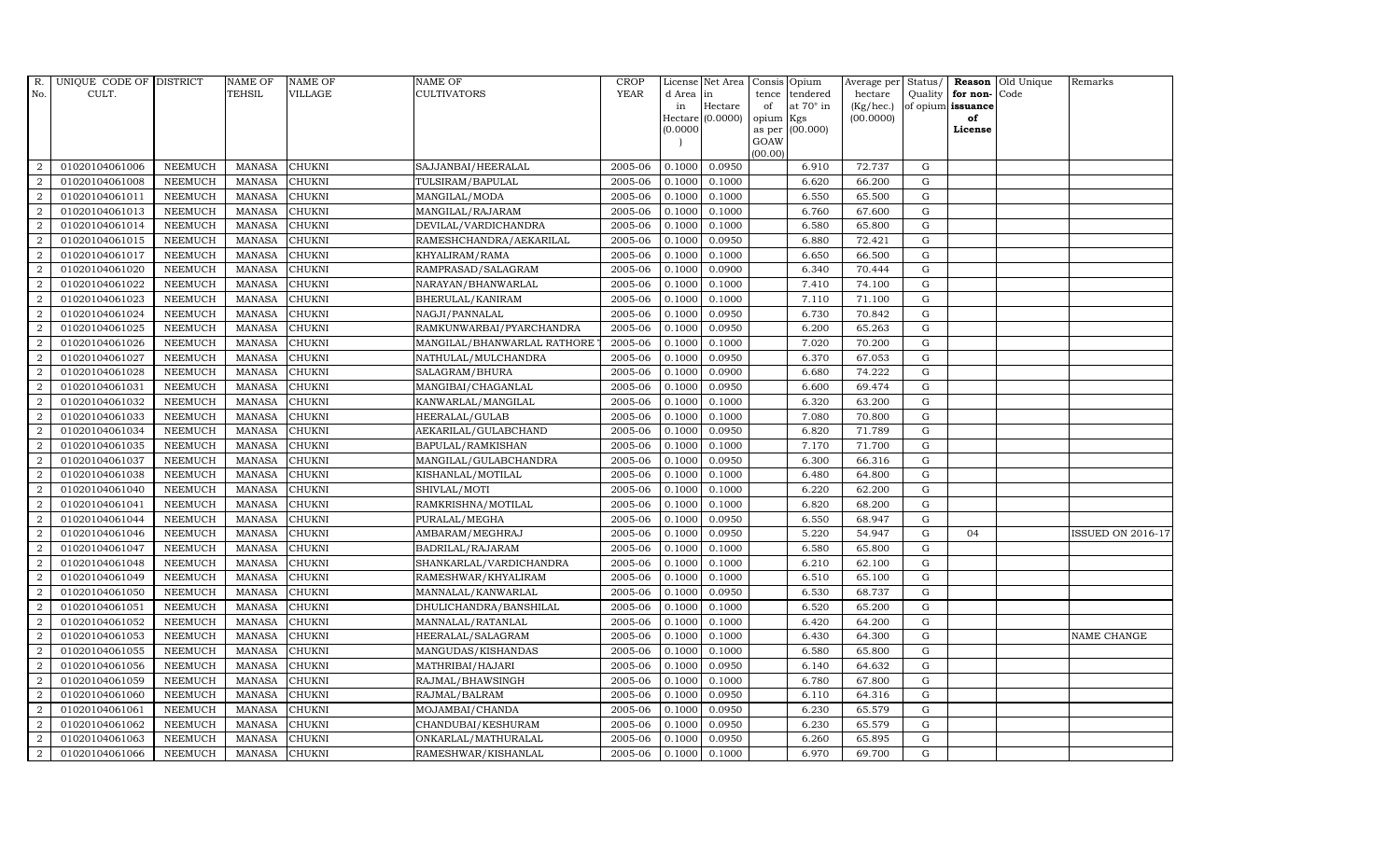| R. No. | UNIQUE CODE OF CULT. | DISTRICT | NAME OF TEHSIL | NAME OF VILLAGE | NAME OF CULTIVATORS | CROP YEAR | License d Area in Hectare (0.0000) | Net Area in Hectare (0.0000) | Consis tence of opium as per GOAW (00.00) | Opium tendered at 70° in Kgs (00.000) | Average per hectare (Kg/hec.) (00.0000) | Status/ Quality of opium | Reason for non-issuance of License | Old Unique Code | Remarks |
|---|---|---|---|---|---|---|---|---|---|---|---|---|---|---|---|
| 2 | 01020104061006 | NEEMUCH | MANASA | CHUKNI | SAJJANBAI/HEERALAL | 2005-06 | 0.1000 | 0.0950 | | 6.910 | 72.737 | G | | | |
| 2 | 01020104061008 | NEEMUCH | MANASA | CHUKNI | TULSIRAM/BAPULAL | 2005-06 | 0.1000 | 0.1000 | | 6.620 | 66.200 | G | | | |
| 2 | 01020104061011 | NEEMUCH | MANASA | CHUKNI | MANGILAL/MODA | 2005-06 | 0.1000 | 0.1000 | | 6.550 | 65.500 | G | | | |
| 2 | 01020104061013 | NEEMUCH | MANASA | CHUKNI | MANGILAL/RAJARAM | 2005-06 | 0.1000 | 0.1000 | | 6.760 | 67.600 | G | | | |
| 2 | 01020104061014 | NEEMUCH | MANASA | CHUKNI | DEVILAL/VARDICHANDRA | 2005-06 | 0.1000 | 0.1000 | | 6.580 | 65.800 | G | | | |
| 2 | 01020104061015 | NEEMUCH | MANASA | CHUKNI | RAMESHCHANDRA/AEKARILAL | 2005-06 | 0.1000 | 0.0950 | | 6.880 | 72.421 | G | | | |
| 2 | 01020104061017 | NEEMUCH | MANASA | CHUKNI | KHYALIRAM/RAMA | 2005-06 | 0.1000 | 0.1000 | | 6.650 | 66.500 | G | | | |
| 2 | 01020104061020 | NEEMUCH | MANASA | CHUKNI | RAMPRASAD/SALAGRAM | 2005-06 | 0.1000 | 0.0900 | | 6.340 | 70.444 | G | | | |
| 2 | 01020104061022 | NEEMUCH | MANASA | CHUKNI | NARAYAN/BHANWARLAL | 2005-06 | 0.1000 | 0.1000 | | 7.410 | 74.100 | G | | | |
| 2 | 01020104061023 | NEEMUCH | MANASA | CHUKNI | BHERULAL/KANIRAM | 2005-06 | 0.1000 | 0.1000 | | 7.110 | 71.100 | G | | | |
| 2 | 01020104061024 | NEEMUCH | MANASA | CHUKNI | NAGJI/PANNALAL | 2005-06 | 0.1000 | 0.0950 | | 6.730 | 70.842 | G | | | |
| 2 | 01020104061025 | NEEMUCH | MANASA | CHUKNI | RAMKUNWARBAI/PYARCHANDRA | 2005-06 | 0.1000 | 0.0950 | | 6.200 | 65.263 | G | | | |
| 2 | 01020104061026 | NEEMUCH | MANASA | CHUKNI | MANGILAL/BHANWARLAL RATHORE | 2005-06 | 0.1000 | 0.1000 | | 7.020 | 70.200 | G | | | |
| 2 | 01020104061027 | NEEMUCH | MANASA | CHUKNI | NATHULAL/MULCHANDRA | 2005-06 | 0.1000 | 0.0950 | | 6.370 | 67.053 | G | | | |
| 2 | 01020104061028 | NEEMUCH | MANASA | CHUKNI | SALAGRAM/BHURA | 2005-06 | 0.1000 | 0.0900 | | 6.680 | 74.222 | G | | | |
| 2 | 01020104061031 | NEEMUCH | MANASA | CHUKNI | MANGIBAI/CHAGANLAL | 2005-06 | 0.1000 | 0.0950 | | 6.600 | 69.474 | G | | | |
| 2 | 01020104061032 | NEEMUCH | MANASA | CHUKNI | KANWARLAL/MANGILAL | 2005-06 | 0.1000 | 0.1000 | | 6.320 | 63.200 | G | | | |
| 2 | 01020104061033 | NEEMUCH | MANASA | CHUKNI | HEERALAL/GULAB | 2005-06 | 0.1000 | 0.1000 | | 7.080 | 70.800 | G | | | |
| 2 | 01020104061034 | NEEMUCH | MANASA | CHUKNI | AEKARILAL/GULABCHAND | 2005-06 | 0.1000 | 0.0950 | | 6.820 | 71.789 | G | | | |
| 2 | 01020104061035 | NEEMUCH | MANASA | CHUKNI | BAPULAL/RAMKISHAN | 2005-06 | 0.1000 | 0.1000 | | 7.170 | 71.700 | G | | | |
| 2 | 01020104061037 | NEEMUCH | MANASA | CHUKNI | MANGILAL/GULABCHANDRA | 2005-06 | 0.1000 | 0.0950 | | 6.300 | 66.316 | G | | | |
| 2 | 01020104061038 | NEEMUCH | MANASA | CHUKNI | KISHANLAL/MOTILAL | 2005-06 | 0.1000 | 0.1000 | | 6.480 | 64.800 | G | | | |
| 2 | 01020104061040 | NEEMUCH | MANASA | CHUKNI | SHIVLAL/MOTI | 2005-06 | 0.1000 | 0.1000 | | 6.220 | 62.200 | G | | | |
| 2 | 01020104061041 | NEEMUCH | MANASA | CHUKNI | RAMKRISHNA/MOTILAL | 2005-06 | 0.1000 | 0.1000 | | 6.820 | 68.200 | G | | | |
| 2 | 01020104061044 | NEEMUCH | MANASA | CHUKNI | PURALAL/MEGHA | 2005-06 | 0.1000 | 0.0950 | | 6.550 | 68.947 | G | | | |
| 2 | 01020104061046 | NEEMUCH | MANASA | CHUKNI | AMBARAM/MEGHRAJ | 2005-06 | 0.1000 | 0.0950 | | 5.220 | 54.947 | G | 04 | | ISSUED ON 2016-17 |
| 2 | 01020104061047 | NEEMUCH | MANASA | CHUKNI | BADRILAL/RAJARAM | 2005-06 | 0.1000 | 0.1000 | | 6.580 | 65.800 | G | | | |
| 2 | 01020104061048 | NEEMUCH | MANASA | CHUKNI | SHANKARLAL/VARDICHANDRA | 2005-06 | 0.1000 | 0.1000 | | 6.210 | 62.100 | G | | | |
| 2 | 01020104061049 | NEEMUCH | MANASA | CHUKNI | RAMESHWAR/KHYALIRAM | 2005-06 | 0.1000 | 0.1000 | | 6.510 | 65.100 | G | | | |
| 2 | 01020104061050 | NEEMUCH | MANASA | CHUKNI | MANNALAL/KANWARLAL | 2005-06 | 0.1000 | 0.0950 | | 6.530 | 68.737 | G | | | |
| 2 | 01020104061051 | NEEMUCH | MANASA | CHUKNI | DHULICHANDRA/BANSHILAL | 2005-06 | 0.1000 | 0.1000 | | 6.520 | 65.200 | G | | | |
| 2 | 01020104061052 | NEEMUCH | MANASA | CHUKNI | MANNALAL/RATANLAL | 2005-06 | 0.1000 | 0.1000 | | 6.420 | 64.200 | G | | | |
| 2 | 01020104061053 | NEEMUCH | MANASA | CHUKNI | HEERALAL/SALAGRAM | 2005-06 | 0.1000 | 0.1000 | | 6.430 | 64.300 | G | | | NAME CHANGE |
| 2 | 01020104061055 | NEEMUCH | MANASA | CHUKNI | MANGUDAS/KISHANDAS | 2005-06 | 0.1000 | 0.1000 | | 6.580 | 65.800 | G | | | |
| 2 | 01020104061056 | NEEMUCH | MANASA | CHUKNI | MATHRIBAI/HAJARI | 2005-06 | 0.1000 | 0.0950 | | 6.140 | 64.632 | G | | | |
| 2 | 01020104061059 | NEEMUCH | MANASA | CHUKNI | RAJMAL/BHAWSINGH | 2005-06 | 0.1000 | 0.1000 | | 6.780 | 67.800 | G | | | |
| 2 | 01020104061060 | NEEMUCH | MANASA | CHUKNI | RAJMAL/BALRAM | 2005-06 | 0.1000 | 0.0950 | | 6.110 | 64.316 | G | | | |
| 2 | 01020104061061 | NEEMUCH | MANASA | CHUKNI | MOJAMBAI/CHANDA | 2005-06 | 0.1000 | 0.0950 | | 6.230 | 65.579 | G | | | |
| 2 | 01020104061062 | NEEMUCH | MANASA | CHUKNI | CHANDUBAI/KESHURAM | 2005-06 | 0.1000 | 0.0950 | | 6.230 | 65.579 | G | | | |
| 2 | 01020104061063 | NEEMUCH | MANASA | CHUKNI | ONKARLAL/MATHURALAL | 2005-06 | 0.1000 | 0.0950 | | 6.260 | 65.895 | G | | | |
| 2 | 01020104061066 | NEEMUCH | MANASA | CHUKNI | RAMESHWAR/KISHANLAL | 2005-06 | 0.1000 | 0.1000 | | 6.970 | 69.700 | G | | | |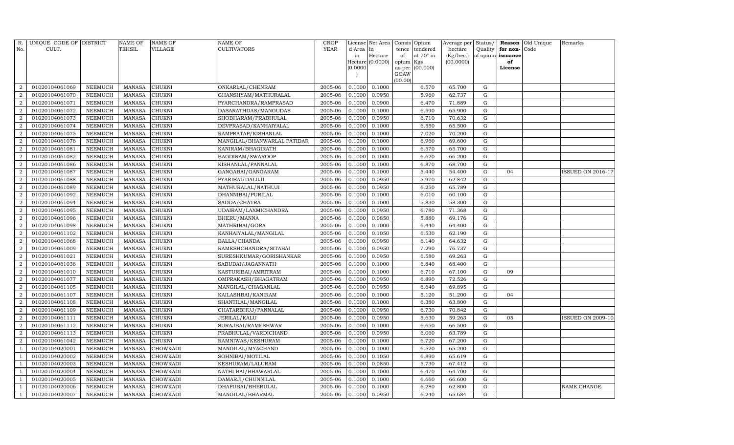| R. No. | UNIQUE CODE OF CULT. | DISTRICT | NAME OF TEHSIL | NAME OF VILLAGE | NAME OF CULTIVATORS | CROP YEAR | License d Area in Hectare (0.0000) | Net Area in Hectare (0.0000) | Consis tence of opium as per GOAW (00.00) | Opium tendered at 70° in Kgs (00.000) | Average per hectare (Kg/hec.) (00.0000) | Status/ Quality of opium | Reason for non-issuance of License | Old Unique Code | Remarks |
|---|---|---|---|---|---|---|---|---|---|---|---|---|---|---|---|
| 2 | 01020104061069 | NEEMUCH | MANASA | CHUKNI | ONKARLAL/CHENRAM | 2005-06 | 0.1000 | 0.1000 | | 6.570 | 65.700 | G | | | |
| 2 | 01020104061070 | NEEMUCH | MANASA | CHUKNI | GHANSHYAM/MATHURALAL | 2005-06 | 0.1000 | 0.0950 | | 5.960 | 62.737 | G | | | |
| 2 | 01020104061071 | NEEMUCH | MANASA | CHUKNI | PYARCHANDRA/RAMPRASAD | 2005-06 | 0.1000 | 0.0900 | | 6.470 | 71.889 | G | | | |
| 2 | 01020104061072 | NEEMUCH | MANASA | CHUKNI | DASARATHDAS/MANGUDAS | 2005-06 | 0.1000 | 0.1000 | | 6.590 | 65.900 | G | | | |
| 2 | 01020104061073 | NEEMUCH | MANASA | CHUKNI | SHOBHARAM/PRABHULAL | 2005-06 | 0.1000 | 0.0950 | | 6.710 | 70.632 | G | | | |
| 2 | 01020104061074 | NEEMUCH | MANASA | CHUKNI | DEVPRASAD/KANHAIYALAL | 2005-06 | 0.1000 | 0.1000 | | 6.550 | 65.500 | G | | | |
| 2 | 01020104061075 | NEEMUCH | MANASA | CHUKNI | RAMPRATAP/KISHANLAL | 2005-06 | 0.1000 | 0.1000 | | 7.020 | 70.200 | G | | | |
| 2 | 01020104061076 | NEEMUCH | MANASA | CHUKNI | MANGILAL/BHANWARLAL PATIDAR | 2005-06 | 0.1000 | 0.1000 | | 6.960 | 69.600 | G | | | |
| 2 | 01020104061081 | NEEMUCH | MANASA | CHUKNI | KANIRAM/BHAGIRATH | 2005-06 | 0.1000 | 0.1000 | | 6.570 | 65.700 | G | | | |
| 2 | 01020104061082 | NEEMUCH | MANASA | CHUKNI | BAGDIRAM/SWAROOP | 2005-06 | 0.1000 | 0.1000 | | 6.620 | 66.200 | G | | | |
| 2 | 01020104061086 | NEEMUCH | MANASA | CHUKNI | KISHANLAL/PANNALAL | 2005-06 | 0.1000 | 0.1000 | | 6.870 | 68.700 | G | | | |
| 2 | 01020104061087 | NEEMUCH | MANASA | CHUKNI | GANGABAI/GANGARAM | 2005-06 | 0.1000 | 0.1000 | | 5.440 | 54.400 | G | 04 | | ISSUED ON 2016-17 |
| 2 | 01020104061088 | NEEMUCH | MANASA | CHUKNI | PYARIBAI/DALUJI | 2005-06 | 0.1000 | 0.0950 | | 5.970 | 62.842 | G | | | |
| 2 | 01020104061089 | NEEMUCH | MANASA | CHUKNI | MATHURALAL/NATHUJI | 2005-06 | 0.1000 | 0.0950 | | 6.250 | 65.789 | G | | | |
| 2 | 01020104061092 | NEEMUCH | MANASA | CHUKNI | DHANNIBAI/PURILAL | 2005-06 | 0.1000 | 0.1000 | | 6.010 | 60.100 | G | | | |
| 2 | 01020104061094 | NEEMUCH | MANASA | CHUKNI | SADDA/CHATRA | 2005-06 | 0.1000 | 0.1000 | | 5.830 | 58.300 | G | | | |
| 2 | 01020104061095 | NEEMUCH | MANASA | CHUKNI | UDAIRAM/LAXMICHANDRA | 2005-06 | 0.1000 | 0.0950 | | 6.780 | 71.368 | G | | | |
| 2 | 01020104061096 | NEEMUCH | MANASA | CHUKNI | BHERU/MANNA | 2005-06 | 0.1000 | 0.0850 | | 5.880 | 69.176 | G | | | |
| 2 | 01020104061098 | NEEMUCH | MANASA | CHUKNI | MATHRIBAI/GORA | 2005-06 | 0.1000 | 0.1000 | | 6.440 | 64.400 | G | | | |
| 2 | 01020104061102 | NEEMUCH | MANASA | CHUKNI | KANHAIYALAL/MANGILAL | 2005-06 | 0.1000 | 0.1050 | | 6.530 | 62.190 | G | | | |
| 2 | 01020104061068 | NEEMUCH | MANASA | CHUKNI | BALLA/CHANDA | 2005-06 | 0.1000 | 0.0950 | | 6.140 | 64.632 | G | | | |
| 2 | 01020104061009 | NEEMUCH | MANASA | CHUKNI | RAMESHCHANDRA/SITABAI | 2005-06 | 0.1000 | 0.0950 | | 7.290 | 76.737 | G | | | |
| 2 | 01020104061021 | NEEMUCH | MANASA | CHUKNI | SURESHKUMAR/GORISHANKAR | 2005-06 | 0.1000 | 0.0950 | | 6.580 | 69.263 | G | | | |
| 2 | 01020104061036 | NEEMUCH | MANASA | CHUKNI | SABUBAI/JAGANNATH | 2005-06 | 0.1000 | 0.1000 | | 6.840 | 68.400 | G | | | |
| 2 | 01020104061010 | NEEMUCH | MANASA | CHUKNI | KASTURIBAI/AMRITRAM | 2005-06 | 0.1000 | 0.1000 | | 6.710 | 67.100 | G | 09 | | |
| 2 | 01020104061077 | NEEMUCH | MANASA | CHUKNI | OMPRAKASH/BHAGATRAM | 2005-06 | 0.1000 | 0.0950 | | 6.890 | 72.526 | G | | | |
| 2 | 01020104061105 | NEEMUCH | MANASA | CHUKNI | MANGILAL/CHAGANLAL | 2005-06 | 0.1000 | 0.0950 | | 6.640 | 69.895 | G | | | |
| 2 | 01020104061107 | NEEMUCH | MANASA | CHUKNI | KAILASHBAI/KANIRAM | 2005-06 | 0.1000 | 0.1000 | | 5.120 | 51.200 | G | 04 | | |
| 2 | 01020104061108 | NEEMUCH | MANASA | CHUKNI | SHANTILAL/MANGILAL | 2005-06 | 0.1000 | 0.1000 | | 6.380 | 63.800 | G | | | |
| 2 | 01020104061109 | NEEMUCH | MANASA | CHUKNI | CHATARBHUJ/PANNALAL | 2005-06 | 0.1000 | 0.0950 | | 6.730 | 70.842 | G | | | |
| 2 | 01020104061111 | NEEMUCH | MANASA | CHUKNI | JERILAL/KALU | 2005-06 | 0.1000 | 0.0950 | | 5.630 | 59.263 | G | 05 | | ISSUED ON 2009-10 |
| 2 | 01020104061112 | NEEMUCH | MANASA | CHUKNI | SURAJBAI/RAMESHWAR | 2005-06 | 0.1000 | 0.1000 | | 6.650 | 66.500 | G | | | |
| 2 | 01020104061113 | NEEMUCH | MANASA | CHUKNI | PRABHULAL/VARDICHAND | 2005-06 | 0.1000 | 0.0950 | | 6.060 | 63.789 | G | | | |
| 2 | 01020104061042 | NEEMUCH | MANASA | CHUKNI | RAMNIWAS/KESHURAM | 2005-06 | 0.1000 | 0.1000 | | 6.720 | 67.200 | G | | | |
| 1 | 01020104020001 | NEEMUCH | MANASA | CHOWKADI | MANGILAL/MYACHAND | 2005-06 | 0.1000 | 0.1000 | | 6.520 | 65.200 | G | | | |
| 1 | 01020104020002 | NEEMUCH | MANASA | CHOWKADI | SOHNIBAI/MOTILAL | 2005-06 | 0.1000 | 0.1050 | | 6.890 | 65.619 | G | | | |
| 1 | 01020104020003 | NEEMUCH | MANASA | CHOWKADI | KESHURAM/LALURAM | 2005-06 | 0.1000 | 0.0850 | | 5.730 | 67.412 | G | | | |
| 1 | 01020104020004 | NEEMUCH | MANASA | CHOWKADI | NATHI BAI/BHAWARLAL | 2005-06 | 0.1000 | 0.1000 | | 6.470 | 64.700 | G | | | |
| 1 | 01020104020005 | NEEMUCH | MANASA | CHOWKADI | DAMARJI/CHUNNILAL | 2005-06 | 0.1000 | 0.1000 | | 6.660 | 66.600 | G | | | |
| 1 | 01020104020006 | NEEMUCH | MANASA | CHOWKADI | DHAPUBAI/BHERULAL | 2005-06 | 0.1000 | 0.1000 | | 6.280 | 62.800 | G | | | NAME CHANGE |
| 1 | 01020104020007 | NEEMUCH | MANASA | CHOWKADI | MANGILAL/BHARMAL | 2005-06 | 0.1000 | 0.0950 | | 6.240 | 65.684 | G | | | |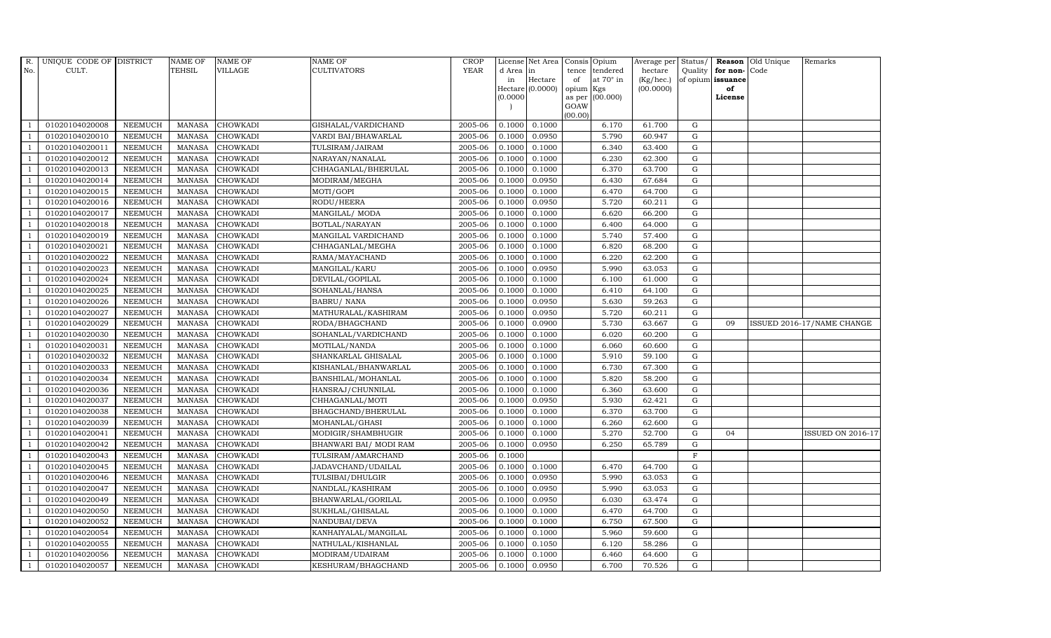| R. No. | UNIQUE CODE OF CULT. | DISTRICT | NAME OF TEHSIL | NAME OF VILLAGE | NAME OF CULTIVATORS | CROP YEAR | License d Area in Hectare (0.0000) | Net Area in Hectare (0.0000) | Consis tence of opium as per GOAW (00.00) | Opium tendered at 70° in Kgs (00.000) | Average per hectare (Kg/hec.) (00.0000) | Status/ Quality of opium | Reason for non-issuance of License | Old Unique Code | Remarks |
|---|---|---|---|---|---|---|---|---|---|---|---|---|---|---|---|
| 1 | 01020104020008 | NEEMUCH | MANASA | CHOWKADI | GISHALAL/VARDICHAND | 2005-06 | 0.1000 | 0.1000 | | 6.170 | 61.700 | G | | | |
| 1 | 01020104020010 | NEEMUCH | MANASA | CHOWKADI | VARDI BAI/BHAWARLAL | 2005-06 | 0.1000 | 0.0950 | | 5.790 | 60.947 | G | | | |
| 1 | 01020104020011 | NEEMUCH | MANASA | CHOWKADI | TULSIRAM/JAIRAM | 2005-06 | 0.1000 | 0.1000 | | 6.340 | 63.400 | G | | | |
| 1 | 01020104020012 | NEEMUCH | MANASA | CHOWKADI | NARAYAN/NANALAL | 2005-06 | 0.1000 | 0.1000 | | 6.230 | 62.300 | G | | | |
| 1 | 01020104020013 | NEEMUCH | MANASA | CHOWKADI | CHHAGANLAL/BHERULAL | 2005-06 | 0.1000 | 0.1000 | | 6.370 | 63.700 | G | | | |
| 1 | 01020104020014 | NEEMUCH | MANASA | CHOWKADI | MODIRAM/MEGHA | 2005-06 | 0.1000 | 0.0950 | | 6.430 | 67.684 | G | | | |
| 1 | 01020104020015 | NEEMUCH | MANASA | CHOWKADI | MOTI/GOPI | 2005-06 | 0.1000 | 0.1000 | | 6.470 | 64.700 | G | | | |
| 1 | 01020104020016 | NEEMUCH | MANASA | CHOWKADI | RODU/HEERA | 2005-06 | 0.1000 | 0.0950 | | 5.720 | 60.211 | G | | | |
| 1 | 01020104020017 | NEEMUCH | MANASA | CHOWKADI | MANGILAL/ MODA | 2005-06 | 0.1000 | 0.1000 | | 6.620 | 66.200 | G | | | |
| 1 | 01020104020018 | NEEMUCH | MANASA | CHOWKADI | BOTLAL/NARAYAN | 2005-06 | 0.1000 | 0.1000 | | 6.400 | 64.000 | G | | | |
| 1 | 01020104020019 | NEEMUCH | MANASA | CHOWKADI | MANGILAL VARDICHAND | 2005-06 | 0.1000 | 0.1000 | | 5.740 | 57.400 | G | | | |
| 1 | 01020104020021 | NEEMUCH | MANASA | CHOWKADI | CHHAGANLAL/MEGHA | 2005-06 | 0.1000 | 0.1000 | | 6.820 | 68.200 | G | | | |
| 1 | 01020104020022 | NEEMUCH | MANASA | CHOWKADI | RAMA/MAYACHAND | 2005-06 | 0.1000 | 0.1000 | | 6.220 | 62.200 | G | | | |
| 1 | 01020104020023 | NEEMUCH | MANASA | CHOWKADI | MANGILAL/KARU | 2005-06 | 0.1000 | 0.0950 | | 5.990 | 63.053 | G | | | |
| 1 | 01020104020024 | NEEMUCH | MANASA | CHOWKADI | DEVILAL/GOPILAL | 2005-06 | 0.1000 | 0.1000 | | 6.100 | 61.000 | G | | | |
| 1 | 01020104020025 | NEEMUCH | MANASA | CHOWKADI | SOHANLAL/HANSA | 2005-06 | 0.1000 | 0.1000 | | 6.410 | 64.100 | G | | | |
| 1 | 01020104020026 | NEEMUCH | MANASA | CHOWKADI | BABRU/ NANA | 2005-06 | 0.1000 | 0.0950 | | 5.630 | 59.263 | G | | | |
| 1 | 01020104020027 | NEEMUCH | MANASA | CHOWKADI | MATHURALAL/KASHIRAM | 2005-06 | 0.1000 | 0.0950 | | 5.720 | 60.211 | G | | | |
| 1 | 01020104020029 | NEEMUCH | MANASA | CHOWKADI | RODA/BHAGCHAND | 2005-06 | 0.1000 | 0.0900 | | 5.730 | 63.667 | G | 09 | | ISSUED 2016-17/NAME CHANGE |
| 1 | 01020104020030 | NEEMUCH | MANASA | CHOWKADI | SOHANLAL/VARDICHAND | 2005-06 | 0.1000 | 0.1000 | | 6.020 | 60.200 | G | | | |
| 1 | 01020104020031 | NEEMUCH | MANASA | CHOWKADI | MOTILAL/NANDA | 2005-06 | 0.1000 | 0.1000 | | 6.060 | 60.600 | G | | | |
| 1 | 01020104020032 | NEEMUCH | MANASA | CHOWKADI | SHANKARLAL GHISALAL | 2005-06 | 0.1000 | 0.1000 | | 5.910 | 59.100 | G | | | |
| 1 | 01020104020033 | NEEMUCH | MANASA | CHOWKADI | KISHANLAL/BHANWARLAL | 2005-06 | 0.1000 | 0.1000 | | 6.730 | 67.300 | G | | | |
| 1 | 01020104020034 | NEEMUCH | MANASA | CHOWKADI | BANSHILAL/MOHANLAL | 2005-06 | 0.1000 | 0.1000 | | 5.820 | 58.200 | G | | | |
| 1 | 01020104020036 | NEEMUCH | MANASA | CHOWKADI | HANSRAJ/CHUNNILAL | 2005-06 | 0.1000 | 0.1000 | | 6.360 | 63.600 | G | | | |
| 1 | 01020104020037 | NEEMUCH | MANASA | CHOWKADI | CHHAGANLAL/MOTI | 2005-06 | 0.1000 | 0.0950 | | 5.930 | 62.421 | G | | | |
| 1 | 01020104020038 | NEEMUCH | MANASA | CHOWKADI | BHAGCHAND/BHERULAL | 2005-06 | 0.1000 | 0.1000 | | 6.370 | 63.700 | G | | | |
| 1 | 01020104020039 | NEEMUCH | MANASA | CHOWKADI | MOHANLAL/GHASI | 2005-06 | 0.1000 | 0.1000 | | 6.260 | 62.600 | G | | | |
| 1 | 01020104020041 | NEEMUCH | MANASA | CHOWKADI | MODIGIR/SHAMBHUGIR | 2005-06 | 0.1000 | 0.1000 | | 5.270 | 52.700 | G | 04 | | ISSUED ON 2016-17 |
| 1 | 01020104020042 | NEEMUCH | MANASA | CHOWKADI | BHANWARI BAI/ MODI RAM | 2005-06 | 0.1000 | 0.0950 | | 6.250 | 65.789 | G | | | |
| 1 | 01020104020043 | NEEMUCH | MANASA | CHOWKADI | TULSIRAM/AMARCHAND | 2005-06 | 0.1000 | | | | | F | | | |
| 1 | 01020104020045 | NEEMUCH | MANASA | CHOWKADI | JADAVCHAND/UDAILAL | 2005-06 | 0.1000 | 0.1000 | | 6.470 | 64.700 | G | | | |
| 1 | 01020104020046 | NEEMUCH | MANASA | CHOWKADI | TULSIBAI/DHULGIR | 2005-06 | 0.1000 | 0.0950 | | 5.990 | 63.053 | G | | | |
| 1 | 01020104020047 | NEEMUCH | MANASA | CHOWKADI | NANDLAL/KASHIRAM | 2005-06 | 0.1000 | 0.0950 | | 5.990 | 63.053 | G | | | |
| 1 | 01020104020049 | NEEMUCH | MANASA | CHOWKADI | BHANWARLAL/GORILAL | 2005-06 | 0.1000 | 0.0950 | | 6.030 | 63.474 | G | | | |
| 1 | 01020104020050 | NEEMUCH | MANASA | CHOWKADI | SUKHLAL/GHISALAL | 2005-06 | 0.1000 | 0.1000 | | 6.470 | 64.700 | G | | | |
| 1 | 01020104020052 | NEEMUCH | MANASA | CHOWKADI | NANDUBAI/DEVA | 2005-06 | 0.1000 | 0.1000 | | 6.750 | 67.500 | G | | | |
| 1 | 01020104020054 | NEEMUCH | MANASA | CHOWKADI | KANHAIYALAL/MANGILAL | 2005-06 | 0.1000 | 0.1000 | | 5.960 | 59.600 | G | | | |
| 1 | 01020104020055 | NEEMUCH | MANASA | CHOWKADI | NATHULAL/KISHANLAL | 2005-06 | 0.1000 | 0.1050 | | 6.120 | 58.286 | G | | | |
| 1 | 01020104020056 | NEEMUCH | MANASA | CHOWKADI | MODIRAM/UDAIRAM | 2005-06 | 0.1000 | 0.1000 | | 6.460 | 64.600 | G | | | |
| 1 | 01020104020057 | NEEMUCH | MANASA | CHOWKADI | KESHURAM/BHAGCHAND | 2005-06 | 0.1000 | 0.0950 | | 6.700 | 70.526 | G | | | |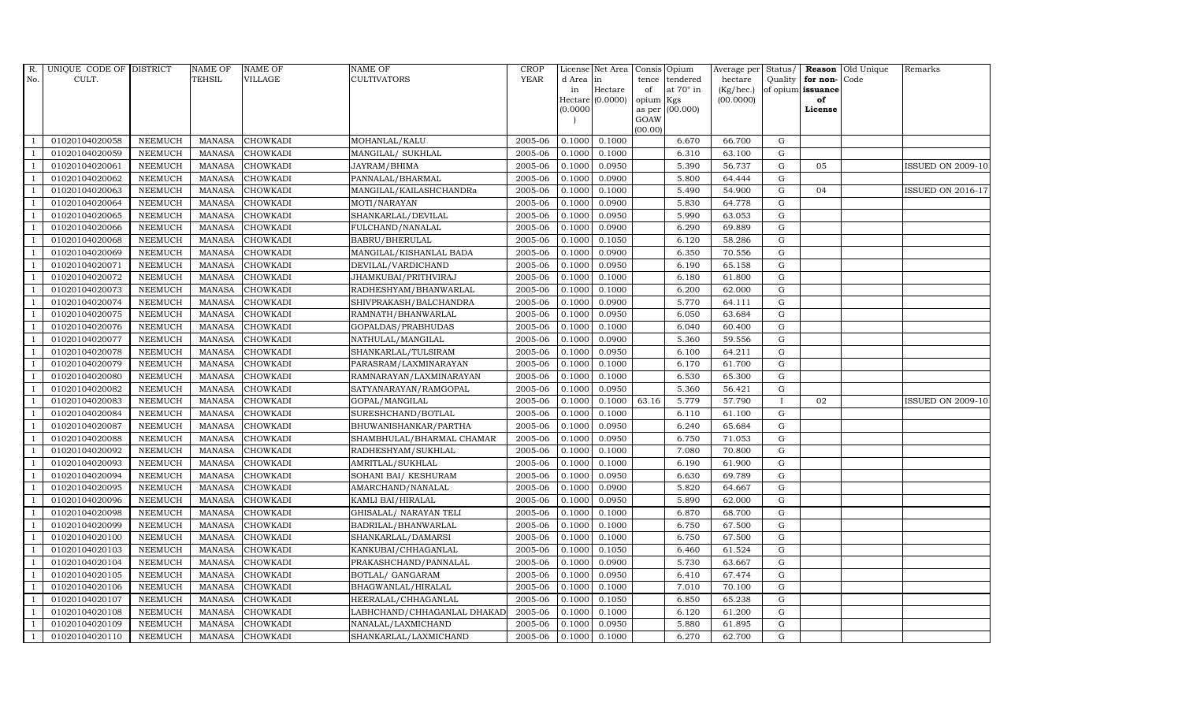| R. No. | UNIQUE CODE OF CULT. | DISTRICT | NAME OF TEHSIL | NAME OF VILLAGE | NAME OF CULTIVATORS | CROP YEAR | License d Area in Hectare (0.0000) | Net Area in Hectare (0.0000) | Consis tence of opium as per GOAW (00.00) | Opium tendered at 70° in Kgs (00.000) | Average per hectare (Kg/hec.) (00.0000) | Status/ Quality of opium | Reason for non-issuance of License | Old Unique Code | Remarks |
|---|---|---|---|---|---|---|---|---|---|---|---|---|---|---|---|
| 1 | 01020104020058 | NEEMUCH | MANASA | CHOWKADI | MOHANLAL/KALU | 2005-06 | 0.1000 | 0.1000 | | 6.670 | 66.700 | G | | | |
| 1 | 01020104020059 | NEEMUCH | MANASA | CHOWKADI | MANGILAL/ SUKHLAL | 2005-06 | 0.1000 | 0.1000 | | 6.310 | 63.100 | G | | | |
| 1 | 01020104020061 | NEEMUCH | MANASA | CHOWKADI | JAYRAM/BHIMA | 2005-06 | 0.1000 | 0.0950 | | 5.390 | 56.737 | G | 05 | | ISSUED ON 2009-10 |
| 1 | 01020104020062 | NEEMUCH | MANASA | CHOWKADI | PANNALAL/BHARMAL | 2005-06 | 0.1000 | 0.0900 | | 5.800 | 64.444 | G | | | |
| 1 | 01020104020063 | NEEMUCH | MANASA | CHOWKADI | MANGILAL/KAILASHCHANDRa | 2005-06 | 0.1000 | 0.1000 | | 5.490 | 54.900 | G | 04 | | ISSUED ON 2016-17 |
| 1 | 01020104020064 | NEEMUCH | MANASA | CHOWKADI | MOTI/NARAYAN | 2005-06 | 0.1000 | 0.0900 | | 5.830 | 64.778 | G | | | |
| 1 | 01020104020065 | NEEMUCH | MANASA | CHOWKADI | SHANKARLAL/DEVILAL | 2005-06 | 0.1000 | 0.0950 | | 5.990 | 63.053 | G | | | |
| 1 | 01020104020066 | NEEMUCH | MANASA | CHOWKADI | FULCHAND/NANALAL | 2005-06 | 0.1000 | 0.0900 | | 6.290 | 69.889 | G | | | |
| 1 | 01020104020068 | NEEMUCH | MANASA | CHOWKADI | BABRU/BHERULAL | 2005-06 | 0.1000 | 0.1050 | | 6.120 | 58.286 | G | | | |
| 1 | 01020104020069 | NEEMUCH | MANASA | CHOWKADI | MANGILAL/KISHANLAL BADA | 2005-06 | 0.1000 | 0.0900 | | 6.350 | 70.556 | G | | | |
| 1 | 01020104020071 | NEEMUCH | MANASA | CHOWKADI | DEVILAL/VARDICHAND | 2005-06 | 0.1000 | 0.0950 | | 6.190 | 65.158 | G | | | |
| 1 | 01020104020072 | NEEMUCH | MANASA | CHOWKADI | JHAMKUBAI/PRITHVIRAJ | 2005-06 | 0.1000 | 0.1000 | | 6.180 | 61.800 | G | | | |
| 1 | 01020104020073 | NEEMUCH | MANASA | CHOWKADI | RADHESHYAM/BHANWARLAL | 2005-06 | 0.1000 | 0.1000 | | 6.200 | 62.000 | G | | | |
| 1 | 01020104020074 | NEEMUCH | MANASA | CHOWKADI | SHIVPRAKASH/BALCHANDRA | 2005-06 | 0.1000 | 0.0900 | | 5.770 | 64.111 | G | | | |
| 1 | 01020104020075 | NEEMUCH | MANASA | CHOWKADI | RAMNATH/BHANWARLAL | 2005-06 | 0.1000 | 0.0950 | | 6.050 | 63.684 | G | | | |
| 1 | 01020104020076 | NEEMUCH | MANASA | CHOWKADI | GOPALDAS/PRABHUDAS | 2005-06 | 0.1000 | 0.1000 | | 6.040 | 60.400 | G | | | |
| 1 | 01020104020077 | NEEMUCH | MANASA | CHOWKADI | NATHULAL/MANGILAL | 2005-06 | 0.1000 | 0.0900 | | 5.360 | 59.556 | G | | | |
| 1 | 01020104020078 | NEEMUCH | MANASA | CHOWKADI | SHANKARLAL/TULSIRAM | 2005-06 | 0.1000 | 0.0950 | | 6.100 | 64.211 | G | | | |
| 1 | 01020104020079 | NEEMUCH | MANASA | CHOWKADI | PARASRAM/LAXMINARAYAN | 2005-06 | 0.1000 | 0.1000 | | 6.170 | 61.700 | G | | | |
| 1 | 01020104020080 | NEEMUCH | MANASA | CHOWKADI | RAMNARAYAN/LAXMINARAYAN | 2005-06 | 0.1000 | 0.1000 | | 6.530 | 65.300 | G | | | |
| 1 | 01020104020082 | NEEMUCH | MANASA | CHOWKADI | SATYANARAYAN/RAMGOPAL | 2005-06 | 0.1000 | 0.0950 | | 5.360 | 56.421 | G | | | |
| 1 | 01020104020083 | NEEMUCH | MANASA | CHOWKADI | GOPAL/MANGILAL | 2005-06 | 0.1000 | 0.1000 | 63.16 | 5.779 | 57.790 | I | 02 | | ISSUED ON 2009-10 |
| 1 | 01020104020084 | NEEMUCH | MANASA | CHOWKADI | SURESHCHAND/BOTLAL | 2005-06 | 0.1000 | 0.1000 | | 6.110 | 61.100 | G | | | |
| 1 | 01020104020087 | NEEMUCH | MANASA | CHOWKADI | BHUWANISHANKAR/PARTHA | 2005-06 | 0.1000 | 0.0950 | | 6.240 | 65.684 | G | | | |
| 1 | 01020104020088 | NEEMUCH | MANASA | CHOWKADI | SHAMBHULAL/BHARMAL CHAMAR | 2005-06 | 0.1000 | 0.0950 | | 6.750 | 71.053 | G | | | |
| 1 | 01020104020092 | NEEMUCH | MANASA | CHOWKADI | RADHESHYAM/SUKHLAL | 2005-06 | 0.1000 | 0.1000 | | 7.080 | 70.800 | G | | | |
| 1 | 01020104020093 | NEEMUCH | MANASA | CHOWKADI | AMRITLAL/SUKHLAL | 2005-06 | 0.1000 | 0.1000 | | 6.190 | 61.900 | G | | | |
| 1 | 01020104020094 | NEEMUCH | MANASA | CHOWKADI | SOHANI BAI/ KESHURAM | 2005-06 | 0.1000 | 0.0950 | | 6.630 | 69.789 | G | | | |
| 1 | 01020104020095 | NEEMUCH | MANASA | CHOWKADI | AMARCHAND/NANALAL | 2005-06 | 0.1000 | 0.0900 | | 5.820 | 64.667 | G | | | |
| 1 | 01020104020096 | NEEMUCH | MANASA | CHOWKADI | KAMLI BAI/HIRALAL | 2005-06 | 0.1000 | 0.0950 | | 5.890 | 62.000 | G | | | |
| 1 | 01020104020098 | NEEMUCH | MANASA | CHOWKADI | GHISALAL/ NARAYAN TELI | 2005-06 | 0.1000 | 0.1000 | | 6.870 | 68.700 | G | | | |
| 1 | 01020104020099 | NEEMUCH | MANASA | CHOWKADI | BADRILAL/BHANWARLAL | 2005-06 | 0.1000 | 0.1000 | | 6.750 | 67.500 | G | | | |
| 1 | 01020104020100 | NEEMUCH | MANASA | CHOWKADI | SHANKARLAL/DAMARSI | 2005-06 | 0.1000 | 0.1000 | | 6.750 | 67.500 | G | | | |
| 1 | 01020104020103 | NEEMUCH | MANASA | CHOWKADI | KANKUBAI/CHHAGANLAL | 2005-06 | 0.1000 | 0.1050 | | 6.460 | 61.524 | G | | | |
| 1 | 01020104020104 | NEEMUCH | MANASA | CHOWKADI | PRAKASHCHAND/PANNALAL | 2005-06 | 0.1000 | 0.0900 | | 5.730 | 63.667 | G | | | |
| 1 | 01020104020105 | NEEMUCH | MANASA | CHOWKADI | BOTLAL/ GANGARAM | 2005-06 | 0.1000 | 0.0950 | | 6.410 | 67.474 | G | | | |
| 1 | 01020104020106 | NEEMUCH | MANASA | CHOWKADI | BHAGWANLAL/HIRALAL | 2005-06 | 0.1000 | 0.1000 | | 7.010 | 70.100 | G | | | |
| 1 | 01020104020107 | NEEMUCH | MANASA | CHOWKADI | HEERALAL/CHHAGANLAL | 2005-06 | 0.1000 | 0.1050 | | 6.850 | 65.238 | G | | | |
| 1 | 01020104020108 | NEEMUCH | MANASA | CHOWKADI | LABHCHAND/CHHAGANLAL DHAKAD | 2005-06 | 0.1000 | 0.1000 | | 6.120 | 61.200 | G | | | |
| 1 | 01020104020109 | NEEMUCH | MANASA | CHOWKADI | NANALAL/LAXMICHAND | 2005-06 | 0.1000 | 0.0950 | | 5.880 | 61.895 | G | | | |
| 1 | 01020104020110 | NEEMUCH | MANASA | CHOWKADI | SHANKARLAL/LAXMICHAND | 2005-06 | 0.1000 | 0.1000 | | 6.270 | 62.700 | G | | | |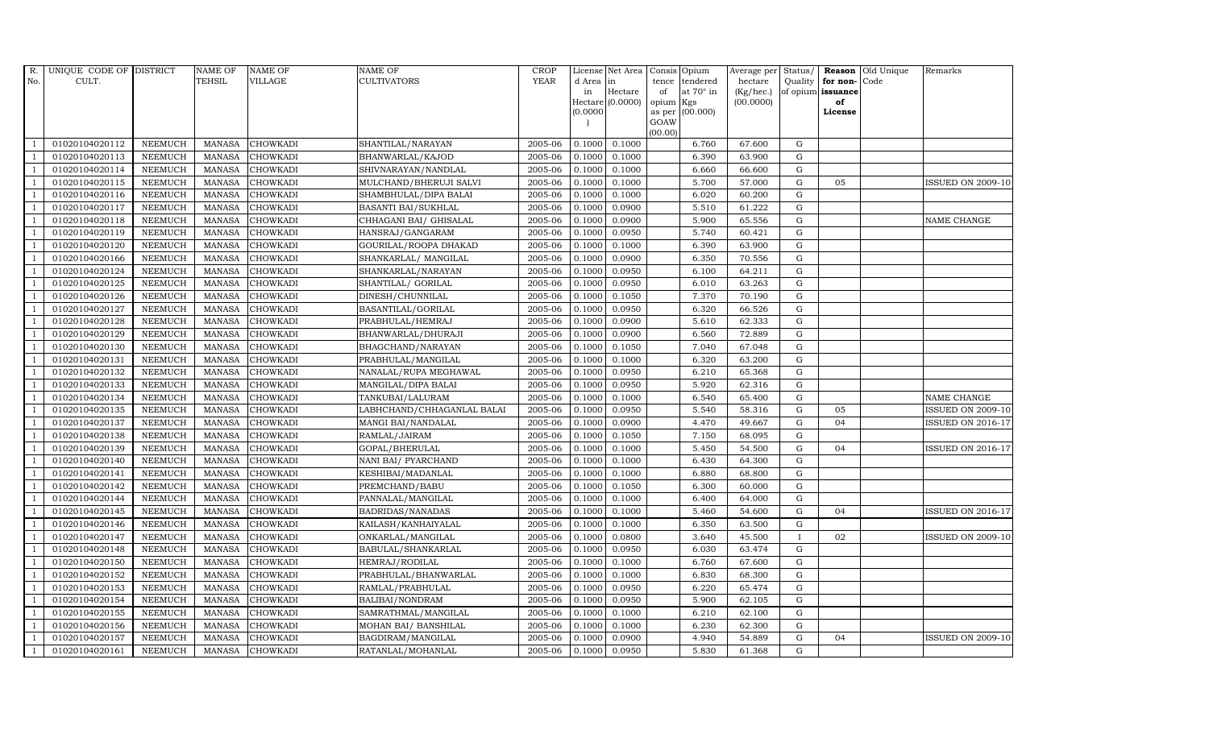| R. No. | UNIQUE CODE OF CULT. | DISTRICT | NAME OF TEHSIL | NAME OF VILLAGE | NAME OF CULTIVATORS | CROP YEAR | License d Area in Hectare (0.0000) | Net Area in Hectare (0.0000) | Consis tence of opium as per GOAW (00.00) | Opium tendered at 70° in Kgs (00.000) | Average per hectare (Kg/hec.) (00.0000) | Status/ Quality of opium | Reason for non-issuance of License | Old Unique Code | Remarks |
|---|---|---|---|---|---|---|---|---|---|---|---|---|---|---|---|
| 1 | 01020104020112 | NEEMUCH | MANASA | CHOWKADI | SHANTILAL/NARAYAN | 2005-06 | 0.1000 | 0.1000 | | 6.760 | 67.600 | G | | | |
| 1 | 01020104020113 | NEEMUCH | MANASA | CHOWKADI | BHANWARLAL/KAJOD | 2005-06 | 0.1000 | 0.1000 | | 6.390 | 63.900 | G | | | |
| 1 | 01020104020114 | NEEMUCH | MANASA | CHOWKADI | SHIVNARAYAN/NANDLAL | 2005-06 | 0.1000 | 0.1000 | | 6.660 | 66.600 | G | | | |
| 1 | 01020104020115 | NEEMUCH | MANASA | CHOWKADI | MULCHAND/BHERUJI SALVI | 2005-06 | 0.1000 | 0.1000 | | 5.700 | 57.000 | G | 05 | | ISSUED ON 2009-10 |
| 1 | 01020104020116 | NEEMUCH | MANASA | CHOWKADI | SHAMBHULAL/DIPA BALAI | 2005-06 | 0.1000 | 0.1000 | | 6.020 | 60.200 | G | | | |
| 1 | 01020104020117 | NEEMUCH | MANASA | CHOWKADI | BASANTI BAI/SUKHLAL | 2005-06 | 0.1000 | 0.0900 | | 5.510 | 61.222 | G | | | |
| 1 | 01020104020118 | NEEMUCH | MANASA | CHOWKADI | CHHAGANI BAI/ GHISALAL | 2005-06 | 0.1000 | 0.0900 | | 5.900 | 65.556 | G | | | NAME CHANGE |
| 1 | 01020104020119 | NEEMUCH | MANASA | CHOWKADI | HANSRAJ/GANGARAM | 2005-06 | 0.1000 | 0.0950 | | 5.740 | 60.421 | G | | | |
| 1 | 01020104020120 | NEEMUCH | MANASA | CHOWKADI | GOURILAL/ROOPA DHAKAD | 2005-06 | 0.1000 | 0.1000 | | 6.390 | 63.900 | G | | | |
| 1 | 01020104020166 | NEEMUCH | MANASA | CHOWKADI | SHANKARLAL/ MANGILAL | 2005-06 | 0.1000 | 0.0900 | | 6.350 | 70.556 | G | | | |
| 1 | 01020104020124 | NEEMUCH | MANASA | CHOWKADI | SHANKARLAL/NARAYAN | 2005-06 | 0.1000 | 0.0950 | | 6.100 | 64.211 | G | | | |
| 1 | 01020104020125 | NEEMUCH | MANASA | CHOWKADI | SHANTILAL/ GORILAL | 2005-06 | 0.1000 | 0.0950 | | 6.010 | 63.263 | G | | | |
| 1 | 01020104020126 | NEEMUCH | MANASA | CHOWKADI | DINESH/CHUNNILAL | 2005-06 | 0.1000 | 0.1050 | | 7.370 | 70.190 | G | | | |
| 1 | 01020104020127 | NEEMUCH | MANASA | CHOWKADI | BASANTILAL/GORILAL | 2005-06 | 0.1000 | 0.0950 | | 6.320 | 66.526 | G | | | |
| 1 | 01020104020128 | NEEMUCH | MANASA | CHOWKADI | PRABHULAL/HEMRAJ | 2005-06 | 0.1000 | 0.0900 | | 5.610 | 62.333 | G | | | |
| 1 | 01020104020129 | NEEMUCH | MANASA | CHOWKADI | BHANWARLAL/DHURAJI | 2005-06 | 0.1000 | 0.0900 | | 6.560 | 72.889 | G | | | |
| 1 | 01020104020130 | NEEMUCH | MANASA | CHOWKADI | BHAGCHAND/NARAYAN | 2005-06 | 0.1000 | 0.1050 | | 7.040 | 67.048 | G | | | |
| 1 | 01020104020131 | NEEMUCH | MANASA | CHOWKADI | PRABHULAL/MANGILAL | 2005-06 | 0.1000 | 0.1000 | | 6.320 | 63.200 | G | | | |
| 1 | 01020104020132 | NEEMUCH | MANASA | CHOWKADI | NANALAL/RUPA MEGHAWAL | 2005-06 | 0.1000 | 0.0950 | | 6.210 | 65.368 | G | | | |
| 1 | 01020104020133 | NEEMUCH | MANASA | CHOWKADI | MANGILAL/DIPA BALAI | 2005-06 | 0.1000 | 0.0950 | | 5.920 | 62.316 | G | | | |
| 1 | 01020104020134 | NEEMUCH | MANASA | CHOWKADI | TANKUBAI/LALURAM | 2005-06 | 0.1000 | 0.1000 | | 6.540 | 65.400 | G | | | NAME CHANGE |
| 1 | 01020104020135 | NEEMUCH | MANASA | CHOWKADI | LABHCHAND/CHHAGANLAL BALAI | 2005-06 | 0.1000 | 0.0950 | | 5.540 | 58.316 | G | 05 | | ISSUED ON 2009-10 |
| 1 | 01020104020137 | NEEMUCH | MANASA | CHOWKADI | MANGI BAI/NANDALAL | 2005-06 | 0.1000 | 0.0900 | | 4.470 | 49.667 | G | 04 | | ISSUED ON 2016-17 |
| 1 | 01020104020138 | NEEMUCH | MANASA | CHOWKADI | RAMLAL/JAIRAM | 2005-06 | 0.1000 | 0.1050 | | 7.150 | 68.095 | G | | | |
| 1 | 01020104020139 | NEEMUCH | MANASA | CHOWKADI | GOPAL/BHERULAL | 2005-06 | 0.1000 | 0.1000 | | 5.450 | 54.500 | G | 04 | | ISSUED ON 2016-17 |
| 1 | 01020104020140 | NEEMUCH | MANASA | CHOWKADI | NANI BAI/ PYARCHAND | 2005-06 | 0.1000 | 0.1000 | | 6.430 | 64.300 | G | | | |
| 1 | 01020104020141 | NEEMUCH | MANASA | CHOWKADI | KESHIBAI/MADANLAL | 2005-06 | 0.1000 | 0.1000 | | 6.880 | 68.800 | G | | | |
| 1 | 01020104020142 | NEEMUCH | MANASA | CHOWKADI | PREMCHAND/BABU | 2005-06 | 0.1000 | 0.1050 | | 6.300 | 60.000 | G | | | |
| 1 | 01020104020144 | NEEMUCH | MANASA | CHOWKADI | PANNALAL/MANGILAL | 2005-06 | 0.1000 | 0.1000 | | 6.400 | 64.000 | G | | | |
| 1 | 01020104020145 | NEEMUCH | MANASA | CHOWKADI | BADRIDAS/NANADAS | 2005-06 | 0.1000 | 0.1000 | | 5.460 | 54.600 | G | 04 | | ISSUED ON 2016-17 |
| 1 | 01020104020146 | NEEMUCH | MANASA | CHOWKADI | KAILASH/KANHAIYALAL | 2005-06 | 0.1000 | 0.1000 | | 6.350 | 63.500 | G | | | |
| 1 | 01020104020147 | NEEMUCH | MANASA | CHOWKADI | ONKARLAL/MANGILAL | 2005-06 | 0.1000 | 0.0800 | | 3.640 | 45.500 | I | 02 | | ISSUED ON 2009-10 |
| 1 | 01020104020148 | NEEMUCH | MANASA | CHOWKADI | BABULAL/SHANKARLAL | 2005-06 | 0.1000 | 0.0950 | | 6.030 | 63.474 | G | | | |
| 1 | 01020104020150 | NEEMUCH | MANASA | CHOWKADI | HEMRAJ/RODILAL | 2005-06 | 0.1000 | 0.1000 | | 6.760 | 67.600 | G | | | |
| 1 | 01020104020152 | NEEMUCH | MANASA | CHOWKADI | PRABHULAL/BHANWARLAL | 2005-06 | 0.1000 | 0.1000 | | 6.830 | 68.300 | G | | | |
| 1 | 01020104020153 | NEEMUCH | MANASA | CHOWKADI | RAMLAL/PRABHULAL | 2005-06 | 0.1000 | 0.0950 | | 6.220 | 65.474 | G | | | |
| 1 | 01020104020154 | NEEMUCH | MANASA | CHOWKADI | BALIBAI/NONDRAM | 2005-06 | 0.1000 | 0.0950 | | 5.900 | 62.105 | G | | | |
| 1 | 01020104020155 | NEEMUCH | MANASA | CHOWKADI | SAMRATHMAL/MANGILAL | 2005-06 | 0.1000 | 0.1000 | | 6.210 | 62.100 | G | | | |
| 1 | 01020104020156 | NEEMUCH | MANASA | CHOWKADI | MOHAN BAI/ BANSHILAL | 2005-06 | 0.1000 | 0.1000 | | 6.230 | 62.300 | G | | | |
| 1 | 01020104020157 | NEEMUCH | MANASA | CHOWKADI | BAGDIRAM/MANGILAL | 2005-06 | 0.1000 | 0.0900 | | 4.940 | 54.889 | G | 04 | | ISSUED ON 2009-10 |
| 1 | 01020104020161 | NEEMUCH | MANASA | CHOWKADI | RATANLAL/MOHANLAL | 2005-06 | 0.1000 | 0.0950 | | 5.830 | 61.368 | G | | | |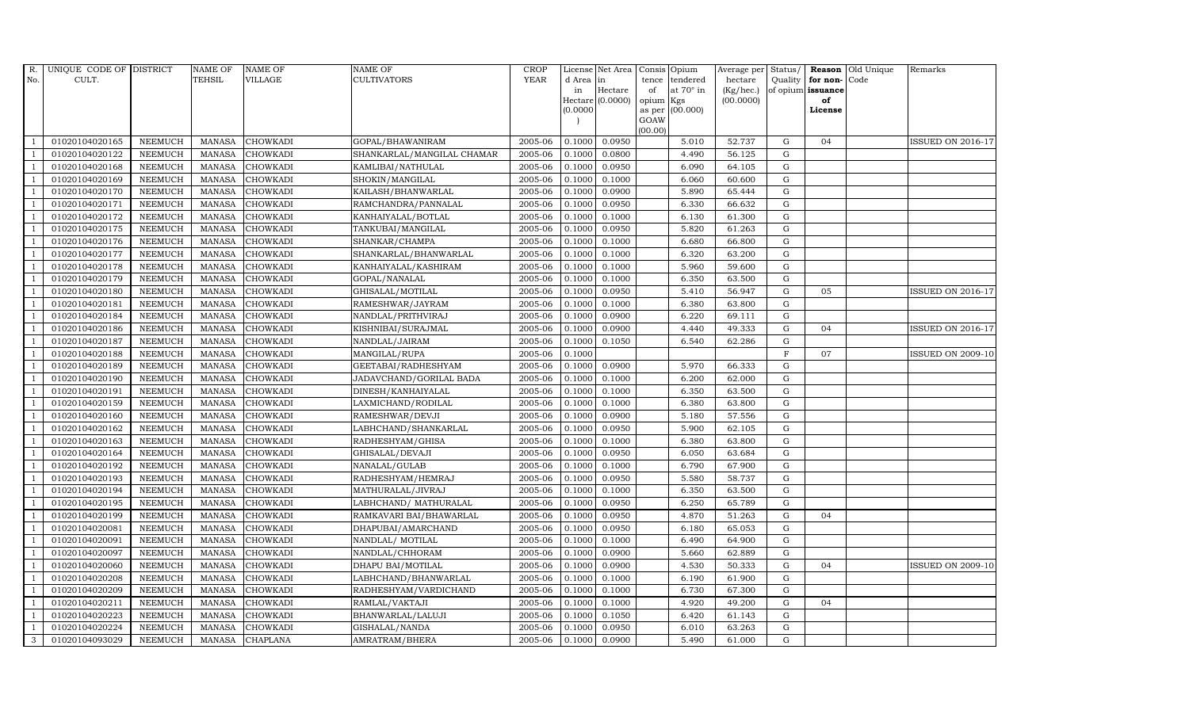| R. No. | UNIQUE CODE OF CULT. | DISTRICT | NAME OF TEHSIL | NAME OF VILLAGE | NAME OF CULTIVATORS | CROP YEAR | License d Area in Hectare (0.0000) | Net Area in Hectare (0.0000) | Consis tence of opium as per GOAW (00.00) | Opium tendered at 70° in Kgs (00.000) | Average per hectare (Kg/hec.) (00.0000) | Status/ Quality of opium | Reason for non-issuance of License | Old Unique Code | Remarks |
|---|---|---|---|---|---|---|---|---|---|---|---|---|---|---|---|
| 1 | 01020104020165 | NEEMUCH | MANASA | CHOWKADI | GOPAL/BHAWANIRAM | 2005-06 | 0.1000 | 0.0950 | | 5.010 | 52.737 | G | 04 | | ISSUED ON 2016-17 |
| 1 | 01020104020122 | NEEMUCH | MANASA | CHOWKADI | SHANKARLAL/MANGILAL CHAMAR | 2005-06 | 0.1000 | 0.0800 | | 4.490 | 56.125 | G | | | |
| 1 | 01020104020168 | NEEMUCH | MANASA | CHOWKADI | KAMLIBAI/NATHULAL | 2005-06 | 0.1000 | 0.0950 | | 6.090 | 64.105 | G | | | |
| 1 | 01020104020169 | NEEMUCH | MANASA | CHOWKADI | SHOKIN/MANGILAL | 2005-06 | 0.1000 | 0.1000 | | 6.060 | 60.600 | G | | | |
| 1 | 01020104020170 | NEEMUCH | MANASA | CHOWKADI | KAILASH/BHANWARLAL | 2005-06 | 0.1000 | 0.0900 | | 5.890 | 65.444 | G | | | |
| 1 | 01020104020171 | NEEMUCH | MANASA | CHOWKADI | RAMCHANDRA/PANNALAL | 2005-06 | 0.1000 | 0.0950 | | 6.330 | 66.632 | G | | | |
| 1 | 01020104020172 | NEEMUCH | MANASA | CHOWKADI | KANHAIYALAL/BOTLAL | 2005-06 | 0.1000 | 0.1000 | | 6.130 | 61.300 | G | | | |
| 1 | 01020104020175 | NEEMUCH | MANASA | CHOWKADI | TANKUBAI/MANGILAL | 2005-06 | 0.1000 | 0.0950 | | 5.820 | 61.263 | G | | | |
| 1 | 01020104020176 | NEEMUCH | MANASA | CHOWKADI | SHANKAR/CHAMPA | 2005-06 | 0.1000 | 0.1000 | | 6.680 | 66.800 | G | | | |
| 1 | 01020104020177 | NEEMUCH | MANASA | CHOWKADI | SHANKARLAL/BHANWARLAL | 2005-06 | 0.1000 | 0.1000 | | 6.320 | 63.200 | G | | | |
| 1 | 01020104020178 | NEEMUCH | MANASA | CHOWKADI | KANHAIYALAL/KASHIRAM | 2005-06 | 0.1000 | 0.1000 | | 5.960 | 59.600 | G | | | |
| 1 | 01020104020179 | NEEMUCH | MANASA | CHOWKADI | GOPAL/NANALAL | 2005-06 | 0.1000 | 0.1000 | | 6.350 | 63.500 | G | | | |
| 1 | 01020104020180 | NEEMUCH | MANASA | CHOWKADI | GHISALAL/MOTILAL | 2005-06 | 0.1000 | 0.0950 | | 5.410 | 56.947 | G | 05 | | ISSUED ON 2016-17 |
| 1 | 01020104020181 | NEEMUCH | MANASA | CHOWKADI | RAMESHWAR/JAYRAM | 2005-06 | 0.1000 | 0.1000 | | 6.380 | 63.800 | G | | | |
| 1 | 01020104020184 | NEEMUCH | MANASA | CHOWKADI | NANDLAL/PRITHVIRAJ | 2005-06 | 0.1000 | 0.0900 | | 6.220 | 69.111 | G | | | |
| 1 | 01020104020186 | NEEMUCH | MANASA | CHOWKADI | KISHNIBAI/SURAJMAL | 2005-06 | 0.1000 | 0.0900 | | 4.440 | 49.333 | G | 04 | | ISSUED ON 2016-17 |
| 1 | 01020104020187 | NEEMUCH | MANASA | CHOWKADI | NANDLAL/JAIRAM | 2005-06 | 0.1000 | 0.1050 | | 6.540 | 62.286 | G | | | |
| 1 | 01020104020188 | NEEMUCH | MANASA | CHOWKADI | MANGILAL/RUPA | 2005-06 | 0.1000 | | | | | F | 07 | | ISSUED ON 2009-10 |
| 1 | 01020104020189 | NEEMUCH | MANASA | CHOWKADI | GEETABAI/RADHESHYAM | 2005-06 | 0.1000 | 0.0900 | | 5.970 | 66.333 | G | | | |
| 1 | 01020104020190 | NEEMUCH | MANASA | CHOWKADI | JADAVCHAND/GORILAL BADA | 2005-06 | 0.1000 | 0.1000 | | 6.200 | 62.000 | G | | | |
| 1 | 01020104020191 | NEEMUCH | MANASA | CHOWKADI | DINESH/KANHAIYALAL | 2005-06 | 0.1000 | 0.1000 | | 6.350 | 63.500 | G | | | |
| 1 | 01020104020159 | NEEMUCH | MANASA | CHOWKADI | LAXMICHAND/RODILAL | 2005-06 | 0.1000 | 0.1000 | | 6.380 | 63.800 | G | | | |
| 1 | 01020104020160 | NEEMUCH | MANASA | CHOWKADI | RAMESHWAR/DEVJI | 2005-06 | 0.1000 | 0.0900 | | 5.180 | 57.556 | G | | | |
| 1 | 01020104020162 | NEEMUCH | MANASA | CHOWKADI | LABHCHAND/SHANKARLAL | 2005-06 | 0.1000 | 0.0950 | | 5.900 | 62.105 | G | | | |
| 1 | 01020104020163 | NEEMUCH | MANASA | CHOWKADI | RADHESHYAM/GHISA | 2005-06 | 0.1000 | 0.1000 | | 6.380 | 63.800 | G | | | |
| 1 | 01020104020164 | NEEMUCH | MANASA | CHOWKADI | GHISALAL/DEVAJI | 2005-06 | 0.1000 | 0.0950 | | 6.050 | 63.684 | G | | | |
| 1 | 01020104020192 | NEEMUCH | MANASA | CHOWKADI | NANALAL/GULAB | 2005-06 | 0.1000 | 0.1000 | | 6.790 | 67.900 | G | | | |
| 1 | 01020104020193 | NEEMUCH | MANASA | CHOWKADI | RADHESHYAM/HEMRAJ | 2005-06 | 0.1000 | 0.0950 | | 5.580 | 58.737 | G | | | |
| 1 | 01020104020194 | NEEMUCH | MANASA | CHOWKADI | MATHURALAL/JIVRAJ | 2005-06 | 0.1000 | 0.1000 | | 6.350 | 63.500 | G | | | |
| 1 | 01020104020195 | NEEMUCH | MANASA | CHOWKADI | LABHCHAND/ MATHURALAL | 2005-06 | 0.1000 | 0.0950 | | 6.250 | 65.789 | G | | | |
| 1 | 01020104020199 | NEEMUCH | MANASA | CHOWKADI | RAMKAVARI BAI/BHAWARLAL | 2005-06 | 0.1000 | 0.0950 | | 4.870 | 51.263 | G | 04 | | |
| 1 | 01020104020081 | NEEMUCH | MANASA | CHOWKADI | DHAPUBAI/AMARCHAND | 2005-06 | 0.1000 | 0.0950 | | 6.180 | 65.053 | G | | | |
| 1 | 01020104020091 | NEEMUCH | MANASA | CHOWKADI | NANDLAL/ MOTILAL | 2005-06 | 0.1000 | 0.1000 | | 6.490 | 64.900 | G | | | |
| 1 | 01020104020097 | NEEMUCH | MANASA | CHOWKADI | NANDLAL/CHHORAM | 2005-06 | 0.1000 | 0.0900 | | 5.660 | 62.889 | G | | | |
| 1 | 01020104020060 | NEEMUCH | MANASA | CHOWKADI | DHAPU BAI/MOTILAL | 2005-06 | 0.1000 | 0.0900 | | 4.530 | 50.333 | G | 04 | | ISSUED ON 2009-10 |
| 1 | 01020104020208 | NEEMUCH | MANASA | CHOWKADI | LABHCHAND/BHANWARLAL | 2005-06 | 0.1000 | 0.1000 | | 6.190 | 61.900 | G | | | |
| 1 | 01020104020209 | NEEMUCH | MANASA | CHOWKADI | RADHESHYAM/VARDICHAND | 2005-06 | 0.1000 | 0.1000 | | 6.730 | 67.300 | G | | | |
| 1 | 01020104020211 | NEEMUCH | MANASA | CHOWKADI | RAMLAL/VAKTAJI | 2005-06 | 0.1000 | 0.1000 | | 4.920 | 49.200 | G | 04 | | |
| 1 | 01020104020223 | NEEMUCH | MANASA | CHOWKADI | BHANWARLAL/LALUJI | 2005-06 | 0.1000 | 0.1050 | | 6.420 | 61.143 | G | | | |
| 1 | 01020104020224 | NEEMUCH | MANASA | CHOWKADI | GISHALAL/NANDA | 2005-06 | 0.1000 | 0.0950 | | 6.010 | 63.263 | G | | | |
| 3 | 01020104093029 | NEEMUCH | MANASA | CHAPLANA | AMRATRAM/BHERA | 2005-06 | 0.1000 | 0.0900 | | 5.490 | 61.000 | G | | | |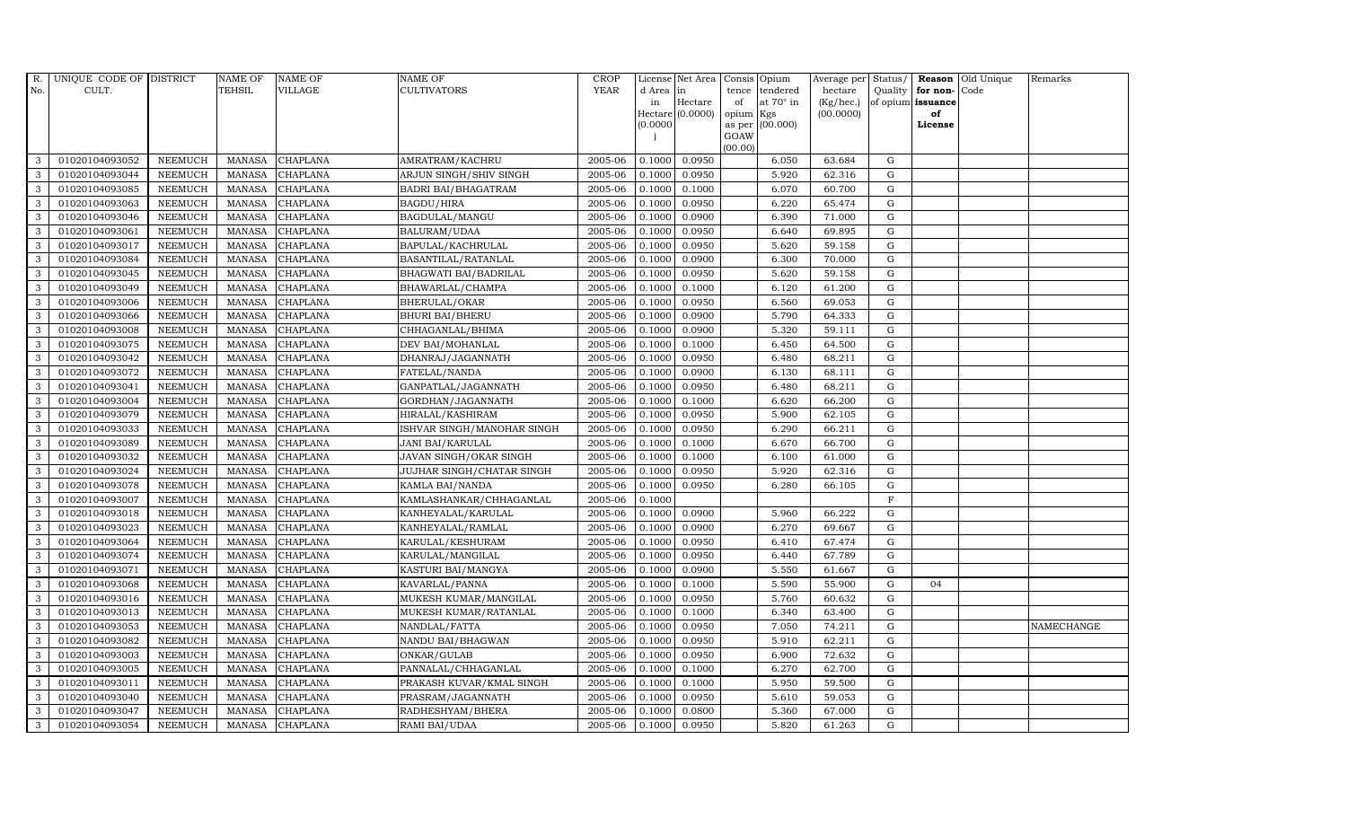| R. No. | UNIQUE CODE OF CULT. | DISTRICT | NAME OF TEHSIL | NAME OF VILLAGE | NAME OF CULTIVATORS | CROP YEAR | License d Area in Hectare (0.0000) | Net Area in Hectare (0.0000) | Consis tence of opium as per GOAW (00.00) | Opium tendered at 70° in Kgs (00.000) | Average per hectare (Kg/hec.) (00.0000) | Status/ Quality of opium | Reason for non- issuance of License | Old Unique Code | Remarks |
|---|---|---|---|---|---|---|---|---|---|---|---|---|---|---|---|
| 3 | 01020104093052 | NEEMUCH | MANASA | CHAPLANA | AMRATRAM/KACHRU | 2005-06 | 0.1000 | 0.0950 | | 6.050 | 63.684 | G | | | |
| 3 | 01020104093044 | NEEMUCH | MANASA | CHAPLANA | ARJUN SINGH/SHIV SINGH | 2005-06 | 0.1000 | 0.0950 | | 5.920 | 62.316 | G | | | |
| 3 | 01020104093085 | NEEMUCH | MANASA | CHAPLANA | BADRI BAI/BHAGATRAM | 2005-06 | 0.1000 | 0.1000 | | 6.070 | 60.700 | G | | | |
| 3 | 01020104093063 | NEEMUCH | MANASA | CHAPLANA | BAGDU/HIRA | 2005-06 | 0.1000 | 0.0950 | | 6.220 | 65.474 | G | | | |
| 3 | 01020104093046 | NEEMUCH | MANASA | CHAPLANA | BAGDULAL/MANGU | 2005-06 | 0.1000 | 0.0900 | | 6.390 | 71.000 | G | | | |
| 3 | 01020104093061 | NEEMUCH | MANASA | CHAPLANA | BALURAM/UDAA | 2005-06 | 0.1000 | 0.0950 | | 6.640 | 69.895 | G | | | |
| 3 | 01020104093017 | NEEMUCH | MANASA | CHAPLANA | BAPULAL/KACHRULAL | 2005-06 | 0.1000 | 0.0950 | | 5.620 | 59.158 | G | | | |
| 3 | 01020104093084 | NEEMUCH | MANASA | CHAPLANA | BASANTILAL/RATANLAL | 2005-06 | 0.1000 | 0.0900 | | 6.300 | 70.000 | G | | | |
| 3 | 01020104093045 | NEEMUCH | MANASA | CHAPLANA | BHAGWATI BAI/BADRILAL | 2005-06 | 0.1000 | 0.0950 | | 5.620 | 59.158 | G | | | |
| 3 | 01020104093049 | NEEMUCH | MANASA | CHAPLANA | BHAWARLAL/CHAMPA | 2005-06 | 0.1000 | 0.1000 | | 6.120 | 61.200 | G | | | |
| 3 | 01020104093006 | NEEMUCH | MANASA | CHAPLANA | BHERULAL/OKAR | 2005-06 | 0.1000 | 0.0950 | | 6.560 | 69.053 | G | | | |
| 3 | 01020104093066 | NEEMUCH | MANASA | CHAPLANA | BHURI BAI/BHERU | 2005-06 | 0.1000 | 0.0900 | | 5.790 | 64.333 | G | | | |
| 3 | 01020104093008 | NEEMUCH | MANASA | CHAPLANA | CHHAGANLAL/BHIMA | 2005-06 | 0.1000 | 0.0900 | | 5.320 | 59.111 | G | | | |
| 3 | 01020104093075 | NEEMUCH | MANASA | CHAPLANA | DEV BAI/MOHANLAL | 2005-06 | 0.1000 | 0.1000 | | 6.450 | 64.500 | G | | | |
| 3 | 01020104093042 | NEEMUCH | MANASA | CHAPLANA | DHANRAJ/JAGANNATH | 2005-06 | 0.1000 | 0.0950 | | 6.480 | 68.211 | G | | | |
| 3 | 01020104093072 | NEEMUCH | MANASA | CHAPLANA | FATELAL/NANDA | 2005-06 | 0.1000 | 0.0900 | | 6.130 | 68.111 | G | | | |
| 3 | 01020104093041 | NEEMUCH | MANASA | CHAPLANA | GANPATLAL/JAGANNATH | 2005-06 | 0.1000 | 0.0950 | | 6.480 | 68.211 | G | | | |
| 3 | 01020104093004 | NEEMUCH | MANASA | CHAPLANA | GORDHAN/JAGANNATH | 2005-06 | 0.1000 | 0.1000 | | 6.620 | 66.200 | G | | | |
| 3 | 01020104093079 | NEEMUCH | MANASA | CHAPLANA | HIRALAL/KASHIRAM | 2005-06 | 0.1000 | 0.0950 | | 5.900 | 62.105 | G | | | |
| 3 | 01020104093033 | NEEMUCH | MANASA | CHAPLANA | ISHVAR SINGH/MANOHAR SINGH | 2005-06 | 0.1000 | 0.0950 | | 6.290 | 66.211 | G | | | |
| 3 | 01020104093089 | NEEMUCH | MANASA | CHAPLANA | JANI BAI/KARULAL | 2005-06 | 0.1000 | 0.1000 | | 6.670 | 66.700 | G | | | |
| 3 | 01020104093032 | NEEMUCH | MANASA | CHAPLANA | JAVAN SINGH/OKAR SINGH | 2005-06 | 0.1000 | 0.1000 | | 6.100 | 61.000 | G | | | |
| 3 | 01020104093024 | NEEMUCH | MANASA | CHAPLANA | JUJHAR SINGH/CHATAR SINGH | 2005-06 | 0.1000 | 0.0950 | | 5.920 | 62.316 | G | | | |
| 3 | 01020104093078 | NEEMUCH | MANASA | CHAPLANA | KAMLA BAI/NANDA | 2005-06 | 0.1000 | 0.0950 | | 6.280 | 66.105 | G | | | |
| 3 | 01020104093007 | NEEMUCH | MANASA | CHAPLANA | KAMLASHANKAR/CHHAGANLAL | 2005-06 | 0.1000 | | | | | F | | | |
| 3 | 01020104093018 | NEEMUCH | MANASA | CHAPLANA | KANHEYALAL/KARULAL | 2005-06 | 0.1000 | 0.0900 | | 5.960 | 66.222 | G | | | |
| 3 | 01020104093023 | NEEMUCH | MANASA | CHAPLANA | KANHEYALAL/RAMLAL | 2005-06 | 0.1000 | 0.0900 | | 6.270 | 69.667 | G | | | |
| 3 | 01020104093064 | NEEMUCH | MANASA | CHAPLANA | KARULAL/KESHURAM | 2005-06 | 0.1000 | 0.0950 | | 6.410 | 67.474 | G | | | |
| 3 | 01020104093074 | NEEMUCH | MANASA | CHAPLANA | KARULAL/MANGILAL | 2005-06 | 0.1000 | 0.0950 | | 6.440 | 67.789 | G | | | |
| 3 | 01020104093071 | NEEMUCH | MANASA | CHAPLANA | KASTURI BAI/MANGYA | 2005-06 | 0.1000 | 0.0900 | | 5.550 | 61.667 | G | | | |
| 3 | 01020104093068 | NEEMUCH | MANASA | CHAPLANA | KAVARLAL/PANNA | 2005-06 | 0.1000 | 0.1000 | | 5.590 | 55.900 | G | 04 | | |
| 3 | 01020104093016 | NEEMUCH | MANASA | CHAPLANA | MUKESH KUMAR/MANGILAL | 2005-06 | 0.1000 | 0.0950 | | 5.760 | 60.632 | G | | | |
| 3 | 01020104093013 | NEEMUCH | MANASA | CHAPLANA | MUKESH KUMAR/RATANLAL | 2005-06 | 0.1000 | 0.1000 | | 6.340 | 63.400 | G | | | |
| 3 | 01020104093053 | NEEMUCH | MANASA | CHAPLANA | NANDLAL/FATTA | 2005-06 | 0.1000 | 0.0950 | | 7.050 | 74.211 | G | | | NAMECHANGE |
| 3 | 01020104093082 | NEEMUCH | MANASA | CHAPLANA | NANDU BAI/BHAGWAN | 2005-06 | 0.1000 | 0.0950 | | 5.910 | 62.211 | G | | | |
| 3 | 01020104093003 | NEEMUCH | MANASA | CHAPLANA | ONKAR/GULAB | 2005-06 | 0.1000 | 0.0950 | | 6.900 | 72.632 | G | | | |
| 3 | 01020104093005 | NEEMUCH | MANASA | CHAPLANA | PANNALAL/CHHAGANLAL | 2005-06 | 0.1000 | 0.1000 | | 6.270 | 62.700 | G | | | |
| 3 | 01020104093011 | NEEMUCH | MANASA | CHAPLANA | PRAKASH KUVAR/KMAL SINGH | 2005-06 | 0.1000 | 0.1000 | | 5.950 | 59.500 | G | | | |
| 3 | 01020104093040 | NEEMUCH | MANASA | CHAPLANA | PRASRAM/JAGANNATH | 2005-06 | 0.1000 | 0.0950 | | 5.610 | 59.053 | G | | | |
| 3 | 01020104093047 | NEEMUCH | MANASA | CHAPLANA | RADHESHYAM/BHERA | 2005-06 | 0.1000 | 0.0800 | | 5.360 | 67.000 | G | | | |
| 3 | 01020104093054 | NEEMUCH | MANASA | CHAPLANA | RAMI BAI/UDAA | 2005-06 | 0.1000 | 0.0950 | | 5.820 | 61.263 | G | | | |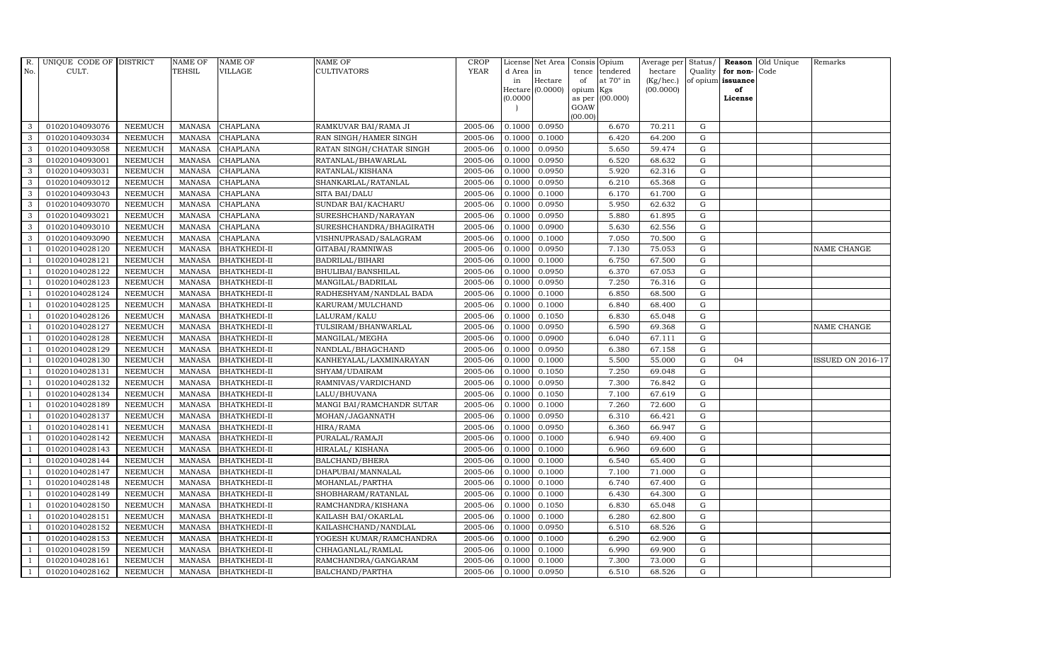| R. No. | UNIQUE CODE OF CULT. | DISTRICT | NAME OF TEHSIL | NAME OF VILLAGE | NAME OF CULTIVATORS | CROP YEAR | License d Area in Hectare (0.0000) | Net Area in Hectare (0.0000) | Consis tence of opium as per GOAW (00.00) | Opium tendered at 70° in Kgs (00.000) | Average per hectare (Kg/hec.) (00.0000) | Status/ Quality of opium | Reason for non-issuance of License | Old Unique Code | Remarks |
|---|---|---|---|---|---|---|---|---|---|---|---|---|---|---|---|
| 3 | 01020104093076 | NEEMUCH | MANASA | CHAPLANA | RAMKUVAR BAI/RAMA JI | 2005-06 | 0.1000 | 0.0950 | | 6.670 | 70.211 | G | | | |
| 3 | 01020104093034 | NEEMUCH | MANASA | CHAPLANA | RAN SINGH/HAMER SINGH | 2005-06 | 0.1000 | 0.1000 | | 6.420 | 64.200 | G | | | |
| 3 | 01020104093058 | NEEMUCH | MANASA | CHAPLANA | RATAN SINGH/CHATAR SINGH | 2005-06 | 0.1000 | 0.0950 | | 5.650 | 59.474 | G | | | |
| 3 | 01020104093001 | NEEMUCH | MANASA | CHAPLANA | RATANLAL/BHAWARLAL | 2005-06 | 0.1000 | 0.0950 | | 6.520 | 68.632 | G | | | |
| 3 | 01020104093031 | NEEMUCH | MANASA | CHAPLANA | RATANLAL/KISHANA | 2005-06 | 0.1000 | 0.0950 | | 5.920 | 62.316 | G | | | |
| 3 | 01020104093012 | NEEMUCH | MANASA | CHAPLANA | SHANKARLAL/RATANLAL | 2005-06 | 0.1000 | 0.0950 | | 6.210 | 65.368 | G | | | |
| 3 | 01020104093043 | NEEMUCH | MANASA | CHAPLANA | SITA BAI/DALU | 2005-06 | 0.1000 | 0.1000 | | 6.170 | 61.700 | G | | | |
| 3 | 01020104093070 | NEEMUCH | MANASA | CHAPLANA | SUNDAR BAI/KACHARU | 2005-06 | 0.1000 | 0.0950 | | 5.950 | 62.632 | G | | | |
| 3 | 01020104093021 | NEEMUCH | MANASA | CHAPLANA | SURESHCHAND/NARAYAN | 2005-06 | 0.1000 | 0.0950 | | 5.880 | 61.895 | G | | | |
| 3 | 01020104093010 | NEEMUCH | MANASA | CHAPLANA | SURESHCHANDRA/BHAGIRATH | 2005-06 | 0.1000 | 0.0900 | | 5.630 | 62.556 | G | | | |
| 3 | 01020104093090 | NEEMUCH | MANASA | CHAPLANA | VISHNUPRASAD/SALAGRAM | 2005-06 | 0.1000 | 0.1000 | | 7.050 | 70.500 | G | | | |
| 1 | 01020104028120 | NEEMUCH | MANASA | BHATKHEDI-II | GITABAI/RAMNIWAS | 2005-06 | 0.1000 | 0.0950 | | 7.130 | 75.053 | G | | | NAME CHANGE |
| 1 | 01020104028121 | NEEMUCH | MANASA | BHATKHEDI-II | BADRILAL/BIHARI | 2005-06 | 0.1000 | 0.1000 | | 6.750 | 67.500 | G | | | |
| 1 | 01020104028122 | NEEMUCH | MANASA | BHATKHEDI-II | BHULIBAI/BANSHILAL | 2005-06 | 0.1000 | 0.0950 | | 6.370 | 67.053 | G | | | |
| 1 | 01020104028123 | NEEMUCH | MANASA | BHATKHEDI-II | MANGILAL/BADRILAL | 2005-06 | 0.1000 | 0.0950 | | 7.250 | 76.316 | G | | | |
| 1 | 01020104028124 | NEEMUCH | MANASA | BHATKHEDI-II | RADHESHYAM/NANDLAL BADA | 2005-06 | 0.1000 | 0.1000 | | 6.850 | 68.500 | G | | | |
| 1 | 01020104028125 | NEEMUCH | MANASA | BHATKHEDI-II | KARURAM/MULCHAND | 2005-06 | 0.1000 | 0.1000 | | 6.840 | 68.400 | G | | | |
| 1 | 01020104028126 | NEEMUCH | MANASA | BHATKHEDI-II | LALURAM/KALU | 2005-06 | 0.1000 | 0.1050 | | 6.830 | 65.048 | G | | | |
| 1 | 01020104028127 | NEEMUCH | MANASA | BHATKHEDI-II | TULSIRAM/BHANWARLAL | 2005-06 | 0.1000 | 0.0950 | | 6.590 | 69.368 | G | | | NAME CHANGE |
| 1 | 01020104028128 | NEEMUCH | MANASA | BHATKHEDI-II | MANGILAL/MEGHA | 2005-06 | 0.1000 | 0.0900 | | 6.040 | 67.111 | G | | | |
| 1 | 01020104028129 | NEEMUCH | MANASA | BHATKHEDI-II | NANDLAL/BHAGCHAND | 2005-06 | 0.1000 | 0.0950 | | 6.380 | 67.158 | G | | | |
| 1 | 01020104028130 | NEEMUCH | MANASA | BHATKHEDI-II | KANHEYALAL/LAXMINARAYAN | 2005-06 | 0.1000 | 0.1000 | | 5.500 | 55.000 | G | 04 | | ISSUED ON 2016-17 |
| 1 | 01020104028131 | NEEMUCH | MANASA | BHATKHEDI-II | SHYAM/UDAIRAM | 2005-06 | 0.1000 | 0.1050 | | 7.250 | 69.048 | G | | | |
| 1 | 01020104028132 | NEEMUCH | MANASA | BHATKHEDI-II | RAMNIVAS/VARDICHAND | 2005-06 | 0.1000 | 0.0950 | | 7.300 | 76.842 | G | | | |
| 1 | 01020104028134 | NEEMUCH | MANASA | BHATKHEDI-II | LALU/BHUVANA | 2005-06 | 0.1000 | 0.1050 | | 7.100 | 67.619 | G | | | |
| 1 | 01020104028189 | NEEMUCH | MANASA | BHATKHEDI-II | MANGI BAI/RAMCHANDR SUTAR | 2005-06 | 0.1000 | 0.1000 | | 7.260 | 72.600 | G | | | |
| 1 | 01020104028137 | NEEMUCH | MANASA | BHATKHEDI-II | MOHAN/JAGANNATH | 2005-06 | 0.1000 | 0.0950 | | 6.310 | 66.421 | G | | | |
| 1 | 01020104028141 | NEEMUCH | MANASA | BHATKHEDI-II | HIRA/RAMA | 2005-06 | 0.1000 | 0.0950 | | 6.360 | 66.947 | G | | | |
| 1 | 01020104028142 | NEEMUCH | MANASA | BHATKHEDI-II | PURALAL/RAMAJI | 2005-06 | 0.1000 | 0.1000 | | 6.940 | 69.400 | G | | | |
| 1 | 01020104028143 | NEEMUCH | MANASA | BHATKHEDI-II | HIRALAL/ KISHANA | 2005-06 | 0.1000 | 0.1000 | | 6.960 | 69.600 | G | | | |
| 1 | 01020104028144 | NEEMUCH | MANASA | BHATKHEDI-II | BALCHAND/BHERA | 2005-06 | 0.1000 | 0.1000 | | 6.540 | 65.400 | G | | | |
| 1 | 01020104028147 | NEEMUCH | MANASA | BHATKHEDI-II | DHAPUBAI/MANNALAL | 2005-06 | 0.1000 | 0.1000 | | 7.100 | 71.000 | G | | | |
| 1 | 01020104028148 | NEEMUCH | MANASA | BHATKHEDI-II | MOHANLAL/PARTHA | 2005-06 | 0.1000 | 0.1000 | | 6.740 | 67.400 | G | | | |
| 1 | 01020104028149 | NEEMUCH | MANASA | BHATKHEDI-II | SHOBHARAM/RATANLAL | 2005-06 | 0.1000 | 0.1000 | | 6.430 | 64.300 | G | | | |
| 1 | 01020104028150 | NEEMUCH | MANASA | BHATKHEDI-II | RAMCHANDRA/KISHANA | 2005-06 | 0.1000 | 0.1050 | | 6.830 | 65.048 | G | | | |
| 1 | 01020104028151 | NEEMUCH | MANASA | BHATKHEDI-II | KAILASH BAI/OKARLAL | 2005-06 | 0.1000 | 0.1000 | | 6.280 | 62.800 | G | | | |
| 1 | 01020104028152 | NEEMUCH | MANASA | BHATKHEDI-II | KAILASHCHAND/NANDLAL | 2005-06 | 0.1000 | 0.0950 | | 6.510 | 68.526 | G | | | |
| 1 | 01020104028153 | NEEMUCH | MANASA | BHATKHEDI-II | YOGESH KUMAR/RAMCHANDRA | 2005-06 | 0.1000 | 0.1000 | | 6.290 | 62.900 | G | | | |
| 1 | 01020104028159 | NEEMUCH | MANASA | BHATKHEDI-II | CHHAGANLAL/RAMLAL | 2005-06 | 0.1000 | 0.1000 | | 6.990 | 69.900 | G | | | |
| 1 | 01020104028161 | NEEMUCH | MANASA | BHATKHEDI-II | RAMCHANDRA/GANGARAM | 2005-06 | 0.1000 | 0.1000 | | 7.300 | 73.000 | G | | | |
| 1 | 01020104028162 | NEEMUCH | MANASA | BHATKHEDI-II | BALCHAND/PARTHA | 2005-06 | 0.1000 | 0.0950 | | 6.510 | 68.526 | G | | | |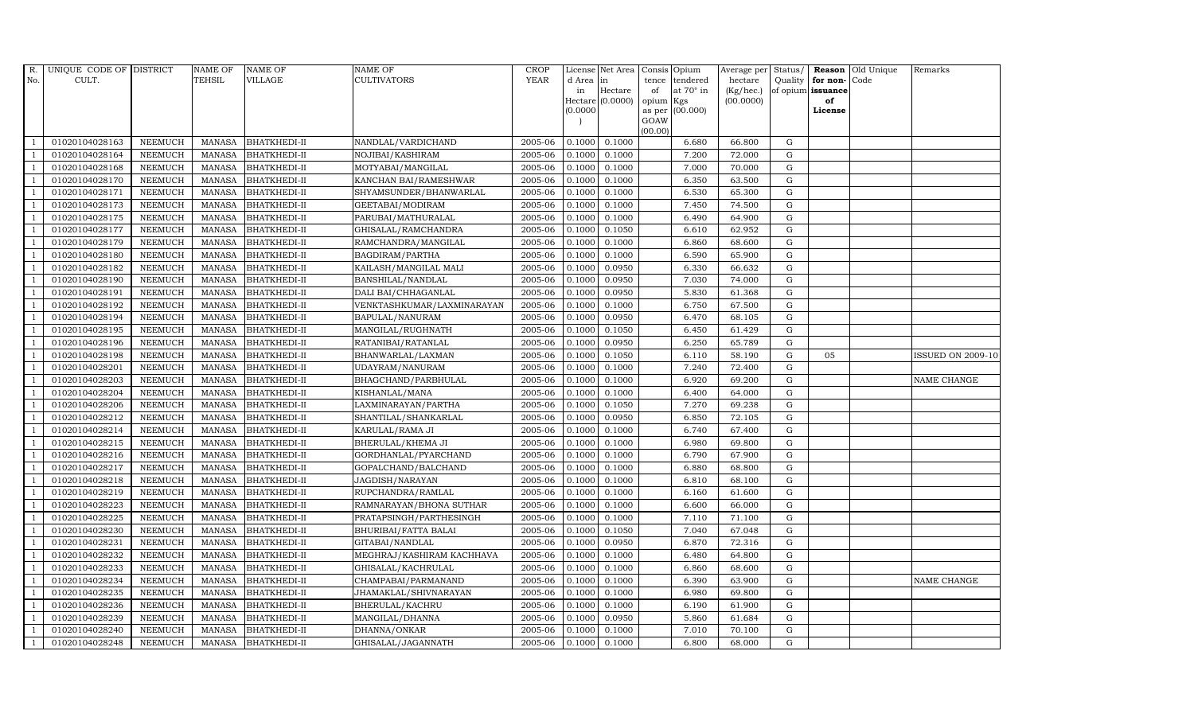| R. No. | UNIQUE CODE OF CULT. | DISTRICT | NAME OF TEHSIL | NAME OF VILLAGE | NAME OF CULTIVATORS | CROP YEAR | License d Area in Hectare (0.0000) | Net Area in Hectare (0.0000) | Consis tence of opium as per GOAW (00.00) | Opium tendered at 70° in Kgs (00.000) | Average per hectare (Kg/hec.) (00.0000) | Status/ Quality of opium | Reason for non- issuance of License | Old Unique Code | Remarks |
|---|---|---|---|---|---|---|---|---|---|---|---|---|---|---|---|
| 1 | 01020104028163 | NEEMUCH | MANASA | BHATKHEDI-II | NANDLAL/VARDICHAND | 2005-06 | 0.1000 | 0.1000 | | 6.680 | 66.800 | G | | | |
| 1 | 01020104028164 | NEEMUCH | MANASA | BHATKHEDI-II | NOJIBAI/KASHIRAM | 2005-06 | 0.1000 | 0.1000 | | 7.200 | 72.000 | G | | | |
| 1 | 01020104028168 | NEEMUCH | MANASA | BHATKHEDI-II | MOTYABAI/MANGILAL | 2005-06 | 0.1000 | 0.1000 | | 7.000 | 70.000 | G | | | |
| 1 | 01020104028170 | NEEMUCH | MANASA | BHATKHEDI-II | KANCHAN BAI/RAMESHWAR | 2005-06 | 0.1000 | 0.1000 | | 6.350 | 63.500 | G | | | |
| 1 | 01020104028171 | NEEMUCH | MANASA | BHATKHEDI-II | SHYAMSUNDER/BHANWARLAL | 2005-06 | 0.1000 | 0.1000 | | 6.530 | 65.300 | G | | | |
| 1 | 01020104028173 | NEEMUCH | MANASA | BHATKHEDI-II | GEETABAI/MODIRAM | 2005-06 | 0.1000 | 0.1000 | | 7.450 | 74.500 | G | | | |
| 1 | 01020104028175 | NEEMUCH | MANASA | BHATKHEDI-II | PARUBAI/MATHURALAL | 2005-06 | 0.1000 | 0.1000 | | 6.490 | 64.900 | G | | | |
| 1 | 01020104028177 | NEEMUCH | MANASA | BHATKHEDI-II | GHISALAL/RAMCHANDRA | 2005-06 | 0.1000 | 0.1050 | | 6.610 | 62.952 | G | | | |
| 1 | 01020104028179 | NEEMUCH | MANASA | BHATKHEDI-II | RAMCHANDRA/MANGILAL | 2005-06 | 0.1000 | 0.1000 | | 6.860 | 68.600 | G | | | |
| 1 | 01020104028180 | NEEMUCH | MANASA | BHATKHEDI-II | BAGDIRAM/PARTHA | 2005-06 | 0.1000 | 0.1000 | | 6.590 | 65.900 | G | | | |
| 1 | 01020104028182 | NEEMUCH | MANASA | BHATKHEDI-II | KAILASH/MANGILAL MALI | 2005-06 | 0.1000 | 0.0950 | | 6.330 | 66.632 | G | | | |
| 1 | 01020104028190 | NEEMUCH | MANASA | BHATKHEDI-II | BANSHILAL/NANDLAL | 2005-06 | 0.1000 | 0.0950 | | 7.030 | 74.000 | G | | | |
| 1 | 01020104028191 | NEEMUCH | MANASA | BHATKHEDI-II | DALI BAI/CHHAGANLAL | 2005-06 | 0.1000 | 0.0950 | | 5.830 | 61.368 | G | | | |
| 1 | 01020104028192 | NEEMUCH | MANASA | BHATKHEDI-II | VENKTASHKUMAR/LAXMINARAYAN | 2005-06 | 0.1000 | 0.1000 | | 6.750 | 67.500 | G | | | |
| 1 | 01020104028194 | NEEMUCH | MANASA | BHATKHEDI-II | BAPULAL/NANURAM | 2005-06 | 0.1000 | 0.0950 | | 6.470 | 68.105 | G | | | |
| 1 | 01020104028195 | NEEMUCH | MANASA | BHATKHEDI-II | MANGILAL/RUGHNATH | 2005-06 | 0.1000 | 0.1050 | | 6.450 | 61.429 | G | | | |
| 1 | 01020104028196 | NEEMUCH | MANASA | BHATKHEDI-II | RATANIBAI/RATANLAL | 2005-06 | 0.1000 | 0.0950 | | 6.250 | 65.789 | G | | | |
| 1 | 01020104028198 | NEEMUCH | MANASA | BHATKHEDI-II | BHANWARLAL/LAXMAN | 2005-06 | 0.1000 | 0.1050 | | 6.110 | 58.190 | G | 05 | | ISSUED ON 2009-10 |
| 1 | 01020104028201 | NEEMUCH | MANASA | BHATKHEDI-II | UDAYRAM/NANURAM | 2005-06 | 0.1000 | 0.1000 | | 7.240 | 72.400 | G | | | |
| 1 | 01020104028203 | NEEMUCH | MANASA | BHATKHEDI-II | BHAGCHAND/PARBHULAL | 2005-06 | 0.1000 | 0.1000 | | 6.920 | 69.200 | G | | | NAME CHANGE |
| 1 | 01020104028204 | NEEMUCH | MANASA | BHATKHEDI-II | KISHANLAL/MANA | 2005-06 | 0.1000 | 0.1000 | | 6.400 | 64.000 | G | | | |
| 1 | 01020104028206 | NEEMUCH | MANASA | BHATKHEDI-II | LAXMINARAYAN/PARTHA | 2005-06 | 0.1000 | 0.1050 | | 7.270 | 69.238 | G | | | |
| 1 | 01020104028212 | NEEMUCH | MANASA | BHATKHEDI-II | SHANTILAL/SHANKARLAL | 2005-06 | 0.1000 | 0.0950 | | 6.850 | 72.105 | G | | | |
| 1 | 01020104028214 | NEEMUCH | MANASA | BHATKHEDI-II | KARULAL/RAMA JI | 2005-06 | 0.1000 | 0.1000 | | 6.740 | 67.400 | G | | | |
| 1 | 01020104028215 | NEEMUCH | MANASA | BHATKHEDI-II | BHERULAL/KHEMA JI | 2005-06 | 0.1000 | 0.1000 | | 6.980 | 69.800 | G | | | |
| 1 | 01020104028216 | NEEMUCH | MANASA | BHATKHEDI-II | GORDHANLAL/PYARCHAND | 2005-06 | 0.1000 | 0.1000 | | 6.790 | 67.900 | G | | | |
| 1 | 01020104028217 | NEEMUCH | MANASA | BHATKHEDI-II | GOPALCHAND/BALCHAND | 2005-06 | 0.1000 | 0.1000 | | 6.880 | 68.800 | G | | | |
| 1 | 01020104028218 | NEEMUCH | MANASA | BHATKHEDI-II | JAGDISH/NARAYAN | 2005-06 | 0.1000 | 0.1000 | | 6.810 | 68.100 | G | | | |
| 1 | 01020104028219 | NEEMUCH | MANASA | BHATKHEDI-II | RUPCHANDRA/RAMLAL | 2005-06 | 0.1000 | 0.1000 | | 6.160 | 61.600 | G | | | |
| 1 | 01020104028223 | NEEMUCH | MANASA | BHATKHEDI-II | RAMNARAYAN/BHONA SUTHAR | 2005-06 | 0.1000 | 0.1000 | | 6.600 | 66.000 | G | | | |
| 1 | 01020104028225 | NEEMUCH | MANASA | BHATKHEDI-II | PRATAPSINGH/PARTHESINGH | 2005-06 | 0.1000 | 0.1000 | | 7.110 | 71.100 | G | | | |
| 1 | 01020104028230 | NEEMUCH | MANASA | BHATKHEDI-II | BHURIBAI/FATTA BALAI | 2005-06 | 0.1000 | 0.1050 | | 7.040 | 67.048 | G | | | |
| 1 | 01020104028231 | NEEMUCH | MANASA | BHATKHEDI-II | GITABAI/NANDLAL | 2005-06 | 0.1000 | 0.0950 | | 6.870 | 72.316 | G | | | |
| 1 | 01020104028232 | NEEMUCH | MANASA | BHATKHEDI-II | MEGHRAJ/KASHIRAM KACHHAVA | 2005-06 | 0.1000 | 0.1000 | | 6.480 | 64.800 | G | | | |
| 1 | 01020104028233 | NEEMUCH | MANASA | BHATKHEDI-II | GHISALAL/KACHRULAL | 2005-06 | 0.1000 | 0.1000 | | 6.860 | 68.600 | G | | | |
| 1 | 01020104028234 | NEEMUCH | MANASA | BHATKHEDI-II | CHAMPABAI/PARMANAND | 2005-06 | 0.1000 | 0.1000 | | 6.390 | 63.900 | G | | | NAME CHANGE |
| 1 | 01020104028235 | NEEMUCH | MANASA | BHATKHEDI-II | JHAMAKLAL/SHIVNARAYAN | 2005-06 | 0.1000 | 0.1000 | | 6.980 | 69.800 | G | | | |
| 1 | 01020104028236 | NEEMUCH | MANASA | BHATKHEDI-II | BHERULAL/KACHRU | 2005-06 | 0.1000 | 0.1000 | | 6.190 | 61.900 | G | | | |
| 1 | 01020104028239 | NEEMUCH | MANASA | BHATKHEDI-II | MANGILAL/DHANNA | 2005-06 | 0.1000 | 0.0950 | | 5.860 | 61.684 | G | | | |
| 1 | 01020104028240 | NEEMUCH | MANASA | BHATKHEDI-II | DHANNA/ONKAR | 2005-06 | 0.1000 | 0.1000 | | 7.010 | 70.100 | G | | | |
| 1 | 01020104028248 | NEEMUCH | MANASA | BHATKHEDI-II | GHISALAL/JAGANNATH | 2005-06 | 0.1000 | 0.1000 | | 6.800 | 68.000 | G | | | |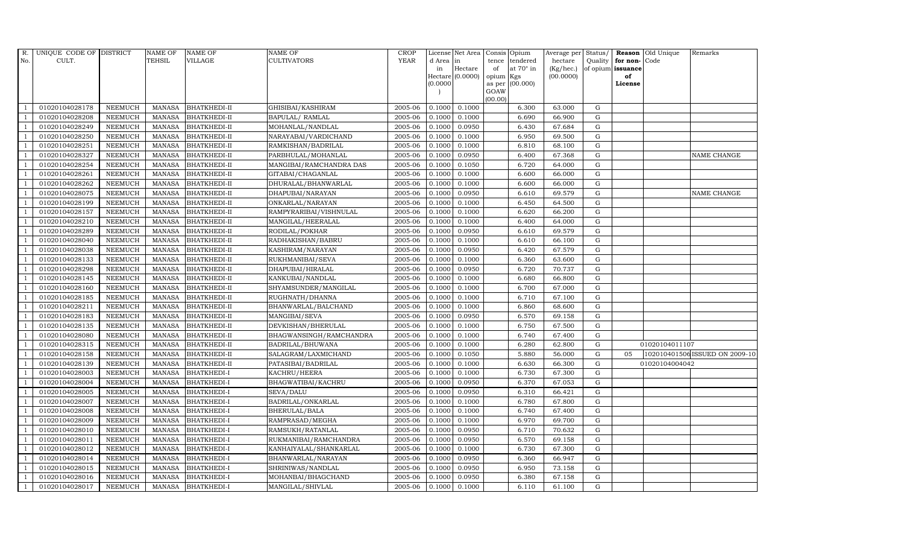| R. No. | UNIQUE CODE OF CULT. | DISTRICT | NAME OF TEHSIL | NAME OF VILLAGE | NAME OF CULTIVATORS | CROP YEAR | License d Area in Hectare (0.0000) | Net Area in Hectare (0.0000) | Consis tence of opium as per GOAW (00.00) | Opium tendered at 70° in Kgs (00.000) | Average per hectare (Kg/hec.) (00.0000) | Status/ Quality of opium | Reason for non-issuance of License | Old Unique Code | Remarks |
|---|---|---|---|---|---|---|---|---|---|---|---|---|---|---|---|
| 1 | 01020104028178 | NEEMUCH | MANASA | BHATKHEDI-II | GHISIBAI/KASHIRAM | 2005-06 | 0.1000 | 0.1000 | | 6.300 | 63.000 | G | | | |
| 1 | 01020104028208 | NEEMUCH | MANASA | BHATKHEDI-II | BAPULAL/ RAMLAL | 2005-06 | 0.1000 | 0.1000 | | 6.690 | 66.900 | G | | | |
| 1 | 01020104028249 | NEEMUCH | MANASA | BHATKHEDI-II | MOHANLAL/NANDLAL | 2005-06 | 0.1000 | 0.0950 | | 6.430 | 67.684 | G | | | |
| 1 | 01020104028250 | NEEMUCH | MANASA | BHATKHEDI-II | NARAYABAI/VARDICHAND | 2005-06 | 0.1000 | 0.1000 | | 6.950 | 69.500 | G | | | |
| 1 | 01020104028251 | NEEMUCH | MANASA | BHATKHEDI-II | RAMKISHAN/BADRILAL | 2005-06 | 0.1000 | 0.1000 | | 6.810 | 68.100 | G | | | |
| 1 | 01020104028327 | NEEMUCH | MANASA | BHATKHEDI-II | PARBHULAL/MOHANLAL | 2005-06 | 0.1000 | 0.0950 | | 6.400 | 67.368 | G | | | NAME CHANGE |
| 1 | 01020104028254 | NEEMUCH | MANASA | BHATKHEDI-II | MANGIBAI/RAMCHANDRA DAS | 2005-06 | 0.1000 | 0.1050 | | 6.720 | 64.000 | G | | | |
| 1 | 01020104028261 | NEEMUCH | MANASA | BHATKHEDI-II | GITABAI/CHAGANLAL | 2005-06 | 0.1000 | 0.1000 | | 6.600 | 66.000 | G | | | |
| 1 | 01020104028262 | NEEMUCH | MANASA | BHATKHEDI-II | DHURALAL/BHANWARLAL | 2005-06 | 0.1000 | 0.1000 | | 6.600 | 66.000 | G | | | |
| 1 | 01020104028075 | NEEMUCH | MANASA | BHATKHEDI-II | DHAPUBAI/NARAYAN | 2005-06 | 0.1000 | 0.0950 | | 6.610 | 69.579 | G | | | NAME CHANGE |
| 1 | 01020104028199 | NEEMUCH | MANASA | BHATKHEDI-II | ONKARLAL/NARAYAN | 2005-06 | 0.1000 | 0.1000 | | 6.450 | 64.500 | G | | | |
| 1 | 01020104028157 | NEEMUCH | MANASA | BHATKHEDI-II | RAMPYARIBAI/VISHNULAL | 2005-06 | 0.1000 | 0.1000 | | 6.620 | 66.200 | G | | | |
| 1 | 01020104028210 | NEEMUCH | MANASA | BHATKHEDI-II | MANGILAL/HEERALAL | 2005-06 | 0.1000 | 0.1000 | | 6.400 | 64.000 | G | | | |
| 1 | 01020104028289 | NEEMUCH | MANASA | BHATKHEDI-II | RODILAL/POKHAR | 2005-06 | 0.1000 | 0.0950 | | 6.610 | 69.579 | G | | | |
| 1 | 01020104028040 | NEEMUCH | MANASA | BHATKHEDI-II | RADHAKISHAN/BABRU | 2005-06 | 0.1000 | 0.1000 | | 6.610 | 66.100 | G | | | |
| 1 | 01020104028038 | NEEMUCH | MANASA | BHATKHEDI-II | KASHIRAM/NARAYAN | 2005-06 | 0.1000 | 0.0950 | | 6.420 | 67.579 | G | | | |
| 1 | 01020104028133 | NEEMUCH | MANASA | BHATKHEDI-II | RUKHMANIBAI/SEVA | 2005-06 | 0.1000 | 0.1000 | | 6.360 | 63.600 | G | | | |
| 1 | 01020104028298 | NEEMUCH | MANASA | BHATKHEDI-II | DHAPUBAI/HIRALAL | 2005-06 | 0.1000 | 0.0950 | | 6.720 | 70.737 | G | | | |
| 1 | 01020104028145 | NEEMUCH | MANASA | BHATKHEDI-II | KANKUBAI/NANDLAL | 2005-06 | 0.1000 | 0.1000 | | 6.680 | 66.800 | G | | | |
| 1 | 01020104028160 | NEEMUCH | MANASA | BHATKHEDI-II | SHYAMSUNDER/MANGILAL | 2005-06 | 0.1000 | 0.1000 | | 6.700 | 67.000 | G | | | |
| 1 | 01020104028185 | NEEMUCH | MANASA | BHATKHEDI-II | RUGHNATH/DHANNA | 2005-06 | 0.1000 | 0.1000 | | 6.710 | 67.100 | G | | | |
| 1 | 01020104028211 | NEEMUCH | MANASA | BHATKHEDI-II | BHANWARLAL/BALCHAND | 2005-06 | 0.1000 | 0.1000 | | 6.860 | 68.600 | G | | | |
| 1 | 01020104028183 | NEEMUCH | MANASA | BHATKHEDI-II | MANGIBAI/SEVA | 2005-06 | 0.1000 | 0.0950 | | 6.570 | 69.158 | G | | | |
| 1 | 01020104028135 | NEEMUCH | MANASA | BHATKHEDI-II | DEVKISHAN/BHERULAL | 2005-06 | 0.1000 | 0.1000 | | 6.750 | 67.500 | G | | | |
| 1 | 01020104028080 | NEEMUCH | MANASA | BHATKHEDI-II | BHAGWANSINGH/RAMCHANDRA | 2005-06 | 0.1000 | 0.1000 | | 6.740 | 67.400 | G | | | |
| 1 | 01020104028315 | NEEMUCH | MANASA | BHATKHEDI-II | BADRILAL/BHUWANA | 2005-06 | 0.1000 | 0.1000 | | 6.280 | 62.800 | G | | 01020104011107 | |
| 1 | 01020104028158 | NEEMUCH | MANASA | BHATKHEDI-II | SALAGRAM/LAXMICHAND | 2005-06 | 0.1000 | 0.1050 | | 5.880 | 56.000 | G | 05 | 1020104015060 | ISSUED ON 2009-10 |
| 1 | 01020104028139 | NEEMUCH | MANASA | BHATKHEDI-II | PATASIBAI/BADRILAL | 2005-06 | 0.1000 | 0.1000 | | 6.630 | 66.300 | G | | 01020104004042 | |
| 1 | 01020104028003 | NEEMUCH | MANASA | BHATKHEDI-I | KACHRU/HEERA | 2005-06 | 0.1000 | 0.1000 | | 6.730 | 67.300 | G | | | |
| 1 | 01020104028004 | NEEMUCH | MANASA | BHATKHEDI-I | BHAGWATIBAI/KACHRU | 2005-06 | 0.1000 | 0.0950 | | 6.370 | 67.053 | G | | | |
| 1 | 01020104028005 | NEEMUCH | MANASA | BHATKHEDI-I | SEVA/DALU | 2005-06 | 0.1000 | 0.0950 | | 6.310 | 66.421 | G | | | |
| 1 | 01020104028007 | NEEMUCH | MANASA | BHATKHEDI-I | BADRILAL/ONKARLAL | 2005-06 | 0.1000 | 0.1000 | | 6.780 | 67.800 | G | | | |
| 1 | 01020104028008 | NEEMUCH | MANASA | BHATKHEDI-I | BHERULAL/BALA | 2005-06 | 0.1000 | 0.1000 | | 6.740 | 67.400 | G | | | |
| 1 | 01020104028009 | NEEMUCH | MANASA | BHATKHEDI-I | RAMPRASAD/MEGHA | 2005-06 | 0.1000 | 0.1000 | | 6.970 | 69.700 | G | | | |
| 1 | 01020104028010 | NEEMUCH | MANASA | BHATKHEDI-I | RAMSUKH/RATANLAL | 2005-06 | 0.1000 | 0.0950 | | 6.710 | 70.632 | G | | | |
| 1 | 01020104028011 | NEEMUCH | MANASA | BHATKHEDI-I | RUKMANIBAI/RAMCHANDRA | 2005-06 | 0.1000 | 0.0950 | | 6.570 | 69.158 | G | | | |
| 1 | 01020104028012 | NEEMUCH | MANASA | BHATKHEDI-I | KANHAIYALAL/SHANKARLAL | 2005-06 | 0.1000 | 0.1000 | | 6.730 | 67.300 | G | | | |
| 1 | 01020104028014 | NEEMUCH | MANASA | BHATKHEDI-I | BHANWARLAL/NARAYAN | 2005-06 | 0.1000 | 0.0950 | | 6.360 | 66.947 | G | | | |
| 1 | 01020104028015 | NEEMUCH | MANASA | BHATKHEDI-I | SHRINIWAS/NANDLAL | 2005-06 | 0.1000 | 0.0950 | | 6.950 | 73.158 | G | | | |
| 1 | 01020104028016 | NEEMUCH | MANASA | BHATKHEDI-I | MOHANBAI/BHAGCHAND | 2005-06 | 0.1000 | 0.0950 | | 6.380 | 67.158 | G | | | |
| 1 | 01020104028017 | NEEMUCH | MANASA | BHATKHEDI-I | MANGILAL/SHIVLAL | 2005-06 | 0.1000 | 0.1000 | | 6.110 | 61.100 | G | | | |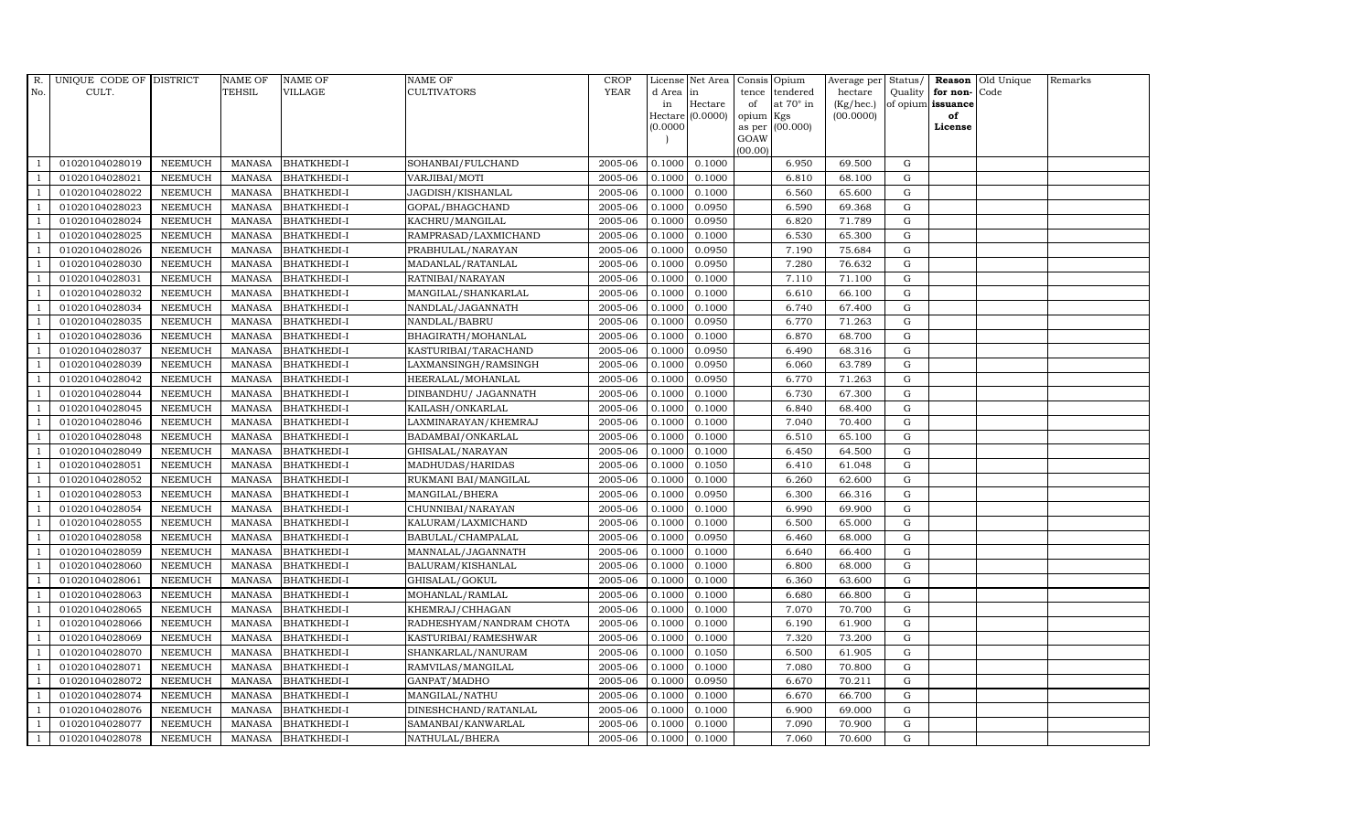| R. No. | UNIQUE CODE OF CULT. | DISTRICT | NAME OF TEHSIL | NAME OF VILLAGE | NAME OF CULTIVATORS | CROP YEAR | License d Area in Hectare (0.0000) | Net Area in Hectare (0.0000) | Consis tence of opium as per GOAW (00.00) | Opium tendered at 70° in Kgs (00.000) | Average per hectare (Kg/hec.) (00.0000) | Status/ Quality of opium | Reason for non-issuance of License | Old Unique Code | Remarks |
|---|---|---|---|---|---|---|---|---|---|---|---|---|---|---|---|
| 1 | 01020104028019 | NEEMUCH | MANASA | BHATKHEDI-I | SOHANBAI/FULCHAND | 2005-06 | 0.1000 | 0.1000 | | 6.950 | 69.500 | G | | | |
| 1 | 01020104028021 | NEEMUCH | MANASA | BHATKHEDI-I | VARJIBAI/MOTI | 2005-06 | 0.1000 | 0.1000 | | 6.810 | 68.100 | G | | | |
| 1 | 01020104028022 | NEEMUCH | MANASA | BHATKHEDI-I | JAGDISH/KISHANLAL | 2005-06 | 0.1000 | 0.1000 | | 6.560 | 65.600 | G | | | |
| 1 | 01020104028023 | NEEMUCH | MANASA | BHATKHEDI-I | GOPAL/BHAGCHAND | 2005-06 | 0.1000 | 0.0950 | | 6.590 | 69.368 | G | | | |
| 1 | 01020104028024 | NEEMUCH | MANASA | BHATKHEDI-I | KACHRU/MANGILAL | 2005-06 | 0.1000 | 0.0950 | | 6.820 | 71.789 | G | | | |
| 1 | 01020104028025 | NEEMUCH | MANASA | BHATKHEDI-I | RAMPRASAD/LAXMICHAND | 2005-06 | 0.1000 | 0.1000 | | 6.530 | 65.300 | G | | | |
| 1 | 01020104028026 | NEEMUCH | MANASA | BHATKHEDI-I | PRABHULAL/NARAYAN | 2005-06 | 0.1000 | 0.0950 | | 7.190 | 75.684 | G | | | |
| 1 | 01020104028030 | NEEMUCH | MANASA | BHATKHEDI-I | MADANLAL/RATANLAL | 2005-06 | 0.1000 | 0.0950 | | 7.280 | 76.632 | G | | | |
| 1 | 01020104028031 | NEEMUCH | MANASA | BHATKHEDI-I | RATNIBAI/NARAYAN | 2005-06 | 0.1000 | 0.1000 | | 7.110 | 71.100 | G | | | |
| 1 | 01020104028032 | NEEMUCH | MANASA | BHATKHEDI-I | MANGILAL/SHANKARLAL | 2005-06 | 0.1000 | 0.1000 | | 6.610 | 66.100 | G | | | |
| 1 | 01020104028034 | NEEMUCH | MANASA | BHATKHEDI-I | NANDLAL/JAGANNATH | 2005-06 | 0.1000 | 0.1000 | | 6.740 | 67.400 | G | | | |
| 1 | 01020104028035 | NEEMUCH | MANASA | BHATKHEDI-I | NANDLAL/BABRU | 2005-06 | 0.1000 | 0.0950 | | 6.770 | 71.263 | G | | | |
| 1 | 01020104028036 | NEEMUCH | MANASA | BHATKHEDI-I | BHAGIRATH/MOHANLAL | 2005-06 | 0.1000 | 0.1000 | | 6.870 | 68.700 | G | | | |
| 1 | 01020104028037 | NEEMUCH | MANASA | BHATKHEDI-I | KASTURIBAI/TARACHAND | 2005-06 | 0.1000 | 0.0950 | | 6.490 | 68.316 | G | | | |
| 1 | 01020104028039 | NEEMUCH | MANASA | BHATKHEDI-I | LAXMANSINGH/RAMSINGH | 2005-06 | 0.1000 | 0.0950 | | 6.060 | 63.789 | G | | | |
| 1 | 01020104028042 | NEEMUCH | MANASA | BHATKHEDI-I | HEERALAL/MOHANLAL | 2005-06 | 0.1000 | 0.0950 | | 6.770 | 71.263 | G | | | |
| 1 | 01020104028044 | NEEMUCH | MANASA | BHATKHEDI-I | DINBANDHU/ JAGANNATH | 2005-06 | 0.1000 | 0.1000 | | 6.730 | 67.300 | G | | | |
| 1 | 01020104028045 | NEEMUCH | MANASA | BHATKHEDI-I | KAILASH/ONKARLAL | 2005-06 | 0.1000 | 0.1000 | | 6.840 | 68.400 | G | | | |
| 1 | 01020104028046 | NEEMUCH | MANASA | BHATKHEDI-I | LAXMINARAYAN/KHEMRAJ | 2005-06 | 0.1000 | 0.1000 | | 7.040 | 70.400 | G | | | |
| 1 | 01020104028048 | NEEMUCH | MANASA | BHATKHEDI-I | BADAMBAI/ONKARLAL | 2005-06 | 0.1000 | 0.1000 | | 6.510 | 65.100 | G | | | |
| 1 | 01020104028049 | NEEMUCH | MANASA | BHATKHEDI-I | GHISALAL/NARAYAN | 2005-06 | 0.1000 | 0.1000 | | 6.450 | 64.500 | G | | | |
| 1 | 01020104028051 | NEEMUCH | MANASA | BHATKHEDI-I | MADHUDAS/HARIDAS | 2005-06 | 0.1000 | 0.1050 | | 6.410 | 61.048 | G | | | |
| 1 | 01020104028052 | NEEMUCH | MANASA | BHATKHEDI-I | RUKMANI BAI/MANGILAL | 2005-06 | 0.1000 | 0.1000 | | 6.260 | 62.600 | G | | | |
| 1 | 01020104028053 | NEEMUCH | MANASA | BHATKHEDI-I | MANGILAL/BHERA | 2005-06 | 0.1000 | 0.0950 | | 6.300 | 66.316 | G | | | |
| 1 | 01020104028054 | NEEMUCH | MANASA | BHATKHEDI-I | CHUNNIBAI/NARAYAN | 2005-06 | 0.1000 | 0.1000 | | 6.990 | 69.900 | G | | | |
| 1 | 01020104028055 | NEEMUCH | MANASA | BHATKHEDI-I | KALURAM/LAXMICHAND | 2005-06 | 0.1000 | 0.1000 | | 6.500 | 65.000 | G | | | |
| 1 | 01020104028058 | NEEMUCH | MANASA | BHATKHEDI-I | BABULAL/CHAMPALAL | 2005-06 | 0.1000 | 0.0950 | | 6.460 | 68.000 | G | | | |
| 1 | 01020104028059 | NEEMUCH | MANASA | BHATKHEDI-I | MANNALAL/JAGANNATH | 2005-06 | 0.1000 | 0.1000 | | 6.640 | 66.400 | G | | | |
| 1 | 01020104028060 | NEEMUCH | MANASA | BHATKHEDI-I | BALURAM/KISHANLAL | 2005-06 | 0.1000 | 0.1000 | | 6.800 | 68.000 | G | | | |
| 1 | 01020104028061 | NEEMUCH | MANASA | BHATKHEDI-I | GHISALAL/GOKUL | 2005-06 | 0.1000 | 0.1000 | | 6.360 | 63.600 | G | | | |
| 1 | 01020104028063 | NEEMUCH | MANASA | BHATKHEDI-I | MOHANLAL/RAMLAL | 2005-06 | 0.1000 | 0.1000 | | 6.680 | 66.800 | G | | | |
| 1 | 01020104028065 | NEEMUCH | MANASA | BHATKHEDI-I | KHEMRAJ/CHHAGAN | 2005-06 | 0.1000 | 0.1000 | | 7.070 | 70.700 | G | | | |
| 1 | 01020104028066 | NEEMUCH | MANASA | BHATKHEDI-I | RADHESHYAM/NANDRAM CHOTA | 2005-06 | 0.1000 | 0.1000 | | 6.190 | 61.900 | G | | | |
| 1 | 01020104028069 | NEEMUCH | MANASA | BHATKHEDI-I | KASTURIBAI/RAMESHWAR | 2005-06 | 0.1000 | 0.1000 | | 7.320 | 73.200 | G | | | |
| 1 | 01020104028070 | NEEMUCH | MANASA | BHATKHEDI-I | SHANKARLAL/NANURAM | 2005-06 | 0.1000 | 0.1050 | | 6.500 | 61.905 | G | | | |
| 1 | 01020104028071 | NEEMUCH | MANASA | BHATKHEDI-I | RAMVILAS/MANGILAL | 2005-06 | 0.1000 | 0.1000 | | 7.080 | 70.800 | G | | | |
| 1 | 01020104028072 | NEEMUCH | MANASA | BHATKHEDI-I | GANPAT/MADHO | 2005-06 | 0.1000 | 0.0950 | | 6.670 | 70.211 | G | | | |
| 1 | 01020104028074 | NEEMUCH | MANASA | BHATKHEDI-I | MANGILAL/NATHU | 2005-06 | 0.1000 | 0.1000 | | 6.670 | 66.700 | G | | | |
| 1 | 01020104028076 | NEEMUCH | MANASA | BHATKHEDI-I | DINESHCHAND/RATANLAL | 2005-06 | 0.1000 | 0.1000 | | 6.900 | 69.000 | G | | | |
| 1 | 01020104028077 | NEEMUCH | MANASA | BHATKHEDI-I | SAMANBAI/KANWARLAL | 2005-06 | 0.1000 | 0.1000 | | 7.090 | 70.900 | G | | | |
| 1 | 01020104028078 | NEEMUCH | MANASA | BHATKHEDI-I | NATHULAL/BHERA | 2005-06 | 0.1000 | 0.1000 | | 7.060 | 70.600 | G | | | |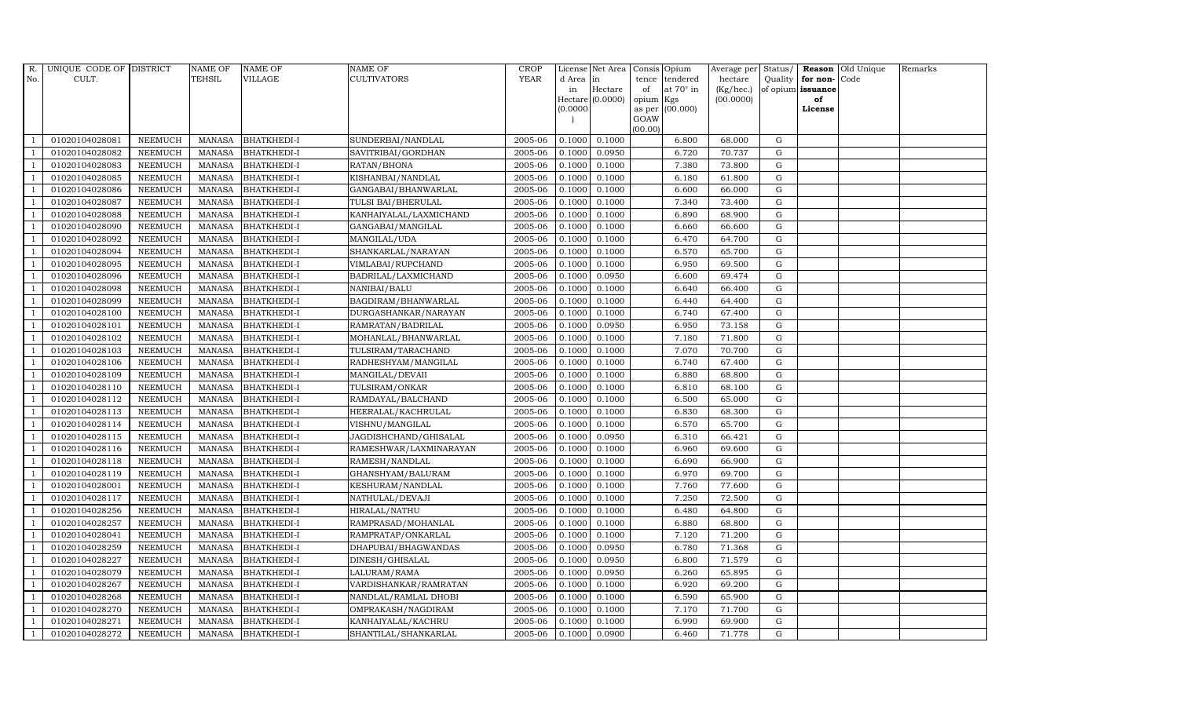| R. No. | UNIQUE CODE OF CULT. | DISTRICT | NAME OF TEHSIL | NAME OF VILLAGE | NAME OF CULTIVATORS | CROP YEAR | License d Area in Hectare (0.0000) | Net Area in Hectare (0.0000) | Consis tence of opium as per GOAW (00.00) | Opium tendered at 70° in Kgs (00.000) | Average per hectare (Kg/hec.) (00.0000) | Status/ Quality of opium | Reason for non-issuance of License | Old Unique Code | Remarks |
|---|---|---|---|---|---|---|---|---|---|---|---|---|---|---|---|
| 1 | 01020104028081 | NEEMUCH | MANASA | BHATKHEDI-I | SUNDERBAI/NANDLAL | 2005-06 | 0.1000 | 0.1000 | | 6.800 | 68.000 | G | | | |
| 1 | 01020104028082 | NEEMUCH | MANASA | BHATKHEDI-I | SAVITRIBAI/GORDHAN | 2005-06 | 0.1000 | 0.0950 | | 6.720 | 70.737 | G | | | |
| 1 | 01020104028083 | NEEMUCH | MANASA | BHATKHEDI-I | RATAN/BHONA | 2005-06 | 0.1000 | 0.1000 | | 7.380 | 73.800 | G | | | |
| 1 | 01020104028085 | NEEMUCH | MANASA | BHATKHEDI-I | KISHANBAI/NANDLAL | 2005-06 | 0.1000 | 0.1000 | | 6.180 | 61.800 | G | | | |
| 1 | 01020104028086 | NEEMUCH | MANASA | BHATKHEDI-I | GANGABAI/BHANWARLAL | 2005-06 | 0.1000 | 0.1000 | | 6.600 | 66.000 | G | | | |
| 1 | 01020104028087 | NEEMUCH | MANASA | BHATKHEDI-I | TULSI BAI/BHERULAL | 2005-06 | 0.1000 | 0.1000 | | 7.340 | 73.400 | G | | | |
| 1 | 01020104028088 | NEEMUCH | MANASA | BHATKHEDI-I | KANHAIYALAL/LAXMICHAND | 2005-06 | 0.1000 | 0.1000 | | 6.890 | 68.900 | G | | | |
| 1 | 01020104028090 | NEEMUCH | MANASA | BHATKHEDI-I | GANGABAI/MANGILAL | 2005-06 | 0.1000 | 0.1000 | | 6.660 | 66.600 | G | | | |
| 1 | 01020104028092 | NEEMUCH | MANASA | BHATKHEDI-I | MANGILAL/UDA | 2005-06 | 0.1000 | 0.1000 | | 6.470 | 64.700 | G | | | |
| 1 | 01020104028094 | NEEMUCH | MANASA | BHATKHEDI-I | SHANKARLAL/NARAYAN | 2005-06 | 0.1000 | 0.1000 | | 6.570 | 65.700 | G | | | |
| 1 | 01020104028095 | NEEMUCH | MANASA | BHATKHEDI-I | VIMLABAI/RUPCHAND | 2005-06 | 0.1000 | 0.1000 | | 6.950 | 69.500 | G | | | |
| 1 | 01020104028096 | NEEMUCH | MANASA | BHATKHEDI-I | BADRILAL/LAXMICHAND | 2005-06 | 0.1000 | 0.0950 | | 6.600 | 69.474 | G | | | |
| 1 | 01020104028098 | NEEMUCH | MANASA | BHATKHEDI-I | NANIBAI/BALU | 2005-06 | 0.1000 | 0.1000 | | 6.640 | 66.400 | G | | | |
| 1 | 01020104028099 | NEEMUCH | MANASA | BHATKHEDI-I | BAGDIRAM/BHANWARLAL | 2005-06 | 0.1000 | 0.1000 | | 6.440 | 64.400 | G | | | |
| 1 | 01020104028100 | NEEMUCH | MANASA | BHATKHEDI-I | DURGASHANKAR/NARAYAN | 2005-06 | 0.1000 | 0.1000 | | 6.740 | 67.400 | G | | | |
| 1 | 01020104028101 | NEEMUCH | MANASA | BHATKHEDI-I | RAMRATAN/BADRILAL | 2005-06 | 0.1000 | 0.0950 | | 6.950 | 73.158 | G | | | |
| 1 | 01020104028102 | NEEMUCH | MANASA | BHATKHEDI-I | MOHANLAL/BHANWARLAL | 2005-06 | 0.1000 | 0.1000 | | 7.180 | 71.800 | G | | | |
| 1 | 01020104028103 | NEEMUCH | MANASA | BHATKHEDI-I | TULSIRAM/TARACHAND | 2005-06 | 0.1000 | 0.1000 | | 7.070 | 70.700 | G | | | |
| 1 | 01020104028106 | NEEMUCH | MANASA | BHATKHEDI-I | RADHESHYAM/MANGILAL | 2005-06 | 0.1000 | 0.1000 | | 6.740 | 67.400 | G | | | |
| 1 | 01020104028109 | NEEMUCH | MANASA | BHATKHEDI-I | MANGILAL/DEVAII | 2005-06 | 0.1000 | 0.1000 | | 6.880 | 68.800 | G | | | |
| 1 | 01020104028110 | NEEMUCH | MANASA | BHATKHEDI-I | TULSIRAM/ONKAR | 2005-06 | 0.1000 | 0.1000 | | 6.810 | 68.100 | G | | | |
| 1 | 01020104028112 | NEEMUCH | MANASA | BHATKHEDI-I | RAMDAYAL/BALCHAND | 2005-06 | 0.1000 | 0.1000 | | 6.500 | 65.000 | G | | | |
| 1 | 01020104028113 | NEEMUCH | MANASA | BHATKHEDI-I | HEERALAL/KACHRULAL | 2005-06 | 0.1000 | 0.1000 | | 6.830 | 68.300 | G | | | |
| 1 | 01020104028114 | NEEMUCH | MANASA | BHATKHEDI-I | VISHNU/MANGILAL | 2005-06 | 0.1000 | 0.1000 | | 6.570 | 65.700 | G | | | |
| 1 | 01020104028115 | NEEMUCH | MANASA | BHATKHEDI-I | JAGDISHCHAND/GHISALAL | 2005-06 | 0.1000 | 0.0950 | | 6.310 | 66.421 | G | | | |
| 1 | 01020104028116 | NEEMUCH | MANASA | BHATKHEDI-I | RAMESHWAR/LAXMINARAYAN | 2005-06 | 0.1000 | 0.1000 | | 6.960 | 69.600 | G | | | |
| 1 | 01020104028118 | NEEMUCH | MANASA | BHATKHEDI-I | RAMESH/NANDLAL | 2005-06 | 0.1000 | 0.1000 | | 6.690 | 66.900 | G | | | |
| 1 | 01020104028119 | NEEMUCH | MANASA | BHATKHEDI-I | GHANSHYAM/BALURAM | 2005-06 | 0.1000 | 0.1000 | | 6.970 | 69.700 | G | | | |
| 1 | 01020104028001 | NEEMUCH | MANASA | BHATKHEDI-I | KESHURAM/NANDLAL | 2005-06 | 0.1000 | 0.1000 | | 7.760 | 77.600 | G | | | |
| 1 | 01020104028117 | NEEMUCH | MANASA | BHATKHEDI-I | NATHULAL/DEVAJI | 2005-06 | 0.1000 | 0.1000 | | 7.250 | 72.500 | G | | | |
| 1 | 01020104028256 | NEEMUCH | MANASA | BHATKHEDI-I | HIRALAL/NATHU | 2005-06 | 0.1000 | 0.1000 | | 6.480 | 64.800 | G | | | |
| 1 | 01020104028257 | NEEMUCH | MANASA | BHATKHEDI-I | RAMPRASAD/MOHANLAL | 2005-06 | 0.1000 | 0.1000 | | 6.880 | 68.800 | G | | | |
| 1 | 01020104028041 | NEEMUCH | MANASA | BHATKHEDI-I | RAMPRATAP/ONKARLAL | 2005-06 | 0.1000 | 0.1000 | | 7.120 | 71.200 | G | | | |
| 1 | 01020104028259 | NEEMUCH | MANASA | BHATKHEDI-I | DHAPUBAI/BHAGWANDAS | 2005-06 | 0.1000 | 0.0950 | | 6.780 | 71.368 | G | | | |
| 1 | 01020104028227 | NEEMUCH | MANASA | BHATKHEDI-I | DINESH/GHISALAL | 2005-06 | 0.1000 | 0.0950 | | 6.800 | 71.579 | G | | | |
| 1 | 01020104028079 | NEEMUCH | MANASA | BHATKHEDI-I | LALURAM/RAMA | 2005-06 | 0.1000 | 0.0950 | | 6.260 | 65.895 | G | | | |
| 1 | 01020104028267 | NEEMUCH | MANASA | BHATKHEDI-I | VARDISHANKAR/RAMRATAN | 2005-06 | 0.1000 | 0.1000 | | 6.920 | 69.200 | G | | | |
| 1 | 01020104028268 | NEEMUCH | MANASA | BHATKHEDI-I | NANDLAL/RAMLAL DHOBI | 2005-06 | 0.1000 | 0.1000 | | 6.590 | 65.900 | G | | | |
| 1 | 01020104028270 | NEEMUCH | MANASA | BHATKHEDI-I | OMPRAKASH/NAGDIRAM | 2005-06 | 0.1000 | 0.1000 | | 7.170 | 71.700 | G | | | |
| 1 | 01020104028271 | NEEMUCH | MANASA | BHATKHEDI-I | KANHAIYALAL/KACHRU | 2005-06 | 0.1000 | 0.1000 | | 6.990 | 69.900 | G | | | |
| 1 | 01020104028272 | NEEMUCH | MANASA | BHATKHEDI-I | SHANTILAL/SHANKARLAL | 2005-06 | 0.1000 | 0.0900 | | 6.460 | 71.778 | G | | | |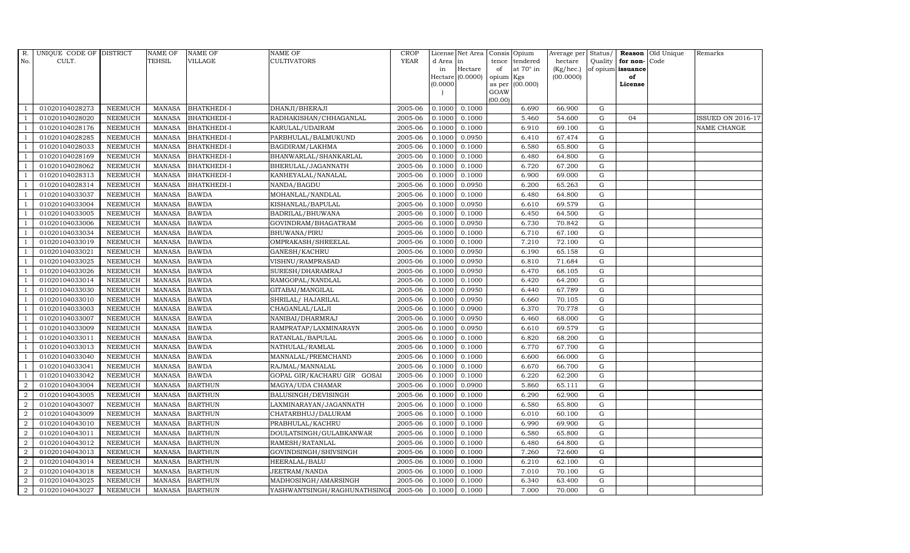| R. No. | UNIQUE CODE OF CULT. | DISTRICT | NAME OF TEHSIL | NAME OF VILLAGE | NAME OF CULTIVATORS | CROP YEAR | License d Area in Hectare (0.0000) | Net Area in Hectare (0.0000) | Consis tence of opium as per GOAW (00.00) | Opium tendered at 70° in Kgs (00.000) | Average per hectare (Kg/hec.) (00.0000) | Status/ Quality of opium | Reason for non- issuance of License | Old Unique Code | Remarks |
|---|---|---|---|---|---|---|---|---|---|---|---|---|---|---|---|
| 1 | 01020104028273 | NEEMUCH | MANASA | BHATKHEDI-I | DHANJI/BHERAJI | 2005-06 | 0.1000 | 0.1000 | | 6.690 | 66.900 | G | | | |
| 1 | 01020104028020 | NEEMUCH | MANASA | BHATKHEDI-I | RADHAKISHAN/CHHAGANLAL | 2005-06 | 0.1000 | 0.1000 | | 5.460 | 54.600 | G | 04 | | ISSUED ON 2016-17 |
| 1 | 01020104028176 | NEEMUCH | MANASA | BHATKHEDI-I | KARULAL/UDAIRAM | 2005-06 | 0.1000 | 0.1000 | | 6.910 | 69.100 | G | | | NAME CHANGE |
| 1 | 01020104028285 | NEEMUCH | MANASA | BHATKHEDI-I | PARBHULAL/BALMUKUND | 2005-06 | 0.1000 | 0.0950 | | 6.410 | 67.474 | G | | | |
| 1 | 01020104028033 | NEEMUCH | MANASA | BHATKHEDI-I | BAGDIRAM/LAKHMA | 2005-06 | 0.1000 | 0.1000 | | 6.580 | 65.800 | G | | | |
| 1 | 01020104028169 | NEEMUCH | MANASA | BHATKHEDI-I | BHANWARLAL/SHANKARLAL | 2005-06 | 0.1000 | 0.1000 | | 6.480 | 64.800 | G | | | |
| 1 | 01020104028062 | NEEMUCH | MANASA | BHATKHEDI-I | BHERULAL/JAGANNATH | 2005-06 | 0.1000 | 0.1000 | | 6.720 | 67.200 | G | | | |
| 1 | 01020104028313 | NEEMUCH | MANASA | BHATKHEDI-I | KANHEYALAL/NANALAL | 2005-06 | 0.1000 | 0.1000 | | 6.900 | 69.000 | G | | | |
| 1 | 01020104028314 | NEEMUCH | MANASA | BHATKHEDI-I | NANDA/BAGDU | 2005-06 | 0.1000 | 0.0950 | | 6.200 | 65.263 | G | | | |
| 1 | 01020104033037 | NEEMUCH | MANASA | BAWDA | MOHANLAL/NANDLAL | 2005-06 | 0.1000 | 0.1000 | | 6.480 | 64.800 | G | | | |
| 1 | 01020104033004 | NEEMUCH | MANASA | BAWDA | KISHANLAL/BAPULAL | 2005-06 | 0.1000 | 0.0950 | | 6.610 | 69.579 | G | | | |
| 1 | 01020104033005 | NEEMUCH | MANASA | BAWDA | BADRILAL/BHUWANA | 2005-06 | 0.1000 | 0.1000 | | 6.450 | 64.500 | G | | | |
| 1 | 01020104033006 | NEEMUCH | MANASA | BAWDA | GOVINDRAM/BHAGATRAM | 2005-06 | 0.1000 | 0.0950 | | 6.730 | 70.842 | G | | | |
| 1 | 01020104033034 | NEEMUCH | MANASA | BAWDA | BHUWANA/PIRU | 2005-06 | 0.1000 | 0.1000 | | 6.710 | 67.100 | G | | | |
| 1 | 01020104033019 | NEEMUCH | MANASA | BAWDA | OMPRAKASH/SHREELAL | 2005-06 | 0.1000 | 0.1000 | | 7.210 | 72.100 | G | | | |
| 1 | 01020104033021 | NEEMUCH | MANASA | BAWDA | GANESH/KACHRU | 2005-06 | 0.1000 | 0.0950 | | 6.190 | 65.158 | G | | | |
| 1 | 01020104033025 | NEEMUCH | MANASA | BAWDA | VISHNU/RAMPRASAD | 2005-06 | 0.1000 | 0.0950 | | 6.810 | 71.684 | G | | | |
| 1 | 01020104033026 | NEEMUCH | MANASA | BAWDA | SURESH/DHARAMRAJ | 2005-06 | 0.1000 | 0.0950 | | 6.470 | 68.105 | G | | | |
| 1 | 01020104033014 | NEEMUCH | MANASA | BAWDA | RAMGOPAL/NANDLAL | 2005-06 | 0.1000 | 0.1000 | | 6.420 | 64.200 | G | | | |
| 1 | 01020104033030 | NEEMUCH | MANASA | BAWDA | GITABAI/MANGILAL | 2005-06 | 0.1000 | 0.0950 | | 6.440 | 67.789 | G | | | |
| 1 | 01020104033010 | NEEMUCH | MANASA | BAWDA | SHRILAL/ HAJARILAL | 2005-06 | 0.1000 | 0.0950 | | 6.660 | 70.105 | G | | | |
| 1 | 01020104033003 | NEEMUCH | MANASA | BAWDA | CHAGANLAL/LALJI | 2005-06 | 0.1000 | 0.0900 | | 6.370 | 70.778 | G | | | |
| 1 | 01020104033007 | NEEMUCH | MANASA | BAWDA | NANIBAI/DHARMRAJ | 2005-06 | 0.1000 | 0.0950 | | 6.460 | 68.000 | G | | | |
| 1 | 01020104033009 | NEEMUCH | MANASA | BAWDA | RAMPRATAP/LAXMINARAYN | 2005-06 | 0.1000 | 0.0950 | | 6.610 | 69.579 | G | | | |
| 1 | 01020104033011 | NEEMUCH | MANASA | BAWDA | RATANLAL/BAPULAL | 2005-06 | 0.1000 | 0.1000 | | 6.820 | 68.200 | G | | | |
| 1 | 01020104033013 | NEEMUCH | MANASA | BAWDA | NATHULAL/RAMLAL | 2005-06 | 0.1000 | 0.1000 | | 6.770 | 67.700 | G | | | |
| 1 | 01020104033040 | NEEMUCH | MANASA | BAWDA | MANNALAL/PREMCHAND | 2005-06 | 0.1000 | 0.1000 | | 6.600 | 66.000 | G | | | |
| 1 | 01020104033041 | NEEMUCH | MANASA | BAWDA | RAJMAL/MANNALAL | 2005-06 | 0.1000 | 0.1000 | | 6.670 | 66.700 | G | | | |
| 1 | 01020104033042 | NEEMUCH | MANASA | BAWDA | GOPAL GIR/KACHARU GIR GOSAI | 2005-06 | 0.1000 | 0.1000 | | 6.220 | 62.200 | G | | | |
| 2 | 01020104043004 | NEEMUCH | MANASA | BARTHUN | MAGYA/UDA CHAMAR | 2005-06 | 0.1000 | 0.0900 | | 5.860 | 65.111 | G | | | |
| 2 | 01020104043005 | NEEMUCH | MANASA | BARTHUN | BALUSINGH/DEVISINGH | 2005-06 | 0.1000 | 0.1000 | | 6.290 | 62.900 | G | | | |
| 2 | 01020104043007 | NEEMUCH | MANASA | BARTHUN | LAXMINARAYAN/JAGANNATH | 2005-06 | 0.1000 | 0.1000 | | 6.580 | 65.800 | G | | | |
| 2 | 01020104043009 | NEEMUCH | MANASA | BARTHUN | CHATARBHUJ/DALURAM | 2005-06 | 0.1000 | 0.1000 | | 6.010 | 60.100 | G | | | |
| 2 | 01020104043010 | NEEMUCH | MANASA | BARTHUN | PRABHULAL/KACHRU | 2005-06 | 0.1000 | 0.1000 | | 6.990 | 69.900 | G | | | |
| 2 | 01020104043011 | NEEMUCH | MANASA | BARTHUN | DOULATSINGH/GULABKANWAR | 2005-06 | 0.1000 | 0.1000 | | 6.580 | 65.800 | G | | | |
| 2 | 01020104043012 | NEEMUCH | MANASA | BARTHUN | RAMESH/RATANLAL | 2005-06 | 0.1000 | 0.1000 | | 6.480 | 64.800 | G | | | |
| 2 | 01020104043013 | NEEMUCH | MANASA | BARTHUN | GOVINDSINGH/SHIVSINGH | 2005-06 | 0.1000 | 0.1000 | | 7.260 | 72.600 | G | | | |
| 2 | 01020104043014 | NEEMUCH | MANASA | BARTHUN | HEERALAL/BALU | 2005-06 | 0.1000 | 0.1000 | | 6.210 | 62.100 | G | | | |
| 2 | 01020104043018 | NEEMUCH | MANASA | BARTHUN | JEETRAM/NANDA | 2005-06 | 0.1000 | 0.1000 | | 7.010 | 70.100 | G | | | |
| 2 | 01020104043025 | NEEMUCH | MANASA | BARTHUN | MADHOSINGH/AMARSINGH | 2005-06 | 0.1000 | 0.1000 | | 6.340 | 63.400 | G | | | |
| 2 | 01020104043027 | NEEMUCH | MANASA | BARTHUN | YASHWANTSINGH/RAGHUNATHSINGH | 2005-06 | 0.1000 | 0.1000 | | 7.000 | 70.000 | G | | | |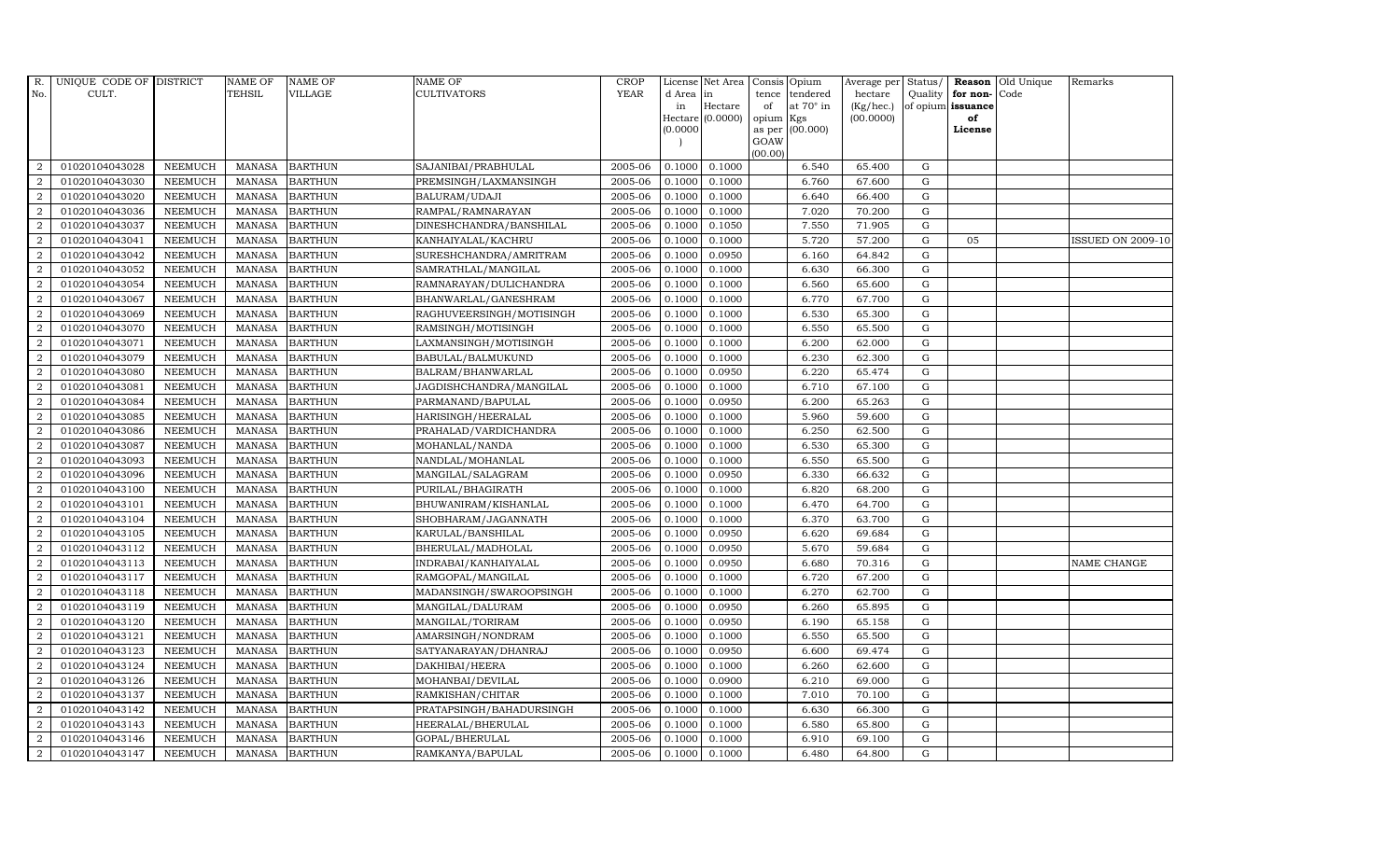| R. No. | UNIQUE CODE OF CULT. | DISTRICT | NAME OF TEHSIL | NAME OF VILLAGE | NAME OF CULTIVATORS | CROP YEAR | License d Area in Hectare (0.0000) | Net Area in Hectare (0.0000) | Consis tence of opium as per GOAW (00.00) | Opium tendered at 70° in Kgs (00.000) | Average per hectare (Kg/hec.) (00.0000) | Status/ Quality of opium | Reason for non-issuance of License | Old Unique Code | Remarks |
|---|---|---|---|---|---|---|---|---|---|---|---|---|---|---|---|
| 2 | 01020104043028 | NEEMUCH | MANASA | BARTHUN | SAJANIBAI/PRABHULAL | 2005-06 | 0.1000 | 0.1000 | | 6.540 | 65.400 | G | | | |
| 2 | 01020104043030 | NEEMUCH | MANASA | BARTHUN | PREMSINGH/LAXMANSINGH | 2005-06 | 0.1000 | 0.1000 | | 6.760 | 67.600 | G | | | |
| 2 | 01020104043020 | NEEMUCH | MANASA | BARTHUN | BALURAM/UDAJI | 2005-06 | 0.1000 | 0.1000 | | 6.640 | 66.400 | G | | | |
| 2 | 01020104043036 | NEEMUCH | MANASA | BARTHUN | RAMPAL/RAMNARAYAN | 2005-06 | 0.1000 | 0.1000 | | 7.020 | 70.200 | G | | | |
| 2 | 01020104043037 | NEEMUCH | MANASA | BARTHUN | DINESHCHANDRA/BANSHILAL | 2005-06 | 0.1000 | 0.1050 | | 7.550 | 71.905 | G | | | |
| 2 | 01020104043041 | NEEMUCH | MANASA | BARTHUN | KANHAIYALAL/KACHRU | 2005-06 | 0.1000 | 0.1000 | | 5.720 | 57.200 | G | 05 | | ISSUED ON 2009-10 |
| 2 | 01020104043042 | NEEMUCH | MANASA | BARTHUN | SURESHCHANDRA/AMRITRAM | 2005-06 | 0.1000 | 0.0950 | | 6.160 | 64.842 | G | | | |
| 2 | 01020104043052 | NEEMUCH | MANASA | BARTHUN | SAMRATHLAL/MANGILAL | 2005-06 | 0.1000 | 0.1000 | | 6.630 | 66.300 | G | | | |
| 2 | 01020104043054 | NEEMUCH | MANASA | BARTHUN | RAMNARAYAN/DULICHANDRA | 2005-06 | 0.1000 | 0.1000 | | 6.560 | 65.600 | G | | | |
| 2 | 01020104043067 | NEEMUCH | MANASA | BARTHUN | BHANWARLAL/GANESHRAM | 2005-06 | 0.1000 | 0.1000 | | 6.770 | 67.700 | G | | | |
| 2 | 01020104043069 | NEEMUCH | MANASA | BARTHUN | RAGHUVEERSINGH/MOTISINGH | 2005-06 | 0.1000 | 0.1000 | | 6.530 | 65.300 | G | | | |
| 2 | 01020104043070 | NEEMUCH | MANASA | BARTHUN | RAMSINGH/MOTISINGH | 2005-06 | 0.1000 | 0.1000 | | 6.550 | 65.500 | G | | | |
| 2 | 01020104043071 | NEEMUCH | MANASA | BARTHUN | LAXMANSINGH/MOTISINGH | 2005-06 | 0.1000 | 0.1000 | | 6.200 | 62.000 | G | | | |
| 2 | 01020104043079 | NEEMUCH | MANASA | BARTHUN | BABULAL/BALMUKUND | 2005-06 | 0.1000 | 0.1000 | | 6.230 | 62.300 | G | | | |
| 2 | 01020104043080 | NEEMUCH | MANASA | BARTHUN | BALRAM/BHANWARLAL | 2005-06 | 0.1000 | 0.0950 | | 6.220 | 65.474 | G | | | |
| 2 | 01020104043081 | NEEMUCH | MANASA | BARTHUN | JAGDISHCHANDRA/MANGILAL | 2005-06 | 0.1000 | 0.1000 | | 6.710 | 67.100 | G | | | |
| 2 | 01020104043084 | NEEMUCH | MANASA | BARTHUN | PARMANAND/BAPULAL | 2005-06 | 0.1000 | 0.0950 | | 6.200 | 65.263 | G | | | |
| 2 | 01020104043085 | NEEMUCH | MANASA | BARTHUN | HARISINGH/HEERALAL | 2005-06 | 0.1000 | 0.1000 | | 5.960 | 59.600 | G | | | |
| 2 | 01020104043086 | NEEMUCH | MANASA | BARTHUN | PRAHALAD/VARDICHANDRA | 2005-06 | 0.1000 | 0.1000 | | 6.250 | 62.500 | G | | | |
| 2 | 01020104043087 | NEEMUCH | MANASA | BARTHUN | MOHANLAL/NANDA | 2005-06 | 0.1000 | 0.1000 | | 6.530 | 65.300 | G | | | |
| 2 | 01020104043093 | NEEMUCH | MANASA | BARTHUN | NANDLAL/MOHANLAL | 2005-06 | 0.1000 | 0.1000 | | 6.550 | 65.500 | G | | | |
| 2 | 01020104043096 | NEEMUCH | MANASA | BARTHUN | MANGILAL/SALAGRAM | 2005-06 | 0.1000 | 0.0950 | | 6.330 | 66.632 | G | | | |
| 2 | 01020104043100 | NEEMUCH | MANASA | BARTHUN | PURILAL/BHAGIRATH | 2005-06 | 0.1000 | 0.1000 | | 6.820 | 68.200 | G | | | |
| 2 | 01020104043101 | NEEMUCH | MANASA | BARTHUN | BHUWANIRAM/KISHANLAL | 2005-06 | 0.1000 | 0.1000 | | 6.470 | 64.700 | G | | | |
| 2 | 01020104043104 | NEEMUCH | MANASA | BARTHUN | SHOBHARAM/JAGANNATH | 2005-06 | 0.1000 | 0.1000 | | 6.370 | 63.700 | G | | | |
| 2 | 01020104043105 | NEEMUCH | MANASA | BARTHUN | KARULAL/BANSHILAL | 2005-06 | 0.1000 | 0.0950 | | 6.620 | 69.684 | G | | | |
| 2 | 01020104043112 | NEEMUCH | MANASA | BARTHUN | BHERULAL/MADHOLAL | 2005-06 | 0.1000 | 0.0950 | | 5.670 | 59.684 | G | | | |
| 2 | 01020104043113 | NEEMUCH | MANASA | BARTHUN | INDRABAI/KANHAIYALAL | 2005-06 | 0.1000 | 0.0950 | | 6.680 | 70.316 | G | | | NAME CHANGE |
| 2 | 01020104043117 | NEEMUCH | MANASA | BARTHUN | RAMGOPAL/MANGILAL | 2005-06 | 0.1000 | 0.1000 | | 6.720 | 67.200 | G | | | |
| 2 | 01020104043118 | NEEMUCH | MANASA | BARTHUN | MADANSINGH/SWAROOPSINGH | 2005-06 | 0.1000 | 0.1000 | | 6.270 | 62.700 | G | | | |
| 2 | 01020104043119 | NEEMUCH | MANASA | BARTHUN | MANGILAL/DALURAM | 2005-06 | 0.1000 | 0.0950 | | 6.260 | 65.895 | G | | | |
| 2 | 01020104043120 | NEEMUCH | MANASA | BARTHUN | MANGILAL/TORIRAM | 2005-06 | 0.1000 | 0.0950 | | 6.190 | 65.158 | G | | | |
| 2 | 01020104043121 | NEEMUCH | MANASA | BARTHUN | AMARSINGH/NONDRAM | 2005-06 | 0.1000 | 0.1000 | | 6.550 | 65.500 | G | | | |
| 2 | 01020104043123 | NEEMUCH | MANASA | BARTHUN | SATYANARAYAN/DHANRAJ | 2005-06 | 0.1000 | 0.0950 | | 6.600 | 69.474 | G | | | |
| 2 | 01020104043124 | NEEMUCH | MANASA | BARTHUN | DAKHIBAI/HEERA | 2005-06 | 0.1000 | 0.1000 | | 6.260 | 62.600 | G | | | |
| 2 | 01020104043126 | NEEMUCH | MANASA | BARTHUN | MOHANBAI/DEVILAL | 2005-06 | 0.1000 | 0.0900 | | 6.210 | 69.000 | G | | | |
| 2 | 01020104043137 | NEEMUCH | MANASA | BARTHUN | RAMKISHAN/CHITAR | 2005-06 | 0.1000 | 0.1000 | | 7.010 | 70.100 | G | | | |
| 2 | 01020104043142 | NEEMUCH | MANASA | BARTHUN | PRATAPSINGH/BAHADURSINGH | 2005-06 | 0.1000 | 0.1000 | | 6.630 | 66.300 | G | | | |
| 2 | 01020104043143 | NEEMUCH | MANASA | BARTHUN | HEERALAL/BHERULAL | 2005-06 | 0.1000 | 0.1000 | | 6.580 | 65.800 | G | | | |
| 2 | 01020104043146 | NEEMUCH | MANASA | BARTHUN | GOPAL/BHERULAL | 2005-06 | 0.1000 | 0.1000 | | 6.910 | 69.100 | G | | | |
| 2 | 01020104043147 | NEEMUCH | MANASA | BARTHUN | RAMKANYA/BAPULAL | 2005-06 | 0.1000 | 0.1000 | | 6.480 | 64.800 | G | | | |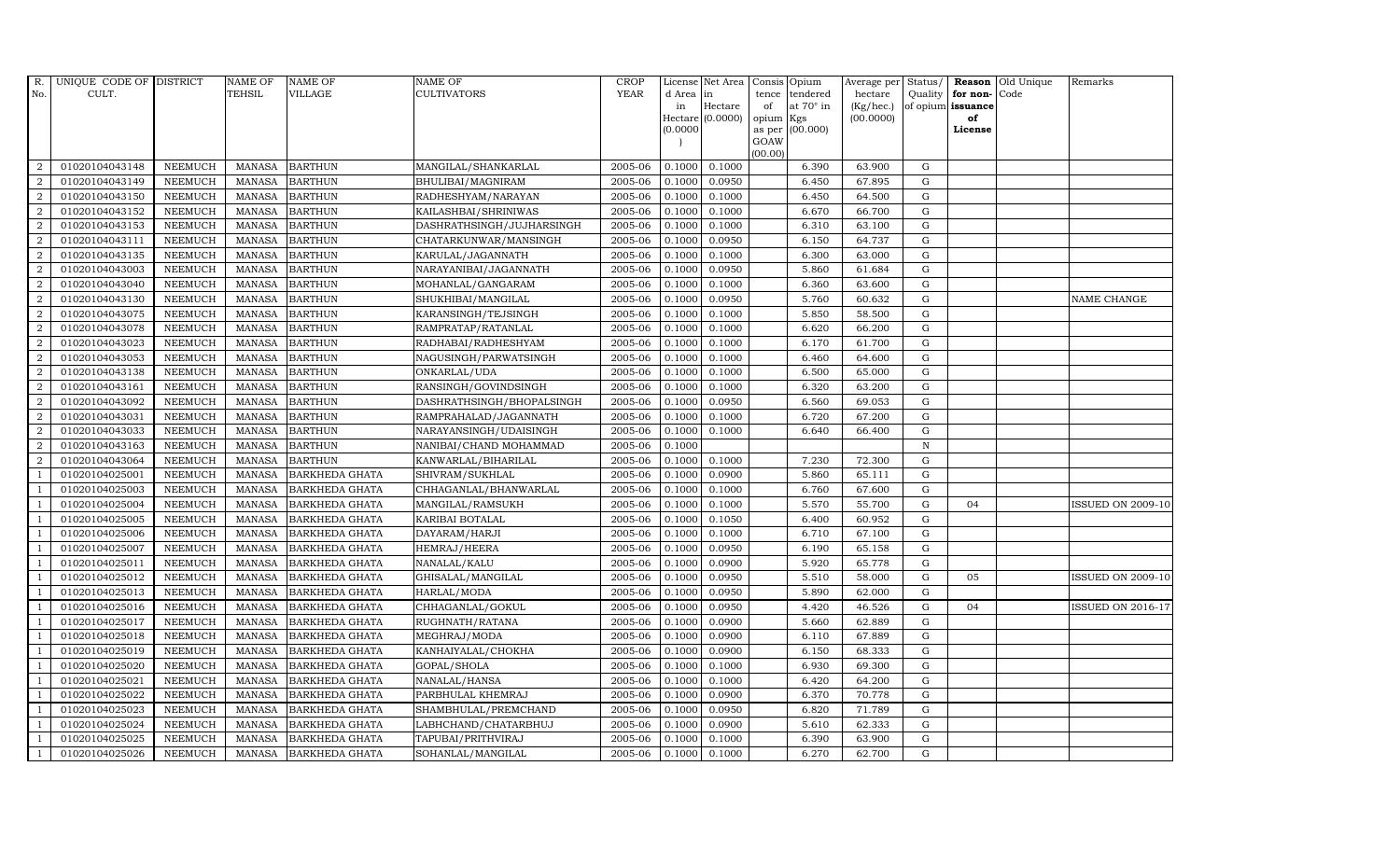| R. No. | UNIQUE CODE OF CULT. | DISTRICT | NAME OF TEHSIL | NAME OF VILLAGE | NAME OF CULTIVATORS | CROP YEAR | License d Area in Hectare (0.0000) | Net Area in Hectare (0.0000) | Consis tence of opium as per GOAW (00.00) | Opium tendered at 70° in Kgs (00.000) | Average per hectare (Kg/hec.) (00.0000) | Status/ Quality of opium | Reason for non-issuance of License | Old Unique Code | Remarks |
|---|---|---|---|---|---|---|---|---|---|---|---|---|---|---|---|
| 2 | 01020104043148 | NEEMUCH | MANASA | BARTHUN | MANGILAL/SHANKARLAL | 2005-06 | 0.1000 | 0.1000 | | 6.390 | 63.900 | G | | | |
| 2 | 01020104043149 | NEEMUCH | MANASA | BARTHUN | BHULIBAI/MAGNIRAM | 2005-06 | 0.1000 | 0.0950 | | 6.450 | 67.895 | G | | | |
| 2 | 01020104043150 | NEEMUCH | MANASA | BARTHUN | RADHESHYAM/NARAYAN | 2005-06 | 0.1000 | 0.1000 | | 6.450 | 64.500 | G | | | |
| 2 | 01020104043152 | NEEMUCH | MANASA | BARTHUN | KAILASHBAI/SHRINIWAS | 2005-06 | 0.1000 | 0.1000 | | 6.670 | 66.700 | G | | | |
| 2 | 01020104043153 | NEEMUCH | MANASA | BARTHUN | DASHRATHSINGH/JUJHARSINGH | 2005-06 | 0.1000 | 0.1000 | | 6.310 | 63.100 | G | | | |
| 2 | 01020104043111 | NEEMUCH | MANASA | BARTHUN | CHATARKUNWAR/MANSINGH | 2005-06 | 0.1000 | 0.0950 | | 6.150 | 64.737 | G | | | |
| 2 | 01020104043135 | NEEMUCH | MANASA | BARTHUN | KARULAL/JAGANNATH | 2005-06 | 0.1000 | 0.1000 | | 6.300 | 63.000 | G | | | |
| 2 | 01020104043003 | NEEMUCH | MANASA | BARTHUN | NARAYANIBAI/JAGANNATH | 2005-06 | 0.1000 | 0.0950 | | 5.860 | 61.684 | G | | | |
| 2 | 01020104043040 | NEEMUCH | MANASA | BARTHUN | MOHANLAL/GANGARAM | 2005-06 | 0.1000 | 0.1000 | | 6.360 | 63.600 | G | | | |
| 2 | 01020104043130 | NEEMUCH | MANASA | BARTHUN | SHUKHIBAI/MANGILAL | 2005-06 | 0.1000 | 0.0950 | | 5.760 | 60.632 | G | | | NAME CHANGE |
| 2 | 01020104043075 | NEEMUCH | MANASA | BARTHUN | KARANSINGH/TEJSINGH | 2005-06 | 0.1000 | 0.1000 | | 5.850 | 58.500 | G | | | |
| 2 | 01020104043078 | NEEMUCH | MANASA | BARTHUN | RAMPRATAP/RATANLAL | 2005-06 | 0.1000 | 0.1000 | | 6.620 | 66.200 | G | | | |
| 2 | 01020104043023 | NEEMUCH | MANASA | BARTHUN | RADHABAI/RADHESHYAM | 2005-06 | 0.1000 | 0.1000 | | 6.170 | 61.700 | G | | | |
| 2 | 01020104043053 | NEEMUCH | MANASA | BARTHUN | NAGUSINGH/PARWATSINGH | 2005-06 | 0.1000 | 0.1000 | | 6.460 | 64.600 | G | | | |
| 2 | 01020104043138 | NEEMUCH | MANASA | BARTHUN | ONKARLAL/UDA | 2005-06 | 0.1000 | 0.1000 | | 6.500 | 65.000 | G | | | |
| 2 | 01020104043161 | NEEMUCH | MANASA | BARTHUN | RANSINGH/GOVINDSINGH | 2005-06 | 0.1000 | 0.1000 | | 6.320 | 63.200 | G | | | |
| 2 | 01020104043092 | NEEMUCH | MANASA | BARTHUN | DASHRATHSINGH/BHOPALSINGH | 2005-06 | 0.1000 | 0.0950 | | 6.560 | 69.053 | G | | | |
| 2 | 01020104043031 | NEEMUCH | MANASA | BARTHUN | RAMPRAHALAD/JAGANNATH | 2005-06 | 0.1000 | 0.1000 | | 6.720 | 67.200 | G | | | |
| 2 | 01020104043033 | NEEMUCH | MANASA | BARTHUN | NARAYANSINGH/UDAISINGH | 2005-06 | 0.1000 | 0.1000 | | 6.640 | 66.400 | G | | | |
| 2 | 01020104043163 | NEEMUCH | MANASA | BARTHUN | NANIBAI/CHAND MOHAMMAD | 2005-06 | 0.1000 | | | | | N | | | |
| 2 | 01020104043064 | NEEMUCH | MANASA | BARTHUN | KANWARLAL/BIHARILAL | 2005-06 | 0.1000 | 0.1000 | | 7.230 | 72.300 | G | | | |
| 1 | 01020104025001 | NEEMUCH | MANASA | BARKHEDA GHATA | SHIVRAM/SUKHLAL | 2005-06 | 0.1000 | 0.0900 | | 5.860 | 65.111 | G | | | |
| 1 | 01020104025003 | NEEMUCH | MANASA | BARKHEDA GHATA | CHHAGANLAL/BHANWARLAL | 2005-06 | 0.1000 | 0.1000 | | 6.760 | 67.600 | G | | | |
| 1 | 01020104025004 | NEEMUCH | MANASA | BARKHEDA GHATA | MANGILAL/RAMSUKH | 2005-06 | 0.1000 | 0.1000 | | 5.570 | 55.700 | G | 04 | | ISSUED ON 2009-10 |
| 1 | 01020104025005 | NEEMUCH | MANASA | BARKHEDA GHATA | KARIBAI BOTALAL | 2005-06 | 0.1000 | 0.1050 | | 6.400 | 60.952 | G | | | |
| 1 | 01020104025006 | NEEMUCH | MANASA | BARKHEDA GHATA | DAYARAM/HARJI | 2005-06 | 0.1000 | 0.1000 | | 6.710 | 67.100 | G | | | |
| 1 | 01020104025007 | NEEMUCH | MANASA | BARKHEDA GHATA | HEMRAJ/HEERA | 2005-06 | 0.1000 | 0.0950 | | 6.190 | 65.158 | G | | | |
| 1 | 01020104025011 | NEEMUCH | MANASA | BARKHEDA GHATA | NANALAL/KALU | 2005-06 | 0.1000 | 0.0900 | | 5.920 | 65.778 | G | | | |
| 1 | 01020104025012 | NEEMUCH | MANASA | BARKHEDA GHATA | GHISALAL/MANGILAL | 2005-06 | 0.1000 | 0.0950 | | 5.510 | 58.000 | G | 05 | | ISSUED ON 2009-10 |
| 1 | 01020104025013 | NEEMUCH | MANASA | BARKHEDA GHATA | HARLAL/MODA | 2005-06 | 0.1000 | 0.0950 | | 5.890 | 62.000 | G | | | |
| 1 | 01020104025016 | NEEMUCH | MANASA | BARKHEDA GHATA | CHHAGANLAL/GOKUL | 2005-06 | 0.1000 | 0.0950 | | 4.420 | 46.526 | G | 04 | | ISSUED ON 2016-17 |
| 1 | 01020104025017 | NEEMUCH | MANASA | BARKHEDA GHATA | RUGHNATH/RATANA | 2005-06 | 0.1000 | 0.0900 | | 5.660 | 62.889 | G | | | |
| 1 | 01020104025018 | NEEMUCH | MANASA | BARKHEDA GHATA | MEGHRAJ/MODA | 2005-06 | 0.1000 | 0.0900 | | 6.110 | 67.889 | G | | | |
| 1 | 01020104025019 | NEEMUCH | MANASA | BARKHEDA GHATA | KANHAIYALAL/CHOKHA | 2005-06 | 0.1000 | 0.0900 | | 6.150 | 68.333 | G | | | |
| 1 | 01020104025020 | NEEMUCH | MANASA | BARKHEDA GHATA | GOPAL/SHOLA | 2005-06 | 0.1000 | 0.1000 | | 6.930 | 69.300 | G | | | |
| 1 | 01020104025021 | NEEMUCH | MANASA | BARKHEDA GHATA | NANALAL/HANSA | 2005-06 | 0.1000 | 0.1000 | | 6.420 | 64.200 | G | | | |
| 1 | 01020104025022 | NEEMUCH | MANASA | BARKHEDA GHATA | PARBHULAL KHEMRAJ | 2005-06 | 0.1000 | 0.0900 | | 6.370 | 70.778 | G | | | |
| 1 | 01020104025023 | NEEMUCH | MANASA | BARKHEDA GHATA | SHAMBHULAL/PREMCHAND | 2005-06 | 0.1000 | 0.0950 | | 6.820 | 71.789 | G | | | |
| 1 | 01020104025024 | NEEMUCH | MANASA | BARKHEDA GHATA | LABHCHAND/CHATARBHUJ | 2005-06 | 0.1000 | 0.0900 | | 5.610 | 62.333 | G | | | |
| 1 | 01020104025025 | NEEMUCH | MANASA | BARKHEDA GHATA | TAPUBAI/PRITHVIRAJ | 2005-06 | 0.1000 | 0.1000 | | 6.390 | 63.900 | G | | | |
| 1 | 01020104025026 | NEEMUCH | MANASA | BARKHEDA GHATA | SOHANLAL/MANGILAL | 2005-06 | 0.1000 | 0.1000 | | 6.270 | 62.700 | G | | | |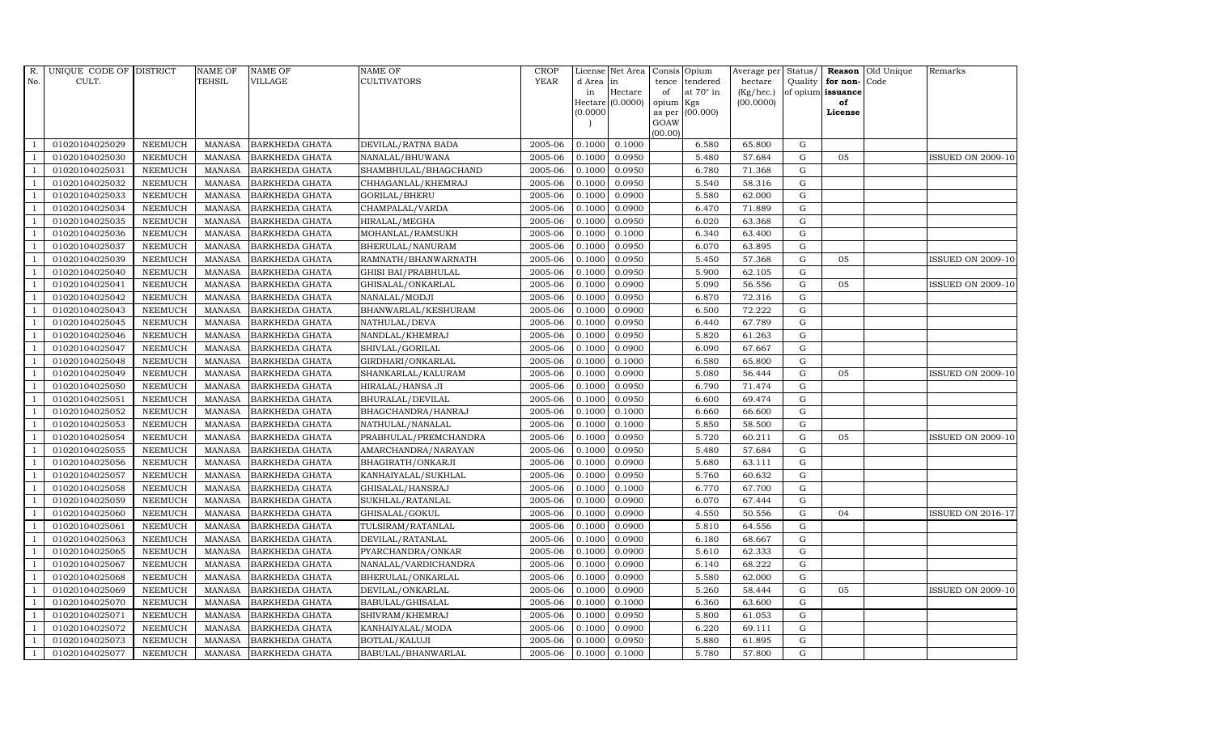| R. No. | UNIQUE CODE OF CULT. | DISTRICT | NAME OF TEHSIL | NAME OF VILLAGE | NAME OF CULTIVATORS | CROP YEAR | License d Area in Hectare (0.0000) | Net Area in Hectare (0.0000) | Consis tence of opium as per GOAW (00.00) | Opium tendered at 70° in Kgs (00.000) | Average per hectare (Kg/hec.) (00.0000) | Status/ Quality of opium | Reason for non-issuance of License | Old Unique Code | Remarks |
|---|---|---|---|---|---|---|---|---|---|---|---|---|---|---|---|
| 1 | 01020104025029 | NEEMUCH | MANASA | BARKHEDA GHATA | DEVILAL/RATNA BADA | 2005-06 | 0.1000 | 0.1000 | | 6.580 | 65.800 | G | | | |
| 1 | 01020104025030 | NEEMUCH | MANASA | BARKHEDA GHATA | NANALAL/BHUWANA | 2005-06 | 0.1000 | 0.0950 | | 5.480 | 57.684 | G | 05 | | ISSUED ON 2009-10 |
| 1 | 01020104025031 | NEEMUCH | MANASA | BARKHEDA GHATA | SHAMBHULAL/BHAGCHAND | 2005-06 | 0.1000 | 0.0950 | | 6.780 | 71.368 | G | | | |
| 1 | 01020104025032 | NEEMUCH | MANASA | BARKHEDA GHATA | CHHAGANLAL/KHEMRAJ | 2005-06 | 0.1000 | 0.0950 | | 5.540 | 58.316 | G | | | |
| 1 | 01020104025033 | NEEMUCH | MANASA | BARKHEDA GHATA | GORILAL/BHERU | 2005-06 | 0.1000 | 0.0900 | | 5.580 | 62.000 | G | | | |
| 1 | 01020104025034 | NEEMUCH | MANASA | BARKHEDA GHATA | CHAMPALAL/VARDA | 2005-06 | 0.1000 | 0.0900 | | 6.470 | 71.889 | G | | | |
| 1 | 01020104025035 | NEEMUCH | MANASA | BARKHEDA GHATA | HIRALAL/MEGHA | 2005-06 | 0.1000 | 0.0950 | | 6.020 | 63.368 | G | | | |
| 1 | 01020104025036 | NEEMUCH | MANASA | BARKHEDA GHATA | MOHANLAL/RAMSUKH | 2005-06 | 0.1000 | 0.1000 | | 6.340 | 63.400 | G | | | |
| 1 | 01020104025037 | NEEMUCH | MANASA | BARKHEDA GHATA | BHERULAL/NANURAM | 2005-06 | 0.1000 | 0.0950 | | 6.070 | 63.895 | G | | | |
| 1 | 01020104025039 | NEEMUCH | MANASA | BARKHEDA GHATA | RAMNATH/BHANWARNATH | 2005-06 | 0.1000 | 0.0950 | | 5.450 | 57.368 | G | 05 | | ISSUED ON 2009-10 |
| 1 | 01020104025040 | NEEMUCH | MANASA | BARKHEDA GHATA | GHISI BAI/PRABHULAL | 2005-06 | 0.1000 | 0.0950 | | 5.900 | 62.105 | G | | | |
| 1 | 01020104025041 | NEEMUCH | MANASA | BARKHEDA GHATA | GHISALAL/ONKARLAL | 2005-06 | 0.1000 | 0.0900 | | 5.090 | 56.556 | G | 05 | | ISSUED ON 2009-10 |
| 1 | 01020104025042 | NEEMUCH | MANASA | BARKHEDA GHATA | NANALAL/MODJI | 2005-06 | 0.1000 | 0.0950 | | 6.870 | 72.316 | G | | | |
| 1 | 01020104025043 | NEEMUCH | MANASA | BARKHEDA GHATA | BHANWARLAL/KESHURAM | 2005-06 | 0.1000 | 0.0900 | | 6.500 | 72.222 | G | | | |
| 1 | 01020104025045 | NEEMUCH | MANASA | BARKHEDA GHATA | NATHULAL/DEVA | 2005-06 | 0.1000 | 0.0950 | | 6.440 | 67.789 | G | | | |
| 1 | 01020104025046 | NEEMUCH | MANASA | BARKHEDA GHATA | NANDLAL/KHEMRAJ | 2005-06 | 0.1000 | 0.0950 | | 5.820 | 61.263 | G | | | |
| 1 | 01020104025047 | NEEMUCH | MANASA | BARKHEDA GHATA | SHIVLAL/GORILAL | 2005-06 | 0.1000 | 0.0900 | | 6.090 | 67.667 | G | | | |
| 1 | 01020104025048 | NEEMUCH | MANASA | BARKHEDA GHATA | GIRDHARI/ONKARLAL | 2005-06 | 0.1000 | 0.1000 | | 6.580 | 65.800 | G | | | |
| 1 | 01020104025049 | NEEMUCH | MANASA | BARKHEDA GHATA | SHANKARLAL/KALURAM | 2005-06 | 0.1000 | 0.0900 | | 5.080 | 56.444 | G | 05 | | ISSUED ON 2009-10 |
| 1 | 01020104025050 | NEEMUCH | MANASA | BARKHEDA GHATA | HIRALAL/HANSA JI | 2005-06 | 0.1000 | 0.0950 | | 6.790 | 71.474 | G | | | |
| 1 | 01020104025051 | NEEMUCH | MANASA | BARKHEDA GHATA | BHURALAL/DEVILAL | 2005-06 | 0.1000 | 0.0950 | | 6.600 | 69.474 | G | | | |
| 1 | 01020104025052 | NEEMUCH | MANASA | BARKHEDA GHATA | BHAGCHANDRA/HANRAJ | 2005-06 | 0.1000 | 0.1000 | | 6.660 | 66.600 | G | | | |
| 1 | 01020104025053 | NEEMUCH | MANASA | BARKHEDA GHATA | NATHULAL/NANALAL | 2005-06 | 0.1000 | 0.1000 | | 5.850 | 58.500 | G | | | |
| 1 | 01020104025054 | NEEMUCH | MANASA | BARKHEDA GHATA | PRABHULAL/PREMCHANDRA | 2005-06 | 0.1000 | 0.0950 | | 5.720 | 60.211 | G | 05 | | ISSUED ON 2009-10 |
| 1 | 01020104025055 | NEEMUCH | MANASA | BARKHEDA GHATA | AMARCHANDRA/NARAYAN | 2005-06 | 0.1000 | 0.0950 | | 5.480 | 57.684 | G | | | |
| 1 | 01020104025056 | NEEMUCH | MANASA | BARKHEDA GHATA | BHAGIRATH/ONKARJI | 2005-06 | 0.1000 | 0.0900 | | 5.680 | 63.111 | G | | | |
| 1 | 01020104025057 | NEEMUCH | MANASA | BARKHEDA GHATA | KANHAIYALAL/SUKHLAL | 2005-06 | 0.1000 | 0.0950 | | 5.760 | 60.632 | G | | | |
| 1 | 01020104025058 | NEEMUCH | MANASA | BARKHEDA GHATA | GHISALAL/HANSRAJ | 2005-06 | 0.1000 | 0.1000 | | 6.770 | 67.700 | G | | | |
| 1 | 01020104025059 | NEEMUCH | MANASA | BARKHEDA GHATA | SUKHLAL/RATANLAL | 2005-06 | 0.1000 | 0.0900 | | 6.070 | 67.444 | G | | | |
| 1 | 01020104025060 | NEEMUCH | MANASA | BARKHEDA GHATA | GHISALAL/GOKUL | 2005-06 | 0.1000 | 0.0900 | | 4.550 | 50.556 | G | 04 | | ISSUED ON 2016-17 |
| 1 | 01020104025061 | NEEMUCH | MANASA | BARKHEDA GHATA | TULSIRAM/RATANLAL | 2005-06 | 0.1000 | 0.0900 | | 5.810 | 64.556 | G | | | |
| 1 | 01020104025063 | NEEMUCH | MANASA | BARKHEDA GHATA | DEVILAL/RATANLAL | 2005-06 | 0.1000 | 0.0900 | | 6.180 | 68.667 | G | | | |
| 1 | 01020104025065 | NEEMUCH | MANASA | BARKHEDA GHATA | PYARCHANDRA/ONKAR | 2005-06 | 0.1000 | 0.0900 | | 5.610 | 62.333 | G | | | |
| 1 | 01020104025067 | NEEMUCH | MANASA | BARKHEDA GHATA | NANALAL/VARDICHANDRA | 2005-06 | 0.1000 | 0.0900 | | 6.140 | 68.222 | G | | | |
| 1 | 01020104025068 | NEEMUCH | MANASA | BARKHEDA GHATA | BHERULAL/ONKARLAL | 2005-06 | 0.1000 | 0.0900 | | 5.580 | 62.000 | G | | | |
| 1 | 01020104025069 | NEEMUCH | MANASA | BARKHEDA GHATA | DEVILAL/ONKARLAL | 2005-06 | 0.1000 | 0.0900 | | 5.260 | 58.444 | G | 05 | | ISSUED ON 2009-10 |
| 1 | 01020104025070 | NEEMUCH | MANASA | BARKHEDA GHATA | BABULAL/GHISALAL | 2005-06 | 0.1000 | 0.1000 | | 6.360 | 63.600 | G | | | |
| 1 | 01020104025071 | NEEMUCH | MANASA | BARKHEDA GHATA | SHIVRAM/KHEMRAJ | 2005-06 | 0.1000 | 0.0950 | | 5.800 | 61.053 | G | | | |
| 1 | 01020104025072 | NEEMUCH | MANASA | BARKHEDA GHATA | KANHAIYALAL/MODA | 2005-06 | 0.1000 | 0.0900 | | 6.220 | 69.111 | G | | | |
| 1 | 01020104025073 | NEEMUCH | MANASA | BARKHEDA GHATA | BOTLAL/KALUJI | 2005-06 | 0.1000 | 0.0950 | | 5.880 | 61.895 | G | | | |
| 1 | 01020104025077 | NEEMUCH | MANASA | BARKHEDA GHATA | BABULAL/BHANWARLAL | 2005-06 | 0.1000 | 0.1000 | | 5.780 | 57.800 | G | | | |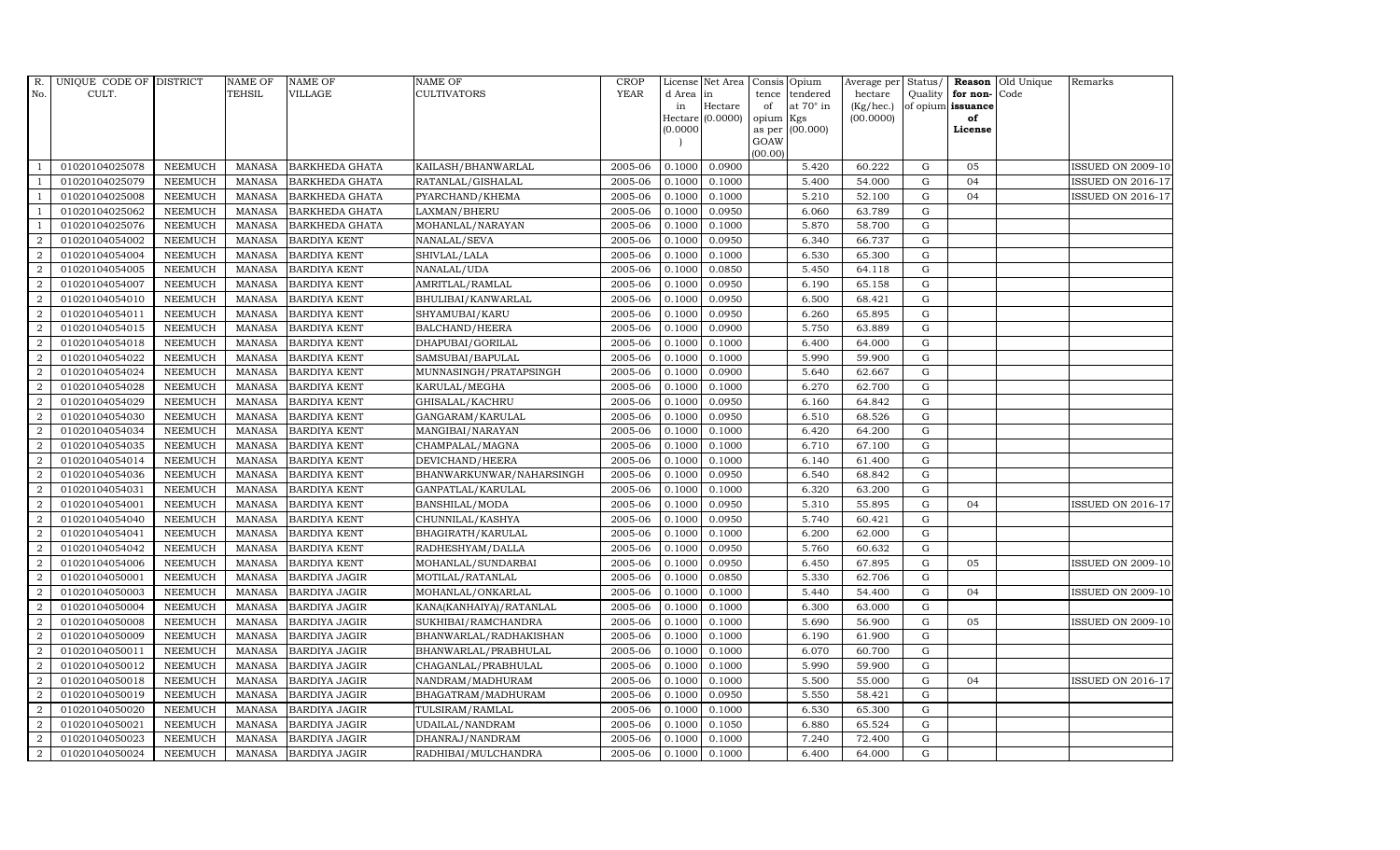| R. No. | UNIQUE CODE OF CULT. | DISTRICT | NAME OF TEHSIL | NAME OF VILLAGE | NAME OF CULTIVATORS | CROP YEAR | License d Area in Hectare (0.0000) | Net Area in Hectare (0.0000) | Consis tence of opium as per GOAW (00.00) | Opium tendered at 70° in Kgs (00.000) | Average per hectare (Kg/hec.) (00.0000) | Status/ Quality of opium | Reason for non-issuance of License | Old Unique Code | Remarks |
|---|---|---|---|---|---|---|---|---|---|---|---|---|---|---|---|
| 1 | 01020104025078 | NEEMUCH | MANASA | BARKHEDA GHATA | KAILASH/BHANWARLAL | 2005-06 | 0.1000 | 0.0900 | | 5.420 | 60.222 | G | 05 | | ISSUED ON 2009-10 |
| 1 | 01020104025079 | NEEMUCH | MANASA | BARKHEDA GHATA | RATANLAL/GISHALAL | 2005-06 | 0.1000 | 0.1000 | | 5.400 | 54.000 | G | 04 | | ISSUED ON 2016-17 |
| 1 | 01020104025008 | NEEMUCH | MANASA | BARKHEDA GHATA | PYARCHAND/KHEMA | 2005-06 | 0.1000 | 0.1000 | | 5.210 | 52.100 | G | 04 | | ISSUED ON 2016-17 |
| 1 | 01020104025062 | NEEMUCH | MANASA | BARKHEDA GHATA | LAXMAN/BHERU | 2005-06 | 0.1000 | 0.0950 | | 6.060 | 63.789 | G | | | |
| 1 | 01020104025076 | NEEMUCH | MANASA | BARKHEDA GHATA | MOHANLAL/NARAYAN | 2005-06 | 0.1000 | 0.1000 | | 5.870 | 58.700 | G | | | |
| 2 | 01020104054002 | NEEMUCH | MANASA | BARDIYA KENT | NANALAL/SEVA | 2005-06 | 0.1000 | 0.0950 | | 6.340 | 66.737 | G | | | |
| 2 | 01020104054004 | NEEMUCH | MANASA | BARDIYA KENT | SHIVLAL/LALA | 2005-06 | 0.1000 | 0.1000 | | 6.530 | 65.300 | G | | | |
| 2 | 01020104054005 | NEEMUCH | MANASA | BARDIYA KENT | NANALAL/UDA | 2005-06 | 0.1000 | 0.0850 | | 5.450 | 64.118 | G | | | |
| 2 | 01020104054007 | NEEMUCH | MANASA | BARDIYA KENT | AMRITLAL/RAMLAL | 2005-06 | 0.1000 | 0.0950 | | 6.190 | 65.158 | G | | | |
| 2 | 01020104054010 | NEEMUCH | MANASA | BARDIYA KENT | BHULIBAI/KANWARLAL | 2005-06 | 0.1000 | 0.0950 | | 6.500 | 68.421 | G | | | |
| 2 | 01020104054011 | NEEMUCH | MANASA | BARDIYA KENT | SHYAMUBAI/KARU | 2005-06 | 0.1000 | 0.0950 | | 6.260 | 65.895 | G | | | |
| 2 | 01020104054015 | NEEMUCH | MANASA | BARDIYA KENT | BALCHAND/HEERA | 2005-06 | 0.1000 | 0.0900 | | 5.750 | 63.889 | G | | | |
| 2 | 01020104054018 | NEEMUCH | MANASA | BARDIYA KENT | DHAPUBAI/GORILAL | 2005-06 | 0.1000 | 0.1000 | | 6.400 | 64.000 | G | | | |
| 2 | 01020104054022 | NEEMUCH | MANASA | BARDIYA KENT | SAMSUBAI/BAPULAL | 2005-06 | 0.1000 | 0.1000 | | 5.990 | 59.900 | G | | | |
| 2 | 01020104054024 | NEEMUCH | MANASA | BARDIYA KENT | MUNNASINGH/PRATAPSINGH | 2005-06 | 0.1000 | 0.0900 | | 5.640 | 62.667 | G | | | |
| 2 | 01020104054028 | NEEMUCH | MANASA | BARDIYA KENT | KARULAL/MEGHA | 2005-06 | 0.1000 | 0.1000 | | 6.270 | 62.700 | G | | | |
| 2 | 01020104054029 | NEEMUCH | MANASA | BARDIYA KENT | GHISALAL/KACHRU | 2005-06 | 0.1000 | 0.0950 | | 6.160 | 64.842 | G | | | |
| 2 | 01020104054030 | NEEMUCH | MANASA | BARDIYA KENT | GANGARAM/KARULAL | 2005-06 | 0.1000 | 0.0950 | | 6.510 | 68.526 | G | | | |
| 2 | 01020104054034 | NEEMUCH | MANASA | BARDIYA KENT | MANGIBAI/NARAYAN | 2005-06 | 0.1000 | 0.1000 | | 6.420 | 64.200 | G | | | |
| 2 | 01020104054035 | NEEMUCH | MANASA | BARDIYA KENT | CHAMPALAL/MAGNA | 2005-06 | 0.1000 | 0.1000 | | 6.710 | 67.100 | G | | | |
| 2 | 01020104054014 | NEEMUCH | MANASA | BARDIYA KENT | DEVICHAND/HEERA | 2005-06 | 0.1000 | 0.1000 | | 6.140 | 61.400 | G | | | |
| 2 | 01020104054036 | NEEMUCH | MANASA | BARDIYA KENT | BHANWARKUNWAR/NAHARSINGH | 2005-06 | 0.1000 | 0.0950 | | 6.540 | 68.842 | G | | | |
| 2 | 01020104054031 | NEEMUCH | MANASA | BARDIYA KENT | GANPATLAL/KARULAL | 2005-06 | 0.1000 | 0.1000 | | 6.320 | 63.200 | G | | | |
| 2 | 01020104054001 | NEEMUCH | MANASA | BARDIYA KENT | BANSHILAL/MODA | 2005-06 | 0.1000 | 0.0950 | | 5.310 | 55.895 | G | 04 | | ISSUED ON 2016-17 |
| 2 | 01020104054040 | NEEMUCH | MANASA | BARDIYA KENT | CHUNNILAL/KASHYA | 2005-06 | 0.1000 | 0.0950 | | 5.740 | 60.421 | G | | | |
| 2 | 01020104054041 | NEEMUCH | MANASA | BARDIYA KENT | BHAGIRATH/KARULAL | 2005-06 | 0.1000 | 0.1000 | | 6.200 | 62.000 | G | | | |
| 2 | 01020104054042 | NEEMUCH | MANASA | BARDIYA KENT | RADHESHYAM/DALLA | 2005-06 | 0.1000 | 0.0950 | | 5.760 | 60.632 | G | | | |
| 2 | 01020104054006 | NEEMUCH | MANASA | BARDIYA KENT | MOHANLAL/SUNDARBAI | 2005-06 | 0.1000 | 0.0950 | | 6.450 | 67.895 | G | 05 | | ISSUED ON 2009-10 |
| 2 | 01020104050001 | NEEMUCH | MANASA | BARDIYA JAGIR | MOTILAL/RATANLAL | 2005-06 | 0.1000 | 0.0850 | | 5.330 | 62.706 | G | | | |
| 2 | 01020104050003 | NEEMUCH | MANASA | BARDIYA JAGIR | MOHANLAL/ONKARLAL | 2005-06 | 0.1000 | 0.1000 | | 5.440 | 54.400 | G | 04 | | ISSUED ON 2009-10 |
| 2 | 01020104050004 | NEEMUCH | MANASA | BARDIYA JAGIR | KANA(KANHAIYA)/RATANLAL | 2005-06 | 0.1000 | 0.1000 | | 6.300 | 63.000 | G | | | |
| 2 | 01020104050008 | NEEMUCH | MANASA | BARDIYA JAGIR | SUKHIBAI/RAMCHANDRA | 2005-06 | 0.1000 | 0.1000 | | 5.690 | 56.900 | G | 05 | | ISSUED ON 2009-10 |
| 2 | 01020104050009 | NEEMUCH | MANASA | BARDIYA JAGIR | BHANWARLAL/RADHAKISHAN | 2005-06 | 0.1000 | 0.1000 | | 6.190 | 61.900 | G | | | |
| 2 | 01020104050011 | NEEMUCH | MANASA | BARDIYA JAGIR | BHANWARLAL/PRABHULAL | 2005-06 | 0.1000 | 0.1000 | | 6.070 | 60.700 | G | | | |
| 2 | 01020104050012 | NEEMUCH | MANASA | BARDIYA JAGIR | CHAGANLAL/PRABHULAL | 2005-06 | 0.1000 | 0.1000 | | 5.990 | 59.900 | G | | | |
| 2 | 01020104050018 | NEEMUCH | MANASA | BARDIYA JAGIR | NANDRAM/MADHURAM | 2005-06 | 0.1000 | 0.1000 | | 5.500 | 55.000 | G | 04 | | ISSUED ON 2016-17 |
| 2 | 01020104050019 | NEEMUCH | MANASA | BARDIYA JAGIR | BHAGATRAM/MADHURAM | 2005-06 | 0.1000 | 0.0950 | | 5.550 | 58.421 | G | | | |
| 2 | 01020104050020 | NEEMUCH | MANASA | BARDIYA JAGIR | TULSIRAM/RAMLAL | 2005-06 | 0.1000 | 0.1000 | | 6.530 | 65.300 | G | | | |
| 2 | 01020104050021 | NEEMUCH | MANASA | BARDIYA JAGIR | UDAILAL/NANDRAM | 2005-06 | 0.1000 | 0.1050 | | 6.880 | 65.524 | G | | | |
| 2 | 01020104050023 | NEEMUCH | MANASA | BARDIYA JAGIR | DHANRAJ/NANDRAM | 2005-06 | 0.1000 | 0.1000 | | 7.240 | 72.400 | G | | | |
| 2 | 01020104050024 | NEEMUCH | MANASA | BARDIYA JAGIR | RADHIBAI/MULCHANDRA | 2005-06 | 0.1000 | 0.1000 | | 6.400 | 64.000 | G | | | |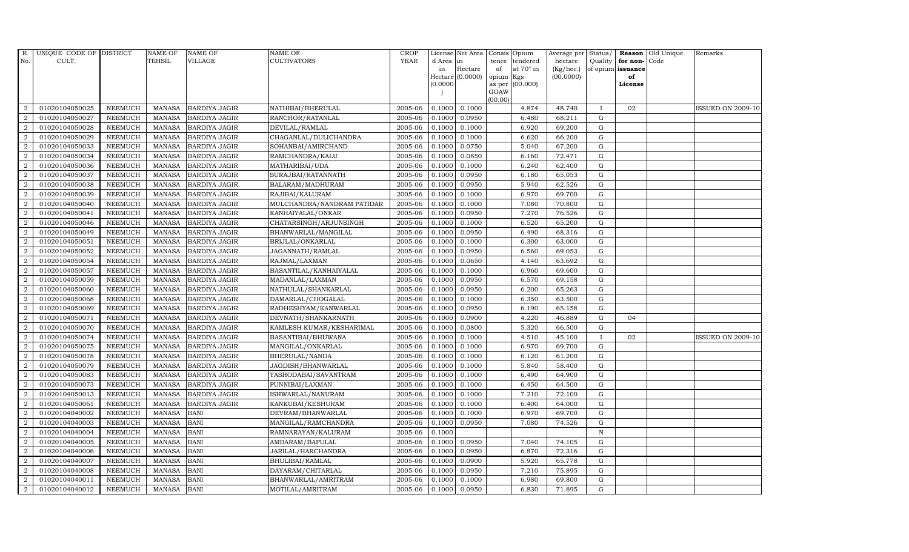| R. No. | UNIQUE CODE OF CULT. | DISTRICT | NAME OF TEHSIL | NAME OF VILLAGE | NAME OF CULTIVATORS | CROP YEAR | License d Area in Hectare (0.0000) | Net Area in Hectare (0.0000) | Consis tence of opium as per GOAW (00.00) | Opium tendered at 70° in Kgs (00.000) | Average per hectare (Kg/hec.) (00.0000) | Status/ Quality of opium | Reason for non-issuance of License | Old Unique Code | Remarks |
|---|---|---|---|---|---|---|---|---|---|---|---|---|---|---|---|
| 2 | 01020104050025 | NEEMUCH | MANASA | BARDIYA JAGIR | NATHIBAI/BHERULAL | 2005-06 | 0.1000 | 0.1000 | | 4.874 | 48.740 | I | 02 | | ISSUED ON 2009-10 |
| 2 | 01020104050027 | NEEMUCH | MANASA | BARDIYA JAGIR | RANCHOR/RATANLAL | 2005-06 | 0.1000 | 0.0950 | | 6.480 | 68.211 | G | | | |
| 2 | 01020104050028 | NEEMUCH | MANASA | BARDIYA JAGIR | DEVILAL/RAMLAL | 2005-06 | 0.1000 | 0.1000 | | 6.920 | 69.200 | G | | | |
| 2 | 01020104050029 | NEEMUCH | MANASA | BARDIYA JAGIR | CHAGANLAL/DULICHANDRA | 2005-06 | 0.1000 | 0.1000 | | 6.620 | 66.200 | G | | | |
| 2 | 01020104050033 | NEEMUCH | MANASA | BARDIYA JAGIR | SOHANBAI/AMIRCHAND | 2005-06 | 0.1000 | 0.0750 | | 5.040 | 67.200 | G | | | |
| 2 | 01020104050034 | NEEMUCH | MANASA | BARDIYA JAGIR | RAMCHANDRA/KALU | 2005-06 | 0.1000 | 0.0850 | | 6.160 | 72.471 | G | | | |
| 2 | 01020104050036 | NEEMUCH | MANASA | BARDIYA JAGIR | MATHARIBAI/UDA | 2005-06 | 0.1000 | 0.1000 | | 6.240 | 62.400 | G | | | |
| 2 | 01020104050037 | NEEMUCH | MANASA | BARDIYA JAGIR | SURAJBAI/RATANNATH | 2005-06 | 0.1000 | 0.0950 | | 6.180 | 65.053 | G | | | |
| 2 | 01020104050038 | NEEMUCH | MANASA | BARDIYA JAGIR | BALARAM/MADHURAM | 2005-06 | 0.1000 | 0.0950 | | 5.940 | 62.526 | G | | | |
| 2 | 01020104050039 | NEEMUCH | MANASA | BARDIYA JAGIR | RAJIBAI/KALURAM | 2005-06 | 0.1000 | 0.1000 | | 6.970 | 69.700 | G | | | |
| 2 | 01020104050040 | NEEMUCH | MANASA | BARDIYA JAGIR | MULCHANDRA/NANDRAM PATIDAR | 2005-06 | 0.1000 | 0.1000 | | 7.080 | 70.800 | G | | | |
| 2 | 01020104050041 | NEEMUCH | MANASA | BARDIYA JAGIR | KANHAIYALAL/ONKAR | 2005-06 | 0.1000 | 0.0950 | | 7.270 | 76.526 | G | | | |
| 2 | 01020104050046 | NEEMUCH | MANASA | BARDIYA JAGIR | CHATARSINGH/ARJUNSINGH | 2005-06 | 0.1000 | 0.1000 | | 6.520 | 65.200 | G | | | |
| 2 | 01020104050049 | NEEMUCH | MANASA | BARDIYA JAGIR | BHANWARLAL/MANGILAL | 2005-06 | 0.1000 | 0.0950 | | 6.490 | 68.316 | G | | | |
| 2 | 01020104050051 | NEEMUCH | MANASA | BARDIYA JAGIR | BRIJLAL/ONKARLAL | 2005-06 | 0.1000 | 0.1000 | | 6.300 | 63.000 | G | | | |
| 2 | 01020104050052 | NEEMUCH | MANASA | BARDIYA JAGIR | JAGANNATH/RAMLAL | 2005-06 | 0.1000 | 0.0950 | | 6.560 | 69.053 | G | | | |
| 2 | 01020104050054 | NEEMUCH | MANASA | BARDIYA JAGIR | RAJMAL/LAXMAN | 2005-06 | 0.1000 | 0.0650 | | 4.140 | 63.692 | G | | | |
| 2 | 01020104050057 | NEEMUCH | MANASA | BARDIYA JAGIR | BASANTILAL/KANHAIYALAL | 2005-06 | 0.1000 | 0.1000 | | 6.960 | 69.600 | G | | | |
| 2 | 01020104050059 | NEEMUCH | MANASA | BARDIYA JAGIR | MADANLAL/LAXMAN | 2005-06 | 0.1000 | 0.0950 | | 6.570 | 69.158 | G | | | |
| 2 | 01020104050060 | NEEMUCH | MANASA | BARDIYA JAGIR | NATHULAL/SHANKARLAL | 2005-06 | 0.1000 | 0.0950 | | 6.200 | 65.263 | G | | | |
| 2 | 01020104050068 | NEEMUCH | MANASA | BARDIYA JAGIR | DAMARLAL/CHOGALAL | 2005-06 | 0.1000 | 0.1000 | | 6.350 | 63.500 | G | | | |
| 2 | 01020104050069 | NEEMUCH | MANASA | BARDIYA JAGIR | RADHESHYAM/KANWARLAL | 2005-06 | 0.1000 | 0.0950 | | 6.190 | 65.158 | G | | | |
| 2 | 01020104050071 | NEEMUCH | MANASA | BARDIYA JAGIR | DEVNATH/SHANKARNATH | 2005-06 | 0.1000 | 0.0900 | | 4.220 | 46.889 | G | 04 | | |
| 2 | 01020104050070 | NEEMUCH | MANASA | BARDIYA JAGIR | KAMLESH KUMAR/KESHARIMAL | 2005-06 | 0.1000 | 0.0800 | | 5.320 | 66.500 | G | | | |
| 2 | 01020104050074 | NEEMUCH | MANASA | BARDIYA JAGIR | BASANTIBAI/BHUWANA | 2005-06 | 0.1000 | 0.1000 | | 4.510 | 45.100 | I | 02 | | ISSUED ON 2009-10 |
| 2 | 01020104050075 | NEEMUCH | MANASA | BARDIYA JAGIR | MANGILAL/ONKARLAL | 2005-06 | 0.1000 | 0.1000 | | 6.970 | 69.700 | G | | | |
| 2 | 01020104050078 | NEEMUCH | MANASA | BARDIYA JAGIR | BHERULAL/NANDA | 2005-06 | 0.1000 | 0.1000 | | 6.120 | 61.200 | G | | | |
| 2 | 01020104050079 | NEEMUCH | MANASA | BARDIYA JAGIR | JAGDISH/BHANWARLAL | 2005-06 | 0.1000 | 0.1000 | | 5.840 | 58.400 | G | | | |
| 2 | 01020104050083 | NEEMUCH | MANASA | BARDIYA JAGIR | YASHODABAI/SAVANTRAM | 2005-06 | 0.1000 | 0.1000 | | 6.490 | 64.900 | G | | | |
| 2 | 01020104050073 | NEEMUCH | MANASA | BARDIYA JAGIR | PUNNIBAI/LAXMAN | 2005-06 | 0.1000 | 0.1000 | | 6.450 | 64.500 | G | | | |
| 2 | 01020104050013 | NEEMUCH | MANASA | BARDIYA JAGIR | ISHWARLAL/NANURAM | 2005-06 | 0.1000 | 0.1000 | | 7.210 | 72.100 | G | | | |
| 2 | 01020104050061 | NEEMUCH | MANASA | BARDIYA JAGIR | KANKUBAI/KESHURAM | 2005-06 | 0.1000 | 0.1000 | | 6.400 | 64.000 | G | | | |
| 2 | 01020104040002 | NEEMUCH | MANASA | BANI | DEVRAM/BHANWARLAL | 2005-06 | 0.1000 | 0.1000 | | 6.970 | 69.700 | G | | | |
| 2 | 01020104040003 | NEEMUCH | MANASA | BANI | MANGILAL/RAMCHANDRA | 2005-06 | 0.1000 | 0.0950 | | 7.080 | 74.526 | G | | | |
| 2 | 01020104040004 | NEEMUCH | MANASA | BANI | RAMNARAYAN/KALURAM | 2005-06 | 0.1000 | | | | | N | | | |
| 2 | 01020104040005 | NEEMUCH | MANASA | BANI | AMBARAM/BAPULAL | 2005-06 | 0.1000 | 0.0950 | | 7.040 | 74.105 | G | | | |
| 2 | 01020104040006 | NEEMUCH | MANASA | BANI | JARILAL/HARCHANDRA | 2005-06 | 0.1000 | 0.0950 | | 6.870 | 72.316 | G | | | |
| 2 | 01020104040007 | NEEMUCH | MANASA | BANI | BHULIBAI/RAMLAL | 2005-06 | 0.1000 | 0.0900 | | 5.920 | 65.778 | G | | | |
| 2 | 01020104040008 | NEEMUCH | MANASA | BANI | DAYARAM/CHITARLAL | 2005-06 | 0.1000 | 0.0950 | | 7.210 | 75.895 | G | | | |
| 2 | 01020104040011 | NEEMUCH | MANASA | BANI | BHANWARLAL/AMRITRAM | 2005-06 | 0.1000 | 0.1000 | | 6.980 | 69.800 | G | | | |
| 2 | 01020104040012 | NEEMUCH | MANASA | BANI | MOTILAL/AMRITRAM | 2005-06 | 0.1000 | 0.0950 | | 6.830 | 71.895 | G | | | |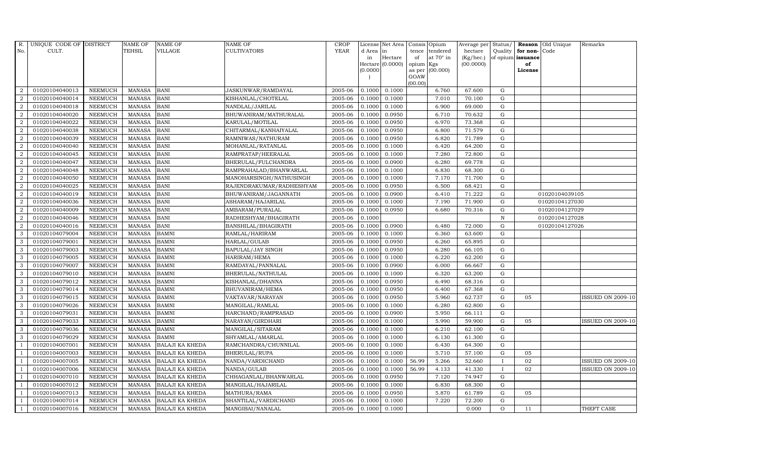| R. No. | UNIQUE CODE OF CULT. | DISTRICT | NAME OF TEHSIL | NAME OF VILLAGE | NAME OF CULTIVATORS | CROP YEAR | License d Area in Hectare (0.0000) | Net Area in Hectare (0.0000) | Consis tence of opium as per GOAW (00.00) | Opium tendered at 70° in Kgs (00.000) | Average per hectare (Kg/hec.) (00.0000) | Status/ Quality of opium | Reason for non-issuance of License | Old Unique Code | Remarks |
|---|---|---|---|---|---|---|---|---|---|---|---|---|---|---|---|
| 2 | 01020104040013 | NEEMUCH | MANASA | BANI | JASKUNWAR/RAMDAYAL | 2005-06 | 0.1000 | 0.1000 | | 6.760 | 67.600 | G | | | |
| 2 | 01020104040014 | NEEMUCH | MANASA | BANI | KISHANLAL/CHOTELAL | 2005-06 | 0.1000 | 0.1000 | | 7.010 | 70.100 | G | | | |
| 2 | 01020104040018 | NEEMUCH | MANASA | BANI | NANDLAL/JARILAL | 2005-06 | 0.1000 | 0.1000 | | 6.900 | 69.000 | G | | | |
| 2 | 01020104040020 | NEEMUCH | MANASA | BANI | BHUWANIRAM/MATHURALAL | 2005-06 | 0.1000 | 0.0950 | | 6.710 | 70.632 | G | | | |
| 2 | 01020104040022 | NEEMUCH | MANASA | BANI | KARULAL/MOTILAL | 2005-06 | 0.1000 | 0.0950 | | 6.970 | 73.368 | G | | | |
| 2 | 01020104040038 | NEEMUCH | MANASA | BANI | CHITARMAL/KANHAIYALAL | 2005-06 | 0.1000 | 0.0950 | | 6.800 | 71.579 | G | | | |
| 2 | 01020104040039 | NEEMUCH | MANASA | BANI | RAMNIWAS/NATHURAM | 2005-06 | 0.1000 | 0.0950 | | 6.820 | 71.789 | G | | | |
| 2 | 01020104040040 | NEEMUCH | MANASA | BANI | MOHANLAL/RATANLAL | 2005-06 | 0.1000 | 0.1000 | | 6.420 | 64.200 | G | | | |
| 2 | 01020104040045 | NEEMUCH | MANASA | BANI | RAMPRATAP/HEERALAL | 2005-06 | 0.1000 | 0.1000 | | 7.280 | 72.800 | G | | | |
| 2 | 01020104040047 | NEEMUCH | MANASA | BANI | BHERULAL/FULCHANDRA | 2005-06 | 0.1000 | 0.0900 | | 6.280 | 69.778 | G | | | |
| 2 | 01020104040048 | NEEMUCH | MANASA | BANI | RAMPRAHALAD/BHANWARLAL | 2005-06 | 0.1000 | 0.1000 | | 6.830 | 68.300 | G | | | |
| 2 | 01020104040050 | NEEMUCH | MANASA | BANI | MANOHARSINGH/NATHUSINGH | 2005-06 | 0.1000 | 0.1000 | | 7.170 | 71.700 | G | | | |
| 2 | 01020104040025 | NEEMUCH | MANASA | BANI | RAJENDRAKUMAR/RADHESHYAM | 2005-06 | 0.1000 | 0.0950 | | 6.500 | 68.421 | G | | | |
| 2 | 01020104040019 | NEEMUCH | MANASA | BANI | BHUWANIRAM/JAGANNATH | 2005-06 | 0.1000 | 0.0900 | | 6.410 | 71.222 | G | | 01020104039105 | |
| 2 | 01020104040036 | NEEMUCH | MANASA | BANI | ASHARAM/HAJARILAL | 2005-06 | 0.1000 | 0.1000 | | 7.190 | 71.900 | G | | 01020104127030 | |
| 2 | 01020104040009 | NEEMUCH | MANASA | BANI | AMBARAM/PURALAL | 2005-06 | 0.1000 | 0.0950 | | 6.680 | 70.316 | G | | 01020104127029 | |
| 2 | 01020104040046 | NEEMUCH | MANASA | BANI | RADHESHYAM/BHAGIRATH | 2005-06 | 0.1000 | | | | | N | | 01020104127028 | |
| 2 | 01020104040016 | NEEMUCH | MANASA | BANI | BANSHILAL/BHAGIRATH | 2005-06 | 0.1000 | 0.0900 | | 6.480 | 72.000 | G | | 01020104127026 | |
| 3 | 01020104079004 | NEEMUCH | MANASA | BAMNI | RAMLAL/HARIRAM | 2005-06 | 0.1000 | 0.1000 | | 6.360 | 63.600 | G | | | |
| 3 | 01020104079001 | NEEMUCH | MANASA | BAMNI | HARLAL/GULAB | 2005-06 | 0.1000 | 0.0950 | | 6.260 | 65.895 | G | | | |
| 3 | 01020104079003 | NEEMUCH | MANASA | BAMNI | BAPULAL/JAY SINGH | 2005-06 | 0.1000 | 0.0950 | | 6.280 | 66.105 | G | | | |
| 3 | 01020104079005 | NEEMUCH | MANASA | BAMNI | HARIRAM/HEMA | 2005-06 | 0.1000 | 0.1000 | | 6.220 | 62.200 | G | | | |
| 3 | 01020104079007 | NEEMUCH | MANASA | BAMNI | RAMDAYAL/PANNALAL | 2005-06 | 0.1000 | 0.0900 | | 6.000 | 66.667 | G | | | |
| 3 | 01020104079010 | NEEMUCH | MANASA | BAMNI | BHERULAL/NATHULAL | 2005-06 | 0.1000 | 0.1000 | | 6.320 | 63.200 | G | | | |
| 3 | 01020104079012 | NEEMUCH | MANASA | BAMNI | KISHANLAL/DHANNA | 2005-06 | 0.1000 | 0.0950 | | 6.490 | 68.316 | G | | | |
| 3 | 01020104079014 | NEEMUCH | MANASA | BAMNI | BHUVANIRAM/HEMA | 2005-06 | 0.1000 | 0.0950 | | 6.400 | 67.368 | G | | | |
| 3 | 01020104079015 | NEEMUCH | MANASA | BAMNI | VAKTAVAR/NARAYAN | 2005-06 | 0.1000 | 0.0950 | | 5.960 | 62.737 | G | 05 | | ISSUED ON 2009-10 |
| 3 | 01020104079026 | NEEMUCH | MANASA | BAMNI | MANGILAL/RAMLAL | 2005-06 | 0.1000 | 0.1000 | | 6.280 | 62.800 | G | | | |
| 3 | 01020104079031 | NEEMUCH | MANASA | BAMNI | HARCHAND/RAMPRASAD | 2005-06 | 0.1000 | 0.0900 | | 5.950 | 66.111 | G | | | |
| 3 | 01020104079033 | NEEMUCH | MANASA | BAMNI | NARAYAN/GIRDHARI | 2005-06 | 0.1000 | 0.1000 | | 5.990 | 59.900 | G | 05 | | ISSUED ON 2009-10 |
| 3 | 01020104079036 | NEEMUCH | MANASA | BAMNI | MANGILAL/SITARAM | 2005-06 | 0.1000 | 0.1000 | | 6.210 | 62.100 | G | | | |
| 3 | 01020104079029 | NEEMUCH | MANASA | BAMNI | SHYAMLAL/AMARLAL | 2005-06 | 0.1000 | 0.1000 | | 6.130 | 61.300 | G | | | |
| 1 | 01020104007001 | NEEMUCH | MANASA | BALAJI KA KHEDA | RAMCHANDRA/CHUNNILAL | 2005-06 | 0.1000 | 0.1000 | | 6.430 | 64.300 | G | | | |
| 1 | 01020104007003 | NEEMUCH | MANASA | BALAJI KA KHEDA | BHERULAL/RUPA | 2005-06 | 0.1000 | 0.1000 | | 5.710 | 57.100 | G | 05 | | |
| 1 | 01020104007005 | NEEMUCH | MANASA | BALAJI KA KHEDA | NANDA/VARDICHAND | 2005-06 | 0.1000 | 0.1000 | 56.99 | 5.266 | 52.660 | I | 02 | | ISSUED ON 2009-10 |
| 1 | 01020104007006 | NEEMUCH | MANASA | BALAJI KA KHEDA | NANDA/GULAB | 2005-06 | 0.1000 | 0.1000 | 56.99 | 4.133 | 41.330 | I | 02 | | ISSUED ON 2009-10 |
| 1 | 01020104007010 | NEEMUCH | MANASA | BALAJI KA KHEDA | CHHAGANLAL/BHANWARLAL | 2005-06 | 0.1000 | 0.0950 | | 7.120 | 74.947 | G | | | |
| 1 | 01020104007012 | NEEMUCH | MANASA | BALAJI KA KHEDA | MANGILAL/HAJARILAL | 2005-06 | 0.1000 | 0.1000 | | 6.830 | 68.300 | G | | | |
| 1 | 01020104007013 | NEEMUCH | MANASA | BALAJI KA KHEDA | MATHURA/RAMA | 2005-06 | 0.1000 | 0.0950 | | 5.870 | 61.789 | G | 05 | | |
| 1 | 01020104007014 | NEEMUCH | MANASA | BALAJI KA KHEDA | SHANTILAL/VARDICHAND | 2005-06 | 0.1000 | 0.1000 | | 7.220 | 72.200 | G | | | |
| 1 | 01020104007016 | NEEMUCH | MANASA | BALAJI KA KHEDA | MANGIBAI/NANALAL | 2005-06 | 0.1000 | 0.1000 | | | 0.000 | O | 11 | | THEFT CASE |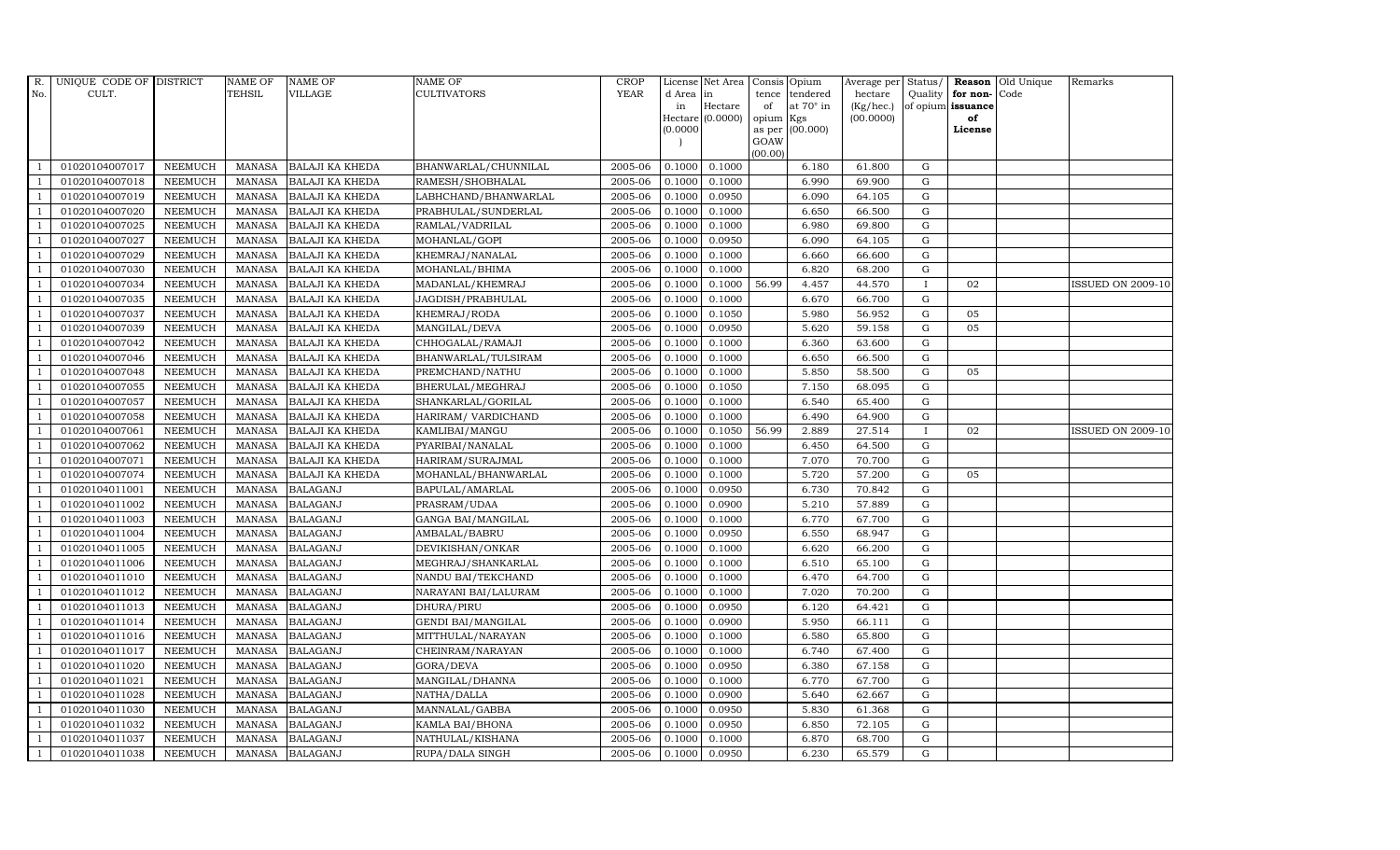| R. No. | UNIQUE CODE OF CULT. | DISTRICT | NAME OF TEHSIL | NAME OF VILLAGE | NAME OF CULTIVATORS | CROP YEAR | License d Area in Hectare (0.0000) | Net Area in Hectare (0.0000) | Consis tence of opium as per GOAW (00.00) | Opium tendered at 70° in Kgs (00.000) | Average per hectare (Kg/hec.) (00.0000) | Status/ Quality of opium | Reason for non-issuance of License | Old Unique Code | Remarks |
|---|---|---|---|---|---|---|---|---|---|---|---|---|---|---|---|
| 1 | 01020104007017 | NEEMUCH | MANASA | BALAJI KA KHEDA | BHANWARLAL/CHUNNILAL | 2005-06 | 0.1000 | 0.1000 | | 6.180 | 61.800 | G | | | |
| 1 | 01020104007018 | NEEMUCH | MANASA | BALAJI KA KHEDA | RAMESH/SHOBHALAL | 2005-06 | 0.1000 | 0.1000 | | 6.990 | 69.900 | G | | | |
| 1 | 01020104007019 | NEEMUCH | MANASA | BALAJI KA KHEDA | LABHCHAND/BHANWARLAL | 2005-06 | 0.1000 | 0.0950 | | 6.090 | 64.105 | G | | | |
| 1 | 01020104007020 | NEEMUCH | MANASA | BALAJI KA KHEDA | PRABHULAL/SUNDERLAL | 2005-06 | 0.1000 | 0.1000 | | 6.650 | 66.500 | G | | | |
| 1 | 01020104007025 | NEEMUCH | MANASA | BALAJI KA KHEDA | RAMLAL/VADRILAL | 2005-06 | 0.1000 | 0.1000 | | 6.980 | 69.800 | G | | | |
| 1 | 01020104007027 | NEEMUCH | MANASA | BALAJI KA KHEDA | MOHANLAL/GOPI | 2005-06 | 0.1000 | 0.0950 | | 6.090 | 64.105 | G | | | |
| 1 | 01020104007029 | NEEMUCH | MANASA | BALAJI KA KHEDA | KHEMRAJ/NANALAL | 2005-06 | 0.1000 | 0.1000 | | 6.660 | 66.600 | G | | | |
| 1 | 01020104007030 | NEEMUCH | MANASA | BALAJI KA KHEDA | MOHANLAL/BHIMA | 2005-06 | 0.1000 | 0.1000 | | 6.820 | 68.200 | G | | | |
| 1 | 01020104007034 | NEEMUCH | MANASA | BALAJI KA KHEDA | MADANLAL/KHEMRAJ | 2005-06 | 0.1000 | 0.1000 | 56.99 | 4.457 | 44.570 | I | 02 | | ISSUED ON 2009-10 |
| 1 | 01020104007035 | NEEMUCH | MANASA | BALAJI KA KHEDA | JAGDISH/PRABHULAL | 2005-06 | 0.1000 | 0.1000 | | 6.670 | 66.700 | G | | | |
| 1 | 01020104007037 | NEEMUCH | MANASA | BALAJI KA KHEDA | KHEMRAJ/RODA | 2005-06 | 0.1000 | 0.1050 | | 5.980 | 56.952 | G | 05 | | |
| 1 | 01020104007039 | NEEMUCH | MANASA | BALAJI KA KHEDA | MANGILAL/DEVA | 2005-06 | 0.1000 | 0.0950 | | 5.620 | 59.158 | G | 05 | | |
| 1 | 01020104007042 | NEEMUCH | MANASA | BALAJI KA KHEDA | CHHOGALAL/RAMAJI | 2005-06 | 0.1000 | 0.1000 | | 6.360 | 63.600 | G | | | |
| 1 | 01020104007046 | NEEMUCH | MANASA | BALAJI KA KHEDA | BHANWARLAL/TULSIRAM | 2005-06 | 0.1000 | 0.1000 | | 6.650 | 66.500 | G | | | |
| 1 | 01020104007048 | NEEMUCH | MANASA | BALAJI KA KHEDA | PREMCHAND/NATHU | 2005-06 | 0.1000 | 0.1000 | | 5.850 | 58.500 | G | 05 | | |
| 1 | 01020104007055 | NEEMUCH | MANASA | BALAJI KA KHEDA | BHERULAL/MEGHRAJ | 2005-06 | 0.1000 | 0.1050 | | 7.150 | 68.095 | G | | | |
| 1 | 01020104007057 | NEEMUCH | MANASA | BALAJI KA KHEDA | SHANKARLAL/GORILAL | 2005-06 | 0.1000 | 0.1000 | | 6.540 | 65.400 | G | | | |
| 1 | 01020104007058 | NEEMUCH | MANASA | BALAJI KA KHEDA | HARIRAM/ VARDICHAND | 2005-06 | 0.1000 | 0.1000 | | 6.490 | 64.900 | G | | | |
| 1 | 01020104007061 | NEEMUCH | MANASA | BALAJI KA KHEDA | KAMLIBAI/MANGU | 2005-06 | 0.1000 | 0.1050 | 56.99 | 2.889 | 27.514 | I | 02 | | ISSUED ON 2009-10 |
| 1 | 01020104007062 | NEEMUCH | MANASA | BALAJI KA KHEDA | PYARIBAI/NANALAL | 2005-06 | 0.1000 | 0.1000 | | 6.450 | 64.500 | G | | | |
| 1 | 01020104007071 | NEEMUCH | MANASA | BALAJI KA KHEDA | HARIRAM/SURAJMAL | 2005-06 | 0.1000 | 0.1000 | | 7.070 | 70.700 | G | | | |
| 1 | 01020104007074 | NEEMUCH | MANASA | BALAJI KA KHEDA | MOHANLAL/BHANWARLAL | 2005-06 | 0.1000 | 0.1000 | | 5.720 | 57.200 | G | 05 | | |
| 1 | 01020104011001 | NEEMUCH | MANASA | BALAGANJ | BAPULAL/AMARLAL | 2005-06 | 0.1000 | 0.0950 | | 6.730 | 70.842 | G | | | |
| 1 | 01020104011002 | NEEMUCH | MANASA | BALAGANJ | PRASRAM/UDAA | 2005-06 | 0.1000 | 0.0900 | | 5.210 | 57.889 | G | | | |
| 1 | 01020104011003 | NEEMUCH | MANASA | BALAGANJ | GANGA BAI/MANGILAL | 2005-06 | 0.1000 | 0.1000 | | 6.770 | 67.700 | G | | | |
| 1 | 01020104011004 | NEEMUCH | MANASA | BALAGANJ | AMBALAL/BABRU | 2005-06 | 0.1000 | 0.0950 | | 6.550 | 68.947 | G | | | |
| 1 | 01020104011005 | NEEMUCH | MANASA | BALAGANJ | DEVIKISHAN/ONKAR | 2005-06 | 0.1000 | 0.1000 | | 6.620 | 66.200 | G | | | |
| 1 | 01020104011006 | NEEMUCH | MANASA | BALAGANJ | MEGHRAJ/SHANKARLAL | 2005-06 | 0.1000 | 0.1000 | | 6.510 | 65.100 | G | | | |
| 1 | 01020104011010 | NEEMUCH | MANASA | BALAGANJ | NANDU BAI/TEKCHAND | 2005-06 | 0.1000 | 0.1000 | | 6.470 | 64.700 | G | | | |
| 1 | 01020104011012 | NEEMUCH | MANASA | BALAGANJ | NARAYANI BAI/LALURAM | 2005-06 | 0.1000 | 0.1000 | | 7.020 | 70.200 | G | | | |
| 1 | 01020104011013 | NEEMUCH | MANASA | BALAGANJ | DHURA/PIRU | 2005-06 | 0.1000 | 0.0950 | | 6.120 | 64.421 | G | | | |
| 1 | 01020104011014 | NEEMUCH | MANASA | BALAGANJ | GENDI BAI/MANGILAL | 2005-06 | 0.1000 | 0.0900 | | 5.950 | 66.111 | G | | | |
| 1 | 01020104011016 | NEEMUCH | MANASA | BALAGANJ | MITTHULAL/NARAYAN | 2005-06 | 0.1000 | 0.1000 | | 6.580 | 65.800 | G | | | |
| 1 | 01020104011017 | NEEMUCH | MANASA | BALAGANJ | CHEINRAM/NARAYAN | 2005-06 | 0.1000 | 0.1000 | | 6.740 | 67.400 | G | | | |
| 1 | 01020104011020 | NEEMUCH | MANASA | BALAGANJ | GORA/DEVA | 2005-06 | 0.1000 | 0.0950 | | 6.380 | 67.158 | G | | | |
| 1 | 01020104011021 | NEEMUCH | MANASA | BALAGANJ | MANGILAL/DHANNA | 2005-06 | 0.1000 | 0.1000 | | 6.770 | 67.700 | G | | | |
| 1 | 01020104011028 | NEEMUCH | MANASA | BALAGANJ | NATHA/DALLA | 2005-06 | 0.1000 | 0.0900 | | 5.640 | 62.667 | G | | | |
| 1 | 01020104011030 | NEEMUCH | MANASA | BALAGANJ | MANNALAL/GABBA | 2005-06 | 0.1000 | 0.0950 | | 5.830 | 61.368 | G | | | |
| 1 | 01020104011032 | NEEMUCH | MANASA | BALAGANJ | KAMLA BAI/BHONA | 2005-06 | 0.1000 | 0.0950 | | 6.850 | 72.105 | G | | | |
| 1 | 01020104011037 | NEEMUCH | MANASA | BALAGANJ | NATHULAL/KISHANA | 2005-06 | 0.1000 | 0.1000 | | 6.870 | 68.700 | G | | | |
| 1 | 01020104011038 | NEEMUCH | MANASA | BALAGANJ | RUPA/DALA SINGH | 2005-06 | 0.1000 | 0.0950 | | 6.230 | 65.579 | G | | | |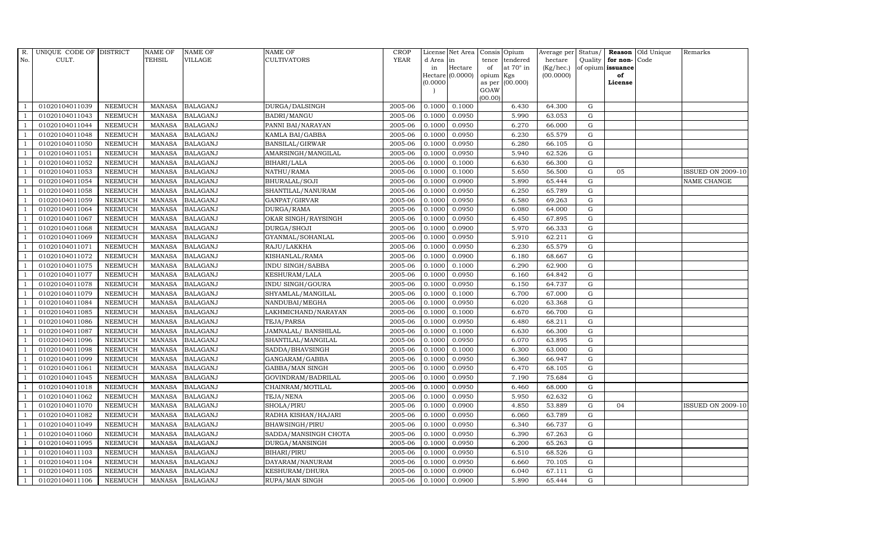| R. No. | UNIQUE CODE OF CULT. | DISTRICT | NAME OF TEHSIL | NAME OF VILLAGE | NAME OF CULTIVATORS | CROP YEAR | License d Area in Hectare (0.0000) | Net Area in Hectare (0.0000) | Consis tence of opium as per GOAW (00.00) | Opium tendered at 70° in Kgs (00.000) | Average per hectare (Kg/hec.) (00.0000) | Status/ Quality of opium | Reason for non-issuance of License | Old Unique Code | Remarks |
|---|---|---|---|---|---|---|---|---|---|---|---|---|---|---|---|
| 1 | 01020104011039 | NEEMUCH | MANASA | BALAGANJ | DURGA/DALSINGH | 2005-06 | 0.1000 | 0.1000 | | 6.430 | 64.300 | G | | | |
| 1 | 01020104011043 | NEEMUCH | MANASA | BALAGANJ | BADRI/MANGU | 2005-06 | 0.1000 | 0.0950 | | 5.990 | 63.053 | G | | | |
| 1 | 01020104011044 | NEEMUCH | MANASA | BALAGANJ | PANNI BAI/NARAYAN | 2005-06 | 0.1000 | 0.0950 | | 6.270 | 66.000 | G | | | |
| 1 | 01020104011048 | NEEMUCH | MANASA | BALAGANJ | KAMLA BAI/GABBA | 2005-06 | 0.1000 | 0.0950 | | 6.230 | 65.579 | G | | | |
| 1 | 01020104011050 | NEEMUCH | MANASA | BALAGANJ | BANSILAL/GIRWAR | 2005-06 | 0.1000 | 0.0950 | | 6.280 | 66.105 | G | | | |
| 1 | 01020104011051 | NEEMUCH | MANASA | BALAGANJ | AMARSINGH/MANGILAL | 2005-06 | 0.1000 | 0.0950 | | 5.940 | 62.526 | G | | | |
| 1 | 01020104011052 | NEEMUCH | MANASA | BALAGANJ | BIHARI/LALA | 2005-06 | 0.1000 | 0.1000 | | 6.630 | 66.300 | G | | | |
| 1 | 01020104011053 | NEEMUCH | MANASA | BALAGANJ | NATHU/RAMA | 2005-06 | 0.1000 | 0.1000 | | 5.650 | 56.500 | G | 05 | | ISSUED ON 2009-10 |
| 1 | 01020104011054 | NEEMUCH | MANASA | BALAGANJ | BHURALAL/SOJI | 2005-06 | 0.1000 | 0.0900 | | 5.890 | 65.444 | G | | | NAME CHANGE |
| 1 | 01020104011058 | NEEMUCH | MANASA | BALAGANJ | SHANTILAL/NANURAM | 2005-06 | 0.1000 | 0.0950 | | 6.250 | 65.789 | G | | | |
| 1 | 01020104011059 | NEEMUCH | MANASA | BALAGANJ | GANPAT/GIRVAR | 2005-06 | 0.1000 | 0.0950 | | 6.580 | 69.263 | G | | | |
| 1 | 01020104011064 | NEEMUCH | MANASA | BALAGANJ | DURGA/RAMA | 2005-06 | 0.1000 | 0.0950 | | 6.080 | 64.000 | G | | | |
| 1 | 01020104011067 | NEEMUCH | MANASA | BALAGANJ | OKAR SINGH/RAYSINGH | 2005-06 | 0.1000 | 0.0950 | | 6.450 | 67.895 | G | | | |
| 1 | 01020104011068 | NEEMUCH | MANASA | BALAGANJ | DURGA/SHOJI | 2005-06 | 0.1000 | 0.0900 | | 5.970 | 66.333 | G | | | |
| 1 | 01020104011069 | NEEMUCH | MANASA | BALAGANJ | GYANMAL/SOHANLAL | 2005-06 | 0.1000 | 0.0950 | | 5.910 | 62.211 | G | | | |
| 1 | 01020104011071 | NEEMUCH | MANASA | BALAGANJ | RAJU/LAKKHA | 2005-06 | 0.1000 | 0.0950 | | 6.230 | 65.579 | G | | | |
| 1 | 01020104011072 | NEEMUCH | MANASA | BALAGANJ | KISHANLAL/RAMA | 2005-06 | 0.1000 | 0.0900 | | 6.180 | 68.667 | G | | | |
| 1 | 01020104011075 | NEEMUCH | MANASA | BALAGANJ | INDU SINGH/SABBA | 2005-06 | 0.1000 | 0.1000 | | 6.290 | 62.900 | G | | | |
| 1 | 01020104011077 | NEEMUCH | MANASA | BALAGANJ | KESHURAM/LALA | 2005-06 | 0.1000 | 0.0950 | | 6.160 | 64.842 | G | | | |
| 1 | 01020104011078 | NEEMUCH | MANASA | BALAGANJ | INDU SINGH/GOURA | 2005-06 | 0.1000 | 0.0950 | | 6.150 | 64.737 | G | | | |
| 1 | 01020104011079 | NEEMUCH | MANASA | BALAGANJ | SHYAMLAL/MANGILAL | 2005-06 | 0.1000 | 0.1000 | | 6.700 | 67.000 | G | | | |
| 1 | 01020104011084 | NEEMUCH | MANASA | BALAGANJ | NANDUBAI/MEGHA | 2005-06 | 0.1000 | 0.0950 | | 6.020 | 63.368 | G | | | |
| 1 | 01020104011085 | NEEMUCH | MANASA | BALAGANJ | LAKHMICHAND/NARAYAN | 2005-06 | 0.1000 | 0.1000 | | 6.670 | 66.700 | G | | | |
| 1 | 01020104011086 | NEEMUCH | MANASA | BALAGANJ | TEJA/PARSA | 2005-06 | 0.1000 | 0.0950 | | 6.480 | 68.211 | G | | | |
| 1 | 01020104011087 | NEEMUCH | MANASA | BALAGANJ | JAMNALAL/ BANSHILAL | 2005-06 | 0.1000 | 0.1000 | | 6.630 | 66.300 | G | | | |
| 1 | 01020104011096 | NEEMUCH | MANASA | BALAGANJ | SHANTILAL/MANGILAL | 2005-06 | 0.1000 | 0.0950 | | 6.070 | 63.895 | G | | | |
| 1 | 01020104011098 | NEEMUCH | MANASA | BALAGANJ | SADDA/BHAVSINGH | 2005-06 | 0.1000 | 0.1000 | | 6.300 | 63.000 | G | | | |
| 1 | 01020104011099 | NEEMUCH | MANASA | BALAGANJ | GANGARAM/GABBA | 2005-06 | 0.1000 | 0.0950 | | 6.360 | 66.947 | G | | | |
| 1 | 01020104011061 | NEEMUCH | MANASA | BALAGANJ | GABBA/MAN SINGH | 2005-06 | 0.1000 | 0.0950 | | 6.470 | 68.105 | G | | | |
| 1 | 01020104011045 | NEEMUCH | MANASA | BALAGANJ | GOVINDRAM/BADRILAL | 2005-06 | 0.1000 | 0.0950 | | 7.190 | 75.684 | G | | | |
| 1 | 01020104011018 | NEEMUCH | MANASA | BALAGANJ | CHAINRAM/MOTILAL | 2005-06 | 0.1000 | 0.0950 | | 6.460 | 68.000 | G | | | |
| 1 | 01020104011062 | NEEMUCH | MANASA | BALAGANJ | TEJA/NENA | 2005-06 | 0.1000 | 0.0950 | | 5.950 | 62.632 | G | | | |
| 1 | 01020104011070 | NEEMUCH | MANASA | BALAGANJ | SHOLA/PIRU | 2005-06 | 0.1000 | 0.0900 | | 4.850 | 53.889 | G | 04 | | ISSUED ON 2009-10 |
| 1 | 01020104011082 | NEEMUCH | MANASA | BALAGANJ | RADHA KISHAN/HAJARI | 2005-06 | 0.1000 | 0.0950 | | 6.060 | 63.789 | G | | | |
| 1 | 01020104011049 | NEEMUCH | MANASA | BALAGANJ | BHAWSINGH/PIRU | 2005-06 | 0.1000 | 0.0950 | | 6.340 | 66.737 | G | | | |
| 1 | 01020104011060 | NEEMUCH | MANASA | BALAGANJ | SADDA/MANSINGH CHOTA | 2005-06 | 0.1000 | 0.0950 | | 6.390 | 67.263 | G | | | |
| 1 | 01020104011095 | NEEMUCH | MANASA | BALAGANJ | DURGA/MANSINGH | 2005-06 | 0.1000 | 0.0950 | | 6.200 | 65.263 | G | | | |
| 1 | 01020104011103 | NEEMUCH | MANASA | BALAGANJ | BIHARI/PIRU | 2005-06 | 0.1000 | 0.0950 | | 6.510 | 68.526 | G | | | |
| 1 | 01020104011104 | NEEMUCH | MANASA | BALAGANJ | DAYARAM/NANURAM | 2005-06 | 0.1000 | 0.0950 | | 6.660 | 70.105 | G | | | |
| 1 | 01020104011105 | NEEMUCH | MANASA | BALAGANJ | KESHURAM/DHURA | 2005-06 | 0.1000 | 0.0900 | | 6.040 | 67.111 | G | | | |
| 1 | 01020104011106 | NEEMUCH | MANASA | BALAGANJ | RUPA/MAN SINGH | 2005-06 | 0.1000 | 0.0900 | | 5.890 | 65.444 | G | | | |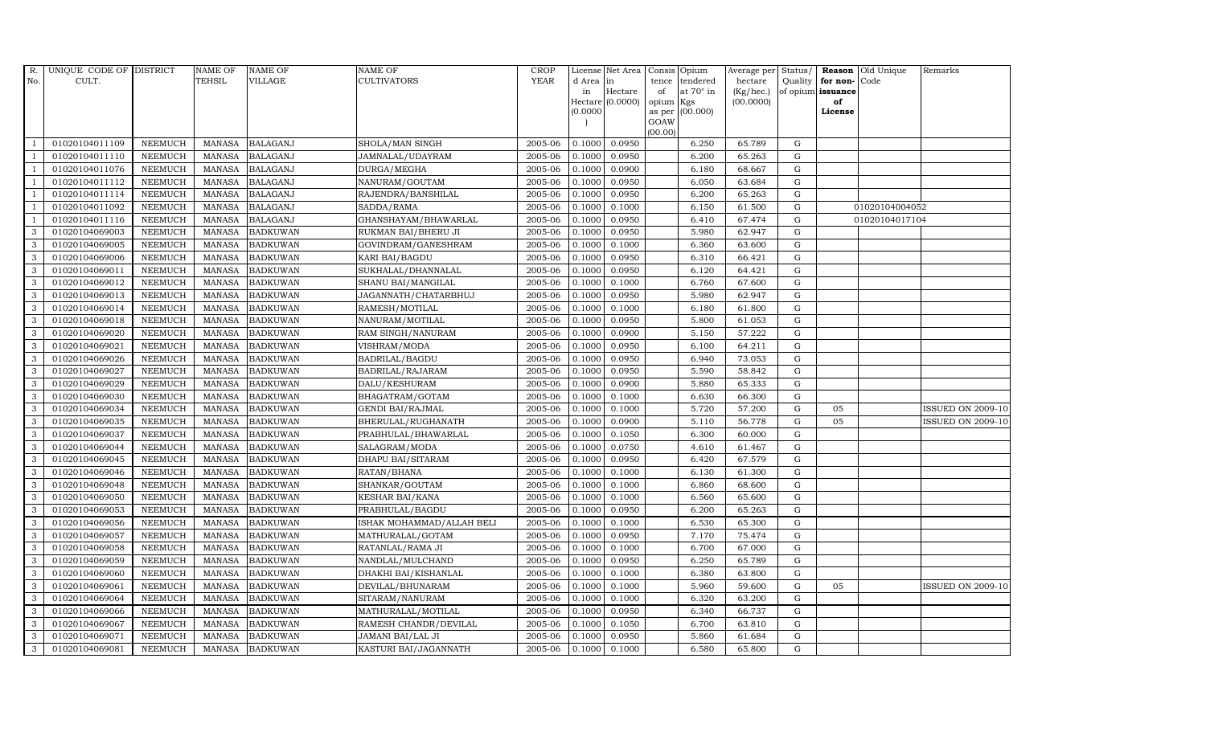| R. No. | UNIQUE CODE OF CULT. | DISTRICT | NAME OF TEHSIL | NAME OF VILLAGE | NAME OF CULTIVATORS | CROP YEAR | License d Area in Hectare (0.0000) | Net Area in Hectare (0.0000) | Consis tence of opium as per GOAW (00.00) | Opium tendered at 70° in Kgs (00.000) | Average per hectare (Kg/hec.) (00.0000) | Status/ Quality of opium | Reason for non-issuance of License | Old Unique Code | Remarks |
|---|---|---|---|---|---|---|---|---|---|---|---|---|---|---|---|
| 1 | 01020104011109 | NEEMUCH | MANASA | BALAGANJ | SHOLA/MAN SINGH | 2005-06 | 0.1000 | 0.0950 | | 6.250 | 65.789 | G | | | |
| 1 | 01020104011110 | NEEMUCH | MANASA | BALAGANJ | JAMNALAL/UDAYRAM | 2005-06 | 0.1000 | 0.0950 | | 6.200 | 65.263 | G | | | |
| 1 | 01020104011076 | NEEMUCH | MANASA | BALAGANJ | DURGA/MEGHA | 2005-06 | 0.1000 | 0.0900 | | 6.180 | 68.667 | G | | | |
| 1 | 01020104011112 | NEEMUCH | MANASA | BALAGANJ | NANURAM/GOUTAM | 2005-06 | 0.1000 | 0.0950 | | 6.050 | 63.684 | G | | | |
| 1 | 01020104011114 | NEEMUCH | MANASA | BALAGANJ | RAJENDRA/BANSHILAL | 2005-06 | 0.1000 | 0.0950 | | 6.200 | 65.263 | G | | | |
| 1 | 01020104011092 | NEEMUCH | MANASA | BALAGANJ | SADDA/RAMA | 2005-06 | 0.1000 | 0.1000 | | 6.150 | 61.500 | G | | 01020104004052 | |
| 1 | 01020104011116 | NEEMUCH | MANASA | BALAGANJ | GHANSHAYAM/BHAWARLAL | 2005-06 | 0.1000 | 0.0950 | | 6.410 | 67.474 | G | | 01020104017104 | |
| 3 | 01020104069003 | NEEMUCH | MANASA | BADKUWAN | RUKMAN BAI/BHERU JI | 2005-06 | 0.1000 | 0.0950 | | 5.980 | 62.947 | G | | | |
| 3 | 01020104069005 | NEEMUCH | MANASA | BADKUWAN | GOVINDRAM/GANESHRAM | 2005-06 | 0.1000 | 0.1000 | | 6.360 | 63.600 | G | | | |
| 3 | 01020104069006 | NEEMUCH | MANASA | BADKUWAN | KARI BAI/BAGDU | 2005-06 | 0.1000 | 0.0950 | | 6.310 | 66.421 | G | | | |
| 3 | 01020104069011 | NEEMUCH | MANASA | BADKUWAN | SUKHALAL/DHANNALAL | 2005-06 | 0.1000 | 0.0950 | | 6.120 | 64.421 | G | | | |
| 3 | 01020104069012 | NEEMUCH | MANASA | BADKUWAN | SHANU BAI/MANGILAL | 2005-06 | 0.1000 | 0.1000 | | 6.760 | 67.600 | G | | | |
| 3 | 01020104069013 | NEEMUCH | MANASA | BADKUWAN | JAGANNATH/CHATARBHUJ | 2005-06 | 0.1000 | 0.0950 | | 5.980 | 62.947 | G | | | |
| 3 | 01020104069014 | NEEMUCH | MANASA | BADKUWAN | RAMESH/MOTILAL | 2005-06 | 0.1000 | 0.1000 | | 6.180 | 61.800 | G | | | |
| 3 | 01020104069018 | NEEMUCH | MANASA | BADKUWAN | NANURAM/MOTILAL | 2005-06 | 0.1000 | 0.0950 | | 5.800 | 61.053 | G | | | |
| 3 | 01020104069020 | NEEMUCH | MANASA | BADKUWAN | RAM SINGH/NANURAM | 2005-06 | 0.1000 | 0.0900 | | 5.150 | 57.222 | G | | | |
| 3 | 01020104069021 | NEEMUCH | MANASA | BADKUWAN | VISHRAM/MODA | 2005-06 | 0.1000 | 0.0950 | | 6.100 | 64.211 | G | | | |
| 3 | 01020104069026 | NEEMUCH | MANASA | BADKUWAN | BADRILAL/BAGDU | 2005-06 | 0.1000 | 0.0950 | | 6.940 | 73.053 | G | | | |
| 3 | 01020104069027 | NEEMUCH | MANASA | BADKUWAN | BADRILAL/RAJARAM | 2005-06 | 0.1000 | 0.0950 | | 5.590 | 58.842 | G | | | |
| 3 | 01020104069029 | NEEMUCH | MANASA | BADKUWAN | DALU/KESHURAM | 2005-06 | 0.1000 | 0.0900 | | 5.880 | 65.333 | G | | | |
| 3 | 01020104069030 | NEEMUCH | MANASA | BADKUWAN | BHAGATRAM/GOTAM | 2005-06 | 0.1000 | 0.1000 | | 6.630 | 66.300 | G | | | |
| 3 | 01020104069034 | NEEMUCH | MANASA | BADKUWAN | GENDI BAI/RAJMAL | 2005-06 | 0.1000 | 0.1000 | | 5.720 | 57.200 | G | 05 | | ISSUED ON 2009-10 |
| 3 | 01020104069035 | NEEMUCH | MANASA | BADKUWAN | BHERULAL/RUGHANATH | 2005-06 | 0.1000 | 0.0900 | | 5.110 | 56.778 | G | 05 | | ISSUED ON 2009-10 |
| 3 | 01020104069037 | NEEMUCH | MANASA | BADKUWAN | PRABHULAL/BHAWARLAL | 2005-06 | 0.1000 | 0.1050 | | 6.300 | 60.000 | G | | | |
| 3 | 01020104069044 | NEEMUCH | MANASA | BADKUWAN | SALAGRAM/MODA | 2005-06 | 0.1000 | 0.0750 | | 4.610 | 61.467 | G | | | |
| 3 | 01020104069045 | NEEMUCH | MANASA | BADKUWAN | DHAPU BAI/SITARAM | 2005-06 | 0.1000 | 0.0950 | | 6.420 | 67.579 | G | | | |
| 3 | 01020104069046 | NEEMUCH | MANASA | BADKUWAN | RATAN/BHANA | 2005-06 | 0.1000 | 0.1000 | | 6.130 | 61.300 | G | | | |
| 3 | 01020104069048 | NEEMUCH | MANASA | BADKUWAN | SHANKAR/GOUTAM | 2005-06 | 0.1000 | 0.1000 | | 6.860 | 68.600 | G | | | |
| 3 | 01020104069050 | NEEMUCH | MANASA | BADKUWAN | KESHAR BAI/KANA | 2005-06 | 0.1000 | 0.1000 | | 6.560 | 65.600 | G | | | |
| 3 | 01020104069053 | NEEMUCH | MANASA | BADKUWAN | PRABHULAL/BAGDU | 2005-06 | 0.1000 | 0.0950 | | 6.200 | 65.263 | G | | | |
| 3 | 01020104069056 | NEEMUCH | MANASA | BADKUWAN | ISHAK MOHAMMAD/ALLAH BELI | 2005-06 | 0.1000 | 0.1000 | | 6.530 | 65.300 | G | | | |
| 3 | 01020104069057 | NEEMUCH | MANASA | BADKUWAN | MATHURALAL/GOTAM | 2005-06 | 0.1000 | 0.0950 | | 7.170 | 75.474 | G | | | |
| 3 | 01020104069058 | NEEMUCH | MANASA | BADKUWAN | RATANLAL/RAMA JI | 2005-06 | 0.1000 | 0.1000 | | 6.700 | 67.000 | G | | | |
| 3 | 01020104069059 | NEEMUCH | MANASA | BADKUWAN | NANDLAL/MULCHAND | 2005-06 | 0.1000 | 0.0950 | | 6.250 | 65.789 | G | | | |
| 3 | 01020104069060 | NEEMUCH | MANASA | BADKUWAN | DHAKHI BAI/KISHANLAL | 2005-06 | 0.1000 | 0.1000 | | 6.380 | 63.800 | G | | | |
| 3 | 01020104069061 | NEEMUCH | MANASA | BADKUWAN | DEVILAL/BHUNARAM | 2005-06 | 0.1000 | 0.1000 | | 5.960 | 59.600 | G | 05 | | ISSUED ON 2009-10 |
| 3 | 01020104069064 | NEEMUCH | MANASA | BADKUWAN | SITARAM/NANURAM | 2005-06 | 0.1000 | 0.1000 | | 6.320 | 63.200 | G | | | |
| 3 | 01020104069066 | NEEMUCH | MANASA | BADKUWAN | MATHURALAL/MOTILAL | 2005-06 | 0.1000 | 0.0950 | | 6.340 | 66.737 | G | | | |
| 3 | 01020104069067 | NEEMUCH | MANASA | BADKUWAN | RAMESH CHANDR/DEVILAL | 2005-06 | 0.1000 | 0.1050 | | 6.700 | 63.810 | G | | | |
| 3 | 01020104069071 | NEEMUCH | MANASA | BADKUWAN | JAMANI BAI/LAL JI | 2005-06 | 0.1000 | 0.0950 | | 5.860 | 61.684 | G | | | |
| 3 | 01020104069081 | NEEMUCH | MANASA | BADKUWAN | KASTURI BAI/JAGANNATH | 2005-06 | 0.1000 | 0.1000 | | 6.580 | 65.800 | G | | | |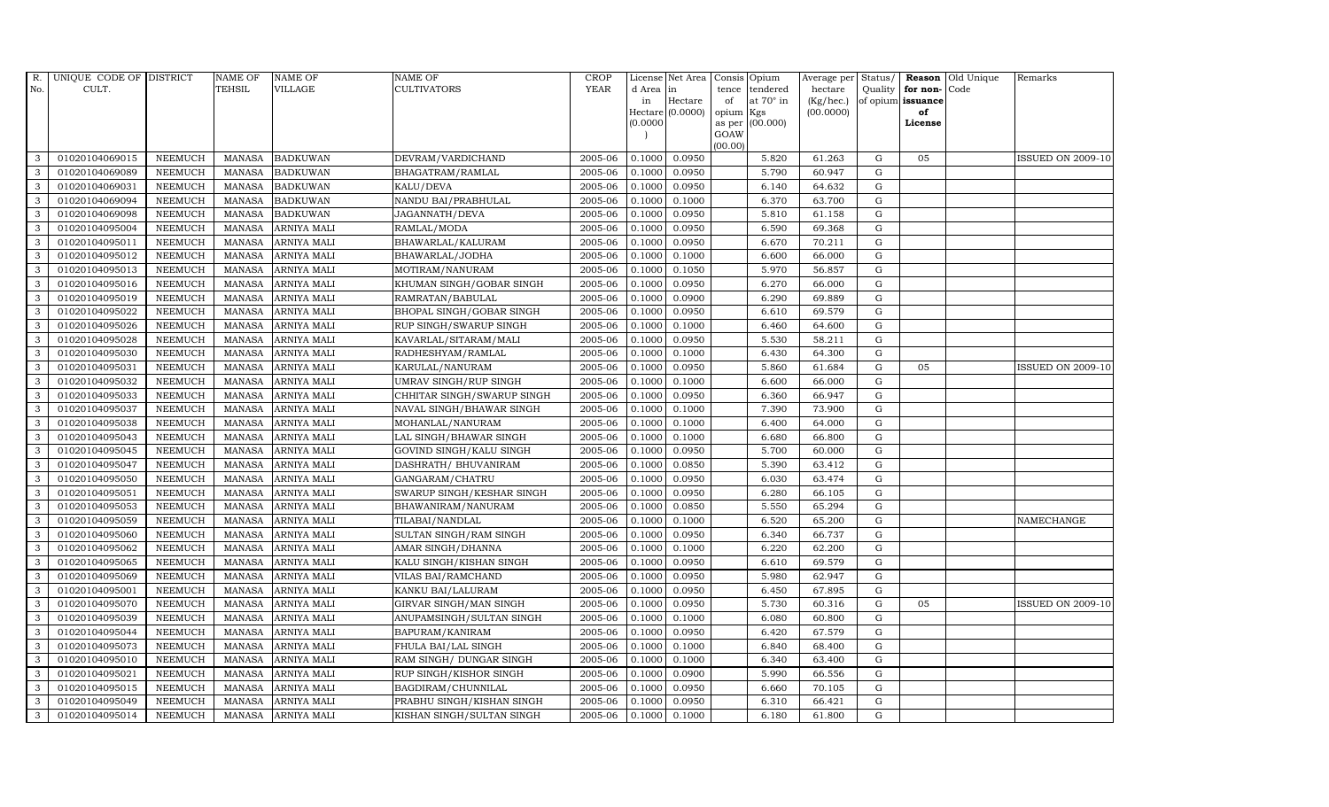| R. No. | UNIQUE CODE OF CULT. | DISTRICT | NAME OF TEHSIL | NAME OF VILLAGE | NAME OF CULTIVATORS | CROP YEAR | License d Area in Hectare (0.0000) | Net Area in Hectare (0.0000) | Consis tence of opium as per GOAW (00.00) | Opium tendered at 70° in Kgs (00.000) | Average per hectare (Kg/hec.) (00.0000) | Status/ Quality of opium | Reason for non-issuance of License | Old Unique Code | Remarks |
|---|---|---|---|---|---|---|---|---|---|---|---|---|---|---|---|
| 3 | 01020104069015 | NEEMUCH | MANASA | BADKUWAN | DEVRAM/VARDICHAND | 2005-06 | 0.1000 | 0.0950 | | 5.820 | 61.263 | G | 05 | | ISSUED ON 2009-10 |
| 3 | 01020104069089 | NEEMUCH | MANASA | BADKUWAN | BHAGATRAM/RAMLAL | 2005-06 | 0.1000 | 0.0950 | | 5.790 | 60.947 | G | | | |
| 3 | 01020104069031 | NEEMUCH | MANASA | BADKUWAN | KALU/DEVA | 2005-06 | 0.1000 | 0.0950 | | 6.140 | 64.632 | G | | | |
| 3 | 01020104069094 | NEEMUCH | MANASA | BADKUWAN | NANDU BAI/PRABHULAL | 2005-06 | 0.1000 | 0.1000 | | 6.370 | 63.700 | G | | | |
| 3 | 01020104069098 | NEEMUCH | MANASA | BADKUWAN | JAGANNATH/DEVA | 2005-06 | 0.1000 | 0.0950 | | 5.810 | 61.158 | G | | | |
| 3 | 01020104095004 | NEEMUCH | MANASA | ARNIYA MALI | RAMLAL/MODA | 2005-06 | 0.1000 | 0.0950 | | 6.590 | 69.368 | G | | | |
| 3 | 01020104095011 | NEEMUCH | MANASA | ARNIYA MALI | BHAWARLAL/KALURAM | 2005-06 | 0.1000 | 0.0950 | | 6.670 | 70.211 | G | | | |
| 3 | 01020104095012 | NEEMUCH | MANASA | ARNIYA MALI | BHAWARLAL/JODHA | 2005-06 | 0.1000 | 0.1000 | | 6.600 | 66.000 | G | | | |
| 3 | 01020104095013 | NEEMUCH | MANASA | ARNIYA MALI | MOTIRAM/NANURAM | 2005-06 | 0.1000 | 0.1050 | | 5.970 | 56.857 | G | | | |
| 3 | 01020104095016 | NEEMUCH | MANASA | ARNIYA MALI | KHUMAN SINGH/GOBAR SINGH | 2005-06 | 0.1000 | 0.0950 | | 6.270 | 66.000 | G | | | |
| 3 | 01020104095019 | NEEMUCH | MANASA | ARNIYA MALI | RAMRATAN/BABULAL | 2005-06 | 0.1000 | 0.0900 | | 6.290 | 69.889 | G | | | |
| 3 | 01020104095022 | NEEMUCH | MANASA | ARNIYA MALI | BHOPAL SINGH/GOBAR SINGH | 2005-06 | 0.1000 | 0.0950 | | 6.610 | 69.579 | G | | | |
| 3 | 01020104095026 | NEEMUCH | MANASA | ARNIYA MALI | RUP SINGH/SWARUP SINGH | 2005-06 | 0.1000 | 0.1000 | | 6.460 | 64.600 | G | | | |
| 3 | 01020104095028 | NEEMUCH | MANASA | ARNIYA MALI | KAVARLAL/SITARAM/MALI | 2005-06 | 0.1000 | 0.0950 | | 5.530 | 58.211 | G | | | |
| 3 | 01020104095030 | NEEMUCH | MANASA | ARNIYA MALI | RADHESHYAM/RAMLAL | 2005-06 | 0.1000 | 0.1000 | | 6.430 | 64.300 | G | | | |
| 3 | 01020104095031 | NEEMUCH | MANASA | ARNIYA MALI | KARULAL/NANURAM | 2005-06 | 0.1000 | 0.0950 | | 5.860 | 61.684 | G | 05 | | ISSUED ON 2009-10 |
| 3 | 01020104095032 | NEEMUCH | MANASA | ARNIYA MALI | UMRAV SINGH/RUP SINGH | 2005-06 | 0.1000 | 0.1000 | | 6.600 | 66.000 | G | | | |
| 3 | 01020104095033 | NEEMUCH | MANASA | ARNIYA MALI | CHHITAR SINGH/SWARUP SINGH | 2005-06 | 0.1000 | 0.0950 | | 6.360 | 66.947 | G | | | |
| 3 | 01020104095037 | NEEMUCH | MANASA | ARNIYA MALI | NAVAL SINGH/BHAWAR SINGH | 2005-06 | 0.1000 | 0.1000 | | 7.390 | 73.900 | G | | | |
| 3 | 01020104095038 | NEEMUCH | MANASA | ARNIYA MALI | MOHANLAL/NANURAM | 2005-06 | 0.1000 | 0.1000 | | 6.400 | 64.000 | G | | | |
| 3 | 01020104095043 | NEEMUCH | MANASA | ARNIYA MALI | LAL SINGH/BHAWAR SINGH | 2005-06 | 0.1000 | 0.1000 | | 6.680 | 66.800 | G | | | |
| 3 | 01020104095045 | NEEMUCH | MANASA | ARNIYA MALI | GOVIND SINGH/KALU SINGH | 2005-06 | 0.1000 | 0.0950 | | 5.700 | 60.000 | G | | | |
| 3 | 01020104095047 | NEEMUCH | MANASA | ARNIYA MALI | DASHRATH/ BHUVANIRAM | 2005-06 | 0.1000 | 0.0850 | | 5.390 | 63.412 | G | | | |
| 3 | 01020104095050 | NEEMUCH | MANASA | ARNIYA MALI | GANGARAM/CHATRU | 2005-06 | 0.1000 | 0.0950 | | 6.030 | 63.474 | G | | | |
| 3 | 01020104095051 | NEEMUCH | MANASA | ARNIYA MALI | SWARUP SINGH/KESHAR SINGH | 2005-06 | 0.1000 | 0.0950 | | 6.280 | 66.105 | G | | | |
| 3 | 01020104095053 | NEEMUCH | MANASA | ARNIYA MALI | BHAWANIRAM/NANURAM | 2005-06 | 0.1000 | 0.0850 | | 5.550 | 65.294 | G | | | |
| 3 | 01020104095059 | NEEMUCH | MANASA | ARNIYA MALI | TILABAI/NANDLAL | 2005-06 | 0.1000 | 0.1000 | | 6.520 | 65.200 | G | | | NAMECHANGE |
| 3 | 01020104095060 | NEEMUCH | MANASA | ARNIYA MALI | SULTAN SINGH/RAM SINGH | 2005-06 | 0.1000 | 0.0950 | | 6.340 | 66.737 | G | | | |
| 3 | 01020104095062 | NEEMUCH | MANASA | ARNIYA MALI | AMAR SINGH/DHANNA | 2005-06 | 0.1000 | 0.1000 | | 6.220 | 62.200 | G | | | |
| 3 | 01020104095065 | NEEMUCH | MANASA | ARNIYA MALI | KALU SINGH/KISHAN SINGH | 2005-06 | 0.1000 | 0.0950 | | 6.610 | 69.579 | G | | | |
| 3 | 01020104095069 | NEEMUCH | MANASA | ARNIYA MALI | VILAS BAI/RAMCHAND | 2005-06 | 0.1000 | 0.0950 | | 5.980 | 62.947 | G | | | |
| 3 | 01020104095001 | NEEMUCH | MANASA | ARNIYA MALI | KANKU BAI/LALURAM | 2005-06 | 0.1000 | 0.0950 | | 6.450 | 67.895 | G | | | |
| 3 | 01020104095070 | NEEMUCH | MANASA | ARNIYA MALI | GIRVAR SINGH/MAN SINGH | 2005-06 | 0.1000 | 0.0950 | | 5.730 | 60.316 | G | 05 | | ISSUED ON 2009-10 |
| 3 | 01020104095039 | NEEMUCH | MANASA | ARNIYA MALI | ANUPAMSINGH/SULTAN SINGH | 2005-06 | 0.1000 | 0.1000 | | 6.080 | 60.800 | G | | | |
| 3 | 01020104095044 | NEEMUCH | MANASA | ARNIYA MALI | BAPURAM/KANIRAM | 2005-06 | 0.1000 | 0.0950 | | 6.420 | 67.579 | G | | | |
| 3 | 01020104095073 | NEEMUCH | MANASA | ARNIYA MALI | FHULA BAI/LAL SINGH | 2005-06 | 0.1000 | 0.1000 | | 6.840 | 68.400 | G | | | |
| 3 | 01020104095010 | NEEMUCH | MANASA | ARNIYA MALI | RAM SINGH/ DUNGAR SINGH | 2005-06 | 0.1000 | 0.1000 | | 6.340 | 63.400 | G | | | |
| 3 | 01020104095021 | NEEMUCH | MANASA | ARNIYA MALI | RUP SINGH/KISHOR SINGH | 2005-06 | 0.1000 | 0.0900 | | 5.990 | 66.556 | G | | | |
| 3 | 01020104095015 | NEEMUCH | MANASA | ARNIYA MALI | BAGDIRAM/CHUNNILAL | 2005-06 | 0.1000 | 0.0950 | | 6.660 | 70.105 | G | | | |
| 3 | 01020104095049 | NEEMUCH | MANASA | ARNIYA MALI | PRABHU SINGH/KISHAN SINGH | 2005-06 | 0.1000 | 0.0950 | | 6.310 | 66.421 | G | | | |
| 3 | 01020104095014 | NEEMUCH | MANASA | ARNIYA MALI | KISHAN SINGH/SULTAN SINGH | 2005-06 | 0.1000 | 0.1000 | | 6.180 | 61.800 | G | | | |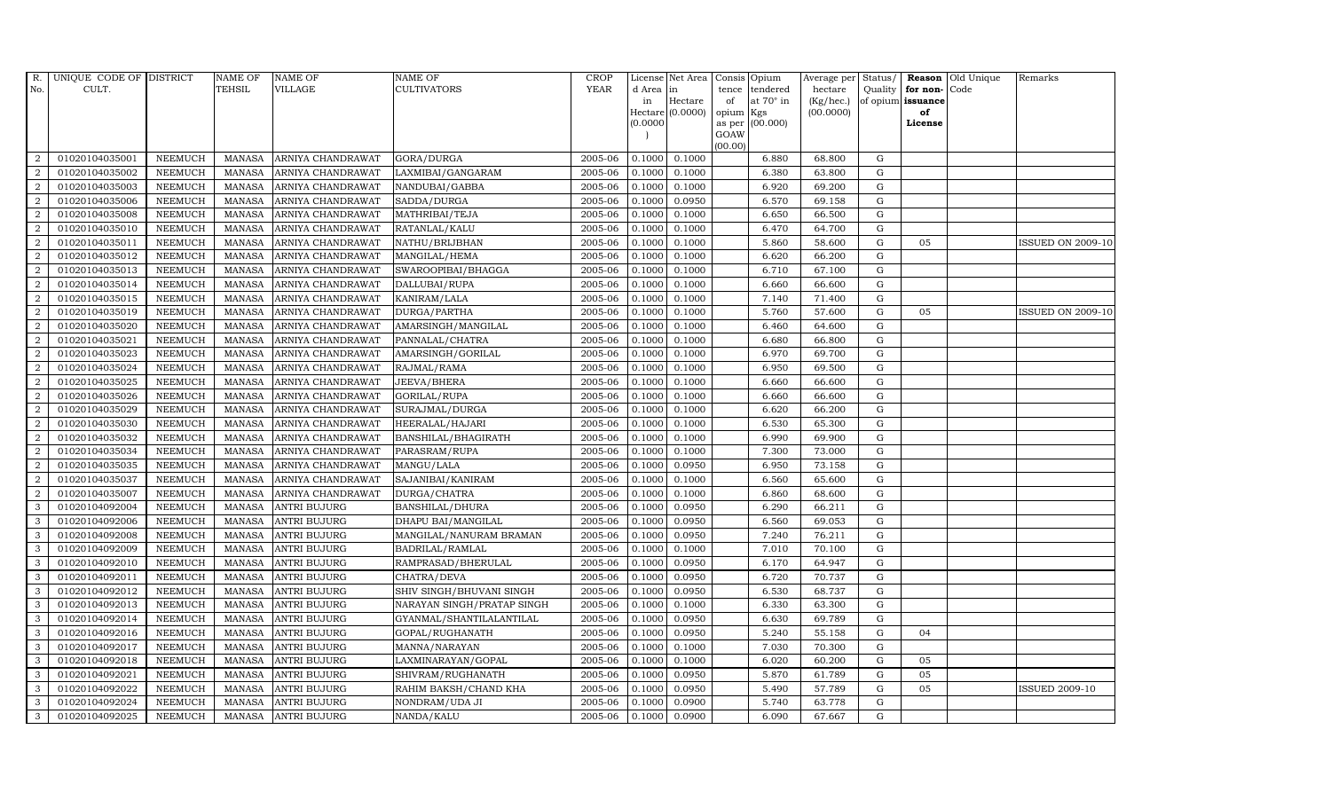| R. No. | UNIQUE CODE OF CULT. | DISTRICT | NAME OF TEHSIL | NAME OF VILLAGE | NAME OF CULTIVATORS | CROP YEAR | License d Area in Hectare (0.0000) | Net Area in Hectare (0.0000) | Consis tence of opium as per GOAW (00.00) | Opium tendered at 70° in Kgs (00.000) | Average per hectare (Kg/hec.) (00.0000) | Status/ Quality of opium | Reason for non-issuance of License | Old Unique Code | Remarks |
|---|---|---|---|---|---|---|---|---|---|---|---|---|---|---|---|
| 2 | 01020104035001 | NEEMUCH | MANASA | ARNIYA CHANDRAWAT | GORA/DURGA | 2005-06 | 0.1000 | 0.1000 | | 6.880 | 68.800 | G | | | |
| 2 | 01020104035002 | NEEMUCH | MANASA | ARNIYA CHANDRAWAT | LAXMIBAI/GANGARAM | 2005-06 | 0.1000 | 0.1000 | | 6.380 | 63.800 | G | | | |
| 2 | 01020104035003 | NEEMUCH | MANASA | ARNIYA CHANDRAWAT | NANDUBAI/GABBA | 2005-06 | 0.1000 | 0.1000 | | 6.920 | 69.200 | G | | | |
| 2 | 01020104035006 | NEEMUCH | MANASA | ARNIYA CHANDRAWAT | SADDA/DURGA | 2005-06 | 0.1000 | 0.0950 | | 6.570 | 69.158 | G | | | |
| 2 | 01020104035008 | NEEMUCH | MANASA | ARNIYA CHANDRAWAT | MATHRIBAI/TEJA | 2005-06 | 0.1000 | 0.1000 | | 6.650 | 66.500 | G | | | |
| 2 | 01020104035010 | NEEMUCH | MANASA | ARNIYA CHANDRAWAT | RATANLAL/KALU | 2005-06 | 0.1000 | 0.1000 | | 6.470 | 64.700 | G | | | |
| 2 | 01020104035011 | NEEMUCH | MANASA | ARNIYA CHANDRAWAT | NATHU/BRIJBHAN | 2005-06 | 0.1000 | 0.1000 | | 5.860 | 58.600 | G | 05 | | ISSUED ON 2009-10 |
| 2 | 01020104035012 | NEEMUCH | MANASA | ARNIYA CHANDRAWAT | MANGILAL/HEMA | 2005-06 | 0.1000 | 0.1000 | | 6.620 | 66.200 | G | | | |
| 2 | 01020104035013 | NEEMUCH | MANASA | ARNIYA CHANDRAWAT | SWAROOPIBAI/BHAGGA | 2005-06 | 0.1000 | 0.1000 | | 6.710 | 67.100 | G | | | |
| 2 | 01020104035014 | NEEMUCH | MANASA | ARNIYA CHANDRAWAT | DALLUBAI/RUPA | 2005-06 | 0.1000 | 0.1000 | | 6.660 | 66.600 | G | | | |
| 2 | 01020104035015 | NEEMUCH | MANASA | ARNIYA CHANDRAWAT | KANIRAM/LALA | 2005-06 | 0.1000 | 0.1000 | | 7.140 | 71.400 | G | | | |
| 2 | 01020104035019 | NEEMUCH | MANASA | ARNIYA CHANDRAWAT | DURGA/PARTHA | 2005-06 | 0.1000 | 0.1000 | | 5.760 | 57.600 | G | 05 | | ISSUED ON 2009-10 |
| 2 | 01020104035020 | NEEMUCH | MANASA | ARNIYA CHANDRAWAT | AMARSINGH/MANGILAL | 2005-06 | 0.1000 | 0.1000 | | 6.460 | 64.600 | G | | | |
| 2 | 01020104035021 | NEEMUCH | MANASA | ARNIYA CHANDRAWAT | PANNALAL/CHATRA | 2005-06 | 0.1000 | 0.1000 | | 6.680 | 66.800 | G | | | |
| 2 | 01020104035023 | NEEMUCH | MANASA | ARNIYA CHANDRAWAT | AMARSINGH/GORILAL | 2005-06 | 0.1000 | 0.1000 | | 6.970 | 69.700 | G | | | |
| 2 | 01020104035024 | NEEMUCH | MANASA | ARNIYA CHANDRAWAT | RAJMAL/RAMA | 2005-06 | 0.1000 | 0.1000 | | 6.950 | 69.500 | G | | | |
| 2 | 01020104035025 | NEEMUCH | MANASA | ARNIYA CHANDRAWAT | JEEVA/BHERA | 2005-06 | 0.1000 | 0.1000 | | 6.660 | 66.600 | G | | | |
| 2 | 01020104035026 | NEEMUCH | MANASA | ARNIYA CHANDRAWAT | GORILAL/RUPA | 2005-06 | 0.1000 | 0.1000 | | 6.660 | 66.600 | G | | | |
| 2 | 01020104035029 | NEEMUCH | MANASA | ARNIYA CHANDRAWAT | SURAJMAL/DURGA | 2005-06 | 0.1000 | 0.1000 | | 6.620 | 66.200 | G | | | |
| 2 | 01020104035030 | NEEMUCH | MANASA | ARNIYA CHANDRAWAT | HEERALAL/HAJARI | 2005-06 | 0.1000 | 0.1000 | | 6.530 | 65.300 | G | | | |
| 2 | 01020104035032 | NEEMUCH | MANASA | ARNIYA CHANDRAWAT | BANSHILAL/BHAGIRATH | 2005-06 | 0.1000 | 0.1000 | | 6.990 | 69.900 | G | | | |
| 2 | 01020104035034 | NEEMUCH | MANASA | ARNIYA CHANDRAWAT | PARASRAM/RUPA | 2005-06 | 0.1000 | 0.1000 | | 7.300 | 73.000 | G | | | |
| 2 | 01020104035035 | NEEMUCH | MANASA | ARNIYA CHANDRAWAT | MANGU/LALA | 2005-06 | 0.1000 | 0.0950 | | 6.950 | 73.158 | G | | | |
| 2 | 01020104035037 | NEEMUCH | MANASA | ARNIYA CHANDRAWAT | SAJANIBAI/KANIRAM | 2005-06 | 0.1000 | 0.1000 | | 6.560 | 65.600 | G | | | |
| 2 | 01020104035007 | NEEMUCH | MANASA | ARNIYA CHANDRAWAT | DURGA/CHATRA | 2005-06 | 0.1000 | 0.1000 | | 6.860 | 68.600 | G | | | |
| 3 | 01020104092004 | NEEMUCH | MANASA | ANTRI BUJURG | BANSHILAL/DHURA | 2005-06 | 0.1000 | 0.0950 | | 6.290 | 66.211 | G | | | |
| 3 | 01020104092006 | NEEMUCH | MANASA | ANTRI BUJURG | DHAPU BAI/MANGILAL | 2005-06 | 0.1000 | 0.0950 | | 6.560 | 69.053 | G | | | |
| 3 | 01020104092008 | NEEMUCH | MANASA | ANTRI BUJURG | MANGILAL/NANURAM BRAMAN | 2005-06 | 0.1000 | 0.0950 | | 7.240 | 76.211 | G | | | |
| 3 | 01020104092009 | NEEMUCH | MANASA | ANTRI BUJURG | BADRILAL/RAMLAL | 2005-06 | 0.1000 | 0.1000 | | 7.010 | 70.100 | G | | | |
| 3 | 01020104092010 | NEEMUCH | MANASA | ANTRI BUJURG | RAMPRASAD/BHERULAL | 2005-06 | 0.1000 | 0.0950 | | 6.170 | 64.947 | G | | | |
| 3 | 01020104092011 | NEEMUCH | MANASA | ANTRI BUJURG | CHATRA/DEVA | 2005-06 | 0.1000 | 0.0950 | | 6.720 | 70.737 | G | | | |
| 3 | 01020104092012 | NEEMUCH | MANASA | ANTRI BUJURG | SHIV SINGH/BHUVANI SINGH | 2005-06 | 0.1000 | 0.0950 | | 6.530 | 68.737 | G | | | |
| 3 | 01020104092013 | NEEMUCH | MANASA | ANTRI BUJURG | NARAYAN SINGH/PRATAP SINGH | 2005-06 | 0.1000 | 0.1000 | | 6.330 | 63.300 | G | | | |
| 3 | 01020104092014 | NEEMUCH | MANASA | ANTRI BUJURG | GYANMAL/SHANTILALANTILAL | 2005-06 | 0.1000 | 0.0950 | | 6.630 | 69.789 | G | | | |
| 3 | 01020104092016 | NEEMUCH | MANASA | ANTRI BUJURG | GOPAL/RUGHANATH | 2005-06 | 0.1000 | 0.0950 | | 5.240 | 55.158 | G | 04 | | |
| 3 | 01020104092017 | NEEMUCH | MANASA | ANTRI BUJURG | MANNA/NARAYAN | 2005-06 | 0.1000 | 0.1000 | | 7.030 | 70.300 | G | | | |
| 3 | 01020104092018 | NEEMUCH | MANASA | ANTRI BUJURG | LAXMINARAYAN/GOPAL | 2005-06 | 0.1000 | 0.1000 | | 6.020 | 60.200 | G | 05 | | |
| 3 | 01020104092021 | NEEMUCH | MANASA | ANTRI BUJURG | SHIVRAM/RUGHANATH | 2005-06 | 0.1000 | 0.0950 | | 5.870 | 61.789 | G | 05 | | |
| 3 | 01020104092022 | NEEMUCH | MANASA | ANTRI BUJURG | RAHIM BAKSH/CHAND KHA | 2005-06 | 0.1000 | 0.0950 | | 5.490 | 57.789 | G | 05 | | ISSUED 2009-10 |
| 3 | 01020104092024 | NEEMUCH | MANASA | ANTRI BUJURG | NONDRAM/UDA JI | 2005-06 | 0.1000 | 0.0900 | | 5.740 | 63.778 | G | | | |
| 3 | 01020104092025 | NEEMUCH | MANASA | ANTRI BUJURG | NANDA/KALU | 2005-06 | 0.1000 | 0.0900 | | 6.090 | 67.667 | G | | | |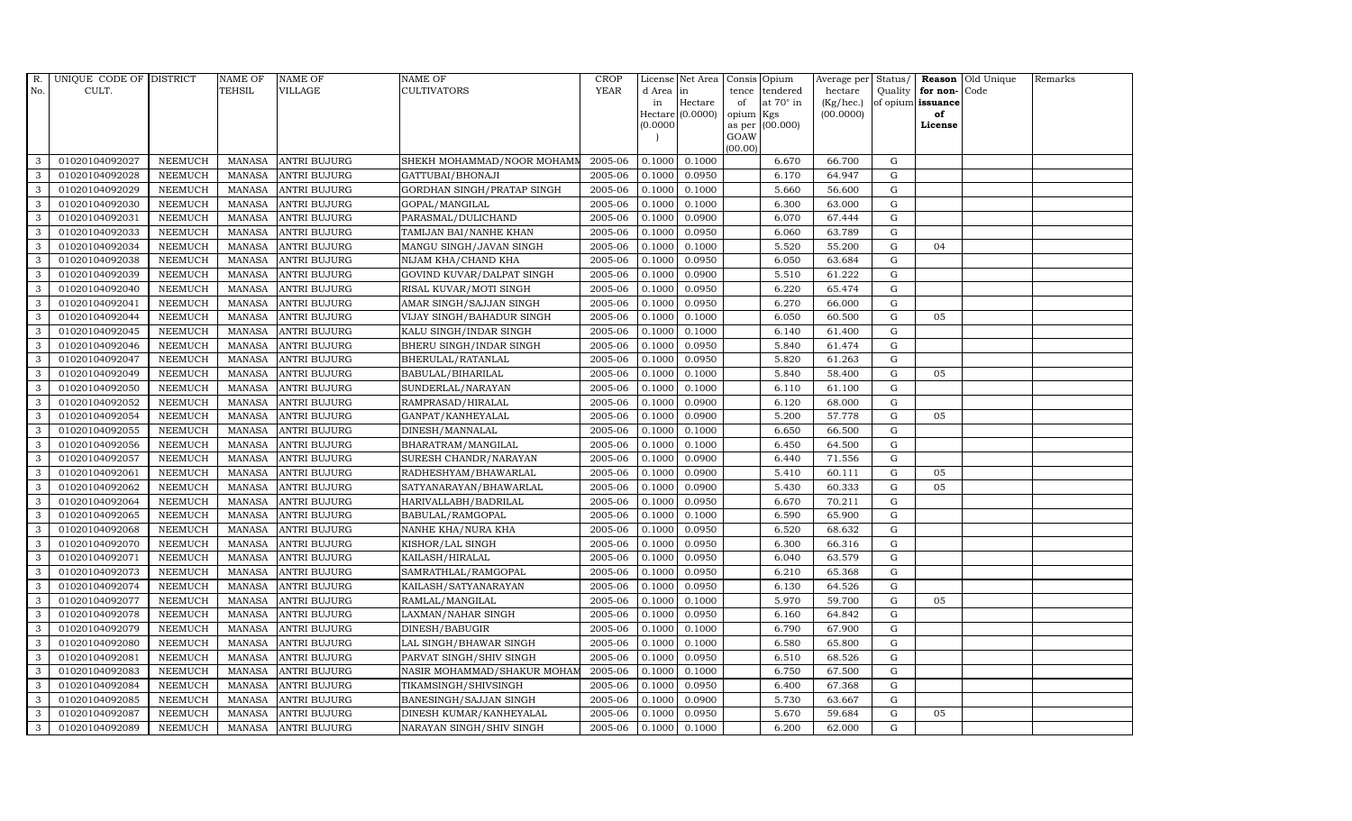| R. No. | UNIQUE CODE OF CULT. | DISTRICT | NAME OF TEHSIL | NAME OF VILLAGE | NAME OF CULTIVATORS | CROP YEAR | License d Area in Hectare (0.0000) | Net Area in Hectare (0.0000) | Consis tence of opium as per GOAW (00.00) | Opium tendered at 70° in Kgs (00.000) | Average per hectare (Kg/hec.) (00.0000) | Status/ Quality of opium | Reason for non-issuance of License | Old Unique Code | Remarks |
|---|---|---|---|---|---|---|---|---|---|---|---|---|---|---|---|
| 3 | 01020104092027 | NEEMUCH | MANASA | ANTRI BUJURG | SHEKH MOHAMMAD/NOOR MOHAMM | 2005-06 | 0.1000 | 0.1000 | | 6.670 | 66.700 | G | | | |
| 3 | 01020104092028 | NEEMUCH | MANASA | ANTRI BUJURG | GATTUBAI/BHONAJI | 2005-06 | 0.1000 | 0.0950 | | 6.170 | 64.947 | G | | | |
| 3 | 01020104092029 | NEEMUCH | MANASA | ANTRI BUJURG | GORDHAN SINGH/PRATAP SINGH | 2005-06 | 0.1000 | 0.1000 | | 5.660 | 56.600 | G | | | |
| 3 | 01020104092030 | NEEMUCH | MANASA | ANTRI BUJURG | GOPAL/MANGILAL | 2005-06 | 0.1000 | 0.1000 | | 6.300 | 63.000 | G | | | |
| 3 | 01020104092031 | NEEMUCH | MANASA | ANTRI BUJURG | PARASMAL/DULICHAND | 2005-06 | 0.1000 | 0.0900 | | 6.070 | 67.444 | G | | | |
| 3 | 01020104092033 | NEEMUCH | MANASA | ANTRI BUJURG | TAMIJAN BAI/NANHE KHAN | 2005-06 | 0.1000 | 0.0950 | | 6.060 | 63.789 | G | | | |
| 3 | 01020104092034 | NEEMUCH | MANASA | ANTRI BUJURG | MANGU SINGH/JAVAN SINGH | 2005-06 | 0.1000 | 0.1000 | | 5.520 | 55.200 | G | 04 | | |
| 3 | 01020104092038 | NEEMUCH | MANASA | ANTRI BUJURG | NIJAM KHA/CHAND KHA | 2005-06 | 0.1000 | 0.0950 | | 6.050 | 63.684 | G | | | |
| 3 | 01020104092039 | NEEMUCH | MANASA | ANTRI BUJURG | GOVIND KUVAR/DALPAT SINGH | 2005-06 | 0.1000 | 0.0900 | | 5.510 | 61.222 | G | | | |
| 3 | 01020104092040 | NEEMUCH | MANASA | ANTRI BUJURG | RISAL KUVAR/MOTI SINGH | 2005-06 | 0.1000 | 0.0950 | | 6.220 | 65.474 | G | | | |
| 3 | 01020104092041 | NEEMUCH | MANASA | ANTRI BUJURG | AMAR SINGH/SAJJAN SINGH | 2005-06 | 0.1000 | 0.0950 | | 6.270 | 66.000 | G | | | |
| 3 | 01020104092044 | NEEMUCH | MANASA | ANTRI BUJURG | VIJAY SINGH/BAHADUR SINGH | 2005-06 | 0.1000 | 0.1000 | | 6.050 | 60.500 | G | 05 | | |
| 3 | 01020104092045 | NEEMUCH | MANASA | ANTRI BUJURG | KALU SINGH/INDAR SINGH | 2005-06 | 0.1000 | 0.1000 | | 6.140 | 61.400 | G | | | |
| 3 | 01020104092046 | NEEMUCH | MANASA | ANTRI BUJURG | BHERU SINGH/INDAR SINGH | 2005-06 | 0.1000 | 0.0950 | | 5.840 | 61.474 | G | | | |
| 3 | 01020104092047 | NEEMUCH | MANASA | ANTRI BUJURG | BHERULAL/RATANLAL | 2005-06 | 0.1000 | 0.0950 | | 5.820 | 61.263 | G | | | |
| 3 | 01020104092049 | NEEMUCH | MANASA | ANTRI BUJURG | BABULAL/BIHARILAL | 2005-06 | 0.1000 | 0.1000 | | 5.840 | 58.400 | G | 05 | | |
| 3 | 01020104092050 | NEEMUCH | MANASA | ANTRI BUJURG | SUNDERLAL/NARAYAN | 2005-06 | 0.1000 | 0.1000 | | 6.110 | 61.100 | G | | | |
| 3 | 01020104092052 | NEEMUCH | MANASA | ANTRI BUJURG | RAMPRASAD/HIRALAL | 2005-06 | 0.1000 | 0.0900 | | 6.120 | 68.000 | G | | | |
| 3 | 01020104092054 | NEEMUCH | MANASA | ANTRI BUJURG | GANPAT/KANHEYALAL | 2005-06 | 0.1000 | 0.0900 | | 5.200 | 57.778 | G | 05 | | |
| 3 | 01020104092055 | NEEMUCH | MANASA | ANTRI BUJURG | DINESH/MANNALAL | 2005-06 | 0.1000 | 0.1000 | | 6.650 | 66.500 | G | | | |
| 3 | 01020104092056 | NEEMUCH | MANASA | ANTRI BUJURG | BHARATRAM/MANGILAL | 2005-06 | 0.1000 | 0.1000 | | 6.450 | 64.500 | G | | | |
| 3 | 01020104092057 | NEEMUCH | MANASA | ANTRI BUJURG | SURESH CHANDR/NARAYAN | 2005-06 | 0.1000 | 0.0900 | | 6.440 | 71.556 | G | | | |
| 3 | 01020104092061 | NEEMUCH | MANASA | ANTRI BUJURG | RADHESHYAM/BHAWARLAL | 2005-06 | 0.1000 | 0.0900 | | 5.410 | 60.111 | G | 05 | | |
| 3 | 01020104092062 | NEEMUCH | MANASA | ANTRI BUJURG | SATYANARAYAN/BHAWARLAL | 2005-06 | 0.1000 | 0.0900 | | 5.430 | 60.333 | G | 05 | | |
| 3 | 01020104092064 | NEEMUCH | MANASA | ANTRI BUJURG | HARIVALLABH/BADRILAL | 2005-06 | 0.1000 | 0.0950 | | 6.670 | 70.211 | G | | | |
| 3 | 01020104092065 | NEEMUCH | MANASA | ANTRI BUJURG | BABULAL/RAMGOPAL | 2005-06 | 0.1000 | 0.1000 | | 6.590 | 65.900 | G | | | |
| 3 | 01020104092068 | NEEMUCH | MANASA | ANTRI BUJURG | NANHE KHA/NURA KHA | 2005-06 | 0.1000 | 0.0950 | | 6.520 | 68.632 | G | | | |
| 3 | 01020104092070 | NEEMUCH | MANASA | ANTRI BUJURG | KISHOR/LAL SINGH | 2005-06 | 0.1000 | 0.0950 | | 6.300 | 66.316 | G | | | |
| 3 | 01020104092071 | NEEMUCH | MANASA | ANTRI BUJURG | KAILASH/HIRALAL | 2005-06 | 0.1000 | 0.0950 | | 6.040 | 63.579 | G | | | |
| 3 | 01020104092073 | NEEMUCH | MANASA | ANTRI BUJURG | SAMRATHLAL/RAMGOPAL | 2005-06 | 0.1000 | 0.0950 | | 6.210 | 65.368 | G | | | |
| 3 | 01020104092074 | NEEMUCH | MANASA | ANTRI BUJURG | KAILASH/SATYANARAYAN | 2005-06 | 0.1000 | 0.0950 | | 6.130 | 64.526 | G | | | |
| 3 | 01020104092077 | NEEMUCH | MANASA | ANTRI BUJURG | RAMLAL/MANGILAL | 2005-06 | 0.1000 | 0.1000 | | 5.970 | 59.700 | G | 05 | | |
| 3 | 01020104092078 | NEEMUCH | MANASA | ANTRI BUJURG | LAXMAN/NAHAR SINGH | 2005-06 | 0.1000 | 0.0950 | | 6.160 | 64.842 | G | | | |
| 3 | 01020104092079 | NEEMUCH | MANASA | ANTRI BUJURG | DINESH/BABUGIR | 2005-06 | 0.1000 | 0.1000 | | 6.790 | 67.900 | G | | | |
| 3 | 01020104092080 | NEEMUCH | MANASA | ANTRI BUJURG | LAL SINGH/BHAWAR SINGH | 2005-06 | 0.1000 | 0.1000 | | 6.580 | 65.800 | G | | | |
| 3 | 01020104092081 | NEEMUCH | MANASA | ANTRI BUJURG | PARVAT SINGH/SHIV SINGH | 2005-06 | 0.1000 | 0.0950 | | 6.510 | 68.526 | G | | | |
| 3 | 01020104092083 | NEEMUCH | MANASA | ANTRI BUJURG | NASIR MOHAMMAD/SHAKUR MOHAM | 2005-06 | 0.1000 | 0.1000 | | 6.750 | 67.500 | G | | | |
| 3 | 01020104092084 | NEEMUCH | MANASA | ANTRI BUJURG | TIKAMSINGH/SHIVSINGH | 2005-06 | 0.1000 | 0.0950 | | 6.400 | 67.368 | G | | | |
| 3 | 01020104092085 | NEEMUCH | MANASA | ANTRI BUJURG | BANESINGH/SAJJAN SINGH | 2005-06 | 0.1000 | 0.0900 | | 5.730 | 63.667 | G | | | |
| 3 | 01020104092087 | NEEMUCH | MANASA | ANTRI BUJURG | DINESH KUMAR/KANHEYALAL | 2005-06 | 0.1000 | 0.0950 | | 5.670 | 59.684 | G | 05 | | |
| 3 | 01020104092089 | NEEMUCH | MANASA | ANTRI BUJURG | NARAYAN SINGH/SHIV SINGH | 2005-06 | 0.1000 | 0.1000 | | 6.200 | 62.000 | G | | | |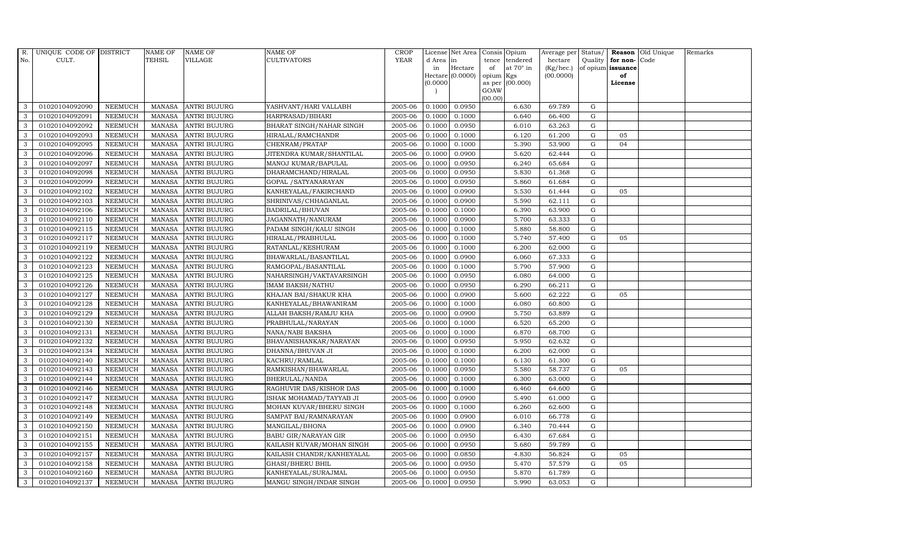| R. No. | UNIQUE CODE OF CULT. | DISTRICT | NAME OF TEHSIL | NAME OF VILLAGE | NAME OF CULTIVATORS | CROP YEAR | License d Area in Hectare (0.0000) | Net Area in Hectare (0.0000) | Consis tence of opium as per GOAW (00.00) | Opium tendered at 70° in Kgs (00.000) | Average per hectare (Kg/hec.) (00.0000) | Status/ Quality of opium | Reason for non-issuance of License | Old Unique Code | Remarks |
|---|---|---|---|---|---|---|---|---|---|---|---|---|---|---|---|
| 3 | 01020104092090 | NEEMUCH | MANASA | ANTRI BUJURG | YASHVANT/HARI VALLABH | 2005-06 | 0.1000 | 0.0950 | | 6.630 | 69.789 | G | | | |
| 3 | 01020104092091 | NEEMUCH | MANASA | ANTRI BUJURG | HARPRASAD/BIHARI | 2005-06 | 0.1000 | 0.1000 | | 6.640 | 66.400 | G | | | |
| 3 | 01020104092092 | NEEMUCH | MANASA | ANTRI BUJURG | BHARAT SINGH/NAHAR SINGH | 2005-06 | 0.1000 | 0.0950 | | 6.010 | 63.263 | G | | | |
| 3 | 01020104092093 | NEEMUCH | MANASA | ANTRI BUJURG | HIRALAL/RAMCHANDR | 2005-06 | 0.1000 | 0.1000 | | 6.120 | 61.200 | G | 05 | | |
| 3 | 01020104092095 | NEEMUCH | MANASA | ANTRI BUJURG | CHENRAM/PRATAP | 2005-06 | 0.1000 | 0.1000 | | 5.390 | 53.900 | G | 04 | | |
| 3 | 01020104092096 | NEEMUCH | MANASA | ANTRI BUJURG | JITENDRA KUMAR/SHANTILAL | 2005-06 | 0.1000 | 0.0900 | | 5.620 | 62.444 | G | | | |
| 3 | 01020104092097 | NEEMUCH | MANASA | ANTRI BUJURG | MANOJ KUMAR/BAPULAL | 2005-06 | 0.1000 | 0.0950 | | 6.240 | 65.684 | G | | | |
| 3 | 01020104092098 | NEEMUCH | MANASA | ANTRI BUJURG | DHARAMCHAND/HIRALAL | 2005-06 | 0.1000 | 0.0950 | | 5.830 | 61.368 | G | | | |
| 3 | 01020104092099 | NEEMUCH | MANASA | ANTRI BUJURG | GOPAL /SATYANARAYAN | 2005-06 | 0.1000 | 0.0950 | | 5.860 | 61.684 | G | | | |
| 3 | 01020104092102 | NEEMUCH | MANASA | ANTRI BUJURG | KANHEYALAL/FAKIRCHAND | 2005-06 | 0.1000 | 0.0900 | | 5.530 | 61.444 | G | 05 | | |
| 3 | 01020104092103 | NEEMUCH | MANASA | ANTRI BUJURG | SHRINIVAS/CHHAGANLAL | 2005-06 | 0.1000 | 0.0900 | | 5.590 | 62.111 | G | | | |
| 3 | 01020104092106 | NEEMUCH | MANASA | ANTRI BUJURG | BADRILAL/BHUVAN | 2005-06 | 0.1000 | 0.1000 | | 6.390 | 63.900 | G | | | |
| 3 | 01020104092110 | NEEMUCH | MANASA | ANTRI BUJURG | JAGANNATH/NANURAM | 2005-06 | 0.1000 | 0.0900 | | 5.700 | 63.333 | G | | | |
| 3 | 01020104092115 | NEEMUCH | MANASA | ANTRI BUJURG | PADAM SINGH/KALU SINGH | 2005-06 | 0.1000 | 0.1000 | | 5.880 | 58.800 | G | | | |
| 3 | 01020104092117 | NEEMUCH | MANASA | ANTRI BUJURG | HIRALAL/PRABHULAL | 2005-06 | 0.1000 | 0.1000 | | 5.740 | 57.400 | G | 05 | | |
| 3 | 01020104092119 | NEEMUCH | MANASA | ANTRI BUJURG | RATANLAL/KESHURAM | 2005-06 | 0.1000 | 0.1000 | | 6.200 | 62.000 | G | | | |
| 3 | 01020104092122 | NEEMUCH | MANASA | ANTRI BUJURG | BHAWARLAL/BASANTILAL | 2005-06 | 0.1000 | 0.0900 | | 6.060 | 67.333 | G | | | |
| 3 | 01020104092123 | NEEMUCH | MANASA | ANTRI BUJURG | RAMGOPAL/BASANTILAL | 2005-06 | 0.1000 | 0.1000 | | 5.790 | 57.900 | G | | | |
| 3 | 01020104092125 | NEEMUCH | MANASA | ANTRI BUJURG | NAHARSINGH/VAKTAVARSINGH | 2005-06 | 0.1000 | 0.0950 | | 6.080 | 64.000 | G | | | |
| 3 | 01020104092126 | NEEMUCH | MANASA | ANTRI BUJURG | IMAM BAKSH/NATHU | 2005-06 | 0.1000 | 0.0950 | | 6.290 | 66.211 | G | | | |
| 3 | 01020104092127 | NEEMUCH | MANASA | ANTRI BUJURG | KHAJAN BAI/SHAKUR KHA | 2005-06 | 0.1000 | 0.0900 | | 5.600 | 62.222 | G | 05 | | |
| 3 | 01020104092128 | NEEMUCH | MANASA | ANTRI BUJURG | KANHEYALAL/BHAWANIRAM | 2005-06 | 0.1000 | 0.1000 | | 6.080 | 60.800 | G | | | |
| 3 | 01020104092129 | NEEMUCH | MANASA | ANTRI BUJURG | ALLAH BAKSH/RAMJU KHA | 2005-06 | 0.1000 | 0.0900 | | 5.750 | 63.889 | G | | | |
| 3 | 01020104092130 | NEEMUCH | MANASA | ANTRI BUJURG | PRABHULAL/NARAYAN | 2005-06 | 0.1000 | 0.1000 | | 6.520 | 65.200 | G | | | |
| 3 | 01020104092131 | NEEMUCH | MANASA | ANTRI BUJURG | NANA/NABI BAKSHA | 2005-06 | 0.1000 | 0.1000 | | 6.870 | 68.700 | G | | | |
| 3 | 01020104092132 | NEEMUCH | MANASA | ANTRI BUJURG | BHAVANISHANKAR/NARAYAN | 2005-06 | 0.1000 | 0.0950 | | 5.950 | 62.632 | G | | | |
| 3 | 01020104092134 | NEEMUCH | MANASA | ANTRI BUJURG | DHANNA/BHUVAN JI | 2005-06 | 0.1000 | 0.1000 | | 6.200 | 62.000 | G | | | |
| 3 | 01020104092140 | NEEMUCH | MANASA | ANTRI BUJURG | KACHRU/RAMLAL | 2005-06 | 0.1000 | 0.1000 | | 6.130 | 61.300 | G | | | |
| 3 | 01020104092143 | NEEMUCH | MANASA | ANTRI BUJURG | RAMKISHAN/BHAWARLAL | 2005-06 | 0.1000 | 0.0950 | | 5.580 | 58.737 | G | 05 | | |
| 3 | 01020104092144 | NEEMUCH | MANASA | ANTRI BUJURG | BHERULAL/NANDA | 2005-06 | 0.1000 | 0.1000 | | 6.300 | 63.000 | G | | | |
| 3 | 01020104092146 | NEEMUCH | MANASA | ANTRI BUJURG | RAGHUVIR DAS/KISHOR DAS | 2005-06 | 0.1000 | 0.1000 | | 6.460 | 64.600 | G | | | |
| 3 | 01020104092147 | NEEMUCH | MANASA | ANTRI BUJURG | ISHAK MOHAMAD/TAYYAB JI | 2005-06 | 0.1000 | 0.0900 | | 5.490 | 61.000 | G | | | |
| 3 | 01020104092148 | NEEMUCH | MANASA | ANTRI BUJURG | MOHAN KUVAR/BHERU SINGH | 2005-06 | 0.1000 | 0.1000 | | 6.260 | 62.600 | G | | | |
| 3 | 01020104092149 | NEEMUCH | MANASA | ANTRI BUJURG | SAMPAT BAI/RAMNARAYAN | 2005-06 | 0.1000 | 0.0900 | | 6.010 | 66.778 | G | | | |
| 3 | 01020104092150 | NEEMUCH | MANASA | ANTRI BUJURG | MANGILAL/BHONA | 2005-06 | 0.1000 | 0.0900 | | 6.340 | 70.444 | G | | | |
| 3 | 01020104092151 | NEEMUCH | MANASA | ANTRI BUJURG | BABU GIR/NARAYAN GIR | 2005-06 | 0.1000 | 0.0950 | | 6.430 | 67.684 | G | | | |
| 3 | 01020104092155 | NEEMUCH | MANASA | ANTRI BUJURG | KAILASH KUVAR/MOHAN SINGH | 2005-06 | 0.1000 | 0.0950 | | 5.680 | 59.789 | G | | | |
| 3 | 01020104092157 | NEEMUCH | MANASA | ANTRI BUJURG | KAILASH CHANDR/KANHEYALAL | 2005-06 | 0.1000 | 0.0850 | | 4.830 | 56.824 | G | 05 | | |
| 3 | 01020104092158 | NEEMUCH | MANASA | ANTRI BUJURG | GHASI/BHERU BHIL | 2005-06 | 0.1000 | 0.0950 | | 5.470 | 57.579 | G | 05 | | |
| 3 | 01020104092160 | NEEMUCH | MANASA | ANTRI BUJURG | KANHEYALAL/SURAJMAL | 2005-06 | 0.1000 | 0.0950 | | 5.870 | 61.789 | G | | | |
| 3 | 01020104092137 | NEEMUCH | MANASA | ANTRI BUJURG | MANGU SINGH/INDAR SINGH | 2005-06 | 0.1000 | 0.0950 | | 5.990 | 63.053 | G | | | |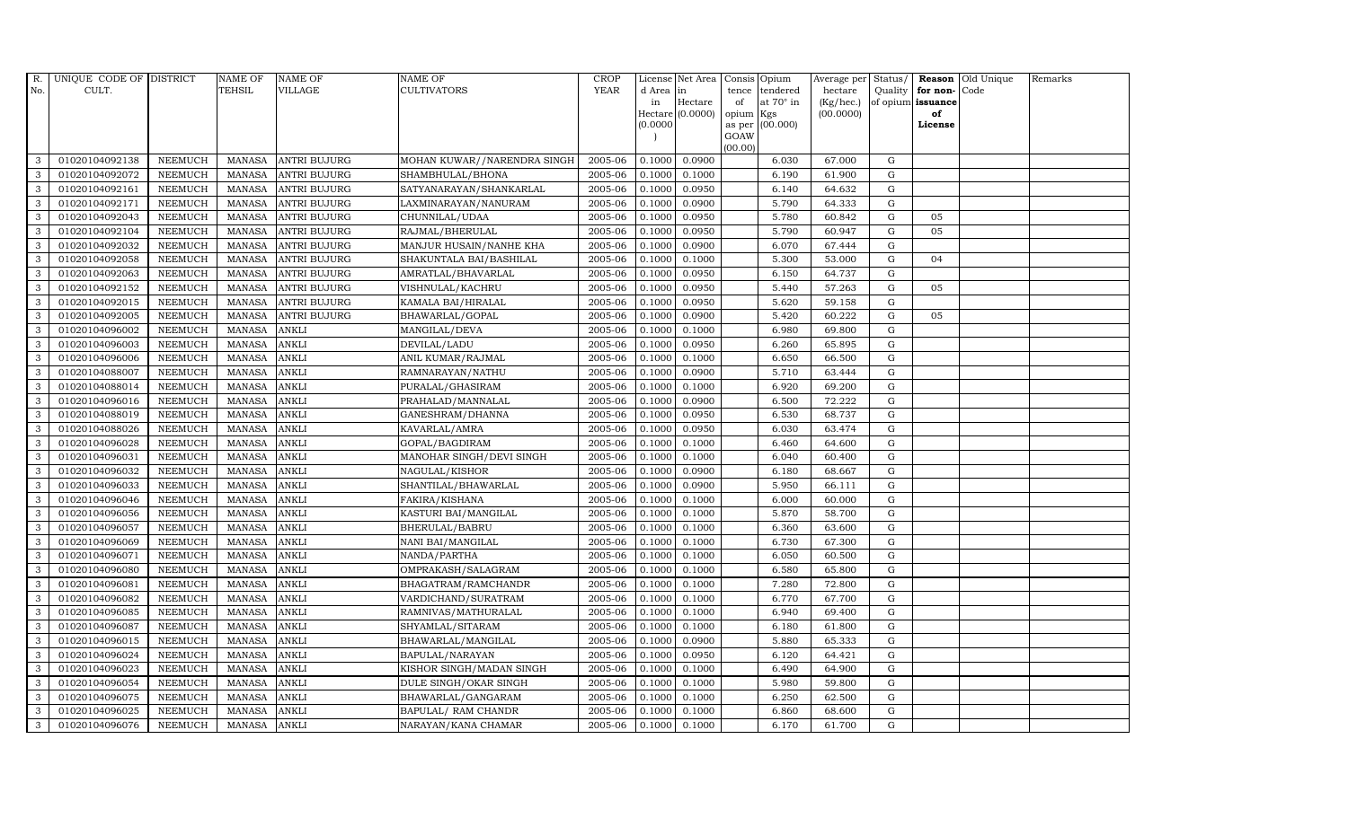| R. No. | UNIQUE CODE OF CULT. | DISTRICT | NAME OF TEHSIL | NAME OF VILLAGE | NAME OF CULTIVATORS | CROP YEAR | License d Area in Hectare (0.0000) | Net Area in Hectare (0.0000) | Consis tence of opium as per GOAW (00.00) | Opium tendered at 70° in Kgs (00.000) | Average per hectare (Kg/hec.) (00.0000) | Status/ Quality of opium | Reason for non-issuance of License | Old Unique Code | Remarks |
|---|---|---|---|---|---|---|---|---|---|---|---|---|---|---|---|
| 3 | 01020104092138 | NEEMUCH | MANASA | ANTRI BUJURG | MOHAN KUWAR//NARENDRA SINGH | 2005-06 | 0.1000 | 0.0900 | | 6.030 | 67.000 | G | | | |
| 3 | 01020104092072 | NEEMUCH | MANASA | ANTRI BUJURG | SHAMBHULAL/BHONA | 2005-06 | 0.1000 | 0.1000 | | 6.190 | 61.900 | G | | | |
| 3 | 01020104092161 | NEEMUCH | MANASA | ANTRI BUJURG | SATYANARAYAN/SHANKARLAL | 2005-06 | 0.1000 | 0.0950 | | 6.140 | 64.632 | G | | | |
| 3 | 01020104092171 | NEEMUCH | MANASA | ANTRI BUJURG | LAXMINARAYAN/NANURAM | 2005-06 | 0.1000 | 0.0900 | | 5.790 | 64.333 | G | | | |
| 3 | 01020104092043 | NEEMUCH | MANASA | ANTRI BUJURG | CHUNNILAL/UDAA | 2005-06 | 0.1000 | 0.0950 | | 5.780 | 60.842 | G | 05 | | |
| 3 | 01020104092104 | NEEMUCH | MANASA | ANTRI BUJURG | RAJMAL/BHERULAL | 2005-06 | 0.1000 | 0.0950 | | 5.790 | 60.947 | G | 05 | | |
| 3 | 01020104092032 | NEEMUCH | MANASA | ANTRI BUJURG | MANJUR HUSAIN/NANHE KHA | 2005-06 | 0.1000 | 0.0900 | | 6.070 | 67.444 | G | | | |
| 3 | 01020104092058 | NEEMUCH | MANASA | ANTRI BUJURG | SHAKUNTALA BAI/BASHILAL | 2005-06 | 0.1000 | 0.1000 | | 5.300 | 53.000 | G | 04 | | |
| 3 | 01020104092063 | NEEMUCH | MANASA | ANTRI BUJURG | AMRATLAL/BHAVARLAL | 2005-06 | 0.1000 | 0.0950 | | 6.150 | 64.737 | G | | | |
| 3 | 01020104092152 | NEEMUCH | MANASA | ANTRI BUJURG | VISHNULAL/KACHRU | 2005-06 | 0.1000 | 0.0950 | | 5.440 | 57.263 | G | 05 | | |
| 3 | 01020104092015 | NEEMUCH | MANASA | ANTRI BUJURG | KAMALA BAI/HIRALAL | 2005-06 | 0.1000 | 0.0950 | | 5.620 | 59.158 | G | | | |
| 3 | 01020104092005 | NEEMUCH | MANASA | ANTRI BUJURG | BHAWARLAL/GOPAL | 2005-06 | 0.1000 | 0.0900 | | 5.420 | 60.222 | G | 05 | | |
| 3 | 01020104096002 | NEEMUCH | MANASA | ANKLI | MANGILAL/DEVA | 2005-06 | 0.1000 | 0.1000 | | 6.980 | 69.800 | G | | | |
| 3 | 01020104096003 | NEEMUCH | MANASA | ANKLI | DEVILAL/LADU | 2005-06 | 0.1000 | 0.0950 | | 6.260 | 65.895 | G | | | |
| 3 | 01020104096006 | NEEMUCH | MANASA | ANKLI | ANIL KUMAR/RAJMAL | 2005-06 | 0.1000 | 0.1000 | | 6.650 | 66.500 | G | | | |
| 3 | 01020104088007 | NEEMUCH | MANASA | ANKLI | RAMNARAYAN/NATHU | 2005-06 | 0.1000 | 0.0900 | | 5.710 | 63.444 | G | | | |
| 3 | 01020104088014 | NEEMUCH | MANASA | ANKLI | PURALAL/GHASIRAM | 2005-06 | 0.1000 | 0.1000 | | 6.920 | 69.200 | G | | | |
| 3 | 01020104096016 | NEEMUCH | MANASA | ANKLI | PRAHALAD/MANNALAL | 2005-06 | 0.1000 | 0.0900 | | 6.500 | 72.222 | G | | | |
| 3 | 01020104088019 | NEEMUCH | MANASA | ANKLI | GANESHRAM/DHANNA | 2005-06 | 0.1000 | 0.0950 | | 6.530 | 68.737 | G | | | |
| 3 | 01020104088026 | NEEMUCH | MANASA | ANKLI | KAVARLAL/AMRA | 2005-06 | 0.1000 | 0.0950 | | 6.030 | 63.474 | G | | | |
| 3 | 01020104096028 | NEEMUCH | MANASA | ANKLI | GOPAL/BAGDIRAM | 2005-06 | 0.1000 | 0.1000 | | 6.460 | 64.600 | G | | | |
| 3 | 01020104096031 | NEEMUCH | MANASA | ANKLI | MANOHAR SINGH/DEVI SINGH | 2005-06 | 0.1000 | 0.1000 | | 6.040 | 60.400 | G | | | |
| 3 | 01020104096032 | NEEMUCH | MANASA | ANKLI | NAGULAL/KISHOR | 2005-06 | 0.1000 | 0.0900 | | 6.180 | 68.667 | G | | | |
| 3 | 01020104096033 | NEEMUCH | MANASA | ANKLI | SHANTILAL/BHAWARLAL | 2005-06 | 0.1000 | 0.0900 | | 5.950 | 66.111 | G | | | |
| 3 | 01020104096046 | NEEMUCH | MANASA | ANKLI | FAKIRA/KISHANA | 2005-06 | 0.1000 | 0.1000 | | 6.000 | 60.000 | G | | | |
| 3 | 01020104096056 | NEEMUCH | MANASA | ANKLI | KASTURI BAI/MANGILAL | 2005-06 | 0.1000 | 0.1000 | | 5.870 | 58.700 | G | | | |
| 3 | 01020104096057 | NEEMUCH | MANASA | ANKLI | BHERULAL/BABRU | 2005-06 | 0.1000 | 0.1000 | | 6.360 | 63.600 | G | | | |
| 3 | 01020104096069 | NEEMUCH | MANASA | ANKLI | NANI BAI/MANGILAL | 2005-06 | 0.1000 | 0.1000 | | 6.730 | 67.300 | G | | | |
| 3 | 01020104096071 | NEEMUCH | MANASA | ANKLI | NANDA/PARTHA | 2005-06 | 0.1000 | 0.1000 | | 6.050 | 60.500 | G | | | |
| 3 | 01020104096080 | NEEMUCH | MANASA | ANKLI | OMPRAKASH/SALAGRAM | 2005-06 | 0.1000 | 0.1000 | | 6.580 | 65.800 | G | | | |
| 3 | 01020104096081 | NEEMUCH | MANASA | ANKLI | BHAGATRAM/RAMCHANDR | 2005-06 | 0.1000 | 0.1000 | | 7.280 | 72.800 | G | | | |
| 3 | 01020104096082 | NEEMUCH | MANASA | ANKLI | VARDICHAND/SURATRAM | 2005-06 | 0.1000 | 0.1000 | | 6.770 | 67.700 | G | | | |
| 3 | 01020104096085 | NEEMUCH | MANASA | ANKLI | RAMNIVAS/MATHURALAL | 2005-06 | 0.1000 | 0.1000 | | 6.940 | 69.400 | G | | | |
| 3 | 01020104096087 | NEEMUCH | MANASA | ANKLI | SHYAMLAL/SITARAM | 2005-06 | 0.1000 | 0.1000 | | 6.180 | 61.800 | G | | | |
| 3 | 01020104096015 | NEEMUCH | MANASA | ANKLI | BHAWARLAL/MANGILAL | 2005-06 | 0.1000 | 0.0900 | | 5.880 | 65.333 | G | | | |
| 3 | 01020104096024 | NEEMUCH | MANASA | ANKLI | BAPULAL/NARAYAN | 2005-06 | 0.1000 | 0.0950 | | 6.120 | 64.421 | G | | | |
| 3 | 01020104096023 | NEEMUCH | MANASA | ANKLI | KISHOR SINGH/MADAN SINGH | 2005-06 | 0.1000 | 0.1000 | | 6.490 | 64.900 | G | | | |
| 3 | 01020104096054 | NEEMUCH | MANASA | ANKLI | DULE SINGH/OKAR SINGH | 2005-06 | 0.1000 | 0.1000 | | 5.980 | 59.800 | G | | | |
| 3 | 01020104096075 | NEEMUCH | MANASA | ANKLI | BHAWARLAL/GANGARAM | 2005-06 | 0.1000 | 0.1000 | | 6.250 | 62.500 | G | | | |
| 3 | 01020104096025 | NEEMUCH | MANASA | ANKLI | BAPULAL/ RAM CHANDR | 2005-06 | 0.1000 | 0.1000 | | 6.860 | 68.600 | G | | | |
| 3 | 01020104096076 | NEEMUCH | MANASA | ANKLI | NARAYAN/KANA CHAMAR | 2005-06 | 0.1000 | 0.1000 | | 6.170 | 61.700 | G | | | |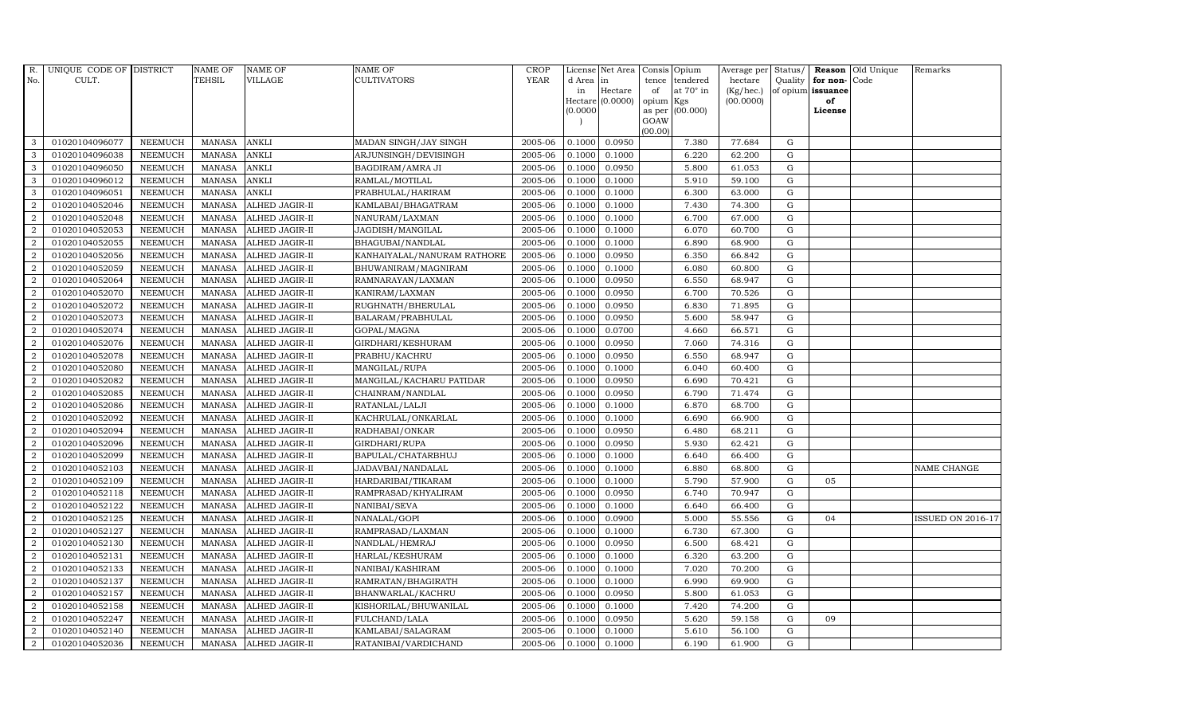| R. No. | UNIQUE CODE OF CULT. | DISTRICT | NAME OF TEHSIL | NAME OF VILLAGE | NAME OF CULTIVATORS | CROP YEAR | License d Area in Hectare (0.0000) | Net Area in Hectare (0.0000) | Consis tence of opium as per GOAW (00.00) | Opium tendered at 70° in Kgs (00.000) | Average per hectare (Kg/hec.) (00.0000) | Status/ Quality of opium | Reason for non-issuance of License | Old Unique Code | Remarks |
|---|---|---|---|---|---|---|---|---|---|---|---|---|---|---|---|
| 3 | 01020104096077 | NEEMUCH | MANASA | ANKLI | MADAN SINGH/JAY SINGH | 2005-06 | 0.1000 | 0.0950 | | 7.380 | 77.684 | G | | | |
| 3 | 01020104096038 | NEEMUCH | MANASA | ANKLI | ARJUNSINGH/DEVISINGH | 2005-06 | 0.1000 | 0.1000 | | 6.220 | 62.200 | G | | | |
| 3 | 01020104096050 | NEEMUCH | MANASA | ANKLI | BAGDIRAM/AMRA JI | 2005-06 | 0.1000 | 0.0950 | | 5.800 | 61.053 | G | | | |
| 3 | 01020104096012 | NEEMUCH | MANASA | ANKLI | RAMLAL/MOTILAL | 2005-06 | 0.1000 | 0.1000 | | 5.910 | 59.100 | G | | | |
| 3 | 01020104096051 | NEEMUCH | MANASA | ANKLI | PRABHULAL/HARIRAM | 2005-06 | 0.1000 | 0.1000 | | 6.300 | 63.000 | G | | | |
| 2 | 01020104052046 | NEEMUCH | MANASA | ALHED JAGIR-II | KAMLABAI/BHAGATRAM | 2005-06 | 0.1000 | 0.1000 | | 7.430 | 74.300 | G | | | |
| 2 | 01020104052048 | NEEMUCH | MANASA | ALHED JAGIR-II | NANURAM/LAXMAN | 2005-06 | 0.1000 | 0.1000 | | 6.700 | 67.000 | G | | | |
| 2 | 01020104052053 | NEEMUCH | MANASA | ALHED JAGIR-II | JAGDISH/MANGILAL | 2005-06 | 0.1000 | 0.1000 | | 6.070 | 60.700 | G | | | |
| 2 | 01020104052055 | NEEMUCH | MANASA | ALHED JAGIR-II | BHAGUBAI/NANDLAL | 2005-06 | 0.1000 | 0.1000 | | 6.890 | 68.900 | G | | | |
| 2 | 01020104052056 | NEEMUCH | MANASA | ALHED JAGIR-II | KANHAIYALAL/NANURAM RATHORE | 2005-06 | 0.1000 | 0.0950 | | 6.350 | 66.842 | G | | | |
| 2 | 01020104052059 | NEEMUCH | MANASA | ALHED JAGIR-II | BHUWANIRAM/MAGNIRAM | 2005-06 | 0.1000 | 0.1000 | | 6.080 | 60.800 | G | | | |
| 2 | 01020104052064 | NEEMUCH | MANASA | ALHED JAGIR-II | RAMNARAYAN/LAXMAN | 2005-06 | 0.1000 | 0.0950 | | 6.550 | 68.947 | G | | | |
| 2 | 01020104052070 | NEEMUCH | MANASA | ALHED JAGIR-II | KANIRAM/LAXMAN | 2005-06 | 0.1000 | 0.0950 | | 6.700 | 70.526 | G | | | |
| 2 | 01020104052072 | NEEMUCH | MANASA | ALHED JAGIR-II | RUGHNATH/BHERULAL | 2005-06 | 0.1000 | 0.0950 | | 6.830 | 71.895 | G | | | |
| 2 | 01020104052073 | NEEMUCH | MANASA | ALHED JAGIR-II | BALARAM/PRABHULAL | 2005-06 | 0.1000 | 0.0950 | | 5.600 | 58.947 | G | | | |
| 2 | 01020104052074 | NEEMUCH | MANASA | ALHED JAGIR-II | GOPAL/MAGNA | 2005-06 | 0.1000 | 0.0700 | | 4.660 | 66.571 | G | | | |
| 2 | 01020104052076 | NEEMUCH | MANASA | ALHED JAGIR-II | GIRDHARI/KESHURAM | 2005-06 | 0.1000 | 0.0950 | | 7.060 | 74.316 | G | | | |
| 2 | 01020104052078 | NEEMUCH | MANASA | ALHED JAGIR-II | PRABHU/KACHRU | 2005-06 | 0.1000 | 0.0950 | | 6.550 | 68.947 | G | | | |
| 2 | 01020104052080 | NEEMUCH | MANASA | ALHED JAGIR-II | MANGILAL/RUPA | 2005-06 | 0.1000 | 0.1000 | | 6.040 | 60.400 | G | | | |
| 2 | 01020104052082 | NEEMUCH | MANASA | ALHED JAGIR-II | MANGILAL/KACHARU PATIDAR | 2005-06 | 0.1000 | 0.0950 | | 6.690 | 70.421 | G | | | |
| 2 | 01020104052085 | NEEMUCH | MANASA | ALHED JAGIR-II | CHAINRAM/NANDLAL | 2005-06 | 0.1000 | 0.0950 | | 6.790 | 71.474 | G | | | |
| 2 | 01020104052086 | NEEMUCH | MANASA | ALHED JAGIR-II | RATANLAL/LALJI | 2005-06 | 0.1000 | 0.1000 | | 6.870 | 68.700 | G | | | |
| 2 | 01020104052092 | NEEMUCH | MANASA | ALHED JAGIR-II | KACHRULAL/ONKARLAL | 2005-06 | 0.1000 | 0.1000 | | 6.690 | 66.900 | G | | | |
| 2 | 01020104052094 | NEEMUCH | MANASA | ALHED JAGIR-II | RADHABAI/ONKAR | 2005-06 | 0.1000 | 0.0950 | | 6.480 | 68.211 | G | | | |
| 2 | 01020104052096 | NEEMUCH | MANASA | ALHED JAGIR-II | GIRDHARI/RUPA | 2005-06 | 0.1000 | 0.0950 | | 5.930 | 62.421 | G | | | |
| 2 | 01020104052099 | NEEMUCH | MANASA | ALHED JAGIR-II | BAPULAL/CHATARBHUJ | 2005-06 | 0.1000 | 0.1000 | | 6.640 | 66.400 | G | | | |
| 2 | 01020104052103 | NEEMUCH | MANASA | ALHED JAGIR-II | JADAVBAI/NANDALAL | 2005-06 | 0.1000 | 0.1000 | | 6.880 | 68.800 | G | | | NAME CHANGE |
| 2 | 01020104052109 | NEEMUCH | MANASA | ALHED JAGIR-II | HARDARIBAI/TIKARAM | 2005-06 | 0.1000 | 0.1000 | | 5.790 | 57.900 | G | 05 | | |
| 2 | 01020104052118 | NEEMUCH | MANASA | ALHED JAGIR-II | RAMPRASAD/KHYALIRAM | 2005-06 | 0.1000 | 0.0950 | | 6.740 | 70.947 | G | | | |
| 2 | 01020104052122 | NEEMUCH | MANASA | ALHED JAGIR-II | NANIBAI/SEVA | 2005-06 | 0.1000 | 0.1000 | | 6.640 | 66.400 | G | | | |
| 2 | 01020104052125 | NEEMUCH | MANASA | ALHED JAGIR-II | NANALAL/GOPI | 2005-06 | 0.1000 | 0.0900 | | 5.000 | 55.556 | G | 04 | | ISSUED ON 2016-17 |
| 2 | 01020104052127 | NEEMUCH | MANASA | ALHED JAGIR-II | RAMPRASAD/LAXMAN | 2005-06 | 0.1000 | 0.1000 | | 6.730 | 67.300 | G | | | |
| 2 | 01020104052130 | NEEMUCH | MANASA | ALHED JAGIR-II | NANDLAL/HEMRAJ | 2005-06 | 0.1000 | 0.0950 | | 6.500 | 68.421 | G | | | |
| 2 | 01020104052131 | NEEMUCH | MANASA | ALHED JAGIR-II | HARLAL/KESHURAM | 2005-06 | 0.1000 | 0.1000 | | 6.320 | 63.200 | G | | | |
| 2 | 01020104052133 | NEEMUCH | MANASA | ALHED JAGIR-II | NANIBAI/KASHIRAM | 2005-06 | 0.1000 | 0.1000 | | 7.020 | 70.200 | G | | | |
| 2 | 01020104052137 | NEEMUCH | MANASA | ALHED JAGIR-II | RAMRATAN/BHAGIRATH | 2005-06 | 0.1000 | 0.1000 | | 6.990 | 69.900 | G | | | |
| 2 | 01020104052157 | NEEMUCH | MANASA | ALHED JAGIR-II | BHANWARLAL/KACHRU | 2005-06 | 0.1000 | 0.0950 | | 5.800 | 61.053 | G | | | |
| 2 | 01020104052158 | NEEMUCH | MANASA | ALHED JAGIR-II | KISHORILAL/BHUWANILAL | 2005-06 | 0.1000 | 0.1000 | | 7.420 | 74.200 | G | | | |
| 2 | 01020104052247 | NEEMUCH | MANASA | ALHED JAGIR-II | FULCHAND/LALA | 2005-06 | 0.1000 | 0.0950 | | 5.620 | 59.158 | G | 09 | | |
| 2 | 01020104052140 | NEEMUCH | MANASA | ALHED JAGIR-II | KAMLABAI/SALAGRAM | 2005-06 | 0.1000 | 0.1000 | | 5.610 | 56.100 | G | | | |
| 2 | 01020104052036 | NEEMUCH | MANASA | ALHED JAGIR-II | RATANIBAI/VARDICHAND | 2005-06 | 0.1000 | 0.1000 | | 6.190 | 61.900 | G | | | |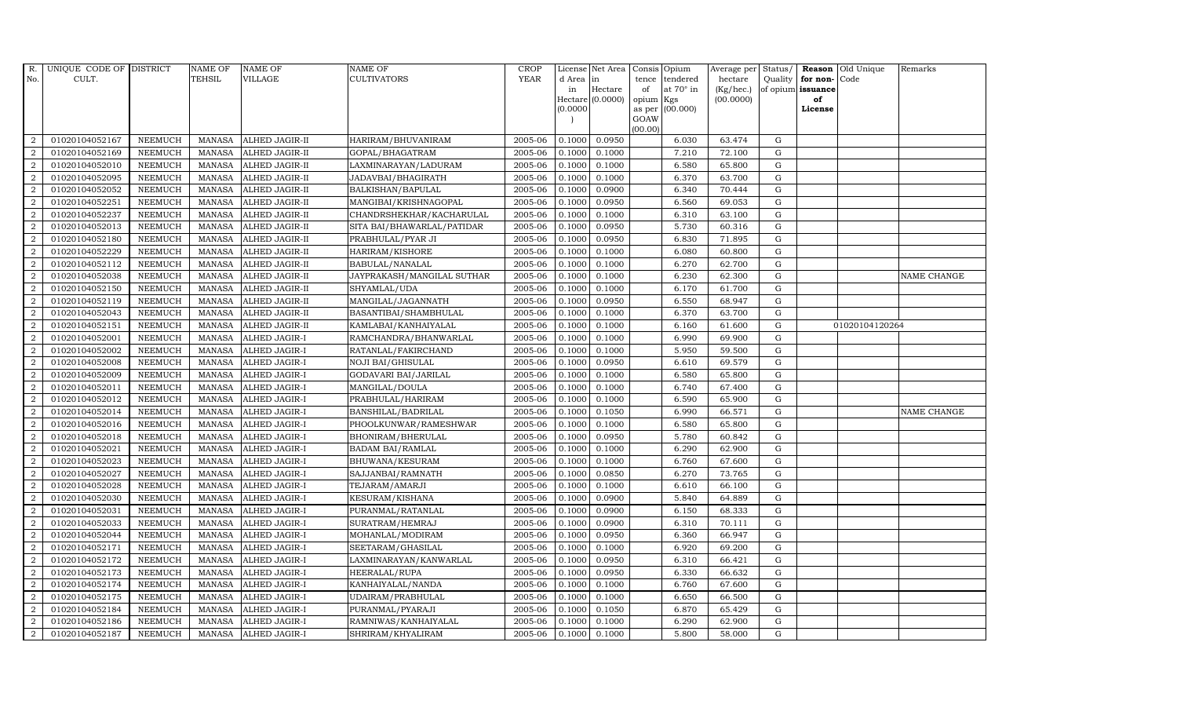| R. No. | UNIQUE CODE OF CULT. | DISTRICT | NAME OF TEHSIL | NAME OF VILLAGE | NAME OF CULTIVATORS | CROP YEAR | License d Area in Hectare (0.0000) | Net Area in Hectare (0.0000) | Consis tence of opium as per GOAW (00.00) | Opium tendered at 70° in Kgs (00.000) | Average per hectare (Kg/hec.) (00.0000) | Status/ Quality of opium | Reason for non- issuance of License | Old Unique Code | Remarks |
|---|---|---|---|---|---|---|---|---|---|---|---|---|---|---|---|
| 2 | 01020104052167 | NEEMUCH | MANASA | ALHED JAGIR-II | HARIRAM/BHUVANIRAM | 2005-06 | 0.1000 | 0.0950 | | 6.030 | 63.474 | G | | | |
| 2 | 01020104052169 | NEEMUCH | MANASA | ALHED JAGIR-II | GOPAL/BHAGATRAM | 2005-06 | 0.1000 | 0.1000 | | 7.210 | 72.100 | G | | | |
| 2 | 01020104052010 | NEEMUCH | MANASA | ALHED JAGIR-II | LAXMINARAYAN/LADURAM | 2005-06 | 0.1000 | 0.1000 | | 6.580 | 65.800 | G | | | |
| 2 | 01020104052095 | NEEMUCH | MANASA | ALHED JAGIR-II | JADAVBAI/BHAGIRATH | 2005-06 | 0.1000 | 0.1000 | | 6.370 | 63.700 | G | | | |
| 2 | 01020104052052 | NEEMUCH | MANASA | ALHED JAGIR-II | BALKISHAN/BAPULAL | 2005-06 | 0.1000 | 0.0900 | | 6.340 | 70.444 | G | | | |
| 2 | 01020104052251 | NEEMUCH | MANASA | ALHED JAGIR-II | MANGIBAI/KRISHNAGOPAL | 2005-06 | 0.1000 | 0.0950 | | 6.560 | 69.053 | G | | | |
| 2 | 01020104052237 | NEEMUCH | MANASA | ALHED JAGIR-II | CHANDRSHEKHAR/KACHARULAL | 2005-06 | 0.1000 | 0.1000 | | 6.310 | 63.100 | G | | | |
| 2 | 01020104052013 | NEEMUCH | MANASA | ALHED JAGIR-II | SITA BAI/BHAWARLAL/PATIDAR | 2005-06 | 0.1000 | 0.0950 | | 5.730 | 60.316 | G | | | |
| 2 | 01020104052180 | NEEMUCH | MANASA | ALHED JAGIR-II | PRABHULAL/PYAR JI | 2005-06 | 0.1000 | 0.0950 | | 6.830 | 71.895 | G | | | |
| 2 | 01020104052229 | NEEMUCH | MANASA | ALHED JAGIR-II | HARIRAM/KISHORE | 2005-06 | 0.1000 | 0.1000 | | 6.080 | 60.800 | G | | | |
| 2 | 01020104052112 | NEEMUCH | MANASA | ALHED JAGIR-II | BABULAL/NANALAL | 2005-06 | 0.1000 | 0.1000 | | 6.270 | 62.700 | G | | | |
| 2 | 01020104052038 | NEEMUCH | MANASA | ALHED JAGIR-II | JAYPRAKASH/MANGILAL SUTHAR | 2005-06 | 0.1000 | 0.1000 | | 6.230 | 62.300 | G | | | NAME CHANGE |
| 2 | 01020104052150 | NEEMUCH | MANASA | ALHED JAGIR-II | SHYAMLAL/UDA | 2005-06 | 0.1000 | 0.1000 | | 6.170 | 61.700 | G | | | |
| 2 | 01020104052119 | NEEMUCH | MANASA | ALHED JAGIR-II | MANGILAL/JAGANNATH | 2005-06 | 0.1000 | 0.0950 | | 6.550 | 68.947 | G | | | |
| 2 | 01020104052043 | NEEMUCH | MANASA | ALHED JAGIR-II | BASANTIBAI/SHAMBHULAL | 2005-06 | 0.1000 | 0.1000 | | 6.370 | 63.700 | G | | | |
| 2 | 01020104052151 | NEEMUCH | MANASA | ALHED JAGIR-II | KAMLABAI/KANHAIYALAL | 2005-06 | 0.1000 | 0.1000 | | 6.160 | 61.600 | G | | 01020104120264 | |
| 2 | 01020104052001 | NEEMUCH | MANASA | ALHED JAGIR-I | RAMCHANDRA/BHANWARLAL | 2005-06 | 0.1000 | 0.1000 | | 6.990 | 69.900 | G | | | |
| 2 | 01020104052002 | NEEMUCH | MANASA | ALHED JAGIR-I | RATANLAL/FAKIRCHAND | 2005-06 | 0.1000 | 0.1000 | | 5.950 | 59.500 | G | | | |
| 2 | 01020104052008 | NEEMUCH | MANASA | ALHED JAGIR-I | NOJI BAI/GHISULAL | 2005-06 | 0.1000 | 0.0950 | | 6.610 | 69.579 | G | | | |
| 2 | 01020104052009 | NEEMUCH | MANASA | ALHED JAGIR-I | GODAVARI BAI/JARILAL | 2005-06 | 0.1000 | 0.1000 | | 6.580 | 65.800 | G | | | |
| 2 | 01020104052011 | NEEMUCH | MANASA | ALHED JAGIR-I | MANGILAL/DOULA | 2005-06 | 0.1000 | 0.1000 | | 6.740 | 67.400 | G | | | |
| 2 | 01020104052012 | NEEMUCH | MANASA | ALHED JAGIR-I | PRABHULAL/HARIRAM | 2005-06 | 0.1000 | 0.1000 | | 6.590 | 65.900 | G | | | |
| 2 | 01020104052014 | NEEMUCH | MANASA | ALHED JAGIR-I | BANSHILAL/BADRILAL | 2005-06 | 0.1000 | 0.1050 | | 6.990 | 66.571 | G | | | NAME CHANGE |
| 2 | 01020104052016 | NEEMUCH | MANASA | ALHED JAGIR-I | PHOOLKUNWAR/RAMESHWAR | 2005-06 | 0.1000 | 0.1000 | | 6.580 | 65.800 | G | | | |
| 2 | 01020104052018 | NEEMUCH | MANASA | ALHED JAGIR-I | BHONIRAM/BHERULAL | 2005-06 | 0.1000 | 0.0950 | | 5.780 | 60.842 | G | | | |
| 2 | 01020104052021 | NEEMUCH | MANASA | ALHED JAGIR-I | BADAM BAI/RAMLAL | 2005-06 | 0.1000 | 0.1000 | | 6.290 | 62.900 | G | | | |
| 2 | 01020104052023 | NEEMUCH | MANASA | ALHED JAGIR-I | BHUWANA/KESURAM | 2005-06 | 0.1000 | 0.1000 | | 6.760 | 67.600 | G | | | |
| 2 | 01020104052027 | NEEMUCH | MANASA | ALHED JAGIR-I | SAJJANBAI/RAMNATH | 2005-06 | 0.1000 | 0.0850 | | 6.270 | 73.765 | G | | | |
| 2 | 01020104052028 | NEEMUCH | MANASA | ALHED JAGIR-I | TEJARAM/AMARJI | 2005-06 | 0.1000 | 0.1000 | | 6.610 | 66.100 | G | | | |
| 2 | 01020104052030 | NEEMUCH | MANASA | ALHED JAGIR-I | KESURAM/KISHANA | 2005-06 | 0.1000 | 0.0900 | | 5.840 | 64.889 | G | | | |
| 2 | 01020104052031 | NEEMUCH | MANASA | ALHED JAGIR-I | PURANMAL/RATANLAL | 2005-06 | 0.1000 | 0.0900 | | 6.150 | 68.333 | G | | | |
| 2 | 01020104052033 | NEEMUCH | MANASA | ALHED JAGIR-I | SURATRAM/HEMRAJ | 2005-06 | 0.1000 | 0.0900 | | 6.310 | 70.111 | G | | | |
| 2 | 01020104052044 | NEEMUCH | MANASA | ALHED JAGIR-I | MOHANLAL/MODIRAM | 2005-06 | 0.1000 | 0.0950 | | 6.360 | 66.947 | G | | | |
| 2 | 01020104052171 | NEEMUCH | MANASA | ALHED JAGIR-I | SEETARAM/GHASILAL | 2005-06 | 0.1000 | 0.1000 | | 6.920 | 69.200 | G | | | |
| 2 | 01020104052172 | NEEMUCH | MANASA | ALHED JAGIR-I | LAXMINARAYAN/KANWARLAL | 2005-06 | 0.1000 | 0.0950 | | 6.310 | 66.421 | G | | | |
| 2 | 01020104052173 | NEEMUCH | MANASA | ALHED JAGIR-I | HEERALAL/RUPA | 2005-06 | 0.1000 | 0.0950 | | 6.330 | 66.632 | G | | | |
| 2 | 01020104052174 | NEEMUCH | MANASA | ALHED JAGIR-I | KANHAIYALAL/NANDA | 2005-06 | 0.1000 | 0.1000 | | 6.760 | 67.600 | G | | | |
| 2 | 01020104052175 | NEEMUCH | MANASA | ALHED JAGIR-I | UDAIRAM/PRABHULAL | 2005-06 | 0.1000 | 0.1000 | | 6.650 | 66.500 | G | | | |
| 2 | 01020104052184 | NEEMUCH | MANASA | ALHED JAGIR-I | PURANMAL/PYARAJI | 2005-06 | 0.1000 | 0.1050 | | 6.870 | 65.429 | G | | | |
| 2 | 01020104052186 | NEEMUCH | MANASA | ALHED JAGIR-I | RAMNIWAS/KANHAIYALAL | 2005-06 | 0.1000 | 0.1000 | | 6.290 | 62.900 | G | | | |
| 2 | 01020104052187 | NEEMUCH | MANASA | ALHED JAGIR-I | SHRIRAM/KHYALIRAM | 2005-06 | 0.1000 | 0.1000 | | 5.800 | 58.000 | G | | | |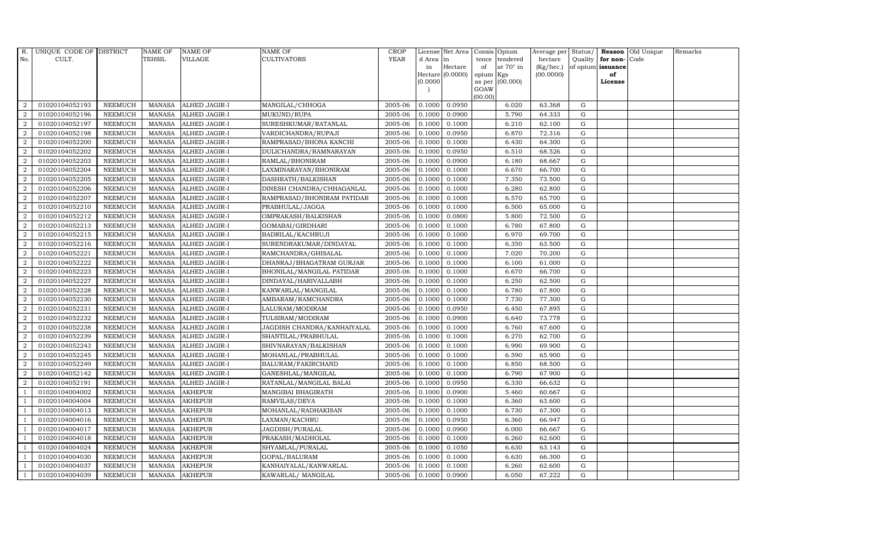| R. No. | UNIQUE CODE OF CULT. | DISTRICT | NAME OF TEHSIL | NAME OF VILLAGE | NAME OF CULTIVATORS | CROP YEAR | License d Area in Hectare (0.0000) | Net Area in Hectare (0.0000) | Consis tence of opium as per GOAW (00.00) | Opium tendered at 70° in Kgs (00.000) | Average per hectare (Kg/hec.) (00.0000) | Status/ Quality of opium | Reason for non-issuance of License | Old Unique Code | Remarks |
|---|---|---|---|---|---|---|---|---|---|---|---|---|---|---|---|
| 2 | 01020104052193 | NEEMUCH | MANASA | ALHED JAGIR-I | MANGILAL/CHHOGA | 2005-06 | 0.1000 | 0.0950 | | 6.020 | 63.368 | G | | | |
| 2 | 01020104052196 | NEEMUCH | MANASA | ALHED JAGIR-I | MUKUND/RUPA | 2005-06 | 0.1000 | 0.0900 | | 5.790 | 64.333 | G | | | |
| 2 | 01020104052197 | NEEMUCH | MANASA | ALHED JAGIR-I | SURESHKUMAR/RATANLAL | 2005-06 | 0.1000 | 0.1000 | | 6.210 | 62.100 | G | | | |
| 2 | 01020104052198 | NEEMUCH | MANASA | ALHED JAGIR-I | VARDICHANDRA/RUPAJI | 2005-06 | 0.1000 | 0.0950 | | 6.870 | 72.316 | G | | | |
| 2 | 01020104052200 | NEEMUCH | MANASA | ALHED JAGIR-I | RAMPRASAD/BHONA KANCHI | 2005-06 | 0.1000 | 0.1000 | | 6.430 | 64.300 | G | | | |
| 2 | 01020104052202 | NEEMUCH | MANASA | ALHED JAGIR-I | DULICHANDRA/RAMNARAYAN | 2005-06 | 0.1000 | 0.0950 | | 6.510 | 68.526 | G | | | |
| 2 | 01020104052203 | NEEMUCH | MANASA | ALHED JAGIR-I | RAMLAL/BHONIRAM | 2005-06 | 0.1000 | 0.0900 | | 6.180 | 68.667 | G | | | |
| 2 | 01020104052204 | NEEMUCH | MANASA | ALHED JAGIR-I | LAXMINARAYAN/BHONIRAM | 2005-06 | 0.1000 | 0.1000 | | 6.670 | 66.700 | G | | | |
| 2 | 01020104052205 | NEEMUCH | MANASA | ALHED JAGIR-I | DASHRATH/BALKISHAN | 2005-06 | 0.1000 | 0.1000 | | 7.350 | 73.500 | G | | | |
| 2 | 01020104052206 | NEEMUCH | MANASA | ALHED JAGIR-I | DINESH CHANDRA/CHHAGANLAL | 2005-06 | 0.1000 | 0.1000 | | 6.280 | 62.800 | G | | | |
| 2 | 01020104052207 | NEEMUCH | MANASA | ALHED JAGIR-I | RAMPRASAD/BHONIRAM PATIDAR | 2005-06 | 0.1000 | 0.1000 | | 6.570 | 65.700 | G | | | |
| 2 | 01020104052210 | NEEMUCH | MANASA | ALHED JAGIR-I | PRABHULAL/JAGGA | 2005-06 | 0.1000 | 0.1000 | | 6.500 | 65.000 | G | | | |
| 2 | 01020104052212 | NEEMUCH | MANASA | ALHED JAGIR-I | OMPRAKASH/BALKISHAN | 2005-06 | 0.1000 | 0.0800 | | 5.800 | 72.500 | G | | | |
| 2 | 01020104052213 | NEEMUCH | MANASA | ALHED JAGIR-I | GOMABAI/GIRDHARI | 2005-06 | 0.1000 | 0.1000 | | 6.780 | 67.800 | G | | | |
| 2 | 01020104052215 | NEEMUCH | MANASA | ALHED JAGIR-I | BADRILAL/KACHRUJI | 2005-06 | 0.1000 | 0.1000 | | 6.970 | 69.700 | G | | | |
| 2 | 01020104052216 | NEEMUCH | MANASA | ALHED JAGIR-I | SURENDRAKUMAR/DINDAYAL | 2005-06 | 0.1000 | 0.1000 | | 6.350 | 63.500 | G | | | |
| 2 | 01020104052221 | NEEMUCH | MANASA | ALHED JAGIR-I | RAMCHANDRA/GHISALAL | 2005-06 | 0.1000 | 0.1000 | | 7.020 | 70.200 | G | | | |
| 2 | 01020104052222 | NEEMUCH | MANASA | ALHED JAGIR-I | DHANRAJ/BHAGATRAM GURJAR | 2005-06 | 0.1000 | 0.1000 | | 6.100 | 61.000 | G | | | |
| 2 | 01020104052223 | NEEMUCH | MANASA | ALHED JAGIR-I | BHONILAL/MANGILAL PATIDAR | 2005-06 | 0.1000 | 0.1000 | | 6.670 | 66.700 | G | | | |
| 2 | 01020104052227 | NEEMUCH | MANASA | ALHED JAGIR-I | DINDAYAL/HARIVALLABH | 2005-06 | 0.1000 | 0.1000 | | 6.250 | 62.500 | G | | | |
| 2 | 01020104052228 | NEEMUCH | MANASA | ALHED JAGIR-I | KANWARLAL/MANGILAL | 2005-06 | 0.1000 | 0.1000 | | 6.780 | 67.800 | G | | | |
| 2 | 01020104052230 | NEEMUCH | MANASA | ALHED JAGIR-I | AMBARAM/RAMCHANDRA | 2005-06 | 0.1000 | 0.1000 | | 7.730 | 77.300 | G | | | |
| 2 | 01020104052231 | NEEMUCH | MANASA | ALHED JAGIR-I | LALURAM/MODIRAM | 2005-06 | 0.1000 | 0.0950 | | 6.450 | 67.895 | G | | | |
| 2 | 01020104052232 | NEEMUCH | MANASA | ALHED JAGIR-I | TULSIRAM/MODIRAM | 2005-06 | 0.1000 | 0.0900 | | 6.640 | 73.778 | G | | | |
| 2 | 01020104052238 | NEEMUCH | MANASA | ALHED JAGIR-I | JAGDISH CHANDRA/KANHAIYALAL | 2005-06 | 0.1000 | 0.1000 | | 6.760 | 67.600 | G | | | |
| 2 | 01020104052239 | NEEMUCH | MANASA | ALHED JAGIR-I | SHANTILAL/PRABHULAL | 2005-06 | 0.1000 | 0.1000 | | 6.270 | 62.700 | G | | | |
| 2 | 01020104052243 | NEEMUCH | MANASA | ALHED JAGIR-I | SHIVNARAYAN/BALKISHAN | 2005-06 | 0.1000 | 0.1000 | | 6.990 | 69.900 | G | | | |
| 2 | 01020104052245 | NEEMUCH | MANASA | ALHED JAGIR-I | MOHANLAL/PRABHULAL | 2005-06 | 0.1000 | 0.1000 | | 6.590 | 65.900 | G | | | |
| 2 | 01020104052249 | NEEMUCH | MANASA | ALHED JAGIR-I | BALURAM/FAKIRCHAND | 2005-06 | 0.1000 | 0.1000 | | 6.850 | 68.500 | G | | | |
| 2 | 01020104052142 | NEEMUCH | MANASA | ALHED JAGIR-I | GANESHLAL/MANGILAL | 2005-06 | 0.1000 | 0.1000 | | 6.790 | 67.900 | G | | | |
| 2 | 01020104052191 | NEEMUCH | MANASA | ALHED JAGIR-I | RATANLAL/MANGILAL BALAI | 2005-06 | 0.1000 | 0.0950 | | 6.330 | 66.632 | G | | | |
| 1 | 01020104004002 | NEEMUCH | MANASA | AKHEPUR | MANGIBAI BHAGIRATH | 2005-06 | 0.1000 | 0.0900 | | 5.460 | 60.667 | G | | | |
| 1 | 01020104004004 | NEEMUCH | MANASA | AKHEPUR | RAMVILAS/DEVA | 2005-06 | 0.1000 | 0.1000 | | 6.360 | 63.600 | G | | | |
| 1 | 01020104004013 | NEEMUCH | MANASA | AKHEPUR | MOHANLAL/RADHAKISAN | 2005-06 | 0.1000 | 0.1000 | | 6.730 | 67.300 | G | | | |
| 1 | 01020104004016 | NEEMUCH | MANASA | AKHEPUR | LAXMAN/KACHRU | 2005-06 | 0.1000 | 0.0950 | | 6.360 | 66.947 | G | | | |
| 1 | 01020104004017 | NEEMUCH | MANASA | AKHEPUR | JAGDISH/PURALAL | 2005-06 | 0.1000 | 0.0900 | | 6.000 | 66.667 | G | | | |
| 1 | 01020104004018 | NEEMUCH | MANASA | AKHEPUR | PRAKASH/MADHOLAL | 2005-06 | 0.1000 | 0.1000 | | 6.260 | 62.600 | G | | | |
| 1 | 01020104004024 | NEEMUCH | MANASA | AKHEPUR | SHYAMLAL/PURALAL | 2005-06 | 0.1000 | 0.1050 | | 6.630 | 63.143 | G | | | |
| 1 | 01020104004030 | NEEMUCH | MANASA | AKHEPUR | GOPAL/BALURAM | 2005-06 | 0.1000 | 0.1000 | | 6.630 | 66.300 | G | | | |
| 1 | 01020104004037 | NEEMUCH | MANASA | AKHEPUR | KANHAIYALAL/KANWARLAL | 2005-06 | 0.1000 | 0.1000 | | 6.260 | 62.600 | G | | | |
| 1 | 01020104004039 | NEEMUCH | MANASA | AKHEPUR | KAWARLAL/ MANGILAL | 2005-06 | 0.1000 | 0.0900 | | 6.050 | 67.222 | G | | | |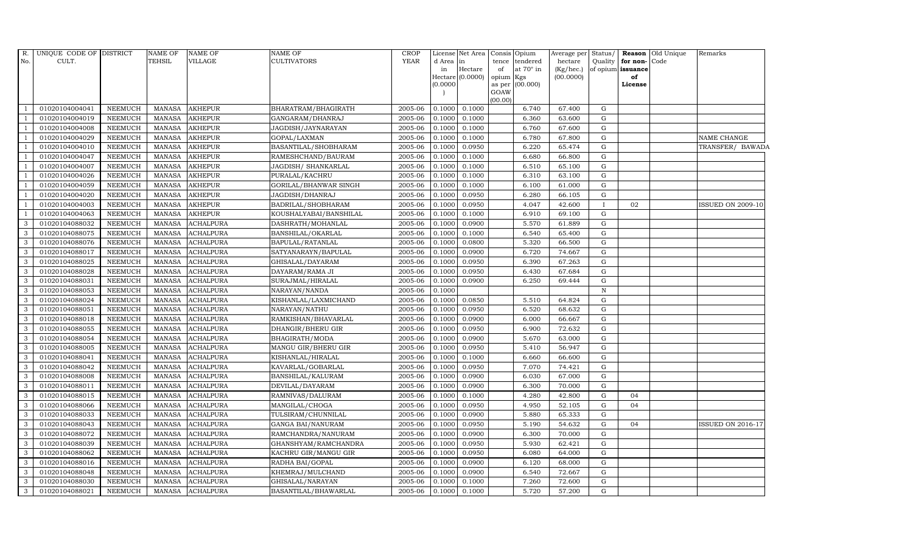| R. No. | UNIQUE CODE OF CULT. | DISTRICT | NAME OF TEHSIL | NAME OF VILLAGE | NAME OF CULTIVATORS | CROP YEAR | License d Area in Hectare (0.0000) | Net Area in Hectare (0.0000) | Consis tence of opium as per GOAW (00.00) | Opium tendered at 70° in Kgs (00.000) | Average per hectare (Kg/hec.) (00.0000) | Status/ Quality of opium | Reason for non-issuance of License | Old Unique Code | Remarks |
|---|---|---|---|---|---|---|---|---|---|---|---|---|---|---|---|
| 1 | 01020104004041 | NEEMUCH | MANASA | AKHEPUR | BHARATRAM/BHAGIRATH | 2005-06 | 0.1000 | 0.1000 | | 6.740 | 67.400 | G | | | |
| 1 | 01020104004019 | NEEMUCH | MANASA | AKHEPUR | GANGARAM/DHANRAJ | 2005-06 | 0.1000 | 0.1000 | | 6.360 | 63.600 | G | | | |
| 1 | 01020104004008 | NEEMUCH | MANASA | AKHEPUR | JAGDISH/JAYNARAYAN | 2005-06 | 0.1000 | 0.1000 | | 6.760 | 67.600 | G | | | |
| 1 | 01020104004029 | NEEMUCH | MANASA | AKHEPUR | GOPAL/LAXMAN | 2005-06 | 0.1000 | 0.1000 | | 6.780 | 67.800 | G | | | NAME CHANGE |
| 1 | 01020104004010 | NEEMUCH | MANASA | AKHEPUR | BASANTILAL/SHOBHARAM | 2005-06 | 0.1000 | 0.0950 | | 6.220 | 65.474 | G | | | TRANSFER/ BAWADA |
| 1 | 01020104004047 | NEEMUCH | MANASA | AKHEPUR | RAMESHCHAND/BAURAM | 2005-06 | 0.1000 | 0.1000 | | 6.680 | 66.800 | G | | | |
| 1 | 01020104004007 | NEEMUCH | MANASA | AKHEPUR | JAGDISH/ SHANKARLAL | 2005-06 | 0.1000 | 0.1000 | | 6.510 | 65.100 | G | | | |
| 1 | 01020104004026 | NEEMUCH | MANASA | AKHEPUR | PURALAL/KACHRU | 2005-06 | 0.1000 | 0.1000 | | 6.310 | 63.100 | G | | | |
| 1 | 01020104004059 | NEEMUCH | MANASA | AKHEPUR | GORILAL/BHANWAR SINGH | 2005-06 | 0.1000 | 0.1000 | | 6.100 | 61.000 | G | | | |
| 1 | 01020104004020 | NEEMUCH | MANASA | AKHEPUR | JAGDISH/DHANRAJ | 2005-06 | 0.1000 | 0.0950 | | 6.280 | 66.105 | G | | | |
| 1 | 01020104004003 | NEEMUCH | MANASA | AKHEPUR | BADRILAL/SHOBHARAM | 2005-06 | 0.1000 | 0.0950 | | 4.047 | 42.600 | I | 02 | | ISSUED ON 2009-10 |
| 1 | 01020104004063 | NEEMUCH | MANASA | AKHEPUR | KOUSHALYABAI/BANSHILAL | 2005-06 | 0.1000 | 0.1000 | | 6.910 | 69.100 | G | | | |
| 3 | 01020104088032 | NEEMUCH | MANASA | ACHALPURA | DASHRATH/MOHANLAL | 2005-06 | 0.1000 | 0.0900 | | 5.570 | 61.889 | G | | | |
| 3 | 01020104088075 | NEEMUCH | MANASA | ACHALPURA | BANSHILAL/OKARLAL | 2005-06 | 0.1000 | 0.1000 | | 6.540 | 65.400 | G | | | |
| 3 | 01020104088076 | NEEMUCH | MANASA | ACHALPURA | BAPULAL/RATANLAL | 2005-06 | 0.1000 | 0.0800 | | 5.320 | 66.500 | G | | | |
| 3 | 01020104088017 | NEEMUCH | MANASA | ACHALPURA | SATYANARAYN/BAPULAL | 2005-06 | 0.1000 | 0.0900 | | 6.720 | 74.667 | G | | | |
| 3 | 01020104088025 | NEEMUCH | MANASA | ACHALPURA | GHISALAL/DAYARAM | 2005-06 | 0.1000 | 0.0950 | | 6.390 | 67.263 | G | | | |
| 3 | 01020104088028 | NEEMUCH | MANASA | ACHALPURA | DAYARAM/RAMA JI | 2005-06 | 0.1000 | 0.0950 | | 6.430 | 67.684 | G | | | |
| 3 | 01020104088031 | NEEMUCH | MANASA | ACHALPURA | SURAJMAL/HIRALAL | 2005-06 | 0.1000 | 0.0900 | | 6.250 | 69.444 | G | | | |
| 3 | 01020104088053 | NEEMUCH | MANASA | ACHALPURA | NARAYAN/NANDA | 2005-06 | 0.1000 | | | | | N | | | |
| 3 | 01020104088024 | NEEMUCH | MANASA | ACHALPURA | KISHANLAL/LAXMICHAND | 2005-06 | 0.1000 | 0.0850 | | 5.510 | 64.824 | G | | | |
| 3 | 01020104088051 | NEEMUCH | MANASA | ACHALPURA | NARAYAN/NATHU | 2005-06 | 0.1000 | 0.0950 | | 6.520 | 68.632 | G | | | |
| 3 | 01020104088018 | NEEMUCH | MANASA | ACHALPURA | RAMKISHAN/BHAVARLAL | 2005-06 | 0.1000 | 0.0900 | | 6.000 | 66.667 | G | | | |
| 3 | 01020104088055 | NEEMUCH | MANASA | ACHALPURA | DHANGIR/BHERU GIR | 2005-06 | 0.1000 | 0.0950 | | 6.900 | 72.632 | G | | | |
| 3 | 01020104088054 | NEEMUCH | MANASA | ACHALPURA | BHAGIRATH/MODA | 2005-06 | 0.1000 | 0.0900 | | 5.670 | 63.000 | G | | | |
| 3 | 01020104088005 | NEEMUCH | MANASA | ACHALPURA | MANGU GIR/BHERU GIR | 2005-06 | 0.1000 | 0.0950 | | 5.410 | 56.947 | G | | | |
| 3 | 01020104088041 | NEEMUCH | MANASA | ACHALPURA | KISHANLAL/HIRALAL | 2005-06 | 0.1000 | 0.1000 | | 6.660 | 66.600 | G | | | |
| 3 | 01020104088042 | NEEMUCH | MANASA | ACHALPURA | KAVARLAL/GOBARLAL | 2005-06 | 0.1000 | 0.0950 | | 7.070 | 74.421 | G | | | |
| 3 | 01020104088008 | NEEMUCH | MANASA | ACHALPURA | BANSHILAL/KALURAM | 2005-06 | 0.1000 | 0.0900 | | 6.030 | 67.000 | G | | | |
| 3 | 01020104088011 | NEEMUCH | MANASA | ACHALPURA | DEVILAL/DAYARAM | 2005-06 | 0.1000 | 0.0900 | | 6.300 | 70.000 | G | | | |
| 3 | 01020104088015 | NEEMUCH | MANASA | ACHALPURA | RAMNIVAS/DALURAM | 2005-06 | 0.1000 | 0.1000 | | 4.280 | 42.800 | G | 04 | | |
| 3 | 01020104088066 | NEEMUCH | MANASA | ACHALPURA | MANGILAL/CHOGA | 2005-06 | 0.1000 | 0.0950 | | 4.950 | 52.105 | G | 04 | | |
| 3 | 01020104088033 | NEEMUCH | MANASA | ACHALPURA | TULSIRAM/CHUNNILAL | 2005-06 | 0.1000 | 0.0900 | | 5.880 | 65.333 | G | | | |
| 3 | 01020104088043 | NEEMUCH | MANASA | ACHALPURA | GANGA BAI/NANURAM | 2005-06 | 0.1000 | 0.0950 | | 5.190 | 54.632 | G | 04 | | ISSUED ON 2016-17 |
| 3 | 01020104088072 | NEEMUCH | MANASA | ACHALPURA | RAMCHANDRA/NANURAM | 2005-06 | 0.1000 | 0.0900 | | 6.300 | 70.000 | G | | | |
| 3 | 01020104088039 | NEEMUCH | MANASA | ACHALPURA | GHANSHYAM/RAMCHANDRA | 2005-06 | 0.1000 | 0.0950 | | 5.930 | 62.421 | G | | | |
| 3 | 01020104088062 | NEEMUCH | MANASA | ACHALPURA | KACHRU GIR/MANGU GIR | 2005-06 | 0.1000 | 0.0950 | | 6.080 | 64.000 | G | | | |
| 3 | 01020104088016 | NEEMUCH | MANASA | ACHALPURA | RADHA BAI/GOPAL | 2005-06 | 0.1000 | 0.0900 | | 6.120 | 68.000 | G | | | |
| 3 | 01020104088048 | NEEMUCH | MANASA | ACHALPURA | KHEMRAJ/MULCHAND | 2005-06 | 0.1000 | 0.0900 | | 6.540 | 72.667 | G | | | |
| 3 | 01020104088030 | NEEMUCH | MANASA | ACHALPURA | GHISALAL/NARAYAN | 2005-06 | 0.1000 | 0.1000 | | 7.260 | 72.600 | G | | | |
| 3 | 01020104088021 | NEEMUCH | MANASA | ACHALPURA | BASANTILAL/BHAWARLAL | 2005-06 | 0.1000 | 0.1000 | | 5.720 | 57.200 | G | | | |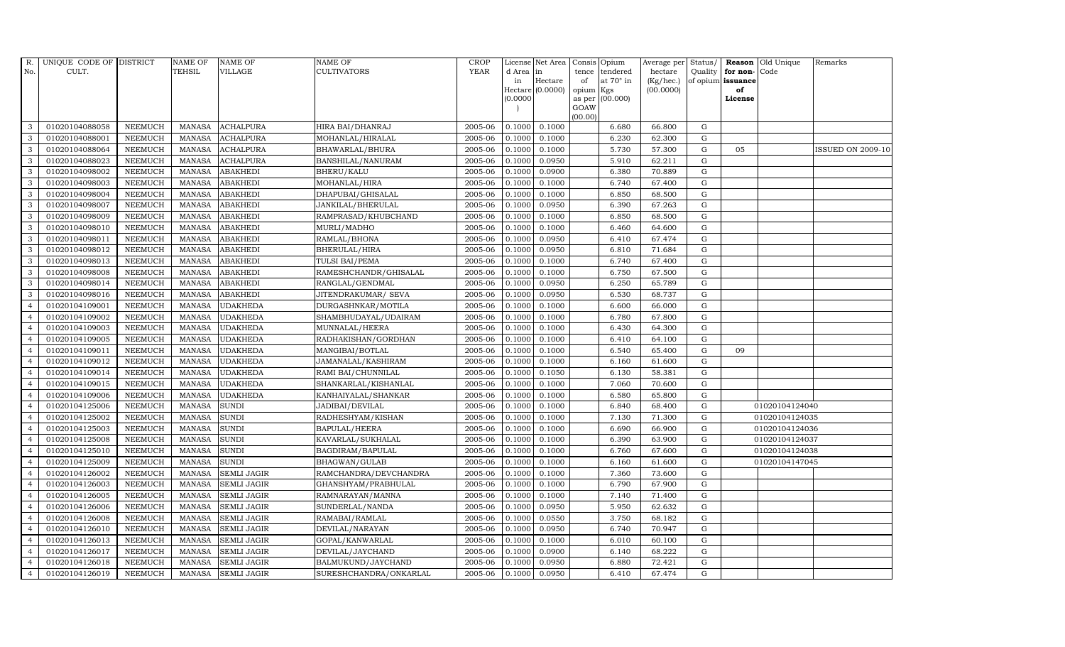| R. No. | UNIQUE CODE OF CULT. | DISTRICT | NAME OF TEHSIL | NAME OF VILLAGE | NAME OF CULTIVATORS | CROP YEAR | License d Area in Hectare (0.0000) | Net Area in Hectare (0.0000) | Consis tence of opium as per GOAW (00.00) | Opium tendered at 70° in Kgs (00.000) | Average per hectare (Kg/hec.) (00.0000) | Status/ Quality of opium | Reason for non-issuance of License | Old Unique Code | Remarks |
|---|---|---|---|---|---|---|---|---|---|---|---|---|---|---|---|
| 3 | 01020104088058 | NEEMUCH | MANASA | ACHALPURA | HIRA BAI/DHANRAJ | 2005-06 | 0.1000 | 0.1000 | | 6.680 | 66.800 | G | | | |
| 3 | 01020104088001 | NEEMUCH | MANASA | ACHALPURA | MOHANLAL/HIRALAL | 2005-06 | 0.1000 | 0.1000 | | 6.230 | 62.300 | G | | | |
| 3 | 01020104088064 | NEEMUCH | MANASA | ACHALPURA | BHAWARLAL/BHURA | 2005-06 | 0.1000 | 0.1000 | | 5.730 | 57.300 | G | 05 | | ISSUED ON 2009-10 |
| 3 | 01020104088023 | NEEMUCH | MANASA | ACHALPURA | BANSHILAL/NANURAM | 2005-06 | 0.1000 | 0.0950 | | 5.910 | 62.211 | G | | | |
| 3 | 01020104098002 | NEEMUCH | MANASA | ABAKHEDI | BHERU/KALU | 2005-06 | 0.1000 | 0.0900 | | 6.380 | 70.889 | G | | | |
| 3 | 01020104098003 | NEEMUCH | MANASA | ABAKHEDI | MOHANLAL/HIRA | 2005-06 | 0.1000 | 0.1000 | | 6.740 | 67.400 | G | | | |
| 3 | 01020104098004 | NEEMUCH | MANASA | ABAKHEDI | DHAPUBAI/GHISALAL | 2005-06 | 0.1000 | 0.1000 | | 6.850 | 68.500 | G | | | |
| 3 | 01020104098007 | NEEMUCH | MANASA | ABAKHEDI | JANKILAL/BHERULAL | 2005-06 | 0.1000 | 0.0950 | | 6.390 | 67.263 | G | | | |
| 3 | 01020104098009 | NEEMUCH | MANASA | ABAKHEDI | RAMPRASAD/KHUBCHAND | 2005-06 | 0.1000 | 0.1000 | | 6.850 | 68.500 | G | | | |
| 3 | 01020104098010 | NEEMUCH | MANASA | ABAKHEDI | MURLI/MADHO | 2005-06 | 0.1000 | 0.1000 | | 6.460 | 64.600 | G | | | |
| 3 | 01020104098011 | NEEMUCH | MANASA | ABAKHEDI | RAMLAL/BHONA | 2005-06 | 0.1000 | 0.0950 | | 6.410 | 67.474 | G | | | |
| 3 | 01020104098012 | NEEMUCH | MANASA | ABAKHEDI | BHERULAL/HIRA | 2005-06 | 0.1000 | 0.0950 | | 6.810 | 71.684 | G | | | |
| 3 | 01020104098013 | NEEMUCH | MANASA | ABAKHEDI | TULSI BAI/PEMA | 2005-06 | 0.1000 | 0.1000 | | 6.740 | 67.400 | G | | | |
| 3 | 01020104098008 | NEEMUCH | MANASA | ABAKHEDI | RAMESHCHANDR/GHISALAL | 2005-06 | 0.1000 | 0.1000 | | 6.750 | 67.500 | G | | | |
| 3 | 01020104098014 | NEEMUCH | MANASA | ABAKHEDI | RANGLAL/GENDMAL | 2005-06 | 0.1000 | 0.0950 | | 6.250 | 65.789 | G | | | |
| 3 | 01020104098016 | NEEMUCH | MANASA | ABAKHEDI | JITENDRAKUMAR/ SEVA | 2005-06 | 0.1000 | 0.0950 | | 6.530 | 68.737 | G | | | |
| 4 | 01020104109001 | NEEMUCH | MANASA | UDAKHEDA | DURGASHNKAR/MOTILA | 2005-06 | 0.1000 | 0.1000 | | 6.600 | 66.000 | G | | | |
| 4 | 01020104109002 | NEEMUCH | MANASA | UDAKHEDA | SHAMBHUDAYAL/UDAIRAM | 2005-06 | 0.1000 | 0.1000 | | 6.780 | 67.800 | G | | | |
| 4 | 01020104109003 | NEEMUCH | MANASA | UDAKHEDA | MUNNALAL/HEERA | 2005-06 | 0.1000 | 0.1000 | | 6.430 | 64.300 | G | | | |
| 4 | 01020104109005 | NEEMUCH | MANASA | UDAKHEDA | RADHAKISHAN/GORDHAN | 2005-06 | 0.1000 | 0.1000 | | 6.410 | 64.100 | G | | | |
| 4 | 01020104109011 | NEEMUCH | MANASA | UDAKHEDA | MANGIBAI/BOTLAL | 2005-06 | 0.1000 | 0.1000 | | 6.540 | 65.400 | G | 09 | | |
| 4 | 01020104109012 | NEEMUCH | MANASA | UDAKHEDA | JAMANALAL/KASHIRAM | 2005-06 | 0.1000 | 0.1000 | | 6.160 | 61.600 | G | | | |
| 4 | 01020104109014 | NEEMUCH | MANASA | UDAKHEDA | RAMI BAI/CHUNNILAL | 2005-06 | 0.1000 | 0.1050 | | 6.130 | 58.381 | G | | | |
| 4 | 01020104109015 | NEEMUCH | MANASA | UDAKHEDA | SHANKARLAL/KISHANLAL | 2005-06 | 0.1000 | 0.1000 | | 7.060 | 70.600 | G | | | |
| 4 | 01020104109006 | NEEMUCH | MANASA | UDAKHEDA | KANHAIYALAL/SHANKAR | 2005-06 | 0.1000 | 0.1000 | | 6.580 | 65.800 | G | | | |
| 4 | 01020104125006 | NEEMUCH | MANASA | SUNDI | JADIBAI/DEVILAL | 2005-06 | 0.1000 | 0.1000 | | 6.840 | 68.400 | G | | 01020104124040 | |
| 4 | 01020104125002 | NEEMUCH | MANASA | SUNDI | RADHESHYAM/KISHAN | 2005-06 | 0.1000 | 0.1000 | | 7.130 | 71.300 | G | | 01020104124035 | |
| 4 | 01020104125003 | NEEMUCH | MANASA | SUNDI | BAPULAL/HEERA | 2005-06 | 0.1000 | 0.1000 | | 6.690 | 66.900 | G | | 01020104124036 | |
| 4 | 01020104125008 | NEEMUCH | MANASA | SUNDI | KAVARLAL/SUKHALAL | 2005-06 | 0.1000 | 0.1000 | | 6.390 | 63.900 | G | | 01020104124037 | |
| 4 | 01020104125010 | NEEMUCH | MANASA | SUNDI | BAGDIRAM/BAPULAL | 2005-06 | 0.1000 | 0.1000 | | 6.760 | 67.600 | G | | 01020104124038 | |
| 4 | 01020104125009 | NEEMUCH | MANASA | SUNDI | BHAGWAN/GULAB | 2005-06 | 0.1000 | 0.1000 | | 6.160 | 61.600 | G | | 01020104147045 | |
| 4 | 01020104126002 | NEEMUCH | MANASA | SEMLI JAGIR | RAMCHANDRA/DEVCHANDRA | 2005-06 | 0.1000 | 0.1000 | | 7.360 | 73.600 | G | | | |
| 4 | 01020104126003 | NEEMUCH | MANASA | SEMLI JAGIR | GHANSHYAM/PRABHULAL | 2005-06 | 0.1000 | 0.1000 | | 6.790 | 67.900 | G | | | |
| 4 | 01020104126005 | NEEMUCH | MANASA | SEMLI JAGIR | RAMNARAYAN/MANNA | 2005-06 | 0.1000 | 0.1000 | | 7.140 | 71.400 | G | | | |
| 4 | 01020104126006 | NEEMUCH | MANASA | SEMLI JAGIR | SUNDERLAL/NANDA | 2005-06 | 0.1000 | 0.0950 | | 5.950 | 62.632 | G | | | |
| 4 | 01020104126008 | NEEMUCH | MANASA | SEMLI JAGIR | RAMABAI/RAMLAL | 2005-06 | 0.1000 | 0.0550 | | 3.750 | 68.182 | G | | | |
| 4 | 01020104126010 | NEEMUCH | MANASA | SEMLI JAGIR | DEVILAL/NARAYAN | 2005-06 | 0.1000 | 0.0950 | | 6.740 | 70.947 | G | | | |
| 4 | 01020104126013 | NEEMUCH | MANASA | SEMLI JAGIR | GOPAL/KANWARLAL | 2005-06 | 0.1000 | 0.1000 | | 6.010 | 60.100 | G | | | |
| 4 | 01020104126017 | NEEMUCH | MANASA | SEMLI JAGIR | DEVILAL/JAYCHAND | 2005-06 | 0.1000 | 0.0900 | | 6.140 | 68.222 | G | | | |
| 4 | 01020104126018 | NEEMUCH | MANASA | SEMLI JAGIR | BALMUKUND/JAYCHAND | 2005-06 | 0.1000 | 0.0950 | | 6.880 | 72.421 | G | | | |
| 4 | 01020104126019 | NEEMUCH | MANASA | SEMLI JAGIR | SURESHCHANDRA/ONKARLAL | 2005-06 | 0.1000 | 0.0950 | | 6.410 | 67.474 | G | | | |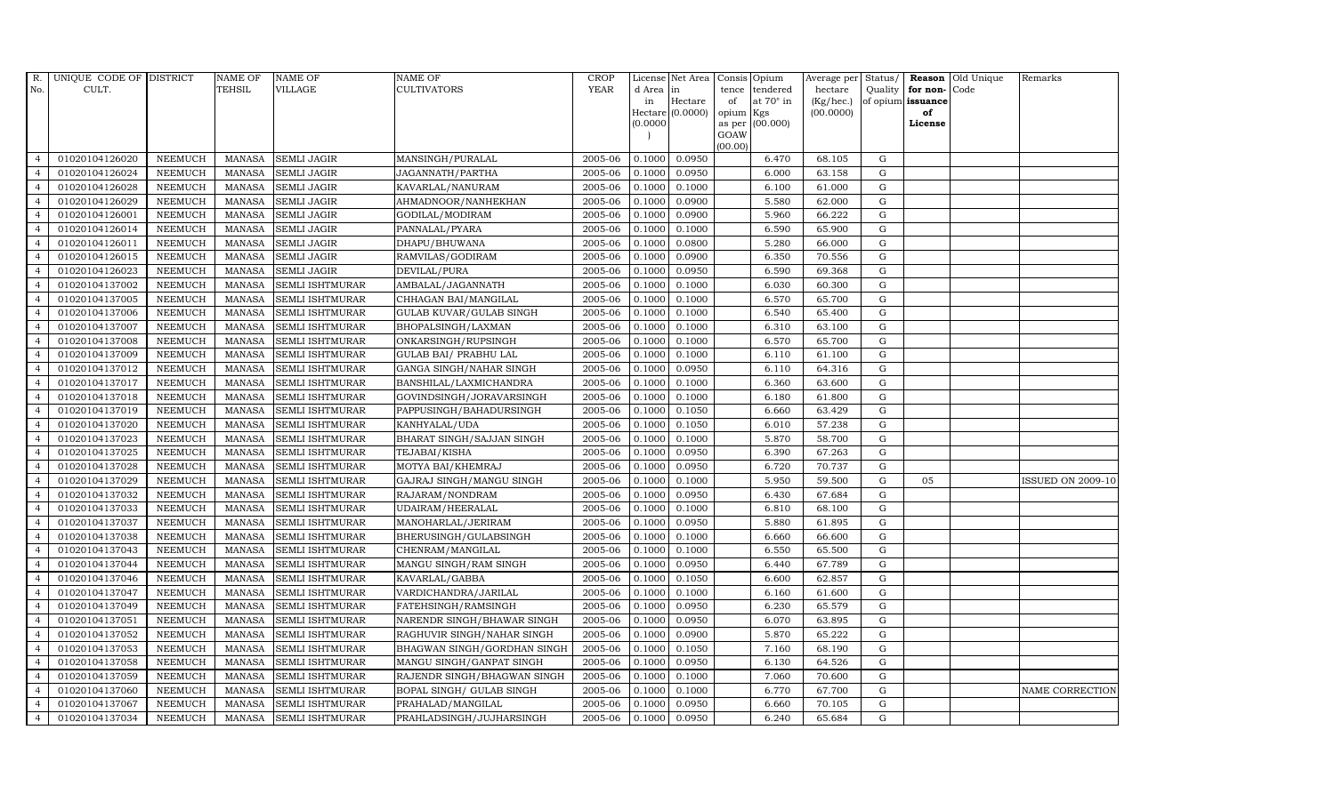| R. No. | UNIQUE CODE OF CULT. | DISTRICT | NAME OF TEHSIL | NAME OF VILLAGE | NAME OF CULTIVATORS | CROP YEAR | License d Area in Hectare (0.0000) | Net Area in Hectare (0.0000) | Consis tence of opium as per GOAW (00.00) | Opium tendered at 70° in Kgs (00.000) | Average per hectare (Kg/hec.) (00.0000) | Status/ Quality of opium | Reason for non-issuance of License | Old Unique Code | Remarks |
|---|---|---|---|---|---|---|---|---|---|---|---|---|---|---|---|
| 4 | 01020104126020 | NEEMUCH | MANASA | SEMLI JAGIR | MANSINGH/PURALAL | 2005-06 | 0.1000 | 0.0950 | | 6.470 | 68.105 | G | | | |
| 4 | 01020104126024 | NEEMUCH | MANASA | SEMLI JAGIR | JAGANNATH/PARTHA | 2005-06 | 0.1000 | 0.0950 | | 6.000 | 63.158 | G | | | |
| 4 | 01020104126028 | NEEMUCH | MANASA | SEMLI JAGIR | KAVARLAL/NANURAM | 2005-06 | 0.1000 | 0.1000 | | 6.100 | 61.000 | G | | | |
| 4 | 01020104126029 | NEEMUCH | MANASA | SEMLI JAGIR | AHMADNOOR/NANHEKHAN | 2005-06 | 0.1000 | 0.0900 | | 5.580 | 62.000 | G | | | |
| 4 | 01020104126001 | NEEMUCH | MANASA | SEMLI JAGIR | GODILAL/MODIRAM | 2005-06 | 0.1000 | 0.0900 | | 5.960 | 66.222 | G | | | |
| 4 | 01020104126014 | NEEMUCH | MANASA | SEMLI JAGIR | PANNALAL/PYARA | 2005-06 | 0.1000 | 0.1000 | | 6.590 | 65.900 | G | | | |
| 4 | 01020104126011 | NEEMUCH | MANASA | SEMLI JAGIR | DHAPU/BHUWANA | 2005-06 | 0.1000 | 0.0800 | | 5.280 | 66.000 | G | | | |
| 4 | 01020104126015 | NEEMUCH | MANASA | SEMLI JAGIR | RAMVILAS/GODIRAM | 2005-06 | 0.1000 | 0.0900 | | 6.350 | 70.556 | G | | | |
| 4 | 01020104126023 | NEEMUCH | MANASA | SEMLI JAGIR | DEVILAL/PURA | 2005-06 | 0.1000 | 0.0950 | | 6.590 | 69.368 | G | | | |
| 4 | 01020104137002 | NEEMUCH | MANASA | SEMLI ISHTMURAR | AMBALAL/JAGANNATH | 2005-06 | 0.1000 | 0.1000 | | 6.030 | 60.300 | G | | | |
| 4 | 01020104137005 | NEEMUCH | MANASA | SEMLI ISHTMURAR | CHHAGAN BAI/MANGILAL | 2005-06 | 0.1000 | 0.1000 | | 6.570 | 65.700 | G | | | |
| 4 | 01020104137006 | NEEMUCH | MANASA | SEMLI ISHTMURAR | GULAB KUVAR/GULAB SINGH | 2005-06 | 0.1000 | 0.1000 | | 6.540 | 65.400 | G | | | |
| 4 | 01020104137007 | NEEMUCH | MANASA | SEMLI ISHTMURAR | BHOPALSINGH/LAXMAN | 2005-06 | 0.1000 | 0.1000 | | 6.310 | 63.100 | G | | | |
| 4 | 01020104137008 | NEEMUCH | MANASA | SEMLI ISHTMURAR | ONKARSINGH/RUPSINGH | 2005-06 | 0.1000 | 0.1000 | | 6.570 | 65.700 | G | | | |
| 4 | 01020104137009 | NEEMUCH | MANASA | SEMLI ISHTMURAR | GULAB BAI/ PRABHU LAL | 2005-06 | 0.1000 | 0.1000 | | 6.110 | 61.100 | G | | | |
| 4 | 01020104137012 | NEEMUCH | MANASA | SEMLI ISHTMURAR | GANGA SINGH/NAHAR SINGH | 2005-06 | 0.1000 | 0.0950 | | 6.110 | 64.316 | G | | | |
| 4 | 01020104137017 | NEEMUCH | MANASA | SEMLI ISHTMURAR | BANSHILAL/LAXMICHANDRA | 2005-06 | 0.1000 | 0.1000 | | 6.360 | 63.600 | G | | | |
| 4 | 01020104137018 | NEEMUCH | MANASA | SEMLI ISHTMURAR | GOVINDSINGH/JORAVARSINGH | 2005-06 | 0.1000 | 0.1000 | | 6.180 | 61.800 | G | | | |
| 4 | 01020104137019 | NEEMUCH | MANASA | SEMLI ISHTMURAR | PAPPUSINGH/BAHADURSINGH | 2005-06 | 0.1000 | 0.1050 | | 6.660 | 63.429 | G | | | |
| 4 | 01020104137020 | NEEMUCH | MANASA | SEMLI ISHTMURAR | KANHYALAL/UDA | 2005-06 | 0.1000 | 0.1050 | | 6.010 | 57.238 | G | | | |
| 4 | 01020104137023 | NEEMUCH | MANASA | SEMLI ISHTMURAR | BHARAT SINGH/SAJJAN SINGH | 2005-06 | 0.1000 | 0.1000 | | 5.870 | 58.700 | G | | | |
| 4 | 01020104137025 | NEEMUCH | MANASA | SEMLI ISHTMURAR | TEJABAI/KISHA | 2005-06 | 0.1000 | 0.0950 | | 6.390 | 67.263 | G | | | |
| 4 | 01020104137028 | NEEMUCH | MANASA | SEMLI ISHTMURAR | MOTYA BAI/KHEMRAJ | 2005-06 | 0.1000 | 0.0950 | | 6.720 | 70.737 | G | | | |
| 4 | 01020104137029 | NEEMUCH | MANASA | SEMLI ISHTMURAR | GAJRAJ SINGH/MANGU SINGH | 2005-06 | 0.1000 | 0.1000 | | 5.950 | 59.500 | G | 05 | | ISSUED ON 2009-10 |
| 4 | 01020104137032 | NEEMUCH | MANASA | SEMLI ISHTMURAR | RAJARAM/NONDRAM | 2005-06 | 0.1000 | 0.0950 | | 6.430 | 67.684 | G | | | |
| 4 | 01020104137033 | NEEMUCH | MANASA | SEMLI ISHTMURAR | UDAIRAM/HEERALAL | 2005-06 | 0.1000 | 0.1000 | | 6.810 | 68.100 | G | | | |
| 4 | 01020104137037 | NEEMUCH | MANASA | SEMLI ISHTMURAR | MANOHARLAL/JERIRAM | 2005-06 | 0.1000 | 0.0950 | | 5.880 | 61.895 | G | | | |
| 4 | 01020104137038 | NEEMUCH | MANASA | SEMLI ISHTMURAR | BHERUSINGH/GULABSINGH | 2005-06 | 0.1000 | 0.1000 | | 6.660 | 66.600 | G | | | |
| 4 | 01020104137043 | NEEMUCH | MANASA | SEMLI ISHTMURAR | CHENRAM/MANGILAL | 2005-06 | 0.1000 | 0.1000 | | 6.550 | 65.500 | G | | | |
| 4 | 01020104137044 | NEEMUCH | MANASA | SEMLI ISHTMURAR | MANGU SINGH/RAM SINGH | 2005-06 | 0.1000 | 0.0950 | | 6.440 | 67.789 | G | | | |
| 4 | 01020104137046 | NEEMUCH | MANASA | SEMLI ISHTMURAR | KAVARLAL/GABBA | 2005-06 | 0.1000 | 0.1050 | | 6.600 | 62.857 | G | | | |
| 4 | 01020104137047 | NEEMUCH | MANASA | SEMLI ISHTMURAR | VARDICHANDRA/JARILAL | 2005-06 | 0.1000 | 0.1000 | | 6.160 | 61.600 | G | | | |
| 4 | 01020104137049 | NEEMUCH | MANASA | SEMLI ISHTMURAR | FATEHSINGH/RAMSINGH | 2005-06 | 0.1000 | 0.0950 | | 6.230 | 65.579 | G | | | |
| 4 | 01020104137051 | NEEMUCH | MANASA | SEMLI ISHTMURAR | NARENDR SINGH/BHAWAR SINGH | 2005-06 | 0.1000 | 0.0950 | | 6.070 | 63.895 | G | | | |
| 4 | 01020104137052 | NEEMUCH | MANASA | SEMLI ISHTMURAR | RAGHUVIR SINGH/NAHAR SINGH | 2005-06 | 0.1000 | 0.0900 | | 5.870 | 65.222 | G | | | |
| 4 | 01020104137053 | NEEMUCH | MANASA | SEMLI ISHTMURAR | BHAGWAN SINGH/GORDHAN SINGH | 2005-06 | 0.1000 | 0.1050 | | 7.160 | 68.190 | G | | | |
| 4 | 01020104137058 | NEEMUCH | MANASA | SEMLI ISHTMURAR | MANGU SINGH/GANPAT SINGH | 2005-06 | 0.1000 | 0.0950 | | 6.130 | 64.526 | G | | | |
| 4 | 01020104137059 | NEEMUCH | MANASA | SEMLI ISHTMURAR | RAJENDR SINGH/BHAGWAN SINGH | 2005-06 | 0.1000 | 0.1000 | | 7.060 | 70.600 | G | | | |
| 4 | 01020104137060 | NEEMUCH | MANASA | SEMLI ISHTMURAR | BOPAL SINGH/ GULAB SINGH | 2005-06 | 0.1000 | 0.1000 | | 6.770 | 67.700 | G | | | NAME CORRECTION |
| 4 | 01020104137067 | NEEMUCH | MANASA | SEMLI ISHTMURAR | PRAHALAD/MANGILAL | 2005-06 | 0.1000 | 0.0950 | | 6.660 | 70.105 | G | | | |
| 4 | 01020104137034 | NEEMUCH | MANASA | SEMLI ISHTMURAR | PRAHLADSINGH/JUJHARSINGH | 2005-06 | 0.1000 | 0.0950 | | 6.240 | 65.684 | G | | | |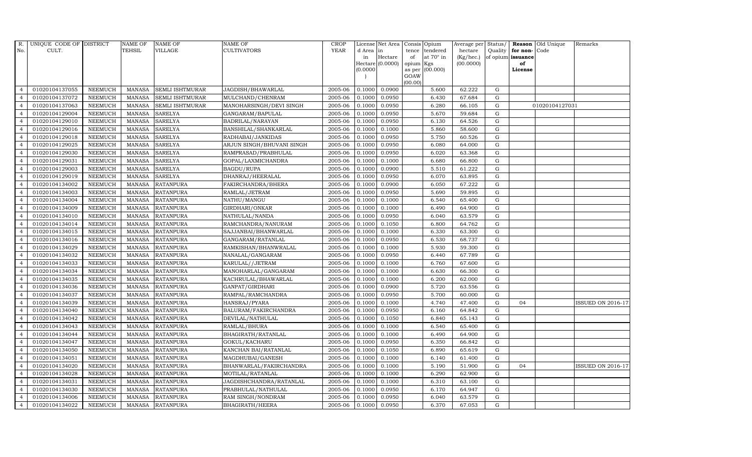| R. No. | UNIQUE CODE OF CULT. | DISTRICT | NAME OF TEHSIL | NAME OF VILLAGE | NAME OF CULTIVATORS | CROP YEAR | License d Area in Hectare (0.0000) | Net Area in Hectare (0.0000) | Consis tence of opium as per GOAW (00.00) | Opium tendered at 70° in Kgs (00.000) | Average per hectare (Kg/hec.) (00.0000) | Status/ Quality of opium | Reason for non-issuance of License | Old Unique Code | Remarks |
|---|---|---|---|---|---|---|---|---|---|---|---|---|---|---|---|
| 4 | 01020104137055 | NEEMUCH | MANASA | SEMLI ISHTMURAR | JAGDISH/BHAWARLAL | 2005-06 | 0.1000 | 0.0900 | | 5.600 | 62.222 | G | | | |
| 4 | 01020104137072 | NEEMUCH | MANASA | SEMLI ISHTMURAR | MULCHAND/CHENRAM | 2005-06 | 0.1000 | 0.0950 | | 6.430 | 67.684 | G | | | |
| 4 | 01020104137063 | NEEMUCH | MANASA | SEMLI ISHTMURAR | MANOHARSINGH/DEVI SINGH | 2005-06 | 0.1000 | 0.0950 | | 6.280 | 66.105 | G | | 01020104127031 | |
| 4 | 01020104129004 | NEEMUCH | MANASA | SARELYA | GANGARAM/BAPULAL | 2005-06 | 0.1000 | 0.0950 | | 5.670 | 59.684 | G | | | |
| 4 | 01020104129010 | NEEMUCH | MANASA | SARELYA | BADRILAL/NARAYAN | 2005-06 | 0.1000 | 0.0950 | | 6.130 | 64.526 | G | | | |
| 4 | 01020104129016 | NEEMUCH | MANASA | SARELYA | BANSHILAL/SHANKARLAL | 2005-06 | 0.1000 | 0.1000 | | 5.860 | 58.600 | G | | | |
| 4 | 01020104129018 | NEEMUCH | MANASA | SARELYA | RADHABAI/JANKIDAS | 2005-06 | 0.1000 | 0.0950 | | 5.750 | 60.526 | G | | | |
| 4 | 01020104129025 | NEEMUCH | MANASA | SARELYA | ARJUN SINGH/BHUVANI SINGH | 2005-06 | 0.1000 | 0.0950 | | 6.080 | 64.000 | G | | | |
| 4 | 01020104129030 | NEEMUCH | MANASA | SARELYA | RAMPRASAD/PRABHULAL | 2005-06 | 0.1000 | 0.0950 | | 6.020 | 63.368 | G | | | |
| 4 | 01020104129031 | NEEMUCH | MANASA | SARELYA | GOPAL/LAXMICHANDRA | 2005-06 | 0.1000 | 0.1000 | | 6.680 | 66.800 | G | | | |
| 4 | 01020104129003 | NEEMUCH | MANASA | SARELYA | BAGDU/RUPA | 2005-06 | 0.1000 | 0.0900 | | 5.510 | 61.222 | G | | | |
| 4 | 01020104129019 | NEEMUCH | MANASA | SARELYA | DHANRAJ/HEERALAL | 2005-06 | 0.1000 | 0.0950 | | 6.070 | 63.895 | G | | | |
| 4 | 01020104134002 | NEEMUCH | MANASA | RATANPURA | FAKIRCHANDRA/BHERA | 2005-06 | 0.1000 | 0.0900 | | 6.050 | 67.222 | G | | | |
| 4 | 01020104134003 | NEEMUCH | MANASA | RATANPURA | RAMLAL/JETRAM | 2005-06 | 0.1000 | 0.0950 | | 5.690 | 59.895 | G | | | |
| 4 | 01020104134004 | NEEMUCH | MANASA | RATANPURA | NATHU/MANGU | 2005-06 | 0.1000 | 0.1000 | | 6.540 | 65.400 | G | | | |
| 4 | 01020104134009 | NEEMUCH | MANASA | RATANPURA | GIRDHARI/ONKAR | 2005-06 | 0.1000 | 0.1000 | | 6.490 | 64.900 | G | | | |
| 4 | 01020104134010 | NEEMUCH | MANASA | RATANPURA | NATHULAL/NANDA | 2005-06 | 0.1000 | 0.0950 | | 6.040 | 63.579 | G | | | |
| 4 | 01020104134014 | NEEMUCH | MANASA | RATANPURA | RAMCHANDRA/NANURAM | 2005-06 | 0.1000 | 0.1050 | | 6.800 | 64.762 | G | | | |
| 4 | 01020104134015 | NEEMUCH | MANASA | RATANPURA | SAJJANBAI/BHANWARLAL | 2005-06 | 0.1000 | 0.1000 | | 6.330 | 63.300 | G | | | |
| 4 | 01020104134016 | NEEMUCH | MANASA | RATANPURA | GANGARAM/RATANLAL | 2005-06 | 0.1000 | 0.0950 | | 6.530 | 68.737 | G | | | |
| 4 | 01020104134029 | NEEMUCH | MANASA | RATANPURA | RAMKISHAN/BHANWRALAL | 2005-06 | 0.1000 | 0.1000 | | 5.930 | 59.300 | G | | | |
| 4 | 01020104134032 | NEEMUCH | MANASA | RATANPURA | NANALAL/GANGARAM | 2005-06 | 0.1000 | 0.0950 | | 6.440 | 67.789 | G | | | |
| 4 | 01020104134033 | NEEMUCH | MANASA | RATANPURA | KARULAL//JETRAM | 2005-06 | 0.1000 | 0.1000 | | 6.760 | 67.600 | G | | | |
| 4 | 01020104134034 | NEEMUCH | MANASA | RATANPURA | MANOHARLAL/GANGARAM | 2005-06 | 0.1000 | 0.1000 | | 6.630 | 66.300 | G | | | |
| 4 | 01020104134035 | NEEMUCH | MANASA | RATANPURA | KACHRULAL/BHAWARLAL | 2005-06 | 0.1000 | 0.1000 | | 6.200 | 62.000 | G | | | |
| 4 | 01020104134036 | NEEMUCH | MANASA | RATANPURA | GANPAT/GIRDHARI | 2005-06 | 0.1000 | 0.0900 | | 5.720 | 63.556 | G | | | |
| 4 | 01020104134037 | NEEMUCH | MANASA | RATANPURA | RAMPAL/RAMCHANDRA | 2005-06 | 0.1000 | 0.0950 | | 5.700 | 60.000 | G | | | |
| 4 | 01020104134039 | NEEMUCH | MANASA | RATANPURA | HANSRAJ/PYARA | 2005-06 | 0.1000 | 0.1000 | | 4.740 | 47.400 | G | 04 | | ISSUED ON 2016-17 |
| 4 | 01020104134040 | NEEMUCH | MANASA | RATANPURA | BALURAM/FAKIRCHANDRA | 2005-06 | 0.1000 | 0.0950 | | 6.160 | 64.842 | G | | | |
| 4 | 01020104134042 | NEEMUCH | MANASA | RATANPURA | DEVILAL/NATHULAL | 2005-06 | 0.1000 | 0.1050 | | 6.840 | 65.143 | G | | | |
| 4 | 01020104134043 | NEEMUCH | MANASA | RATANPURA | RAMLAL/BHURA | 2005-06 | 0.1000 | 0.1000 | | 6.540 | 65.400 | G | | | |
| 4 | 01020104134044 | NEEMUCH | MANASA | RATANPURA | BHAGIRATH/RATANLAL | 2005-06 | 0.1000 | 0.1000 | | 6.490 | 64.900 | G | | | |
| 4 | 01020104134047 | NEEMUCH | MANASA | RATANPURA | GOKUL/KACHARU | 2005-06 | 0.1000 | 0.0950 | | 6.350 | 66.842 | G | | | |
| 4 | 01020104134050 | NEEMUCH | MANASA | RATANPURA | KANCHAN BAI/RATANLAL | 2005-06 | 0.1000 | 0.1050 | | 6.890 | 65.619 | G | | | |
| 4 | 01020104134051 | NEEMUCH | MANASA | RATANPURA | MAGDHUBAI/GANESH | 2005-06 | 0.1000 | 0.1000 | | 6.140 | 61.400 | G | | | |
| 4 | 01020104134020 | NEEMUCH | MANASA | RATANPURA | BHANWARLAL/FAKIRCHANDRA | 2005-06 | 0.1000 | 0.1000 | | 5.190 | 51.900 | G | 04 | | ISSUED ON 2016-17 |
| 4 | 01020104134028 | NEEMUCH | MANASA | RATANPURA | MOTILAL/RATANLAL | 2005-06 | 0.1000 | 0.1000 | | 6.290 | 62.900 | G | | | |
| 4 | 01020104134031 | NEEMUCH | MANASA | RATANPURA | JAGDISHCHANDRA/RATANLAL | 2005-06 | 0.1000 | 0.1000 | | 6.310 | 63.100 | G | | | |
| 4 | 01020104134030 | NEEMUCH | MANASA | RATANPURA | PRABHULAL/NATHULAL | 2005-06 | 0.1000 | 0.0950 | | 6.170 | 64.947 | G | | | |
| 4 | 01020104134006 | NEEMUCH | MANASA | RATANPURA | RAM SINGH/NONDRAM | 2005-06 | 0.1000 | 0.0950 | | 6.040 | 63.579 | G | | | |
| 4 | 01020104134022 | NEEMUCH | MANASA | RATANPURA | BHAGIRATH/HEERA | 2005-06 | 0.1000 | 0.0950 | | 6.370 | 67.053 | G | | | |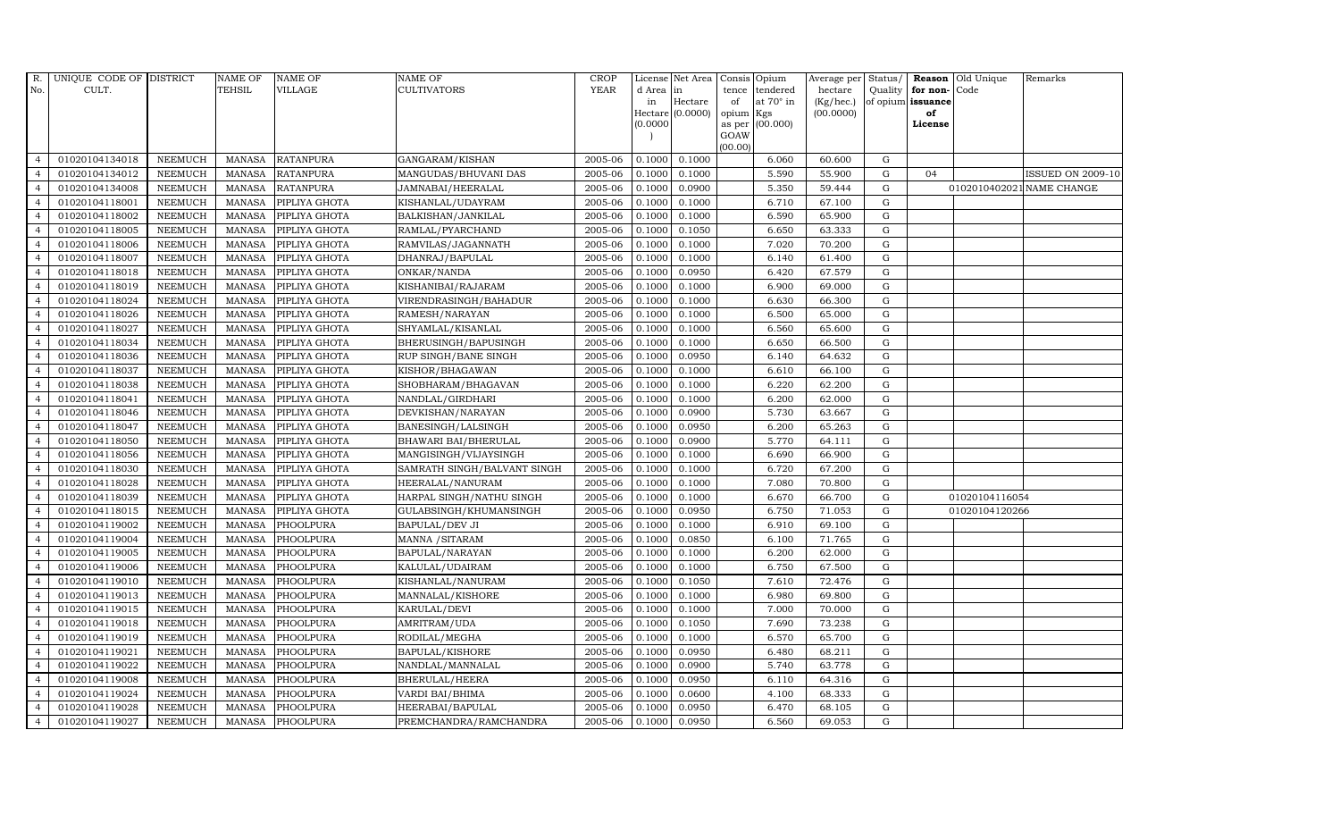| R. No. | UNIQUE CODE OF CULT. | DISTRICT | NAME OF TEHSIL | NAME OF VILLAGE | NAME OF CULTIVATORS | CROP YEAR | License d Area in Hectare (0.0000) | Net Area in Hectare (0.0000) | Consis tence of opium as per GOAW (00.00) | Opium tendered at 70° in Kgs (00.000) | Average per hectare (Kg/hec.) (00.0000) | Status/ Quality of opium | Reason for non-issuance of License | Old Unique Code | Remarks |
|---|---|---|---|---|---|---|---|---|---|---|---|---|---|---|---|
| 4 | 01020104134018 | NEEMUCH | MANASA | RATANPURA | GANGARAM/KISHAN | 2005-06 | 0.1000 | 0.1000 | | 6.060 | 60.600 | G | | | |
| 4 | 01020104134012 | NEEMUCH | MANASA | RATANPURA | MANGUDAS/BHUVANI DAS | 2005-06 | 0.1000 | 0.1000 | | 5.590 | 55.900 | G | 04 | | ISSUED ON 2009-10 |
| 4 | 01020104134008 | NEEMUCH | MANASA | RATANPURA | JAMNABAI/HEERALAL | 2005-06 | 0.1000 | 0.0900 | | 5.350 | 59.444 | G | | 01020104020210 | NAME CHANGE |
| 4 | 01020104118001 | NEEMUCH | MANASA | PIPLIYA GHOTA | KISHANLAL/UDAYRAM | 2005-06 | 0.1000 | 0.1000 | | 6.710 | 67.100 | G | | | |
| 4 | 01020104118002 | NEEMUCH | MANASA | PIPLIYA GHOTA | BALKISHAN/JANKILAL | 2005-06 | 0.1000 | 0.1000 | | 6.590 | 65.900 | G | | | |
| 4 | 01020104118005 | NEEMUCH | MANASA | PIPLIYA GHOTA | RAMLAL/PYARCHAND | 2005-06 | 0.1000 | 0.1050 | | 6.650 | 63.333 | G | | | |
| 4 | 01020104118006 | NEEMUCH | MANASA | PIPLIYA GHOTA | RAMVILAS/JAGANNATH | 2005-06 | 0.1000 | 0.1000 | | 7.020 | 70.200 | G | | | |
| 4 | 01020104118007 | NEEMUCH | MANASA | PIPLIYA GHOTA | DHANRAJ/BAPULAL | 2005-06 | 0.1000 | 0.1000 | | 6.140 | 61.400 | G | | | |
| 4 | 01020104118018 | NEEMUCH | MANASA | PIPLIYA GHOTA | ONKAR/NANDA | 2005-06 | 0.1000 | 0.0950 | | 6.420 | 67.579 | G | | | |
| 4 | 01020104118019 | NEEMUCH | MANASA | PIPLIYA GHOTA | KISHANIBAI/RAJARAM | 2005-06 | 0.1000 | 0.1000 | | 6.900 | 69.000 | G | | | |
| 4 | 01020104118024 | NEEMUCH | MANASA | PIPLIYA GHOTA | VIRENDRASINGH/BAHADUR | 2005-06 | 0.1000 | 0.1000 | | 6.630 | 66.300 | G | | | |
| 4 | 01020104118026 | NEEMUCH | MANASA | PIPLIYA GHOTA | RAMESH/NARAYAN | 2005-06 | 0.1000 | 0.1000 | | 6.500 | 65.000 | G | | | |
| 4 | 01020104118027 | NEEMUCH | MANASA | PIPLIYA GHOTA | SHYAMLAL/KISANLAL | 2005-06 | 0.1000 | 0.1000 | | 6.560 | 65.600 | G | | | |
| 4 | 01020104118034 | NEEMUCH | MANASA | PIPLIYA GHOTA | BHERUSINGH/BAPUSINGH | 2005-06 | 0.1000 | 0.1000 | | 6.650 | 66.500 | G | | | |
| 4 | 01020104118036 | NEEMUCH | MANASA | PIPLIYA GHOTA | RUP SINGH/BANE SINGH | 2005-06 | 0.1000 | 0.0950 | | 6.140 | 64.632 | G | | | |
| 4 | 01020104118037 | NEEMUCH | MANASA | PIPLIYA GHOTA | KISHOR/BHAGAWAN | 2005-06 | 0.1000 | 0.1000 | | 6.610 | 66.100 | G | | | |
| 4 | 01020104118038 | NEEMUCH | MANASA | PIPLIYA GHOTA | SHOBHARAM/BHAGAVAN | 2005-06 | 0.1000 | 0.1000 | | 6.220 | 62.200 | G | | | |
| 4 | 01020104118041 | NEEMUCH | MANASA | PIPLIYA GHOTA | NANDLAL/GIRDHARI | 2005-06 | 0.1000 | 0.1000 | | 6.200 | 62.000 | G | | | |
| 4 | 01020104118046 | NEEMUCH | MANASA | PIPLIYA GHOTA | DEVKISHAN/NARAYAN | 2005-06 | 0.1000 | 0.0900 | | 5.730 | 63.667 | G | | | |
| 4 | 01020104118047 | NEEMUCH | MANASA | PIPLIYA GHOTA | BANESINGH/LALSINGH | 2005-06 | 0.1000 | 0.0950 | | 6.200 | 65.263 | G | | | |
| 4 | 01020104118050 | NEEMUCH | MANASA | PIPLIYA GHOTA | BHAWARI BAI/BHERULAL | 2005-06 | 0.1000 | 0.0900 | | 5.770 | 64.111 | G | | | |
| 4 | 01020104118056 | NEEMUCH | MANASA | PIPLIYA GHOTA | MANGISINGH/VIJAYSINGH | 2005-06 | 0.1000 | 0.1000 | | 6.690 | 66.900 | G | | | |
| 4 | 01020104118030 | NEEMUCH | MANASA | PIPLIYA GHOTA | SAMRATH SINGH/BALVANT SINGH | 2005-06 | 0.1000 | 0.1000 | | 6.720 | 67.200 | G | | | |
| 4 | 01020104118028 | NEEMUCH | MANASA | PIPLIYA GHOTA | HEERALAL/NANURAM | 2005-06 | 0.1000 | 0.1000 | | 7.080 | 70.800 | G | | | |
| 4 | 01020104118039 | NEEMUCH | MANASA | PIPLIYA GHOTA | HARPAL SINGH/NATHU SINGH | 2005-06 | 0.1000 | 0.1000 | | 6.670 | 66.700 | G | | 01020104116054 | |
| 4 | 01020104118015 | NEEMUCH | MANASA | PIPLIYA GHOTA | GULABSINGH/KHUMANSINGH | 2005-06 | 0.1000 | 0.0950 | | 6.750 | 71.053 | G | | 01020104120266 | |
| 4 | 01020104119002 | NEEMUCH | MANASA | PHOOLPURA | BAPULAL/DEV JI | 2005-06 | 0.1000 | 0.1000 | | 6.910 | 69.100 | G | | | |
| 4 | 01020104119004 | NEEMUCH | MANASA | PHOOLPURA | MANNA /SITARAM | 2005-06 | 0.1000 | 0.0850 | | 6.100 | 71.765 | G | | | |
| 4 | 01020104119005 | NEEMUCH | MANASA | PHOOLPURA | BAPULAL/NARAYAN | 2005-06 | 0.1000 | 0.1000 | | 6.200 | 62.000 | G | | | |
| 4 | 01020104119006 | NEEMUCH | MANASA | PHOOLPURA | KALULAL/UDAIRAM | 2005-06 | 0.1000 | 0.1000 | | 6.750 | 67.500 | G | | | |
| 4 | 01020104119010 | NEEMUCH | MANASA | PHOOLPURA | KISHANLAL/NANURAM | 2005-06 | 0.1000 | 0.1050 | | 7.610 | 72.476 | G | | | |
| 4 | 01020104119013 | NEEMUCH | MANASA | PHOOLPURA | MANNALAL/KISHORE | 2005-06 | 0.1000 | 0.1000 | | 6.980 | 69.800 | G | | | |
| 4 | 01020104119015 | NEEMUCH | MANASA | PHOOLPURA | KARULAL/DEVI | 2005-06 | 0.1000 | 0.1000 | | 7.000 | 70.000 | G | | | |
| 4 | 01020104119018 | NEEMUCH | MANASA | PHOOLPURA | AMRITRAM/UDA | 2005-06 | 0.1000 | 0.1050 | | 7.690 | 73.238 | G | | | |
| 4 | 01020104119019 | NEEMUCH | MANASA | PHOOLPURA | RODILAL/MEGHA | 2005-06 | 0.1000 | 0.1000 | | 6.570 | 65.700 | G | | | |
| 4 | 01020104119021 | NEEMUCH | MANASA | PHOOLPURA | BAPULAL/KISHORE | 2005-06 | 0.1000 | 0.0950 | | 6.480 | 68.211 | G | | | |
| 4 | 01020104119022 | NEEMUCH | MANASA | PHOOLPURA | NANDLAL/MANNALAL | 2005-06 | 0.1000 | 0.0900 | | 5.740 | 63.778 | G | | | |
| 4 | 01020104119008 | NEEMUCH | MANASA | PHOOLPURA | BHERULAL/HEERA | 2005-06 | 0.1000 | 0.0950 | | 6.110 | 64.316 | G | | | |
| 4 | 01020104119024 | NEEMUCH | MANASA | PHOOLPURA | VARDI BAI/BHIMA | 2005-06 | 0.1000 | 0.0600 | | 4.100 | 68.333 | G | | | |
| 4 | 01020104119028 | NEEMUCH | MANASA | PHOOLPURA | HEERABAI/BAPULAL | 2005-06 | 0.1000 | 0.0950 | | 6.470 | 68.105 | G | | | |
| 4 | 01020104119027 | NEEMUCH | MANASA | PHOOLPURA | PREMCHANDRA/RAMCHANDRA | 2005-06 | 0.1000 | 0.0950 | | 6.560 | 69.053 | G | | | |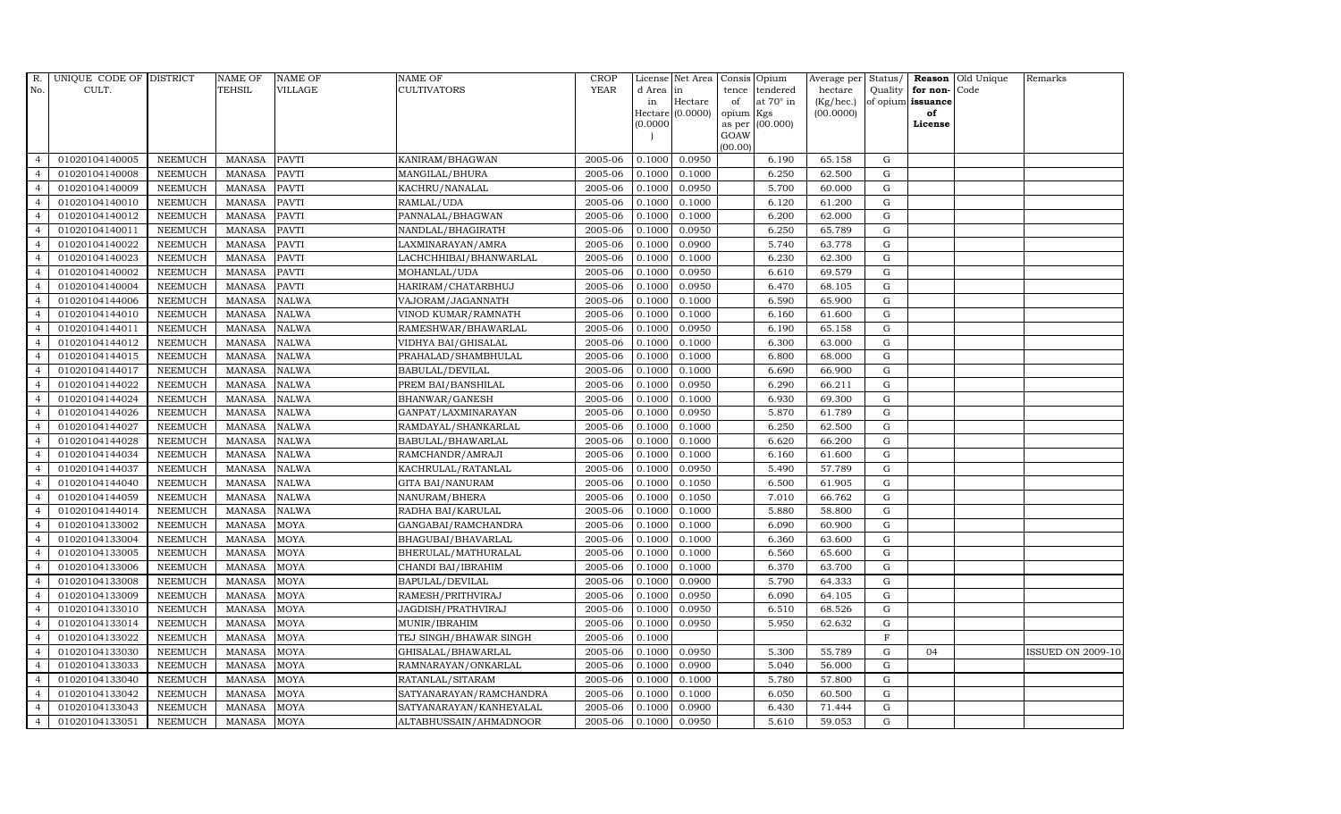| R. No. | UNIQUE CODE OF CULT. | DISTRICT | NAME OF TEHSIL | NAME OF VILLAGE | NAME OF CULTIVATORS | CROP YEAR | License d Area in Hectare (0.0000) | Net Area in Hectare (0.0000) | Consis tence of opium as per GOAW (00.00) | Opium tendered at 70° in Kgs (00.000) | Average per hectare (Kg/hec.) (00.0000) | Status/ Quality of opium | Reason for non-issuance of License | Old Unique Code | Remarks |
|---|---|---|---|---|---|---|---|---|---|---|---|---|---|---|---|
| 4 | 01020104140005 | NEEMUCH | MANASA | PAVTI | KANIRAM/BHAGWAN | 2005-06 | 0.1000 | 0.0950 | | 6.190 | 65.158 | G | | | |
| 4 | 01020104140008 | NEEMUCH | MANASA | PAVTI | MANGILAL/BHURA | 2005-06 | 0.1000 | 0.1000 | | 6.250 | 62.500 | G | | | |
| 4 | 01020104140009 | NEEMUCH | MANASA | PAVTI | KACHRU/NANALAL | 2005-06 | 0.1000 | 0.0950 | | 5.700 | 60.000 | G | | | |
| 4 | 01020104140010 | NEEMUCH | MANASA | PAVTI | RAMLAL/UDA | 2005-06 | 0.1000 | 0.1000 | | 6.120 | 61.200 | G | | | |
| 4 | 01020104140012 | NEEMUCH | MANASA | PAVTI | PANNALAL/BHAGWAN | 2005-06 | 0.1000 | 0.1000 | | 6.200 | 62.000 | G | | | |
| 4 | 01020104140011 | NEEMUCH | MANASA | PAVTI | NANDLAL/BHAGIRATH | 2005-06 | 0.1000 | 0.0950 | | 6.250 | 65.789 | G | | | |
| 4 | 01020104140022 | NEEMUCH | MANASA | PAVTI | LAXMINARAYAN/AMRA | 2005-06 | 0.1000 | 0.0900 | | 5.740 | 63.778 | G | | | |
| 4 | 01020104140023 | NEEMUCH | MANASA | PAVTI | LACHCHHIBAI/BHANWARLAL | 2005-06 | 0.1000 | 0.1000 | | 6.230 | 62.300 | G | | | |
| 4 | 01020104140002 | NEEMUCH | MANASA | PAVTI | MOHANLAL/UDA | 2005-06 | 0.1000 | 0.0950 | | 6.610 | 69.579 | G | | | |
| 4 | 01020104140004 | NEEMUCH | MANASA | PAVTI | HARIRAM/CHATARBHUJ | 2005-06 | 0.1000 | 0.0950 | | 6.470 | 68.105 | G | | | |
| 4 | 01020104144006 | NEEMUCH | MANASA | NALWA | VAJORAM/JAGANNATH | 2005-06 | 0.1000 | 0.1000 | | 6.590 | 65.900 | G | | | |
| 4 | 01020104144010 | NEEMUCH | MANASA | NALWA | VINOD KUMAR/RAMNATH | 2005-06 | 0.1000 | 0.1000 | | 6.160 | 61.600 | G | | | |
| 4 | 01020104144011 | NEEMUCH | MANASA | NALWA | RAMESHWAR/BHAWARLAL | 2005-06 | 0.1000 | 0.0950 | | 6.190 | 65.158 | G | | | |
| 4 | 01020104144012 | NEEMUCH | MANASA | NALWA | VIDHYA BAI/GHISALAL | 2005-06 | 0.1000 | 0.1000 | | 6.300 | 63.000 | G | | | |
| 4 | 01020104144015 | NEEMUCH | MANASA | NALWA | PRAHALAD/SHAMBHULAL | 2005-06 | 0.1000 | 0.1000 | | 6.800 | 68.000 | G | | | |
| 4 | 01020104144017 | NEEMUCH | MANASA | NALWA | BABULAL/DEVILAL | 2005-06 | 0.1000 | 0.1000 | | 6.690 | 66.900 | G | | | |
| 4 | 01020104144022 | NEEMUCH | MANASA | NALWA | PREM BAI/BANSHILAL | 2005-06 | 0.1000 | 0.0950 | | 6.290 | 66.211 | G | | | |
| 4 | 01020104144024 | NEEMUCH | MANASA | NALWA | BHANWAR/GANESH | 2005-06 | 0.1000 | 0.1000 | | 6.930 | 69.300 | G | | | |
| 4 | 01020104144026 | NEEMUCH | MANASA | NALWA | GANPAT/LAXMINARAYAN | 2005-06 | 0.1000 | 0.0950 | | 5.870 | 61.789 | G | | | |
| 4 | 01020104144027 | NEEMUCH | MANASA | NALWA | RAMDAYAL/SHANKARLAL | 2005-06 | 0.1000 | 0.1000 | | 6.250 | 62.500 | G | | | |
| 4 | 01020104144028 | NEEMUCH | MANASA | NALWA | BABULAL/BHAWARLAL | 2005-06 | 0.1000 | 0.1000 | | 6.620 | 66.200 | G | | | |
| 4 | 01020104144034 | NEEMUCH | MANASA | NALWA | RAMCHANDR/AMRAJI | 2005-06 | 0.1000 | 0.1000 | | 6.160 | 61.600 | G | | | |
| 4 | 01020104144037 | NEEMUCH | MANASA | NALWA | KACHRULAL/RATANLAL | 2005-06 | 0.1000 | 0.0950 | | 5.490 | 57.789 | G | | | |
| 4 | 01020104144040 | NEEMUCH | MANASA | NALWA | GITA BAI/NANURAM | 2005-06 | 0.1000 | 0.1050 | | 6.500 | 61.905 | G | | | |
| 4 | 01020104144059 | NEEMUCH | MANASA | NALWA | NANURAM/BHERA | 2005-06 | 0.1000 | 0.1050 | | 7.010 | 66.762 | G | | | |
| 4 | 01020104144014 | NEEMUCH | MANASA | NALWA | RADHA BAI/KARULAL | 2005-06 | 0.1000 | 0.1000 | | 5.880 | 58.800 | G | | | |
| 4 | 01020104133002 | NEEMUCH | MANASA | MOYA | GANGABAI/RAMCHANDRA | 2005-06 | 0.1000 | 0.1000 | | 6.090 | 60.900 | G | | | |
| 4 | 01020104133004 | NEEMUCH | MANASA | MOYA | BHAGUBAI/BHAVARLAL | 2005-06 | 0.1000 | 0.1000 | | 6.360 | 63.600 | G | | | |
| 4 | 01020104133005 | NEEMUCH | MANASA | MOYA | BHERULAL/MATHURALAL | 2005-06 | 0.1000 | 0.1000 | | 6.560 | 65.600 | G | | | |
| 4 | 01020104133006 | NEEMUCH | MANASA | MOYA | CHANDI BAI/IBRAHIM | 2005-06 | 0.1000 | 0.1000 | | 6.370 | 63.700 | G | | | |
| 4 | 01020104133008 | NEEMUCH | MANASA | MOYA | BAPULAL/DEVILAL | 2005-06 | 0.1000 | 0.0900 | | 5.790 | 64.333 | G | | | |
| 4 | 01020104133009 | NEEMUCH | MANASA | MOYA | RAMESH/PRITHVIRAJ | 2005-06 | 0.1000 | 0.0950 | | 6.090 | 64.105 | G | | | |
| 4 | 01020104133010 | NEEMUCH | MANASA | MOYA | JAGDISH/PRATHVIRAJ | 2005-06 | 0.1000 | 0.0950 | | 6.510 | 68.526 | G | | | |
| 4 | 01020104133014 | NEEMUCH | MANASA | MOYA | MUNIR/IBRAHIM | 2005-06 | 0.1000 | 0.0950 | | 5.950 | 62.632 | G | | | |
| 4 | 01020104133022 | NEEMUCH | MANASA | MOYA | TEJ SINGH/BHAWAR SINGH | 2005-06 | 0.1000 | | | | | F | | | |
| 4 | 01020104133030 | NEEMUCH | MANASA | MOYA | GHISALAL/BHAWARLAL | 2005-06 | 0.1000 | 0.0950 | | 5.300 | 55.789 | G | 04 | | ISSUED ON 2009-10 |
| 4 | 01020104133033 | NEEMUCH | MANASA | MOYA | RAMNARAYAN/ONKARLAL | 2005-06 | 0.1000 | 0.0900 | | 5.040 | 56.000 | G | | | |
| 4 | 01020104133040 | NEEMUCH | MANASA | MOYA | RATANLAL/SITARAM | 2005-06 | 0.1000 | 0.1000 | | 5.780 | 57.800 | G | | | |
| 4 | 01020104133042 | NEEMUCH | MANASA | MOYA | SATYANARAYAN/RAMCHANDRA | 2005-06 | 0.1000 | 0.1000 | | 6.050 | 60.500 | G | | | |
| 4 | 01020104133043 | NEEMUCH | MANASA | MOYA | SATYANARAYAN/KANHEYALAL | 2005-06 | 0.1000 | 0.0900 | | 6.430 | 71.444 | G | | | |
| 4 | 01020104133051 | NEEMUCH | MANASA | MOYA | ALTABHUSSAIN/AHMADNOOR | 2005-06 | 0.1000 | 0.0950 | | 5.610 | 59.053 | G | | | |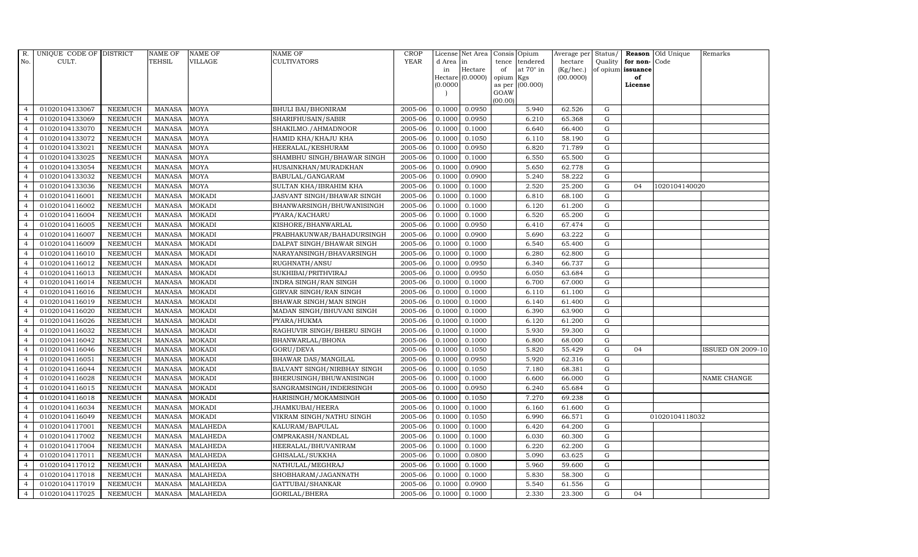| R. No. | UNIQUE CODE OF CULT. | DISTRICT | NAME OF TEHSIL | NAME OF VILLAGE | NAME OF CULTIVATORS | CROP YEAR | License d Area in Hectare (0.0000) | Net Area in Hectare (0.0000) | Consis tence of opium as per GOAW (00.00) | Opium tendered at 70° in Kgs (00.000) | Average per hectare (Kg/hec.) (00.0000) | Status/ Quality of opium | Reason for non-issuance of License | Old Unique Code | Remarks |
|---|---|---|---|---|---|---|---|---|---|---|---|---|---|---|---|
| 4 | 01020104133067 | NEEMUCH | MANASA | MOYA | BHULI BAI/BHONIRAM | 2005-06 | 0.1000 | 0.0950 | | 5.940 | 62.526 | G | | | |
| 4 | 01020104133069 | NEEMUCH | MANASA | MOYA | SHARIFHUSAIN/SABIR | 2005-06 | 0.1000 | 0.0950 | | 6.210 | 65.368 | G | | | |
| 4 | 01020104133070 | NEEMUCH | MANASA | MOYA | SHAKILMO./AHMADNOOR | 2005-06 | 0.1000 | 0.1000 | | 6.640 | 66.400 | G | | | |
| 4 | 01020104133072 | NEEMUCH | MANASA | MOYA | HAMID KHA/KHAJU KHA | 2005-06 | 0.1000 | 0.1050 | | 6.110 | 58.190 | G | | | |
| 4 | 01020104133021 | NEEMUCH | MANASA | MOYA | HEERALAL/KESHURAM | 2005-06 | 0.1000 | 0.0950 | | 6.820 | 71.789 | G | | | |
| 4 | 01020104133025 | NEEMUCH | MANASA | MOYA | SHAMBHU SINGH/BHAWAR SINGH | 2005-06 | 0.1000 | 0.1000 | | 6.550 | 65.500 | G | | | |
| 4 | 01020104133054 | NEEMUCH | MANASA | MOYA | HUSAINKHAN/MURADKHAN | 2005-06 | 0.1000 | 0.0900 | | 5.650 | 62.778 | G | | | |
| 4 | 01020104133032 | NEEMUCH | MANASA | MOYA | BABULAL/GANGARAM | 2005-06 | 0.1000 | 0.0900 | | 5.240 | 58.222 | G | | | |
| 4 | 01020104133036 | NEEMUCH | MANASA | MOYA | SULTAN KHA/IBRAHIM KHA | 2005-06 | 0.1000 | 0.1000 | | 2.520 | 25.200 | G | 04 | 1020104140020 | |
| 4 | 01020104116001 | NEEMUCH | MANASA | MOKADI | JASVANT SINGH/BHAWAR SINGH | 2005-06 | 0.1000 | 0.1000 | | 6.810 | 68.100 | G | | | |
| 4 | 01020104116002 | NEEMUCH | MANASA | MOKADI | BHANWARSINGH/BHUWANISINGH | 2005-06 | 0.1000 | 0.1000 | | 6.120 | 61.200 | G | | | |
| 4 | 01020104116004 | NEEMUCH | MANASA | MOKADI | PYARA/KACHARU | 2005-06 | 0.1000 | 0.1000 | | 6.520 | 65.200 | G | | | |
| 4 | 01020104116005 | NEEMUCH | MANASA | MOKADI | KISHORE/BHANWARLAL | 2005-06 | 0.1000 | 0.0950 | | 6.410 | 67.474 | G | | | |
| 4 | 01020104116007 | NEEMUCH | MANASA | MOKADI | PRABHAKUNWAR/BAHADURSINGH | 2005-06 | 0.1000 | 0.0900 | | 5.690 | 63.222 | G | | | |
| 4 | 01020104116009 | NEEMUCH | MANASA | MOKADI | DALPAT SINGH/BHAWAR SINGH | 2005-06 | 0.1000 | 0.1000 | | 6.540 | 65.400 | G | | | |
| 4 | 01020104116010 | NEEMUCH | MANASA | MOKADI | NARAYANSINGH/BHAVARSINGH | 2005-06 | 0.1000 | 0.1000 | | 6.280 | 62.800 | G | | | |
| 4 | 01020104116012 | NEEMUCH | MANASA | MOKADI | RUGHNATH/ANSU | 2005-06 | 0.1000 | 0.0950 | | 6.340 | 66.737 | G | | | |
| 4 | 01020104116013 | NEEMUCH | MANASA | MOKADI | SUKHIBAI/PRITHVIRAJ | 2005-06 | 0.1000 | 0.0950 | | 6.050 | 63.684 | G | | | |
| 4 | 01020104116014 | NEEMUCH | MANASA | MOKADI | INDRA SINGH/RAN SINGH | 2005-06 | 0.1000 | 0.1000 | | 6.700 | 67.000 | G | | | |
| 4 | 01020104116016 | NEEMUCH | MANASA | MOKADI | GIRVAR SINGH/RAN SINGH | 2005-06 | 0.1000 | 0.1000 | | 6.110 | 61.100 | G | | | |
| 4 | 01020104116019 | NEEMUCH | MANASA | MOKADI | BHAWAR SINGH/MAN SINGH | 2005-06 | 0.1000 | 0.1000 | | 6.140 | 61.400 | G | | | |
| 4 | 01020104116020 | NEEMUCH | MANASA | MOKADI | MADAN SINGH/BHUVANI SINGH | 2005-06 | 0.1000 | 0.1000 | | 6.390 | 63.900 | G | | | |
| 4 | 01020104116026 | NEEMUCH | MANASA | MOKADI | PYARA/HUKMA | 2005-06 | 0.1000 | 0.1000 | | 6.120 | 61.200 | G | | | |
| 4 | 01020104116032 | NEEMUCH | MANASA | MOKADI | RAGHUVIR SINGH/BHERU SINGH | 2005-06 | 0.1000 | 0.1000 | | 5.930 | 59.300 | G | | | |
| 4 | 01020104116042 | NEEMUCH | MANASA | MOKADI | BHANWARLAL/BHONA | 2005-06 | 0.1000 | 0.1000 | | 6.800 | 68.000 | G | | | |
| 4 | 01020104116046 | NEEMUCH | MANASA | MOKADI | GORU/DEVA | 2005-06 | 0.1000 | 0.1050 | | 5.820 | 55.429 | G | 04 | | ISSUED ON 2009-10 |
| 4 | 01020104116051 | NEEMUCH | MANASA | MOKADI | BHAWAR DAS/MANGILAL | 2005-06 | 0.1000 | 0.0950 | | 5.920 | 62.316 | G | | | |
| 4 | 01020104116044 | NEEMUCH | MANASA | MOKADI | BALVANT SINGH/NIRBHAY SINGH | 2005-06 | 0.1000 | 0.1050 | | 7.180 | 68.381 | G | | | |
| 4 | 01020104116028 | NEEMUCH | MANASA | MOKADI | BHERUSINGH/BHUWANISINGH | 2005-06 | 0.1000 | 0.1000 | | 6.600 | 66.000 | G | | | NAME CHANGE |
| 4 | 01020104116015 | NEEMUCH | MANASA | MOKADI | SANGRAMSINGH/INDERSINGH | 2005-06 | 0.1000 | 0.0950 | | 6.240 | 65.684 | G | | | |
| 4 | 01020104116018 | NEEMUCH | MANASA | MOKADI | HARISINGH/MOKAMSINGH | 2005-06 | 0.1000 | 0.1050 | | 7.270 | 69.238 | G | | | |
| 4 | 01020104116034 | NEEMUCH | MANASA | MOKADI | JHAMKUBAI/HEERA | 2005-06 | 0.1000 | 0.1000 | | 6.160 | 61.600 | G | | | |
| 4 | 01020104116049 | NEEMUCH | MANASA | MOKADI | VIKRAM SINGH/NATHU SINGH | 2005-06 | 0.1000 | 0.1050 | | 6.990 | 66.571 | G | | 01020104118032 | |
| 4 | 01020104117001 | NEEMUCH | MANASA | MALAHEDA | KALURAM/BAPULAL | 2005-06 | 0.1000 | 0.1000 | | 6.420 | 64.200 | G | | | |
| 4 | 01020104117002 | NEEMUCH | MANASA | MALAHEDA | OMPRAKASH/NANDLAL | 2005-06 | 0.1000 | 0.1000 | | 6.030 | 60.300 | G | | | |
| 4 | 01020104117004 | NEEMUCH | MANASA | MALAHEDA | HEERALAL/BHUVANIRAM | 2005-06 | 0.1000 | 0.1000 | | 6.220 | 62.200 | G | | | |
| 4 | 01020104117011 | NEEMUCH | MANASA | MALAHEDA | GHISALAL/SUKKHA | 2005-06 | 0.1000 | 0.0800 | | 5.090 | 63.625 | G | | | |
| 4 | 01020104117012 | NEEMUCH | MANASA | MALAHEDA | NATHULAL/MEGHRAJ | 2005-06 | 0.1000 | 0.1000 | | 5.960 | 59.600 | G | | | |
| 4 | 01020104117018 | NEEMUCH | MANASA | MALAHEDA | SHOBHARAM/JAGANNATH | 2005-06 | 0.1000 | 0.1000 | | 5.830 | 58.300 | G | | | |
| 4 | 01020104117019 | NEEMUCH | MANASA | MALAHEDA | GATTUBAI/SHANKAR | 2005-06 | 0.1000 | 0.0900 | | 5.540 | 61.556 | G | | | |
| 4 | 01020104117025 | NEEMUCH | MANASA | MALAHEDA | GORILAL/BHERA | 2005-06 | 0.1000 | 0.1000 | | 2.330 | 23.300 | G | 04 | | |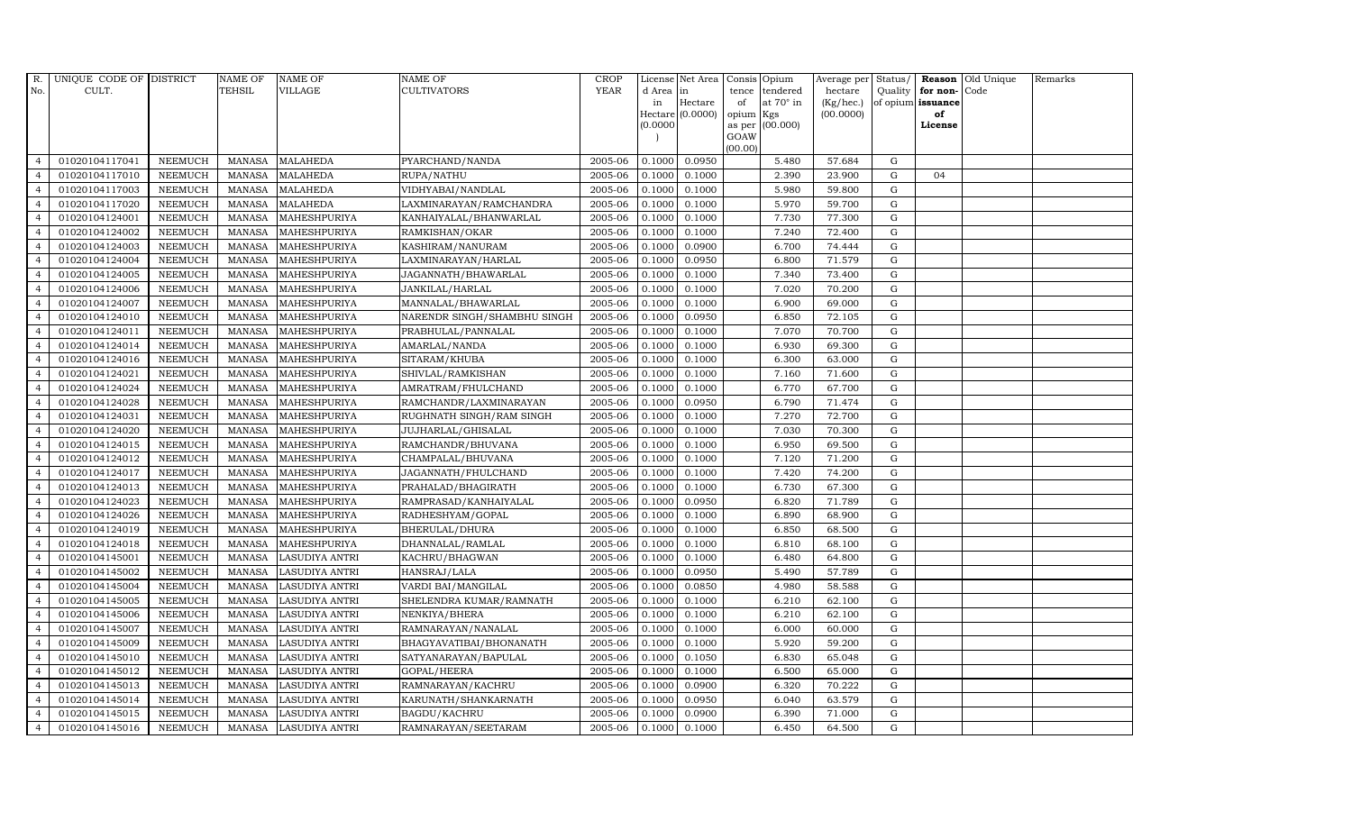| R. No. | UNIQUE CODE OF CULT. | DISTRICT | NAME OF TEHSIL | NAME OF VILLAGE | NAME OF CULTIVATORS | CROP YEAR | License d Area in Hectare (0.0000) | Net Area in Hectare (0.0000) | Consis tence of opium as per GOAW (00.00) | Opium tendered at 70° in Kgs (00.000) | Average per hectare (Kg/hec.) (00.0000) | Status/ Quality of opium | Reason for non-issuance of License | Old Unique Code | Remarks |
|---|---|---|---|---|---|---|---|---|---|---|---|---|---|---|---|
| 4 | 01020104117041 | NEEMUCH | MANASA | MALAHEDA | PYARCHAND/NANDA | 2005-06 | 0.1000 | 0.0950 | | 5.480 | 57.684 | G | | | |
| 4 | 01020104117010 | NEEMUCH | MANASA | MALAHEDA | RUPA/NATHU | 2005-06 | 0.1000 | 0.1000 | | 2.390 | 23.900 | G | 04 | | |
| 4 | 01020104117003 | NEEMUCH | MANASA | MALAHEDA | VIDHYABAI/NANDLAL | 2005-06 | 0.1000 | 0.1000 | | 5.980 | 59.800 | G | | | |
| 4 | 01020104117020 | NEEMUCH | MANASA | MALAHEDA | LAXMINARAYAN/RAMCHANDRA | 2005-06 | 0.1000 | 0.1000 | | 5.970 | 59.700 | G | | | |
| 4 | 01020104124001 | NEEMUCH | MANASA | MAHESHPURIYA | KANHAIYALAL/BHANWARLAL | 2005-06 | 0.1000 | 0.1000 | | 7.730 | 77.300 | G | | | |
| 4 | 01020104124002 | NEEMUCH | MANASA | MAHESHPURIYA | RAMKISHAN/OKAR | 2005-06 | 0.1000 | 0.1000 | | 7.240 | 72.400 | G | | | |
| 4 | 01020104124003 | NEEMUCH | MANASA | MAHESHPURIYA | KASHIRAM/NANURAM | 2005-06 | 0.1000 | 0.0900 | | 6.700 | 74.444 | G | | | |
| 4 | 01020104124004 | NEEMUCH | MANASA | MAHESHPURIYA | LAXMINARAYAN/HARLAL | 2005-06 | 0.1000 | 0.0950 | | 6.800 | 71.579 | G | | | |
| 4 | 01020104124005 | NEEMUCH | MANASA | MAHESHPURIYA | JAGANNATH/BHAWARLAL | 2005-06 | 0.1000 | 0.1000 | | 7.340 | 73.400 | G | | | |
| 4 | 01020104124006 | NEEMUCH | MANASA | MAHESHPURIYA | JANKILAL/HARLAL | 2005-06 | 0.1000 | 0.1000 | | 7.020 | 70.200 | G | | | |
| 4 | 01020104124007 | NEEMUCH | MANASA | MAHESHPURIYA | MANNALAL/BHAWARLAL | 2005-06 | 0.1000 | 0.1000 | | 6.900 | 69.000 | G | | | |
| 4 | 01020104124010 | NEEMUCH | MANASA | MAHESHPURIYA | NARENDR SINGH/SHAMBHU SINGH | 2005-06 | 0.1000 | 0.0950 | | 6.850 | 72.105 | G | | | |
| 4 | 01020104124011 | NEEMUCH | MANASA | MAHESHPURIYA | PRABHULAL/PANNALAL | 2005-06 | 0.1000 | 0.1000 | | 7.070 | 70.700 | G | | | |
| 4 | 01020104124014 | NEEMUCH | MANASA | MAHESHPURIYA | AMARLAL/NANDA | 2005-06 | 0.1000 | 0.1000 | | 6.930 | 69.300 | G | | | |
| 4 | 01020104124016 | NEEMUCH | MANASA | MAHESHPURIYA | SITARAM/KHUBA | 2005-06 | 0.1000 | 0.1000 | | 6.300 | 63.000 | G | | | |
| 4 | 01020104124021 | NEEMUCH | MANASA | MAHESHPURIYA | SHIVLAL/RAMKISHAN | 2005-06 | 0.1000 | 0.1000 | | 7.160 | 71.600 | G | | | |
| 4 | 01020104124024 | NEEMUCH | MANASA | MAHESHPURIYA | AMRATRAM/FHULCHAND | 2005-06 | 0.1000 | 0.1000 | | 6.770 | 67.700 | G | | | |
| 4 | 01020104124028 | NEEMUCH | MANASA | MAHESHPURIYA | RAMCHANDR/LAXMINARAYAN | 2005-06 | 0.1000 | 0.0950 | | 6.790 | 71.474 | G | | | |
| 4 | 01020104124031 | NEEMUCH | MANASA | MAHESHPURIYA | RUGHNATH SINGH/RAM SINGH | 2005-06 | 0.1000 | 0.1000 | | 7.270 | 72.700 | G | | | |
| 4 | 01020104124020 | NEEMUCH | MANASA | MAHESHPURIYA | JUJHARLAL/GHISALAL | 2005-06 | 0.1000 | 0.1000 | | 7.030 | 70.300 | G | | | |
| 4 | 01020104124015 | NEEMUCH | MANASA | MAHESHPURIYA | RAMCHANDR/BHUVANA | 2005-06 | 0.1000 | 0.1000 | | 6.950 | 69.500 | G | | | |
| 4 | 01020104124012 | NEEMUCH | MANASA | MAHESHPURIYA | CHAMPALAL/BHUVANA | 2005-06 | 0.1000 | 0.1000 | | 7.120 | 71.200 | G | | | |
| 4 | 01020104124017 | NEEMUCH | MANASA | MAHESHPURIYA | JAGANNATH/FHULCHAND | 2005-06 | 0.1000 | 0.1000 | | 7.420 | 74.200 | G | | | |
| 4 | 01020104124013 | NEEMUCH | MANASA | MAHESHPURIYA | PRAHALAD/BHAGIRATH | 2005-06 | 0.1000 | 0.1000 | | 6.730 | 67.300 | G | | | |
| 4 | 01020104124023 | NEEMUCH | MANASA | MAHESHPURIYA | RAMPRASAD/KANHAIYALAL | 2005-06 | 0.1000 | 0.0950 | | 6.820 | 71.789 | G | | | |
| 4 | 01020104124026 | NEEMUCH | MANASA | MAHESHPURIYA | RADHESHYAM/GOPAL | 2005-06 | 0.1000 | 0.1000 | | 6.890 | 68.900 | G | | | |
| 4 | 01020104124019 | NEEMUCH | MANASA | MAHESHPURIYA | BHERULAL/DHURA | 2005-06 | 0.1000 | 0.1000 | | 6.850 | 68.500 | G | | | |
| 4 | 01020104124018 | NEEMUCH | MANASA | MAHESHPURIYA | DHANNALAL/RAMLAL | 2005-06 | 0.1000 | 0.1000 | | 6.810 | 68.100 | G | | | |
| 4 | 01020104145001 | NEEMUCH | MANASA | LASUDIYA ANTRI | KACHRU/BHAGWAN | 2005-06 | 0.1000 | 0.1000 | | 6.480 | 64.800 | G | | | |
| 4 | 01020104145002 | NEEMUCH | MANASA | LASUDIYA ANTRI | HANSRAJ/LALA | 2005-06 | 0.1000 | 0.0950 | | 5.490 | 57.789 | G | | | |
| 4 | 01020104145004 | NEEMUCH | MANASA | LASUDIYA ANTRI | VARDI BAI/MANGILAL | 2005-06 | 0.1000 | 0.0850 | | 4.980 | 58.588 | G | | | |
| 4 | 01020104145005 | NEEMUCH | MANASA | LASUDIYA ANTRI | SHELENDRA KUMAR/RAMNATH | 2005-06 | 0.1000 | 0.1000 | | 6.210 | 62.100 | G | | | |
| 4 | 01020104145006 | NEEMUCH | MANASA | LASUDIYA ANTRI | NENKIYA/BHERA | 2005-06 | 0.1000 | 0.1000 | | 6.210 | 62.100 | G | | | |
| 4 | 01020104145007 | NEEMUCH | MANASA | LASUDIYA ANTRI | RAMNARAYAN/NANALAL | 2005-06 | 0.1000 | 0.1000 | | 6.000 | 60.000 | G | | | |
| 4 | 01020104145009 | NEEMUCH | MANASA | LASUDIYA ANTRI | BHAGYAVATIBAI/BHONANATH | 2005-06 | 0.1000 | 0.1000 | | 5.920 | 59.200 | G | | | |
| 4 | 01020104145010 | NEEMUCH | MANASA | LASUDIYA ANTRI | SATYANARAYAN/BAPULAL | 2005-06 | 0.1000 | 0.1050 | | 6.830 | 65.048 | G | | | |
| 4 | 01020104145012 | NEEMUCH | MANASA | LASUDIYA ANTRI | GOPAL/HEERA | 2005-06 | 0.1000 | 0.1000 | | 6.500 | 65.000 | G | | | |
| 4 | 01020104145013 | NEEMUCH | MANASA | LASUDIYA ANTRI | RAMNARAYAN/KACHRU | 2005-06 | 0.1000 | 0.0900 | | 6.320 | 70.222 | G | | | |
| 4 | 01020104145014 | NEEMUCH | MANASA | LASUDIYA ANTRI | KARUNATH/SHANKARNATH | 2005-06 | 0.1000 | 0.0950 | | 6.040 | 63.579 | G | | | |
| 4 | 01020104145015 | NEEMUCH | MANASA | LASUDIYA ANTRI | BAGDU/KACHRU | 2005-06 | 0.1000 | 0.0900 | | 6.390 | 71.000 | G | | | |
| 4 | 01020104145016 | NEEMUCH | MANASA | LASUDIYA ANTRI | RAMNARAYAN/SEETARAM | 2005-06 | 0.1000 | 0.1000 | | 6.450 | 64.500 | G | | | |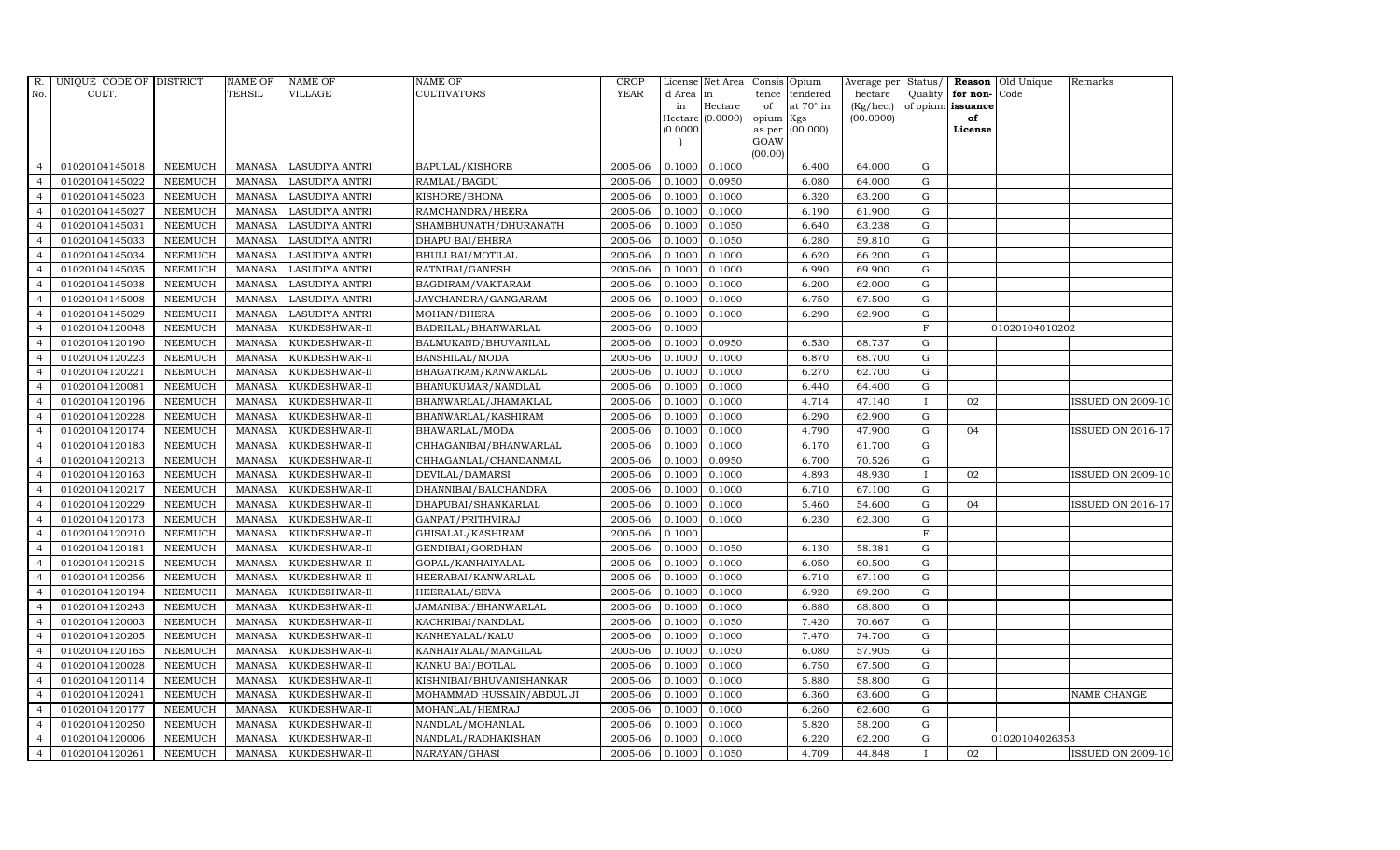| R. No. | UNIQUE CODE OF CULT. | DISTRICT | NAME OF TEHSIL | NAME OF VILLAGE | NAME OF CULTIVATORS | CROP YEAR | License d Area in Hectare (0.0000) | Net Area in Hectare (0.0000) | Consis tence of opium as per GOAW (00.00) | Opium tendered at 70° in Kgs (00.000) | Average per hectare (Kg/hec.) (00.0000) | Status/ Quality of opium | Reason for non-issuance of License | Old Unique Code | Remarks |
|---|---|---|---|---|---|---|---|---|---|---|---|---|---|---|---|
| 4 | 01020104145018 | NEEMUCH | MANASA | LASUDIYA ANTRI | BAPULAL/KISHORE | 2005-06 | 0.1000 | 0.1000 | | 6.400 | 64.000 | G | | | |
| 4 | 01020104145022 | NEEMUCH | MANASA | LASUDIYA ANTRI | RAMLAL/BAGDU | 2005-06 | 0.1000 | 0.0950 | | 6.080 | 64.000 | G | | | |
| 4 | 01020104145023 | NEEMUCH | MANASA | LASUDIYA ANTRI | KISHORE/BHONA | 2005-06 | 0.1000 | 0.1000 | | 6.320 | 63.200 | G | | | |
| 4 | 01020104145027 | NEEMUCH | MANASA | LASUDIYA ANTRI | RAMCHANDRA/HEERA | 2005-06 | 0.1000 | 0.1000 | | 6.190 | 61.900 | G | | | |
| 4 | 01020104145031 | NEEMUCH | MANASA | LASUDIYA ANTRI | SHAMBHUNATH/DHURANATH | 2005-06 | 0.1000 | 0.1050 | | 6.640 | 63.238 | G | | | |
| 4 | 01020104145033 | NEEMUCH | MANASA | LASUDIYA ANTRI | DHAPU BAI/BHERA | 2005-06 | 0.1000 | 0.1050 | | 6.280 | 59.810 | G | | | |
| 4 | 01020104145034 | NEEMUCH | MANASA | LASUDIYA ANTRI | BHULI BAI/MOTILAL | 2005-06 | 0.1000 | 0.1000 | | 6.620 | 66.200 | G | | | |
| 4 | 01020104145035 | NEEMUCH | MANASA | LASUDIYA ANTRI | RATNIBAI/GANESH | 2005-06 | 0.1000 | 0.1000 | | 6.990 | 69.900 | G | | | |
| 4 | 01020104145038 | NEEMUCH | MANASA | LASUDIYA ANTRI | BAGDIRAM/VAKTARAM | 2005-06 | 0.1000 | 0.1000 | | 6.200 | 62.000 | G | | | |
| 4 | 01020104145008 | NEEMUCH | MANASA | LASUDIYA ANTRI | JAYCHANDRA/GANGARAM | 2005-06 | 0.1000 | 0.1000 | | 6.750 | 67.500 | G | | | |
| 4 | 01020104145029 | NEEMUCH | MANASA | LASUDIYA ANTRI | MOHAN/BHERA | 2005-06 | 0.1000 | 0.1000 | | 6.290 | 62.900 | G | | | |
| 4 | 01020104120048 | NEEMUCH | MANASA | KUKDESHWAR-II | BADRILAL/BHANWARLAL | 2005-06 | 0.1000 | | | | | F | | 01020104010202 | |
| 4 | 01020104120190 | NEEMUCH | MANASA | KUKDESHWAR-II | BALMUKAND/BHUVANILAL | 2005-06 | 0.1000 | 0.0950 | | 6.530 | 68.737 | G | | | |
| 4 | 01020104120223 | NEEMUCH | MANASA | KUKDESHWAR-II | BANSHILAL/MODA | 2005-06 | 0.1000 | 0.1000 | | 6.870 | 68.700 | G | | | |
| 4 | 01020104120221 | NEEMUCH | MANASA | KUKDESHWAR-II | BHAGATRAM/KANWARLAL | 2005-06 | 0.1000 | 0.1000 | | 6.270 | 62.700 | G | | | |
| 4 | 01020104120081 | NEEMUCH | MANASA | KUKDESHWAR-II | BHANUKUMAR/NANDLAL | 2005-06 | 0.1000 | 0.1000 | | 6.440 | 64.400 | G | | | |
| 4 | 01020104120196 | NEEMUCH | MANASA | KUKDESHWAR-II | BHANWARLAL/JHAMAKLAL | 2005-06 | 0.1000 | 0.1000 | | 4.714 | 47.140 | I | 02 | | ISSUED ON 2009-10 |
| 4 | 01020104120228 | NEEMUCH | MANASA | KUKDESHWAR-II | BHANWARLAL/KASHIRAM | 2005-06 | 0.1000 | 0.1000 | | 6.290 | 62.900 | G | | | |
| 4 | 01020104120174 | NEEMUCH | MANASA | KUKDESHWAR-II | BHAWARLAL/MODA | 2005-06 | 0.1000 | 0.1000 | | 4.790 | 47.900 | G | 04 | | ISSUED ON 2016-17 |
| 4 | 01020104120183 | NEEMUCH | MANASA | KUKDESHWAR-II | CHHAGANIBAI/BHANWARLAL | 2005-06 | 0.1000 | 0.1000 | | 6.170 | 61.700 | G | | | |
| 4 | 01020104120213 | NEEMUCH | MANASA | KUKDESHWAR-II | CHHAGANLAL/CHANDANMAL | 2005-06 | 0.1000 | 0.0950 | | 6.700 | 70.526 | G | | | |
| 4 | 01020104120163 | NEEMUCH | MANASA | KUKDESHWAR-II | DEVILAL/DAMARSI | 2005-06 | 0.1000 | 0.1000 | | 4.893 | 48.930 | I | 02 | | ISSUED ON 2009-10 |
| 4 | 01020104120217 | NEEMUCH | MANASA | KUKDESHWAR-II | DHANNIBAI/BALCHANDRA | 2005-06 | 0.1000 | 0.1000 | | 6.710 | 67.100 | G | | | |
| 4 | 01020104120229 | NEEMUCH | MANASA | KUKDESHWAR-II | DHAPUBAI/SHANKARLAL | 2005-06 | 0.1000 | 0.1000 | | 5.460 | 54.600 | G | 04 | | ISSUED ON 2016-17 |
| 4 | 01020104120173 | NEEMUCH | MANASA | KUKDESHWAR-II | GANPAT/PRITHVIRAJ | 2005-06 | 0.1000 | 0.1000 | | 6.230 | 62.300 | G | | | |
| 4 | 01020104120210 | NEEMUCH | MANASA | KUKDESHWAR-II | GHISALAL/KASHIRAM | 2005-06 | 0.1000 | | | | | F | | | |
| 4 | 01020104120181 | NEEMUCH | MANASA | KUKDESHWAR-II | GENDIBAI/GORDHAN | 2005-06 | 0.1000 | 0.1050 | | 6.130 | 58.381 | G | | | |
| 4 | 01020104120215 | NEEMUCH | MANASA | KUKDESHWAR-II | GOPAL/KANHAIYALAL | 2005-06 | 0.1000 | 0.1000 | | 6.050 | 60.500 | G | | | |
| 4 | 01020104120256 | NEEMUCH | MANASA | KUKDESHWAR-II | HEERABAI/KANWARLAL | 2005-06 | 0.1000 | 0.1000 | | 6.710 | 67.100 | G | | | |
| 4 | 01020104120194 | NEEMUCH | MANASA | KUKDESHWAR-II | HEERALAL/SEVA | 2005-06 | 0.1000 | 0.1000 | | 6.920 | 69.200 | G | | | |
| 4 | 01020104120243 | NEEMUCH | MANASA | KUKDESHWAR-II | JAMANIBAI/BHANWARLAL | 2005-06 | 0.1000 | 0.1000 | | 6.880 | 68.800 | G | | | |
| 4 | 01020104120003 | NEEMUCH | MANASA | KUKDESHWAR-II | KACHRIBAI/NANDLAL | 2005-06 | 0.1000 | 0.1050 | | 7.420 | 70.667 | G | | | |
| 4 | 01020104120205 | NEEMUCH | MANASA | KUKDESHWAR-II | KANHEYALAL/KALU | 2005-06 | 0.1000 | 0.1000 | | 7.470 | 74.700 | G | | | |
| 4 | 01020104120165 | NEEMUCH | MANASA | KUKDESHWAR-II | KANHAIYALAL/MANGILAL | 2005-06 | 0.1000 | 0.1050 | | 6.080 | 57.905 | G | | | |
| 4 | 01020104120028 | NEEMUCH | MANASA | KUKDESHWAR-II | KANKU BAI/BOTLAL | 2005-06 | 0.1000 | 0.1000 | | 6.750 | 67.500 | G | | | |
| 4 | 01020104120114 | NEEMUCH | MANASA | KUKDESHWAR-II | KISHNIBAI/BHUVANISHANKAR | 2005-06 | 0.1000 | 0.1000 | | 5.880 | 58.800 | G | | | |
| 4 | 01020104120241 | NEEMUCH | MANASA | KUKDESHWAR-II | MOHAMMAD HUSSAIN/ABDUL JI | 2005-06 | 0.1000 | 0.1000 | | 6.360 | 63.600 | G | | | NAME CHANGE |
| 4 | 01020104120177 | NEEMUCH | MANASA | KUKDESHWAR-II | MOHANLAL/HEMRAJ | 2005-06 | 0.1000 | 0.1000 | | 6.260 | 62.600 | G | | | |
| 4 | 01020104120250 | NEEMUCH | MANASA | KUKDESHWAR-II | NANDLAL/MOHANLAL | 2005-06 | 0.1000 | 0.1000 | | 5.820 | 58.200 | G | | | |
| 4 | 01020104120006 | NEEMUCH | MANASA | KUKDESHWAR-II | NANDLAL/RADHAKISHAN | 2005-06 | 0.1000 | 0.1000 | | 6.220 | 62.200 | G | | 01020104026353 | |
| 4 | 01020104120261 | NEEMUCH | MANASA | KUKDESHWAR-II | NARAYAN/GHASI | 2005-06 | 0.1000 | 0.1050 | | 4.709 | 44.848 | I | 02 | | ISSUED ON 2009-10 |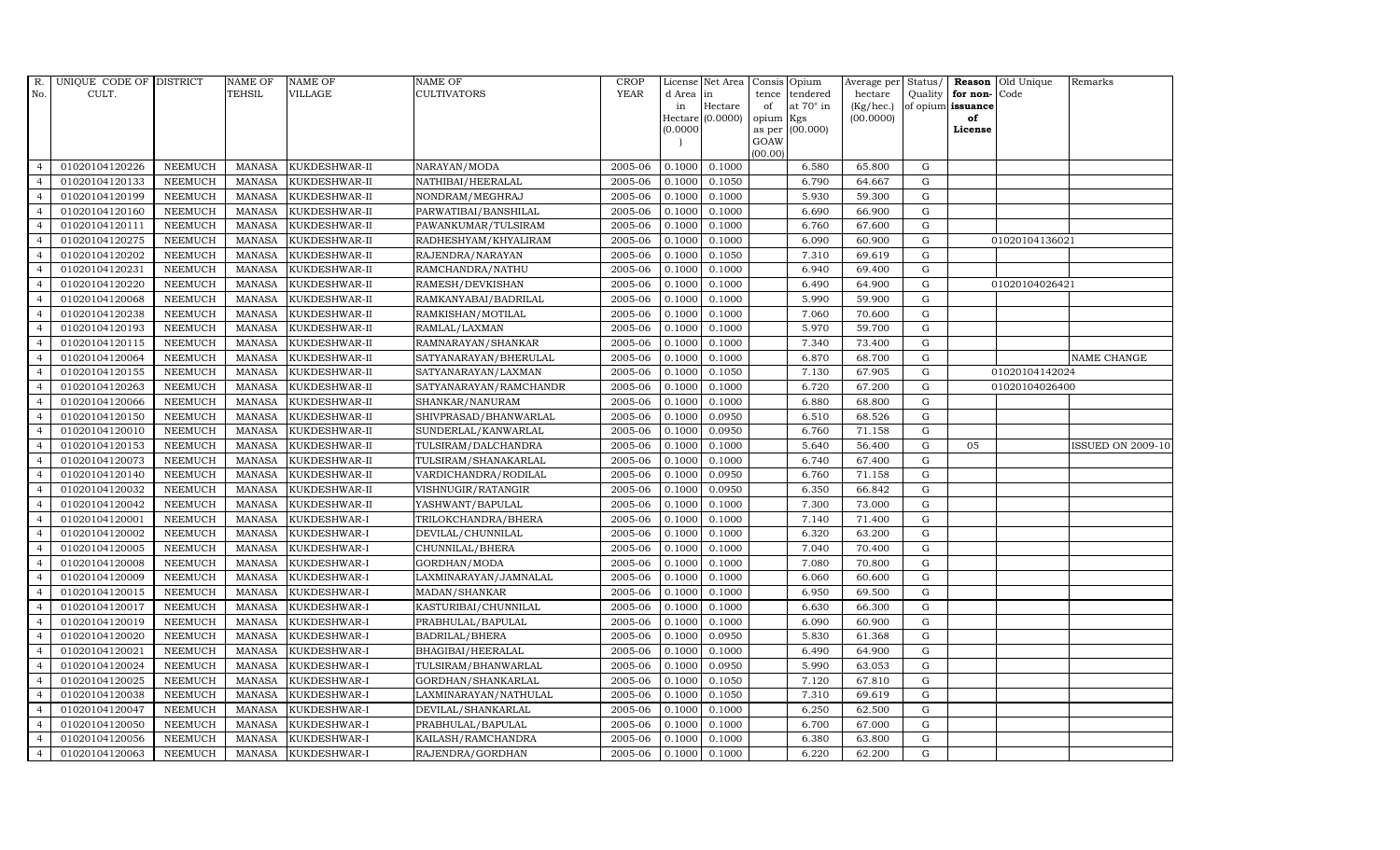| R. No. | UNIQUE CODE OF CULT. | DISTRICT | NAME OF TEHSIL | NAME OF VILLAGE | NAME OF CULTIVATORS | CROP YEAR | License d Area in Hectare (0.0000) | Net Area in Hectare (0.0000) | Consis tence of opium as per GOAW (00.00) | Opium tendered at 70° in Kgs (00.000) | Average per hectare (Kg/hec.) (00.0000) | Status/ Quality of opium | Reason for non- issuance of License | Old Unique Code | Remarks |
|---|---|---|---|---|---|---|---|---|---|---|---|---|---|---|---|
| 4 | 01020104120226 | NEEMUCH | MANASA | KUKDESHWAR-II | NARAYAN/MODA | 2005-06 | 0.1000 | 0.1000 | | 6.580 | 65.800 | G | | | |
| 4 | 01020104120133 | NEEMUCH | MANASA | KUKDESHWAR-II | NATHIBAI/HEERALAL | 2005-06 | 0.1000 | 0.1050 | | 6.790 | 64.667 | G | | | |
| 4 | 01020104120199 | NEEMUCH | MANASA | KUKDESHWAR-II | NONDRAM/MEGHRAJ | 2005-06 | 0.1000 | 0.1000 | | 5.930 | 59.300 | G | | | |
| 4 | 01020104120160 | NEEMUCH | MANASA | KUKDESHWAR-II | PARWATIBAI/BANSHILAL | 2005-06 | 0.1000 | 0.1000 | | 6.690 | 66.900 | G | | | |
| 4 | 01020104120111 | NEEMUCH | MANASA | KUKDESHWAR-II | PAWANKUMAR/TULSIRAM | 2005-06 | 0.1000 | 0.1000 | | 6.760 | 67.600 | G | | | |
| 4 | 01020104120275 | NEEMUCH | MANASA | KUKDESHWAR-II | RADHESHYAM/KHYALIRAM | 2005-06 | 0.1000 | 0.1000 | | 6.090 | 60.900 | G | | 01020104136021 | |
| 4 | 01020104120202 | NEEMUCH | MANASA | KUKDESHWAR-II | RAJENDRA/NARAYAN | 2005-06 | 0.1000 | 0.1050 | | 7.310 | 69.619 | G | | | |
| 4 | 01020104120231 | NEEMUCH | MANASA | KUKDESHWAR-II | RAMCHANDRA/NATHU | 2005-06 | 0.1000 | 0.1000 | | 6.940 | 69.400 | G | | | |
| 4 | 01020104120220 | NEEMUCH | MANASA | KUKDESHWAR-II | RAMESH/DEVKISHAN | 2005-06 | 0.1000 | 0.1000 | | 6.490 | 64.900 | G | | 01020104026421 | |
| 4 | 01020104120068 | NEEMUCH | MANASA | KUKDESHWAR-II | RAMKANYABAI/BADRILAL | 2005-06 | 0.1000 | 0.1000 | | 5.990 | 59.900 | G | | | |
| 4 | 01020104120238 | NEEMUCH | MANASA | KUKDESHWAR-II | RAMKISHAN/MOTILAL | 2005-06 | 0.1000 | 0.1000 | | 7.060 | 70.600 | G | | | |
| 4 | 01020104120193 | NEEMUCH | MANASA | KUKDESHWAR-II | RAMLAL/LAXMAN | 2005-06 | 0.1000 | 0.1000 | | 5.970 | 59.700 | G | | | |
| 4 | 01020104120115 | NEEMUCH | MANASA | KUKDESHWAR-II | RAMNARAYAN/SHANKAR | 2005-06 | 0.1000 | 0.1000 | | 7.340 | 73.400 | G | | | |
| 4 | 01020104120064 | NEEMUCH | MANASA | KUKDESHWAR-II | SATYANARAYAN/BHERULAL | 2005-06 | 0.1000 | 0.1000 | | 6.870 | 68.700 | G | | | NAME CHANGE |
| 4 | 01020104120155 | NEEMUCH | MANASA | KUKDESHWAR-II | SATYANARAYAN/LAXMAN | 2005-06 | 0.1000 | 0.1050 | | 7.130 | 67.905 | G | | 01020104142024 | |
| 4 | 01020104120263 | NEEMUCH | MANASA | KUKDESHWAR-II | SATYANARAYAN/RAMCHANDR | 2005-06 | 0.1000 | 0.1000 | | 6.720 | 67.200 | G | | 01020104026400 | |
| 4 | 01020104120066 | NEEMUCH | MANASA | KUKDESHWAR-II | SHANKAR/NANURAM | 2005-06 | 0.1000 | 0.1000 | | 6.880 | 68.800 | G | | | |
| 4 | 01020104120150 | NEEMUCH | MANASA | KUKDESHWAR-II | SHIVPRASAD/BHANWARLAL | 2005-06 | 0.1000 | 0.0950 | | 6.510 | 68.526 | G | | | |
| 4 | 01020104120010 | NEEMUCH | MANASA | KUKDESHWAR-II | SUNDERLAL/KANWARLAL | 2005-06 | 0.1000 | 0.0950 | | 6.760 | 71.158 | G | | | |
| 4 | 01020104120153 | NEEMUCH | MANASA | KUKDESHWAR-II | TULSIRAM/DALCHANDRA | 2005-06 | 0.1000 | 0.1000 | | 5.640 | 56.400 | G | 05 | | ISSUED ON 2009-10 |
| 4 | 01020104120073 | NEEMUCH | MANASA | KUKDESHWAR-II | TULSIRAM/SHANAKARLAL | 2005-06 | 0.1000 | 0.1000 | | 6.740 | 67.400 | G | | | |
| 4 | 01020104120140 | NEEMUCH | MANASA | KUKDESHWAR-II | VARDICHANDRA/RODILAL | 2005-06 | 0.1000 | 0.0950 | | 6.760 | 71.158 | G | | | |
| 4 | 01020104120032 | NEEMUCH | MANASA | KUKDESHWAR-II | VISHNUGIR/RATANGIR | 2005-06 | 0.1000 | 0.0950 | | 6.350 | 66.842 | G | | | |
| 4 | 01020104120042 | NEEMUCH | MANASA | KUKDESHWAR-II | YASHWANT/BAPULAL | 2005-06 | 0.1000 | 0.1000 | | 7.300 | 73.000 | G | | | |
| 4 | 01020104120001 | NEEMUCH | MANASA | KUKDESHWAR-I | TRILOKCHANDRA/BHERA | 2005-06 | 0.1000 | 0.1000 | | 7.140 | 71.400 | G | | | |
| 4 | 01020104120002 | NEEMUCH | MANASA | KUKDESHWAR-I | DEVILAL/CHUNNILAL | 2005-06 | 0.1000 | 0.1000 | | 6.320 | 63.200 | G | | | |
| 4 | 01020104120005 | NEEMUCH | MANASA | KUKDESHWAR-I | CHUNNILAL/BHERA | 2005-06 | 0.1000 | 0.1000 | | 7.040 | 70.400 | G | | | |
| 4 | 01020104120008 | NEEMUCH | MANASA | KUKDESHWAR-I | GORDHAN/MODA | 2005-06 | 0.1000 | 0.1000 | | 7.080 | 70.800 | G | | | |
| 4 | 01020104120009 | NEEMUCH | MANASA | KUKDESHWAR-I | LAXMINARAYAN/JAMNALAL | 2005-06 | 0.1000 | 0.1000 | | 6.060 | 60.600 | G | | | |
| 4 | 01020104120015 | NEEMUCH | MANASA | KUKDESHWAR-I | MADAN/SHANKAR | 2005-06 | 0.1000 | 0.1000 | | 6.950 | 69.500 | G | | | |
| 4 | 01020104120017 | NEEMUCH | MANASA | KUKDESHWAR-I | KASTURIBAI/CHUNNILAL | 2005-06 | 0.1000 | 0.1000 | | 6.630 | 66.300 | G | | | |
| 4 | 01020104120019 | NEEMUCH | MANASA | KUKDESHWAR-I | PRABHULAL/BAPULAL | 2005-06 | 0.1000 | 0.1000 | | 6.090 | 60.900 | G | | | |
| 4 | 01020104120020 | NEEMUCH | MANASA | KUKDESHWAR-I | BADRILAL/BHERA | 2005-06 | 0.1000 | 0.0950 | | 5.830 | 61.368 | G | | | |
| 4 | 01020104120021 | NEEMUCH | MANASA | KUKDESHWAR-I | BHAGIBAI/HEERALAL | 2005-06 | 0.1000 | 0.1000 | | 6.490 | 64.900 | G | | | |
| 4 | 01020104120024 | NEEMUCH | MANASA | KUKDESHWAR-I | TULSIRAM/BHANWARLAL | 2005-06 | 0.1000 | 0.0950 | | 5.990 | 63.053 | G | | | |
| 4 | 01020104120025 | NEEMUCH | MANASA | KUKDESHWAR-I | GORDHAN/SHANKARLAL | 2005-06 | 0.1000 | 0.1050 | | 7.120 | 67.810 | G | | | |
| 4 | 01020104120038 | NEEMUCH | MANASA | KUKDESHWAR-I | LAXMINARAYAN/NATHULAL | 2005-06 | 0.1000 | 0.1050 | | 7.310 | 69.619 | G | | | |
| 4 | 01020104120047 | NEEMUCH | MANASA | KUKDESHWAR-I | DEVILAL/SHANKARLAL | 2005-06 | 0.1000 | 0.1000 | | 6.250 | 62.500 | G | | | |
| 4 | 01020104120050 | NEEMUCH | MANASA | KUKDESHWAR-I | PRABHULAL/BAPULAL | 2005-06 | 0.1000 | 0.1000 | | 6.700 | 67.000 | G | | | |
| 4 | 01020104120056 | NEEMUCH | MANASA | KUKDESHWAR-I | KAILASH/RAMCHANDRA | 2005-06 | 0.1000 | 0.1000 | | 6.380 | 63.800 | G | | | |
| 4 | 01020104120063 | NEEMUCH | MANASA | KUKDESHWAR-I | RAJENDRA/GORDHAN | 2005-06 | 0.1000 | 0.1000 | | 6.220 | 62.200 | G | | | |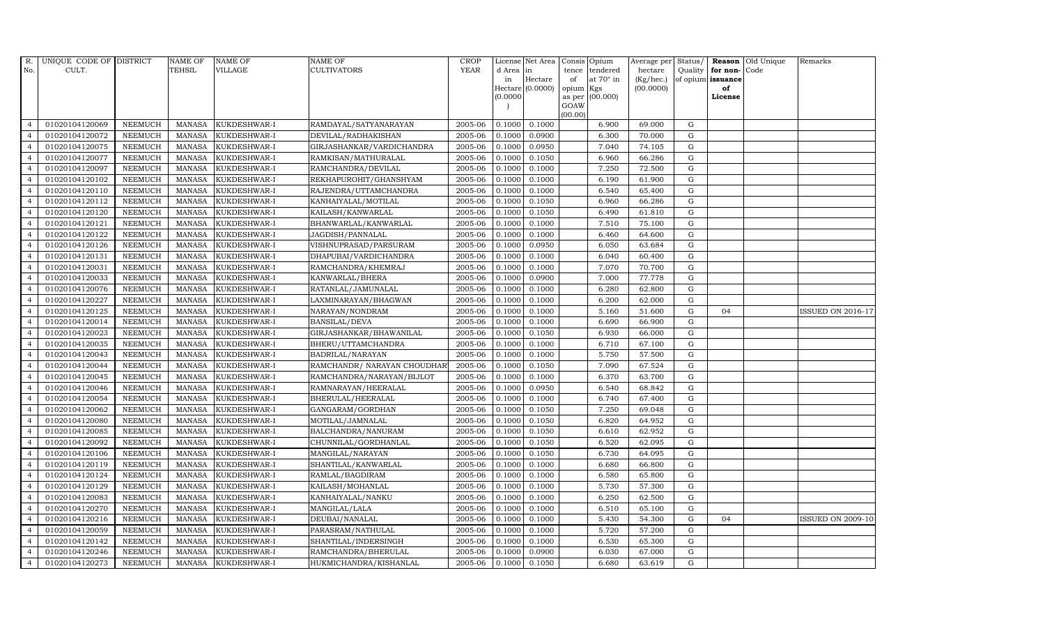| R. No. | UNIQUE CODE OF CULT. | DISTRICT | NAME OF TEHSIL | NAME OF VILLAGE | NAME OF CULTIVATORS | CROP YEAR | License d Area in Hectare (0.0000) | Net Area in Hectare (0.0000) | Consis tence of opium as per GOAW (00.00) | Opium tendered at 70° in Kgs (00.000) | Average per hectare (Kg/hec.) (00.0000) | Status/ Quality of opium | Reason for non- issuance of License | Old Unique Code | Remarks |
|---|---|---|---|---|---|---|---|---|---|---|---|---|---|---|---|
| 4 | 01020104120069 | NEEMUCH | MANASA | KUKDESHWAR-I | RAMDAYAL/SATYANARAYAN | 2005-06 | 0.1000 | 0.1000 | | 6.900 | 69.000 | G | | | |
| 4 | 01020104120072 | NEEMUCH | MANASA | KUKDESHWAR-I | DEVILAL/RADHAKISHAN | 2005-06 | 0.1000 | 0.0900 | | 6.300 | 70.000 | G | | | |
| 4 | 01020104120075 | NEEMUCH | MANASA | KUKDESHWAR-I | GIRJASHANKAR/VARDICHANDRA | 2005-06 | 0.1000 | 0.0950 | | 7.040 | 74.105 | G | | | |
| 4 | 01020104120077 | NEEMUCH | MANASA | KUKDESHWAR-I | RAMKISAN/MATHURALAL | 2005-06 | 0.1000 | 0.1050 | | 6.960 | 66.286 | G | | | |
| 4 | 01020104120097 | NEEMUCH | MANASA | KUKDESHWAR-I | RAMCHANDRA/DEVILAL | 2005-06 | 0.1000 | 0.1000 | | 7.250 | 72.500 | G | | | |
| 4 | 01020104120102 | NEEMUCH | MANASA | KUKDESHWAR-I | REKHAPUROHIT/GHANSHYAM | 2005-06 | 0.1000 | 0.1000 | | 6.190 | 61.900 | G | | | |
| 4 | 01020104120110 | NEEMUCH | MANASA | KUKDESHWAR-I | RAJENDRA/UTTAMCHANDRA | 2005-06 | 0.1000 | 0.1000 | | 6.540 | 65.400 | G | | | |
| 4 | 01020104120112 | NEEMUCH | MANASA | KUKDESHWAR-I | KANHAIYALAL/MOTILAL | 2005-06 | 0.1000 | 0.1050 | | 6.960 | 66.286 | G | | | |
| 4 | 01020104120120 | NEEMUCH | MANASA | KUKDESHWAR-I | KAILASH/KANWARLAL | 2005-06 | 0.1000 | 0.1050 | | 6.490 | 61.810 | G | | | |
| 4 | 01020104120121 | NEEMUCH | MANASA | KUKDESHWAR-I | BHANWARLAL/KANWARLAL | 2005-06 | 0.1000 | 0.1000 | | 7.510 | 75.100 | G | | | |
| 4 | 01020104120122 | NEEMUCH | MANASA | KUKDESHWAR-I | JAGDISH/PANNALAL | 2005-06 | 0.1000 | 0.1000 | | 6.460 | 64.600 | G | | | |
| 4 | 01020104120126 | NEEMUCH | MANASA | KUKDESHWAR-I | VISHNUPRASAD/PARSURAM | 2005-06 | 0.1000 | 0.0950 | | 6.050 | 63.684 | G | | | |
| 4 | 01020104120131 | NEEMUCH | MANASA | KUKDESHWAR-I | DHAPUBAI/VARDICHANDRA | 2005-06 | 0.1000 | 0.1000 | | 6.040 | 60.400 | G | | | |
| 4 | 01020104120031 | NEEMUCH | MANASA | KUKDESHWAR-I | RAMCHANDRA/KHEMRAJ | 2005-06 | 0.1000 | 0.1000 | | 7.070 | 70.700 | G | | | |
| 4 | 01020104120033 | NEEMUCH | MANASA | KUKDESHWAR-I | KANWARLAL/BHERA | 2005-06 | 0.1000 | 0.0900 | | 7.000 | 77.778 | G | | | |
| 4 | 01020104120076 | NEEMUCH | MANASA | KUKDESHWAR-I | RATANLAL/JAMUNALAL | 2005-06 | 0.1000 | 0.1000 | | 6.280 | 62.800 | G | | | |
| 4 | 01020104120227 | NEEMUCH | MANASA | KUKDESHWAR-I | LAXMINARAYAN/BHAGWAN | 2005-06 | 0.1000 | 0.1000 | | 6.200 | 62.000 | G | | | |
| 4 | 01020104120125 | NEEMUCH | MANASA | KUKDESHWAR-I | NARAYAN/NONDRAM | 2005-06 | 0.1000 | 0.1000 | | 5.160 | 51.600 | G | 04 | | ISSUED ON 2016-17 |
| 4 | 01020104120014 | NEEMUCH | MANASA | KUKDESHWAR-I | BANSILAL/DEVA | 2005-06 | 0.1000 | 0.1000 | | 6.690 | 66.900 | G | | | |
| 4 | 01020104120023 | NEEMUCH | MANASA | KUKDESHWAR-I | GIRJASHANKAR/BHAWANILAL | 2005-06 | 0.1000 | 0.1050 | | 6.930 | 66.000 | G | | | |
| 4 | 01020104120035 | NEEMUCH | MANASA | KUKDESHWAR-I | BHERU/UTTAMCHANDRA | 2005-06 | 0.1000 | 0.1000 | | 6.710 | 67.100 | G | | | |
| 4 | 01020104120043 | NEEMUCH | MANASA | KUKDESHWAR-I | BADRILAL/NARAYAN | 2005-06 | 0.1000 | 0.1000 | | 5.750 | 57.500 | G | | | |
| 4 | 01020104120044 | NEEMUCH | MANASA | KUKDESHWAR-I | RAMCHANDR/ NARAYAN CHOUDHARY | 2005-06 | 0.1000 | 0.1050 | | 7.090 | 67.524 | G | | | |
| 4 | 01020104120045 | NEEMUCH | MANASA | KUKDESHWAR-I | RAMCHANDRA/NARAYAN/BIJLOT | 2005-06 | 0.1000 | 0.1000 | | 6.370 | 63.700 | G | | | |
| 4 | 01020104120046 | NEEMUCH | MANASA | KUKDESHWAR-I | RAMNARAYAN/HEERALAL | 2005-06 | 0.1000 | 0.0950 | | 6.540 | 68.842 | G | | | |
| 4 | 01020104120054 | NEEMUCH | MANASA | KUKDESHWAR-I | BHERULAL/HEERALAL | 2005-06 | 0.1000 | 0.1000 | | 6.740 | 67.400 | G | | | |
| 4 | 01020104120062 | NEEMUCH | MANASA | KUKDESHWAR-I | GANGARAM/GORDHAN | 2005-06 | 0.1000 | 0.1050 | | 7.250 | 69.048 | G | | | |
| 4 | 01020104120080 | NEEMUCH | MANASA | KUKDESHWAR-I | MOTILAL/JAMNALAL | 2005-06 | 0.1000 | 0.1050 | | 6.820 | 64.952 | G | | | |
| 4 | 01020104120085 | NEEMUCH | MANASA | KUKDESHWAR-I | BALCHANDRA/NANURAM | 2005-06 | 0.1000 | 0.1050 | | 6.610 | 62.952 | G | | | |
| 4 | 01020104120092 | NEEMUCH | MANASA | KUKDESHWAR-I | CHUNNILAL/GORDHANLAL | 2005-06 | 0.1000 | 0.1050 | | 6.520 | 62.095 | G | | | |
| 4 | 01020104120106 | NEEMUCH | MANASA | KUKDESHWAR-I | MANGILAL/NARAYAN | 2005-06 | 0.1000 | 0.1050 | | 6.730 | 64.095 | G | | | |
| 4 | 01020104120119 | NEEMUCH | MANASA | KUKDESHWAR-I | SHANTILAL/KANWARLAL | 2005-06 | 0.1000 | 0.1000 | | 6.680 | 66.800 | G | | | |
| 4 | 01020104120124 | NEEMUCH | MANASA | KUKDESHWAR-I | RAMLAL/BAGDIRAM | 2005-06 | 0.1000 | 0.1000 | | 6.580 | 65.800 | G | | | |
| 4 | 01020104120129 | NEEMUCH | MANASA | KUKDESHWAR-I | KAILASH/MOHANLAL | 2005-06 | 0.1000 | 0.1000 | | 5.730 | 57.300 | G | | | |
| 4 | 01020104120083 | NEEMUCH | MANASA | KUKDESHWAR-I | KANHAIYALAL/NANKU | 2005-06 | 0.1000 | 0.1000 | | 6.250 | 62.500 | G | | | |
| 4 | 01020104120270 | NEEMUCH | MANASA | KUKDESHWAR-I | MANGILAL/LALA | 2005-06 | 0.1000 | 0.1000 | | 6.510 | 65.100 | G | | | |
| 4 | 01020104120216 | NEEMUCH | MANASA | KUKDESHWAR-I | DEUBAI/NANALAL | 2005-06 | 0.1000 | 0.1000 | | 5.430 | 54.300 | G | 04 | | ISSUED ON 2009-10 |
| 4 | 01020104120059 | NEEMUCH | MANASA | KUKDESHWAR-I | PARASRAM/NATHULAL | 2005-06 | 0.1000 | 0.1000 | | 5.720 | 57.200 | G | | | |
| 4 | 01020104120142 | NEEMUCH | MANASA | KUKDESHWAR-I | SHANTILAL/INDERSINGH | 2005-06 | 0.1000 | 0.1000 | | 6.530 | 65.300 | G | | | |
| 4 | 01020104120246 | NEEMUCH | MANASA | KUKDESHWAR-I | RAMCHANDRA/BHERULAL | 2005-06 | 0.1000 | 0.0900 | | 6.030 | 67.000 | G | | | |
| 4 | 01020104120273 | NEEMUCH | MANASA | KUKDESHWAR-I | HUKMICHANDRA/KISHANLAL | 2005-06 | 0.1000 | 0.1050 | | 6.680 | 63.619 | G | | | |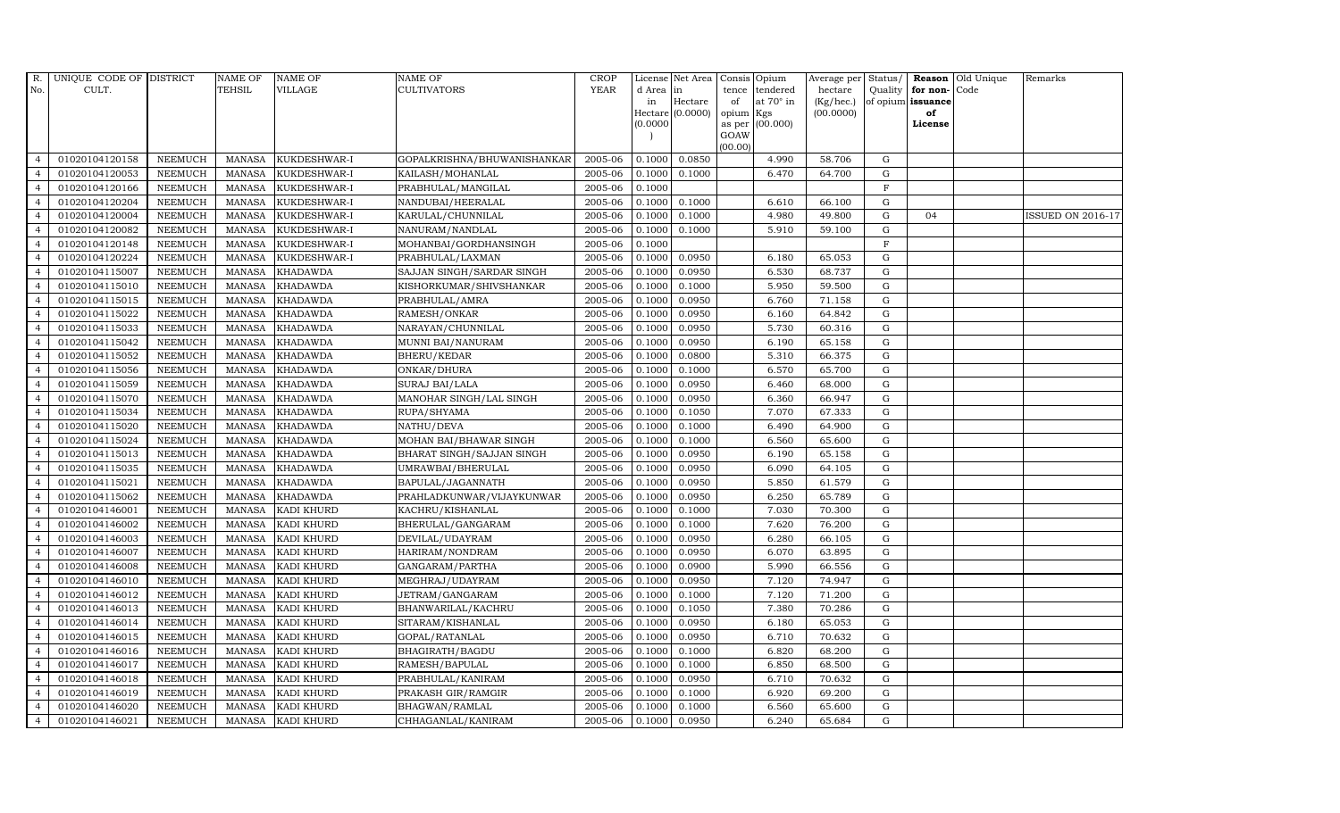| R. No. | UNIQUE CODE OF CULT. | DISTRICT | NAME OF TEHSIL | NAME OF VILLAGE | NAME OF CULTIVATORS | CROP YEAR | License d Area in Hectare (0.0000) | Net Area in Hectare (0.0000) | Consis tence of opium as per GOAW (00.00) | Opium tendered at 70° in Kgs (00.000) | Average per hectare (Kg/hec.) (00.0000) | Status/ Quality of opium | Reason for non-issuance of License | Old Unique Code | Remarks |
|---|---|---|---|---|---|---|---|---|---|---|---|---|---|---|---|
| 4 | 01020104120158 | NEEMUCH | MANASA | KUKDESHWAR-I | GOPALKRISHNA/BHUWANISHANKAR | 2005-06 | 0.1000 | 0.0850 | | 4.990 | 58.706 | G | | | |
| 4 | 01020104120053 | NEEMUCH | MANASA | KUKDESHWAR-I | KAILASH/MOHANLAL | 2005-06 | 0.1000 | 0.1000 | | 6.470 | 64.700 | G | | | |
| 4 | 01020104120166 | NEEMUCH | MANASA | KUKDESHWAR-I | PRABHULAL/MANGILAL | 2005-06 | 0.1000 | | | | | F | | | |
| 4 | 01020104120204 | NEEMUCH | MANASA | KUKDESHWAR-I | NANDUBAI/HEERALAL | 2005-06 | 0.1000 | 0.1000 | | 6.610 | 66.100 | G | | | |
| 4 | 01020104120004 | NEEMUCH | MANASA | KUKDESHWAR-I | KARULAL/CHUNNILAL | 2005-06 | 0.1000 | 0.1000 | | 4.980 | 49.800 | G | 04 | | ISSUED ON 2016-17 |
| 4 | 01020104120082 | NEEMUCH | MANASA | KUKDESHWAR-I | NANURAM/NANDLAL | 2005-06 | 0.1000 | 0.1000 | | 5.910 | 59.100 | G | | | |
| 4 | 01020104120148 | NEEMUCH | MANASA | KUKDESHWAR-I | MOHANBAI/GORDHANSINGH | 2005-06 | 0.1000 | | | | | F | | | |
| 4 | 01020104120224 | NEEMUCH | MANASA | KUKDESHWAR-I | PRABHULAL/LAXMAN | 2005-06 | 0.1000 | 0.0950 | | 6.180 | 65.053 | G | | | |
| 4 | 01020104115007 | NEEMUCH | MANASA | KHADAWDA | SAJJAN SINGH/SARDAR SINGH | 2005-06 | 0.1000 | 0.0950 | | 6.530 | 68.737 | G | | | |
| 4 | 01020104115010 | NEEMUCH | MANASA | KHADAWDA | KISHORKUMAR/SHIVSHANKAR | 2005-06 | 0.1000 | 0.1000 | | 5.950 | 59.500 | G | | | |
| 4 | 01020104115015 | NEEMUCH | MANASA | KHADAWDA | PRABHULAL/AMRA | 2005-06 | 0.1000 | 0.0950 | | 6.760 | 71.158 | G | | | |
| 4 | 01020104115022 | NEEMUCH | MANASA | KHADAWDA | RAMESH/ONKAR | 2005-06 | 0.1000 | 0.0950 | | 6.160 | 64.842 | G | | | |
| 4 | 01020104115033 | NEEMUCH | MANASA | KHADAWDA | NARAYAN/CHUNNILAL | 2005-06 | 0.1000 | 0.0950 | | 5.730 | 60.316 | G | | | |
| 4 | 01020104115042 | NEEMUCH | MANASA | KHADAWDA | MUNNI BAI/NANURAM | 2005-06 | 0.1000 | 0.0950 | | 6.190 | 65.158 | G | | | |
| 4 | 01020104115052 | NEEMUCH | MANASA | KHADAWDA | BHERU/KEDAR | 2005-06 | 0.1000 | 0.0800 | | 5.310 | 66.375 | G | | | |
| 4 | 01020104115056 | NEEMUCH | MANASA | KHADAWDA | ONKAR/DHURA | 2005-06 | 0.1000 | 0.1000 | | 6.570 | 65.700 | G | | | |
| 4 | 01020104115059 | NEEMUCH | MANASA | KHADAWDA | SURAJ BAI/LALA | 2005-06 | 0.1000 | 0.0950 | | 6.460 | 68.000 | G | | | |
| 4 | 01020104115070 | NEEMUCH | MANASA | KHADAWDA | MANOHAR SINGH/LAL SINGH | 2005-06 | 0.1000 | 0.0950 | | 6.360 | 66.947 | G | | | |
| 4 | 01020104115034 | NEEMUCH | MANASA | KHADAWDA | RUPA/SHYAMA | 2005-06 | 0.1000 | 0.1050 | | 7.070 | 67.333 | G | | | |
| 4 | 01020104115020 | NEEMUCH | MANASA | KHADAWDA | NATHU/DEVA | 2005-06 | 0.1000 | 0.1000 | | 6.490 | 64.900 | G | | | |
| 4 | 01020104115024 | NEEMUCH | MANASA | KHADAWDA | MOHAN BAI/BHAWAR SINGH | 2005-06 | 0.1000 | 0.1000 | | 6.560 | 65.600 | G | | | |
| 4 | 01020104115013 | NEEMUCH | MANASA | KHADAWDA | BHARAT SINGH/SAJJAN SINGH | 2005-06 | 0.1000 | 0.0950 | | 6.190 | 65.158 | G | | | |
| 4 | 01020104115035 | NEEMUCH | MANASA | KHADAWDA | UMRAWBAI/BHERULAL | 2005-06 | 0.1000 | 0.0950 | | 6.090 | 64.105 | G | | | |
| 4 | 01020104115021 | NEEMUCH | MANASA | KHADAWDA | BAPULAL/JAGANNATH | 2005-06 | 0.1000 | 0.0950 | | 5.850 | 61.579 | G | | | |
| 4 | 01020104115062 | NEEMUCH | MANASA | KHADAWDA | PRAHLADKUNWAR/VIJAYKUNWAR | 2005-06 | 0.1000 | 0.0950 | | 6.250 | 65.789 | G | | | |
| 4 | 01020104146001 | NEEMUCH | MANASA | KADI KHURD | KACHRU/KISHANLAL | 2005-06 | 0.1000 | 0.1000 | | 7.030 | 70.300 | G | | | |
| 4 | 01020104146002 | NEEMUCH | MANASA | KADI KHURD | BHERULAL/GANGARAM | 2005-06 | 0.1000 | 0.1000 | | 7.620 | 76.200 | G | | | |
| 4 | 01020104146003 | NEEMUCH | MANASA | KADI KHURD | DEVILAL/UDAYRAM | 2005-06 | 0.1000 | 0.0950 | | 6.280 | 66.105 | G | | | |
| 4 | 01020104146007 | NEEMUCH | MANASA | KADI KHURD | HARIRAM/NONDRAM | 2005-06 | 0.1000 | 0.0950 | | 6.070 | 63.895 | G | | | |
| 4 | 01020104146008 | NEEMUCH | MANASA | KADI KHURD | GANGARAM/PARTHA | 2005-06 | 0.1000 | 0.0900 | | 5.990 | 66.556 | G | | | |
| 4 | 01020104146010 | NEEMUCH | MANASA | KADI KHURD | MEGHRAJ/UDAYRAM | 2005-06 | 0.1000 | 0.0950 | | 7.120 | 74.947 | G | | | |
| 4 | 01020104146012 | NEEMUCH | MANASA | KADI KHURD | JETRAM/GANGARAM | 2005-06 | 0.1000 | 0.1000 | | 7.120 | 71.200 | G | | | |
| 4 | 01020104146013 | NEEMUCH | MANASA | KADI KHURD | BHANWARILAL/KACHRU | 2005-06 | 0.1000 | 0.1050 | | 7.380 | 70.286 | G | | | |
| 4 | 01020104146014 | NEEMUCH | MANASA | KADI KHURD | SITARAM/KISHANLAL | 2005-06 | 0.1000 | 0.0950 | | 6.180 | 65.053 | G | | | |
| 4 | 01020104146015 | NEEMUCH | MANASA | KADI KHURD | GOPAL/RATANLAL | 2005-06 | 0.1000 | 0.0950 | | 6.710 | 70.632 | G | | | |
| 4 | 01020104146016 | NEEMUCH | MANASA | KADI KHURD | BHAGIRATH/BAGDU | 2005-06 | 0.1000 | 0.1000 | | 6.820 | 68.200 | G | | | |
| 4 | 01020104146017 | NEEMUCH | MANASA | KADI KHURD | RAMESH/BAPULAL | 2005-06 | 0.1000 | 0.1000 | | 6.850 | 68.500 | G | | | |
| 4 | 01020104146018 | NEEMUCH | MANASA | KADI KHURD | PRABHULAL/KANIRAM | 2005-06 | 0.1000 | 0.0950 | | 6.710 | 70.632 | G | | | |
| 4 | 01020104146019 | NEEMUCH | MANASA | KADI KHURD | PRAKASH GIR/RAMGIR | 2005-06 | 0.1000 | 0.1000 | | 6.920 | 69.200 | G | | | |
| 4 | 01020104146020 | NEEMUCH | MANASA | KADI KHURD | BHAGWAN/RAMLAL | 2005-06 | 0.1000 | 0.1000 | | 6.560 | 65.600 | G | | | |
| 4 | 01020104146021 | NEEMUCH | MANASA | KADI KHURD | CHHAGANLAL/KANIRAM | 2005-06 | 0.1000 | 0.0950 | | 6.240 | 65.684 | G | | | |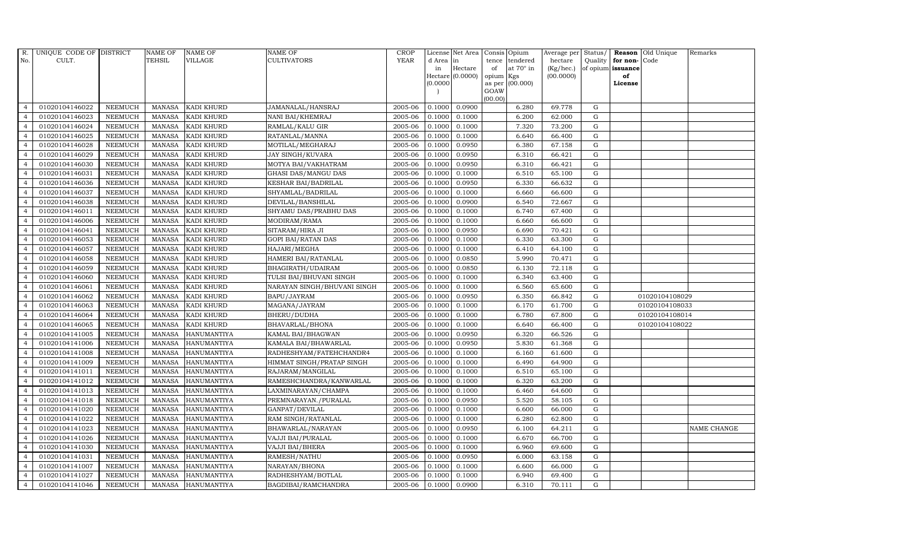| R. No. | UNIQUE CODE OF CULT. | DISTRICT | NAME OF TEHSIL | NAME OF VILLAGE | NAME OF CULTIVATORS | CROP YEAR | License d Area in Hectare (0.0000) | Net Area in Hectare (0.0000) | Consis tence of opium as per GOAW (00.00) | Opium tendered at 70° in Kgs (00.000) | Average per hectare (Kg/hec.) (00.0000) | Status/ Quality of opium | Reason for non-issuance of License | Old Unique Code | Remarks |
|---|---|---|---|---|---|---|---|---|---|---|---|---|---|---|---|
| 4 | 01020104146022 | NEEMUCH | MANASA | KADI KHURD | JAMANALAL/HANSRAJ | 2005-06 | 0.1000 | 0.0900 | | 6.280 | 69.778 | G | | | |
| 4 | 01020104146023 | NEEMUCH | MANASA | KADI KHURD | NANI BAI/KHEMRAJ | 2005-06 | 0.1000 | 0.1000 | | 6.200 | 62.000 | G | | | |
| 4 | 01020104146024 | NEEMUCH | MANASA | KADI KHURD | RAMLAL/KALU GIR | 2005-06 | 0.1000 | 0.1000 | | 7.320 | 73.200 | G | | | |
| 4 | 01020104146025 | NEEMUCH | MANASA | KADI KHURD | RATANLAL/MANNA | 2005-06 | 0.1000 | 0.1000 | | 6.640 | 66.400 | G | | | |
| 4 | 01020104146028 | NEEMUCH | MANASA | KADI KHURD | MOTILAL/MEGHARAJ | 2005-06 | 0.1000 | 0.0950 | | 6.380 | 67.158 | G | | | |
| 4 | 01020104146029 | NEEMUCH | MANASA | KADI KHURD | JAY SINGH/KUVARA | 2005-06 | 0.1000 | 0.0950 | | 6.310 | 66.421 | G | | | |
| 4 | 01020104146030 | NEEMUCH | MANASA | KADI KHURD | MOTYA BAI/VAKHATRAM | 2005-06 | 0.1000 | 0.0950 | | 6.310 | 66.421 | G | | | |
| 4 | 01020104146031 | NEEMUCH | MANASA | KADI KHURD | GHASI DAS/MANGU DAS | 2005-06 | 0.1000 | 0.1000 | | 6.510 | 65.100 | G | | | |
| 4 | 01020104146036 | NEEMUCH | MANASA | KADI KHURD | KESHAR BAI/BADRILAL | 2005-06 | 0.1000 | 0.0950 | | 6.330 | 66.632 | G | | | |
| 4 | 01020104146037 | NEEMUCH | MANASA | KADI KHURD | SHYAMLAL/BADRILAL | 2005-06 | 0.1000 | 0.1000 | | 6.660 | 66.600 | G | | | |
| 4 | 01020104146038 | NEEMUCH | MANASA | KADI KHURD | DEVILAL/BANSHILAL | 2005-06 | 0.1000 | 0.0900 | | 6.540 | 72.667 | G | | | |
| 4 | 01020104146011 | NEEMUCH | MANASA | KADI KHURD | SHYAMU DAS/PRABHU DAS | 2005-06 | 0.1000 | 0.1000 | | 6.740 | 67.400 | G | | | |
| 4 | 01020104146006 | NEEMUCH | MANASA | KADI KHURD | MODIRAM/RAMA | 2005-06 | 0.1000 | 0.1000 | | 6.660 | 66.600 | G | | | |
| 4 | 01020104146041 | NEEMUCH | MANASA | KADI KHURD | SITARAM/HIRA JI | 2005-06 | 0.1000 | 0.0950 | | 6.690 | 70.421 | G | | | |
| 4 | 01020104146053 | NEEMUCH | MANASA | KADI KHURD | GOPI BAI/RATAN DAS | 2005-06 | 0.1000 | 0.1000 | | 6.330 | 63.300 | G | | | |
| 4 | 01020104146057 | NEEMUCH | MANASA | KADI KHURD | HAJARI/MEGHA | 2005-06 | 0.1000 | 0.1000 | | 6.410 | 64.100 | G | | | |
| 4 | 01020104146058 | NEEMUCH | MANASA | KADI KHURD | HAMERI BAI/RATANLAL | 2005-06 | 0.1000 | 0.0850 | | 5.990 | 70.471 | G | | | |
| 4 | 01020104146059 | NEEMUCH | MANASA | KADI KHURD | BHAGIRATH/UDAIRAM | 2005-06 | 0.1000 | 0.0850 | | 6.130 | 72.118 | G | | | |
| 4 | 01020104146060 | NEEMUCH | MANASA | KADI KHURD | TULSI BAI/BHUVANI SINGH | 2005-06 | 0.1000 | 0.1000 | | 6.340 | 63.400 | G | | | |
| 4 | 01020104146061 | NEEMUCH | MANASA | KADI KHURD | NARAYAN SINGH/BHUVANI SINGH | 2005-06 | 0.1000 | 0.1000 | | 6.560 | 65.600 | G | | | |
| 4 | 01020104146062 | NEEMUCH | MANASA | KADI KHURD | BAPU/JAYRAM | 2005-06 | 0.1000 | 0.0950 | | 6.350 | 66.842 | G | | 01020104108029 | |
| 4 | 01020104146063 | NEEMUCH | MANASA | KADI KHURD | MAGANA/JAYRAM | 2005-06 | 0.1000 | 0.1000 | | 6.170 | 61.700 | G | | 01020104108033 | |
| 4 | 01020104146064 | NEEMUCH | MANASA | KADI KHURD | BHERU/DUDHA | 2005-06 | 0.1000 | 0.1000 | | 6.780 | 67.800 | G | | 01020104108014 | |
| 4 | 01020104146065 | NEEMUCH | MANASA | KADI KHURD | BHAVARLAL/BHONA | 2005-06 | 0.1000 | 0.1000 | | 6.640 | 66.400 | G | | 01020104108022 | |
| 4 | 01020104141005 | NEEMUCH | MANASA | HANUMANTIYA | KAMAL BAI/BHAGWAN | 2005-06 | 0.1000 | 0.0950 | | 6.320 | 66.526 | G | | | |
| 4 | 01020104141006 | NEEMUCH | MANASA | HANUMANTIYA | KAMALA BAI/BHAWARLAL | 2005-06 | 0.1000 | 0.0950 | | 5.830 | 61.368 | G | | | |
| 4 | 01020104141008 | NEEMUCH | MANASA | HANUMANTIYA | RADHESHYAM/FATEHCHANDR4 | 2005-06 | 0.1000 | 0.1000 | | 6.160 | 61.600 | G | | | |
| 4 | 01020104141009 | NEEMUCH | MANASA | HANUMANTIYA | HIMMAT SINGH/PRATAP SINGH | 2005-06 | 0.1000 | 0.1000 | | 6.490 | 64.900 | G | | | |
| 4 | 01020104141011 | NEEMUCH | MANASA | HANUMANTIYA | RAJARAM/MANGILAL | 2005-06 | 0.1000 | 0.1000 | | 6.510 | 65.100 | G | | | |
| 4 | 01020104141012 | NEEMUCH | MANASA | HANUMANTIYA | RAMESHCHANDRA/KANWARLAL | 2005-06 | 0.1000 | 0.1000 | | 6.320 | 63.200 | G | | | |
| 4 | 01020104141013 | NEEMUCH | MANASA | HANUMANTIYA | LAXMINARAYAN/CHAMPA | 2005-06 | 0.1000 | 0.1000 | | 6.460 | 64.600 | G | | | |
| 4 | 01020104141018 | NEEMUCH | MANASA | HANUMANTIYA | PREMNARAYAN./PURALAL | 2005-06 | 0.1000 | 0.0950 | | 5.520 | 58.105 | G | | | |
| 4 | 01020104141020 | NEEMUCH | MANASA | HANUMANTIYA | GANPAT/DEVILAL | 2005-06 | 0.1000 | 0.1000 | | 6.600 | 66.000 | G | | | |
| 4 | 01020104141022 | NEEMUCH | MANASA | HANUMANTIYA | RAM SINGH/RATANLAL | 2005-06 | 0.1000 | 0.1000 | | 6.280 | 62.800 | G | | | |
| 4 | 01020104141023 | NEEMUCH | MANASA | HANUMANTIYA | BHAWARLAL/NARAYAN | 2005-06 | 0.1000 | 0.0950 | | 6.100 | 64.211 | G | | | NAME CHANGE |
| 4 | 01020104141026 | NEEMUCH | MANASA | HANUMANTIYA | VAJJI BAI/PURALAL | 2005-06 | 0.1000 | 0.1000 | | 6.670 | 66.700 | G | | | |
| 4 | 01020104141030 | NEEMUCH | MANASA | HANUMANTIYA | VAJJI BAI/BHERA | 2005-06 | 0.1000 | 0.1000 | | 6.960 | 69.600 | G | | | |
| 4 | 01020104141031 | NEEMUCH | MANASA | HANUMANTIYA | RAMESH/NATHU | 2005-06 | 0.1000 | 0.0950 | | 6.000 | 63.158 | G | | | |
| 4 | 01020104141007 | NEEMUCH | MANASA | HANUMANTIYA | NARAYAN/BHONA | 2005-06 | 0.1000 | 0.1000 | | 6.600 | 66.000 | G | | | |
| 4 | 01020104141027 | NEEMUCH | MANASA | HANUMANTIYA | RADHESHYAM/BOTLAL | 2005-06 | 0.1000 | 0.1000 | | 6.940 | 69.400 | G | | | |
| 4 | 01020104141046 | NEEMUCH | MANASA | HANUMANTIYA | BAGDIBAI/RAMCHANDRA | 2005-06 | 0.1000 | 0.0900 | | 6.310 | 70.111 | G | | | |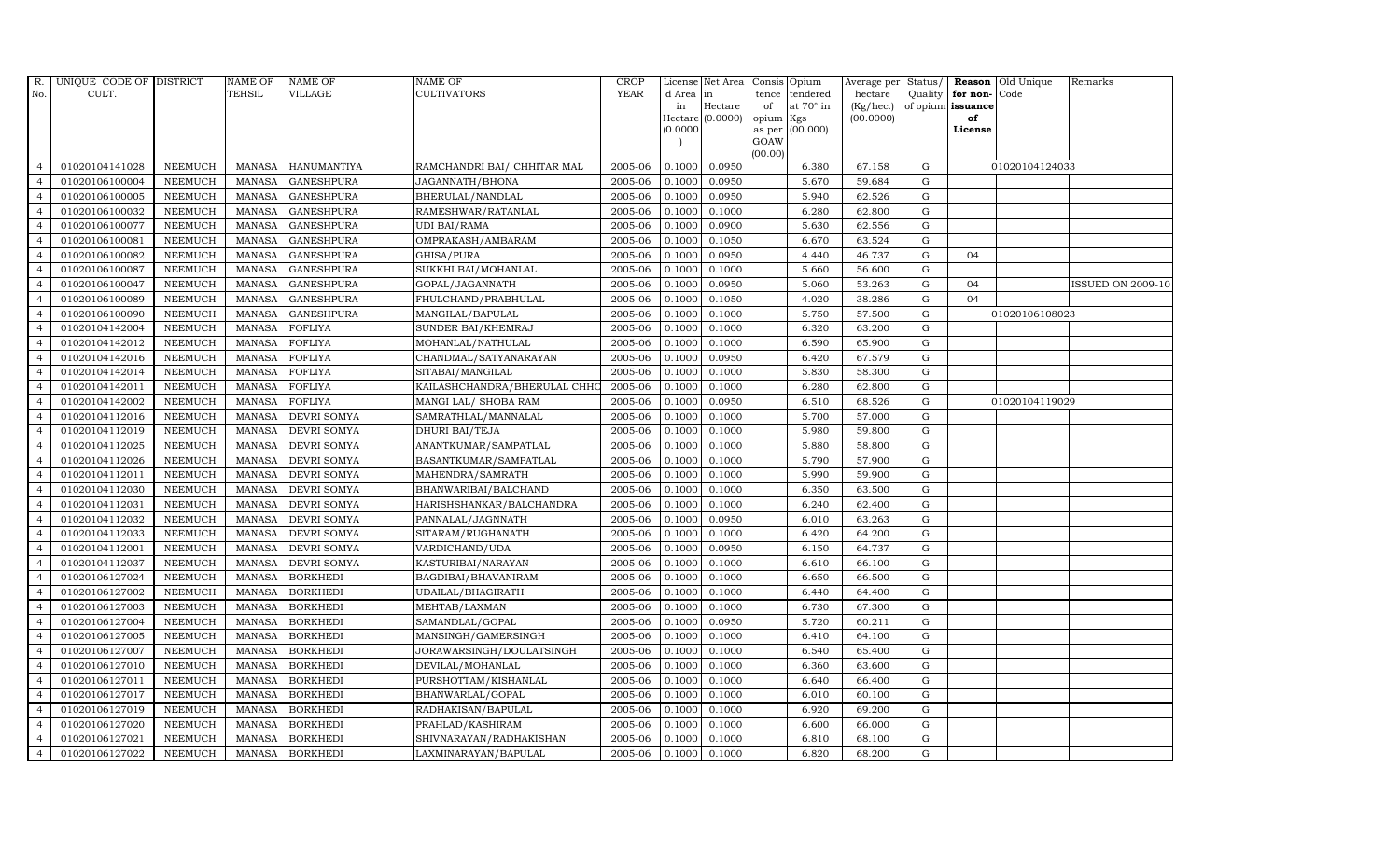| R. No. | UNIQUE CODE OF CULT. | DISTRICT | NAME OF TEHSIL | NAME OF VILLAGE | NAME OF CULTIVATORS | CROP YEAR | License d Area in Hectare (0.0000) | Net Area in Hectare (0.0000) | Consis tence of opium as per GOAW (00.00) | Opium tendered at 70° in Kgs (00.000) | Average per hectare (Kg/hec.) (00.0000) | Status/ Quality of opium | Reason for non-issuance of License | Old Unique Code | Remarks |
|---|---|---|---|---|---|---|---|---|---|---|---|---|---|---|---|
| 4 | 01020104141028 | NEEMUCH | MANASA | HANUMANTIYA | RAMCHANDRI BAI/ CHHITAR MAL | 2005-06 | 0.1000 | 0.0950 | | 6.380 | 67.158 | G | | 01020104124033 | |
| 4 | 01020106100004 | NEEMUCH | MANASA | GANESHPURA | JAGANNATH/BHONA | 2005-06 | 0.1000 | 0.0950 | | 5.670 | 59.684 | G | | | |
| 4 | 01020106100005 | NEEMUCH | MANASA | GANESHPURA | BHERULAL/NANDLAL | 2005-06 | 0.1000 | 0.0950 | | 5.940 | 62.526 | G | | | |
| 4 | 01020106100032 | NEEMUCH | MANASA | GANESHPURA | RAMESHWAR/RATANLAL | 2005-06 | 0.1000 | 0.1000 | | 6.280 | 62.800 | G | | | |
| 4 | 01020106100077 | NEEMUCH | MANASA | GANESHPURA | UDI BAI/RAMA | 2005-06 | 0.1000 | 0.0900 | | 5.630 | 62.556 | G | | | |
| 4 | 01020106100081 | NEEMUCH | MANASA | GANESHPURA | OMPRAKASH/AMBARAM | 2005-06 | 0.1000 | 0.1050 | | 6.670 | 63.524 | G | | | |
| 4 | 01020106100082 | NEEMUCH | MANASA | GANESHPURA | GHISA/PURA | 2005-06 | 0.1000 | 0.0950 | | 4.440 | 46.737 | G | 04 | | |
| 4 | 01020106100087 | NEEMUCH | MANASA | GANESHPURA | SUKKHI BAI/MOHANLAL | 2005-06 | 0.1000 | 0.1000 | | 5.660 | 56.600 | G | | | |
| 4 | 01020106100047 | NEEMUCH | MANASA | GANESHPURA | GOPAL/JAGANNATH | 2005-06 | 0.1000 | 0.0950 | | 5.060 | 53.263 | G | 04 | | ISSUED ON 2009-10 |
| 4 | 01020106100089 | NEEMUCH | MANASA | GANESHPURA | FHULCHAND/PRABHULAL | 2005-06 | 0.1000 | 0.1050 | | 4.020 | 38.286 | G | 04 | | |
| 4 | 01020106100090 | NEEMUCH | MANASA | GANESHPURA | MANGILAL/BAPULAL | 2005-06 | 0.1000 | 0.1000 | | 5.750 | 57.500 | G | | 01020106108023 | |
| 4 | 01020104142004 | NEEMUCH | MANASA | FOFLIYA | SUNDER BAI/KHEMRAJ | 2005-06 | 0.1000 | 0.1000 | | 6.320 | 63.200 | G | | | |
| 4 | 01020104142012 | NEEMUCH | MANASA | FOFLIYA | MOHANLAL/NATHULAL | 2005-06 | 0.1000 | 0.1000 | | 6.590 | 65.900 | G | | | |
| 4 | 01020104142016 | NEEMUCH | MANASA | FOFLIYA | CHANDMAL/SATYANARAYAN | 2005-06 | 0.1000 | 0.0950 | | 6.420 | 67.579 | G | | | |
| 4 | 01020104142014 | NEEMUCH | MANASA | FOFLIYA | SITABAI/MANGILAL | 2005-06 | 0.1000 | 0.1000 | | 5.830 | 58.300 | G | | | |
| 4 | 01020104142011 | NEEMUCH | MANASA | FOFLIYA | KAILASHCHANDRA/BHERULAL CHHO | 2005-06 | 0.1000 | 0.1000 | | 6.280 | 62.800 | G | | | |
| 4 | 01020104142002 | NEEMUCH | MANASA | FOFLIYA | MANGI LAL/ SHOBA RAM | 2005-06 | 0.1000 | 0.0950 | | 6.510 | 68.526 | G | | 01020104119029 | |
| 4 | 01020104112016 | NEEMUCH | MANASA | DEVRI SOMYA | SAMRATHLAL/MANNALAL | 2005-06 | 0.1000 | 0.1000 | | 5.700 | 57.000 | G | | | |
| 4 | 01020104112019 | NEEMUCH | MANASA | DEVRI SOMYA | DHURI BAI/TEJA | 2005-06 | 0.1000 | 0.1000 | | 5.980 | 59.800 | G | | | |
| 4 | 01020104112025 | NEEMUCH | MANASA | DEVRI SOMYA | ANANTKUMAR/SAMPATLAL | 2005-06 | 0.1000 | 0.1000 | | 5.880 | 58.800 | G | | | |
| 4 | 01020104112026 | NEEMUCH | MANASA | DEVRI SOMYA | BASANTKUMAR/SAMPATLAL | 2005-06 | 0.1000 | 0.1000 | | 5.790 | 57.900 | G | | | |
| 4 | 01020104112011 | NEEMUCH | MANASA | DEVRI SOMYA | MAHENDRA/SAMRATH | 2005-06 | 0.1000 | 0.1000 | | 5.990 | 59.900 | G | | | |
| 4 | 01020104112030 | NEEMUCH | MANASA | DEVRI SOMYA | BHANWARIBAI/BALCHAND | 2005-06 | 0.1000 | 0.1000 | | 6.350 | 63.500 | G | | | |
| 4 | 01020104112031 | NEEMUCH | MANASA | DEVRI SOMYA | HARISHSHANKAR/BALCHANDRA | 2005-06 | 0.1000 | 0.1000 | | 6.240 | 62.400 | G | | | |
| 4 | 01020104112032 | NEEMUCH | MANASA | DEVRI SOMYA | PANNALAL/JAGNNATH | 2005-06 | 0.1000 | 0.0950 | | 6.010 | 63.263 | G | | | |
| 4 | 01020104112033 | NEEMUCH | MANASA | DEVRI SOMYA | SITARAM/RUGHANATH | 2005-06 | 0.1000 | 0.1000 | | 6.420 | 64.200 | G | | | |
| 4 | 01020104112001 | NEEMUCH | MANASA | DEVRI SOMYA | VARDICHAND/UDA | 2005-06 | 0.1000 | 0.0950 | | 6.150 | 64.737 | G | | | |
| 4 | 01020104112037 | NEEMUCH | MANASA | DEVRI SOMYA | KASTURIBAI/NARAYAN | 2005-06 | 0.1000 | 0.1000 | | 6.610 | 66.100 | G | | | |
| 4 | 01020106127024 | NEEMUCH | MANASA | BORKHEDI | BAGDIBAI/BHAVANIRAM | 2005-06 | 0.1000 | 0.1000 | | 6.650 | 66.500 | G | | | |
| 4 | 01020106127002 | NEEMUCH | MANASA | BORKHEDI | UDAILAL/BHAGIRATH | 2005-06 | 0.1000 | 0.1000 | | 6.440 | 64.400 | G | | | |
| 4 | 01020106127003 | NEEMUCH | MANASA | BORKHEDI | MEHTAB/LAXMAN | 2005-06 | 0.1000 | 0.1000 | | 6.730 | 67.300 | G | | | |
| 4 | 01020106127004 | NEEMUCH | MANASA | BORKHEDI | SAMANDLAL/GOPAL | 2005-06 | 0.1000 | 0.0950 | | 5.720 | 60.211 | G | | | |
| 4 | 01020106127005 | NEEMUCH | MANASA | BORKHEDI | MANSINGH/GAMERSINGH | 2005-06 | 0.1000 | 0.1000 | | 6.410 | 64.100 | G | | | |
| 4 | 01020106127007 | NEEMUCH | MANASA | BORKHEDI | JORAWARSINGH/DOULATSINGH | 2005-06 | 0.1000 | 0.1000 | | 6.540 | 65.400 | G | | | |
| 4 | 01020106127010 | NEEMUCH | MANASA | BORKHEDI | DEVILAL/MOHANLAL | 2005-06 | 0.1000 | 0.1000 | | 6.360 | 63.600 | G | | | |
| 4 | 01020106127011 | NEEMUCH | MANASA | BORKHEDI | PURSHOTTAM/KISHANLAL | 2005-06 | 0.1000 | 0.1000 | | 6.640 | 66.400 | G | | | |
| 4 | 01020106127017 | NEEMUCH | MANASA | BORKHEDI | BHANWARLAL/GOPAL | 2005-06 | 0.1000 | 0.1000 | | 6.010 | 60.100 | G | | | |
| 4 | 01020106127019 | NEEMUCH | MANASA | BORKHEDI | RADHAKISAN/BAPULAL | 2005-06 | 0.1000 | 0.1000 | | 6.920 | 69.200 | G | | | |
| 4 | 01020106127020 | NEEMUCH | MANASA | BORKHEDI | PRAHLAD/KASHIRAM | 2005-06 | 0.1000 | 0.1000 | | 6.600 | 66.000 | G | | | |
| 4 | 01020106127021 | NEEMUCH | MANASA | BORKHEDI | SHIVNARAYAN/RADHAKISHAN | 2005-06 | 0.1000 | 0.1000 | | 6.810 | 68.100 | G | | | |
| 4 | 01020106127022 | NEEMUCH | MANASA | BORKHEDI | LAXMINARAYAN/BAPULAL | 2005-06 | 0.1000 | 0.1000 | | 6.820 | 68.200 | G | | | |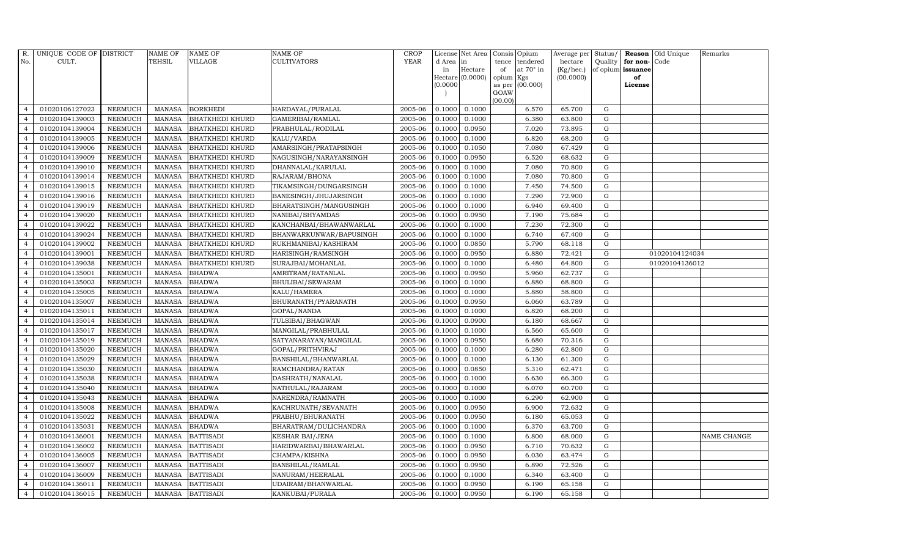| R. No. | UNIQUE CODE OF CULT. | DISTRICT | NAME OF TEHSIL | NAME OF VILLAGE | NAME OF CULTIVATORS | CROP YEAR | License d Area in Hectare (0.0000) | Net Area in Hectare (0.0000) | Consis tence of opium as per GOAW (00.00) | Opium tendered at 70° in Kgs (00.000) | Average per hectare (Kg/hec.) (00.0000) | Status/ Quality of opium | Reason for non-issuance of License | Old Unique Code | Remarks |
|---|---|---|---|---|---|---|---|---|---|---|---|---|---|---|---|
| 4 | 01020106127023 | NEEMUCH | MANASA | BORKHEDI | HARDAYAL/PURALAL | 2005-06 | 0.1000 | 0.1000 | | 6.570 | 65.700 | G | | | |
| 4 | 01020104139003 | NEEMUCH | MANASA | BHATKHEDI KHURD | GAMERIBAI/RAMLAL | 2005-06 | 0.1000 | 0.1000 | | 6.380 | 63.800 | G | | | |
| 4 | 01020104139004 | NEEMUCH | MANASA | BHATKHEDI KHURD | PRABHULAL/RODILAL | 2005-06 | 0.1000 | 0.0950 | | 7.020 | 73.895 | G | | | |
| 4 | 01020104139005 | NEEMUCH | MANASA | BHATKHEDI KHURD | KALU/VARDA | 2005-06 | 0.1000 | 0.1000 | | 6.820 | 68.200 | G | | | |
| 4 | 01020104139006 | NEEMUCH | MANASA | BHATKHEDI KHURD | AMARSINGH/PRATAPSINGH | 2005-06 | 0.1000 | 0.1050 | | 7.080 | 67.429 | G | | | |
| 4 | 01020104139009 | NEEMUCH | MANASA | BHATKHEDI KHURD | NAGUSINGH/NARAYANSINGH | 2005-06 | 0.1000 | 0.0950 | | 6.520 | 68.632 | G | | | |
| 4 | 01020104139010 | NEEMUCH | MANASA | BHATKHEDI KHURD | DHANNALAL/KARULAL | 2005-06 | 0.1000 | 0.1000 | | 7.080 | 70.800 | G | | | |
| 4 | 01020104139014 | NEEMUCH | MANASA | BHATKHEDI KHURD | RAJARAM/BHONA | 2005-06 | 0.1000 | 0.1000 | | 7.080 | 70.800 | G | | | |
| 4 | 01020104139015 | NEEMUCH | MANASA | BHATKHEDI KHURD | TIKAMSINGH/DUNGARSINGH | 2005-06 | 0.1000 | 0.1000 | | 7.450 | 74.500 | G | | | |
| 4 | 01020104139016 | NEEMUCH | MANASA | BHATKHEDI KHURD | BANESINGH/JHUJARSINGH | 2005-06 | 0.1000 | 0.1000 | | 7.290 | 72.900 | G | | | |
| 4 | 01020104139019 | NEEMUCH | MANASA | BHATKHEDI KHURD | BHARATSINGH/MANGUSINGH | 2005-06 | 0.1000 | 0.1000 | | 6.940 | 69.400 | G | | | |
| 4 | 01020104139020 | NEEMUCH | MANASA | BHATKHEDI KHURD | NANIBAI/SHYAMDAS | 2005-06 | 0.1000 | 0.0950 | | 7.190 | 75.684 | G | | | |
| 4 | 01020104139022 | NEEMUCH | MANASA | BHATKHEDI KHURD | KANCHANBAI/BHAWANWARLAL | 2005-06 | 0.1000 | 0.1000 | | 7.230 | 72.300 | G | | | |
| 4 | 01020104139024 | NEEMUCH | MANASA | BHATKHEDI KHURD | BHANWARKUNWAR/BAPUSINGH | 2005-06 | 0.1000 | 0.1000 | | 6.740 | 67.400 | G | | | |
| 4 | 01020104139002 | NEEMUCH | MANASA | BHATKHEDI KHURD | RUKHMANIBAI/KASHIRAM | 2005-06 | 0.1000 | 0.0850 | | 5.790 | 68.118 | G | | | |
| 4 | 01020104139001 | NEEMUCH | MANASA | BHATKHEDI KHURD | HARISINGH/RAMSINGH | 2005-06 | 0.1000 | 0.0950 | | 6.880 | 72.421 | G | | 01020104124034 | |
| 4 | 01020104139038 | NEEMUCH | MANASA | BHATKHEDI KHURD | SURAJBAI/MOHANLAL | 2005-06 | 0.1000 | 0.1000 | | 6.480 | 64.800 | G | | 01020104136012 | |
| 4 | 01020104135001 | NEEMUCH | MANASA | BHADWA | AMRITRAM/RATANLAL | 2005-06 | 0.1000 | 0.0950 | | 5.960 | 62.737 | G | | | |
| 4 | 01020104135003 | NEEMUCH | MANASA | BHADWA | BHULIBAI/SEWARAM | 2005-06 | 0.1000 | 0.1000 | | 6.880 | 68.800 | G | | | |
| 4 | 01020104135005 | NEEMUCH | MANASA | BHADWA | KALU/HAMERA | 2005-06 | 0.1000 | 0.1000 | | 5.880 | 58.800 | G | | | |
| 4 | 01020104135007 | NEEMUCH | MANASA | BHADWA | BHURANATH/PYARANATH | 2005-06 | 0.1000 | 0.0950 | | 6.060 | 63.789 | G | | | |
| 4 | 01020104135011 | NEEMUCH | MANASA | BHADWA | GOPAL/NANDA | 2005-06 | 0.1000 | 0.1000 | | 6.820 | 68.200 | G | | | |
| 4 | 01020104135014 | NEEMUCH | MANASA | BHADWA | TULSIBAI/BHAGWAN | 2005-06 | 0.1000 | 0.0900 | | 6.180 | 68.667 | G | | | |
| 4 | 01020104135017 | NEEMUCH | MANASA | BHADWA | MANGILAL/PRABHULAL | 2005-06 | 0.1000 | 0.1000 | | 6.560 | 65.600 | G | | | |
| 4 | 01020104135019 | NEEMUCH | MANASA | BHADWA | SATYANARAYAN/MANGILAL | 2005-06 | 0.1000 | 0.0950 | | 6.680 | 70.316 | G | | | |
| 4 | 01020104135020 | NEEMUCH | MANASA | BHADWA | GOPAL/PRITHVIRAJ | 2005-06 | 0.1000 | 0.1000 | | 6.280 | 62.800 | G | | | |
| 4 | 01020104135029 | NEEMUCH | MANASA | BHADWA | BANSHILAL/BHANWARLAL | 2005-06 | 0.1000 | 0.1000 | | 6.130 | 61.300 | G | | | |
| 4 | 01020104135030 | NEEMUCH | MANASA | BHADWA | RAMCHANDRA/RATAN | 2005-06 | 0.1000 | 0.0850 | | 5.310 | 62.471 | G | | | |
| 4 | 01020104135038 | NEEMUCH | MANASA | BHADWA | DASHRATH/NANALAL | 2005-06 | 0.1000 | 0.1000 | | 6.630 | 66.300 | G | | | |
| 4 | 01020104135040 | NEEMUCH | MANASA | BHADWA | NATHULAL/RAJARAM | 2005-06 | 0.1000 | 0.1000 | | 6.070 | 60.700 | G | | | |
| 4 | 01020104135043 | NEEMUCH | MANASA | BHADWA | NARENDRA/RAMNATH | 2005-06 | 0.1000 | 0.1000 | | 6.290 | 62.900 | G | | | |
| 4 | 01020104135008 | NEEMUCH | MANASA | BHADWA | KACHRUNATH/SEVANATH | 2005-06 | 0.1000 | 0.0950 | | 6.900 | 72.632 | G | | | |
| 4 | 01020104135022 | NEEMUCH | MANASA | BHADWA | PRABHU/BHURANATH | 2005-06 | 0.1000 | 0.0950 | | 6.180 | 65.053 | G | | | |
| 4 | 01020104135031 | NEEMUCH | MANASA | BHADWA | BHARATRAM/DULICHANDRA | 2005-06 | 0.1000 | 0.1000 | | 6.370 | 63.700 | G | | | |
| 4 | 01020104136001 | NEEMUCH | MANASA | BATTISADI | KESHAR BAI/JENA | 2005-06 | 0.1000 | 0.1000 | | 6.800 | 68.000 | G | | | NAME CHANGE |
| 4 | 01020104136002 | NEEMUCH | MANASA | BATTISADI | HARIDWARBAI/BHAWARLAL | 2005-06 | 0.1000 | 0.0950 | | 6.710 | 70.632 | G | | | |
| 4 | 01020104136005 | NEEMUCH | MANASA | BATTISADI | CHAMPA/KISHNA | 2005-06 | 0.1000 | 0.0950 | | 6.030 | 63.474 | G | | | |
| 4 | 01020104136007 | NEEMUCH | MANASA | BATTISADI | BANSHILAL/RAMLAL | 2005-06 | 0.1000 | 0.0950 | | 6.890 | 72.526 | G | | | |
| 4 | 01020104136009 | NEEMUCH | MANASA | BATTISADI | NANURAM/HEERALAL | 2005-06 | 0.1000 | 0.1000 | | 6.340 | 63.400 | G | | | |
| 4 | 01020104136011 | NEEMUCH | MANASA | BATTISADI | UDAIRAM/BHANWARLAL | 2005-06 | 0.1000 | 0.0950 | | 6.190 | 65.158 | G | | | |
| 4 | 01020104136015 | NEEMUCH | MANASA | BATTISADI | KANKUBAI/PURALA | 2005-06 | 0.1000 | 0.0950 | | 6.190 | 65.158 | G | | | |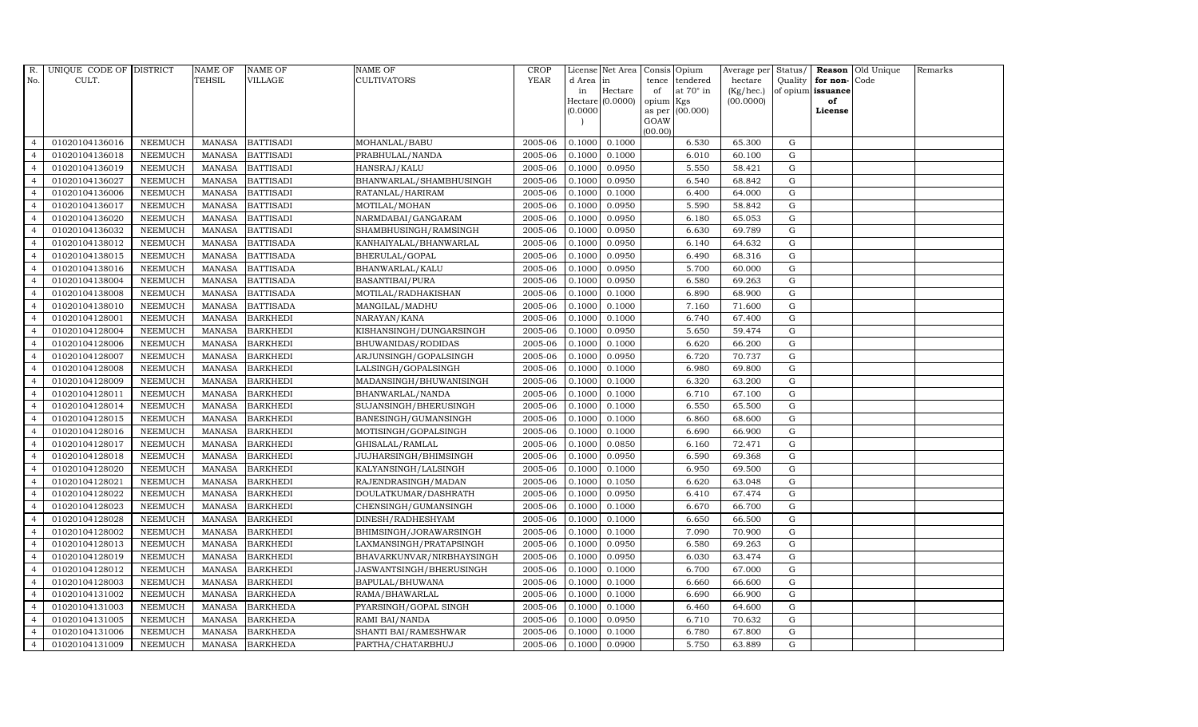| R. No. | UNIQUE CODE OF CULT. | DISTRICT | NAME OF TEHSIL | NAME OF VILLAGE | NAME OF CULTIVATORS | CROP YEAR | License d Area in Hectare (0.0000) | Net Area in Hectare (0.0000) | Consis tence of opium as per GOAW (00.00) | Opium tendered at 70° in Kgs (00.000) | Average per hectare (Kg/hec.) (00.0000) | Status/ Quality of opium | Reason for non-issuance of License | Old Unique Code | Remarks |
|---|---|---|---|---|---|---|---|---|---|---|---|---|---|---|---|
| 4 | 01020104136016 | NEEMUCH | MANASA | BATTISADI | MOHANLAL/BABU | 2005-06 | 0.1000 | 0.1000 | | 6.530 | 65.300 | G | | | |
| 4 | 01020104136018 | NEEMUCH | MANASA | BATTISADI | PRABHULAL/NANDA | 2005-06 | 0.1000 | 0.1000 | | 6.010 | 60.100 | G | | | |
| 4 | 01020104136019 | NEEMUCH | MANASA | BATTISADI | HANSRAJ/KALU | 2005-06 | 0.1000 | 0.0950 | | 5.550 | 58.421 | G | | | |
| 4 | 01020104136027 | NEEMUCH | MANASA | BATTISADI | BHANWARLAL/SHAMBHUSINGH | 2005-06 | 0.1000 | 0.0950 | | 6.540 | 68.842 | G | | | |
| 4 | 01020104136006 | NEEMUCH | MANASA | BATTISADI | RATANLAL/HARIRAM | 2005-06 | 0.1000 | 0.1000 | | 6.400 | 64.000 | G | | | |
| 4 | 01020104136017 | NEEMUCH | MANASA | BATTISADI | MOTILAL/MOHAN | 2005-06 | 0.1000 | 0.0950 | | 5.590 | 58.842 | G | | | |
| 4 | 01020104136020 | NEEMUCH | MANASA | BATTISADI | NARMDABAI/GANGARAM | 2005-06 | 0.1000 | 0.0950 | | 6.180 | 65.053 | G | | | |
| 4 | 01020104136032 | NEEMUCH | MANASA | BATTISADI | SHAMBHUSINGH/RAMSINGH | 2005-06 | 0.1000 | 0.0950 | | 6.630 | 69.789 | G | | | |
| 4 | 01020104138012 | NEEMUCH | MANASA | BATTISADA | KANHAIYALAL/BHANWARLAL | 2005-06 | 0.1000 | 0.0950 | | 6.140 | 64.632 | G | | | |
| 4 | 01020104138015 | NEEMUCH | MANASA | BATTISADA | BHERULAL/GOPAL | 2005-06 | 0.1000 | 0.0950 | | 6.490 | 68.316 | G | | | |
| 4 | 01020104138016 | NEEMUCH | MANASA | BATTISADA | BHANWARLAL/KALU | 2005-06 | 0.1000 | 0.0950 | | 5.700 | 60.000 | G | | | |
| 4 | 01020104138004 | NEEMUCH | MANASA | BATTISADA | BASANTIBAI/PURA | 2005-06 | 0.1000 | 0.0950 | | 6.580 | 69.263 | G | | | |
| 4 | 01020104138008 | NEEMUCH | MANASA | BATTISADA | MOTILAL/RADHAKISHAN | 2005-06 | 0.1000 | 0.1000 | | 6.890 | 68.900 | G | | | |
| 4 | 01020104138010 | NEEMUCH | MANASA | BATTISADA | MANGILAL/MADHU | 2005-06 | 0.1000 | 0.1000 | | 7.160 | 71.600 | G | | | |
| 4 | 01020104128001 | NEEMUCH | MANASA | BARKHEDI | NARAYAN/KANA | 2005-06 | 0.1000 | 0.1000 | | 6.740 | 67.400 | G | | | |
| 4 | 01020104128004 | NEEMUCH | MANASA | BARKHEDI | KISHANSINGH/DUNGARSINGH | 2005-06 | 0.1000 | 0.0950 | | 5.650 | 59.474 | G | | | |
| 4 | 01020104128006 | NEEMUCH | MANASA | BARKHEDI | BHUWANIDAS/RODIDAS | 2005-06 | 0.1000 | 0.1000 | | 6.620 | 66.200 | G | | | |
| 4 | 01020104128007 | NEEMUCH | MANASA | BARKHEDI | ARJUNSINGH/GOPALSINGH | 2005-06 | 0.1000 | 0.0950 | | 6.720 | 70.737 | G | | | |
| 4 | 01020104128008 | NEEMUCH | MANASA | BARKHEDI | LALSINGH/GOPALSINGH | 2005-06 | 0.1000 | 0.1000 | | 6.980 | 69.800 | G | | | |
| 4 | 01020104128009 | NEEMUCH | MANASA | BARKHEDI | MADANSINGH/BHUWANISINGH | 2005-06 | 0.1000 | 0.1000 | | 6.320 | 63.200 | G | | | |
| 4 | 01020104128011 | NEEMUCH | MANASA | BARKHEDI | BHANWARLAL/NANDA | 2005-06 | 0.1000 | 0.1000 | | 6.710 | 67.100 | G | | | |
| 4 | 01020104128014 | NEEMUCH | MANASA | BARKHEDI | SUJANSINGH/BHERUSINGH | 2005-06 | 0.1000 | 0.1000 | | 6.550 | 65.500 | G | | | |
| 4 | 01020104128015 | NEEMUCH | MANASA | BARKHEDI | BANESINGH/GUMANSINGH | 2005-06 | 0.1000 | 0.1000 | | 6.860 | 68.600 | G | | | |
| 4 | 01020104128016 | NEEMUCH | MANASA | BARKHEDI | MOTISINGH/GOPALSINGH | 2005-06 | 0.1000 | 0.1000 | | 6.690 | 66.900 | G | | | |
| 4 | 01020104128017 | NEEMUCH | MANASA | BARKHEDI | GHISALAL/RAMLAL | 2005-06 | 0.1000 | 0.0850 | | 6.160 | 72.471 | G | | | |
| 4 | 01020104128018 | NEEMUCH | MANASA | BARKHEDI | JUJHARSINGH/BHIMSINGH | 2005-06 | 0.1000 | 0.0950 | | 6.590 | 69.368 | G | | | |
| 4 | 01020104128020 | NEEMUCH | MANASA | BARKHEDI | KALYANSINGH/LALSINGH | 2005-06 | 0.1000 | 0.1000 | | 6.950 | 69.500 | G | | | |
| 4 | 01020104128021 | NEEMUCH | MANASA | BARKHEDI | RAJENDRASINGH/MADAN | 2005-06 | 0.1000 | 0.1050 | | 6.620 | 63.048 | G | | | |
| 4 | 01020104128022 | NEEMUCH | MANASA | BARKHEDI | DOULATKUMAR/DASHRATH | 2005-06 | 0.1000 | 0.0950 | | 6.410 | 67.474 | G | | | |
| 4 | 01020104128023 | NEEMUCH | MANASA | BARKHEDI | CHENSINGH/GUMANSINGH | 2005-06 | 0.1000 | 0.1000 | | 6.670 | 66.700 | G | | | |
| 4 | 01020104128028 | NEEMUCH | MANASA | BARKHEDI | DINESH/RADHESHYAM | 2005-06 | 0.1000 | 0.1000 | | 6.650 | 66.500 | G | | | |
| 4 | 01020104128002 | NEEMUCH | MANASA | BARKHEDI | BHIMSINGH/JORAWARSINGH | 2005-06 | 0.1000 | 0.1000 | | 7.090 | 70.900 | G | | | |
| 4 | 01020104128013 | NEEMUCH | MANASA | BARKHEDI | LAXMANSINGH/PRATAPSINGH | 2005-06 | 0.1000 | 0.0950 | | 6.580 | 69.263 | G | | | |
| 4 | 01020104128019 | NEEMUCH | MANASA | BARKHEDI | BHAVARKUNVAR/NIRBHAYSINGH | 2005-06 | 0.1000 | 0.0950 | | 6.030 | 63.474 | G | | | |
| 4 | 01020104128012 | NEEMUCH | MANASA | BARKHEDI | JASWANTSINGH/BHERUSINGH | 2005-06 | 0.1000 | 0.1000 | | 6.700 | 67.000 | G | | | |
| 4 | 01020104128003 | NEEMUCH | MANASA | BARKHEDI | BAPULAL/BHUWANA | 2005-06 | 0.1000 | 0.1000 | | 6.660 | 66.600 | G | | | |
| 4 | 01020104131002 | NEEMUCH | MANASA | BARKHEDA | RAMA/BHAWARLAL | 2005-06 | 0.1000 | 0.1000 | | 6.690 | 66.900 | G | | | |
| 4 | 01020104131003 | NEEMUCH | MANASA | BARKHEDA | PYARSINGH/GOPAL SINGH | 2005-06 | 0.1000 | 0.1000 | | 6.460 | 64.600 | G | | | |
| 4 | 01020104131005 | NEEMUCH | MANASA | BARKHEDA | RAMI BAI/NANDA | 2005-06 | 0.1000 | 0.0950 | | 6.710 | 70.632 | G | | | |
| 4 | 01020104131006 | NEEMUCH | MANASA | BARKHEDA | SHANTI BAI/RAMESHWAR | 2005-06 | 0.1000 | 0.1000 | | 6.780 | 67.800 | G | | | |
| 4 | 01020104131009 | NEEMUCH | MANASA | BARKHEDA | PARTHA/CHATARBHUJ | 2005-06 | 0.1000 | 0.0900 | | 5.750 | 63.889 | G | | | |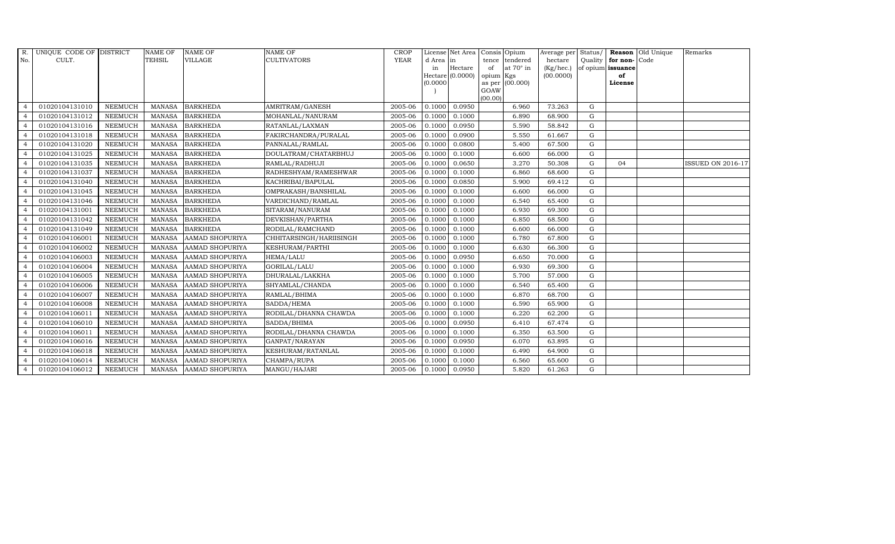| R. No. | UNIQUE CODE OF CULT. | DISTRICT | NAME OF TEHSIL | NAME OF VILLAGE | NAME OF CULTIVATORS | CROP YEAR | License d Area in Hectare (0.0000) | Net Area in Hectare (0.0000) | Consis tence of opium as per GOAW (00.00) | Opium tendered at 70° in Kgs (00.000) | Average per hectare (Kg/hec.) (00.0000) | Status/ Quality of opium | Reason for non-issuance of License | Old Unique Code | Remarks |
|---|---|---|---|---|---|---|---|---|---|---|---|---|---|---|---|
| 4 | 01020104131010 | NEEMUCH | MANASA | BARKHEDA | AMRITRAM/GANESH | 2005-06 | 0.1000 | 0.0950 | | 6.960 | 73.263 | G | | | |
| 4 | 01020104131012 | NEEMUCH | MANASA | BARKHEDA | MOHANLAL/NANURAM | 2005-06 | 0.1000 | 0.1000 | | 6.890 | 68.900 | G | | | |
| 4 | 01020104131016 | NEEMUCH | MANASA | BARKHEDA | RATANLAL/LAXMAN | 2005-06 | 0.1000 | 0.0950 | | 5.590 | 58.842 | G | | | |
| 4 | 01020104131018 | NEEMUCH | MANASA | BARKHEDA | FAKIRCHANDRA/PURALAL | 2005-06 | 0.1000 | 0.0900 | | 5.550 | 61.667 | G | | | |
| 4 | 01020104131020 | NEEMUCH | MANASA | BARKHEDA | PANNALAL/RAMLAL | 2005-06 | 0.1000 | 0.0800 | | 5.400 | 67.500 | G | | | |
| 4 | 01020104131025 | NEEMUCH | MANASA | BARKHEDA | DOULATRAM/CHATARBHUJ | 2005-06 | 0.1000 | 0.1000 | | 6.600 | 66.000 | G | | | |
| 4 | 01020104131035 | NEEMUCH | MANASA | BARKHEDA | RAMLAL/RADHUJI | 2005-06 | 0.1000 | 0.0650 | | 3.270 | 50.308 | G | 04 | | ISSUED ON 2016-17 |
| 4 | 01020104131037 | NEEMUCH | MANASA | BARKHEDA | RADHESHYAM/RAMESHWAR | 2005-06 | 0.1000 | 0.1000 | | 6.860 | 68.600 | G | | | |
| 4 | 01020104131040 | NEEMUCH | MANASA | BARKHEDA | KACHRIBAI/BAPULAL | 2005-06 | 0.1000 | 0.0850 | | 5.900 | 69.412 | G | | | |
| 4 | 01020104131045 | NEEMUCH | MANASA | BARKHEDA | OMPRAKASH/BANSHILAL | 2005-06 | 0.1000 | 0.1000 | | 6.600 | 66.000 | G | | | |
| 4 | 01020104131046 | NEEMUCH | MANASA | BARKHEDA | VARDICHAND/RAMLAL | 2005-06 | 0.1000 | 0.1000 | | 6.540 | 65.400 | G | | | |
| 4 | 01020104131001 | NEEMUCH | MANASA | BARKHEDA | SITARAM/NANURAM | 2005-06 | 0.1000 | 0.1000 | | 6.930 | 69.300 | G | | | |
| 4 | 01020104131042 | NEEMUCH | MANASA | BARKHEDA | DEVKISHAN/PARTHA | 2005-06 | 0.1000 | 0.1000 | | 6.850 | 68.500 | G | | | |
| 4 | 01020104131049 | NEEMUCH | MANASA | BARKHEDA | RODILAL/RAMCHAND | 2005-06 | 0.1000 | 0.1000 | | 6.600 | 66.000 | G | | | |
| 4 | 01020104106001 | NEEMUCH | MANASA | AAMAD SHOPURIYA | CHHITARSINGH/HARIISINGH | 2005-06 | 0.1000 | 0.1000 | | 6.780 | 67.800 | G | | | |
| 4 | 01020104106002 | NEEMUCH | MANASA | AAMAD SHOPURIYA | KESHURAM/PARTHI | 2005-06 | 0.1000 | 0.1000 | | 6.630 | 66.300 | G | | | |
| 4 | 01020104106003 | NEEMUCH | MANASA | AAMAD SHOPURIYA | HEMA/LALU | 2005-06 | 0.1000 | 0.0950 | | 6.650 | 70.000 | G | | | |
| 4 | 01020104106004 | NEEMUCH | MANASA | AAMAD SHOPURIYA | GORILAL/LALU | 2005-06 | 0.1000 | 0.1000 | | 6.930 | 69.300 | G | | | |
| 4 | 01020104106005 | NEEMUCH | MANASA | AAMAD SHOPURIYA | DHURALAL/LAKKHA | 2005-06 | 0.1000 | 0.1000 | | 5.700 | 57.000 | G | | | |
| 4 | 01020104106006 | NEEMUCH | MANASA | AAMAD SHOPURIYA | SHYAMLAL/CHANDA | 2005-06 | 0.1000 | 0.1000 | | 6.540 | 65.400 | G | | | |
| 4 | 01020104106007 | NEEMUCH | MANASA | AAMAD SHOPURIYA | RAMLAL/BHIMA | 2005-06 | 0.1000 | 0.1000 | | 6.870 | 68.700 | G | | | |
| 4 | 01020104106008 | NEEMUCH | MANASA | AAMAD SHOPURIYA | SADDA/HEMA | 2005-06 | 0.1000 | 0.1000 | | 6.590 | 65.900 | G | | | |
| 4 | 01020104106011 | NEEMUCH | MANASA | AAMAD SHOPURIYA | RODILAL/DHANNA CHAWDA | 2005-06 | 0.1000 | 0.1000 | | 6.220 | 62.200 | G | | | |
| 4 | 01020104106010 | NEEMUCH | MANASA | AAMAD SHOPURIYA | SADDA/BHIMA | 2005-06 | 0.1000 | 0.0950 | | 6.410 | 67.474 | G | | | |
| 4 | 01020104106011 | NEEMUCH | MANASA | AAMAD SHOPURIYA | RODILAL/DHANNA CHAWDA | 2005-06 | 0.1000 | 0.1000 | | 6.350 | 63.500 | G | | | |
| 4 | 01020104106016 | NEEMUCH | MANASA | AAMAD SHOPURIYA | GANPAT/NARAYAN | 2005-06 | 0.1000 | 0.0950 | | 6.070 | 63.895 | G | | | |
| 4 | 01020104106018 | NEEMUCH | MANASA | AAMAD SHOPURIYA | KESHURAM/RATANLAL | 2005-06 | 0.1000 | 0.1000 | | 6.490 | 64.900 | G | | | |
| 4 | 01020104106014 | NEEMUCH | MANASA | AAMAD SHOPURIYA | CHAMPA/RUPA | 2005-06 | 0.1000 | 0.1000 | | 6.560 | 65.600 | G | | | |
| 4 | 01020104106012 | NEEMUCH | MANASA | AAMAD SHOPURIYA | MANGU/HAJARI | 2005-06 | 0.1000 | 0.0950 | | 5.820 | 61.263 | G | | | |